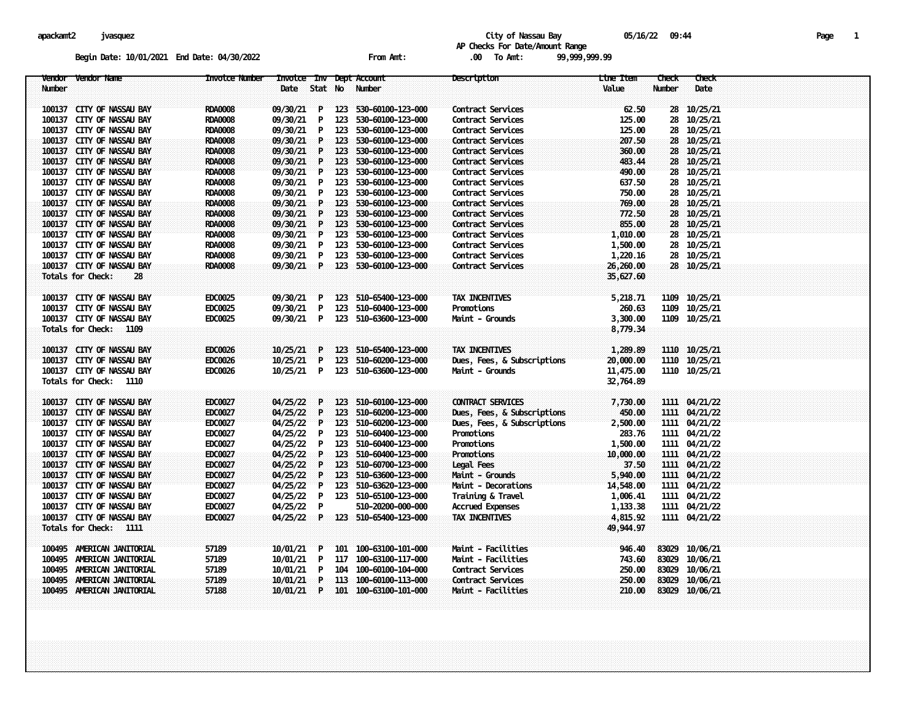apackamt2 jvasquez

City of Nassau Bay 05/16/22 09:44

AP Checks For Date/Amount Range

Begin Date: 10/01/2021 End Date: 04/30/2022 From Amt: .00 To Amt: 99,999,999.99

| Vendor Number | Vendor Name | Invoice Number | Invoice Date | Inv Stat | Dept No | Account Number | Description | Line Item Value | Check Number | Check Date |
|---|---|---|---|---|---|---|---|---|---|---|
| 100137 | CITY OF NASSAU BAY | RDA0008 | 09/30/21 | P | 123 | 530-60100-123-000 | Contract Services | 62.50 | 28 | 10/25/21 |
| 100137 | CITY OF NASSAU BAY | RDA0008 | 09/30/21 | P | 123 | 530-60100-123-000 | Contract Services | 125.00 | 28 | 10/25/21 |
| 100137 | CITY OF NASSAU BAY | RDA0008 | 09/30/21 | P | 123 | 530-60100-123-000 | Contract Services | 125.00 | 28 | 10/25/21 |
| 100137 | CITY OF NASSAU BAY | RDA0008 | 09/30/21 | P | 123 | 530-60100-123-000 | Contract Services | 207.50 | 28 | 10/25/21 |
| 100137 | CITY OF NASSAU BAY | RDA0008 | 09/30/21 | P | 123 | 530-60100-123-000 | Contract Services | 360.00 | 28 | 10/25/21 |
| 100137 | CITY OF NASSAU BAY | RDA0008 | 09/30/21 | P | 123 | 530-60100-123-000 | Contract Services | 483.44 | 28 | 10/25/21 |
| 100137 | CITY OF NASSAU BAY | RDA0008 | 09/30/21 | P | 123 | 530-60100-123-000 | Contract Services | 490.00 | 28 | 10/25/21 |
| 100137 | CITY OF NASSAU BAY | RDA0008 | 09/30/21 | P | 123 | 530-60100-123-000 | Contract Services | 637.50 | 28 | 10/25/21 |
| 100137 | CITY OF NASSAU BAY | RDA0008 | 09/30/21 | P | 123 | 530-60100-123-000 | Contract Services | 750.00 | 28 | 10/25/21 |
| 100137 | CITY OF NASSAU BAY | RDA0008 | 09/30/21 | P | 123 | 530-60100-123-000 | Contract Services | 769.00 | 28 | 10/25/21 |
| 100137 | CITY OF NASSAU BAY | RDA0008 | 09/30/21 | P | 123 | 530-60100-123-000 | Contract Services | 772.50 | 28 | 10/25/21 |
| 100137 | CITY OF NASSAU BAY | RDA0008 | 09/30/21 | P | 123 | 530-60100-123-000 | Contract Services | 855.00 | 28 | 10/25/21 |
| 100137 | CITY OF NASSAU BAY | RDA0008 | 09/30/21 | P | 123 | 530-60100-123-000 | Contract Services | 1,010.00 | 28 | 10/25/21 |
| 100137 | CITY OF NASSAU BAY | RDA0008 | 09/30/21 | P | 123 | 530-60100-123-000 | Contract Services | 1,500.00 | 28 | 10/25/21 |
| 100137 | CITY OF NASSAU BAY | RDA0008 | 09/30/21 | P | 123 | 530-60100-123-000 | Contract Services | 1,220.16 | 28 | 10/25/21 |
| 100137 | CITY OF NASSAU BAY | RDA0008 | 09/30/21 | P | 123 | 530-60100-123-000 | Contract Services | 26,260.00 | 28 | 10/25/21 |
| Totals for Check: 28 | | | | | | | | 35,627.60 | | |
| 100137 | CITY OF NASSAU BAY | EDC0025 | 09/30/21 | P | 123 | 510-65400-123-000 | TAX INCENTIVES | 5,218.71 | 1109 | 10/25/21 |
| 100137 | CITY OF NASSAU BAY | EDC0025 | 09/30/21 | P | 123 | 510-60400-123-000 | Promotions | 260.63 | 1109 | 10/25/21 |
| 100137 | CITY OF NASSAU BAY | EDC0025 | 09/30/21 | P | 123 | 510-63600-123-000 | Maint - Grounds | 3,300.00 | 1109 | 10/25/21 |
| Totals for Check: 1109 | | | | | | | | 8,779.34 | | |
| 100137 | CITY OF NASSAU BAY | EDC0026 | 10/25/21 | P | 123 | 510-65400-123-000 | TAX INCENTIVES | 1,289.89 | 1110 | 10/25/21 |
| 100137 | CITY OF NASSAU BAY | EDC0026 | 10/25/21 | P | 123 | 510-60200-123-000 | Dues, Fees, & Subscriptions | 20,000.00 | 1110 | 10/25/21 |
| 100137 | CITY OF NASSAU BAY | EDC0026 | 10/25/21 | P | 123 | 510-63600-123-000 | Maint - Grounds | 11,475.00 | 1110 | 10/25/21 |
| Totals for Check: 1110 | | | | | | | | 32,764.89 | | |
| 100137 | CITY OF NASSAU BAY | EDC0027 | 04/25/22 | P | 123 | 510-60100-123-000 | CONTRACT SERVICES | 7,730.00 | 1111 | 04/21/22 |
| 100137 | CITY OF NASSAU BAY | EDC0027 | 04/25/22 | P | 123 | 510-60200-123-000 | Dues, Fees, & Subscriptions | 450.00 | 1111 | 04/21/22 |
| 100137 | CITY OF NASSAU BAY | EDC0027 | 04/25/22 | P | 123 | 510-60200-123-000 | Dues, Fees, & Subscriptions | 2,500.00 | 1111 | 04/21/22 |
| 100137 | CITY OF NASSAU BAY | EDC0027 | 04/25/22 | P | 123 | 510-60400-123-000 | Promotions | 283.76 | 1111 | 04/21/22 |
| 100137 | CITY OF NASSAU BAY | EDC0027 | 04/25/22 | P | 123 | 510-60400-123-000 | Promotions | 1,500.00 | 1111 | 04/21/22 |
| 100137 | CITY OF NASSAU BAY | EDC0027 | 04/25/22 | P | 123 | 510-60400-123-000 | Promotions | 10,000.00 | 1111 | 04/21/22 |
| 100137 | CITY OF NASSAU BAY | EDC0027 | 04/25/22 | P | 123 | 510-60700-123-000 | Legal Fees | 37.50 | 1111 | 04/21/22 |
| 100137 | CITY OF NASSAU BAY | EDC0027 | 04/25/22 | P | 123 | 510-63600-123-000 | Maint - Grounds | 5,940.00 | 1111 | 04/21/22 |
| 100137 | CITY OF NASSAU BAY | EDC0027 | 04/25/22 | P | 123 | 510-63620-123-000 | Maint - Decorations | 14,548.00 | 1111 | 04/21/22 |
| 100137 | CITY OF NASSAU BAY | EDC0027 | 04/25/22 | P | 123 | 510-65100-123-000 | Training & Travel | 1,006.41 | 1111 | 04/21/22 |
| 100137 | CITY OF NASSAU BAY | EDC0027 | 04/25/22 | P | | 510-20200-000-000 | Accrued Expenses | 1,133.38 | 1111 | 04/21/22 |
| 100137 | CITY OF NASSAU BAY | EDC0027 | 04/25/22 | P | 123 | 510-65400-123-000 | TAX INCENTIVES | 4,815.92 | 1111 | 04/21/22 |
| Totals for Check: 1111 | | | | | | | | 49,944.97 | | |
| 100495 | AMERICAN JANITORIAL | 57189 | 10/01/21 | P | 101 | 100-63100-101-000 | Maint - Facilities | 946.40 | 83029 | 10/06/21 |
| 100495 | AMERICAN JANITORIAL | 57189 | 10/01/21 | P | 117 | 100-63100-117-000 | Maint - Facilities | 743.60 | 83029 | 10/06/21 |
| 100495 | AMERICAN JANITORIAL | 57189 | 10/01/21 | P | 104 | 100-60100-104-000 | Contract Services | 250.00 | 83029 | 10/06/21 |
| 100495 | AMERICAN JANITORIAL | 57189 | 10/01/21 | P | 113 | 100-60100-113-000 | Contract Services | 250.00 | 83029 | 10/06/21 |
| 100495 | AMERICAN JANITORIAL | 57188 | 10/01/21 | P | 101 | 100-63100-101-000 | Maint - Facilities | 210.00 | 83029 | 10/06/21 |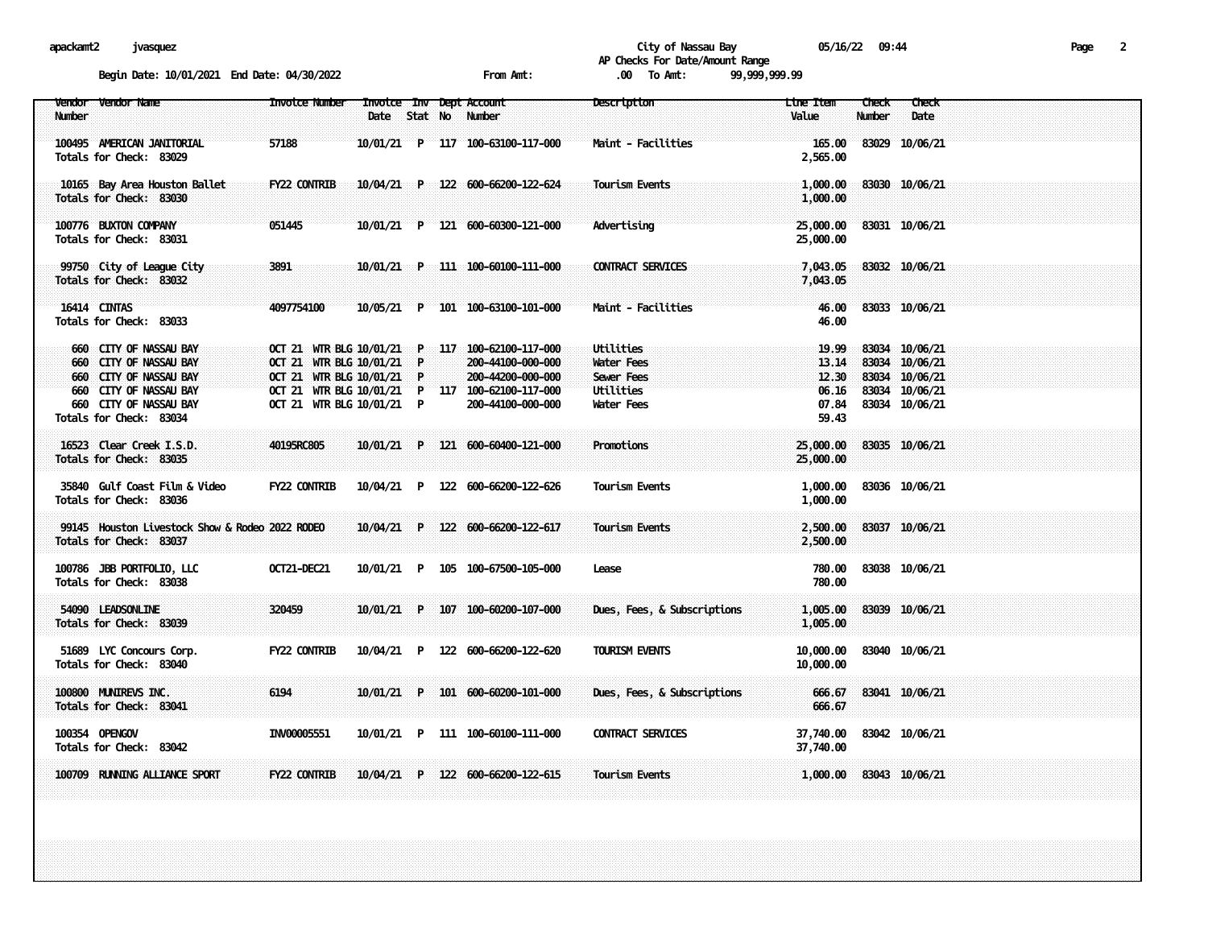City of Nassau Bay

AP Checks For Date/Amount Range

Begin Date: 10/01/2021 End Date: 04/30/2022 From Amt: .00 To Amt: 99,999,999.99

| Vendor Number | Vendor Name | Invoice Number | Invoice Date | Inv Stat | Dept No | Account Number | Description | Line Item Value | Check Number | Check Date |
|---|---|---|---|---|---|---|---|---|---|---|
| 100495 | AMERICAN JANITORIAL | 57188 | 10/01/21 | P | 117 | 100-63100-117-000 | Maint - Facilities | 165.00 | 83029 | 10/06/21 |
| Totals for Check: 83029 | | | | | | | | 2,565.00 | | |
| 10165 | Bay Area Houston Ballet | FY22 CONTRIB | 10/04/21 | P | 122 | 600-66200-122-624 | Tourism Events | 1,000.00 | 83030 | 10/06/21 |
| Totals for Check: 83030 | | | | | | | | 1,000.00 | | |
| 100776 | BUXTON COMPANY | 051445 | 10/01/21 | P | 121 | 600-60300-121-000 | Advertising | 25,000.00 | 83031 | 10/06/21 |
| Totals for Check: 83031 | | | | | | | | 25,000.00 | | |
| 99750 | City of League City | 3891 | 10/01/21 | P | 111 | 100-60100-111-000 | CONTRACT SERVICES | 7,043.05 | 83032 | 10/06/21 |
| Totals for Check: 83032 | | | | | | | | 7,043.05 | | |
| 16414 | CINTAS | 4097754100 | 10/05/21 | P | 101 | 100-63100-101-000 | Maint - Facilities | 46.00 | 83033 | 10/06/21 |
| Totals for Check: 83033 | | | | | | | | 46.00 | | |
| 660 | CITY OF NASSAU BAY | OCT 21 WTR BLG | 10/01/21 | P | 117 | 100-62100-117-000 | Utilities | 19.99 | 83034 | 10/06/21 |
| 660 | CITY OF NASSAU BAY | OCT 21 WTR BLG | 10/01/21 | P | | 200-44100-000-000 | Water Fees | 13.14 | 83034 | 10/06/21 |
| 660 | CITY OF NASSAU BAY | OCT 21 WTR BLG | 10/01/21 | P | | 200-44200-000-000 | Sewer Fees | 12.30 | 83034 | 10/06/21 |
| 660 | CITY OF NASSAU BAY | OCT 21 WTR BLG | 10/01/21 | P | 117 | 100-62100-117-000 | Utilities | 06.16 | 83034 | 10/06/21 |
| 660 | CITY OF NASSAU BAY | OCT 21 WTR BLG | 10/01/21 | P | | 200-44100-000-000 | Water Fees | 07.84 | 83034 | 10/06/21 |
| Totals for Check: 83034 | | | | | | | | 59.43 | | |
| 16523 | Clear Creek I.S.D. | 40195RC805 | 10/01/21 | P | 121 | 600-60400-121-000 | Promotions | 25,000.00 | 83035 | 10/06/21 |
| Totals for Check: 83035 | | | | | | | | 25,000.00 | | |
| 35840 | Gulf Coast Film & Video | FY22 CONTRIB | 10/04/21 | P | 122 | 600-66200-122-626 | Tourism Events | 1,000.00 | 83036 | 10/06/21 |
| Totals for Check: 83036 | | | | | | | | 1,000.00 | | |
| 99145 | Houston Livestock Show & Rodeo | 2022 RODEO | 10/04/21 | P | 122 | 600-66200-122-617 | Tourism Events | 2,500.00 | 83037 | 10/06/21 |
| Totals for Check: 83037 | | | | | | | | 2,500.00 | | |
| 100786 | JBB PORTFOLIO, LLC | OCT21-DEC21 | 10/01/21 | P | 105 | 100-67500-105-000 | Lease | 780.00 | 83038 | 10/06/21 |
| Totals for Check: 83038 | | | | | | | | 780.00 | | |
| 54090 | LEADSONLINE | 320459 | 10/01/21 | P | 107 | 100-60200-107-000 | Dues, Fees, & Subscriptions | 1,005.00 | 83039 | 10/06/21 |
| Totals for Check: 83039 | | | | | | | | 1,005.00 | | |
| 51689 | LYC Concours Corp. | FY22 CONTRIB | 10/04/21 | P | 122 | 600-66200-122-620 | TOURISM EVENTS | 10,000.00 | 83040 | 10/06/21 |
| Totals for Check: 83040 | | | | | | | | 10,000.00 | | |
| 100800 | MUNIREVS INC. | 6194 | 10/01/21 | P | 101 | 600-60200-101-000 | Dues, Fees, & Subscriptions | 666.67 | 83041 | 10/06/21 |
| Totals for Check: 83041 | | | | | | | | 666.67 | | |
| 100354 | OPENGOV | INV00005551 | 10/01/21 | P | 111 | 100-60100-111-000 | CONTRACT SERVICES | 37,740.00 | 83042 | 10/06/21 |
| Totals for Check: 83042 | | | | | | | | 37,740.00 | | |
| 100709 | RUNNING ALLIANCE SPORT | FY22 CONTRIB | 10/04/21 | P | 122 | 600-66200-122-615 | Tourism Events | 1,000.00 | 83043 | 10/06/21 |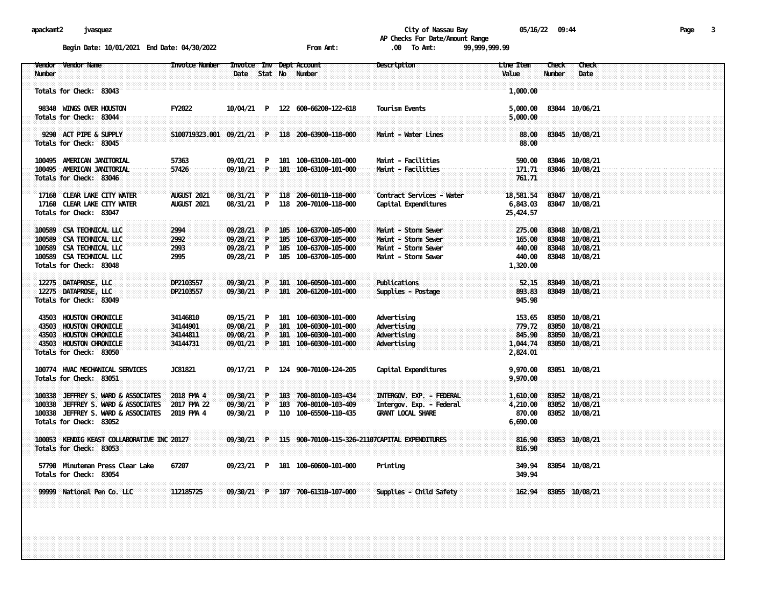apackamt2 jvasquez

City of Nassau Bay 05/16/22 09:44

AP Checks For Date/Amount Range

Begin Date: 10/01/2021 End Date: 04/30/2022 From Amt: .00 To Amt: 99,999,999.99

| Vendor Number | Vendor Name | Invoice Number | Invoice Date | Inv Stat | Dept No | Account Number | Description | Line Item Value | Check Number | Check Date |
|---|---|---|---|---|---|---|---|---|---|---|
| Totals for Check: 83043 | | | | | | | | 1,000.00 | | |
| 98340 | WINGS OVER HOUSTON | FY2022 | 10/04/21 | P | 122 | 600-66200-122-618 | Tourism Events | 5,000.00 | 83044 | 10/06/21 |
| Totals for Check: 83044 | | | | | | | | 5,000.00 | | |
| 9290 | ACT PIPE & SUPPLY | S100719323.001 | 09/21/21 | P | 118 | 200-63900-118-000 | Maint - Water Lines | 88.00 | 83045 | 10/08/21 |
| Totals for Check: 83045 | | | | | | | | 88.00 | | |
| 100495 | AMERICAN JANITORIAL | 57363 | 09/01/21 | P | 101 | 100-63100-101-000 | Maint - Facilities | 590.00 | 83046 | 10/08/21 |
| 100495 | AMERICAN JANITORIAL | 57426 | 09/10/21 | P | 101 | 100-63100-101-000 | Maint - Facilities | 171.71 | 83046 | 10/08/21 |
| Totals for Check: 83046 | | | | | | | | 761.71 | | |
| 17160 | CLEAR LAKE CITY WATER | AUGUST 2021 | 08/31/21 | P | 118 | 200-60110-118-000 | Contract Services - Water | 18,581.54 | 83047 | 10/08/21 |
| 17160 | CLEAR LAKE CITY WATER | AUGUST 2021 | 08/31/21 | P | 118 | 200-70100-118-000 | Capital Expenditures | 6,843.03 | 83047 | 10/08/21 |
| Totals for Check: 83047 | | | | | | | | 25,424.57 | | |
| 100589 | CSA TECHNICAL LLC | 2994 | 09/28/21 | P | 105 | 100-63700-105-000 | Maint - Storm Sewer | 275.00 | 83048 | 10/08/21 |
| 100589 | CSA TECHNICAL LLC | 2992 | 09/28/21 | P | 105 | 100-63700-105-000 | Maint - Storm Sewer | 165.00 | 83048 | 10/08/21 |
| 100589 | CSA TECHNICAL LLC | 2993 | 09/28/21 | P | 105 | 100-63700-105-000 | Maint - Storm Sewer | 440.00 | 83048 | 10/08/21 |
| 100589 | CSA TECHNICAL LLC | 2995 | 09/28/21 | P | 105 | 100-63700-105-000 | Maint - Storm Sewer | 440.00 | 83048 | 10/08/21 |
| Totals for Check: 83048 | | | | | | | | 1,320.00 | | |
| 12275 | DATAPROSE, LLC | DP2103557 | 09/30/21 | P | 101 | 100-60500-101-000 | Publications | 52.15 | 83049 | 10/08/21 |
| 12275 | DATAPROSE, LLC | DP2103557 | 09/30/21 | P | 101 | 200-61200-101-000 | Supplies - Postage | 893.83 | 83049 | 10/08/21 |
| Totals for Check: 83049 | | | | | | | | 945.98 | | |
| 43503 | HOUSTON CHRONICLE | 34146810 | 09/15/21 | P | 101 | 100-60300-101-000 | Advertising | 153.65 | 83050 | 10/08/21 |
| 43503 | HOUSTON CHRONICLE | 34144901 | 09/08/21 | P | 101 | 100-60300-101-000 | Advertising | 779.72 | 83050 | 10/08/21 |
| 43503 | HOUSTON CHRONICLE | 34144811 | 09/08/21 | P | 101 | 100-60300-101-000 | Advertising | 845.90 | 83050 | 10/08/21 |
| 43503 | HOUSTON CHRONICLE | 34144731 | 09/01/21 | P | 101 | 100-60300-101-000 | Advertising | 1,044.74 | 83050 | 10/08/21 |
| Totals for Check: 83050 | | | | | | | | 2,824.01 | | |
| 100774 | HVAC MECHANICAL SERVICES | JC81821 | 09/17/21 | P | 124 | 900-70100-124-205 | Capital Expenditures | 9,970.00 | 83051 | 10/08/21 |
| Totals for Check: 83051 | | | | | | | | 9,970.00 | | |
| 100338 | JEFFREY S. WARD & ASSOCIATES | 2018 FMA 4 | 09/30/21 | P | 103 | 700-80100-103-434 | INTERGOV. EXP. - FEDERAL | 1,610.00 | 83052 | 10/08/21 |
| 100338 | JEFFREY S. WARD & ASSOCIATES | 2017 FMA 22 | 09/30/21 | P | 103 | 700-80100-103-409 | Intergov. Exp. - Federal | 4,210.00 | 83052 | 10/08/21 |
| 100338 | JEFFREY S. WARD & ASSOCIATES | 2019 FMA 4 | 09/30/21 | P | 110 | 100-65500-110-435 | GRANT LOCAL SHARE | 870.00 | 83052 | 10/08/21 |
| Totals for Check: 83052 | | | | | | | | 6,690.00 | | |
| 100053 | KENDIG KEAST COLLABORATIVE INC | 20127 | 09/30/21 | P | 115 | 900-70100-115-326-21107 | CAPITAL EXPENDITURES | 816.90 | 83053 | 10/08/21 |
| Totals for Check: 83053 | | | | | | | | 816.90 | | |
| 57790 | Minuteman Press Clear Lake | 67207 | 09/23/21 | P | 101 | 100-60600-101-000 | Printing | 349.94 | 83054 | 10/08/21 |
| Totals for Check: 83054 | | | | | | | | 349.94 | | |
| 99999 | National Pen Co. LLC | 112185725 | 09/30/21 | P | 107 | 700-61310-107-000 | Supplies - Child Safety | 162.94 | 83055 | 10/08/21 |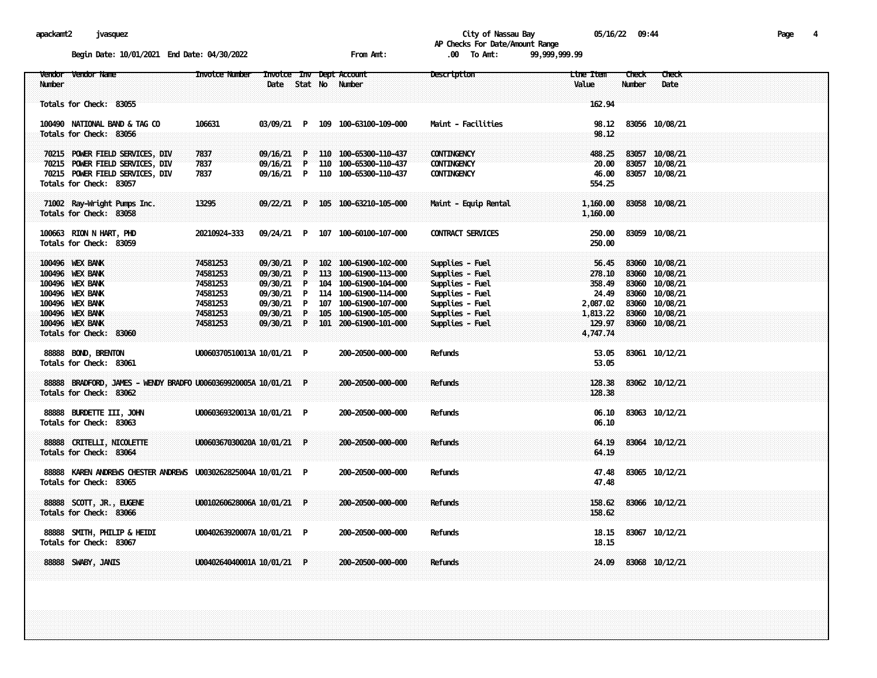City of Nassau Bay
AP Checks For Date/Amount Range

Begin Date: 10/01/2021 End Date: 04/30/2022 From Amt: .00 To Amt: 99,999,999.99

| Vendor Number | Vendor Name | Invoice Number | Invoice Date | Inv Stat | Dept No | Account Number | Description | Line Item Value | Check Number | Check Date |
|---|---|---|---|---|---|---|---|---|---|---|
| Totals for Check: 83055 | | | | | | | | 162.94 | | |
| 100490 | NATIONAL BAND & TAG CO | 106631 | 03/09/21 | P | 109 | 100-63100-109-000 | Maint - Facilities | 98.12 | 83056 | 10/08/21 |
| Totals for Check: 83056 | | | | | | | | 98.12 | | |
| 70215 | POWER FIELD SERVICES, DIV | 7837 | 09/16/21 | P | 110 | 100-65300-110-437 | CONTINGENCY | 488.25 | 83057 | 10/08/21 |
| 70215 | POWER FIELD SERVICES, DIV | 7837 | 09/16/21 | P | 110 | 100-65300-110-437 | CONTINGENCY | 20.00 | 83057 | 10/08/21 |
| 70215 | POWER FIELD SERVICES, DIV | 7837 | 09/16/21 | P | 110 | 100-65300-110-437 | CONTINGENCY | 46.00 | 83057 | 10/08/21 |
| Totals for Check: 83057 | | | | | | | | 554.25 | | |
| 71002 | Ray-Wright Pumps Inc. | 13295 | 09/22/21 | P | 105 | 100-63210-105-000 | Maint - Equip Rental | 1,160.00 | 83058 | 10/08/21 |
| Totals for Check: 83058 | | | | | | | | 1,160.00 | | |
| 100663 | RION N HART, PHD | 20210924-333 | 09/24/21 | P | 107 | 100-60100-107-000 | CONTRACT SERVICES | 250.00 | 83059 | 10/08/21 |
| Totals for Check: 83059 | | | | | | | | 250.00 | | |
| 100496 | WEX BANK | 74581253 | 09/30/21 | P | 102 | 100-61900-102-000 | Supplies - Fuel | 56.45 | 83060 | 10/08/21 |
| 100496 | WEX BANK | 74581253 | 09/30/21 | P | 113 | 100-61900-113-000 | Supplies - Fuel | 278.10 | 83060 | 10/08/21 |
| 100496 | WEX BANK | 74581253 | 09/30/21 | P | 104 | 100-61900-104-000 | Supplies - Fuel | 358.49 | 83060 | 10/08/21 |
| 100496 | WEX BANK | 74581253 | 09/30/21 | P | 114 | 100-61900-114-000 | Supplies - Fuel | 24.49 | 83060 | 10/08/21 |
| 100496 | WEX BANK | 74581253 | 09/30/21 | P | 107 | 100-61900-107-000 | Supplies - Fuel | 2,087.02 | 83060 | 10/08/21 |
| 100496 | WEX BANK | 74581253 | 09/30/21 | P | 105 | 100-61900-105-000 | Supplies - Fuel | 1,813.22 | 83060 | 10/08/21 |
| 100496 | WEX BANK | 74581253 | 09/30/21 | P | 101 | 200-61900-101-000 | Supplies - Fuel | 129.97 | 83060 | 10/08/21 |
| Totals for Check: 83060 | | | | | | | | 4,747.74 | | |
| 88888 | BOND, BRENTON | U0060370510013A | 10/01/21 | P | | 200-20500-000-000 | Refunds | 53.05 | 83061 | 10/12/21 |
| Totals for Check: 83061 | | | | | | | | 53.05 | | |
| 88888 | BRADFORD, JAMES - WENDY BRADFO | U0060369920005A | 10/01/21 | P | | 200-20500-000-000 | Refunds | 128.38 | 83062 | 10/12/21 |
| Totals for Check: 83062 | | | | | | | | 128.38 | | |
| 88888 | BURDETTE III, JOHN | U0060369320013A | 10/01/21 | P | | 200-20500-000-000 | Refunds | 06.10 | 83063 | 10/12/21 |
| Totals for Check: 83063 | | | | | | | | 06.10 | | |
| 88888 | CRITELLI, NICOLETTE | U0060367030020A | 10/01/21 | P | | 200-20500-000-000 | Refunds | 64.19 | 83064 | 10/12/21 |
| Totals for Check: 83064 | | | | | | | | 64.19 | | |
| 88888 | KAREN ANDREWS CHESTER ANDREWS | U0030262825004A | 10/01/21 | P | | 200-20500-000-000 | Refunds | 47.48 | 83065 | 10/12/21 |
| Totals for Check: 83065 | | | | | | | | 47.48 | | |
| 88888 | SCOTT, JR., EUGENE | U0010260628006A | 10/01/21 | P | | 200-20500-000-000 | Refunds | 158.62 | 83066 | 10/12/21 |
| Totals for Check: 83066 | | | | | | | | 158.62 | | |
| 88888 | SMITH, PHILIP & HEIDI | U0040263920007A | 10/01/21 | P | | 200-20500-000-000 | Refunds | 18.15 | 83067 | 10/12/21 |
| Totals for Check: 83067 | | | | | | | | 18.15 | | |
| 88888 | SWABY, JANIS | U0040264040001A | 10/01/21 | P | | 200-20500-000-000 | Refunds | 24.09 | 83068 | 10/12/21 |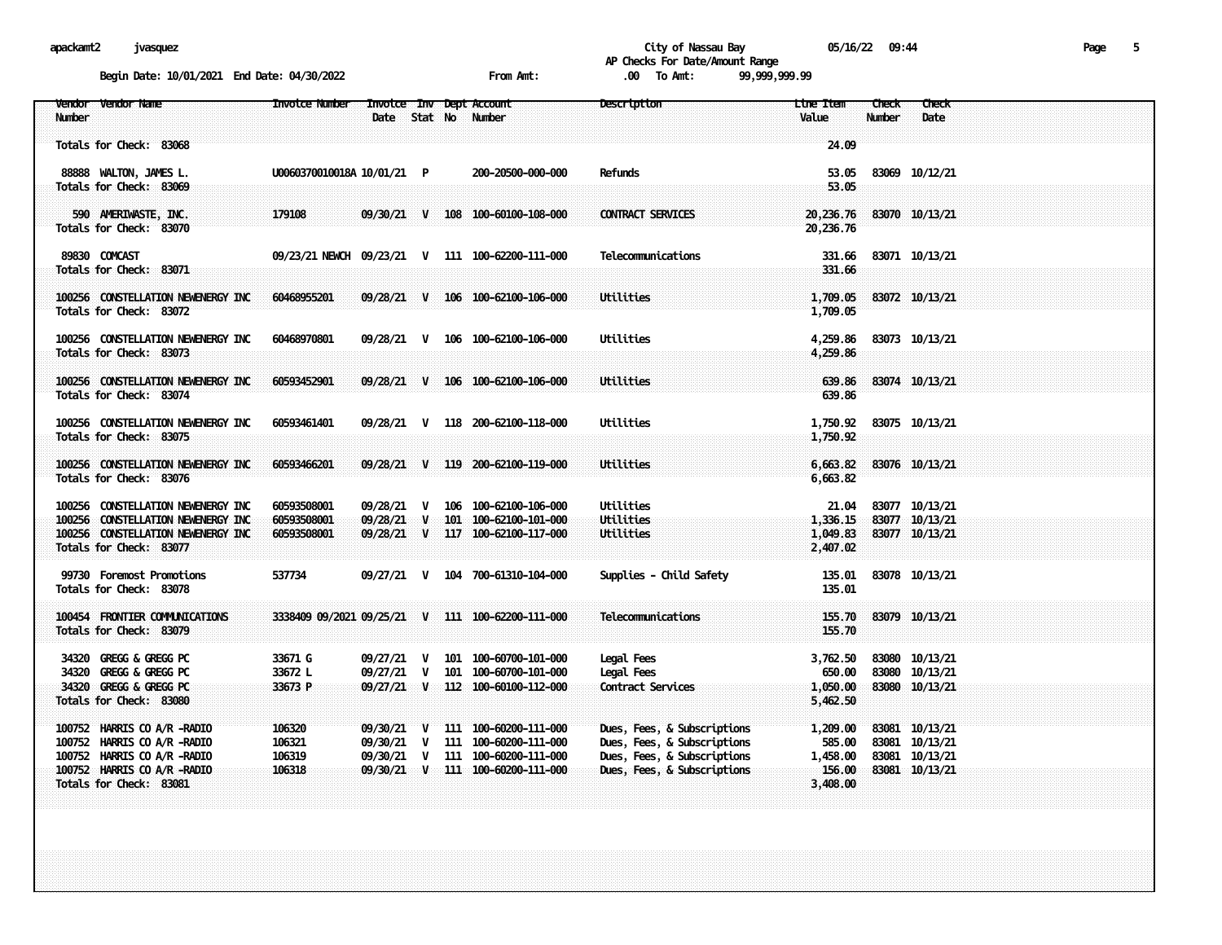City of Nassau Bay

AP Checks For Date/Amount Range

Begin Date: 10/01/2021 End Date: 04/30/2022 From Amt: .00 To Amt: 99,999,999.99

| Vendor Number | Vendor Name | Invoice Number | Invoice Date | Inv Stat | Dept No | Account Number | Description | Line Item Value | Check Number | Check Date |
|---|---|---|---|---|---|---|---|---|---|---|
| Totals for Check: 83068 | | | | | | | | 24.09 | | |
| 88888 | WALTON, JAMES L. | U0060370010018A | 10/01/21 | P | | 200-20500-000-000 | Refunds | 53.05 | 83069 | 10/12/21 |
| Totals for Check: 83069 | | | | | | | | 53.05 | | |
| 590 | AMERIWASTE, INC. | 179108 | 09/30/21 | V | 108 | 100-60100-108-000 | CONTRACT SERVICES | 20,236.76 | 83070 | 10/13/21 |
| Totals for Check: 83070 | | | | | | | | 20,236.76 | | |
| 89830 | COMCAST | 09/23/21 NEWCH | 09/23/21 | V | 111 | 100-62200-111-000 | Telecommunications | 331.66 | 83071 | 10/13/21 |
| Totals for Check: 83071 | | | | | | | | 331.66 | | |
| 100256 | CONSTELLATION NEWENERGY INC | 60468955201 | 09/28/21 | V | 106 | 100-62100-106-000 | Utilities | 1,709.05 | 83072 | 10/13/21 |
| Totals for Check: 83072 | | | | | | | | 1,709.05 | | |
| 100256 | CONSTELLATION NEWENERGY INC | 60468970801 | 09/28/21 | V | 106 | 100-62100-106-000 | Utilities | 4,259.86 | 83073 | 10/13/21 |
| Totals for Check: 83073 | | | | | | | | 4,259.86 | | |
| 100256 | CONSTELLATION NEWENERGY INC | 60593452901 | 09/28/21 | V | 106 | 100-62100-106-000 | Utilities | 639.86 | 83074 | 10/13/21 |
| Totals for Check: 83074 | | | | | | | | 639.86 | | |
| 100256 | CONSTELLATION NEWENERGY INC | 60593461401 | 09/28/21 | V | 118 | 200-62100-118-000 | Utilities | 1,750.92 | 83075 | 10/13/21 |
| Totals for Check: 83075 | | | | | | | | 1,750.92 | | |
| 100256 | CONSTELLATION NEWENERGY INC | 60593466201 | 09/28/21 | V | 119 | 200-62100-119-000 | Utilities | 6,663.82 | 83076 | 10/13/21 |
| Totals for Check: 83076 | | | | | | | | 6,663.82 | | |
| 100256 | CONSTELLATION NEWENERGY INC | 60593508001 | 09/28/21 | V | 106 | 100-62100-106-000 | Utilities | 21.04 | 83077 | 10/13/21 |
| 100256 | CONSTELLATION NEWENERGY INC | 60593508001 | 09/28/21 | V | 101 | 100-62100-101-000 | Utilities | 1,336.15 | 83077 | 10/13/21 |
| 100256 | CONSTELLATION NEWENERGY INC | 60593508001 | 09/28/21 | V | 117 | 100-62100-117-000 | Utilities | 1,049.83 | 83077 | 10/13/21 |
| Totals for Check: 83077 | | | | | | | | 2,407.02 | | |
| 99730 | Foremost Promotions | 537734 | 09/27/21 | V | 104 | 700-61310-104-000 | Supplies - Child Safety | 135.01 | 83078 | 10/13/21 |
| Totals for Check: 83078 | | | | | | | | 135.01 | | |
| 100454 | FRONTIER COMMUNICATIONS | 3338409 09/2021 | 09/25/21 | V | 111 | 100-62200-111-000 | Telecommunications | 155.70 | 83079 | 10/13/21 |
| Totals for Check: 83079 | | | | | | | | 155.70 | | |
| 34320 | GREGG & GREGG PC | 33671 G | 09/27/21 | V | 101 | 100-60700-101-000 | Legal Fees | 3,762.50 | 83080 | 10/13/21 |
| 34320 | GREGG & GREGG PC | 33672 L | 09/27/21 | V | 101 | 100-60700-101-000 | Legal Fees | 650.00 | 83080 | 10/13/21 |
| 34320 | GREGG & GREGG PC | 33673 P | 09/27/21 | V | 112 | 100-60100-112-000 | Contract Services | 1,050.00 | 83080 | 10/13/21 |
| Totals for Check: 83080 | | | | | | | | 5,462.50 | | |
| 100752 | HARRIS CO A/R -RADIO | 106320 | 09/30/21 | V | 111 | 100-60200-111-000 | Dues, Fees, & Subscriptions | 1,209.00 | 83081 | 10/13/21 |
| 100752 | HARRIS CO A/R -RADIO | 106321 | 09/30/21 | V | 111 | 100-60200-111-000 | Dues, Fees, & Subscriptions | 585.00 | 83081 | 10/13/21 |
| 100752 | HARRIS CO A/R -RADIO | 106319 | 09/30/21 | V | 111 | 100-60200-111-000 | Dues, Fees, & Subscriptions | 1,458.00 | 83081 | 10/13/21 |
| 100752 | HARRIS CO A/R -RADIO | 106318 | 09/30/21 | V | 111 | 100-60200-111-000 | Dues, Fees, & Subscriptions | 156.00 | 83081 | 10/13/21 |
| Totals for Check: 83081 | | | | | | | | 3,408.00 | | |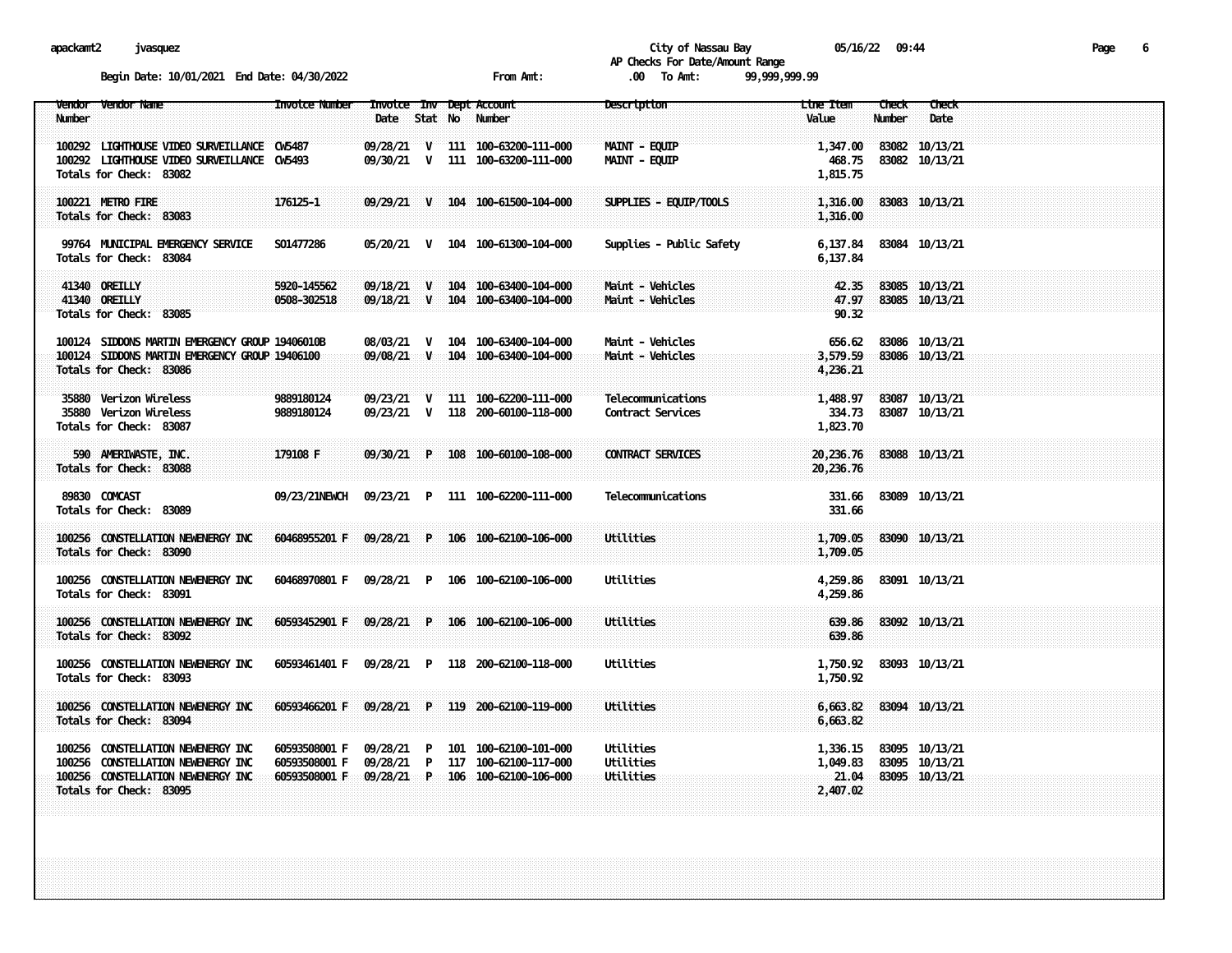City of Nassau Bay

AP Checks For Date/Amount Range

Begin Date: 10/01/2021 End Date: 04/30/2022 From Amt: .00 To Amt: 99,999,999.99

| Vendor Number | Vendor Name | Invoice Number | Invoice Date | Inv Stat | Dept No | Account Number | Description | Line Item Value | Check Number | Check Date |
|---|---|---|---|---|---|---|---|---|---|---|
| 100292 | LIGHTHOUSE VIDEO SURVEILLANCE | CW5487 | 09/28/21 | V | 111 | 100-63200-111-000 | MAINT - EQUIP | 1,347.00 | 83082 | 10/13/21 |
| 100292 | LIGHTHOUSE VIDEO SURVEILLANCE | CW5493 | 09/30/21 | V | 111 | 100-63200-111-000 | MAINT - EQUIP | 468.75 | 83082 | 10/13/21 |
| Totals for Check: 83082 | | | | | | | | 1,815.75 | | |
| 100221 | METRO FIRE | 176125-1 | 09/29/21 | V | 104 | 100-61500-104-000 | SUPPLIES - EQUIP/TOOLS | 1,316.00 | 83083 | 10/13/21 |
| Totals for Check: 83083 | | | | | | | | 1,316.00 | | |
| 99764 | MUNICIPAL EMERGENCY SERVICE | S01477286 | 05/20/21 | V | 104 | 100-61300-104-000 | Supplies - Public Safety | 6,137.84 | 83084 | 10/13/21 |
| Totals for Check: 83084 | | | | | | | | 6,137.84 | | |
| 41340 | OREILLY | 5920-145562 | 09/18/21 | V | 104 | 100-63400-104-000 | Maint - Vehicles | 42.35 | 83085 | 10/13/21 |
| 41340 | OREILLY | 0508-302518 | 09/18/21 | V | 104 | 100-63400-104-000 | Maint - Vehicles | 47.97 | 83085 | 10/13/21 |
| Totals for Check: 83085 | | | | | | | | 90.32 | | |
| 100124 | SIDDONS MARTIN EMERGENCY GROUP | 19406010B | 08/03/21 | V | 104 | 100-63400-104-000 | Maint - Vehicles | 656.62 | 83086 | 10/13/21 |
| 100124 | SIDDONS MARTIN EMERGENCY GROUP | 19406100 | 09/08/21 | V | 104 | 100-63400-104-000 | Maint - Vehicles | 3,579.59 | 83086 | 10/13/21 |
| Totals for Check: 83086 | | | | | | | | 4,236.21 | | |
| 35880 | Verizon Wireless | 9889180124 | 09/23/21 | V | 111 | 100-62200-111-000 | Telecommunications | 1,488.97 | 83087 | 10/13/21 |
| 35880 | Verizon Wireless | 9889180124 | 09/23/21 | V | 118 | 200-60100-118-000 | Contract Services | 334.73 | 83087 | 10/13/21 |
| Totals for Check: 83087 | | | | | | | | 1,823.70 | | |
| 590 | AMERIWASTE, INC. | 179108 F | 09/30/21 | P | 108 | 100-60100-108-000 | CONTRACT SERVICES | 20,236.76 | 83088 | 10/13/21 |
| Totals for Check: 83088 | | | | | | | | 20,236.76 | | |
| 89830 | COMCAST | 09/23/21NEWCH | 09/23/21 | P | 111 | 100-62200-111-000 | Telecommunications | 331.66 | 83089 | 10/13/21 |
| Totals for Check: 83089 | | | | | | | | 331.66 | | |
| 100256 | CONSTELLATION NEWENERGY INC | 60468955201 F | 09/28/21 | P | 106 | 100-62100-106-000 | Utilities | 1,709.05 | 83090 | 10/13/21 |
| Totals for Check: 83090 | | | | | | | | 1,709.05 | | |
| 100256 | CONSTELLATION NEWENERGY INC | 60468970801 F | 09/28/21 | P | 106 | 100-62100-106-000 | Utilities | 4,259.86 | 83091 | 10/13/21 |
| Totals for Check: 83091 | | | | | | | | 4,259.86 | | |
| 100256 | CONSTELLATION NEWENERGY INC | 60593452901 F | 09/28/21 | P | 106 | 100-62100-106-000 | Utilities | 639.86 | 83092 | 10/13/21 |
| Totals for Check: 83092 | | | | | | | | 639.86 | | |
| 100256 | CONSTELLATION NEWENERGY INC | 60593461401 F | 09/28/21 | P | 118 | 200-62100-118-000 | Utilities | 1,750.92 | 83093 | 10/13/21 |
| Totals for Check: 83093 | | | | | | | | 1,750.92 | | |
| 100256 | CONSTELLATION NEWENERGY INC | 60593466201 F | 09/28/21 | P | 119 | 200-62100-119-000 | Utilities | 6,663.82 | 83094 | 10/13/21 |
| Totals for Check: 83094 | | | | | | | | 6,663.82 | | |
| 100256 | CONSTELLATION NEWENERGY INC | 60593508001 F | 09/28/21 | P | 101 | 100-62100-101-000 | Utilities | 1,336.15 | 83095 | 10/13/21 |
| 100256 | CONSTELLATION NEWENERGY INC | 60593508001 F | 09/28/21 | P | 117 | 100-62100-117-000 | Utilities | 1,049.83 | 83095 | 10/13/21 |
| 100256 | CONSTELLATION NEWENERGY INC | 60593508001 F | 09/28/21 | P | 106 | 100-62100-106-000 | Utilities | 21.04 | 83095 | 10/13/21 |
| Totals for Check: 83095 | | | | | | | | 2,407.02 | | |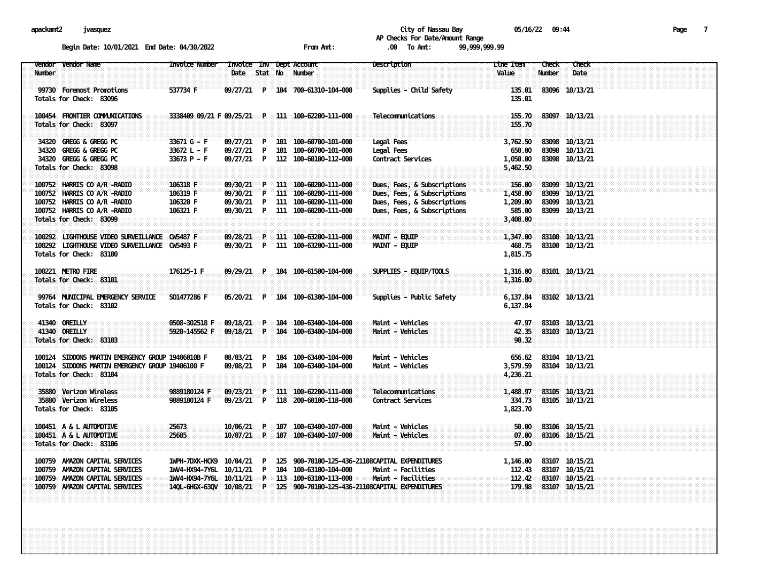City of Nassau Bay
AP Checks For Date/Amount Range

Begin Date: 10/01/2021 End Date: 04/30/2022 From Amt: .00 To Amt: 99,999,999.99

| Vendor Number | Vendor Name | Invoice Number | Invoice Date | Inv Stat | Dept No | Account Number | Description | Line Item Value | Check Number | Check Date |
|---|---|---|---|---|---|---|---|---|---|---|
| 99730 | Foremost Promotions | 537734 F | 09/27/21 | P | 104 | 700-61310-104-000 | Supplies - Child Safety | 135.01 | 83096 | 10/13/21 |
| Totals for Check: 83096 | | | | | | | | 135.01 | | |
| 100454 | FRONTIER COMMUNICATIONS | 3338409 09/21 F | 09/25/21 | P | 111 | 100-62200-111-000 | Telecommunications | 155.70 | 83097 | 10/13/21 |
| Totals for Check: 83097 | | | | | | | | 155.70 | | |
| 34320 | GREGG & GREGG PC | 33671 G - F | 09/27/21 | P | 101 | 100-60700-101-000 | Legal Fees | 3,762.50 | 83098 | 10/13/21 |
| 34320 | GREGG & GREGG PC | 33672 L - F | 09/27/21 | P | 101 | 100-60700-101-000 | Legal Fees | 650.00 | 83098 | 10/13/21 |
| 34320 | GREGG & GREGG PC | 33673 P - F | 09/27/21 | P | 112 | 100-60100-112-000 | Contract Services | 1,050.00 | 83098 | 10/13/21 |
| Totals for Check: 83098 | | | | | | | | 5,462.50 | | |
| 100752 | HARRIS CO A/R -RADIO | 106318 F | 09/30/21 | P | 111 | 100-60200-111-000 | Dues, Fees, & Subscriptions | 156.00 | 83099 | 10/13/21 |
| 100752 | HARRIS CO A/R -RADIO | 106319 F | 09/30/21 | P | 111 | 100-60200-111-000 | Dues, Fees, & Subscriptions | 1,458.00 | 83099 | 10/13/21 |
| 100752 | HARRIS CO A/R -RADIO | 106320 F | 09/30/21 | P | 111 | 100-60200-111-000 | Dues, Fees, & Subscriptions | 1,209.00 | 83099 | 10/13/21 |
| 100752 | HARRIS CO A/R -RADIO | 106321 F | 09/30/21 | P | 111 | 100-60200-111-000 | Dues, Fees, & Subscriptions | 585.00 | 83099 | 10/13/21 |
| Totals for Check: 83099 | | | | | | | | 3,408.00 | | |
| 100292 | LIGHTHOUSE VIDEO SURVEILLANCE | CW5487 F | 09/28/21 | P | 111 | 100-63200-111-000 | MAINT - EQUIP | 1,347.00 | 83100 | 10/13/21 |
| 100292 | LIGHTHOUSE VIDEO SURVEILLANCE | CW5493 F | 09/30/21 | P | 111 | 100-63200-111-000 | MAINT - EQUIP | 468.75 | 83100 | 10/13/21 |
| Totals for Check: 83100 | | | | | | | | 1,815.75 | | |
| 100221 | METRO FIRE | 176125-1 F | 09/29/21 | P | 104 | 100-61500-104-000 | SUPPLIES - EQUIP/TOOLS | 1,316.00 | 83101 | 10/13/21 |
| Totals for Check: 83101 | | | | | | | | 1,316.00 | | |
| 99764 | MUNICIPAL EMERGENCY SERVICE | S01477286 F | 05/20/21 | P | 104 | 100-61300-104-000 | Supplies - Public Safety | 6,137.84 | 83102 | 10/13/21 |
| Totals for Check: 83102 | | | | | | | | 6,137.84 | | |
| 41340 | OREILLY | 0508-302518 F | 09/18/21 | P | 104 | 100-63400-104-000 | Maint - Vehicles | 47.97 | 83103 | 10/13/21 |
| 41340 | OREILLY | 5920-145562 F | 09/18/21 | P | 104 | 100-63400-104-000 | Maint - Vehicles | 42.35 | 83103 | 10/13/21 |
| Totals for Check: 83103 | | | | | | | | 90.32 | | |
| 100124 | SIDDONS MARTIN EMERGENCY GROUP | 19406010B F | 08/03/21 | P | 104 | 100-63400-104-000 | Maint - Vehicles | 656.62 | 83104 | 10/13/21 |
| 100124 | SIDDONS MARTIN EMERGENCY GROUP | 19406100 F | 09/08/21 | P | 104 | 100-63400-104-000 | Maint - Vehicles | 3,579.59 | 83104 | 10/13/21 |
| Totals for Check: 83104 | | | | | | | | 4,236.21 | | |
| 35880 | Verizon Wireless | 9889180124 F | 09/23/21 | P | 111 | 100-62200-111-000 | Telecommunications | 1,488.97 | 83105 | 10/13/21 |
| 35880 | Verizon Wireless | 9889180124 F | 09/23/21 | P | 118 | 200-60100-118-000 | Contract Services | 334.73 | 83105 | 10/13/21 |
| Totals for Check: 83105 | | | | | | | | 1,823.70 | | |
| 100451 | A & L AUTOMOTIVE | 25673 | 10/06/21 | P | 107 | 100-63400-107-000 | Maint - Vehicles | 50.00 | 83106 | 10/15/21 |
| 100451 | A & L AUTOMOTIVE | 25685 | 10/07/21 | P | 107 | 100-63400-107-000 | Maint - Vehicles | 07.00 | 83106 | 10/15/21 |
| Totals for Check: 83106 | | | | | | | | 57.00 | | |
| 100759 | AMAZON CAPITAL SERVICES | 1WPH-7DXK-HCK9 | 10/04/21 | P | 125 | 900-70100-125-436-21108 | CAPITAL EXPENDITURES | 1,146.00 | 83107 | 10/15/21 |
| 100759 | AMAZON CAPITAL SERVICES | 1WV4-HX94-7Y6L | 10/11/21 | P | 104 | 100-63100-104-000 | Maint - Facilities | 112.43 | 83107 | 10/15/21 |
| 100759 | AMAZON CAPITAL SERVICES | 1WV4-HX94-7Y6L | 10/11/21 | P | 113 | 100-63100-113-000 | Maint - Facilities | 112.42 | 83107 | 10/15/21 |
| 100759 | AMAZON CAPITAL SERVICES | 14QL-6HGX-63QV | 10/08/21 | P | 125 | 900-70100-125-436-21108 | CAPITAL EXPENDITURES | 179.98 | 83107 | 10/15/21 |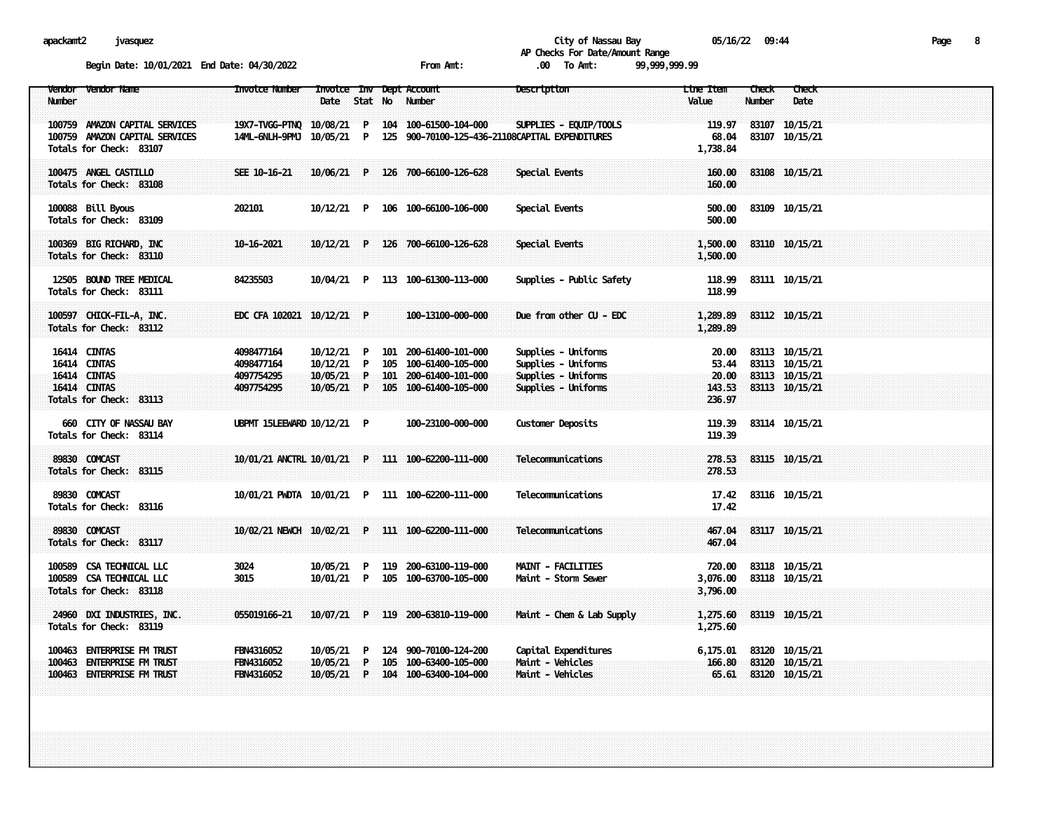City of Nassau Bay

AP Checks For Date/Amount Range

Begin Date: 10/01/2021 End Date: 04/30/2022 From Amt: .00 To Amt: 99,999,999.99

| Vendor Number | Vendor Name | Invoice Number | Invoice Date | Inv Stat | Dept No | Account Number | Description | Line Item Value | Check Number | Check Date |
|---|---|---|---|---|---|---|---|---|---|---|
| 100759 | AMAZON CAPITAL SERVICES | 19X7-TVGG-PTNQ | 10/08/21 | P | 104 | 100-61500-104-000 | SUPPLIES - EQUIP/TOOLS | 119.97 | 83107 | 10/15/21 |
| 100759 | AMAZON CAPITAL SERVICES | 14ML-6NLH-9PMJ | 10/05/21 | P | 125 | 900-70100-125-436-21108 | CAPITAL EXPENDITURES | 68.04 | 83107 | 10/15/21 |
| Totals for Check: 83107 | | | | | | | | 1,738.84 | | |
| 100475 | ANGEL CASTILLO | SEE 10-16-21 | 10/06/21 | P | 126 | 700-66100-126-628 | Special Events | 160.00 | 83108 | 10/15/21 |
| Totals for Check: 83108 | | | | | | | | 160.00 | | |
| 100088 | Bill Byous | 202101 | 10/12/21 | P | 106 | 100-66100-106-000 | Special Events | 500.00 | 83109 | 10/15/21 |
| Totals for Check: 83109 | | | | | | | | 500.00 | | |
| 100369 | BIG RICHARD, INC | 10-16-2021 | 10/12/21 | P | 126 | 700-66100-126-628 | Special Events | 1,500.00 | 83110 | 10/15/21 |
| Totals for Check: 83110 | | | | | | | | 1,500.00 | | |
| 12505 | BOUND TREE MEDICAL | 84235503 | 10/04/21 | P | 113 | 100-61300-113-000 | Supplies - Public Safety | 118.99 | 83111 | 10/15/21 |
| Totals for Check: 83111 | | | | | | | | 118.99 | | |
| 100597 | CHICK-FIL-A, INC. | EDC CFA 102021 | 10/12/21 | P | | 100-13100-000-000 | Due from other CU - EDC | 1,289.89 | 83112 | 10/15/21 |
| Totals for Check: 83112 | | | | | | | | 1,289.89 | | |
| 16414 | CINTAS | 4098477164 | 10/12/21 | P | 101 | 200-61400-101-000 | Supplies - Uniforms | 20.00 | 83113 | 10/15/21 |
| 16414 | CINTAS | 4098477164 | 10/12/21 | P | 105 | 100-61400-105-000 | Supplies - Uniforms | 53.44 | 83113 | 10/15/21 |
| 16414 | CINTAS | 4097754295 | 10/05/21 | P | 101 | 200-61400-101-000 | Supplies - Uniforms | 20.00 | 83113 | 10/15/21 |
| 16414 | CINTAS | 4097754295 | 10/05/21 | P | 105 | 100-61400-105-000 | Supplies - Uniforms | 143.53 | 83113 | 10/15/21 |
| Totals for Check: 83113 | | | | | | | | 236.97 | | |
| 660 | CITY OF NASSAU BAY | UBPMT 15LEEWARD | 10/12/21 | P | | 100-23100-000-000 | Customer Deposits | 119.39 | 83114 | 10/15/21 |
| Totals for Check: 83114 | | | | | | | | 119.39 | | |
| 89830 | COMCAST | 10/01/21 ANCTRL | 10/01/21 | P | 111 | 100-62200-111-000 | Telecommunications | 278.53 | 83115 | 10/15/21 |
| Totals for Check: 83115 | | | | | | | | 278.53 | | |
| 89830 | COMCAST | 10/01/21 PWDTA | 10/01/21 | P | 111 | 100-62200-111-000 | Telecommunications | 17.42 | 83116 | 10/15/21 |
| Totals for Check: 83116 | | | | | | | | 17.42 | | |
| 89830 | COMCAST | 10/02/21 NEWCH | 10/02/21 | P | 111 | 100-62200-111-000 | Telecommunications | 467.04 | 83117 | 10/15/21 |
| Totals for Check: 83117 | | | | | | | | 467.04 | | |
| 100589 | CSA TECHNICAL LLC | 3024 | 10/05/21 | P | 119 | 200-63100-119-000 | MAINT - FACILITIES | 720.00 | 83118 | 10/15/21 |
| 100589 | CSA TECHNICAL LLC | 3015 | 10/01/21 | P | 105 | 100-63700-105-000 | Maint - Storm Sewer | 3,076.00 | 83118 | 10/15/21 |
| Totals for Check: 83118 | | | | | | | | 3,796.00 | | |
| 24960 | DXI INDUSTRIES, INC. | 055019166-21 | 10/07/21 | P | 119 | 200-63810-119-000 | Maint - Chem & Lab Supply | 1,275.60 | 83119 | 10/15/21 |
| Totals for Check: 83119 | | | | | | | | 1,275.60 | | |
| 100463 | ENTERPRISE FM TRUST | FBN4316052 | 10/05/21 | P | 124 | 900-70100-124-200 | Capital Expenditures | 6,175.01 | 83120 | 10/15/21 |
| 100463 | ENTERPRISE FM TRUST | FBN4316052 | 10/05/21 | P | 105 | 100-63400-105-000 | Maint - Vehicles | 166.80 | 83120 | 10/15/21 |
| 100463 | ENTERPRISE FM TRUST | FBN4316052 | 10/05/21 | P | 104 | 100-63400-104-000 | Maint - Vehicles | 65.61 | 83120 | 10/15/21 |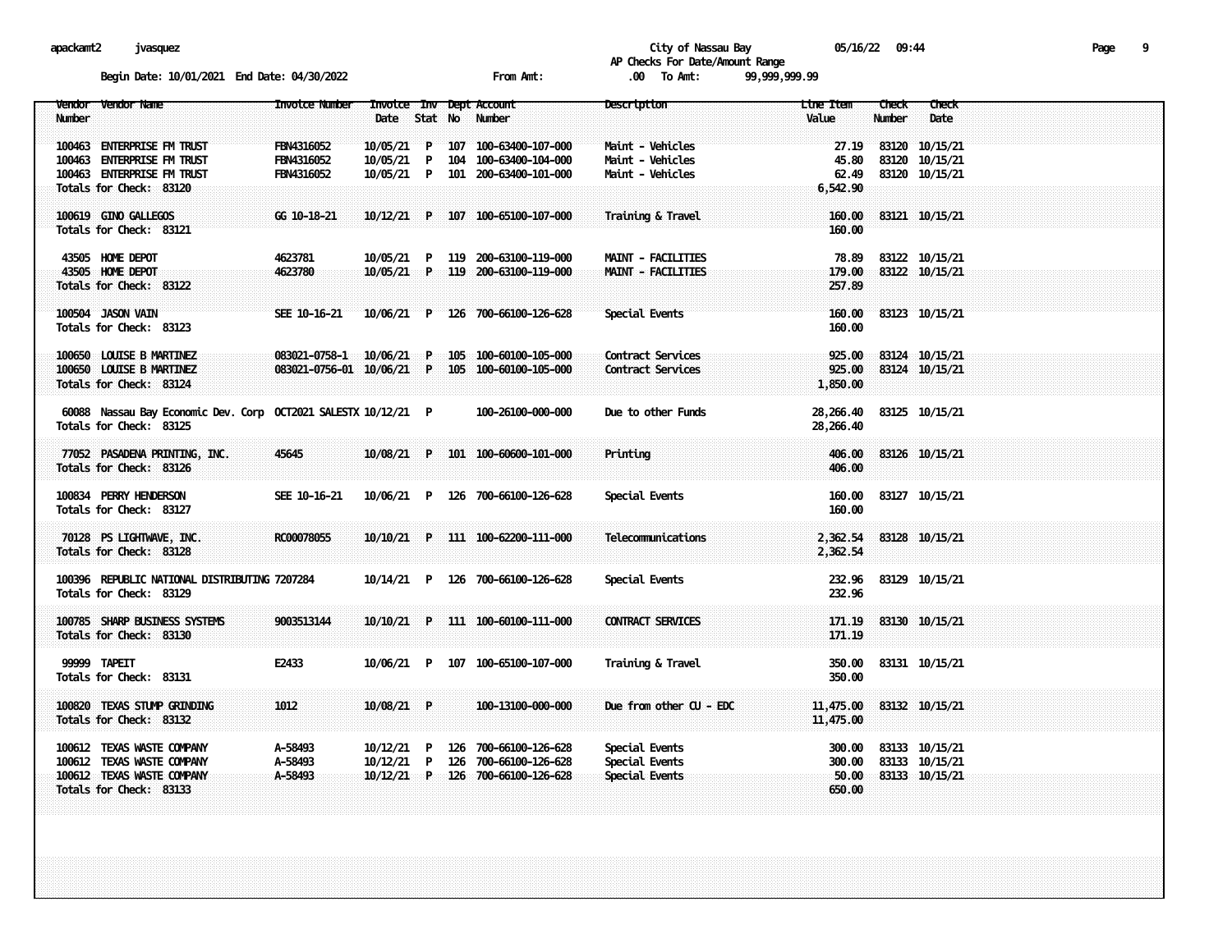City of Nassau Bay 05/16/22 09:44

AP Checks For Date/Amount Range

Begin Date: 10/01/2021 End Date: 04/30/2022 From Amt: .00 To Amt: 99,999,999.99

| Vendor Number | Vendor Name | Invoice Number | Invoice Date | Inv Stat | Dept No | Account Number | Description | Line Item Value | Check Number | Check Date |
|---|---|---|---|---|---|---|---|---|---|---|
| 100463 | ENTERPRISE FM TRUST | FBN4316052 | 10/05/21 | P | 107 | 100-63400-107-000 | Maint - Vehicles | 27.19 | 83120 | 10/15/21 |
| 100463 | ENTERPRISE FM TRUST | FBN4316052 | 10/05/21 | P | 104 | 100-63400-104-000 | Maint - Vehicles | 45.80 | 83120 | 10/15/21 |
| 100463 | ENTERPRISE FM TRUST | FBN4316052 | 10/05/21 | P | 101 | 200-63400-101-000 | Maint - Vehicles | 62.49 | 83120 | 10/15/21 |
| Totals for Check: 83120 | | | | | | | | 6,542.90 | | |
| 100619 | GINO GALLEGOS | GG 10-18-21 | 10/12/21 | P | 107 | 100-65100-107-000 | Training & Travel | 160.00 | 83121 | 10/15/21 |
| Totals for Check: 83121 | | | | | | | | 160.00 | | |
| 43505 | HOME DEPOT | 4623781 | 10/05/21 | P | 119 | 200-63100-119-000 | MAINT - FACILITIES | 78.89 | 83122 | 10/15/21 |
| 43505 | HOME DEPOT | 4623780 | 10/05/21 | P | 119 | 200-63100-119-000 | MAINT - FACILITIES | 179.00 | 83122 | 10/15/21 |
| Totals for Check: 83122 | | | | | | | | 257.89 | | |
| 100504 | JASON VAIN | SEE 10-16-21 | 10/06/21 | P | 126 | 700-66100-126-628 | Special Events | 160.00 | 83123 | 10/15/21 |
| Totals for Check: 83123 | | | | | | | | 160.00 | | |
| 100650 | LOUISE B MARTINEZ | 083021-0758-1 | 10/06/21 | P | 105 | 100-60100-105-000 | Contract Services | 925.00 | 83124 | 10/15/21 |
| 100650 | LOUISE B MARTINEZ | 083021-0756-01 | 10/06/21 | P | 105 | 100-60100-105-000 | Contract Services | 925.00 | 83124 | 10/15/21 |
| Totals for Check: 83124 | | | | | | | | 1,850.00 | | |
| 60088 | Nassau Bay Economic Dev. Corp | OCT2021 SALESTX | 10/12/21 | P | | 100-26100-000-000 | Due to other Funds | 28,266.40 | 83125 | 10/15/21 |
| Totals for Check: 83125 | | | | | | | | 28,266.40 | | |
| 77052 | PASADENA PRINTING, INC. | 45645 | 10/08/21 | P | 101 | 100-60600-101-000 | Printing | 406.00 | 83126 | 10/15/21 |
| Totals for Check: 83126 | | | | | | | | 406.00 | | |
| 100834 | PERRY HENDERSON | SEE 10-16-21 | 10/06/21 | P | 126 | 700-66100-126-628 | Special Events | 160.00 | 83127 | 10/15/21 |
| Totals for Check: 83127 | | | | | | | | 160.00 | | |
| 70128 | PS LIGHTWAVE, INC. | RC00078055 | 10/10/21 | P | 111 | 100-62200-111-000 | Telecommunications | 2,362.54 | 83128 | 10/15/21 |
| Totals for Check: 83128 | | | | | | | | 2,362.54 | | |
| 100396 | REPUBLIC NATIONAL DISTRIBUTING | 7207284 | 10/14/21 | P | 126 | 700-66100-126-628 | Special Events | 232.96 | 83129 | 10/15/21 |
| Totals for Check: 83129 | | | | | | | | 232.96 | | |
| 100785 | SHARP BUSINESS SYSTEMS | 9003513144 | 10/10/21 | P | 111 | 100-60100-111-000 | CONTRACT SERVICES | 171.19 | 83130 | 10/15/21 |
| Totals for Check: 83130 | | | | | | | | 171.19 | | |
| 99999 | TAPEIT | E2433 | 10/06/21 | P | 107 | 100-65100-107-000 | Training & Travel | 350.00 | 83131 | 10/15/21 |
| Totals for Check: 83131 | | | | | | | | 350.00 | | |
| 100820 | TEXAS STUMP GRINDING | 1012 | 10/08/21 | P | | 100-13100-000-000 | Due from other CU - EDC | 11,475.00 | 83132 | 10/15/21 |
| Totals for Check: 83132 | | | | | | | | 11,475.00 | | |
| 100612 | TEXAS WASTE COMPANY | A-58493 | 10/12/21 | P | 126 | 700-66100-126-628 | Special Events | 300.00 | 83133 | 10/15/21 |
| 100612 | TEXAS WASTE COMPANY | A-58493 | 10/12/21 | P | 126 | 700-66100-126-628 | Special Events | 300.00 | 83133 | 10/15/21 |
| 100612 | TEXAS WASTE COMPANY | A-58493 | 10/12/21 | P | 126 | 700-66100-126-628 | Special Events | 50.00 | 83133 | 10/15/21 |
| Totals for Check: 83133 | | | | | | | | 650.00 | | |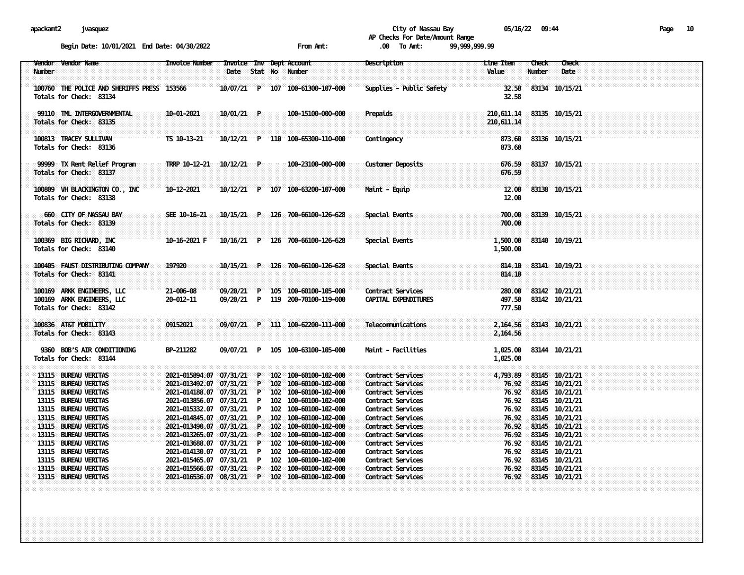apackamt2 jvasquez

City of Nassau Bay 05/16/22 09:44

AP Checks For Date/Amount Range

Begin Date: 10/01/2021 End Date: 04/30/2022 From Amt: .00 To Amt: 99,999,999.99

| Vendor Number | Vendor Name | Invoice Number | Invoice Date | Inv Stat | Dept No | Account Number | Description | Line Item Value | Check Number | Check Date |
|---|---|---|---|---|---|---|---|---|---|---|
| 100760 | THE POLICE AND SHERIFFS PRESS | 153566 | 10/07/21 | P | 107 | 100-61300-107-000 | Supplies - Public Safety | 32.58 | 83134 | 10/15/21 |
| Totals for Check: 83134 | | | | | | | | 32.58 | | |
| 99110 | TML INTERGOVERNMENTAL | 10-01-2021 | 10/01/21 | P | | 100-15100-000-000 | Prepaids | 210,611.14 | 83135 | 10/15/21 |
| Totals for Check: 83135 | | | | | | | | 210,611.14 | | |
| 100813 | TRACEY SULLIVAN | TS 10-13-21 | 10/12/21 | P | 110 | 100-65300-110-000 | Contingency | 873.60 | 83136 | 10/15/21 |
| Totals for Check: 83136 | | | | | | | | 873.60 | | |
| 99999 | TX Rent Relief Program | TRRP 10-12-21 | 10/12/21 | P | | 100-23100-000-000 | Customer Deposits | 676.59 | 83137 | 10/15/21 |
| Totals for Check: 83137 | | | | | | | | 676.59 | | |
| 100809 | VH BLACKINGTON CO., INC | 10-12-2021 | 10/12/21 | P | 107 | 100-63200-107-000 | Maint - Equip | 12.00 | 83138 | 10/15/21 |
| Totals for Check: 83138 | | | | | | | | 12.00 | | |
| 660 | CITY OF NASSAU BAY | SEE 10-16-21 | 10/15/21 | P | 126 | 700-66100-126-628 | Special Events | 700.00 | 83139 | 10/15/21 |
| Totals for Check: 83139 | | | | | | | | 700.00 | | |
| 100369 | BIG RICHARD, INC | 10-16-2021 F | 10/16/21 | P | 126 | 700-66100-126-628 | Special Events | 1,500.00 | 83140 | 10/19/21 |
| Totals for Check: 83140 | | | | | | | | 1,500.00 | | |
| 100405 | FAUST DISTRIBUTING COMPANY | 197920 | 10/15/21 | P | 126 | 700-66100-126-628 | Special Events | 814.10 | 83141 | 10/19/21 |
| Totals for Check: 83141 | | | | | | | | 814.10 | | |
| 100169 | ARKK ENGINEERS, LLC | 21-006-08 | 09/20/21 | P | 105 | 100-60100-105-000 | Contract Services | 280.00 | 83142 | 10/21/21 |
| 100169 | ARKK ENGINEERS, LLC | 20-012-11 | 09/20/21 | P | 119 | 200-70100-119-000 | CAPITAL EXPENDITURES | 497.50 | 83142 | 10/21/21 |
| Totals for Check: 83142 | | | | | | | | 777.50 | | |
| 100836 | AT&T MOBILITY | 09152021 | 09/07/21 | P | 111 | 100-62200-111-000 | Telecommunications | 2,164.56 | 83143 | 10/21/21 |
| Totals for Check: 83143 | | | | | | | | 2,164.56 | | |
| 9360 | BOB'S AIR CONDITIONING | BP-211282 | 09/07/21 | P | 105 | 100-63100-105-000 | Maint - Facilities | 1,025.00 | 83144 | 10/21/21 |
| Totals for Check: 83144 | | | | | | | | 1,025.00 | | |
| 13115 | BUREAU VERITAS | 2021-015894.07 | 07/31/21 | P | 102 | 100-60100-102-000 | Contract Services | 4,793.89 | 83145 | 10/21/21 |
| 13115 | BUREAU VERITAS | 2021-013492.07 | 07/31/21 | P | 102 | 100-60100-102-000 | Contract Services | 76.92 | 83145 | 10/21/21 |
| 13115 | BUREAU VERITAS | 2021-014188.07 | 07/31/21 | P | 102 | 100-60100-102-000 | Contract Services | 76.92 | 83145 | 10/21/21 |
| 13115 | BUREAU VERITAS | 2021-013856.07 | 07/31/21 | P | 102 | 100-60100-102-000 | Contract Services | 76.92 | 83145 | 10/21/21 |
| 13115 | BUREAU VERITAS | 2021-015332.07 | 07/31/21 | P | 102 | 100-60100-102-000 | Contract Services | 76.92 | 83145 | 10/21/21 |
| 13115 | BUREAU VERITAS | 2021-014845.07 | 07/31/21 | P | 102 | 100-60100-102-000 | Contract Services | 76.92 | 83145 | 10/21/21 |
| 13115 | BUREAU VERITAS | 2021-013490.07 | 07/31/21 | P | 102 | 100-60100-102-000 | Contract Services | 76.92 | 83145 | 10/21/21 |
| 13115 | BUREAU VERITAS | 2021-013265.07 | 07/31/21 | P | 102 | 100-60100-102-000 | Contract Services | 76.92 | 83145 | 10/21/21 |
| 13115 | BUREAU VERITAS | 2021-013688.07 | 07/31/21 | P | 102 | 100-60100-102-000 | Contract Services | 76.92 | 83145 | 10/21/21 |
| 13115 | BUREAU VERITAS | 2021-014130.07 | 07/31/21 | P | 102 | 100-60100-102-000 | Contract Services | 76.92 | 83145 | 10/21/21 |
| 13115 | BUREAU VERITAS | 2021-015465.07 | 07/31/21 | P | 102 | 100-60100-102-000 | Contract Services | 76.92 | 83145 | 10/21/21 |
| 13115 | BUREAU VERITAS | 2021-015566.07 | 07/31/21 | P | 102 | 100-60100-102-000 | Contract Services | 76.92 | 83145 | 10/21/21 |
| 13115 | BUREAU VERITAS | 2021-016536.07 | 08/31/21 | P | 102 | 100-60100-102-000 | Contract Services | 76.92 | 83145 | 10/21/21 |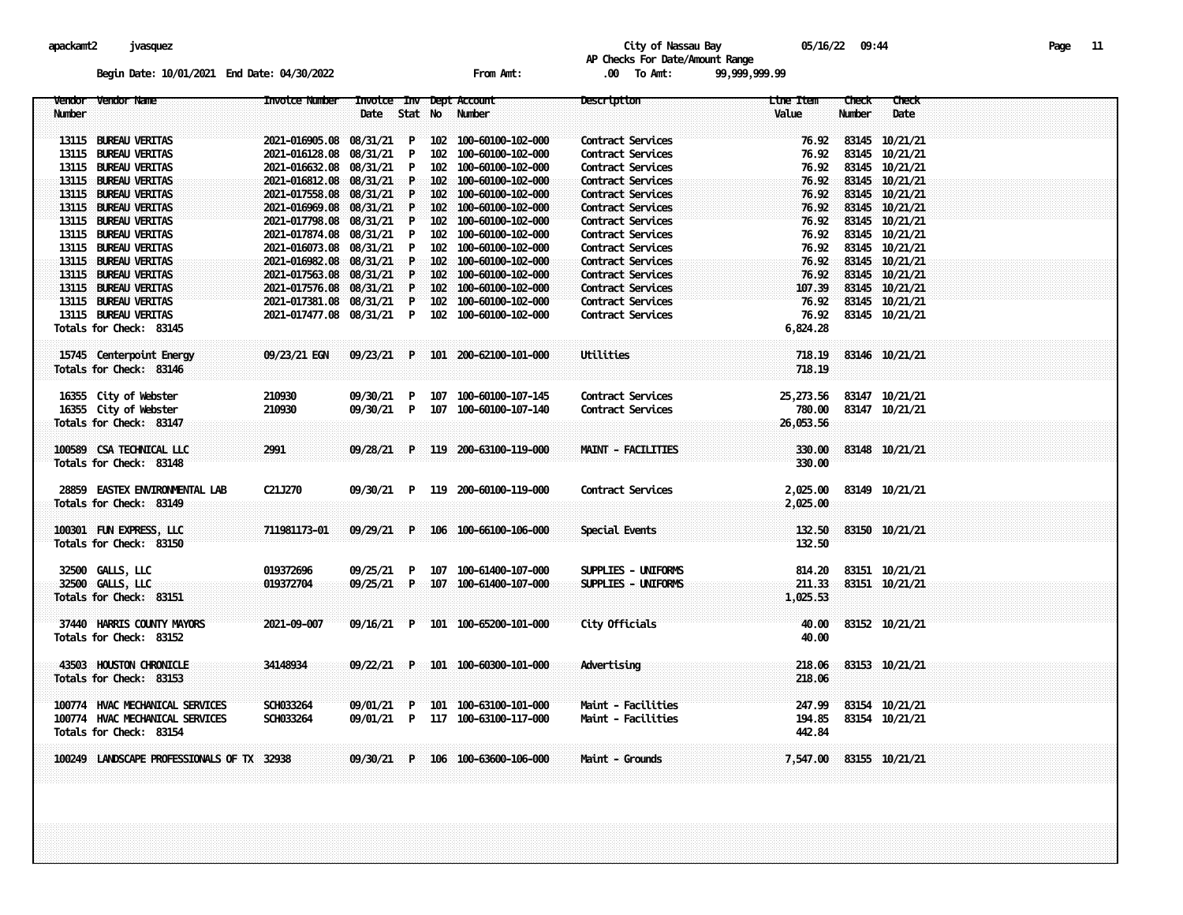City of Nassau Bay

AP Checks For Date/Amount Range

Begin Date: 10/01/2021 End Date: 04/30/2022 From Amt: .00 To Amt: 99,999,999.99

| Vendor Number | Vendor Name | Invoice Number | Invoice Date | Inv Stat | Dept No | Account Number | Description | Line Item Value | Check Number | Check Date |
|---|---|---|---|---|---|---|---|---|---|---|
| 13115 | BUREAU VERITAS | 2021-016905.08 | 08/31/21 | P | 102 | 100-60100-102-000 | Contract Services | 76.92 | 83145 | 10/21/21 |
| 13115 | BUREAU VERITAS | 2021-016128.08 | 08/31/21 | P | 102 | 100-60100-102-000 | Contract Services | 76.92 | 83145 | 10/21/21 |
| 13115 | BUREAU VERITAS | 2021-016632.08 | 08/31/21 | P | 102 | 100-60100-102-000 | Contract Services | 76.92 | 83145 | 10/21/21 |
| 13115 | BUREAU VERITAS | 2021-016812.08 | 08/31/21 | P | 102 | 100-60100-102-000 | Contract Services | 76.92 | 83145 | 10/21/21 |
| 13115 | BUREAU VERITAS | 2021-017558.08 | 08/31/21 | P | 102 | 100-60100-102-000 | Contract Services | 76.92 | 83145 | 10/21/21 |
| 13115 | BUREAU VERITAS | 2021-016969.08 | 08/31/21 | P | 102 | 100-60100-102-000 | Contract Services | 76.92 | 83145 | 10/21/21 |
| 13115 | BUREAU VERITAS | 2021-017798.08 | 08/31/21 | P | 102 | 100-60100-102-000 | Contract Services | 76.92 | 83145 | 10/21/21 |
| 13115 | BUREAU VERITAS | 2021-017874.08 | 08/31/21 | P | 102 | 100-60100-102-000 | Contract Services | 76.92 | 83145 | 10/21/21 |
| 13115 | BUREAU VERITAS | 2021-016073.08 | 08/31/21 | P | 102 | 100-60100-102-000 | Contract Services | 76.92 | 83145 | 10/21/21 |
| 13115 | BUREAU VERITAS | 2021-016982.08 | 08/31/21 | P | 102 | 100-60100-102-000 | Contract Services | 76.92 | 83145 | 10/21/21 |
| 13115 | BUREAU VERITAS | 2021-017563.08 | 08/31/21 | P | 102 | 100-60100-102-000 | Contract Services | 76.92 | 83145 | 10/21/21 |
| 13115 | BUREAU VERITAS | 2021-017576.08 | 08/31/21 | P | 102 | 100-60100-102-000 | Contract Services | 107.39 | 83145 | 10/21/21 |
| 13115 | BUREAU VERITAS | 2021-017381.08 | 08/31/21 | P | 102 | 100-60100-102-000 | Contract Services | 76.92 | 83145 | 10/21/21 |
| 13115 | BUREAU VERITAS | 2021-017477.08 | 08/31/21 | P | 102 | 100-60100-102-000 | Contract Services | 76.92 | 83145 | 10/21/21 |
| Totals for Check: 83145 | | | | | | | | 6,824.28 | | |
| 15745 | Centerpoint Energy | 09/23/21 EGN | 09/23/21 | P | 101 | 200-62100-101-000 | Utilities | 718.19 | 83146 | 10/21/21 |
| Totals for Check: 83146 | | | | | | | | 718.19 | | |
| 16355 | City of Webster | 210930 | 09/30/21 | P | 107 | 100-60100-107-145 | Contract Services | 25,273.56 | 83147 | 10/21/21 |
| 16355 | City of Webster | 210930 | 09/30/21 | P | 107 | 100-60100-107-140 | Contract Services | 780.00 | 83147 | 10/21/21 |
| Totals for Check: 83147 | | | | | | | | 26,053.56 | | |
| 100589 | CSA TECHNICAL LLC | 2991 | 09/28/21 | P | 119 | 200-63100-119-000 | MAINT - FACILITIES | 330.00 | 83148 | 10/21/21 |
| Totals for Check: 83148 | | | | | | | | 330.00 | | |
| 28859 | EASTEX ENVIRONMENTAL LAB | C21J270 | 09/30/21 | P | 119 | 200-60100-119-000 | Contract Services | 2,025.00 | 83149 | 10/21/21 |
| Totals for Check: 83149 | | | | | | | | 2,025.00 | | |
| 100301 | FUN EXPRESS, LLC | 711981173-01 | 09/29/21 | P | 106 | 100-66100-106-000 | Special Events | 132.50 | 83150 | 10/21/21 |
| Totals for Check: 83150 | | | | | | | | 132.50 | | |
| 32500 | GALLS, LLC | 019372696 | 09/25/21 | P | 107 | 100-61400-107-000 | SUPPLIES - UNIFORMS | 814.20 | 83151 | 10/21/21 |
| 32500 | GALLS, LLC | 019372704 | 09/25/21 | P | 107 | 100-61400-107-000 | SUPPLIES - UNIFORMS | 211.33 | 83151 | 10/21/21 |
| Totals for Check: 83151 | | | | | | | | 1,025.53 | | |
| 37440 | HARRIS COUNTY MAYORS | 2021-09-007 | 09/16/21 | P | 101 | 100-65200-101-000 | City Officials | 40.00 | 83152 | 10/21/21 |
| Totals for Check: 83152 | | | | | | | | 40.00 | | |
| 43503 | HOUSTON CHRONICLE | 34148934 | 09/22/21 | P | 101 | 100-60300-101-000 | Advertising | 218.06 | 83153 | 10/21/21 |
| Totals for Check: 83153 | | | | | | | | 218.06 | | |
| 100774 | HVAC MECHANICAL SERVICES | SCH033264 | 09/01/21 | P | 101 | 100-63100-101-000 | Maint - Facilities | 247.99 | 83154 | 10/21/21 |
| 100774 | HVAC MECHANICAL SERVICES | SCH033264 | 09/01/21 | P | 117 | 100-63100-117-000 | Maint - Facilities | 194.85 | 83154 | 10/21/21 |
| Totals for Check: 83154 | | | | | | | | 442.84 | | |
| 100249 | LANDSCAPE PROFESSIONALS OF TX | 32938 | 09/30/21 | P | 106 | 100-63600-106-000 | Maint - Grounds | 7,547.00 | 83155 | 10/21/21 |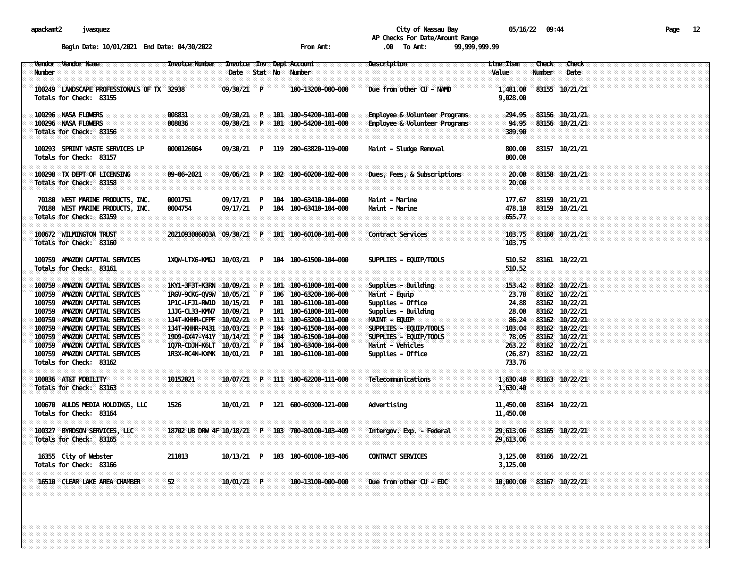City of Nassau Bay

AP Checks For Date/Amount Range

Begin Date: 10/01/2021 End Date: 04/30/2022 From Amt: .00 To Amt: 99,999,999.99

| Vendor Number | Vendor Name | Invoice Number | Invoice Date | Inv Stat | Dept No | Account Number | Description | Line Item Value | Check Number | Check Date |
|---|---|---|---|---|---|---|---|---|---|---|
| 100249 | LANDSCAPE PROFESSIONALS OF TX | 32938 | 09/30/21 | P | | 100-13200-000-000 | Due from other CU - NAMD | 1,481.00 | 83155 | 10/21/21 |
| Totals for Check: 83155 | | | | | | | | 9,028.00 | | |
| 100296 | NASA FLOWERS | 008831 | 09/30/21 | P | 101 | 100-54200-101-000 | Employee & Volunteer Programs | 294.95 | 83156 | 10/21/21 |
| 100296 | NASA FLOWERS | 008836 | 09/30/21 | P | 101 | 100-54200-101-000 | Employee & Volunteer Programs | 94.95 | 83156 | 10/21/21 |
| Totals for Check: 83156 | | | | | | | | 389.90 | | |
| 100293 | SPRINT WASTE SERVICES LP | 0000126064 | 09/30/21 | P | 119 | 200-63820-119-000 | Maint - Sludge Removal | 800.00 | 83157 | 10/21/21 |
| Totals for Check: 83157 | | | | | | | | 800.00 | | |
| 100298 | TX DEPT OF LICENSING | 09-06-2021 | 09/06/21 | P | 102 | 100-60200-102-000 | Dues, Fees, & Subscriptions | 20.00 | 83158 | 10/21/21 |
| Totals for Check: 83158 | | | | | | | | 20.00 | | |
| 70180 | WEST MARINE PRODUCTS, INC. | 0001751 | 09/17/21 | P | 104 | 100-63410-104-000 | Maint - Marine | 177.67 | 83159 | 10/21/21 |
| 70180 | WEST MARINE PRODUCTS, INC. | 0004754 | 09/17/21 | P | 104 | 100-63410-104-000 | Maint - Marine | 478.10 | 83159 | 10/21/21 |
| Totals for Check: 83159 | | | | | | | | 655.77 | | |
| 100672 | WILMINGTON TRUST | 2021093086803A | 09/30/21 | P | 101 | 100-60100-101-000 | Contract Services | 103.75 | 83160 | 10/21/21 |
| Totals for Check: 83160 | | | | | | | | 103.75 | | |
| 100759 | AMAZON CAPITAL SERVICES | 1XQW-LTX6-KMGJ | 10/03/21 | P | 104 | 100-61500-104-000 | SUPPLIES - EQUIP/TOOLS | 510.52 | 83161 | 10/22/21 |
| Totals for Check: 83161 | | | | | | | | 510.52 | | |
| 100759 | AMAZON CAPITAL SERVICES | 1KY1-3F3T-K3RN | 10/09/21 | P | 101 | 100-61800-101-000 | Supplies - Building | 153.42 | 83162 | 10/22/21 |
| 100759 | AMAZON CAPITAL SERVICES | 1RGV-9CKG-QV9W | 10/05/21 | P | 106 | 100-63200-106-000 | Maint - Equip | 23.78 | 83162 | 10/22/21 |
| 100759 | AMAZON CAPITAL SERVICES | 1P1C-LFJ1-RW1D | 10/15/21 | P | 101 | 100-61100-101-000 | Supplies - Office | 24.88 | 83162 | 10/22/21 |
| 100759 | AMAZON CAPITAL SERVICES | 1JJG-CL33-KMN7 | 10/09/21 | P | 101 | 100-61800-101-000 | Supplies - Building | 28.00 | 83162 | 10/22/21 |
| 100759 | AMAZON CAPITAL SERVICES | 1J4T-KHHR-CFPF | 10/02/21 | P | 111 | 100-63200-111-000 | MAINT - EQUIP | 86.24 | 83162 | 10/22/21 |
| 100759 | AMAZON CAPITAL SERVICES | 1J4T-KHHR-P431 | 10/03/21 | P | 104 | 100-61500-104-000 | SUPPLIES - EQUIP/TOOLS | 103.04 | 83162 | 10/22/21 |
| 100759 | AMAZON CAPITAL SERVICES | 19D9-GX47-Y41Y | 10/14/21 | P | 104 | 100-61500-104-000 | SUPPLIES - EQUIP/TOOLS | 78.05 | 83162 | 10/22/21 |
| 100759 | AMAZON CAPITAL SERVICES | 1Q7R-CDJH-K6LT | 10/03/21 | P | 104 | 100-63400-104-000 | Maint - Vehicles | 263.22 | 83162 | 10/22/21 |
| 100759 | AMAZON CAPITAL SERVICES | 1R3X-RC4N-KXMK | 10/01/21 | P | 101 | 100-61100-101-000 | Supplies - Office | (26.87) | 83162 | 10/22/21 |
| Totals for Check: 83162 | | | | | | | | 733.76 | | |
| 100836 | AT&T MOBILITY | 10152021 | 10/07/21 | P | 111 | 100-62200-111-000 | Telecommunications | 1,630.40 | 83163 | 10/22/21 |
| Totals for Check: 83163 | | | | | | | | 1,630.40 | | |
| 100670 | AULDS MEDIA HOLDINGS, LLC | 1526 | 10/01/21 | P | 121 | 600-60300-121-000 | Advertising | 11,450.00 | 83164 | 10/22/21 |
| Totals for Check: 83164 | | | | | | | | 11,450.00 | | |
| 100327 | BYRDSON SERVICES, LLC | 18702 UB DRW 4F | 10/18/21 | P | 103 | 700-80100-103-409 | Intergov. Exp. - Federal | 29,613.06 | 83165 | 10/22/21 |
| Totals for Check: 83165 | | | | | | | | 29,613.06 | | |
| 16355 | City of Webster | 211013 | 10/13/21 | P | 103 | 100-60100-103-406 | CONTRACT SERVICES | 3,125.00 | 83166 | 10/22/21 |
| Totals for Check: 83166 | | | | | | | | 3,125.00 | | |
| 16510 | CLEAR LAKE AREA CHAMBER | 52 | 10/01/21 | P | | 100-13100-000-000 | Due from other CU - EDC | 10,000.00 | 83167 | 10/22/21 |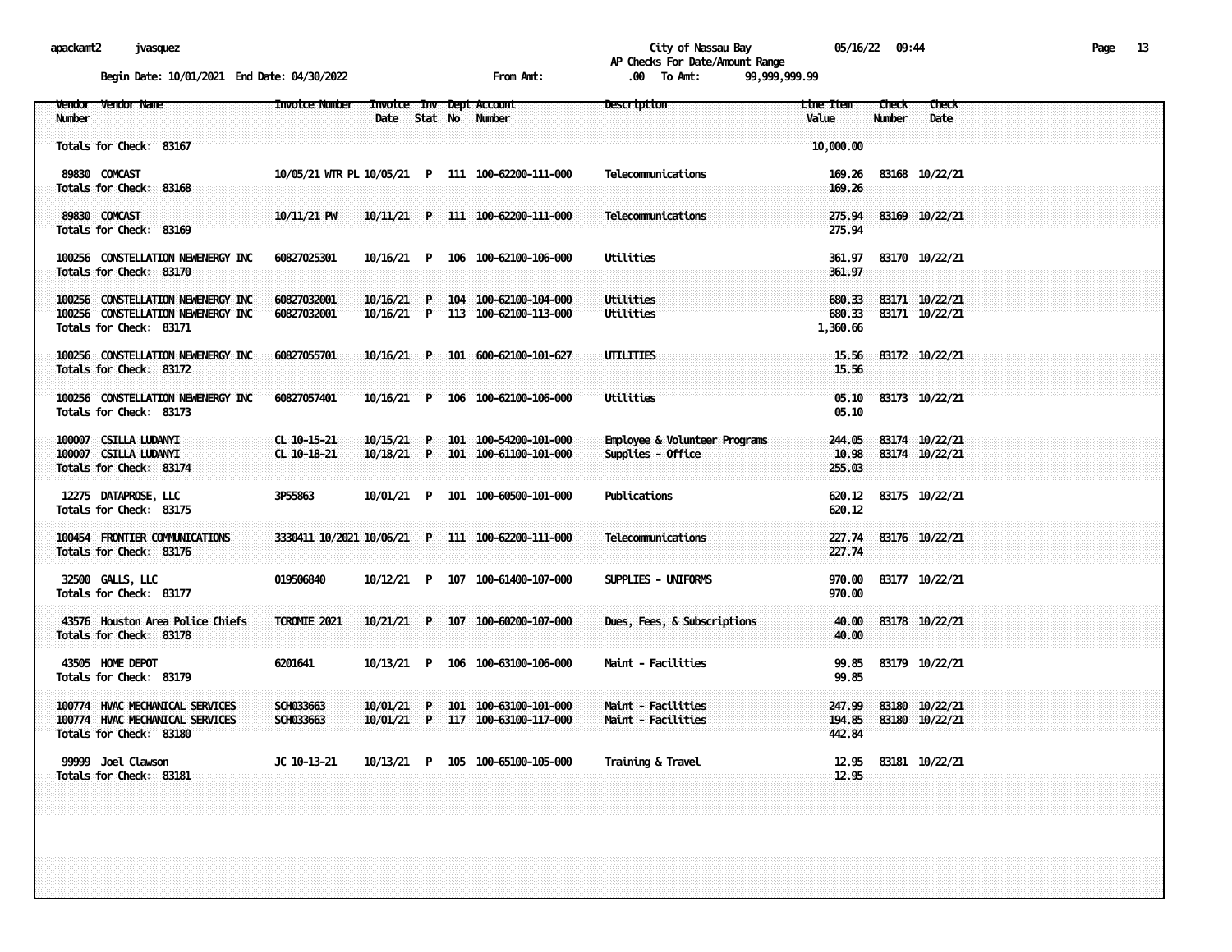apackamt2 jvasquez

City of Nassau Bay 05/16/22 09:44

AP Checks For Date/Amount Range

Begin Date: 10/01/2021 End Date: 04/30/2022 From Amt: .00 To Amt: 99,999,999.99

| Vendor Number | Vendor Name | Invoice Number | Invoice Date | Inv Stat | Dept No | Account Number | Description | Line Item Value | Check Number | Check Date |
|---|---|---|---|---|---|---|---|---|---|---|
| Totals for Check: 83167 | | | | | | | | 10,000.00 | | |
| 89830 | COMCAST | 10/05/21 WTR PL | 10/05/21 | P | 111 | 100-62200-111-000 | Telecommunications | 169.26 | 83168 | 10/22/21 |
| Totals for Check: 83168 | | | | | | | | 169.26 | | |
| 89830 | COMCAST | 10/11/21 PW | 10/11/21 | P | 111 | 100-62200-111-000 | Telecommunications | 275.94 | 83169 | 10/22/21 |
| Totals for Check: 83169 | | | | | | | | 275.94 | | |
| 100256 | CONSTELLATION NEWENERGY INC | 60827025301 | 10/16/21 | P | 106 | 100-62100-106-000 | Utilities | 361.97 | 83170 | 10/22/21 |
| Totals for Check: 83170 | | | | | | | | 361.97 | | |
| 100256 | CONSTELLATION NEWENERGY INC | 60827032001 | 10/16/21 | P | 104 | 100-62100-104-000 | Utilities | 680.33 | 83171 | 10/22/21 |
| 100256 | CONSTELLATION NEWENERGY INC | 60827032001 | 10/16/21 | P | 113 | 100-62100-113-000 | Utilities | 680.33 | 83171 | 10/22/21 |
| Totals for Check: 83171 | | | | | | | | 1,360.66 | | |
| 100256 | CONSTELLATION NEWENERGY INC | 60827055701 | 10/16/21 | P | 101 | 600-62100-101-627 | UTILITIES | 15.56 | 83172 | 10/22/21 |
| Totals for Check: 83172 | | | | | | | | 15.56 | | |
| 100256 | CONSTELLATION NEWENERGY INC | 60827057401 | 10/16/21 | P | 106 | 100-62100-106-000 | Utilities | 05.10 | 83173 | 10/22/21 |
| Totals for Check: 83173 | | | | | | | | 05.10 | | |
| 100007 | CSILLA LUDANYI | CL 10-15-21 | 10/15/21 | P | 101 | 100-54200-101-000 | Employee & Volunteer Programs | 244.05 | 83174 | 10/22/21 |
| 100007 | CSILLA LUDANYI | CL 10-18-21 | 10/18/21 | P | 101 | 100-61100-101-000 | Supplies - Office | 10.98 | 83174 | 10/22/21 |
| Totals for Check: 83174 | | | | | | | | 255.03 | | |
| 12275 | DATAPROSE, LLC | 3P55863 | 10/01/21 | P | 101 | 100-60500-101-000 | Publications | 620.12 | 83175 | 10/22/21 |
| Totals for Check: 83175 | | | | | | | | 620.12 | | |
| 100454 | FRONTIER COMMUNICATIONS | 3330411 10/2021 | 10/06/21 | P | 111 | 100-62200-111-000 | Telecommunications | 227.74 | 83176 | 10/22/21 |
| Totals for Check: 83176 | | | | | | | | 227.74 | | |
| 32500 | GALLS, LLC | 019506840 | 10/12/21 | P | 107 | 100-61400-107-000 | SUPPLIES - UNIFORMS | 970.00 | 83177 | 10/22/21 |
| Totals for Check: 83177 | | | | | | | | 970.00 | | |
| 43576 | Houston Area Police Chiefs | TCROMIE 2021 | 10/21/21 | P | 107 | 100-60200-107-000 | Dues, Fees, & Subscriptions | 40.00 | 83178 | 10/22/21 |
| Totals for Check: 83178 | | | | | | | | 40.00 | | |
| 43505 | HOME DEPOT | 6201641 | 10/13/21 | P | 106 | 100-63100-106-000 | Maint - Facilities | 99.85 | 83179 | 10/22/21 |
| Totals for Check: 83179 | | | | | | | | 99.85 | | |
| 100774 | HVAC MECHANICAL SERVICES | SCH033663 | 10/01/21 | P | 101 | 100-63100-101-000 | Maint - Facilities | 247.99 | 83180 | 10/22/21 |
| 100774 | HVAC MECHANICAL SERVICES | SCH033663 | 10/01/21 | P | 117 | 100-63100-117-000 | Maint - Facilities | 194.85 | 83180 | 10/22/21 |
| Totals for Check: 83180 | | | | | | | | 442.84 | | |
| 99999 | Joel Clawson | JC 10-13-21 | 10/13/21 | P | 105 | 100-65100-105-000 | Training & Travel | 12.95 | 83181 | 10/22/21 |
| Totals for Check: 83181 | | | | | | | | 12.95 | | |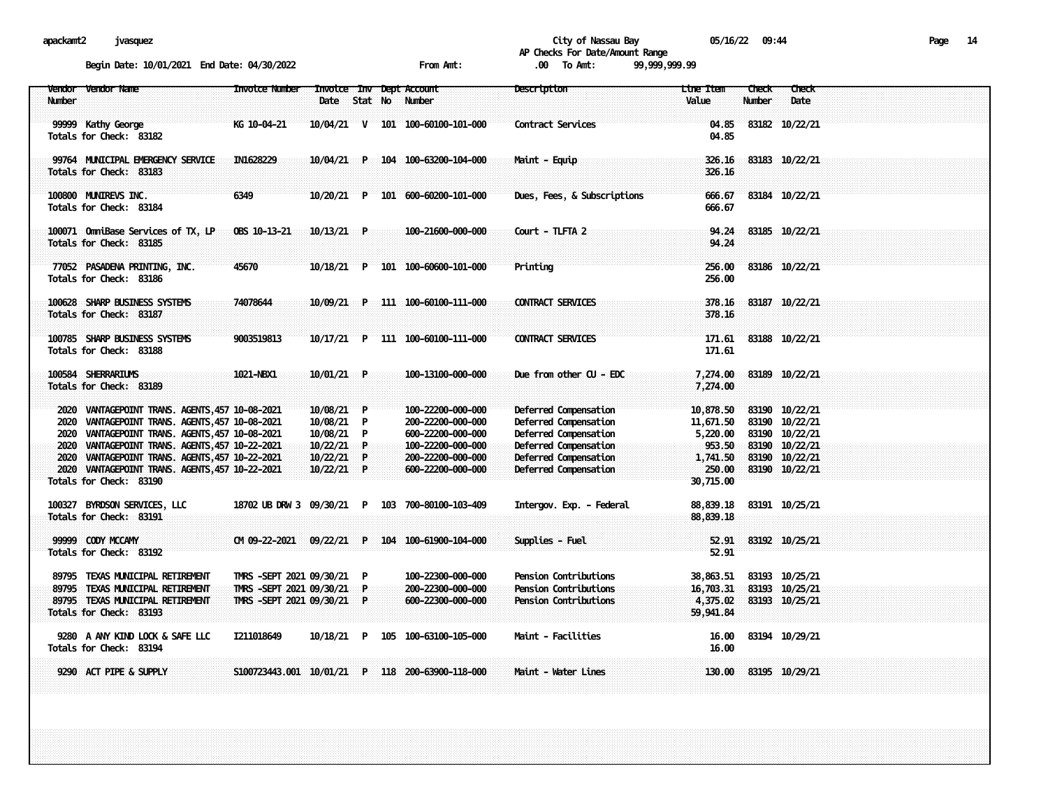City of Nassau Bay
AP Checks For Date/Amount Range

Begin Date: 10/01/2021 End Date: 04/30/2022 From Amt: .00 To Amt: 99,999,999.99

| Vendor Number | Vendor Name | Invoice Number | Invoice Date | Inv Stat | Dept No | Account Number | Description | Line Item Value | Check Number | Check Date |
|---|---|---|---|---|---|---|---|---|---|---|
| 99999 | Kathy George | KG 10-04-21 | 10/04/21 | V | 101 | 100-60100-101-000 | Contract Services | 04.85 | 83182 | 10/22/21 |
| Totals for Check: 83182 | | | | | | | | 04.85 | | |
| 99764 | MUNICIPAL EMERGENCY SERVICE | IN1628229 | 10/04/21 | P | 104 | 100-63200-104-000 | Maint - Equip | 326.16 | 83183 | 10/22/21 |
| Totals for Check: 83183 | | | | | | | | 326.16 | | |
| 100800 | MUNIREVS INC. | 6349 | 10/20/21 | P | 101 | 600-60200-101-000 | Dues, Fees, & Subscriptions | 666.67 | 83184 | 10/22/21 |
| Totals for Check: 83184 | | | | | | | | 666.67 | | |
| 100071 | OmniBase Services of TX, LP | OBS 10-13-21 | 10/13/21 | P | | 100-21600-000-000 | Court - TLFTA 2 | 94.24 | 83185 | 10/22/21 |
| Totals for Check: 83185 | | | | | | | | 94.24 | | |
| 77052 | PASADENA PRINTING, INC. | 45670 | 10/18/21 | P | 101 | 100-60600-101-000 | Printing | 256.00 | 83186 | 10/22/21 |
| Totals for Check: 83186 | | | | | | | | 256.00 | | |
| 100628 | SHARP BUSINESS SYSTEMS | 74078644 | 10/09/21 | P | 111 | 100-60100-111-000 | CONTRACT SERVICES | 378.16 | 83187 | 10/22/21 |
| Totals for Check: 83187 | | | | | | | | 378.16 | | |
| 100785 | SHARP BUSINESS SYSTEMS | 9003519813 | 10/17/21 | P | 111 | 100-60100-111-000 | CONTRACT SERVICES | 171.61 | 83188 | 10/22/21 |
| Totals for Check: 83188 | | | | | | | | 171.61 | | |
| 100584 | SHERRARIUMS | 1021-NBX1 | 10/01/21 | P | | 100-13100-000-000 | Due from other CU - EDC | 7,274.00 | 83189 | 10/22/21 |
| Totals for Check: 83189 | | | | | | | | 7,274.00 | | |
| 2020 | VANTAGEPOINT TRANS. AGENTS,457 | 10-08-2021 | 10/08/21 | P | | 100-22200-000-000 | Deferred Compensation | 10,878.50 | 83190 | 10/22/21 |
| 2020 | VANTAGEPOINT TRANS. AGENTS,457 | 10-08-2021 | 10/08/21 | P | | 200-22200-000-000 | Deferred Compensation | 11,671.50 | 83190 | 10/22/21 |
| 2020 | VANTAGEPOINT TRANS. AGENTS,457 | 10-08-2021 | 10/08/21 | P | | 600-22200-000-000 | Deferred Compensation | 5,220.00 | 83190 | 10/22/21 |
| 2020 | VANTAGEPOINT TRANS. AGENTS,457 | 10-22-2021 | 10/22/21 | P | | 100-22200-000-000 | Deferred Compensation | 953.50 | 83190 | 10/22/21 |
| 2020 | VANTAGEPOINT TRANS. AGENTS,457 | 10-22-2021 | 10/22/21 | P | | 200-22200-000-000 | Deferred Compensation | 1,741.50 | 83190 | 10/22/21 |
| 2020 | VANTAGEPOINT TRANS. AGENTS,457 | 10-22-2021 | 10/22/21 | P | | 600-22200-000-000 | Deferred Compensation | 250.00 | 83190 | 10/22/21 |
| Totals for Check: 83190 | | | | | | | | 30,715.00 | | |
| 100327 | BYRDSON SERVICES, LLC | 18702 UB DRW 3 | 09/30/21 | P | 103 | 700-80100-103-409 | Intergov. Exp. - Federal | 88,839.18 | 83191 | 10/25/21 |
| Totals for Check: 83191 | | | | | | | | 88,839.18 | | |
| 99999 | CODY MCCAMY | CM 09-22-2021 | 09/22/21 | P | 104 | 100-61900-104-000 | Supplies - Fuel | 52.91 | 83192 | 10/25/21 |
| Totals for Check: 83192 | | | | | | | | 52.91 | | |
| 89795 | TEXAS MUNICIPAL RETIREMENT | TMRS -SEPT 2021 | 09/30/21 | P | | 100-22300-000-000 | Pension Contributions | 38,863.51 | 83193 | 10/25/21 |
| 89795 | TEXAS MUNICIPAL RETIREMENT | TMRS -SEPT 2021 | 09/30/21 | P | | 200-22300-000-000 | Pension Contributions | 16,703.31 | 83193 | 10/25/21 |
| 89795 | TEXAS MUNICIPAL RETIREMENT | TMRS -SEPT 2021 | 09/30/21 | P | | 600-22300-000-000 | Pension Contributions | 4,375.02 | 83193 | 10/25/21 |
| Totals for Check: 83193 | | | | | | | | 59,941.84 | | |
| 9280 | A ANY KIND LOCK & SAFE LLC | I211018649 | 10/18/21 | P | 105 | 100-63100-105-000 | Maint - Facilities | 16.00 | 83194 | 10/29/21 |
| Totals for Check: 83194 | | | | | | | | 16.00 | | |
| 9290 | ACT PIPE & SUPPLY | S100723443.001 | 10/01/21 | P | 118 | 200-63900-118-000 | Maint - Water Lines | 130.00 | 83195 | 10/29/21 |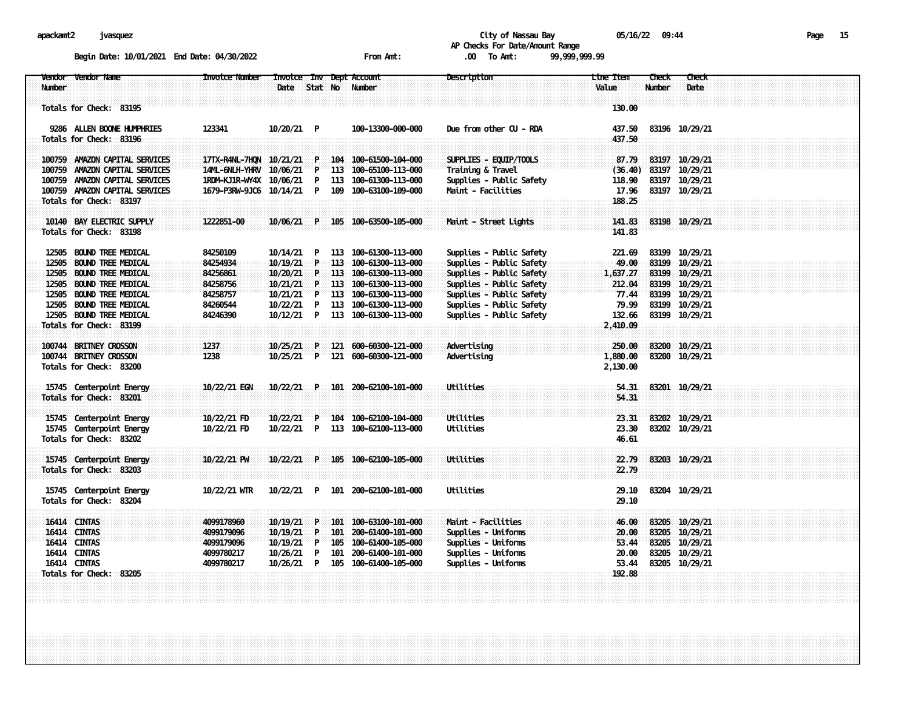City of Nassau Bay
AP Checks For Date/Amount Range

Begin Date: 10/01/2021 End Date: 04/30/2022 From Amt: .00 To Amt: 99,999,999.99

| Vendor Number | Vendor Name | Invoice Number | Invoice Date | Inv Stat | Dept No | Account Number | Description | Line Item Value | Check Number | Check Date |
|---|---|---|---|---|---|---|---|---|---|---|
| Totals for Check: 83195 | | | | | | | | 130.00 | | |
| 9286 | ALLEN BOONE HUMPHRIES | 123341 | 10/20/21 | P | | 100-13300-000-000 | Due from other CU - RDA | 437.50 | 83196 | 10/29/21 |
| Totals for Check: 83196 | | | | | | | | 437.50 | | |
| 100759 | AMAZON CAPITAL SERVICES | 17TX-R4NL-7HQN | 10/21/21 | P | 104 | 100-61500-104-000 | SUPPLIES - EQUIP/TOOLS | 87.79 | 83197 | 10/29/21 |
| 100759 | AMAZON CAPITAL SERVICES | 14ML-6NLH-YHRV | 10/06/21 | P | 113 | 100-65100-113-000 | Training & Travel | (36.40) | 83197 | 10/29/21 |
| 100759 | AMAZON CAPITAL SERVICES | 1RDM-KJ1R-WY4X | 10/06/21 | P | 113 | 100-61300-113-000 | Supplies - Public Safety | 118.90 | 83197 | 10/29/21 |
| 100759 | AMAZON CAPITAL SERVICES | 1679-P3RW-9JC6 | 10/14/21 | P | 109 | 100-63100-109-000 | Maint - Facilities | 17.96 | 83197 | 10/29/21 |
| Totals for Check: 83197 | | | | | | | | 188.25 | | |
| 10140 | BAY ELECTRIC SUPPLY | 1222851-00 | 10/06/21 | P | 105 | 100-63500-105-000 | Maint - Street Lights | 141.83 | 83198 | 10/29/21 |
| Totals for Check: 83198 | | | | | | | | 141.83 | | |
| 12505 | BOUND TREE MEDICAL | 84250109 | 10/14/21 | P | 113 | 100-61300-113-000 | Supplies - Public Safety | 221.69 | 83199 | 10/29/21 |
| 12505 | BOUND TREE MEDICAL | 84254934 | 10/19/21 | P | 113 | 100-61300-113-000 | Supplies - Public Safety | 49.00 | 83199 | 10/29/21 |
| 12505 | BOUND TREE MEDICAL | 84256861 | 10/20/21 | P | 113 | 100-61300-113-000 | Supplies - Public Safety | 1,637.27 | 83199 | 10/29/21 |
| 12505 | BOUND TREE MEDICAL | 84258756 | 10/21/21 | P | 113 | 100-61300-113-000 | Supplies - Public Safety | 212.04 | 83199 | 10/29/21 |
| 12505 | BOUND TREE MEDICAL | 84258757 | 10/21/21 | P | 113 | 100-61300-113-000 | Supplies - Public Safety | 77.44 | 83199 | 10/29/21 |
| 12505 | BOUND TREE MEDICAL | 84260544 | 10/22/21 | P | 113 | 100-61300-113-000 | Supplies - Public Safety | 79.99 | 83199 | 10/29/21 |
| 12505 | BOUND TREE MEDICAL | 84246390 | 10/12/21 | P | 113 | 100-61300-113-000 | Supplies - Public Safety | 132.66 | 83199 | 10/29/21 |
| Totals for Check: 83199 | | | | | | | | 2,410.09 | | |
| 100744 | BRITNEY CROSSON | 1237 | 10/25/21 | P | 121 | 600-60300-121-000 | Advertising | 250.00 | 83200 | 10/29/21 |
| 100744 | BRITNEY CROSSON | 1238 | 10/25/21 | P | 121 | 600-60300-121-000 | Advertising | 1,880.00 | 83200 | 10/29/21 |
| Totals for Check: 83200 | | | | | | | | 2,130.00 | | |
| 15745 | Centerpoint Energy | 10/22/21 EGN | 10/22/21 | P | 101 | 200-62100-101-000 | Utilities | 54.31 | 83201 | 10/29/21 |
| Totals for Check: 83201 | | | | | | | | 54.31 | | |
| 15745 | Centerpoint Energy | 10/22/21 FD | 10/22/21 | P | 104 | 100-62100-104-000 | Utilities | 23.31 | 83202 | 10/29/21 |
| 15745 | Centerpoint Energy | 10/22/21 FD | 10/22/21 | P | 113 | 100-62100-113-000 | Utilities | 23.30 | 83202 | 10/29/21 |
| Totals for Check: 83202 | | | | | | | | 46.61 | | |
| 15745 | Centerpoint Energy | 10/22/21 PW | 10/22/21 | P | 105 | 100-62100-105-000 | Utilities | 22.79 | 83203 | 10/29/21 |
| Totals for Check: 83203 | | | | | | | | 22.79 | | |
| 15745 | Centerpoint Energy | 10/22/21 WTR | 10/22/21 | P | 101 | 200-62100-101-000 | Utilities | 29.10 | 83204 | 10/29/21 |
| Totals for Check: 83204 | | | | | | | | 29.10 | | |
| 16414 | CINTAS | 4099178960 | 10/19/21 | P | 101 | 100-63100-101-000 | Maint - Facilities | 46.00 | 83205 | 10/29/21 |
| 16414 | CINTAS | 4099179096 | 10/19/21 | P | 101 | 200-61400-101-000 | Supplies - Uniforms | 20.00 | 83205 | 10/29/21 |
| 16414 | CINTAS | 4099179096 | 10/19/21 | P | 105 | 100-61400-105-000 | Supplies - Uniforms | 53.44 | 83205 | 10/29/21 |
| 16414 | CINTAS | 4099780217 | 10/26/21 | P | 101 | 200-61400-101-000 | Supplies - Uniforms | 20.00 | 83205 | 10/29/21 |
| 16414 | CINTAS | 4099780217 | 10/26/21 | P | 105 | 100-61400-105-000 | Supplies - Uniforms | 53.44 | 83205 | 10/29/21 |
| Totals for Check: 83205 | | | | | | | | 192.88 | | |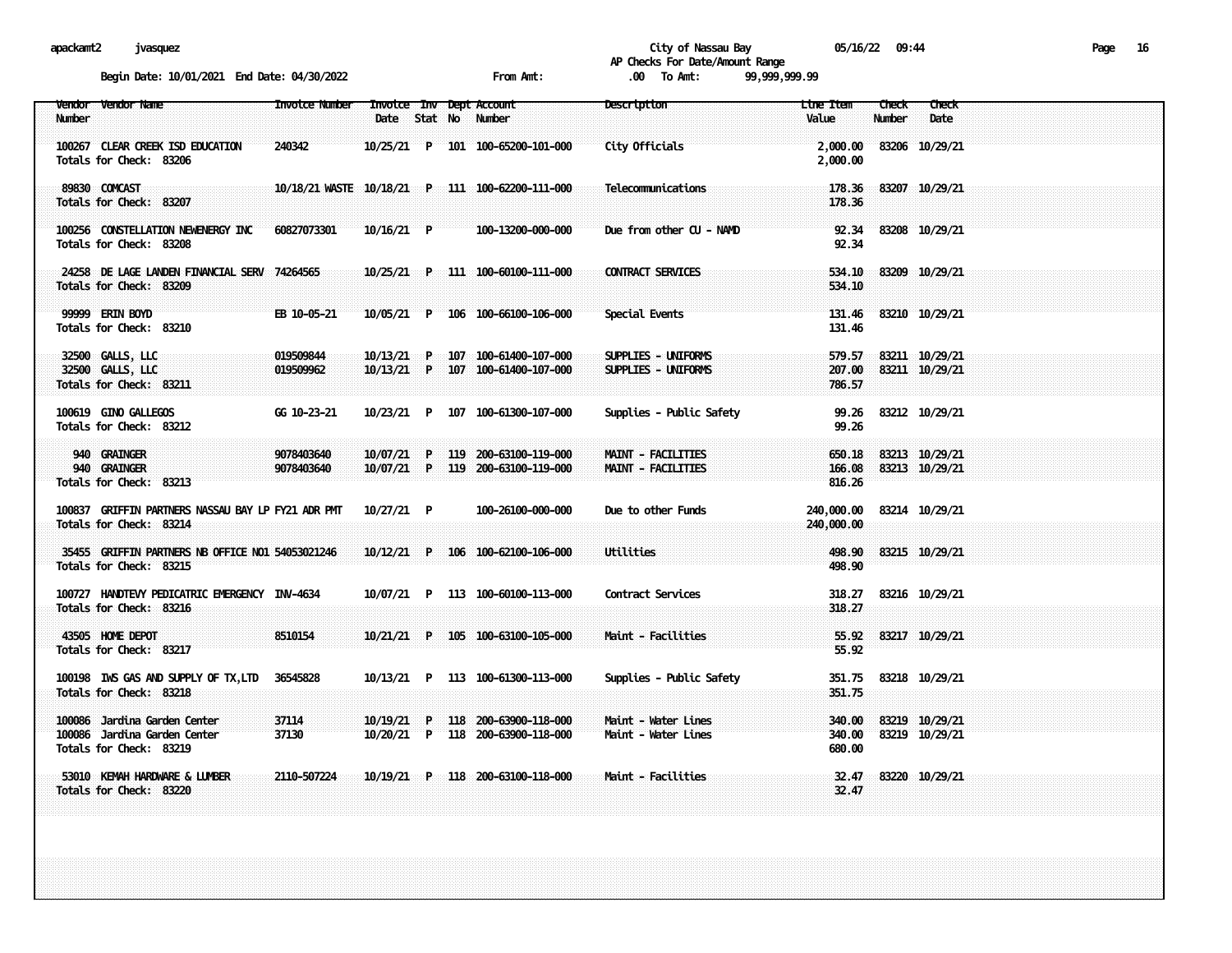apackamt2 jvasquez

City of Nassau Bay 05/16/22 09:44

AP Checks For Date/Amount Range

Begin Date: 10/01/2021 End Date: 04/30/2022 From Amt: .00 To Amt: 99,999,999.99

| Vendor Number | Vendor Name | Invoice Number | Invoice Date | Inv Stat | Dept No | Account Number | Description | Line Item Value | Check Number | Check Date |
|---|---|---|---|---|---|---|---|---|---|---|
| 100267 | CLEAR CREEK ISD EDUCATION | 240342 | 10/25/21 | P | 101 | 100-65200-101-000 | City Officials | 2,000.00 | 83206 | 10/29/21 |
| Totals for Check: 83206 | | | | | | | | 2,000.00 | | |
| 89830 | COMCAST | 10/18/21 WASTE | 10/18/21 | P | 111 | 100-62200-111-000 | Telecommunications | 178.36 | 83207 | 10/29/21 |
| Totals for Check: 83207 | | | | | | | | 178.36 | | |
| 100256 | CONSTELLATION NEWENERGY INC | 60827073301 | 10/16/21 | P | | 100-13200-000-000 | Due from other CU - NAMD | 92.34 | 83208 | 10/29/21 |
| Totals for Check: 83208 | | | | | | | | 92.34 | | |
| 24258 | DE LAGE LANDEN FINANCIAL SERV | 74264565 | 10/25/21 | P | 111 | 100-60100-111-000 | CONTRACT SERVICES | 534.10 | 83209 | 10/29/21 |
| Totals for Check: 83209 | | | | | | | | 534.10 | | |
| 99999 | ERIN BOYD | EB 10-05-21 | 10/05/21 | P | 106 | 100-66100-106-000 | Special Events | 131.46 | 83210 | 10/29/21 |
| Totals for Check: 83210 | | | | | | | | 131.46 | | |
| 32500 | GALLS, LLC | 019509844 | 10/13/21 | P | 107 | 100-61400-107-000 | SUPPLIES - UNIFORMS | 579.57 | 83211 | 10/29/21 |
| 32500 | GALLS, LLC | 019509962 | 10/13/21 | P | 107 | 100-61400-107-000 | SUPPLIES - UNIFORMS | 207.00 | 83211 | 10/29/21 |
| Totals for Check: 83211 | | | | | | | | 786.57 | | |
| 100619 | GINO GALLEGOS | GG 10-23-21 | 10/23/21 | P | 107 | 100-61300-107-000 | Supplies - Public Safety | 99.26 | 83212 | 10/29/21 |
| Totals for Check: 83212 | | | | | | | | 99.26 | | |
| 940 | GRAINGER | 9078403640 | 10/07/21 | P | 119 | 200-63100-119-000 | MAINT - FACILITIES | 650.18 | 83213 | 10/29/21 |
| 940 | GRAINGER | 9078403640 | 10/07/21 | P | 119 | 200-63100-119-000 | MAINT - FACILITIES | 166.08 | 83213 | 10/29/21 |
| Totals for Check: 83213 | | | | | | | | 816.26 | | |
| 100837 | GRIFFIN PARTNERS NASSAU BAY LP | FY21 ADR PMT | 10/27/21 | P | | 100-26100-000-000 | Due to other Funds | 240,000.00 | 83214 | 10/29/21 |
| Totals for Check: 83214 | | | | | | | | 240,000.00 | | |
| 35455 | GRIFFIN PARTNERS NB OFFICE NO1 | 54053021246 | 10/12/21 | P | 106 | 100-62100-106-000 | Utilities | 498.90 | 83215 | 10/29/21 |
| Totals for Check: 83215 | | | | | | | | 498.90 | | |
| 100727 | HANDTEVY PEDICATRIC EMERGENCY | INV-4634 | 10/07/21 | P | 113 | 100-60100-113-000 | Contract Services | 318.27 | 83216 | 10/29/21 |
| Totals for Check: 83216 | | | | | | | | 318.27 | | |
| 43505 | HOME DEPOT | 8510154 | 10/21/21 | P | 105 | 100-63100-105-000 | Maint - Facilities | 55.92 | 83217 | 10/29/21 |
| Totals for Check: 83217 | | | | | | | | 55.92 | | |
| 100198 | IWS GAS AND SUPPLY OF TX,LTD | 36545828 | 10/13/21 | P | 113 | 100-61300-113-000 | Supplies - Public Safety | 351.75 | 83218 | 10/29/21 |
| Totals for Check: 83218 | | | | | | | | 351.75 | | |
| 100086 | Jardina Garden Center | 37114 | 10/19/21 | P | 118 | 200-63900-118-000 | Maint - Water Lines | 340.00 | 83219 | 10/29/21 |
| 100086 | Jardina Garden Center | 37130 | 10/20/21 | P | 118 | 200-63900-118-000 | Maint - Water Lines | 340.00 | 83219 | 10/29/21 |
| Totals for Check: 83219 | | | | | | | | 680.00 | | |
| 53010 | KEMAH HARDWARE & LUMBER | 2110-507224 | 10/19/21 | P | 118 | 200-63100-118-000 | Maint - Facilities | 32.47 | 83220 | 10/29/21 |
| Totals for Check: 83220 | | | | | | | | 32.47 | | |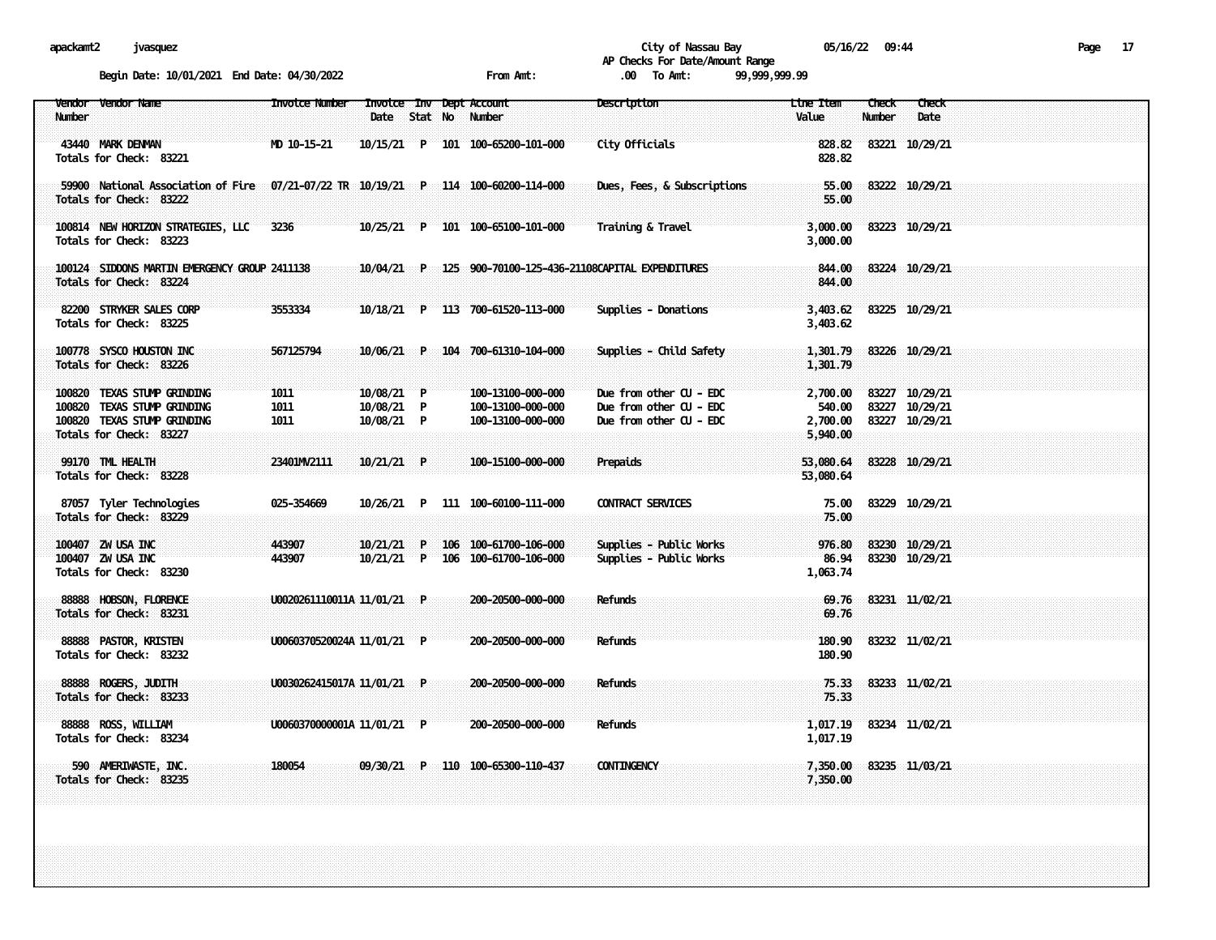City of Nassau Bay
AP Checks For Date/Amount Range

Begin Date: 10/01/2021 End Date: 04/30/2022    From Amt: .00 To Amt: 99,999,999.99

| Vendor Number | Vendor Name | Invoice Number | Invoice Date | Inv Stat | Dept No | Account Number | Description | Line Item Value | Check Number | Check Date |
|---|---|---|---|---|---|---|---|---|---|---|
| 43440 | MARK DENMAN | MD 10-15-21 | 10/15/21 | P | 101 | 100-65200-101-000 | City Officials | 828.82 | 83221 | 10/29/21 |
| Totals for Check: 83221 | | | | | | | | 828.82 | | |
| 59900 | National Association of Fire | 07/21-07/22 TR | 10/19/21 | P | 114 | 100-60200-114-000 | Dues, Fees, & Subscriptions | 55.00 | 83222 | 10/29/21 |
| Totals for Check: 83222 | | | | | | | | 55.00 | | |
| 100814 | NEW HORIZON STRATEGIES, LLC | 3236 | 10/25/21 | P | 101 | 100-65100-101-000 | Training & Travel | 3,000.00 | 83223 | 10/29/21 |
| Totals for Check: 83223 | | | | | | | | 3,000.00 | | |
| 100124 | SIDDONS MARTIN EMERGENCY GROUP | 2411138 | 10/04/21 | P | 125 | 900-70100-125-436-21108 | CAPITAL EXPENDITURES | 844.00 | 83224 | 10/29/21 |
| Totals for Check: 83224 | | | | | | | | 844.00 | | |
| 82200 | STRYKER SALES CORP | 3553334 | 10/18/21 | P | 113 | 700-61520-113-000 | Supplies - Donations | 3,403.62 | 83225 | 10/29/21 |
| Totals for Check: 83225 | | | | | | | | 3,403.62 | | |
| 100778 | SYSCO HOUSTON INC | 567125794 | 10/06/21 | P | 104 | 700-61310-104-000 | Supplies - Child Safety | 1,301.79 | 83226 | 10/29/21 |
| Totals for Check: 83226 | | | | | | | | 1,301.79 | | |
| 100820 | TEXAS STUMP GRINDING | 1011 | 10/08/21 | P | | 100-13100-000-000 | Due from other CU - EDC | 2,700.00 | 83227 | 10/29/21 |
| 100820 | TEXAS STUMP GRINDING | 1011 | 10/08/21 | P | | 100-13100-000-000 | Due from other CU - EDC | 540.00 | 83227 | 10/29/21 |
| 100820 | TEXAS STUMP GRINDING | 1011 | 10/08/21 | P | | 100-13100-000-000 | Due from other CU - EDC | 2,700.00 | 83227 | 10/29/21 |
| Totals for Check: 83227 | | | | | | | | 5,940.00 | | |
| 99170 | TML HEALTH | 23401MV2111 | 10/21/21 | P | | 100-15100-000-000 | Prepaids | 53,080.64 | 83228 | 10/29/21 |
| Totals for Check: 83228 | | | | | | | | 53,080.64 | | |
| 87057 | Tyler Technologies | 025-354669 | 10/26/21 | P | 111 | 100-60100-111-000 | CONTRACT SERVICES | 75.00 | 83229 | 10/29/21 |
| Totals for Check: 83229 | | | | | | | | 75.00 | | |
| 100407 | ZW USA INC | 443907 | 10/21/21 | P | 106 | 100-61700-106-000 | Supplies - Public Works | 976.80 | 83230 | 10/29/21 |
| 100407 | ZW USA INC | 443907 | 10/21/21 | P | 106 | 100-61700-106-000 | Supplies - Public Works | 86.94 | 83230 | 10/29/21 |
| Totals for Check: 83230 | | | | | | | | 1,063.74 | | |
| 88888 | HOBSON, FLORENCE | U0020261110011A | 11/01/21 | P | | 200-20500-000-000 | Refunds | 69.76 | 83231 | 11/02/21 |
| Totals for Check: 83231 | | | | | | | | 69.76 | | |
| 88888 | PASTOR, KRISTEN | U0060370520024A | 11/01/21 | P | | 200-20500-000-000 | Refunds | 180.90 | 83232 | 11/02/21 |
| Totals for Check: 83232 | | | | | | | | 180.90 | | |
| 88888 | ROGERS, JUDITH | U0030262415017A | 11/01/21 | P | | 200-20500-000-000 | Refunds | 75.33 | 83233 | 11/02/21 |
| Totals for Check: 83233 | | | | | | | | 75.33 | | |
| 88888 | ROSS, WILLIAM | U0060370000001A | 11/01/21 | P | | 200-20500-000-000 | Refunds | 1,017.19 | 83234 | 11/02/21 |
| Totals for Check: 83234 | | | | | | | | 1,017.19 | | |
| 590 | AMERIWASTE, INC. | 180054 | 09/30/21 | P | 110 | 100-65300-110-437 | CONTINGENCY | 7,350.00 | 83235 | 11/03/21 |
| Totals for Check: 83235 | | | | | | | | 7,350.00 | | |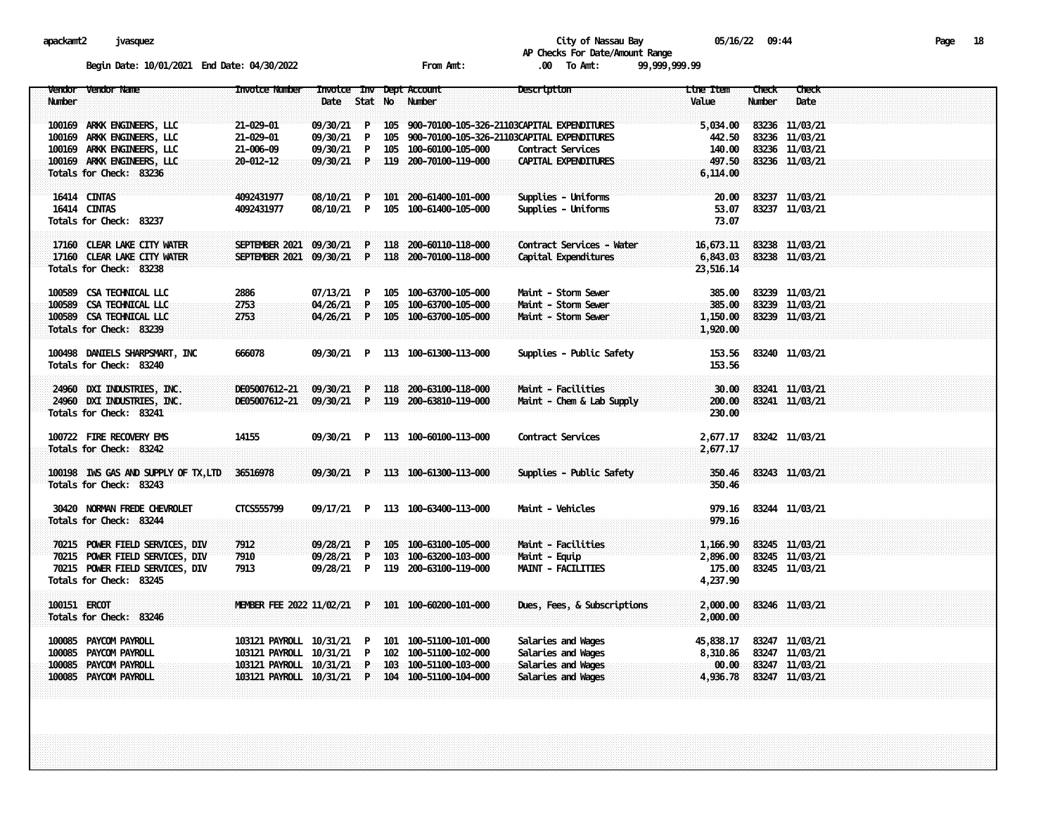City of Nassau Bay
AP Checks For Date/Amount Range

Begin Date: 10/01/2021 End Date: 04/30/2022 From Amt: .00 To Amt: 99,999,999.99

| Vendor Number | Vendor Name | Invoice Number | Invoice Date | Inv Stat | Dept No | Account Number | Description | Line Item Value | Check Number | Check Date |
|---|---|---|---|---|---|---|---|---|---|---|
| 100169 | ARKK ENGINEERS, LLC | 21-029-01 | 09/30/21 | P | 105 | 900-70100-105-326-21103 | CAPITAL EXPENDITURES | 5,034.00 | 83236 | 11/03/21 |
| 100169 | ARKK ENGINEERS, LLC | 21-029-01 | 09/30/21 | P | 105 | 900-70100-105-326-21103 | CAPITAL EXPENDITURES | 442.50 | 83236 | 11/03/21 |
| 100169 | ARKK ENGINEERS, LLC | 21-006-09 | 09/30/21 | P | 105 | 100-60100-105-000 | Contract Services | 140.00 | 83236 | 11/03/21 |
| 100169 | ARKK ENGINEERS, LLC | 20-012-12 | 09/30/21 | P | 119 | 200-70100-119-000 | CAPITAL EXPENDITURES | 497.50 | 83236 | 11/03/21 |
| Totals for Check: 83236 | | | | | | | | 6,114.00 | | |
| 16414 | CINTAS | 4092431977 | 08/10/21 | P | 101 | 200-61400-101-000 | Supplies - Uniforms | 20.00 | 83237 | 11/03/21 |
| 16414 | CINTAS | 4092431977 | 08/10/21 | P | 105 | 100-61400-105-000 | Supplies - Uniforms | 53.07 | 83237 | 11/03/21 |
| Totals for Check: 83237 | | | | | | | | 73.07 | | |
| 17160 | CLEAR LAKE CITY WATER | SEPTEMBER 2021 | 09/30/21 | P | 118 | 200-60110-118-000 | Contract Services - Water | 16,673.11 | 83238 | 11/03/21 |
| 17160 | CLEAR LAKE CITY WATER | SEPTEMBER 2021 | 09/30/21 | P | 118 | 200-70100-118-000 | Capital Expenditures | 6,843.03 | 83238 | 11/03/21 |
| Totals for Check: 83238 | | | | | | | | 23,516.14 | | |
| 100589 | CSA TECHNICAL LLC | 2886 | 07/13/21 | P | 105 | 100-63700-105-000 | Maint - Storm Sewer | 385.00 | 83239 | 11/03/21 |
| 100589 | CSA TECHNICAL LLC | 2753 | 04/26/21 | P | 105 | 100-63700-105-000 | Maint - Storm Sewer | 385.00 | 83239 | 11/03/21 |
| 100589 | CSA TECHNICAL LLC | 2753 | 04/26/21 | P | 105 | 100-63700-105-000 | Maint - Storm Sewer | 1,150.00 | 83239 | 11/03/21 |
| Totals for Check: 83239 | | | | | | | | 1,920.00 | | |
| 100498 | DANIELS SHARPSMART, INC | 666078 | 09/30/21 | P | 113 | 100-61300-113-000 | Supplies - Public Safety | 153.56 | 83240 | 11/03/21 |
| Totals for Check: 83240 | | | | | | | | 153.56 | | |
| 24960 | DXI INDUSTRIES, INC. | DE05007612-21 | 09/30/21 | P | 118 | 200-63100-118-000 | Maint - Facilities | 30.00 | 83241 | 11/03/21 |
| 24960 | DXI INDUSTRIES, INC. | DE05007612-21 | 09/30/21 | P | 119 | 200-63810-119-000 | Maint - Chem & Lab Supply | 200.00 | 83241 | 11/03/21 |
| Totals for Check: 83241 | | | | | | | | 230.00 | | |
| 100722 | FIRE RECOVERY EMS | 14155 | 09/30/21 | P | 113 | 100-60100-113-000 | Contract Services | 2,677.17 | 83242 | 11/03/21 |
| Totals for Check: 83242 | | | | | | | | 2,677.17 | | |
| 100198 | IWS GAS AND SUPPLY OF TX,LTD | 36516978 | 09/30/21 | P | 113 | 100-61300-113-000 | Supplies - Public Safety | 350.46 | 83243 | 11/03/21 |
| Totals for Check: 83243 | | | | | | | | 350.46 | | |
| 30420 | NORMAN FREDE CHEVROLET | CTCS555799 | 09/17/21 | P | 113 | 100-63400-113-000 | Maint - Vehicles | 979.16 | 83244 | 11/03/21 |
| Totals for Check: 83244 | | | | | | | | 979.16 | | |
| 70215 | POWER FIELD SERVICES, DIV | 7912 | 09/28/21 | P | 105 | 100-63100-105-000 | Maint - Facilities | 1,166.90 | 83245 | 11/03/21 |
| 70215 | POWER FIELD SERVICES, DIV | 7910 | 09/28/21 | P | 103 | 100-63200-103-000 | Maint - Equip | 2,896.00 | 83245 | 11/03/21 |
| 70215 | POWER FIELD SERVICES, DIV | 7913 | 09/28/21 | P | 119 | 200-63100-119-000 | MAINT - FACILITIES | 175.00 | 83245 | 11/03/21 |
| Totals for Check: 83245 | | | | | | | | 4,237.90 | | |
| 100151 | ERCOT | MEMBER FEE 2022 | 11/02/21 | P | 101 | 100-60200-101-000 | Dues, Fees, & Subscriptions | 2,000.00 | 83246 | 11/03/21 |
| Totals for Check: 83246 | | | | | | | | 2,000.00 | | |
| 100085 | PAYCOM PAYROLL | 103121 PAYROLL | 10/31/21 | P | 101 | 100-51100-101-000 | Salaries and Wages | 45,838.17 | 83247 | 11/03/21 |
| 100085 | PAYCOM PAYROLL | 103121 PAYROLL | 10/31/21 | P | 102 | 100-51100-102-000 | Salaries and Wages | 8,310.86 | 83247 | 11/03/21 |
| 100085 | PAYCOM PAYROLL | 103121 PAYROLL | 10/31/21 | P | 103 | 100-51100-103-000 | Salaries and Wages | 00.00 | 83247 | 11/03/21 |
| 100085 | PAYCOM PAYROLL | 103121 PAYROLL | 10/31/21 | P | 104 | 100-51100-104-000 | Salaries and Wages | 4,936.78 | 83247 | 11/03/21 |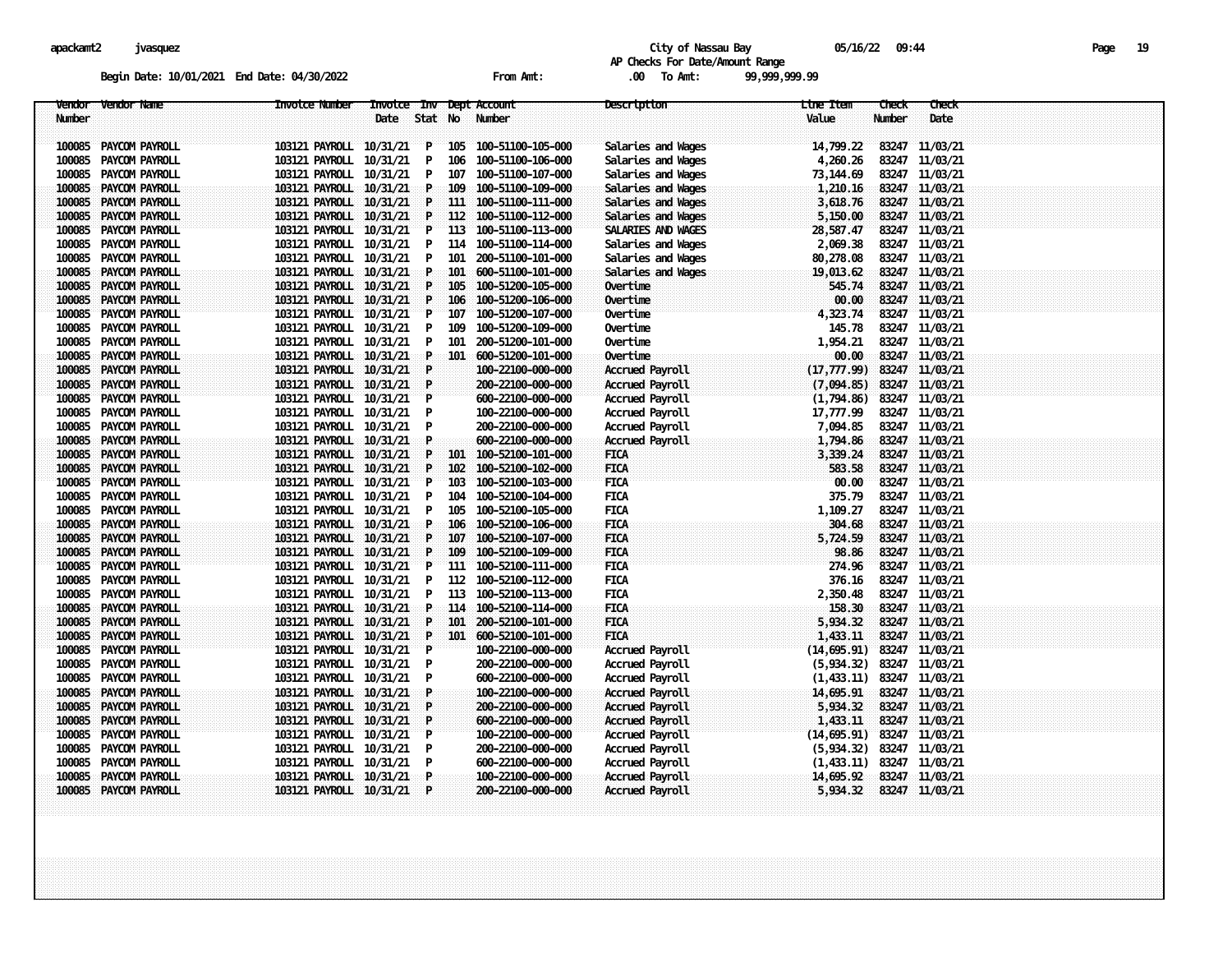apackamt2 jvasquez

City of Nassau Bay 05/16/22 09:44

AP Checks For Date/Amount Range

Begin Date: 10/01/2021 End Date: 04/30/2022 From Amt: .00 To Amt: 99,999,999.99

| Vendor Number | Vendor Name | Invoice Number | Invoice Date | Inv Stat | Dept No | Account Number | Description | Line Item Value | Check Number | Check Date |
|---|---|---|---|---|---|---|---|---|---|---|
| 100085 | PAYCOM PAYROLL | 103121 PAYROLL | 10/31/21 | P | 105 | 100-51100-105-000 | Salaries and Wages | 14,799.22 | 83247 | 11/03/21 |
| 100085 | PAYCOM PAYROLL | 103121 PAYROLL | 10/31/21 | P | 106 | 100-51100-106-000 | Salaries and Wages | 4,260.26 | 83247 | 11/03/21 |
| 100085 | PAYCOM PAYROLL | 103121 PAYROLL | 10/31/21 | P | 107 | 100-51100-107-000 | Salaries and Wages | 73,144.69 | 83247 | 11/03/21 |
| 100085 | PAYCOM PAYROLL | 103121 PAYROLL | 10/31/21 | P | 109 | 100-51100-109-000 | Salaries and Wages | 1,210.16 | 83247 | 11/03/21 |
| 100085 | PAYCOM PAYROLL | 103121 PAYROLL | 10/31/21 | P | 111 | 100-51100-111-000 | Salaries and Wages | 3,618.76 | 83247 | 11/03/21 |
| 100085 | PAYCOM PAYROLL | 103121 PAYROLL | 10/31/21 | P | 112 | 100-51100-112-000 | Salaries and Wages | 5,150.00 | 83247 | 11/03/21 |
| 100085 | PAYCOM PAYROLL | 103121 PAYROLL | 10/31/21 | P | 113 | 100-51100-113-000 | SALARIES AND WAGES | 28,587.47 | 83247 | 11/03/21 |
| 100085 | PAYCOM PAYROLL | 103121 PAYROLL | 10/31/21 | P | 114 | 100-51100-114-000 | Salaries and Wages | 2,069.38 | 83247 | 11/03/21 |
| 100085 | PAYCOM PAYROLL | 103121 PAYROLL | 10/31/21 | P | 101 | 200-51100-101-000 | Salaries and Wages | 80,278.08 | 83247 | 11/03/21 |
| 100085 | PAYCOM PAYROLL | 103121 PAYROLL | 10/31/21 | P | 101 | 600-51100-101-000 | Salaries and Wages | 19,013.62 | 83247 | 11/03/21 |
| 100085 | PAYCOM PAYROLL | 103121 PAYROLL | 10/31/21 | P | 105 | 100-51200-105-000 | Overtime | 545.74 | 83247 | 11/03/21 |
| 100085 | PAYCOM PAYROLL | 103121 PAYROLL | 10/31/21 | P | 106 | 100-51200-106-000 | Overtime | 00.00 | 83247 | 11/03/21 |
| 100085 | PAYCOM PAYROLL | 103121 PAYROLL | 10/31/21 | P | 107 | 100-51200-107-000 | Overtime | 4,323.74 | 83247 | 11/03/21 |
| 100085 | PAYCOM PAYROLL | 103121 PAYROLL | 10/31/21 | P | 109 | 100-51200-109-000 | Overtime | 145.78 | 83247 | 11/03/21 |
| 100085 | PAYCOM PAYROLL | 103121 PAYROLL | 10/31/21 | P | 101 | 200-51200-101-000 | Overtime | 1,954.21 | 83247 | 11/03/21 |
| 100085 | PAYCOM PAYROLL | 103121 PAYROLL | 10/31/21 | P | 101 | 600-51200-101-000 | Overtime | 00.00 | 83247 | 11/03/21 |
| 100085 | PAYCOM PAYROLL | 103121 PAYROLL | 10/31/21 | P | | 100-22100-000-000 | Accrued Payroll | (17,777.99) | 83247 | 11/03/21 |
| 100085 | PAYCOM PAYROLL | 103121 PAYROLL | 10/31/21 | P | | 200-22100-000-000 | Accrued Payroll | (7,094.85) | 83247 | 11/03/21 |
| 100085 | PAYCOM PAYROLL | 103121 PAYROLL | 10/31/21 | P | | 600-22100-000-000 | Accrued Payroll | (1,794.86) | 83247 | 11/03/21 |
| 100085 | PAYCOM PAYROLL | 103121 PAYROLL | 10/31/21 | P | | 100-22100-000-000 | Accrued Payroll | 17,777.99 | 83247 | 11/03/21 |
| 100085 | PAYCOM PAYROLL | 103121 PAYROLL | 10/31/21 | P | | 200-22100-000-000 | Accrued Payroll | 7,094.85 | 83247 | 11/03/21 |
| 100085 | PAYCOM PAYROLL | 103121 PAYROLL | 10/31/21 | P | | 600-22100-000-000 | Accrued Payroll | 1,794.86 | 83247 | 11/03/21 |
| 100085 | PAYCOM PAYROLL | 103121 PAYROLL | 10/31/21 | P | 101 | 100-52100-101-000 | FICA | 3,339.24 | 83247 | 11/03/21 |
| 100085 | PAYCOM PAYROLL | 103121 PAYROLL | 10/31/21 | P | 102 | 100-52100-102-000 | FICA | 583.58 | 83247 | 11/03/21 |
| 100085 | PAYCOM PAYROLL | 103121 PAYROLL | 10/31/21 | P | 103 | 100-52100-103-000 | FICA | 00.00 | 83247 | 11/03/21 |
| 100085 | PAYCOM PAYROLL | 103121 PAYROLL | 10/31/21 | P | 104 | 100-52100-104-000 | FICA | 375.79 | 83247 | 11/03/21 |
| 100085 | PAYCOM PAYROLL | 103121 PAYROLL | 10/31/21 | P | 105 | 100-52100-105-000 | FICA | 1,109.27 | 83247 | 11/03/21 |
| 100085 | PAYCOM PAYROLL | 103121 PAYROLL | 10/31/21 | P | 106 | 100-52100-106-000 | FICA | 304.68 | 83247 | 11/03/21 |
| 100085 | PAYCOM PAYROLL | 103121 PAYROLL | 10/31/21 | P | 107 | 100-52100-107-000 | FICA | 5,724.59 | 83247 | 11/03/21 |
| 100085 | PAYCOM PAYROLL | 103121 PAYROLL | 10/31/21 | P | 109 | 100-52100-109-000 | FICA | 98.86 | 83247 | 11/03/21 |
| 100085 | PAYCOM PAYROLL | 103121 PAYROLL | 10/31/21 | P | 111 | 100-52100-111-000 | FICA | 274.96 | 83247 | 11/03/21 |
| 100085 | PAYCOM PAYROLL | 103121 PAYROLL | 10/31/21 | P | 112 | 100-52100-112-000 | FICA | 376.16 | 83247 | 11/03/21 |
| 100085 | PAYCOM PAYROLL | 103121 PAYROLL | 10/31/21 | P | 113 | 100-52100-113-000 | FICA | 2,350.48 | 83247 | 11/03/21 |
| 100085 | PAYCOM PAYROLL | 103121 PAYROLL | 10/31/21 | P | 114 | 100-52100-114-000 | FICA | 158.30 | 83247 | 11/03/21 |
| 100085 | PAYCOM PAYROLL | 103121 PAYROLL | 10/31/21 | P | 101 | 200-52100-101-000 | FICA | 5,934.32 | 83247 | 11/03/21 |
| 100085 | PAYCOM PAYROLL | 103121 PAYROLL | 10/31/21 | P | 101 | 600-52100-101-000 | FICA | 1,433.11 | 83247 | 11/03/21 |
| 100085 | PAYCOM PAYROLL | 103121 PAYROLL | 10/31/21 | P | | 100-22100-000-000 | Accrued Payroll | (14,695.91) | 83247 | 11/03/21 |
| 100085 | PAYCOM PAYROLL | 103121 PAYROLL | 10/31/21 | P | | 200-22100-000-000 | Accrued Payroll | (5,934.32) | 83247 | 11/03/21 |
| 100085 | PAYCOM PAYROLL | 103121 PAYROLL | 10/31/21 | P | | 600-22100-000-000 | Accrued Payroll | (1,433.11) | 83247 | 11/03/21 |
| 100085 | PAYCOM PAYROLL | 103121 PAYROLL | 10/31/21 | P | | 100-22100-000-000 | Accrued Payroll | 14,695.91 | 83247 | 11/03/21 |
| 100085 | PAYCOM PAYROLL | 103121 PAYROLL | 10/31/21 | P | | 200-22100-000-000 | Accrued Payroll | 5,934.32 | 83247 | 11/03/21 |
| 100085 | PAYCOM PAYROLL | 103121 PAYROLL | 10/31/21 | P | | 600-22100-000-000 | Accrued Payroll | 1,433.11 | 83247 | 11/03/21 |
| 100085 | PAYCOM PAYROLL | 103121 PAYROLL | 10/31/21 | P | | 100-22100-000-000 | Accrued Payroll | (14,695.91) | 83247 | 11/03/21 |
| 100085 | PAYCOM PAYROLL | 103121 PAYROLL | 10/31/21 | P | | 200-22100-000-000 | Accrued Payroll | (5,934.32) | 83247 | 11/03/21 |
| 100085 | PAYCOM PAYROLL | 103121 PAYROLL | 10/31/21 | P | | 600-22100-000-000 | Accrued Payroll | (1,433.11) | 83247 | 11/03/21 |
| 100085 | PAYCOM PAYROLL | 103121 PAYROLL | 10/31/21 | P | | 100-22100-000-000 | Accrued Payroll | 14,695.92 | 83247 | 11/03/21 |
| 100085 | PAYCOM PAYROLL | 103121 PAYROLL | 10/31/21 | P | | 200-22100-000-000 | Accrued Payroll | 5,934.32 | 83247 | 11/03/21 |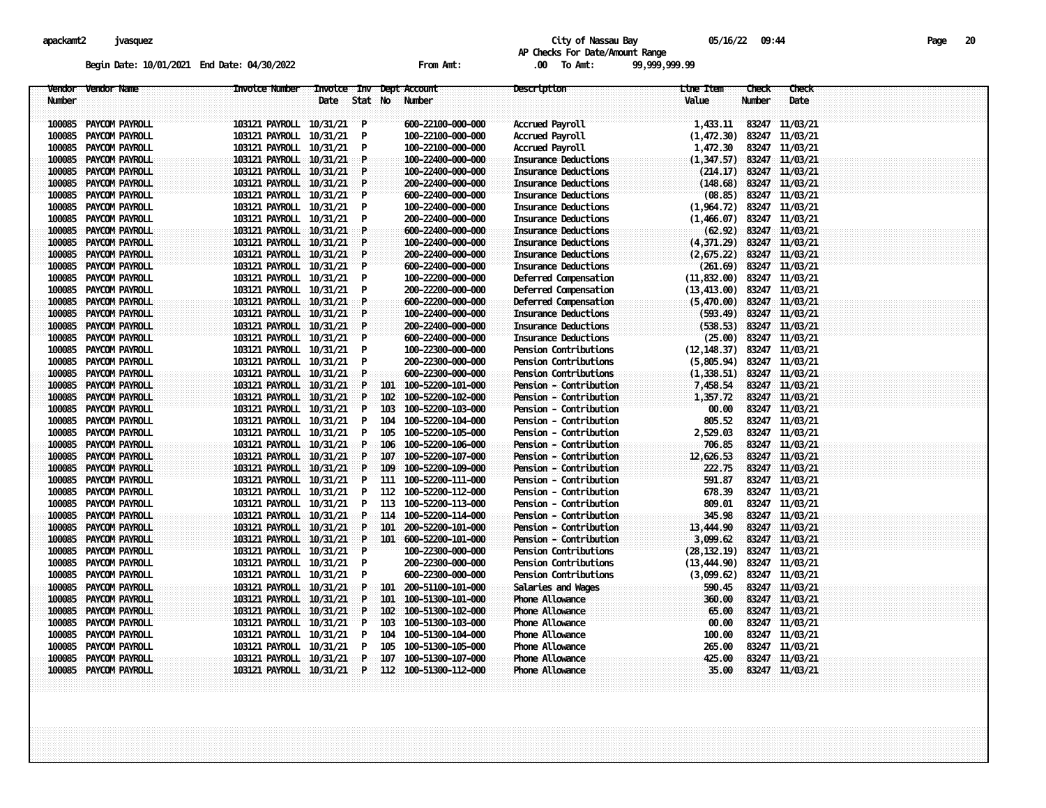City of Nassau Bay

AP Checks For Date/Amount Range

Begin Date: 10/01/2021 End Date: 04/30/2022 From Amt: .00 To Amt: 99,999,999.99

| Vendor Number | Vendor Name | Invoice Number | Invoice Date | Inv Stat | Dept No | Account Number | Description | Line Item Value | Check Number | Check Date |
|---|---|---|---|---|---|---|---|---|---|---|
| 100085 | PAYCOM PAYROLL | 103121 PAYROLL | 10/31/21 | P | | 600-22100-000-000 | Accrued Payroll | 1,433.11 | 83247 | 11/03/21 |
| 100085 | PAYCOM PAYROLL | 103121 PAYROLL | 10/31/21 | P | | 100-22100-000-000 | Accrued Payroll | (1,472.30) | 83247 | 11/03/21 |
| 100085 | PAYCOM PAYROLL | 103121 PAYROLL | 10/31/21 | P | | 100-22100-000-000 | Accrued Payroll | 1,472.30 | 83247 | 11/03/21 |
| 100085 | PAYCOM PAYROLL | 103121 PAYROLL | 10/31/21 | P | | 100-22400-000-000 | Insurance Deductions | (1,347.57) | 83247 | 11/03/21 |
| 100085 | PAYCOM PAYROLL | 103121 PAYROLL | 10/31/21 | P | | 100-22400-000-000 | Insurance Deductions | (214.17) | 83247 | 11/03/21 |
| 100085 | PAYCOM PAYROLL | 103121 PAYROLL | 10/31/21 | P | | 200-22400-000-000 | Insurance Deductions | (148.68) | 83247 | 11/03/21 |
| 100085 | PAYCOM PAYROLL | 103121 PAYROLL | 10/31/21 | P | | 600-22400-000-000 | Insurance Deductions | (08.85) | 83247 | 11/03/21 |
| 100085 | PAYCOM PAYROLL | 103121 PAYROLL | 10/31/21 | P | | 100-22400-000-000 | Insurance Deductions | (1,964.72) | 83247 | 11/03/21 |
| 100085 | PAYCOM PAYROLL | 103121 PAYROLL | 10/31/21 | P | | 200-22400-000-000 | Insurance Deductions | (1,466.07) | 83247 | 11/03/21 |
| 100085 | PAYCOM PAYROLL | 103121 PAYROLL | 10/31/21 | P | | 600-22400-000-000 | Insurance Deductions | (62.92) | 83247 | 11/03/21 |
| 100085 | PAYCOM PAYROLL | 103121 PAYROLL | 10/31/21 | P | | 100-22400-000-000 | Insurance Deductions | (4,371.29) | 83247 | 11/03/21 |
| 100085 | PAYCOM PAYROLL | 103121 PAYROLL | 10/31/21 | P | | 200-22400-000-000 | Insurance Deductions | (2,675.22) | 83247 | 11/03/21 |
| 100085 | PAYCOM PAYROLL | 103121 PAYROLL | 10/31/21 | P | | 600-22400-000-000 | Insurance Deductions | (261.69) | 83247 | 11/03/21 |
| 100085 | PAYCOM PAYROLL | 103121 PAYROLL | 10/31/21 | P | | 100-22200-000-000 | Deferred Compensation | (11,832.00) | 83247 | 11/03/21 |
| 100085 | PAYCOM PAYROLL | 103121 PAYROLL | 10/31/21 | P | | 200-22200-000-000 | Deferred Compensation | (13,413.00) | 83247 | 11/03/21 |
| 100085 | PAYCOM PAYROLL | 103121 PAYROLL | 10/31/21 | P | | 600-22200-000-000 | Deferred Compensation | (5,470.00) | 83247 | 11/03/21 |
| 100085 | PAYCOM PAYROLL | 103121 PAYROLL | 10/31/21 | P | | 100-22400-000-000 | Insurance Deductions | (593.49) | 83247 | 11/03/21 |
| 100085 | PAYCOM PAYROLL | 103121 PAYROLL | 10/31/21 | P | | 200-22400-000-000 | Insurance Deductions | (538.53) | 83247 | 11/03/21 |
| 100085 | PAYCOM PAYROLL | 103121 PAYROLL | 10/31/21 | P | | 600-22400-000-000 | Insurance Deductions | (25.00) | 83247 | 11/03/21 |
| 100085 | PAYCOM PAYROLL | 103121 PAYROLL | 10/31/21 | P | | 100-22300-000-000 | Pension Contributions | (12,148.37) | 83247 | 11/03/21 |
| 100085 | PAYCOM PAYROLL | 103121 PAYROLL | 10/31/21 | P | | 200-22300-000-000 | Pension Contributions | (5,805.94) | 83247 | 11/03/21 |
| 100085 | PAYCOM PAYROLL | 103121 PAYROLL | 10/31/21 | P | | 600-22300-000-000 | Pension Contributions | (1,338.51) | 83247 | 11/03/21 |
| 100085 | PAYCOM PAYROLL | 103121 PAYROLL | 10/31/21 | P | 101 | 100-52200-101-000 | Pension - Contribution | 7,458.54 | 83247 | 11/03/21 |
| 100085 | PAYCOM PAYROLL | 103121 PAYROLL | 10/31/21 | P | 102 | 100-52200-102-000 | Pension - Contribution | 1,357.72 | 83247 | 11/03/21 |
| 100085 | PAYCOM PAYROLL | 103121 PAYROLL | 10/31/21 | P | 103 | 100-52200-103-000 | Pension - Contribution | 00.00 | 83247 | 11/03/21 |
| 100085 | PAYCOM PAYROLL | 103121 PAYROLL | 10/31/21 | P | 104 | 100-52200-104-000 | Pension - Contribution | 805.52 | 83247 | 11/03/21 |
| 100085 | PAYCOM PAYROLL | 103121 PAYROLL | 10/31/21 | P | 105 | 100-52200-105-000 | Pension - Contribution | 2,529.03 | 83247 | 11/03/21 |
| 100085 | PAYCOM PAYROLL | 103121 PAYROLL | 10/31/21 | P | 106 | 100-52200-106-000 | Pension - Contribution | 706.85 | 83247 | 11/03/21 |
| 100085 | PAYCOM PAYROLL | 103121 PAYROLL | 10/31/21 | P | 107 | 100-52200-107-000 | Pension - Contribution | 12,626.53 | 83247 | 11/03/21 |
| 100085 | PAYCOM PAYROLL | 103121 PAYROLL | 10/31/21 | P | 109 | 100-52200-109-000 | Pension - Contribution | 222.75 | 83247 | 11/03/21 |
| 100085 | PAYCOM PAYROLL | 103121 PAYROLL | 10/31/21 | P | 111 | 100-52200-111-000 | Pension - Contribution | 591.87 | 83247 | 11/03/21 |
| 100085 | PAYCOM PAYROLL | 103121 PAYROLL | 10/31/21 | P | 112 | 100-52200-112-000 | Pension - Contribution | 678.39 | 83247 | 11/03/21 |
| 100085 | PAYCOM PAYROLL | 103121 PAYROLL | 10/31/21 | P | 113 | 100-52200-113-000 | Pension - Contribution | 809.01 | 83247 | 11/03/21 |
| 100085 | PAYCOM PAYROLL | 103121 PAYROLL | 10/31/21 | P | 114 | 100-52200-114-000 | Pension - Contribution | 345.98 | 83247 | 11/03/21 |
| 100085 | PAYCOM PAYROLL | 103121 PAYROLL | 10/31/21 | P | 101 | 200-52200-101-000 | Pension - Contribution | 13,444.90 | 83247 | 11/03/21 |
| 100085 | PAYCOM PAYROLL | 103121 PAYROLL | 10/31/21 | P | 101 | 600-52200-101-000 | Pension - Contribution | 3,099.62 | 83247 | 11/03/21 |
| 100085 | PAYCOM PAYROLL | 103121 PAYROLL | 10/31/21 | P | | 100-22300-000-000 | Pension Contributions | (28,132.19) | 83247 | 11/03/21 |
| 100085 | PAYCOM PAYROLL | 103121 PAYROLL | 10/31/21 | P | | 200-22300-000-000 | Pension Contributions | (13,444.90) | 83247 | 11/03/21 |
| 100085 | PAYCOM PAYROLL | 103121 PAYROLL | 10/31/21 | P | | 600-22300-000-000 | Pension Contributions | (3,099.62) | 83247 | 11/03/21 |
| 100085 | PAYCOM PAYROLL | 103121 PAYROLL | 10/31/21 | P | 101 | 200-51100-101-000 | Salaries and Wages | 590.45 | 83247 | 11/03/21 |
| 100085 | PAYCOM PAYROLL | 103121 PAYROLL | 10/31/21 | P | 101 | 100-51300-101-000 | Phone Allowance | 360.00 | 83247 | 11/03/21 |
| 100085 | PAYCOM PAYROLL | 103121 PAYROLL | 10/31/21 | P | 102 | 100-51300-102-000 | Phone Allowance | 65.00 | 83247 | 11/03/21 |
| 100085 | PAYCOM PAYROLL | 103121 PAYROLL | 10/31/21 | P | 103 | 100-51300-103-000 | Phone Allowance | 00.00 | 83247 | 11/03/21 |
| 100085 | PAYCOM PAYROLL | 103121 PAYROLL | 10/31/21 | P | 104 | 100-51300-104-000 | Phone Allowance | 100.00 | 83247 | 11/03/21 |
| 100085 | PAYCOM PAYROLL | 103121 PAYROLL | 10/31/21 | P | 105 | 100-51300-105-000 | Phone Allowance | 265.00 | 83247 | 11/03/21 |
| 100085 | PAYCOM PAYROLL | 103121 PAYROLL | 10/31/21 | P | 107 | 100-51300-107-000 | Phone Allowance | 425.00 | 83247 | 11/03/21 |
| 100085 | PAYCOM PAYROLL | 103121 PAYROLL | 10/31/21 | P | 112 | 100-51300-112-000 | Phone Allowance | 35.00 | 83247 | 11/03/21 |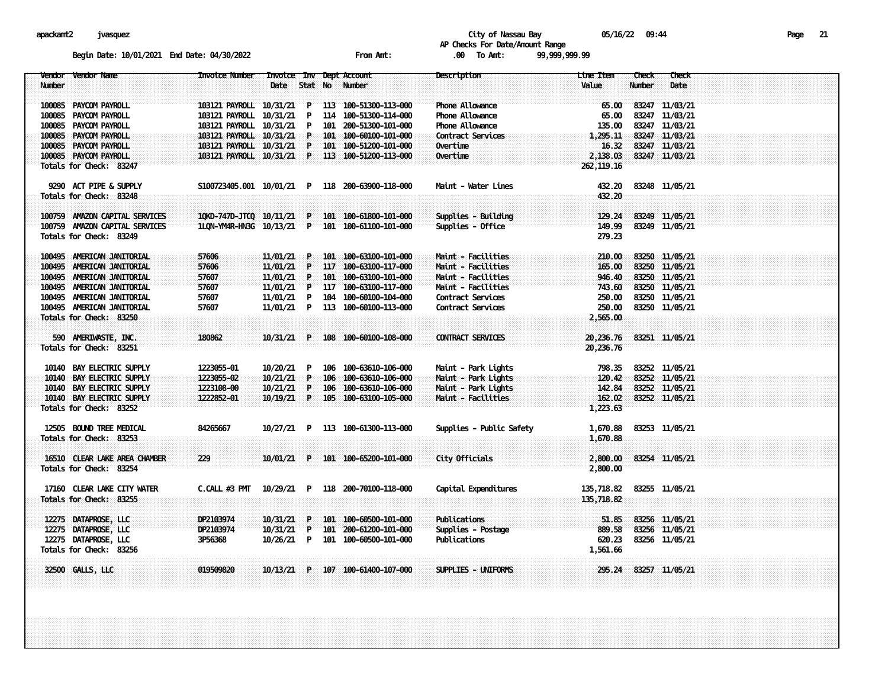apackamt2 jvasquez

City of Nassau Bay 05/16/22 09:44

AP Checks For Date/Amount Range

Begin Date: 10/01/2021 End Date: 04/30/2022 From Amt: .00 To Amt: 99,999,999.99

| Vendor Number | Vendor Name | Invoice Number | Invoice Date | Inv Stat | Dept No | Account Number | Description | Line Item Value | Check Number | Check Date |
|---|---|---|---|---|---|---|---|---|---|---|
| 100085 | PAYCOM PAYROLL | 103121 PAYROLL | 10/31/21 | P | 113 | 100-51300-113-000 | Phone Allowance | 65.00 | 83247 | 11/03/21 |
| 100085 | PAYCOM PAYROLL | 103121 PAYROLL | 10/31/21 | P | 114 | 100-51300-114-000 | Phone Allowance | 65.00 | 83247 | 11/03/21 |
| 100085 | PAYCOM PAYROLL | 103121 PAYROLL | 10/31/21 | P | 101 | 200-51300-101-000 | Phone Allowance | 135.00 | 83247 | 11/03/21 |
| 100085 | PAYCOM PAYROLL | 103121 PAYROLL | 10/31/21 | P | 101 | 100-60100-101-000 | Contract Services | 1,295.11 | 83247 | 11/03/21 |
| 100085 | PAYCOM PAYROLL | 103121 PAYROLL | 10/31/21 | P | 101 | 100-51200-101-000 | Overtime | 16.32 | 83247 | 11/03/21 |
| 100085 | PAYCOM PAYROLL | 103121 PAYROLL | 10/31/21 | P | 113 | 100-51200-113-000 | Overtime | 2,138.03 | 83247 | 11/03/21 |
| Totals for Check: 83247 | | | | | | | | 262,119.16 | | |
| 9290 | ACT PIPE & SUPPLY | S100723405.001 | 10/01/21 | P | 118 | 200-63900-118-000 | Maint - Water Lines | 432.20 | 83248 | 11/05/21 |
| Totals for Check: 83248 | | | | | | | | 432.20 | | |
| 100759 | AMAZON CAPITAL SERVICES | 1QKD-747D-JTCQ | 10/11/21 | P | 101 | 100-61800-101-000 | Supplies - Building | 129.24 | 83249 | 11/05/21 |
| 100759 | AMAZON CAPITAL SERVICES | 1LQN-YM4R-HN3G | 10/13/21 | P | 101 | 100-61100-101-000 | Supplies - Office | 149.99 | 83249 | 11/05/21 |
| Totals for Check: 83249 | | | | | | | | 279.23 | | |
| 100495 | AMERICAN JANITORIAL | 57606 | 11/01/21 | P | 101 | 100-63100-101-000 | Maint - Facilities | 210.00 | 83250 | 11/05/21 |
| 100495 | AMERICAN JANITORIAL | 57606 | 11/01/21 | P | 117 | 100-63100-117-000 | Maint - Facilities | 165.00 | 83250 | 11/05/21 |
| 100495 | AMERICAN JANITORIAL | 57607 | 11/01/21 | P | 101 | 100-63100-101-000 | Maint - Facilities | 946.40 | 83250 | 11/05/21 |
| 100495 | AMERICAN JANITORIAL | 57607 | 11/01/21 | P | 117 | 100-63100-117-000 | Maint - Facilities | 743.60 | 83250 | 11/05/21 |
| 100495 | AMERICAN JANITORIAL | 57607 | 11/01/21 | P | 104 | 100-60100-104-000 | Contract Services | 250.00 | 83250 | 11/05/21 |
| 100495 | AMERICAN JANITORIAL | 57607 | 11/01/21 | P | 113 | 100-60100-113-000 | Contract Services | 250.00 | 83250 | 11/05/21 |
| Totals for Check: 83250 | | | | | | | | 2,565.00 | | |
| 590 | AMERIWASTE, INC. | 180862 | 10/31/21 | P | 108 | 100-60100-108-000 | CONTRACT SERVICES | 20,236.76 | 83251 | 11/05/21 |
| Totals for Check: 83251 | | | | | | | | 20,236.76 | | |
| 10140 | BAY ELECTRIC SUPPLY | 1223055-01 | 10/20/21 | P | 106 | 100-63610-106-000 | Maint - Park Lights | 798.35 | 83252 | 11/05/21 |
| 10140 | BAY ELECTRIC SUPPLY | 1223055-02 | 10/21/21 | P | 106 | 100-63610-106-000 | Maint - Park Lights | 120.42 | 83252 | 11/05/21 |
| 10140 | BAY ELECTRIC SUPPLY | 1223108-00 | 10/21/21 | P | 106 | 100-63610-106-000 | Maint - Park Lights | 142.84 | 83252 | 11/05/21 |
| 10140 | BAY ELECTRIC SUPPLY | 1222852-01 | 10/19/21 | P | 105 | 100-63100-105-000 | Maint - Facilities | 162.02 | 83252 | 11/05/21 |
| Totals for Check: 83252 | | | | | | | | 1,223.63 | | |
| 12505 | BOUND TREE MEDICAL | 84265667 | 10/27/21 | P | 113 | 100-61300-113-000 | Supplies - Public Safety | 1,670.88 | 83253 | 11/05/21 |
| Totals for Check: 83253 | | | | | | | | 1,670.88 | | |
| 16510 | CLEAR LAKE AREA CHAMBER | 229 | 10/01/21 | P | 101 | 100-65200-101-000 | City Officials | 2,800.00 | 83254 | 11/05/21 |
| Totals for Check: 83254 | | | | | | | | 2,800.00 | | |
| 17160 | CLEAR LAKE CITY WATER | C.CALL #3 PMT | 10/29/21 | P | 118 | 200-70100-118-000 | Capital Expenditures | 135,718.82 | 83255 | 11/05/21 |
| Totals for Check: 83255 | | | | | | | | 135,718.82 | | |
| 12275 | DATAPROSE, LLC | DP2103974 | 10/31/21 | P | 101 | 100-60500-101-000 | Publications | 51.85 | 83256 | 11/05/21 |
| 12275 | DATAPROSE, LLC | DP2103974 | 10/31/21 | P | 101 | 200-61200-101-000 | Supplies - Postage | 889.58 | 83256 | 11/05/21 |
| 12275 | DATAPROSE, LLC | 3P56368 | 10/26/21 | P | 101 | 100-60500-101-000 | Publications | 620.23 | 83256 | 11/05/21 |
| Totals for Check: 83256 | | | | | | | | 1,561.66 | | |
| 32500 | GALLS, LLC | 019509820 | 10/13/21 | P | 107 | 100-61400-107-000 | SUPPLIES - UNIFORMS | 295.24 | 83257 | 11/05/21 |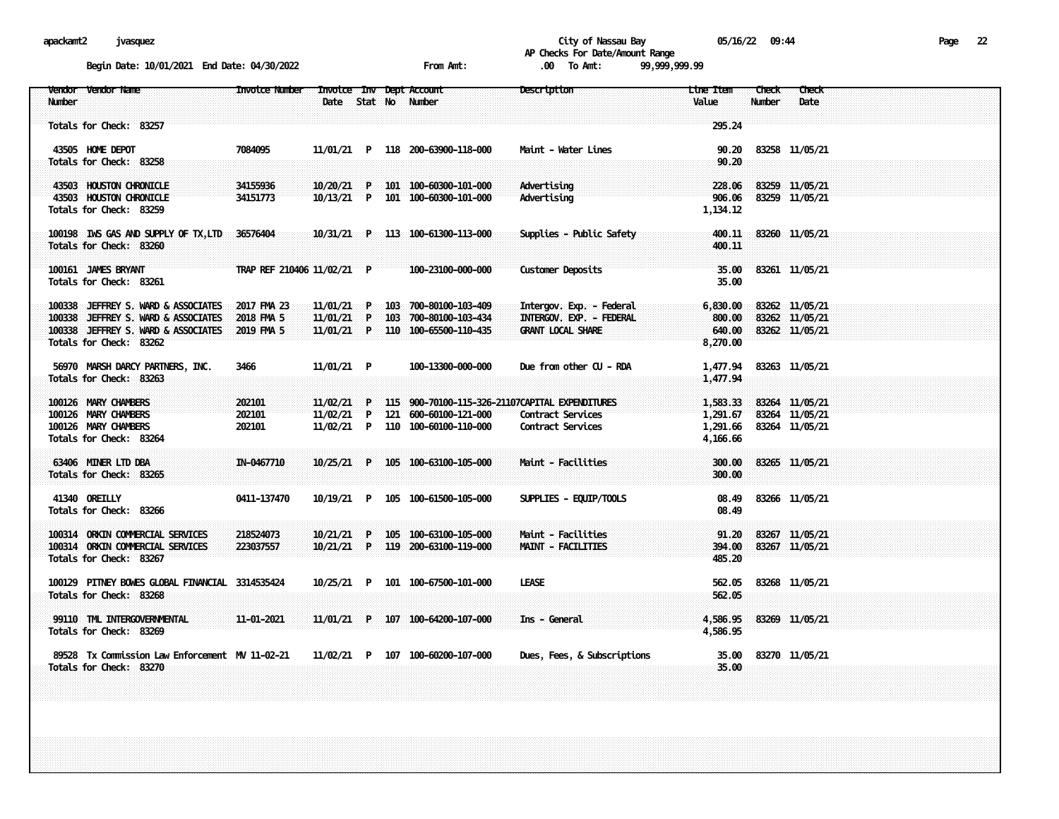City of Nassau Bay

AP Checks For Date/Amount Range

Begin Date: 10/01/2021 End Date: 04/30/2022 From Amt: .00 To Amt: 99,999,999.99

| Vendor Number | Vendor Name | Invoice Number | Invoice Date | Inv Stat | Dept No | Account Number | Description | Line Item Value | Check Number | Check Date |
|---|---|---|---|---|---|---|---|---|---|---|
| Totals for Check: 83257 | | | | | | | | 295.24 | | |
| 43505 | HOME DEPOT | 7084095 | 11/01/21 | P | 118 | 200-63900-118-000 | Maint - Water Lines | 90.20 | 83258 | 11/05/21 |
| Totals for Check: 83258 | | | | | | | | 90.20 | | |
| 43503 | HOUSTON CHRONICLE | 34155936 | 10/20/21 | P | 101 | 100-60300-101-000 | Advertising | 228.06 | 83259 | 11/05/21 |
| 43503 | HOUSTON CHRONICLE | 34151773 | 10/13/21 | P | 101 | 100-60300-101-000 | Advertising | 906.06 | 83259 | 11/05/21 |
| Totals for Check: 83259 | | | | | | | | 1,134.12 | | |
| 100198 | IWS GAS AND SUPPLY OF TX,LTD | 36576404 | 10/31/21 | P | 113 | 100-61300-113-000 | Supplies - Public Safety | 400.11 | 83260 | 11/05/21 |
| Totals for Check: 83260 | | | | | | | | 400.11 | | |
| 100161 | JAMES BRYANT | TRAP REF 210406 | 11/02/21 | P | | 100-23100-000-000 | Customer Deposits | 35.00 | 83261 | 11/05/21 |
| Totals for Check: 83261 | | | | | | | | 35.00 | | |
| 100338 | JEFFREY S. WARD & ASSOCIATES | 2017 FMA 23 | 11/01/21 | P | 103 | 700-80100-103-409 | Intergov. Exp. - Federal | 6,830.00 | 83262 | 11/05/21 |
| 100338 | JEFFREY S. WARD & ASSOCIATES | 2018 FMA 5 | 11/01/21 | P | 103 | 700-80100-103-434 | INTERGOV. EXP. - FEDERAL | 800.00 | 83262 | 11/05/21 |
| 100338 | JEFFREY S. WARD & ASSOCIATES | 2019 FMA 5 | 11/01/21 | P | 110 | 100-65500-110-435 | GRANT LOCAL SHARE | 640.00 | 83262 | 11/05/21 |
| Totals for Check: 83262 | | | | | | | | 8,270.00 | | |
| 56970 | MARSH DARCY PARTNERS, INC. | 3466 | 11/01/21 | P | | 100-13300-000-000 | Due from other CU - RDA | 1,477.94 | 83263 | 11/05/21 |
| Totals for Check: 83263 | | | | | | | | 1,477.94 | | |
| 100126 | MARY CHAMBERS | 202101 | 11/02/21 | P | 115 | 900-70100-115-326-21107 | CAPITAL EXPENDITURES | 1,583.33 | 83264 | 11/05/21 |
| 100126 | MARY CHAMBERS | 202101 | 11/02/21 | P | 121 | 600-60100-121-000 | Contract Services | 1,291.67 | 83264 | 11/05/21 |
| 100126 | MARY CHAMBERS | 202101 | 11/02/21 | P | 110 | 100-60100-110-000 | Contract Services | 1,291.66 | 83264 | 11/05/21 |
| Totals for Check: 83264 | | | | | | | | 4,166.66 | | |
| 63406 | MINER LTD DBA | IN-0467710 | 10/25/21 | P | 105 | 100-63100-105-000 | Maint - Facilities | 300.00 | 83265 | 11/05/21 |
| Totals for Check: 83265 | | | | | | | | 300.00 | | |
| 41340 | OREILLY | 0411-137470 | 10/19/21 | P | 105 | 100-61500-105-000 | SUPPLIES - EQUIP/TOOLS | 08.49 | 83266 | 11/05/21 |
| Totals for Check: 83266 | | | | | | | | 08.49 | | |
| 100314 | ORKIN COMMERCIAL SERVICES | 218524073 | 10/21/21 | P | 105 | 100-63100-105-000 | Maint - Facilities | 91.20 | 83267 | 11/05/21 |
| 100314 | ORKIN COMMERCIAL SERVICES | 223037557 | 10/21/21 | P | 119 | 200-63100-119-000 | MAINT - FACILITIES | 394.00 | 83267 | 11/05/21 |
| Totals for Check: 83267 | | | | | | | | 485.20 | | |
| 100129 | PITNEY BOWES GLOBAL FINANCIAL | 3314535424 | 10/25/21 | P | 101 | 100-67500-101-000 | LEASE | 562.05 | 83268 | 11/05/21 |
| Totals for Check: 83268 | | | | | | | | 562.05 | | |
| 99110 | TML INTERGOVERNMENTAL | 11-01-2021 | 11/01/21 | P | 107 | 100-64200-107-000 | Ins - General | 4,586.95 | 83269 | 11/05/21 |
| Totals for Check: 83269 | | | | | | | | 4,586.95 | | |
| 89528 | Tx Commission Law Enforcement | MV 11-02-21 | 11/02/21 | P | 107 | 100-60200-107-000 | Dues, Fees, & Subscriptions | 35.00 | 83270 | 11/05/21 |
| Totals for Check: 83270 | | | | | | | | 35.00 | | |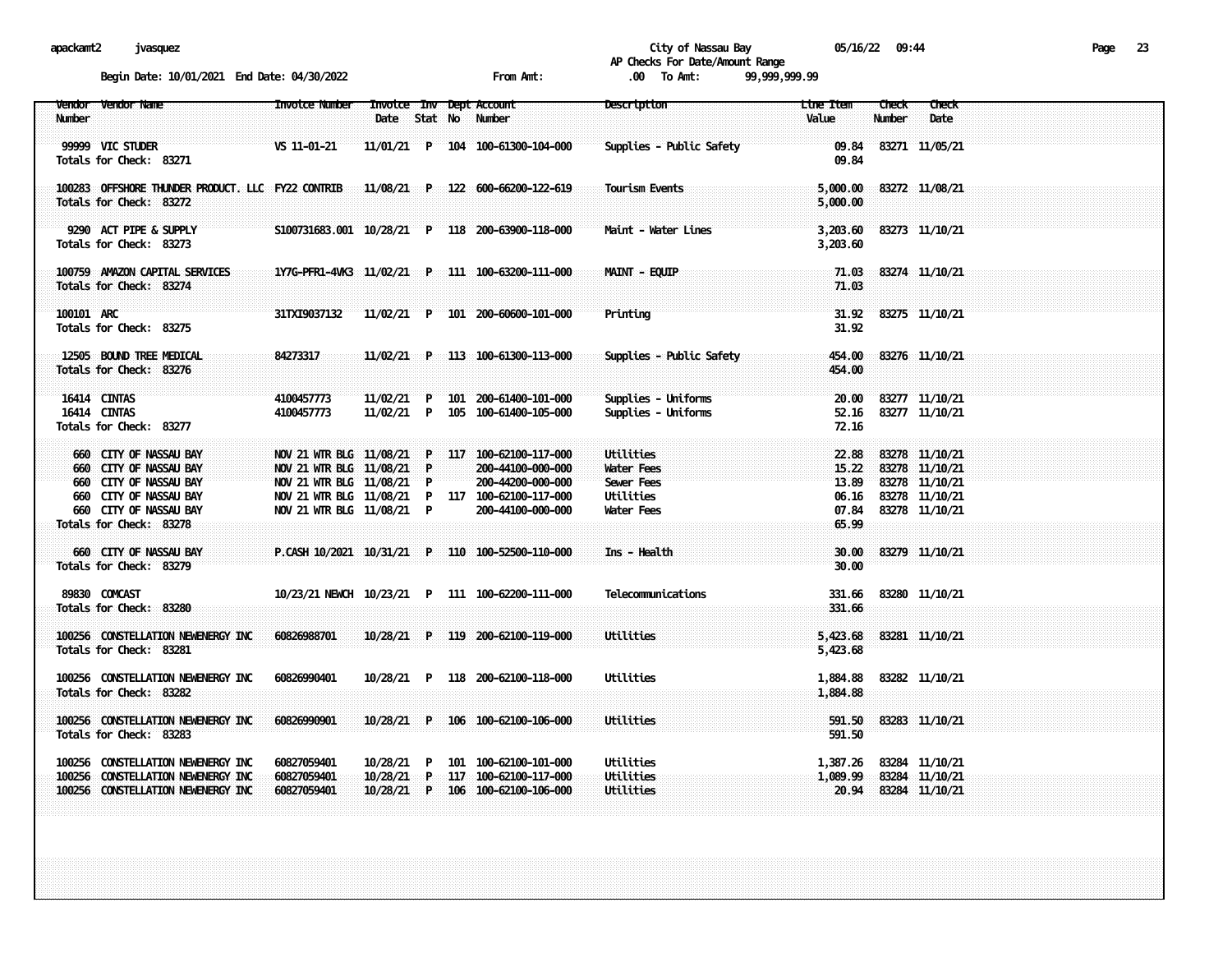City of Nassau Bay
AP Checks For Date/Amount Range

Begin Date: 10/01/2021 End Date: 04/30/2022 From Amt: .00 To Amt: 99,999,999.99

| Vendor Number | Vendor Name | Invoice Number | Invoice Date | Inv Stat | Dept No | Account Number | Description | Line Item Value | Check Number | Check Date |
|---|---|---|---|---|---|---|---|---|---|---|
| 99999 | VIC STUDER | VS 11-01-21 | 11/01/21 | P | 104 | 100-61300-104-000 | Supplies - Public Safety | 09.84 | 83271 | 11/05/21 |
| Totals for Check: 83271 | | | | | | | | 09.84 | | |
| 100283 | OFFSHORE THUNDER PRODUCT. LLC | FY22 CONTRIB | 11/08/21 | P | 122 | 600-66200-122-619 | Tourism Events | 5,000.00 | 83272 | 11/08/21 |
| Totals for Check: 83272 | | | | | | | | 5,000.00 | | |
| 9290 | ACT PIPE & SUPPLY | S100731683.001 | 10/28/21 | P | 118 | 200-63900-118-000 | Maint - Water Lines | 3,203.60 | 83273 | 11/10/21 |
| Totals for Check: 83273 | | | | | | | | 3,203.60 | | |
| 100759 | AMAZON CAPITAL SERVICES | 1Y7G-PFR1-4VK3 | 11/02/21 | P | 111 | 100-63200-111-000 | MAINT - EQUIP | 71.03 | 83274 | 11/10/21 |
| Totals for Check: 83274 | | | | | | | | 71.03 | | |
| 100101 | ARC | 31TXI9037132 | 11/02/21 | P | 101 | 200-60600-101-000 | Printing | 31.92 | 83275 | 11/10/21 |
| Totals for Check: 83275 | | | | | | | | 31.92 | | |
| 12505 | BOUND TREE MEDICAL | 84273317 | 11/02/21 | P | 113 | 100-61300-113-000 | Supplies - Public Safety | 454.00 | 83276 | 11/10/21 |
| Totals for Check: 83276 | | | | | | | | 454.00 | | |
| 16414 | CINTAS | 4100457773 | 11/02/21 | P | 101 | 200-61400-101-000 | Supplies - Uniforms | 20.00 | 83277 | 11/10/21 |
| 16414 | CINTAS | 4100457773 | 11/02/21 | P | 105 | 100-61400-105-000 | Supplies - Uniforms | 52.16 | 83277 | 11/10/21 |
| Totals for Check: 83277 | | | | | | | | 72.16 | | |
| 660 | CITY OF NASSAU BAY | NOV 21 WTR BLG | 11/08/21 | P | 117 | 100-62100-117-000 | Utilities | 22.88 | 83278 | 11/10/21 |
| 660 | CITY OF NASSAU BAY | NOV 21 WTR BLG | 11/08/21 | P | | 200-44100-000-000 | Water Fees | 15.22 | 83278 | 11/10/21 |
| 660 | CITY OF NASSAU BAY | NOV 21 WTR BLG | 11/08/21 | P | | 200-44200-000-000 | Sewer Fees | 13.89 | 83278 | 11/10/21 |
| 660 | CITY OF NASSAU BAY | NOV 21 WTR BLG | 11/08/21 | P | 117 | 100-62100-117-000 | Utilities | 06.16 | 83278 | 11/10/21 |
| 660 | CITY OF NASSAU BAY | NOV 21 WTR BLG | 11/08/21 | P | | 200-44100-000-000 | Water Fees | 07.84 | 83278 | 11/10/21 |
| Totals for Check: 83278 | | | | | | | | 65.99 | | |
| 660 | CITY OF NASSAU BAY | P.CASH 10/2021 | 10/31/21 | P | 110 | 100-52500-110-000 | Ins - Health | 30.00 | 83279 | 11/10/21 |
| Totals for Check: 83279 | | | | | | | | 30.00 | | |
| 89830 | COMCAST | 10/23/21 NEWCH | 10/23/21 | P | 111 | 100-62200-111-000 | Telecommunications | 331.66 | 83280 | 11/10/21 |
| Totals for Check: 83280 | | | | | | | | 331.66 | | |
| 100256 | CONSTELLATION NEWENERGY INC | 60826988701 | 10/28/21 | P | 119 | 200-62100-119-000 | Utilities | 5,423.68 | 83281 | 11/10/21 |
| Totals for Check: 83281 | | | | | | | | 5,423.68 | | |
| 100256 | CONSTELLATION NEWENERGY INC | 60826990401 | 10/28/21 | P | 118 | 200-62100-118-000 | Utilities | 1,884.88 | 83282 | 11/10/21 |
| Totals for Check: 83282 | | | | | | | | 1,884.88 | | |
| 100256 | CONSTELLATION NEWENERGY INC | 60826990901 | 10/28/21 | P | 106 | 100-62100-106-000 | Utilities | 591.50 | 83283 | 11/10/21 |
| Totals for Check: 83283 | | | | | | | | 591.50 | | |
| 100256 | CONSTELLATION NEWENERGY INC | 60827059401 | 10/28/21 | P | 101 | 100-62100-101-000 | Utilities | 1,387.26 | 83284 | 11/10/21 |
| 100256 | CONSTELLATION NEWENERGY INC | 60827059401 | 10/28/21 | P | 117 | 100-62100-117-000 | Utilities | 1,089.99 | 83284 | 11/10/21 |
| 100256 | CONSTELLATION NEWENERGY INC | 60827059401 | 10/28/21 | P | 106 | 100-62100-106-000 | Utilities | 20.94 | 83284 | 11/10/21 |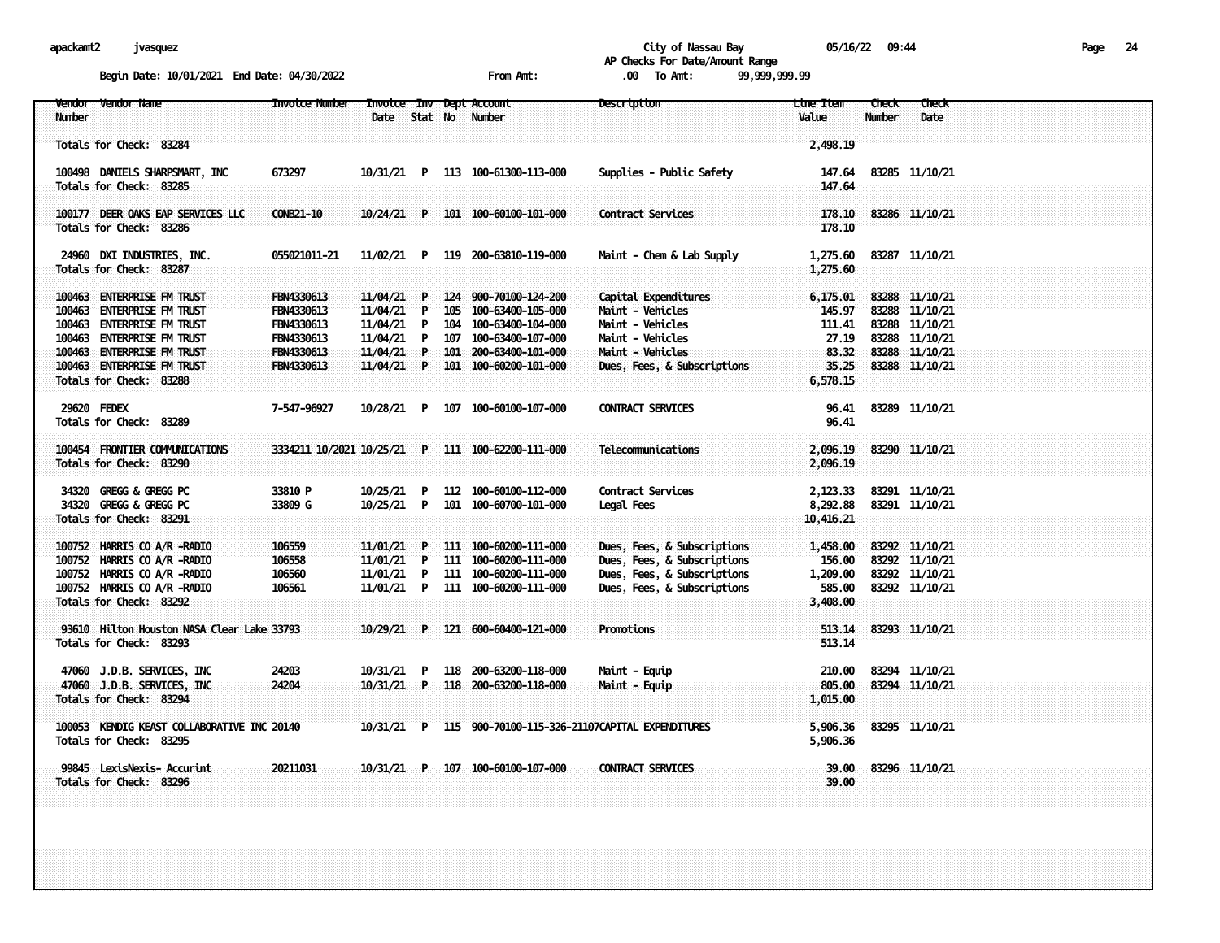City of Nassau Bay

AP Checks For Date/Amount Range

Begin Date: 10/01/2021 End Date: 04/30/2022 From Amt: .00 To Amt: 99,999,999.99

| Vendor Number | Vendor Name | Invoice Number | Invoice Date | Inv Stat | Dept No | Account Number | Description | Line Item Value | Check Number | Check Date |
|---|---|---|---|---|---|---|---|---|---|---|
| Totals for Check: 83284 | | | | | | | | 2,498.19 | | |
| 100498 | DANIELS SHARPSMART, INC | 673297 | 10/31/21 | P | 113 | 100-61300-113-000 | Supplies - Public Safety | 147.64 | 83285 | 11/10/21 |
| Totals for Check: 83285 | | | | | | | | 147.64 | | |
| 100177 | DEER OAKS EAP SERVICES LLC | CONB21-10 | 10/24/21 | P | 101 | 100-60100-101-000 | Contract Services | 178.10 | 83286 | 11/10/21 |
| Totals for Check: 83286 | | | | | | | | 178.10 | | |
| 24960 | DXI INDUSTRIES, INC. | 055021011-21 | 11/02/21 | P | 119 | 200-63810-119-000 | Maint - Chem & Lab Supply | 1,275.60 | 83287 | 11/10/21 |
| Totals for Check: 83287 | | | | | | | | 1,275.60 | | |
| 100463 | ENTERPRISE FM TRUST | FBN4330613 | 11/04/21 | P | 124 | 900-70100-124-200 | Capital Expenditures | 6,175.01 | 83288 | 11/10/21 |
| 100463 | ENTERPRISE FM TRUST | FBN4330613 | 11/04/21 | P | 105 | 100-63400-105-000 | Maint - Vehicles | 145.97 | 83288 | 11/10/21 |
| 100463 | ENTERPRISE FM TRUST | FBN4330613 | 11/04/21 | P | 104 | 100-63400-104-000 | Maint - Vehicles | 111.41 | 83288 | 11/10/21 |
| 100463 | ENTERPRISE FM TRUST | FBN4330613 | 11/04/21 | P | 107 | 100-63400-107-000 | Maint - Vehicles | 27.19 | 83288 | 11/10/21 |
| 100463 | ENTERPRISE FM TRUST | FBN4330613 | 11/04/21 | P | 101 | 200-63400-101-000 | Maint - Vehicles | 83.32 | 83288 | 11/10/21 |
| 100463 | ENTERPRISE FM TRUST | FBN4330613 | 11/04/21 | P | 101 | 100-60200-101-000 | Dues, Fees, & Subscriptions | 35.25 | 83288 | 11/10/21 |
| Totals for Check: 83288 | | | | | | | | 6,578.15 | | |
| 29620 | FEDEX | 7-547-96927 | 10/28/21 | P | 107 | 100-60100-107-000 | CONTRACT SERVICES | 96.41 | 83289 | 11/10/21 |
| Totals for Check: 83289 | | | | | | | | 96.41 | | |
| 100454 | FRONTIER COMMUNICATIONS | 3334211 10/2021 | 10/25/21 | P | 111 | 100-62200-111-000 | Telecommunications | 2,096.19 | 83290 | 11/10/21 |
| Totals for Check: 83290 | | | | | | | | 2,096.19 | | |
| 34320 | GREGG & GREGG PC | 33810 P | 10/25/21 | P | 112 | 100-60100-112-000 | Contract Services | 2,123.33 | 83291 | 11/10/21 |
| 34320 | GREGG & GREGG PC | 33809 G | 10/25/21 | P | 101 | 100-60700-101-000 | Legal Fees | 8,292.88 | 83291 | 11/10/21 |
| Totals for Check: 83291 | | | | | | | | 10,416.21 | | |
| 100752 | HARRIS CO A/R -RADIO | 106559 | 11/01/21 | P | 111 | 100-60200-111-000 | Dues, Fees, & Subscriptions | 1,458.00 | 83292 | 11/10/21 |
| 100752 | HARRIS CO A/R -RADIO | 106558 | 11/01/21 | P | 111 | 100-60200-111-000 | Dues, Fees, & Subscriptions | 156.00 | 83292 | 11/10/21 |
| 100752 | HARRIS CO A/R -RADIO | 106560 | 11/01/21 | P | 111 | 100-60200-111-000 | Dues, Fees, & Subscriptions | 1,209.00 | 83292 | 11/10/21 |
| 100752 | HARRIS CO A/R -RADIO | 106561 | 11/01/21 | P | 111 | 100-60200-111-000 | Dues, Fees, & Subscriptions | 585.00 | 83292 | 11/10/21 |
| Totals for Check: 83292 | | | | | | | | 3,408.00 | | |
| 93610 | Hilton Houston NASA Clear Lake | 33793 | 10/29/21 | P | 121 | 600-60400-121-000 | Promotions | 513.14 | 83293 | 11/10/21 |
| Totals for Check: 83293 | | | | | | | | 513.14 | | |
| 47060 | J.D.B. SERVICES, INC | 24203 | 10/31/21 | P | 118 | 200-63200-118-000 | Maint - Equip | 210.00 | 83294 | 11/10/21 |
| 47060 | J.D.B. SERVICES, INC | 24204 | 10/31/21 | P | 118 | 200-63200-118-000 | Maint - Equip | 805.00 | 83294 | 11/10/21 |
| Totals for Check: 83294 | | | | | | | | 1,015.00 | | |
| 100053 | KENDIG KEAST COLLABORATIVE INC | 20140 | 10/31/21 | P | 115 | 900-70100-115-326-21107 | CAPITAL EXPENDITURES | 5,906.36 | 83295 | 11/10/21 |
| Totals for Check: 83295 | | | | | | | | 5,906.36 | | |
| 99845 | LexisNexis- Accurint | 20211031 | 10/31/21 | P | 107 | 100-60100-107-000 | CONTRACT SERVICES | 39.00 | 83296 | 11/10/21 |
| Totals for Check: 83296 | | | | | | | | 39.00 | | |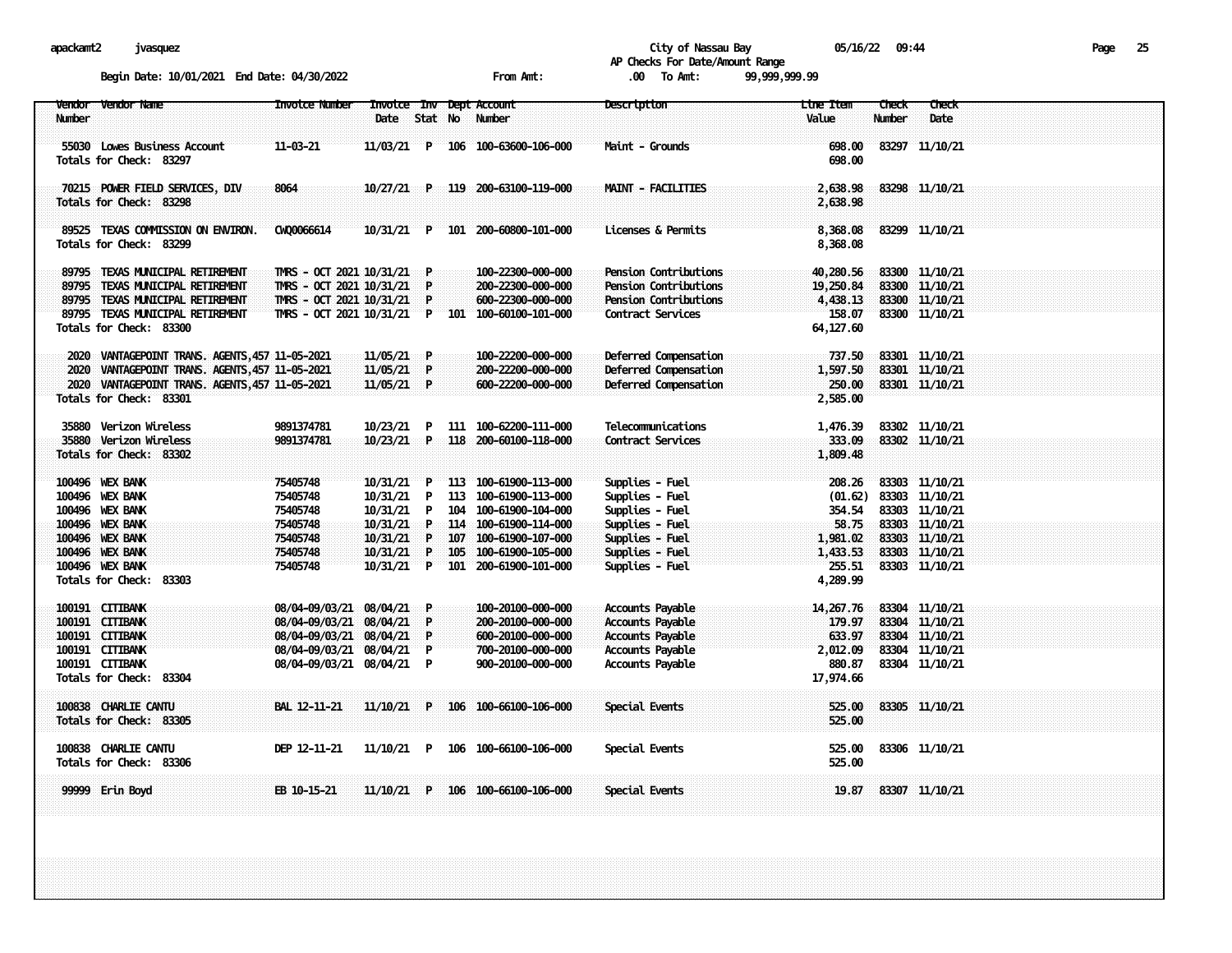City of Nassau Bay
AP Checks For Date/Amount Range

Begin Date: 10/01/2021 End Date: 04/30/2022 From Amt: .00 To Amt: 99,999,999.99

| Vendor Number | Vendor Name | Invoice Number | Invoice Date | Inv Stat | Dept No | Account Number | Description | Line Item Value | Check Number | Check Date |
|---|---|---|---|---|---|---|---|---|---|---|
| 55030 | Lowes Business Account | 11-03-21 | 11/03/21 | P | 106 | 100-63600-106-000 | Maint - Grounds | 698.00 | 83297 | 11/10/21 |
| Totals for Check: 83297 | | | | | | | | 698.00 | | |
| 70215 | POWER FIELD SERVICES, DIV | 8064 | 10/27/21 | P | 119 | 200-63100-119-000 | MAINT - FACILITIES | 2,638.98 | 83298 | 11/10/21 |
| Totals for Check: 83298 | | | | | | | | 2,638.98 | | |
| 89525 | TEXAS COMMISSION ON ENVIRON. | CWQ0066614 | 10/31/21 | P | 101 | 200-60800-101-000 | Licenses & Permits | 8,368.08 | 83299 | 11/10/21 |
| Totals for Check: 83299 | | | | | | | | 8,368.08 | | |
| 89795 | TEXAS MUNICIPAL RETIREMENT | TMRS - OCT 2021 | 10/31/21 | P | | 100-22300-000-000 | Pension Contributions | 40,280.56 | 83300 | 11/10/21 |
| 89795 | TEXAS MUNICIPAL RETIREMENT | TMRS - OCT 2021 | 10/31/21 | P | | 200-22300-000-000 | Pension Contributions | 19,250.84 | 83300 | 11/10/21 |
| 89795 | TEXAS MUNICIPAL RETIREMENT | TMRS - OCT 2021 | 10/31/21 | P | | 600-22300-000-000 | Pension Contributions | 4,438.13 | 83300 | 11/10/21 |
| 89795 | TEXAS MUNICIPAL RETIREMENT | TMRS - OCT 2021 | 10/31/21 | P | 101 | 100-60100-101-000 | Contract Services | 158.07 | 83300 | 11/10/21 |
| Totals for Check: 83300 | | | | | | | | 64,127.60 | | |
| 2020 | VANTAGEPOINT TRANS. AGENTS,457 | 11-05-2021 | 11/05/21 | P | | 100-22200-000-000 | Deferred Compensation | 737.50 | 83301 | 11/10/21 |
| 2020 | VANTAGEPOINT TRANS. AGENTS,457 | 11-05-2021 | 11/05/21 | P | | 200-22200-000-000 | Deferred Compensation | 1,597.50 | 83301 | 11/10/21 |
| 2020 | VANTAGEPOINT TRANS. AGENTS,457 | 11-05-2021 | 11/05/21 | P | | 600-22200-000-000 | Deferred Compensation | 250.00 | 83301 | 11/10/21 |
| Totals for Check: 83301 | | | | | | | | 2,585.00 | | |
| 35880 | Verizon Wireless | 9891374781 | 10/23/21 | P | 111 | 100-62200-111-000 | Telecommunications | 1,476.39 | 83302 | 11/10/21 |
| 35880 | Verizon Wireless | 9891374781 | 10/23/21 | P | 118 | 200-60100-118-000 | Contract Services | 333.09 | 83302 | 11/10/21 |
| Totals for Check: 83302 | | | | | | | | 1,809.48 | | |
| 100496 | WEX BANK | 75405748 | 10/31/21 | P | 113 | 100-61900-113-000 | Supplies - Fuel | 208.26 | 83303 | 11/10/21 |
| 100496 | WEX BANK | 75405748 | 10/31/21 | P | 113 | 100-61900-113-000 | Supplies - Fuel | (01.62) | 83303 | 11/10/21 |
| 100496 | WEX BANK | 75405748 | 10/31/21 | P | 104 | 100-61900-104-000 | Supplies - Fuel | 354.54 | 83303 | 11/10/21 |
| 100496 | WEX BANK | 75405748 | 10/31/21 | P | 114 | 100-61900-114-000 | Supplies - Fuel | 58.75 | 83303 | 11/10/21 |
| 100496 | WEX BANK | 75405748 | 10/31/21 | P | 107 | 100-61900-107-000 | Supplies - Fuel | 1,981.02 | 83303 | 11/10/21 |
| 100496 | WEX BANK | 75405748 | 10/31/21 | P | 105 | 100-61900-105-000 | Supplies - Fuel | 1,433.53 | 83303 | 11/10/21 |
| 100496 | WEX BANK | 75405748 | 10/31/21 | P | 101 | 200-61900-101-000 | Supplies - Fuel | 255.51 | 83303 | 11/10/21 |
| Totals for Check: 83303 | | | | | | | | 4,289.99 | | |
| 100191 | CITIBANK | 08/04-09/03/21 | 08/04/21 | P | | 100-20100-000-000 | Accounts Payable | 14,267.76 | 83304 | 11/10/21 |
| 100191 | CITIBANK | 08/04-09/03/21 | 08/04/21 | P | | 200-20100-000-000 | Accounts Payable | 179.97 | 83304 | 11/10/21 |
| 100191 | CITIBANK | 08/04-09/03/21 | 08/04/21 | P | | 600-20100-000-000 | Accounts Payable | 633.97 | 83304 | 11/10/21 |
| 100191 | CITIBANK | 08/04-09/03/21 | 08/04/21 | P | | 700-20100-000-000 | Accounts Payable | 2,012.09 | 83304 | 11/10/21 |
| 100191 | CITIBANK | 08/04-09/03/21 | 08/04/21 | P | | 900-20100-000-000 | Accounts Payable | 880.87 | 83304 | 11/10/21 |
| Totals for Check: 83304 | | | | | | | | 17,974.66 | | |
| 100838 | CHARLIE CANTU | BAL 12-11-21 | 11/10/21 | P | 106 | 100-66100-106-000 | Special Events | 525.00 | 83305 | 11/10/21 |
| Totals for Check: 83305 | | | | | | | | 525.00 | | |
| 100838 | CHARLIE CANTU | DEP 12-11-21 | 11/10/21 | P | 106 | 100-66100-106-000 | Special Events | 525.00 | 83306 | 11/10/21 |
| Totals for Check: 83306 | | | | | | | | 525.00 | | |
| 99999 | Erin Boyd | EB 10-15-21 | 11/10/21 | P | 106 | 100-66100-106-000 | Special Events | 19.87 | 83307 | 11/10/21 |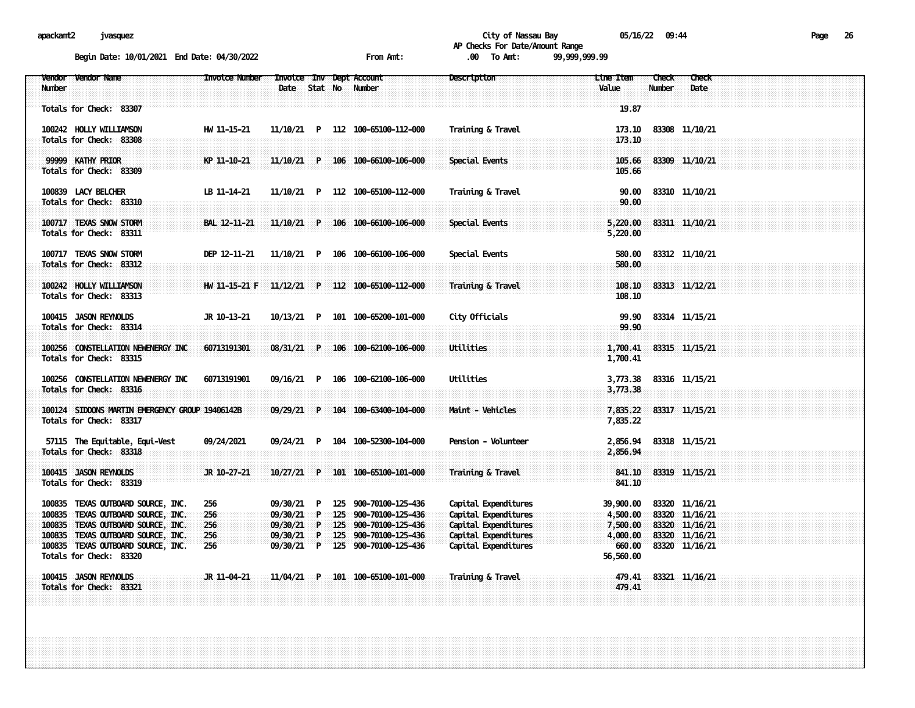City of Nassau Bay
AP Checks For Date/Amount Range

Begin Date: 10/01/2021 End Date: 04/30/2022 From Amt: .00 To Amt: 99,999,999.99

| Vendor Number | Vendor Name | Invoice Number | Invoice Date | Inv Stat | Dept No | Account Number | Description | Line Item Value | Check Number | Check Date |
|---|---|---|---|---|---|---|---|---|---|---|
| Totals for Check: 83307 | | | | | | | | 19.87 | | |
| 100242 | HOLLY WILLIAMSON | HW 11-15-21 | 11/10/21 | P | 112 | 100-65100-112-000 | Training & Travel | 173.10 | 83308 | 11/10/21 |
| Totals for Check: 83308 | | | | | | | | 173.10 | | |
| 99999 | KATHY PRIOR | KP 11-10-21 | 11/10/21 | P | 106 | 100-66100-106-000 | Special Events | 105.66 | 83309 | 11/10/21 |
| Totals for Check: 83309 | | | | | | | | 105.66 | | |
| 100839 | LACY BELCHER | LB 11-14-21 | 11/10/21 | P | 112 | 100-65100-112-000 | Training & Travel | 90.00 | 83310 | 11/10/21 |
| Totals for Check: 83310 | | | | | | | | 90.00 | | |
| 100717 | TEXAS SNOW STORM | BAL 12-11-21 | 11/10/21 | P | 106 | 100-66100-106-000 | Special Events | 5,220.00 | 83311 | 11/10/21 |
| Totals for Check: 83311 | | | | | | | | 5,220.00 | | |
| 100717 | TEXAS SNOW STORM | DEP 12-11-21 | 11/10/21 | P | 106 | 100-66100-106-000 | Special Events | 580.00 | 83312 | 11/10/21 |
| Totals for Check: 83312 | | | | | | | | 580.00 | | |
| 100242 | HOLLY WILLIAMSON | HW 11-15-21 F | 11/12/21 | P | 112 | 100-65100-112-000 | Training & Travel | 108.10 | 83313 | 11/12/21 |
| Totals for Check: 83313 | | | | | | | | 108.10 | | |
| 100415 | JASON REYNOLDS | JR 10-13-21 | 10/13/21 | P | 101 | 100-65200-101-000 | City Officials | 99.90 | 83314 | 11/15/21 |
| Totals for Check: 83314 | | | | | | | | 99.90 | | |
| 100256 | CONSTELLATION NEWENERGY INC | 60713191301 | 08/31/21 | P | 106 | 100-62100-106-000 | Utilities | 1,700.41 | 83315 | 11/15/21 |
| Totals for Check: 83315 | | | | | | | | 1,700.41 | | |
| 100256 | CONSTELLATION NEWENERGY INC | 60713191901 | 09/16/21 | P | 106 | 100-62100-106-000 | Utilities | 3,773.38 | 83316 | 11/15/21 |
| Totals for Check: 83316 | | | | | | | | 3,773.38 | | |
| 100124 | SIDDONS MARTIN EMERGENCY GROUP | 19406142B | 09/29/21 | P | 104 | 100-63400-104-000 | Maint - Vehicles | 7,835.22 | 83317 | 11/15/21 |
| Totals for Check: 83317 | | | | | | | | 7,835.22 | | |
| 57115 | The Equitable, Equi-Vest | 09/24/2021 | 09/24/21 | P | 104 | 100-52300-104-000 | Pension - Volunteer | 2,856.94 | 83318 | 11/15/21 |
| Totals for Check: 83318 | | | | | | | | 2,856.94 | | |
| 100415 | JASON REYNOLDS | JR 10-27-21 | 10/27/21 | P | 101 | 100-65100-101-000 | Training & Travel | 841.10 | 83319 | 11/15/21 |
| Totals for Check: 83319 | | | | | | | | 841.10 | | |
| 100835 | TEXAS OUTBOARD SOURCE, INC. | 256 | 09/30/21 | P | 125 | 900-70100-125-436 | Capital Expenditures | 39,900.00 | 83320 | 11/16/21 |
| 100835 | TEXAS OUTBOARD SOURCE, INC. | 256 | 09/30/21 | P | 125 | 900-70100-125-436 | Capital Expenditures | 4,500.00 | 83320 | 11/16/21 |
| 100835 | TEXAS OUTBOARD SOURCE, INC. | 256 | 09/30/21 | P | 125 | 900-70100-125-436 | Capital Expenditures | 7,500.00 | 83320 | 11/16/21 |
| 100835 | TEXAS OUTBOARD SOURCE, INC. | 256 | 09/30/21 | P | 125 | 900-70100-125-436 | Capital Expenditures | 4,000.00 | 83320 | 11/16/21 |
| 100835 | TEXAS OUTBOARD SOURCE, INC. | 256 | 09/30/21 | P | 125 | 900-70100-125-436 | Capital Expenditures | 660.00 | 83320 | 11/16/21 |
| Totals for Check: 83320 | | | | | | | | 56,560.00 | | |
| 100415 | JASON REYNOLDS | JR 11-04-21 | 11/04/21 | P | 101 | 100-65100-101-000 | Training & Travel | 479.41 | 83321 | 11/16/21 |
| Totals for Check: 83321 | | | | | | | | 479.41 | | |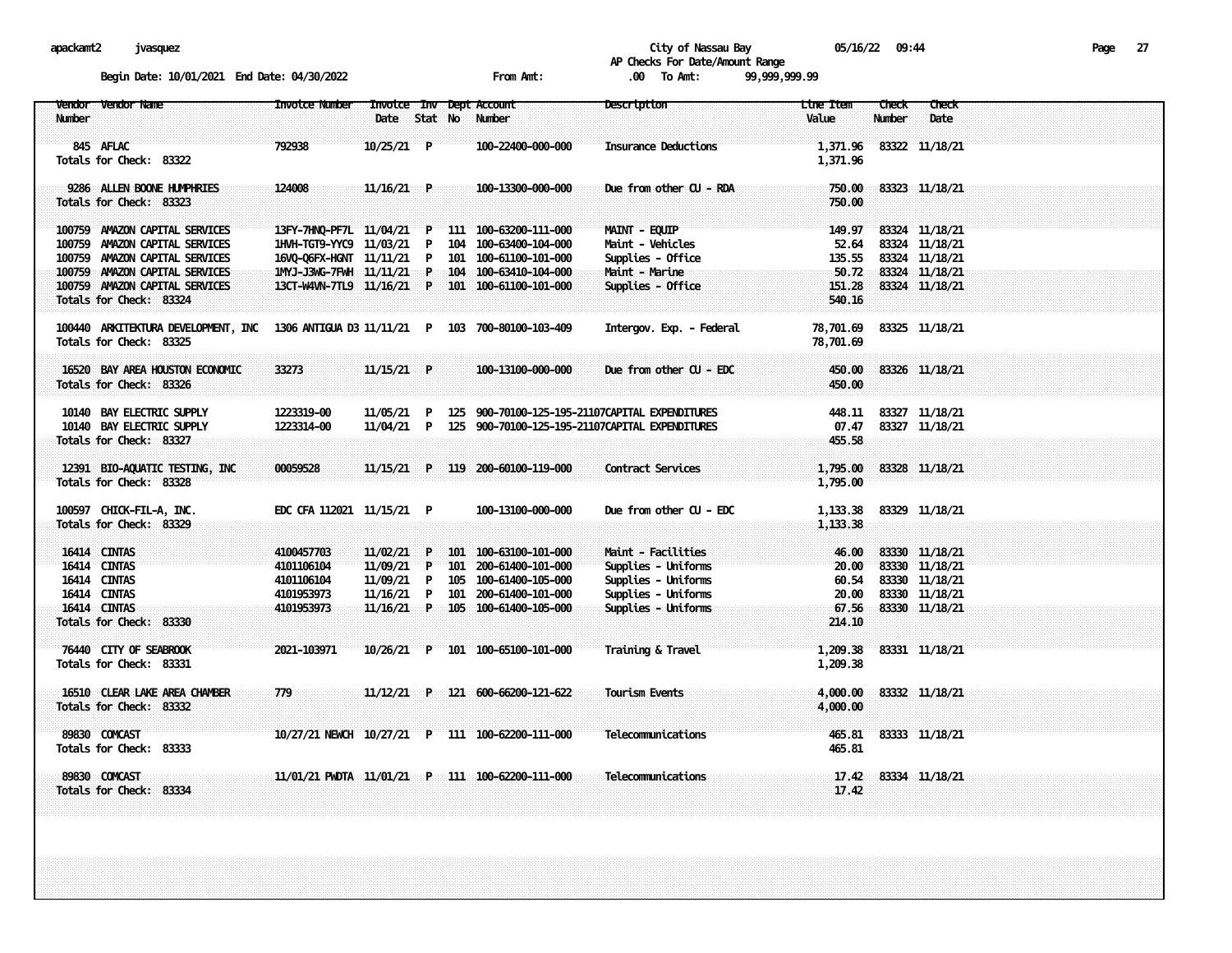City of Nassau Bay
AP Checks For Date/Amount Range

Begin Date: 10/01/2021 End Date: 04/30/2022 From Amt: .00 To Amt: 99,999,999.99

| Vendor Number | Vendor Name | Invoice Number | Invoice Date | Inv Stat | Dept No | Account Number | Description | Line Item Value | Check Number | Check Date |
|---|---|---|---|---|---|---|---|---|---|---|
| 845 | AFLAC | 792938 | 10/25/21 | P | | 100-22400-000-000 | Insurance Deductions | 1,371.96 | 83322 | 11/18/21 |
| Totals for Check: 83322 | | | | | | | | 1,371.96 | | |
| 9286 | ALLEN BOONE HUMPHRIES | 124008 | 11/16/21 | P | | 100-13300-000-000 | Due from other CU - RDA | 750.00 | 83323 | 11/18/21 |
| Totals for Check: 83323 | | | | | | | | 750.00 | | |
| 100759 | AMAZON CAPITAL SERVICES | 13FY-7HNQ-PF7L | 11/04/21 | P | 111 | 100-63200-111-000 | MAINT - EQUIP | 149.97 | 83324 | 11/18/21 |
| 100759 | AMAZON CAPITAL SERVICES | 1HVH-TGT9-YYC9 | 11/03/21 | P | 104 | 100-63400-104-000 | Maint - Vehicles | 52.64 | 83324 | 11/18/21 |
| 100759 | AMAZON CAPITAL SERVICES | 16VQ-Q6FX-HGNT | 11/11/21 | P | 101 | 100-61100-101-000 | Supplies - Office | 135.55 | 83324 | 11/18/21 |
| 100759 | AMAZON CAPITAL SERVICES | 1MYJ-J3WG-7FWH | 11/11/21 | P | 104 | 100-63410-104-000 | Maint - Marine | 50.72 | 83324 | 11/18/21 |
| 100759 | AMAZON CAPITAL SERVICES | 13CT-W4VN-7TL9 | 11/16/21 | P | 101 | 100-61100-101-000 | Supplies - Office | 151.28 | 83324 | 11/18/21 |
| Totals for Check: 83324 | | | | | | | | 540.16 | | |
| 100440 | ARKITEKTURA DEVELOPMENT, INC | 1306 ANTIGUA D3 | 11/11/21 | P | 103 | 700-80100-103-409 | Intergov. Exp. - Federal | 78,701.69 | 83325 | 11/18/21 |
| Totals for Check: 83325 | | | | | | | | 78,701.69 | | |
| 16520 | BAY AREA HOUSTON ECONOMIC | 33273 | 11/15/21 | P | | 100-13100-000-000 | Due from other CU - EDC | 450.00 | 83326 | 11/18/21 |
| Totals for Check: 83326 | | | | | | | | 450.00 | | |
| 10140 | BAY ELECTRIC SUPPLY | 1223319-00 | 11/05/21 | P | 125 | 900-70100-125-195-21107 | CAPITAL EXPENDITURES | 448.11 | 83327 | 11/18/21 |
| 10140 | BAY ELECTRIC SUPPLY | 1223314-00 | 11/04/21 | P | 125 | 900-70100-125-195-21107 | CAPITAL EXPENDITURES | 07.47 | 83327 | 11/18/21 |
| Totals for Check: 83327 | | | | | | | | 455.58 | | |
| 12391 | BIO-AQUATIC TESTING, INC | 00059528 | 11/15/21 | P | 119 | 200-60100-119-000 | Contract Services | 1,795.00 | 83328 | 11/18/21 |
| Totals for Check: 83328 | | | | | | | | 1,795.00 | | |
| 100597 | CHICK-FIL-A, INC. | EDC CFA 112021 | 11/15/21 | P | | 100-13100-000-000 | Due from other CU - EDC | 1,133.38 | 83329 | 11/18/21 |
| Totals for Check: 83329 | | | | | | | | 1,133.38 | | |
| 16414 | CINTAS | 4100457703 | 11/02/21 | P | 101 | 100-63100-101-000 | Maint - Facilities | 46.00 | 83330 | 11/18/21 |
| 16414 | CINTAS | 4101106104 | 11/09/21 | P | 101 | 200-61400-101-000 | Supplies - Uniforms | 20.00 | 83330 | 11/18/21 |
| 16414 | CINTAS | 4101106104 | 11/09/21 | P | 105 | 100-61400-105-000 | Supplies - Uniforms | 60.54 | 83330 | 11/18/21 |
| 16414 | CINTAS | 4101953973 | 11/16/21 | P | 101 | 200-61400-101-000 | Supplies - Uniforms | 20.00 | 83330 | 11/18/21 |
| 16414 | CINTAS | 4101953973 | 11/16/21 | P | 105 | 100-61400-105-000 | Supplies - Uniforms | 67.56 | 83330 | 11/18/21 |
| Totals for Check: 83330 | | | | | | | | 214.10 | | |
| 76440 | CITY OF SEABROOK | 2021-103971 | 10/26/21 | P | 101 | 100-65100-101-000 | Training & Travel | 1,209.38 | 83331 | 11/18/21 |
| Totals for Check: 83331 | | | | | | | | 1,209.38 | | |
| 16510 | CLEAR LAKE AREA CHAMBER | 779 | 11/12/21 | P | 121 | 600-66200-121-622 | Tourism Events | 4,000.00 | 83332 | 11/18/21 |
| Totals for Check: 83332 | | | | | | | | 4,000.00 | | |
| 89830 | COMCAST | 10/27/21 NEWCH | 10/27/21 | P | 111 | 100-62200-111-000 | Telecommunications | 465.81 | 83333 | 11/18/21 |
| Totals for Check: 83333 | | | | | | | | 465.81 | | |
| 89830 | COMCAST | 11/01/21 PWDTA | 11/01/21 | P | 111 | 100-62200-111-000 | Telecommunications | 17.42 | 83334 | 11/18/21 |
| Totals for Check: 83334 | | | | | | | | 17.42 | | |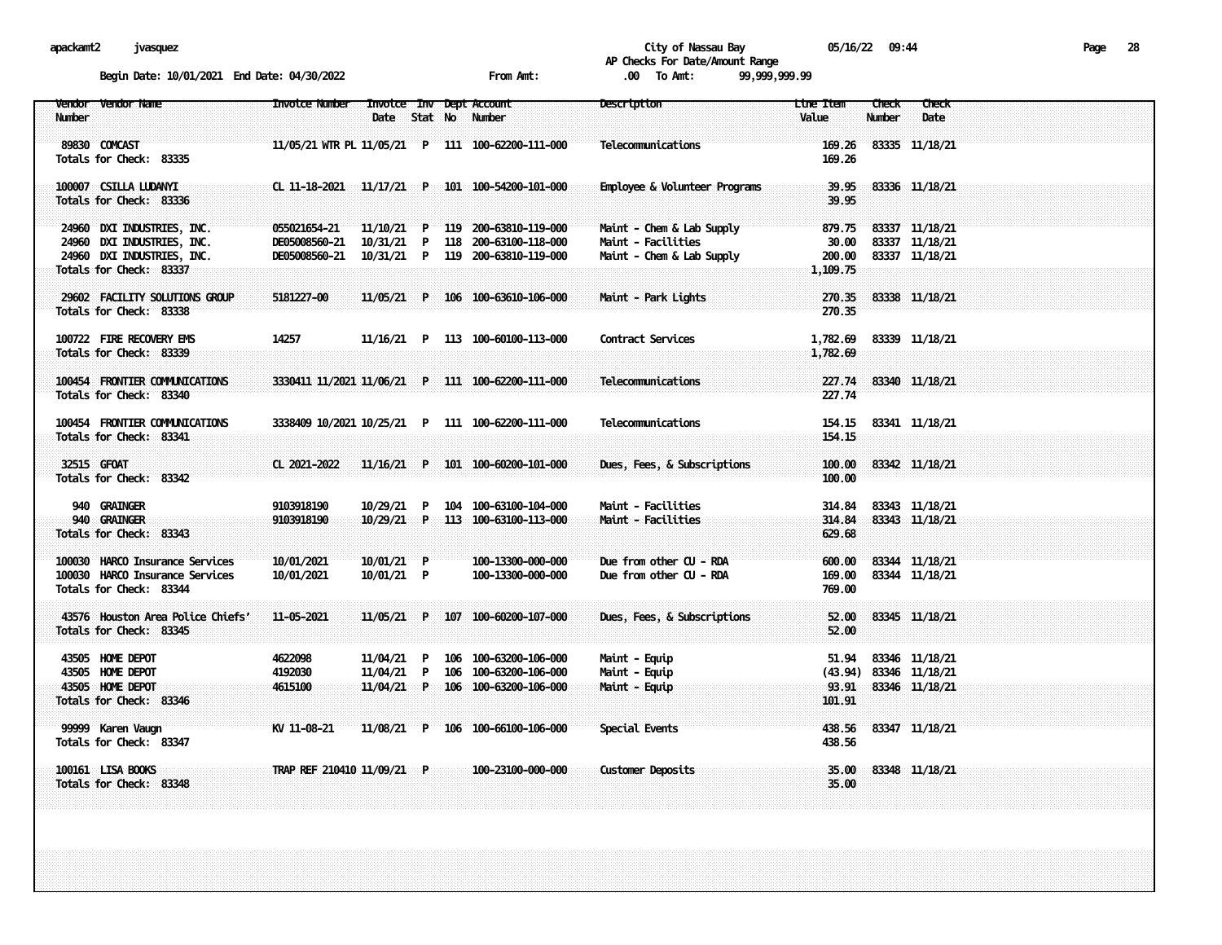City of Nassau Bay
AP Checks For Date/Amount Range

Begin Date: 10/01/2021 End Date: 04/30/2022 From Amt: .00 To Amt: 99,999,999.99

| Vendor Number | Vendor Name | Invoice Number | Invoice Date | Inv Stat | Dept No | Account Number | Description | Line Item Value | Check Number | Check Date |
|---|---|---|---|---|---|---|---|---|---|---|
| 89830 | COMCAST | 11/05/21 WTR PL | 11/05/21 | P | 111 | 100-62200-111-000 | Telecommunications | 169.26 | 83335 | 11/18/21 |
| Totals for Check: 83335 | | | | | | | | 169.26 | | |
| 100007 | CSILLA LUDANYI | CL 11-18-2021 | 11/17/21 | P | 101 | 100-54200-101-000 | Employee & Volunteer Programs | 39.95 | 83336 | 11/18/21 |
| Totals for Check: 83336 | | | | | | | | 39.95 | | |
| 24960 | DXI INDUSTRIES, INC. | 055021654-21 | 11/10/21 | P | 119 | 200-63810-119-000 | Maint - Chem & Lab Supply | 879.75 | 83337 | 11/18/21 |
| 24960 | DXI INDUSTRIES, INC. | DE05008560-21 | 10/31/21 | P | 118 | 200-63100-118-000 | Maint - Facilities | 30.00 | 83337 | 11/18/21 |
| 24960 | DXI INDUSTRIES, INC. | DE05008560-21 | 10/31/21 | P | 119 | 200-63810-119-000 | Maint - Chem & Lab Supply | 200.00 | 83337 | 11/18/21 |
| Totals for Check: 83337 | | | | | | | | 1,109.75 | | |
| 29602 | FACILITY SOLUTIONS GROUP | 5181227-00 | 11/05/21 | P | 106 | 100-63610-106-000 | Maint - Park Lights | 270.35 | 83338 | 11/18/21 |
| Totals for Check: 83338 | | | | | | | | 270.35 | | |
| 100722 | FIRE RECOVERY EMS | 14257 | 11/16/21 | P | 113 | 100-60100-113-000 | Contract Services | 1,782.69 | 83339 | 11/18/21 |
| Totals for Check: 83339 | | | | | | | | 1,782.69 | | |
| 100454 | FRONTIER COMMUNICATIONS | 3330411 11/2021 | 11/06/21 | P | 111 | 100-62200-111-000 | Telecommunications | 227.74 | 83340 | 11/18/21 |
| Totals for Check: 83340 | | | | | | | | 227.74 | | |
| 100454 | FRONTIER COMMUNICATIONS | 3338409 10/2021 | 10/25/21 | P | 111 | 100-62200-111-000 | Telecommunications | 154.15 | 83341 | 11/18/21 |
| Totals for Check: 83341 | | | | | | | | 154.15 | | |
| 32515 | GFOAT | CL 2021-2022 | 11/16/21 | P | 101 | 100-60200-101-000 | Dues, Fees, & Subscriptions | 100.00 | 83342 | 11/18/21 |
| Totals for Check: 83342 | | | | | | | | 100.00 | | |
| 940 | GRAINGER | 9103918190 | 10/29/21 | P | 104 | 100-63100-104-000 | Maint - Facilities | 314.84 | 83343 | 11/18/21 |
| 940 | GRAINGER | 9103918190 | 10/29/21 | P | 113 | 100-63100-113-000 | Maint - Facilities | 314.84 | 83343 | 11/18/21 |
| Totals for Check: 83343 | | | | | | | | 629.68 | | |
| 100030 | HARCO Insurance Services | 10/01/2021 | 10/01/21 | P | | 100-13300-000-000 | Due from other CU - RDA | 600.00 | 83344 | 11/18/21 |
| 100030 | HARCO Insurance Services | 10/01/2021 | 10/01/21 | P | | 100-13300-000-000 | Due from other CU - RDA | 169.00 | 83344 | 11/18/21 |
| Totals for Check: 83344 | | | | | | | | 769.00 | | |
| 43576 | Houston Area Police Chiefs' | 11-05-2021 | 11/05/21 | P | 107 | 100-60200-107-000 | Dues, Fees, & Subscriptions | 52.00 | 83345 | 11/18/21 |
| Totals for Check: 83345 | | | | | | | | 52.00 | | |
| 43505 | HOME DEPOT | 4622098 | 11/04/21 | P | 106 | 100-63200-106-000 | Maint - Equip | 51.94 | 83346 | 11/18/21 |
| 43505 | HOME DEPOT | 4192030 | 11/04/21 | P | 106 | 100-63200-106-000 | Maint - Equip | (43.94) | 83346 | 11/18/21 |
| 43505 | HOME DEPOT | 4615100 | 11/04/21 | P | 106 | 100-63200-106-000 | Maint - Equip | 93.91 | 83346 | 11/18/21 |
| Totals for Check: 83346 | | | | | | | | 101.91 | | |
| 99999 | Karen Vaugn | KV 11-08-21 | 11/08/21 | P | 106 | 100-66100-106-000 | Special Events | 438.56 | 83347 | 11/18/21 |
| Totals for Check: 83347 | | | | | | | | 438.56 | | |
| 100161 | LISA BOOKS | TRAP REF 210410 | 11/09/21 | P | | 100-23100-000-000 | Customer Deposits | 35.00 | 83348 | 11/18/21 |
| Totals for Check: 83348 | | | | | | | | 35.00 | | |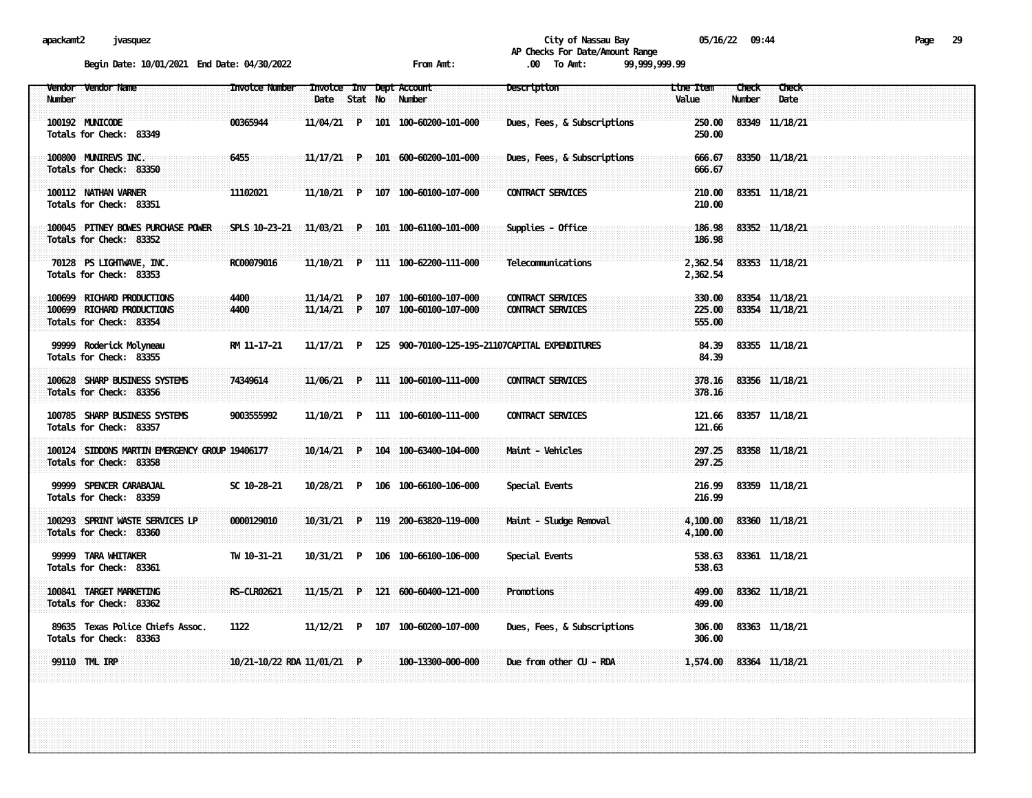apackamt2 jvasquez

City of Nassau Bay 05/16/22 09:44

AP Checks For Date/Amount Range

Begin Date: 10/01/2021 End Date: 04/30/2022 From Amt: .00 To Amt: 99,999,999.99

| Vendor Number | Vendor Name | Invoice Number | Invoice Date | Inv Stat | Dept No | Account Number | Description | Line Item Value | Check Number | Check Date |
|---|---|---|---|---|---|---|---|---|---|---|
| 100192 | MUNICODE | 00365944 | 11/04/21 | P | 101 | 100-60200-101-000 | Dues, Fees, & Subscriptions | 250.00 | 83349 | 11/18/21 |
| Totals for Check: 83349 | | | | | | | | 250.00 | | |
| 100800 | MUNIREVS INC. | 6455 | 11/17/21 | P | 101 | 600-60200-101-000 | Dues, Fees, & Subscriptions | 666.67 | 83350 | 11/18/21 |
| Totals for Check: 83350 | | | | | | | | 666.67 | | |
| 100112 | NATHAN VARNER | 11102021 | 11/10/21 | P | 107 | 100-60100-107-000 | CONTRACT SERVICES | 210.00 | 83351 | 11/18/21 |
| Totals for Check: 83351 | | | | | | | | 210.00 | | |
| 100045 | PITNEY BOWES PURCHASE POWER | SPLS 10-23-21 | 11/03/21 | P | 101 | 100-61100-101-000 | Supplies - Office | 186.98 | 83352 | 11/18/21 |
| Totals for Check: 83352 | | | | | | | | 186.98 | | |
| 70128 | PS LIGHTWAVE, INC. | RC00079016 | 11/10/21 | P | 111 | 100-62200-111-000 | Telecommunications | 2,362.54 | 83353 | 11/18/21 |
| Totals for Check: 83353 | | | | | | | | 2,362.54 | | |
| 100699 | RICHARD PRODUCTIONS | 4400 | 11/14/21 | P | 107 | 100-60100-107-000 | CONTRACT SERVICES | 330.00 | 83354 | 11/18/21 |
| 100699 | RICHARD PRODUCTIONS | 4400 | 11/14/21 | P | 107 | 100-60100-107-000 | CONTRACT SERVICES | 225.00 | 83354 | 11/18/21 |
| Totals for Check: 83354 | | | | | | | | 555.00 | | |
| 99999 | Roderick Molyneau | RM 11-17-21 | 11/17/21 | P | 125 | 900-70100-125-195-21107 | CAPITAL EXPENDITURES | 84.39 | 83355 | 11/18/21 |
| Totals for Check: 83355 | | | | | | | | 84.39 | | |
| 100628 | SHARP BUSINESS SYSTEMS | 74349614 | 11/06/21 | P | 111 | 100-60100-111-000 | CONTRACT SERVICES | 378.16 | 83356 | 11/18/21 |
| Totals for Check: 83356 | | | | | | | | 378.16 | | |
| 100785 | SHARP BUSINESS SYSTEMS | 9003555992 | 11/10/21 | P | 111 | 100-60100-111-000 | CONTRACT SERVICES | 121.66 | 83357 | 11/18/21 |
| Totals for Check: 83357 | | | | | | | | 121.66 | | |
| 100124 | SIDDONS MARTIN EMERGENCY GROUP | 19406177 | 10/14/21 | P | 104 | 100-63400-104-000 | Maint - Vehicles | 297.25 | 83358 | 11/18/21 |
| Totals for Check: 83358 | | | | | | | | 297.25 | | |
| 99999 | SPENCER CARABAJAL | SC 10-28-21 | 10/28/21 | P | 106 | 100-66100-106-000 | Special Events | 216.99 | 83359 | 11/18/21 |
| Totals for Check: 83359 | | | | | | | | 216.99 | | |
| 100293 | SPRINT WASTE SERVICES LP | 0000129010 | 10/31/21 | P | 119 | 200-63820-119-000 | Maint - Sludge Removal | 4,100.00 | 83360 | 11/18/21 |
| Totals for Check: 83360 | | | | | | | | 4,100.00 | | |
| 99999 | TARA WHITAKER | TW 10-31-21 | 10/31/21 | P | 106 | 100-66100-106-000 | Special Events | 538.63 | 83361 | 11/18/21 |
| Totals for Check: 83361 | | | | | | | | 538.63 | | |
| 100841 | TARGET MARKETING | RS-CLR02621 | 11/15/21 | P | 121 | 600-60400-121-000 | Promotions | 499.00 | 83362 | 11/18/21 |
| Totals for Check: 83362 | | | | | | | | 499.00 | | |
| 89635 | Texas Police Chiefs Assoc. | 1122 | 11/12/21 | P | 107 | 100-60200-107-000 | Dues, Fees, & Subscriptions | 306.00 | 83363 | 11/18/21 |
| Totals for Check: 83363 | | | | | | | | 306.00 | | |
| 99110 | TML IRP | 10/21-10/22 RDA | 11/01/21 | P | | 100-13300-000-000 | Due from other CU - RDA | 1,574.00 | 83364 | 11/18/21 |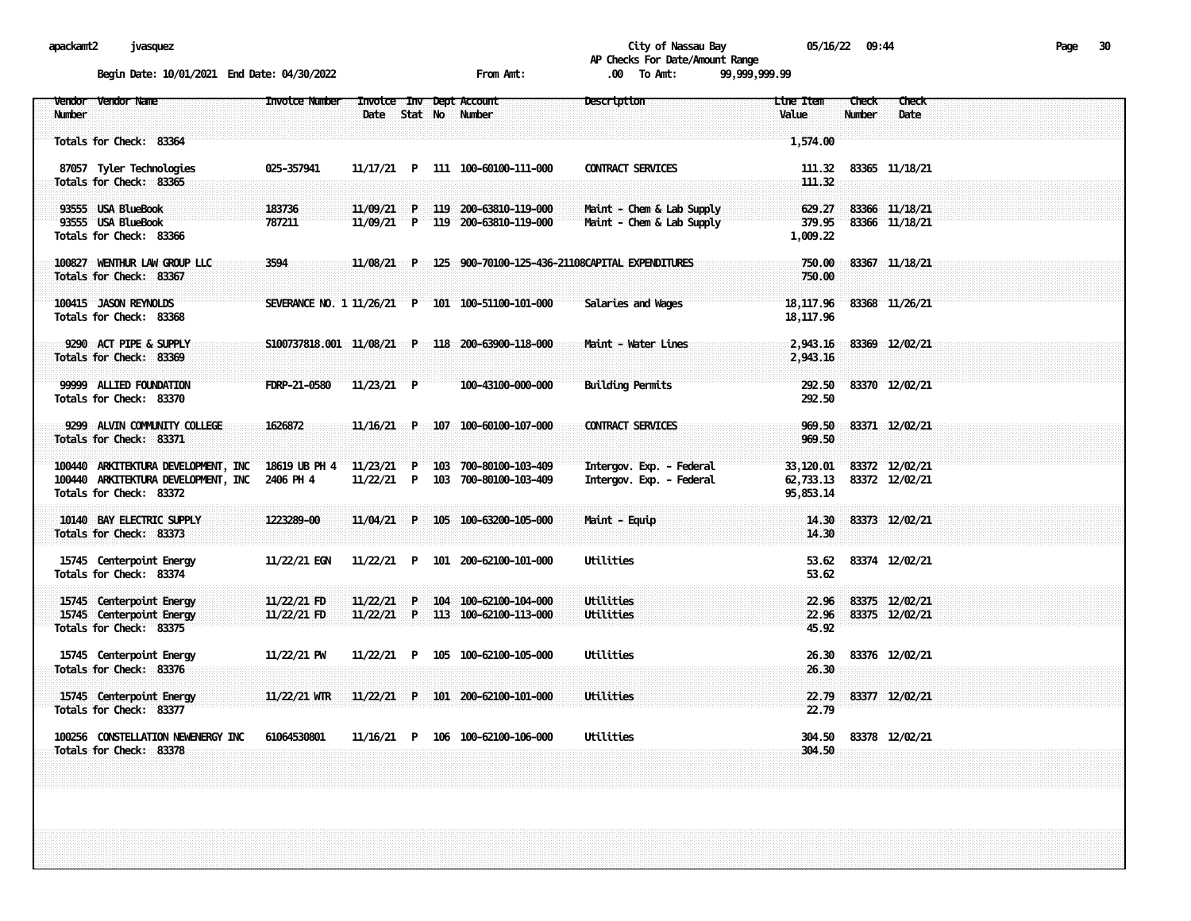City of Nassau Bay

AP Checks For Date/Amount Range

Begin Date: 10/01/2021 End Date: 04/30/2022 From Amt: .00 To Amt: 99,999,999.99

| Vendor Number | Vendor Name | Invoice Number | Invoice Date | Inv Stat | Dept No | Account Number | Description | Line Item Value | Check Number | Check Date |
|---|---|---|---|---|---|---|---|---|---|---|
| Totals for Check: 83364 | | | | | | | | 1,574.00 | | |
| 87057 | Tyler Technologies | 025-357941 | 11/17/21 | P | 111 | 100-60100-111-000 | CONTRACT SERVICES | 111.32 | 83365 | 11/18/21 |
| Totals for Check: 83365 | | | | | | | | 111.32 | | |
| 93555 | USA BlueBook | 183736 | 11/09/21 | P | 119 | 200-63810-119-000 | Maint - Chem & Lab Supply | 629.27 | 83366 | 11/18/21 |
| 93555 | USA BlueBook | 787211 | 11/09/21 | P | 119 | 200-63810-119-000 | Maint - Chem & Lab Supply | 379.95 | 83366 | 11/18/21 |
| Totals for Check: 83366 | | | | | | | | 1,009.22 | | |
| 100827 | WENTHUR LAW GROUP LLC | 3594 | 11/08/21 | P | 125 | 900-70100-125-436-21108 | CAPITAL EXPENDITURES | 750.00 | 83367 | 11/18/21 |
| Totals for Check: 83367 | | | | | | | | 750.00 | | |
| 100415 | JASON REYNOLDS | SEVERANCE NO. 1 | 11/26/21 | P | 101 | 100-51100-101-000 | Salaries and Wages | 18,117.96 | 83368 | 11/26/21 |
| Totals for Check: 83368 | | | | | | | | 18,117.96 | | |
| 9290 | ACT PIPE & SUPPLY | S100737818.001 | 11/08/21 | P | 118 | 200-63900-118-000 | Maint - Water Lines | 2,943.16 | 83369 | 12/02/21 |
| Totals for Check: 83369 | | | | | | | | 2,943.16 | | |
| 99999 | ALLIED FOUNDATION | FDRP-21-0580 | 11/23/21 | P | | 100-43100-000-000 | Building Permits | 292.50 | 83370 | 12/02/21 |
| Totals for Check: 83370 | | | | | | | | 292.50 | | |
| 9299 | ALVIN COMMUNITY COLLEGE | 1626872 | 11/16/21 | P | 107 | 100-60100-107-000 | CONTRACT SERVICES | 969.50 | 83371 | 12/02/21 |
| Totals for Check: 83371 | | | | | | | | 969.50 | | |
| 100440 | ARKITEKTURA DEVELOPMENT, INC | 18619 UB PH 4 | 11/23/21 | P | 103 | 700-80100-103-409 | Intergov. Exp. - Federal | 33,120.01 | 83372 | 12/02/21 |
| 100440 | ARKITEKTURA DEVELOPMENT, INC | 2406 PH 4 | 11/22/21 | P | 103 | 700-80100-103-409 | Intergov. Exp. - Federal | 62,733.13 | 83372 | 12/02/21 |
| Totals for Check: 83372 | | | | | | | | 95,853.14 | | |
| 10140 | BAY ELECTRIC SUPPLY | 1223289-00 | 11/04/21 | P | 105 | 100-63200-105-000 | Maint - Equip | 14.30 | 83373 | 12/02/21 |
| Totals for Check: 83373 | | | | | | | | 14.30 | | |
| 15745 | Centerpoint Energy | 11/22/21 EGN | 11/22/21 | P | 101 | 200-62100-101-000 | Utilities | 53.62 | 83374 | 12/02/21 |
| Totals for Check: 83374 | | | | | | | | 53.62 | | |
| 15745 | Centerpoint Energy | 11/22/21 FD | 11/22/21 | P | 104 | 100-62100-104-000 | Utilities | 22.96 | 83375 | 12/02/21 |
| 15745 | Centerpoint Energy | 11/22/21 FD | 11/22/21 | P | 113 | 100-62100-113-000 | Utilities | 22.96 | 83375 | 12/02/21 |
| Totals for Check: 83375 | | | | | | | | 45.92 | | |
| 15745 | Centerpoint Energy | 11/22/21 PW | 11/22/21 | P | 105 | 100-62100-105-000 | Utilities | 26.30 | 83376 | 12/02/21 |
| Totals for Check: 83376 | | | | | | | | 26.30 | | |
| 15745 | Centerpoint Energy | 11/22/21 WTR | 11/22/21 | P | 101 | 200-62100-101-000 | Utilities | 22.79 | 83377 | 12/02/21 |
| Totals for Check: 83377 | | | | | | | | 22.79 | | |
| 100256 | CONSTELLATION NEWENERGY INC | 61064530801 | 11/16/21 | P | 106 | 100-62100-106-000 | Utilities | 304.50 | 83378 | 12/02/21 |
| Totals for Check: 83378 | | | | | | | | 304.50 | | |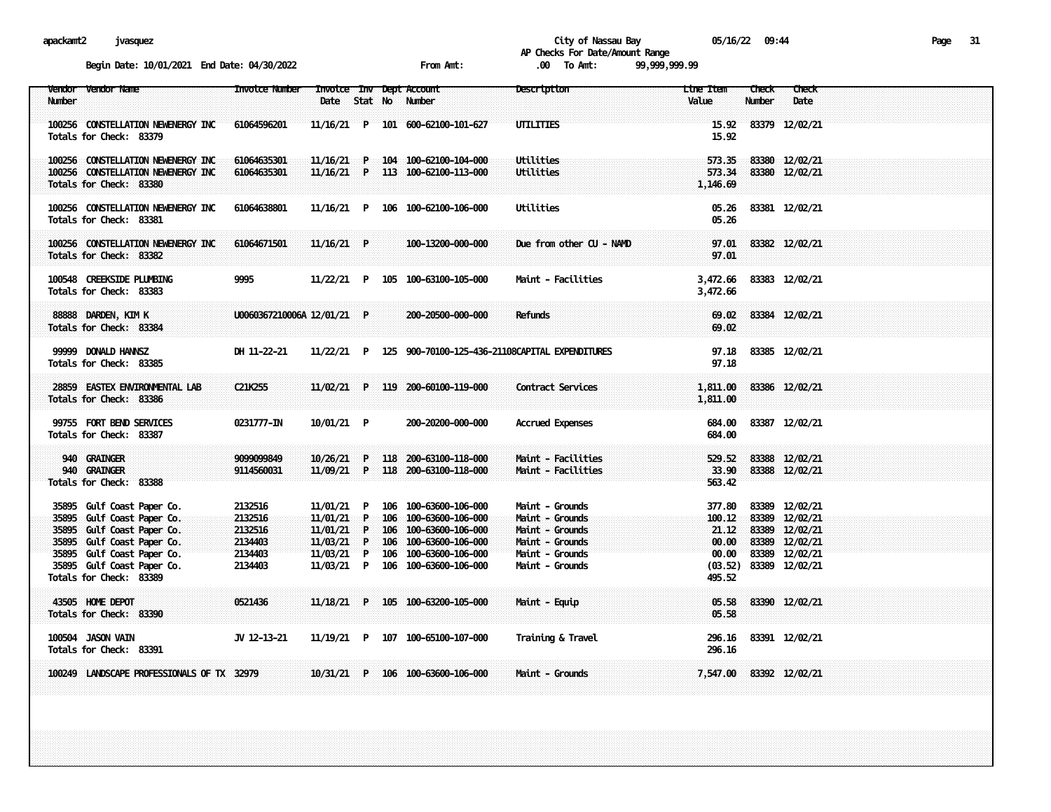apackamt2 jvasquez

City of Nassau Bay 05/16/22 09:44

AP Checks For Date/Amount Range

Begin Date: 10/01/2021 End Date: 04/30/2022 From Amt: .00 To Amt: 99,999,999.99

| Vendor Number | Vendor Name | Invoice Number | Invoice Date | Inv Stat | Dept No | Account Number | Description | Line Item Value | Check Number | Check Date |
|---|---|---|---|---|---|---|---|---|---|---|
| 100256 | CONSTELLATION NEWENERGY INC | 61064596201 | 11/16/21 | P | 101 | 600-62100-101-627 | UTILITIES | 15.92 | 83379 | 12/02/21 |
| Totals for Check: 83379 | | | | | | | | 15.92 | | |
| 100256 | CONSTELLATION NEWENERGY INC | 61064635301 | 11/16/21 | P | 104 | 100-62100-104-000 | Utilities | 573.35 | 83380 | 12/02/21 |
| 100256 | CONSTELLATION NEWENERGY INC | 61064635301 | 11/16/21 | P | 113 | 100-62100-113-000 | Utilities | 573.34 | 83380 | 12/02/21 |
| Totals for Check: 83380 | | | | | | | | 1,146.69 | | |
| 100256 | CONSTELLATION NEWENERGY INC | 61064638801 | 11/16/21 | P | 106 | 100-62100-106-000 | Utilities | 05.26 | 83381 | 12/02/21 |
| Totals for Check: 83381 | | | | | | | | 05.26 | | |
| 100256 | CONSTELLATION NEWENERGY INC | 61064671501 | 11/16/21 | P | | 100-13200-000-000 | Due from other CU - NAMD | 97.01 | 83382 | 12/02/21 |
| Totals for Check: 83382 | | | | | | | | 97.01 | | |
| 100548 | CREEKSIDE PLUMBING | 9995 | 11/22/21 | P | 105 | 100-63100-105-000 | Maint - Facilities | 3,472.66 | 83383 | 12/02/21 |
| Totals for Check: 83383 | | | | | | | | 3,472.66 | | |
| 88888 | DARDEN, KIM K | U0060367210006A | 12/01/21 | P | | 200-20500-000-000 | Refunds | 69.02 | 83384 | 12/02/21 |
| Totals for Check: 83384 | | | | | | | | 69.02 | | |
| 99999 | DONALD HANNSZ | DH 11-22-21 | 11/22/21 | P | 125 | 900-70100-125-436-21108 | CAPITAL EXPENDITURES | 97.18 | 83385 | 12/02/21 |
| Totals for Check: 83385 | | | | | | | | 97.18 | | |
| 28859 | EASTEX ENVIRONMENTAL LAB | C21K255 | 11/02/21 | P | 119 | 200-60100-119-000 | Contract Services | 1,811.00 | 83386 | 12/02/21 |
| Totals for Check: 83386 | | | | | | | | 1,811.00 | | |
| 99755 | FORT BEND SERVICES | 0231777-IN | 10/01/21 | P | | 200-20200-000-000 | Accrued Expenses | 684.00 | 83387 | 12/02/21 |
| Totals for Check: 83387 | | | | | | | | 684.00 | | |
| 940 | GRAINGER | 9099099849 | 10/26/21 | P | 118 | 200-63100-118-000 | Maint - Facilities | 529.52 | 83388 | 12/02/21 |
| 940 | GRAINGER | 9114560031 | 11/09/21 | P | 118 | 200-63100-118-000 | Maint - Facilities | 33.90 | 83388 | 12/02/21 |
| Totals for Check: 83388 | | | | | | | | 563.42 | | |
| 35895 | Gulf Coast Paper Co. | 2132516 | 11/01/21 | P | 106 | 100-63600-106-000 | Maint - Grounds | 377.80 | 83389 | 12/02/21 |
| 35895 | Gulf Coast Paper Co. | 2132516 | 11/01/21 | P | 106 | 100-63600-106-000 | Maint - Grounds | 100.12 | 83389 | 12/02/21 |
| 35895 | Gulf Coast Paper Co. | 2132516 | 11/01/21 | P | 106 | 100-63600-106-000 | Maint - Grounds | 21.12 | 83389 | 12/02/21 |
| 35895 | Gulf Coast Paper Co. | 2134403 | 11/03/21 | P | 106 | 100-63600-106-000 | Maint - Grounds | 00.00 | 83389 | 12/02/21 |
| 35895 | Gulf Coast Paper Co. | 2134403 | 11/03/21 | P | 106 | 100-63600-106-000 | Maint - Grounds | 00.00 | 83389 | 12/02/21 |
| 35895 | Gulf Coast Paper Co. | 2134403 | 11/03/21 | P | 106 | 100-63600-106-000 | Maint - Grounds | (03.52) | 83389 | 12/02/21 |
| Totals for Check: 83389 | | | | | | | | 495.52 | | |
| 43505 | HOME DEPOT | 0521436 | 11/18/21 | P | 105 | 100-63200-105-000 | Maint - Equip | 05.58 | 83390 | 12/02/21 |
| Totals for Check: 83390 | | | | | | | | 05.58 | | |
| 100504 | JASON VAIN | JV 12-13-21 | 11/19/21 | P | 107 | 100-65100-107-000 | Training & Travel | 296.16 | 83391 | 12/02/21 |
| Totals for Check: 83391 | | | | | | | | 296.16 | | |
| 100249 | LANDSCAPE PROFESSIONALS OF TX | 32979 | 10/31/21 | P | 106 | 100-63600-106-000 | Maint - Grounds | 7,547.00 | 83392 | 12/02/21 |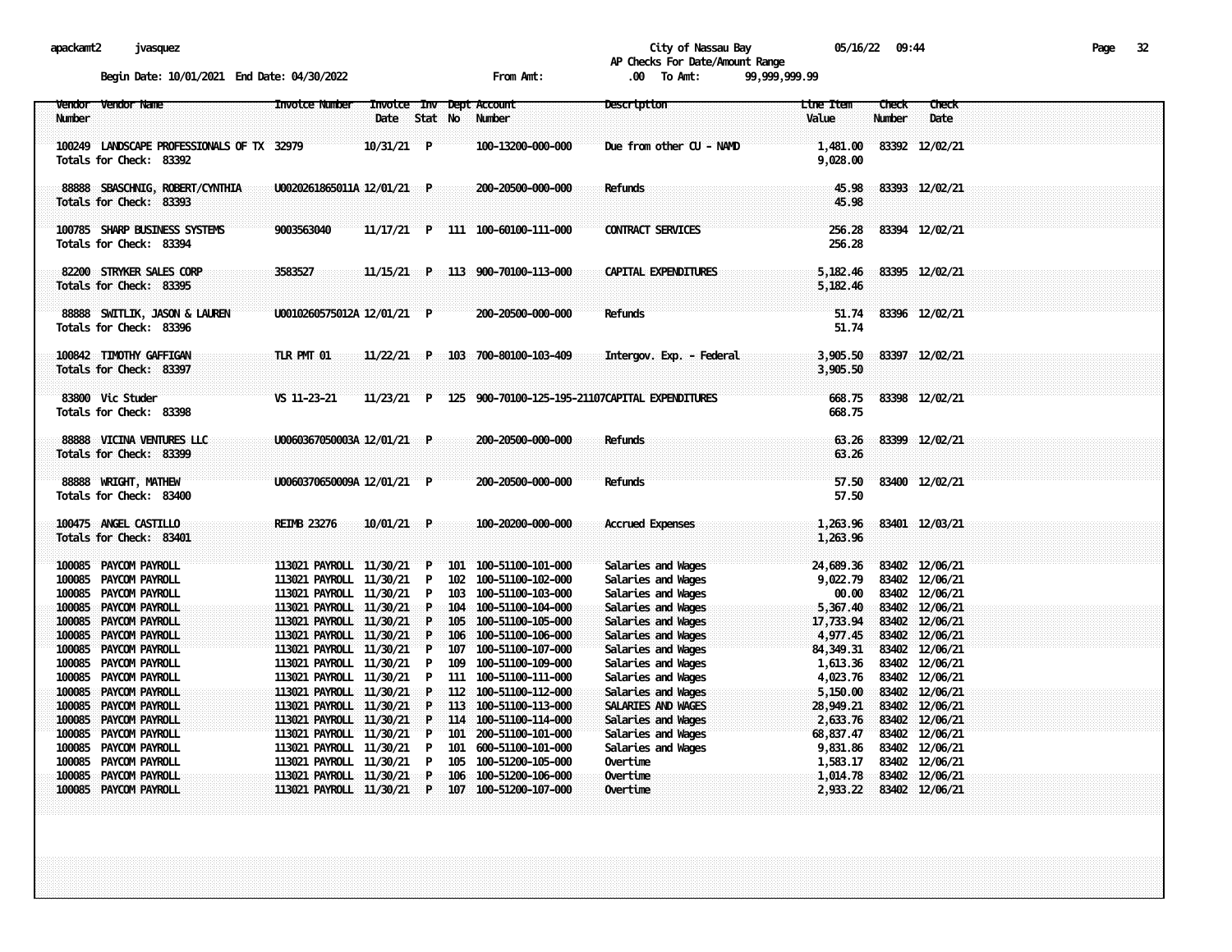City of Nassau Bay

AP Checks For Date/Amount Range

Begin Date: 10/01/2021 End Date: 04/30/2022 From Amt: .00 To Amt: 99,999,999.99

| Vendor Number | Vendor Name | Invoice Number | Invoice Date | Inv Stat | Dept No | Account Number | Description | Line Item Value | Check Number | Check Date |
|---|---|---|---|---|---|---|---|---|---|---|
| 100249 | LANDSCAPE PROFESSIONALS OF TX | 32979 | 10/31/21 | P | | 100-13200-000-000 | Due from other CU - NAMD | 1,481.00 | 83392 | 12/02/21 |
| Totals for Check: 83392 | | | | | | | | 9,028.00 | | |
| 88888 | SBASCHNIG, ROBERT/CYNTHIA | U0020261865011A | 12/01/21 | P | | 200-20500-000-000 | Refunds | 45.98 | 83393 | 12/02/21 |
| Totals for Check: 83393 | | | | | | | | 45.98 | | |
| 100785 | SHARP BUSINESS SYSTEMS | 9003563040 | 11/17/21 | P | 111 | 100-60100-111-000 | CONTRACT SERVICES | 256.28 | 83394 | 12/02/21 |
| Totals for Check: 83394 | | | | | | | | 256.28 | | |
| 82200 | STRYKER SALES CORP | 3583527 | 11/15/21 | P | 113 | 900-70100-113-000 | CAPITAL EXPENDITURES | 5,182.46 | 83395 | 12/02/21 |
| Totals for Check: 83395 | | | | | | | | 5,182.46 | | |
| 88888 | SWITLIK, JASON & LAUREN | U0010260575012A | 12/01/21 | P | | 200-20500-000-000 | Refunds | 51.74 | 83396 | 12/02/21 |
| Totals for Check: 83396 | | | | | | | | 51.74 | | |
| 100842 | TIMOTHY GAFFIGAN | TLR PMT 01 | 11/22/21 | P | 103 | 700-80100-103-409 | Intergov. Exp. - Federal | 3,905.50 | 83397 | 12/02/21 |
| Totals for Check: 83397 | | | | | | | | 3,905.50 | | |
| 83800 | Vic Studer | VS 11-23-21 | 11/23/21 | P | 125 | 900-70100-125-195-21107 | CAPITAL EXPENDITURES | 668.75 | 83398 | 12/02/21 |
| Totals for Check: 83398 | | | | | | | | 668.75 | | |
| 88888 | VICINA VENTURES LLC | U0060367050003A | 12/01/21 | P | | 200-20500-000-000 | Refunds | 63.26 | 83399 | 12/02/21 |
| Totals for Check: 83399 | | | | | | | | 63.26 | | |
| 88888 | WRIGHT, MATHEW | U0060370650009A | 12/01/21 | P | | 200-20500-000-000 | Refunds | 57.50 | 83400 | 12/02/21 |
| Totals for Check: 83400 | | | | | | | | 57.50 | | |
| 100475 | ANGEL CASTILLO | REIMB 23276 | 10/01/21 | P | | 100-20200-000-000 | Accrued Expenses | 1,263.96 | 83401 | 12/03/21 |
| Totals for Check: 83401 | | | | | | | | 1,263.96 | | |
| 100085 | PAYCOM PAYROLL | 113021 PAYROLL | 11/30/21 | P | 101 | 100-51100-101-000 | Salaries and Wages | 24,689.36 | 83402 | 12/06/21 |
| 100085 | PAYCOM PAYROLL | 113021 PAYROLL | 11/30/21 | P | 102 | 100-51100-102-000 | Salaries and Wages | 9,022.79 | 83402 | 12/06/21 |
| 100085 | PAYCOM PAYROLL | 113021 PAYROLL | 11/30/21 | P | 103 | 100-51100-103-000 | Salaries and Wages | 00.00 | 83402 | 12/06/21 |
| 100085 | PAYCOM PAYROLL | 113021 PAYROLL | 11/30/21 | P | 104 | 100-51100-104-000 | Salaries and Wages | 5,367.40 | 83402 | 12/06/21 |
| 100085 | PAYCOM PAYROLL | 113021 PAYROLL | 11/30/21 | P | 105 | 100-51100-105-000 | Salaries and Wages | 17,733.94 | 83402 | 12/06/21 |
| 100085 | PAYCOM PAYROLL | 113021 PAYROLL | 11/30/21 | P | 106 | 100-51100-106-000 | Salaries and Wages | 4,977.45 | 83402 | 12/06/21 |
| 100085 | PAYCOM PAYROLL | 113021 PAYROLL | 11/30/21 | P | 107 | 100-51100-107-000 | Salaries and Wages | 84,349.31 | 83402 | 12/06/21 |
| 100085 | PAYCOM PAYROLL | 113021 PAYROLL | 11/30/21 | P | 109 | 100-51100-109-000 | Salaries and Wages | 1,613.36 | 83402 | 12/06/21 |
| 100085 | PAYCOM PAYROLL | 113021 PAYROLL | 11/30/21 | P | 111 | 100-51100-111-000 | Salaries and Wages | 4,023.76 | 83402 | 12/06/21 |
| 100085 | PAYCOM PAYROLL | 113021 PAYROLL | 11/30/21 | P | 112 | 100-51100-112-000 | Salaries and Wages | 5,150.00 | 83402 | 12/06/21 |
| 100085 | PAYCOM PAYROLL | 113021 PAYROLL | 11/30/21 | P | 113 | 100-51100-113-000 | SALARIES AND WAGES | 28,949.21 | 83402 | 12/06/21 |
| 100085 | PAYCOM PAYROLL | 113021 PAYROLL | 11/30/21 | P | 114 | 100-51100-114-000 | Salaries and Wages | 2,633.76 | 83402 | 12/06/21 |
| 100085 | PAYCOM PAYROLL | 113021 PAYROLL | 11/30/21 | P | 101 | 200-51100-101-000 | Salaries and Wages | 68,837.47 | 83402 | 12/06/21 |
| 100085 | PAYCOM PAYROLL | 113021 PAYROLL | 11/30/21 | P | 101 | 600-51100-101-000 | Salaries and Wages | 9,831.86 | 83402 | 12/06/21 |
| 100085 | PAYCOM PAYROLL | 113021 PAYROLL | 11/30/21 | P | 105 | 100-51200-105-000 | Overtime | 1,583.17 | 83402 | 12/06/21 |
| 100085 | PAYCOM PAYROLL | 113021 PAYROLL | 11/30/21 | P | 106 | 100-51200-106-000 | Overtime | 1,014.78 | 83402 | 12/06/21 |
| 100085 | PAYCOM PAYROLL | 113021 PAYROLL | 11/30/21 | P | 107 | 100-51200-107-000 | Overtime | 2,933.22 | 83402 | 12/06/21 |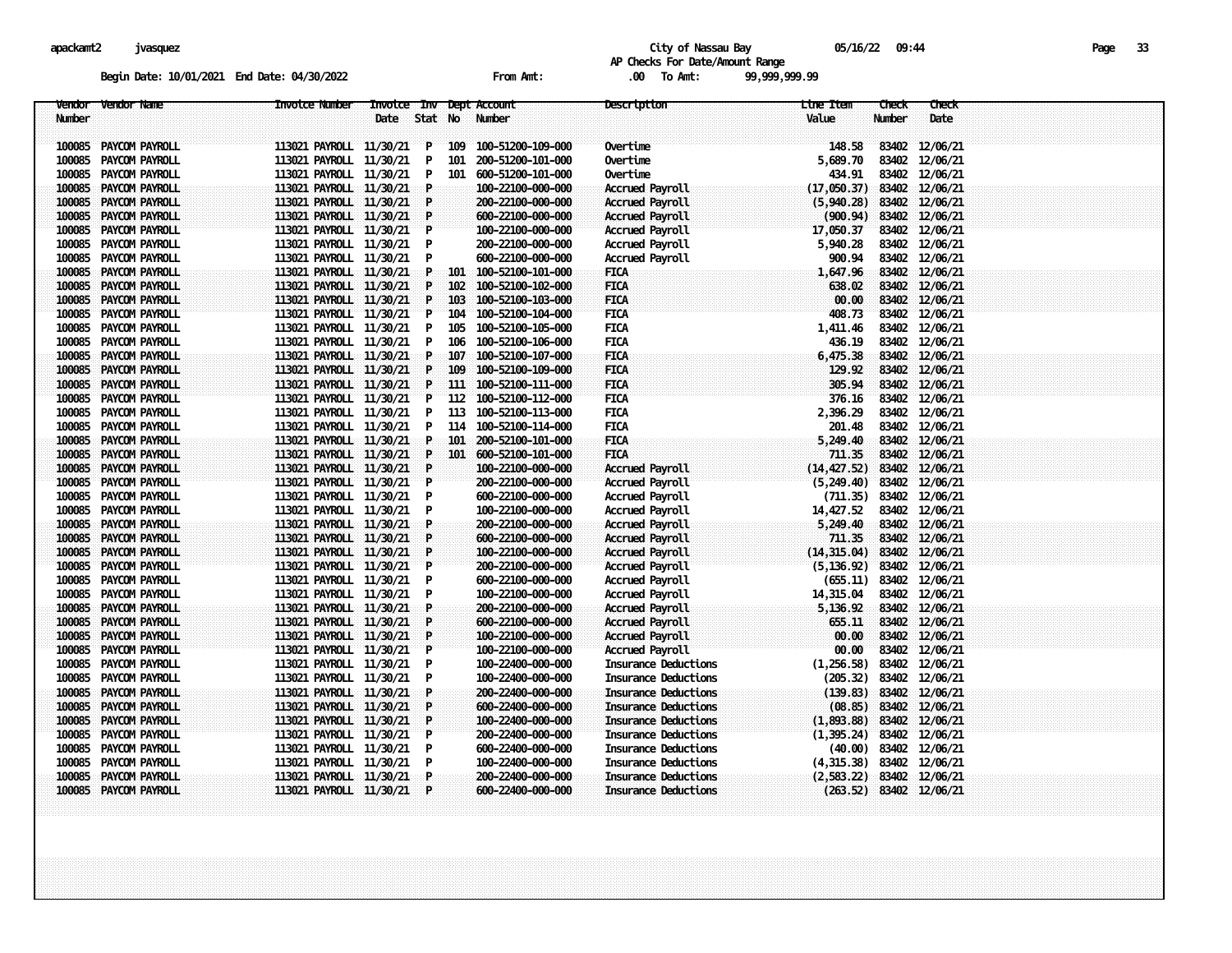apackamt2 jvasquez

City of Nassau Bay 05/16/22 09:44

AP Checks For Date/Amount Range

Begin Date: 10/01/2021 End Date: 04/30/2022 From Amt: .00 To Amt: 99,999,999.99

| Vendor Number | Vendor Name | Invoice Number | Invoice Date | Inv Stat | Dept No | Account Number | Description | Line Item Value | Check Number | Check Date |
|---|---|---|---|---|---|---|---|---|---|---|
| 100085 | PAYCOM PAYROLL | 113021 PAYROLL | 11/30/21 | P | 109 | 100-51200-109-000 | Overtime | 148.58 | 83402 | 12/06/21 |
| 100085 | PAYCOM PAYROLL | 113021 PAYROLL | 11/30/21 | P | 101 | 200-51200-101-000 | Overtime | 5,689.70 | 83402 | 12/06/21 |
| 100085 | PAYCOM PAYROLL | 113021 PAYROLL | 11/30/21 | P | 101 | 600-51200-101-000 | Overtime | 434.91 | 83402 | 12/06/21 |
| 100085 | PAYCOM PAYROLL | 113021 PAYROLL | 11/30/21 | P | | 100-22100-000-000 | Accrued Payroll | (17,050.37) | 83402 | 12/06/21 |
| 100085 | PAYCOM PAYROLL | 113021 PAYROLL | 11/30/21 | P | | 200-22100-000-000 | Accrued Payroll | (5,940.28) | 83402 | 12/06/21 |
| 100085 | PAYCOM PAYROLL | 113021 PAYROLL | 11/30/21 | P | | 600-22100-000-000 | Accrued Payroll | (900.94) | 83402 | 12/06/21 |
| 100085 | PAYCOM PAYROLL | 113021 PAYROLL | 11/30/21 | P | | 100-22100-000-000 | Accrued Payroll | 17,050.37 | 83402 | 12/06/21 |
| 100085 | PAYCOM PAYROLL | 113021 PAYROLL | 11/30/21 | P | | 200-22100-000-000 | Accrued Payroll | 5,940.28 | 83402 | 12/06/21 |
| 100085 | PAYCOM PAYROLL | 113021 PAYROLL | 11/30/21 | P | | 600-22100-000-000 | Accrued Payroll | 900.94 | 83402 | 12/06/21 |
| 100085 | PAYCOM PAYROLL | 113021 PAYROLL | 11/30/21 | P | 101 | 100-52100-101-000 | FICA | 1,647.96 | 83402 | 12/06/21 |
| 100085 | PAYCOM PAYROLL | 113021 PAYROLL | 11/30/21 | P | 102 | 100-52100-102-000 | FICA | 638.02 | 83402 | 12/06/21 |
| 100085 | PAYCOM PAYROLL | 113021 PAYROLL | 11/30/21 | P | 103 | 100-52100-103-000 | FICA | 00.00 | 83402 | 12/06/21 |
| 100085 | PAYCOM PAYROLL | 113021 PAYROLL | 11/30/21 | P | 104 | 100-52100-104-000 | FICA | 408.73 | 83402 | 12/06/21 |
| 100085 | PAYCOM PAYROLL | 113021 PAYROLL | 11/30/21 | P | 105 | 100-52100-105-000 | FICA | 1,411.46 | 83402 | 12/06/21 |
| 100085 | PAYCOM PAYROLL | 113021 PAYROLL | 11/30/21 | P | 106 | 100-52100-106-000 | FICA | 436.19 | 83402 | 12/06/21 |
| 100085 | PAYCOM PAYROLL | 113021 PAYROLL | 11/30/21 | P | 107 | 100-52100-107-000 | FICA | 6,475.38 | 83402 | 12/06/21 |
| 100085 | PAYCOM PAYROLL | 113021 PAYROLL | 11/30/21 | P | 109 | 100-52100-109-000 | FICA | 129.92 | 83402 | 12/06/21 |
| 100085 | PAYCOM PAYROLL | 113021 PAYROLL | 11/30/21 | P | 111 | 100-52100-111-000 | FICA | 305.94 | 83402 | 12/06/21 |
| 100085 | PAYCOM PAYROLL | 113021 PAYROLL | 11/30/21 | P | 112 | 100-52100-112-000 | FICA | 376.16 | 83402 | 12/06/21 |
| 100085 | PAYCOM PAYROLL | 113021 PAYROLL | 11/30/21 | P | 113 | 100-52100-113-000 | FICA | 2,396.29 | 83402 | 12/06/21 |
| 100085 | PAYCOM PAYROLL | 113021 PAYROLL | 11/30/21 | P | 114 | 100-52100-114-000 | FICA | 201.48 | 83402 | 12/06/21 |
| 100085 | PAYCOM PAYROLL | 113021 PAYROLL | 11/30/21 | P | 101 | 200-52100-101-000 | FICA | 5,249.40 | 83402 | 12/06/21 |
| 100085 | PAYCOM PAYROLL | 113021 PAYROLL | 11/30/21 | P | 101 | 600-52100-101-000 | FICA | 711.35 | 83402 | 12/06/21 |
| 100085 | PAYCOM PAYROLL | 113021 PAYROLL | 11/30/21 | P | | 100-22100-000-000 | Accrued Payroll | (14,427.52) | 83402 | 12/06/21 |
| 100085 | PAYCOM PAYROLL | 113021 PAYROLL | 11/30/21 | P | | 200-22100-000-000 | Accrued Payroll | (5,249.40) | 83402 | 12/06/21 |
| 100085 | PAYCOM PAYROLL | 113021 PAYROLL | 11/30/21 | P | | 600-22100-000-000 | Accrued Payroll | (711.35) | 83402 | 12/06/21 |
| 100085 | PAYCOM PAYROLL | 113021 PAYROLL | 11/30/21 | P | | 100-22100-000-000 | Accrued Payroll | 14,427.52 | 83402 | 12/06/21 |
| 100085 | PAYCOM PAYROLL | 113021 PAYROLL | 11/30/21 | P | | 200-22100-000-000 | Accrued Payroll | 5,249.40 | 83402 | 12/06/21 |
| 100085 | PAYCOM PAYROLL | 113021 PAYROLL | 11/30/21 | P | | 600-22100-000-000 | Accrued Payroll | 711.35 | 83402 | 12/06/21 |
| 100085 | PAYCOM PAYROLL | 113021 PAYROLL | 11/30/21 | P | | 100-22100-000-000 | Accrued Payroll | (14,315.04) | 83402 | 12/06/21 |
| 100085 | PAYCOM PAYROLL | 113021 PAYROLL | 11/30/21 | P | | 200-22100-000-000 | Accrued Payroll | (5,136.92) | 83402 | 12/06/21 |
| 100085 | PAYCOM PAYROLL | 113021 PAYROLL | 11/30/21 | P | | 600-22100-000-000 | Accrued Payroll | (655.11) | 83402 | 12/06/21 |
| 100085 | PAYCOM PAYROLL | 113021 PAYROLL | 11/30/21 | P | | 100-22100-000-000 | Accrued Payroll | 14,315.04 | 83402 | 12/06/21 |
| 100085 | PAYCOM PAYROLL | 113021 PAYROLL | 11/30/21 | P | | 200-22100-000-000 | Accrued Payroll | 5,136.92 | 83402 | 12/06/21 |
| 100085 | PAYCOM PAYROLL | 113021 PAYROLL | 11/30/21 | P | | 600-22100-000-000 | Accrued Payroll | 655.11 | 83402 | 12/06/21 |
| 100085 | PAYCOM PAYROLL | 113021 PAYROLL | 11/30/21 | P | | 100-22100-000-000 | Accrued Payroll | 00.00 | 83402 | 12/06/21 |
| 100085 | PAYCOM PAYROLL | 113021 PAYROLL | 11/30/21 | P | | 100-22100-000-000 | Accrued Payroll | 00.00 | 83402 | 12/06/21 |
| 100085 | PAYCOM PAYROLL | 113021 PAYROLL | 11/30/21 | P | | 100-22400-000-000 | Insurance Deductions | (1,256.58) | 83402 | 12/06/21 |
| 100085 | PAYCOM PAYROLL | 113021 PAYROLL | 11/30/21 | P | | 100-22400-000-000 | Insurance Deductions | (205.32) | 83402 | 12/06/21 |
| 100085 | PAYCOM PAYROLL | 113021 PAYROLL | 11/30/21 | P | | 200-22400-000-000 | Insurance Deductions | (139.83) | 83402 | 12/06/21 |
| 100085 | PAYCOM PAYROLL | 113021 PAYROLL | 11/30/21 | P | | 600-22400-000-000 | Insurance Deductions | (08.85) | 83402 | 12/06/21 |
| 100085 | PAYCOM PAYROLL | 113021 PAYROLL | 11/30/21 | P | | 100-22400-000-000 | Insurance Deductions | (1,893.88) | 83402 | 12/06/21 |
| 100085 | PAYCOM PAYROLL | 113021 PAYROLL | 11/30/21 | P | | 200-22400-000-000 | Insurance Deductions | (1,395.24) | 83402 | 12/06/21 |
| 100085 | PAYCOM PAYROLL | 113021 PAYROLL | 11/30/21 | P | | 600-22400-000-000 | Insurance Deductions | (40.00) | 83402 | 12/06/21 |
| 100085 | PAYCOM PAYROLL | 113021 PAYROLL | 11/30/21 | P | | 100-22400-000-000 | Insurance Deductions | (4,315.38) | 83402 | 12/06/21 |
| 100085 | PAYCOM PAYROLL | 113021 PAYROLL | 11/30/21 | P | | 200-22400-000-000 | Insurance Deductions | (2,583.22) | 83402 | 12/06/21 |
| 100085 | PAYCOM PAYROLL | 113021 PAYROLL | 11/30/21 | P | | 600-22400-000-000 | Insurance Deductions | (263.52) | 83402 | 12/06/21 |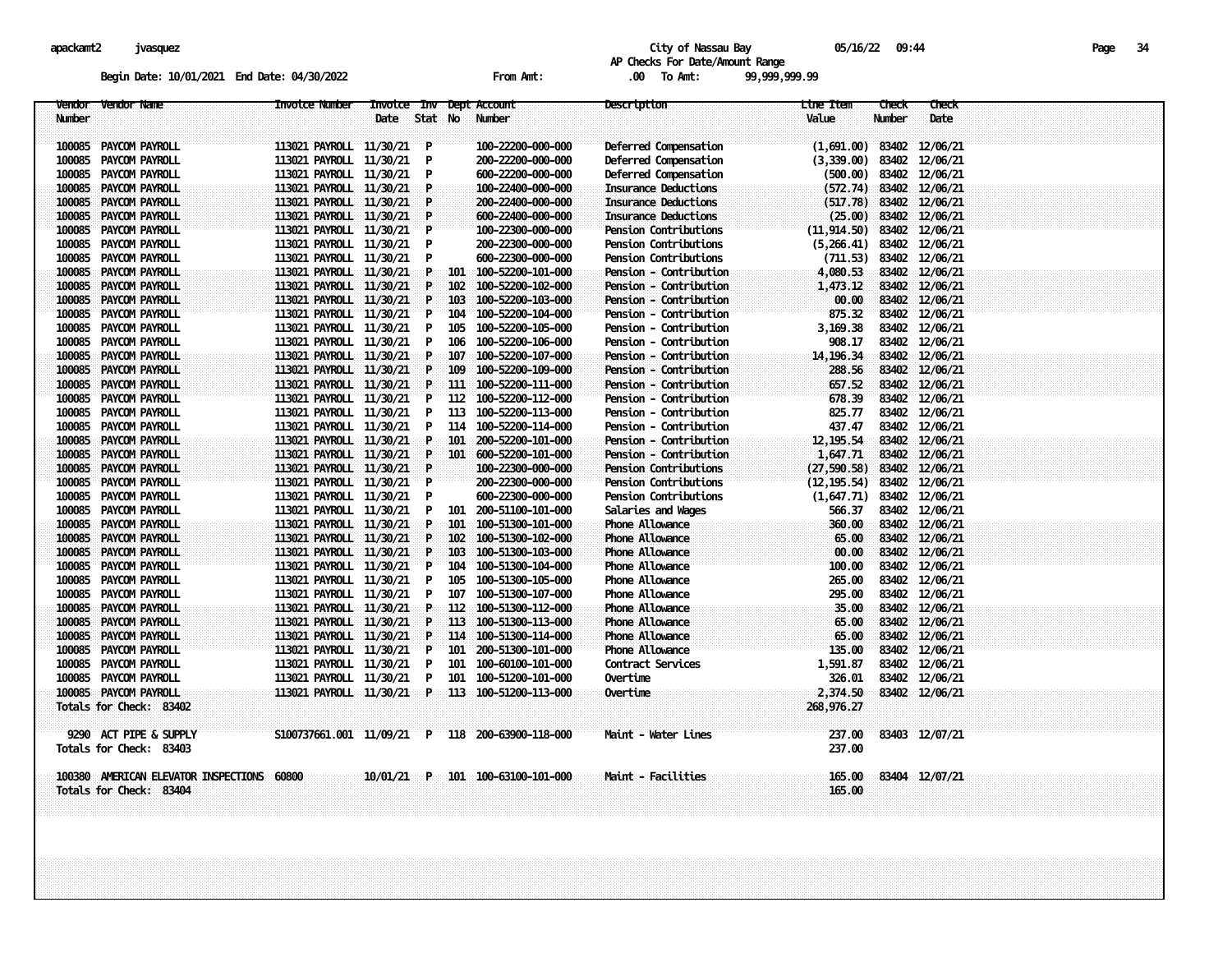apackamt2 jvasquez

City of Nassau Bay 05/16/22 09:44

AP Checks For Date/Amount Range

Begin Date: 10/01/2021 End Date: 04/30/2022 From Amt: .00 To Amt: 99,999,999.99

| Vendor Number | Vendor Name | Invoice Number | Invoice Date | Inv Stat | Dept No | Account Number | Description | Line Item Value | Check Number | Check Date |
|---|---|---|---|---|---|---|---|---|---|---|
| 100085 | PAYCOM PAYROLL | 113021 PAYROLL | 11/30/21 | P | | 100-22200-000-000 | Deferred Compensation | (1,691.00) | 83402 | 12/06/21 |
| 100085 | PAYCOM PAYROLL | 113021 PAYROLL | 11/30/21 | P | | 200-22200-000-000 | Deferred Compensation | (3,339.00) | 83402 | 12/06/21 |
| 100085 | PAYCOM PAYROLL | 113021 PAYROLL | 11/30/21 | P | | 600-22200-000-000 | Deferred Compensation | (500.00) | 83402 | 12/06/21 |
| 100085 | PAYCOM PAYROLL | 113021 PAYROLL | 11/30/21 | P | | 100-22400-000-000 | Insurance Deductions | (572.74) | 83402 | 12/06/21 |
| 100085 | PAYCOM PAYROLL | 113021 PAYROLL | 11/30/21 | P | | 200-22400-000-000 | Insurance Deductions | (517.78) | 83402 | 12/06/21 |
| 100085 | PAYCOM PAYROLL | 113021 PAYROLL | 11/30/21 | P | | 600-22400-000-000 | Insurance Deductions | (25.00) | 83402 | 12/06/21 |
| 100085 | PAYCOM PAYROLL | 113021 PAYROLL | 11/30/21 | P | | 100-22300-000-000 | Pension Contributions | (11,914.50) | 83402 | 12/06/21 |
| 100085 | PAYCOM PAYROLL | 113021 PAYROLL | 11/30/21 | P | | 200-22300-000-000 | Pension Contributions | (5,266.41) | 83402 | 12/06/21 |
| 100085 | PAYCOM PAYROLL | 113021 PAYROLL | 11/30/21 | P | | 600-22300-000-000 | Pension Contributions | (711.53) | 83402 | 12/06/21 |
| 100085 | PAYCOM PAYROLL | 113021 PAYROLL | 11/30/21 | P | 101 | 100-52200-101-000 | Pension - Contribution | 4,080.53 | 83402 | 12/06/21 |
| 100085 | PAYCOM PAYROLL | 113021 PAYROLL | 11/30/21 | P | 102 | 100-52200-102-000 | Pension - Contribution | 1,473.12 | 83402 | 12/06/21 |
| 100085 | PAYCOM PAYROLL | 113021 PAYROLL | 11/30/21 | P | 103 | 100-52200-103-000 | Pension - Contribution | 00.00 | 83402 | 12/06/21 |
| 100085 | PAYCOM PAYROLL | 113021 PAYROLL | 11/30/21 | P | 104 | 100-52200-104-000 | Pension - Contribution | 875.32 | 83402 | 12/06/21 |
| 100085 | PAYCOM PAYROLL | 113021 PAYROLL | 11/30/21 | P | 105 | 100-52200-105-000 | Pension - Contribution | 3,169.38 | 83402 | 12/06/21 |
| 100085 | PAYCOM PAYROLL | 113021 PAYROLL | 11/30/21 | P | 106 | 100-52200-106-000 | Pension - Contribution | 908.17 | 83402 | 12/06/21 |
| 100085 | PAYCOM PAYROLL | 113021 PAYROLL | 11/30/21 | P | 107 | 100-52200-107-000 | Pension - Contribution | 14,196.34 | 83402 | 12/06/21 |
| 100085 | PAYCOM PAYROLL | 113021 PAYROLL | 11/30/21 | P | 109 | 100-52200-109-000 | Pension - Contribution | 288.56 | 83402 | 12/06/21 |
| 100085 | PAYCOM PAYROLL | 113021 PAYROLL | 11/30/21 | P | 111 | 100-52200-111-000 | Pension - Contribution | 657.52 | 83402 | 12/06/21 |
| 100085 | PAYCOM PAYROLL | 113021 PAYROLL | 11/30/21 | P | 112 | 100-52200-112-000 | Pension - Contribution | 678.39 | 83402 | 12/06/21 |
| 100085 | PAYCOM PAYROLL | 113021 PAYROLL | 11/30/21 | P | 113 | 100-52200-113-000 | Pension - Contribution | 825.77 | 83402 | 12/06/21 |
| 100085 | PAYCOM PAYROLL | 113021 PAYROLL | 11/30/21 | P | 114 | 100-52200-114-000 | Pension - Contribution | 437.47 | 83402 | 12/06/21 |
| 100085 | PAYCOM PAYROLL | 113021 PAYROLL | 11/30/21 | P | 101 | 200-52200-101-000 | Pension - Contribution | 12,195.54 | 83402 | 12/06/21 |
| 100085 | PAYCOM PAYROLL | 113021 PAYROLL | 11/30/21 | P | 101 | 600-52200-101-000 | Pension - Contribution | 1,647.71 | 83402 | 12/06/21 |
| 100085 | PAYCOM PAYROLL | 113021 PAYROLL | 11/30/21 | P | | 100-22300-000-000 | Pension Contributions | (27,590.58) | 83402 | 12/06/21 |
| 100085 | PAYCOM PAYROLL | 113021 PAYROLL | 11/30/21 | P | | 200-22300-000-000 | Pension Contributions | (12,195.54) | 83402 | 12/06/21 |
| 100085 | PAYCOM PAYROLL | 113021 PAYROLL | 11/30/21 | P | | 600-22300-000-000 | Pension Contributions | (1,647.71) | 83402 | 12/06/21 |
| 100085 | PAYCOM PAYROLL | 113021 PAYROLL | 11/30/21 | P | 101 | 200-51100-101-000 | Salaries and Wages | 566.37 | 83402 | 12/06/21 |
| 100085 | PAYCOM PAYROLL | 113021 PAYROLL | 11/30/21 | P | 101 | 100-51300-101-000 | Phone Allowance | 360.00 | 83402 | 12/06/21 |
| 100085 | PAYCOM PAYROLL | 113021 PAYROLL | 11/30/21 | P | 102 | 100-51300-102-000 | Phone Allowance | 65.00 | 83402 | 12/06/21 |
| 100085 | PAYCOM PAYROLL | 113021 PAYROLL | 11/30/21 | P | 103 | 100-51300-103-000 | Phone Allowance | 00.00 | 83402 | 12/06/21 |
| 100085 | PAYCOM PAYROLL | 113021 PAYROLL | 11/30/21 | P | 104 | 100-51300-104-000 | Phone Allowance | 100.00 | 83402 | 12/06/21 |
| 100085 | PAYCOM PAYROLL | 113021 PAYROLL | 11/30/21 | P | 105 | 100-51300-105-000 | Phone Allowance | 265.00 | 83402 | 12/06/21 |
| 100085 | PAYCOM PAYROLL | 113021 PAYROLL | 11/30/21 | P | 107 | 100-51300-107-000 | Phone Allowance | 295.00 | 83402 | 12/06/21 |
| 100085 | PAYCOM PAYROLL | 113021 PAYROLL | 11/30/21 | P | 112 | 100-51300-112-000 | Phone Allowance | 35.00 | 83402 | 12/06/21 |
| 100085 | PAYCOM PAYROLL | 113021 PAYROLL | 11/30/21 | P | 113 | 100-51300-113-000 | Phone Allowance | 65.00 | 83402 | 12/06/21 |
| 100085 | PAYCOM PAYROLL | 113021 PAYROLL | 11/30/21 | P | 114 | 100-51300-114-000 | Phone Allowance | 65.00 | 83402 | 12/06/21 |
| 100085 | PAYCOM PAYROLL | 113021 PAYROLL | 11/30/21 | P | 101 | 200-51300-101-000 | Phone Allowance | 135.00 | 83402 | 12/06/21 |
| 100085 | PAYCOM PAYROLL | 113021 PAYROLL | 11/30/21 | P | 101 | 100-60100-101-000 | Contract Services | 1,591.87 | 83402 | 12/06/21 |
| 100085 | PAYCOM PAYROLL | 113021 PAYROLL | 11/30/21 | P | 101 | 100-51200-101-000 | Overtime | 326.01 | 83402 | 12/06/21 |
| 100085 | PAYCOM PAYROLL | 113021 PAYROLL | 11/30/21 | P | 113 | 100-51200-113-000 | Overtime | 2,374.50 | 83402 | 12/06/21 |
| Totals for Check: 83402 | | | | | | | | 268,976.27 | | |
| 9290 | ACT PIPE & SUPPLY | S100737661.001 | 11/09/21 | P | 118 | 200-63900-118-000 | Maint - Water Lines | 237.00 | 83403 | 12/07/21 |
| Totals for Check: 83403 | | | | | | | | 237.00 | | |
| 100380 | AMERICAN ELEVATOR INSPECTIONS | 60800 | 10/01/21 | P | 101 | 100-63100-101-000 | Maint - Facilities | 165.00 | 83404 | 12/07/21 |
| Totals for Check: 83404 | | | | | | | | 165.00 | | |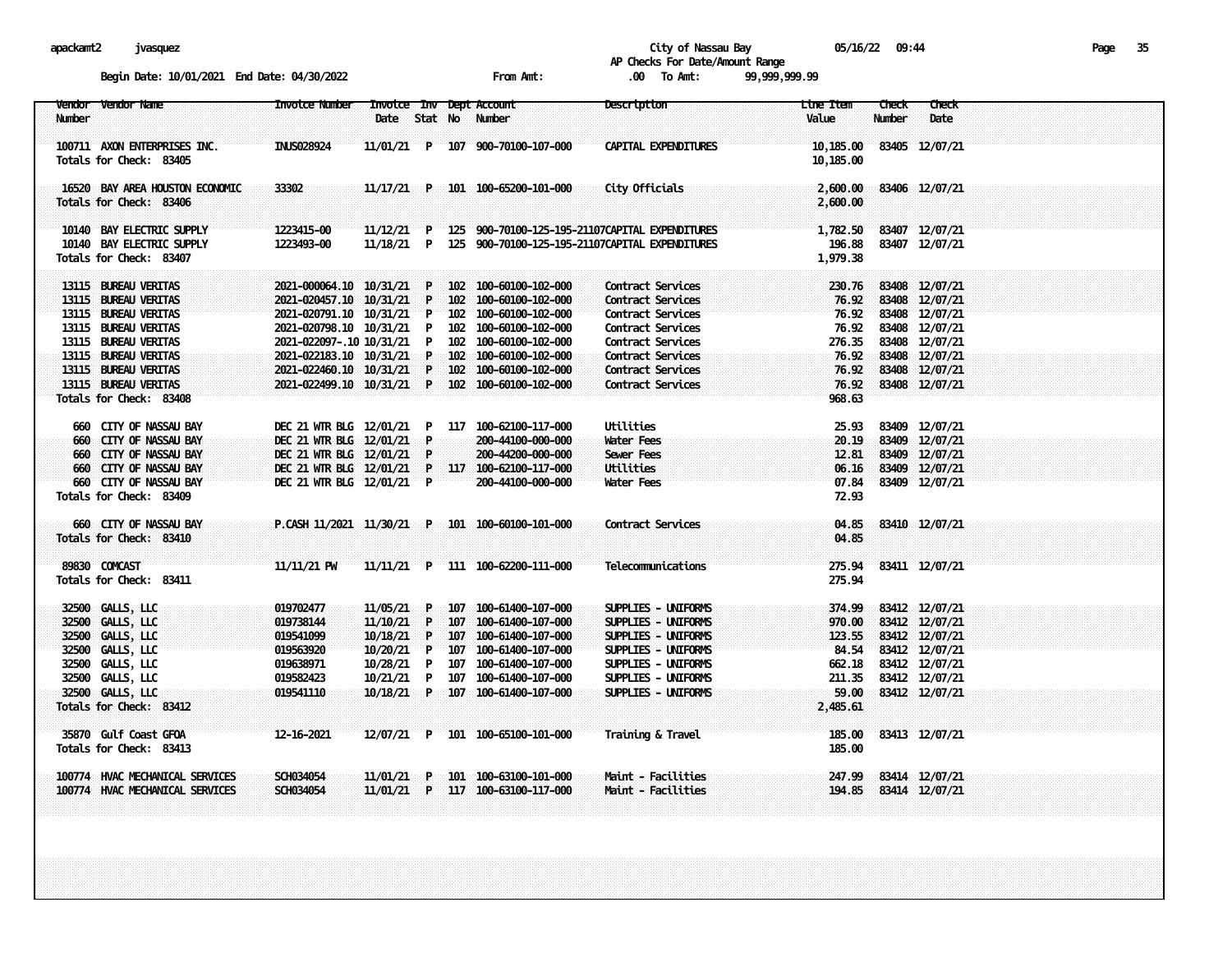apackamt2 jvasquez

City of Nassau Bay 05/16/22 09:44

AP Checks For Date/Amount Range

Begin Date: 10/01/2021 End Date: 04/30/2022 From Amt: .00 To Amt: 99,999,999.99

| Vendor Number | Vendor Name | Invoice Number | Invoice Date | Inv Stat | Dept No | Account Number | Description | Line Item Value | Check Number | Check Date |
|---|---|---|---|---|---|---|---|---|---|---|
| 100711 | AXON ENTERPRISES INC. | INUS028924 | 11/01/21 | P | 107 | 900-70100-107-000 | CAPITAL EXPENDITURES | 10,185.00 | 83405 | 12/07/21 |
| Totals for Check: 83405 | | | | | | | | 10,185.00 | | |
| 16520 | BAY AREA HOUSTON ECONOMIC | 33302 | 11/17/21 | P | 101 | 100-65200-101-000 | City Officials | 2,600.00 | 83406 | 12/07/21 |
| Totals for Check: 83406 | | | | | | | | 2,600.00 | | |
| 10140 | BAY ELECTRIC SUPPLY | 1223415-00 | 11/12/21 | P | 125 | 900-70100-125-195-21107 | CAPITAL EXPENDITURES | 1,782.50 | 83407 | 12/07/21 |
| 10140 | BAY ELECTRIC SUPPLY | 1223493-00 | 11/18/21 | P | 125 | 900-70100-125-195-21107 | CAPITAL EXPENDITURES | 196.88 | 83407 | 12/07/21 |
| Totals for Check: 83407 | | | | | | | | 1,979.38 | | |
| 13115 | BUREAU VERITAS | 2021-000064.10 | 10/31/21 | P | 102 | 100-60100-102-000 | Contract Services | 230.76 | 83408 | 12/07/21 |
| 13115 | BUREAU VERITAS | 2021-020457.10 | 10/31/21 | P | 102 | 100-60100-102-000 | Contract Services | 76.92 | 83408 | 12/07/21 |
| 13115 | BUREAU VERITAS | 2021-020791.10 | 10/31/21 | P | 102 | 100-60100-102-000 | Contract Services | 76.92 | 83408 | 12/07/21 |
| 13115 | BUREAU VERITAS | 2021-020798.10 | 10/31/21 | P | 102 | 100-60100-102-000 | Contract Services | 76.92 | 83408 | 12/07/21 |
| 13115 | BUREAU VERITAS | 2021-022097-.10 | 10/31/21 | P | 102 | 100-60100-102-000 | Contract Services | 276.35 | 83408 | 12/07/21 |
| 13115 | BUREAU VERITAS | 2021-022183.10 | 10/31/21 | P | 102 | 100-60100-102-000 | Contract Services | 76.92 | 83408 | 12/07/21 |
| 13115 | BUREAU VERITAS | 2021-022460.10 | 10/31/21 | P | 102 | 100-60100-102-000 | Contract Services | 76.92 | 83408 | 12/07/21 |
| 13115 | BUREAU VERITAS | 2021-022499.10 | 10/31/21 | P | 102 | 100-60100-102-000 | Contract Services | 76.92 | 83408 | 12/07/21 |
| Totals for Check: 83408 | | | | | | | | 968.63 | | |
| 660 | CITY OF NASSAU BAY | DEC 21 WTR BLG | 12/01/21 | P | 117 | 100-62100-117-000 | Utilities | 25.93 | 83409 | 12/07/21 |
| 660 | CITY OF NASSAU BAY | DEC 21 WTR BLG | 12/01/21 | P | | 200-44100-000-000 | Water Fees | 20.19 | 83409 | 12/07/21 |
| 660 | CITY OF NASSAU BAY | DEC 21 WTR BLG | 12/01/21 | P | | 200-44200-000-000 | Sewer Fees | 12.81 | 83409 | 12/07/21 |
| 660 | CITY OF NASSAU BAY | DEC 21 WTR BLG | 12/01/21 | P | 117 | 100-62100-117-000 | Utilities | 06.16 | 83409 | 12/07/21 |
| 660 | CITY OF NASSAU BAY | DEC 21 WTR BLG | 12/01/21 | P | | 200-44100-000-000 | Water Fees | 07.84 | 83409 | 12/07/21 |
| Totals for Check: 83409 | | | | | | | | 72.93 | | |
| 660 | CITY OF NASSAU BAY | P.CASH 11/2021 | 11/30/21 | P | 101 | 100-60100-101-000 | Contract Services | 04.85 | 83410 | 12/07/21 |
| Totals for Check: 83410 | | | | | | | | 04.85 | | |
| 89830 | COMCAST | 11/11/21 PW | 11/11/21 | P | 111 | 100-62200-111-000 | Telecommunications | 275.94 | 83411 | 12/07/21 |
| Totals for Check: 83411 | | | | | | | | 275.94 | | |
| 32500 | GALLS, LLC | 019702477 | 11/05/21 | P | 107 | 100-61400-107-000 | SUPPLIES - UNIFORMS | 374.99 | 83412 | 12/07/21 |
| 32500 | GALLS, LLC | 019738144 | 11/10/21 | P | 107 | 100-61400-107-000 | SUPPLIES - UNIFORMS | 970.00 | 83412 | 12/07/21 |
| 32500 | GALLS, LLC | 019541099 | 10/18/21 | P | 107 | 100-61400-107-000 | SUPPLIES - UNIFORMS | 123.55 | 83412 | 12/07/21 |
| 32500 | GALLS, LLC | 019563920 | 10/20/21 | P | 107 | 100-61400-107-000 | SUPPLIES - UNIFORMS | 84.54 | 83412 | 12/07/21 |
| 32500 | GALLS, LLC | 019638971 | 10/28/21 | P | 107 | 100-61400-107-000 | SUPPLIES - UNIFORMS | 662.18 | 83412 | 12/07/21 |
| 32500 | GALLS, LLC | 019582423 | 10/21/21 | P | 107 | 100-61400-107-000 | SUPPLIES - UNIFORMS | 211.35 | 83412 | 12/07/21 |
| 32500 | GALLS, LLC | 019541110 | 10/18/21 | P | 107 | 100-61400-107-000 | SUPPLIES - UNIFORMS | 59.00 | 83412 | 12/07/21 |
| Totals for Check: 83412 | | | | | | | | 2,485.61 | | |
| 35870 | Gulf Coast GFOA | 12-16-2021 | 12/07/21 | P | 101 | 100-65100-101-000 | Training & Travel | 185.00 | 83413 | 12/07/21 |
| Totals for Check: 83413 | | | | | | | | 185.00 | | |
| 100774 | HVAC MECHANICAL SERVICES | SCH034054 | 11/01/21 | P | 101 | 100-63100-101-000 | Maint - Facilities | 247.99 | 83414 | 12/07/21 |
| 100774 | HVAC MECHANICAL SERVICES | SCH034054 | 11/01/21 | P | 117 | 100-63100-117-000 | Maint - Facilities | 194.85 | 83414 | 12/07/21 |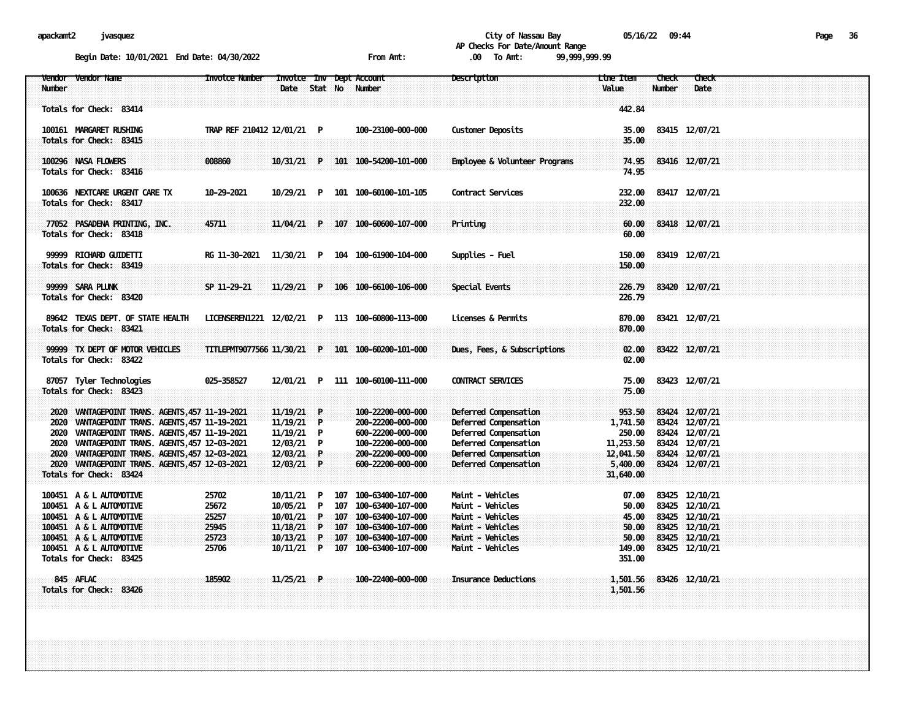apackamt2 jvasquez

City of Nassau Bay 05/16/22 09:44

AP Checks For Date/Amount Range

Begin Date: 10/01/2021 End Date: 04/30/2022 From Amt: .00 To Amt: 99,999,999.99

| Vendor Number | Vendor Name | Invoice Number | Invoice Date | Inv Stat | Dept No | Account Number | Description | Line Item Value | Check Number | Check Date |
|---|---|---|---|---|---|---|---|---|---|---|
| Totals for Check: 83414 | | | | | | | | 442.84 | | |
| 100161 | MARGARET RUSHING | TRAP REF 210412 | 12/01/21 | P | | 100-23100-000-000 | Customer Deposits | 35.00 | 83415 | 12/07/21 |
| Totals for Check: 83415 | | | | | | | | 35.00 | | |
| 100296 | NASA FLOWERS | 008860 | 10/31/21 | P | 101 | 100-54200-101-000 | Employee & Volunteer Programs | 74.95 | 83416 | 12/07/21 |
| Totals for Check: 83416 | | | | | | | | 74.95 | | |
| 100636 | NEXTCARE URGENT CARE TX | 10-29-2021 | 10/29/21 | P | 101 | 100-60100-101-105 | Contract Services | 232.00 | 83417 | 12/07/21 |
| Totals for Check: 83417 | | | | | | | | 232.00 | | |
| 77052 | PASADENA PRINTING, INC. | 45711 | 11/04/21 | P | 107 | 100-60600-107-000 | Printing | 60.00 | 83418 | 12/07/21 |
| Totals for Check: 83418 | | | | | | | | 60.00 | | |
| 99999 | RICHARD GUIDETTI | RG 11-30-2021 | 11/30/21 | P | 104 | 100-61900-104-000 | Supplies - Fuel | 150.00 | 83419 | 12/07/21 |
| Totals for Check: 83419 | | | | | | | | 150.00 | | |
| 99999 | SARA PLUNK | SP 11-29-21 | 11/29/21 | P | 106 | 100-66100-106-000 | Special Events | 226.79 | 83420 | 12/07/21 |
| Totals for Check: 83420 | | | | | | | | 226.79 | | |
| 89642 | TEXAS DEPT. OF STATE HEALTH | LICENSEREN1221 | 12/02/21 | P | 113 | 100-60800-113-000 | Licenses & Permits | 870.00 | 83421 | 12/07/21 |
| Totals for Check: 83421 | | | | | | | | 870.00 | | |
| 99999 | TX DEPT OF MOTOR VEHICLES | TITLEPMT9077566 | 11/30/21 | P | 101 | 100-60200-101-000 | Dues, Fees, & Subscriptions | 02.00 | 83422 | 12/07/21 |
| Totals for Check: 83422 | | | | | | | | 02.00 | | |
| 87057 | Tyler Technologies | 025-358527 | 12/01/21 | P | 111 | 100-60100-111-000 | CONTRACT SERVICES | 75.00 | 83423 | 12/07/21 |
| Totals for Check: 83423 | | | | | | | | 75.00 | | |
| 2020 | VANTAGEPOINT TRANS. AGENTS,457 | 11-19-2021 | 11/19/21 | P | | 100-22200-000-000 | Deferred Compensation | 953.50 | 83424 | 12/07/21 |
| 2020 | VANTAGEPOINT TRANS. AGENTS,457 | 11-19-2021 | 11/19/21 | P | | 200-22200-000-000 | Deferred Compensation | 1,741.50 | 83424 | 12/07/21 |
| 2020 | VANTAGEPOINT TRANS. AGENTS,457 | 11-19-2021 | 11/19/21 | P | | 600-22200-000-000 | Deferred Compensation | 250.00 | 83424 | 12/07/21 |
| 2020 | VANTAGEPOINT TRANS. AGENTS,457 | 12-03-2021 | 12/03/21 | P | | 100-22200-000-000 | Deferred Compensation | 11,253.50 | 83424 | 12/07/21 |
| 2020 | VANTAGEPOINT TRANS. AGENTS,457 | 12-03-2021 | 12/03/21 | P | | 200-22200-000-000 | Deferred Compensation | 12,041.50 | 83424 | 12/07/21 |
| 2020 | VANTAGEPOINT TRANS. AGENTS,457 | 12-03-2021 | 12/03/21 | P | | 600-22200-000-000 | Deferred Compensation | 5,400.00 | 83424 | 12/07/21 |
| Totals for Check: 83424 | | | | | | | | 31,640.00 | | |
| 100451 | A & L AUTOMOTIVE | 25702 | 10/11/21 | P | 107 | 100-63400-107-000 | Maint - Vehicles | 07.00 | 83425 | 12/10/21 |
| 100451 | A & L AUTOMOTIVE | 25672 | 10/05/21 | P | 107 | 100-63400-107-000 | Maint - Vehicles | 50.00 | 83425 | 12/10/21 |
| 100451 | A & L AUTOMOTIVE | 25257 | 10/01/21 | P | 107 | 100-63400-107-000 | Maint - Vehicles | 45.00 | 83425 | 12/10/21 |
| 100451 | A & L AUTOMOTIVE | 25945 | 11/18/21 | P | 107 | 100-63400-107-000 | Maint - Vehicles | 50.00 | 83425 | 12/10/21 |
| 100451 | A & L AUTOMOTIVE | 25723 | 10/13/21 | P | 107 | 100-63400-107-000 | Maint - Vehicles | 50.00 | 83425 | 12/10/21 |
| 100451 | A & L AUTOMOTIVE | 25706 | 10/11/21 | P | 107 | 100-63400-107-000 | Maint - Vehicles | 149.00 | 83425 | 12/10/21 |
| Totals for Check: 83425 | | | | | | | | 351.00 | | |
| 845 | AFLAC | 185902 | 11/25/21 | P | | 100-22400-000-000 | Insurance Deductions | 1,501.56 | 83426 | 12/10/21 |
| Totals for Check: 83426 | | | | | | | | 1,501.56 | | |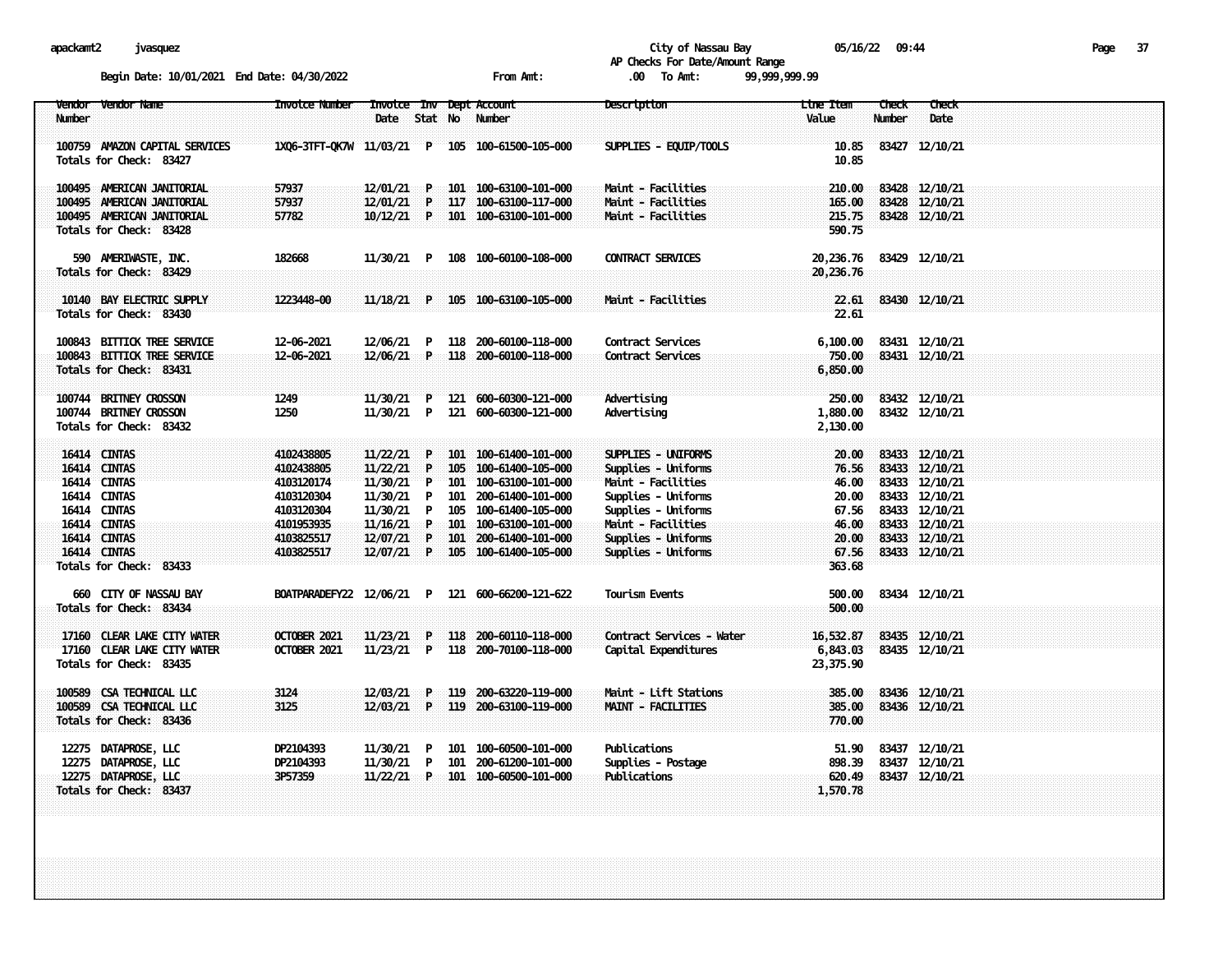City of Nassau Bay

AP Checks For Date/Amount Range

Begin Date: 10/01/2021 End Date: 04/30/2022 From Amt: .00 To Amt: 99,999,999.99

| Vendor Number | Vendor Name | Invoice Number | Invoice Date | Inv Stat | Dept No | Account Number | Description | Line Item Value | Check Number | Check Date |
|---|---|---|---|---|---|---|---|---|---|---|
| 100759 | AMAZON CAPITAL SERVICES | 1XQ6-3TFT-QK7W | 11/03/21 | P | 105 | 100-61500-105-000 | SUPPLIES - EQUIP/TOOLS | 10.85 | 83427 | 12/10/21 |
| Totals for Check: 83427 | | | | | | | | 10.85 | | |
| 100495 | AMERICAN JANITORIAL | 57937 | 12/01/21 | P | 101 | 100-63100-101-000 | Maint - Facilities | 210.00 | 83428 | 12/10/21 |
| 100495 | AMERICAN JANITORIAL | 57937 | 12/01/21 | P | 117 | 100-63100-117-000 | Maint - Facilities | 165.00 | 83428 | 12/10/21 |
| 100495 | AMERICAN JANITORIAL | 57782 | 10/12/21 | P | 101 | 100-63100-101-000 | Maint - Facilities | 215.75 | 83428 | 12/10/21 |
| Totals for Check: 83428 | | | | | | | | 590.75 | | |
| 590 | AMERIWASTE, INC. | 182668 | 11/30/21 | P | 108 | 100-60100-108-000 | CONTRACT SERVICES | 20,236.76 | 83429 | 12/10/21 |
| Totals for Check: 83429 | | | | | | | | 20,236.76 | | |
| 10140 | BAY ELECTRIC SUPPLY | 1223448-00 | 11/18/21 | P | 105 | 100-63100-105-000 | Maint - Facilities | 22.61 | 83430 | 12/10/21 |
| Totals for Check: 83430 | | | | | | | | 22.61 | | |
| 100843 | BITTICK TREE SERVICE | 12-06-2021 | 12/06/21 | P | 118 | 200-60100-118-000 | Contract Services | 6,100.00 | 83431 | 12/10/21 |
| 100843 | BITTICK TREE SERVICE | 12-06-2021 | 12/06/21 | P | 118 | 200-60100-118-000 | Contract Services | 750.00 | 83431 | 12/10/21 |
| Totals for Check: 83431 | | | | | | | | 6,850.00 | | |
| 100744 | BRITNEY CROSSON | 1249 | 11/30/21 | P | 121 | 600-60300-121-000 | Advertising | 250.00 | 83432 | 12/10/21 |
| 100744 | BRITNEY CROSSON | 1250 | 11/30/21 | P | 121 | 600-60300-121-000 | Advertising | 1,880.00 | 83432 | 12/10/21 |
| Totals for Check: 83432 | | | | | | | | 2,130.00 | | |
| 16414 | CINTAS | 4102438805 | 11/22/21 | P | 101 | 100-61400-101-000 | SUPPLIES - UNIFORMS | 20.00 | 83433 | 12/10/21 |
| 16414 | CINTAS | 4102438805 | 11/22/21 | P | 105 | 100-61400-105-000 | Supplies - Uniforms | 76.56 | 83433 | 12/10/21 |
| 16414 | CINTAS | 4103120174 | 11/30/21 | P | 101 | 100-63100-101-000 | Maint - Facilities | 46.00 | 83433 | 12/10/21 |
| 16414 | CINTAS | 4103120304 | 11/30/21 | P | 101 | 200-61400-101-000 | Supplies - Uniforms | 20.00 | 83433 | 12/10/21 |
| 16414 | CINTAS | 4103120304 | 11/30/21 | P | 105 | 100-61400-105-000 | Supplies - Uniforms | 67.56 | 83433 | 12/10/21 |
| 16414 | CINTAS | 4101953935 | 11/16/21 | P | 101 | 100-63100-101-000 | Maint - Facilities | 46.00 | 83433 | 12/10/21 |
| 16414 | CINTAS | 4103825517 | 12/07/21 | P | 101 | 200-61400-101-000 | Supplies - Uniforms | 20.00 | 83433 | 12/10/21 |
| 16414 | CINTAS | 4103825517 | 12/07/21 | P | 105 | 100-61400-105-000 | Supplies - Uniforms | 67.56 | 83433 | 12/10/21 |
| Totals for Check: 83433 | | | | | | | | 363.68 | | |
| 660 | CITY OF NASSAU BAY | BOATPARADEFY22 | 12/06/21 | P | 121 | 600-66200-121-622 | Tourism Events | 500.00 | 83434 | 12/10/21 |
| Totals for Check: 83434 | | | | | | | | 500.00 | | |
| 17160 | CLEAR LAKE CITY WATER | OCTOBER 2021 | 11/23/21 | P | 118 | 200-60110-118-000 | Contract Services - Water | 16,532.87 | 83435 | 12/10/21 |
| 17160 | CLEAR LAKE CITY WATER | OCTOBER 2021 | 11/23/21 | P | 118 | 200-70100-118-000 | Capital Expenditures | 6,843.03 | 83435 | 12/10/21 |
| Totals for Check: 83435 | | | | | | | | 23,375.90 | | |
| 100589 | CSA TECHNICAL LLC | 3124 | 12/03/21 | P | 119 | 200-63220-119-000 | Maint - Lift Stations | 385.00 | 83436 | 12/10/21 |
| 100589 | CSA TECHNICAL LLC | 3125 | 12/03/21 | P | 119 | 200-63100-119-000 | MAINT - FACILITIES | 385.00 | 83436 | 12/10/21 |
| Totals for Check: 83436 | | | | | | | | 770.00 | | |
| 12275 | DATAPROSE, LLC | DP2104393 | 11/30/21 | P | 101 | 100-60500-101-000 | Publications | 51.90 | 83437 | 12/10/21 |
| 12275 | DATAPROSE, LLC | DP2104393 | 11/30/21 | P | 101 | 200-61200-101-000 | Supplies - Postage | 898.39 | 83437 | 12/10/21 |
| 12275 | DATAPROSE, LLC | 3P57359 | 11/22/21 | P | 101 | 100-60500-101-000 | Publications | 620.49 | 83437 | 12/10/21 |
| Totals for Check: 83437 | | | | | | | | 1,570.78 | | |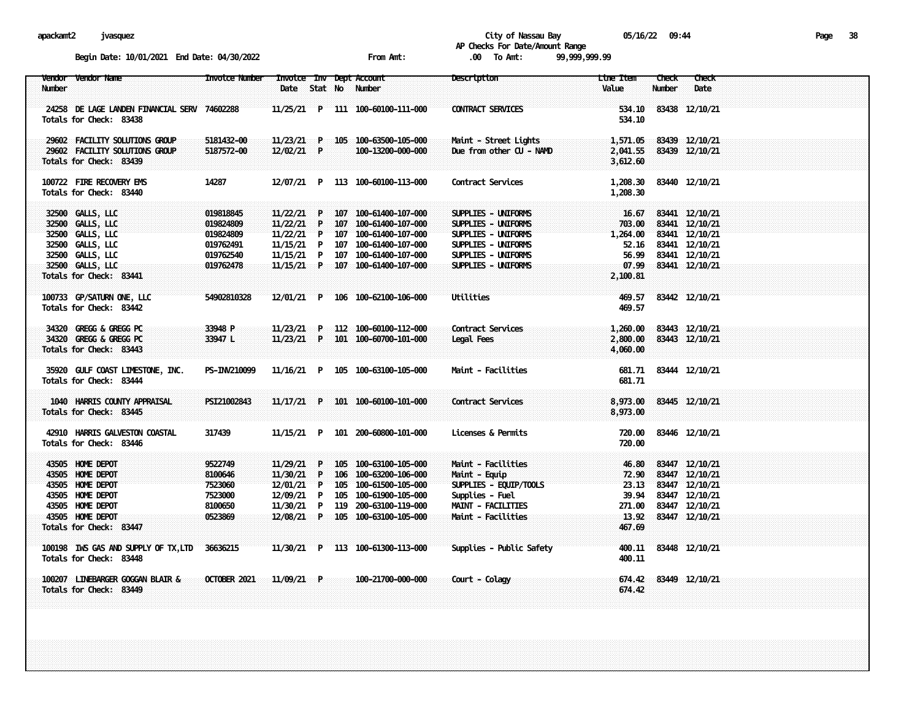apackamt2 jvasquez

City of Nassau Bay 05/16/22 09:44

AP Checks For Date/Amount Range

Begin Date: 10/01/2021 End Date: 04/30/2022 From Amt: .00 To Amt: 99,999,999.99

| Vendor Number | Vendor Name | Invoice Number | Invoice Date | Inv Stat | Dept No | Account Number | Description | Line Item Value | Check Number | Check Date |
|---|---|---|---|---|---|---|---|---|---|---|
| 24258 | DE LAGE LANDEN FINANCIAL SERV | 74602288 | 11/25/21 | P | 111 | 100-60100-111-000 | CONTRACT SERVICES | 534.10 | 83438 | 12/10/21 |
| Totals for Check: 83438 | | | | | | | | 534.10 | | |
| 29602 | FACILITY SOLUTIONS GROUP | 5181432-00 | 11/23/21 | P | 105 | 100-63500-105-000 | Maint - Street Lights | 1,571.05 | 83439 | 12/10/21 |
| 29602 | FACILITY SOLUTIONS GROUP | 5187572-00 | 12/02/21 | P | | 100-13200-000-000 | Due from other CU - NAMD | 2,041.55 | 83439 | 12/10/21 |
| Totals for Check: 83439 | | | | | | | | 3,612.60 | | |
| 100722 | FIRE RECOVERY EMS | 14287 | 12/07/21 | P | 113 | 100-60100-113-000 | Contract Services | 1,208.30 | 83440 | 12/10/21 |
| Totals for Check: 83440 | | | | | | | | 1,208.30 | | |
| 32500 | GALLS, LLC | 019818845 | 11/22/21 | P | 107 | 100-61400-107-000 | SUPPLIES - UNIFORMS | 16.67 | 83441 | 12/10/21 |
| 32500 | GALLS, LLC | 019824809 | 11/22/21 | P | 107 | 100-61400-107-000 | SUPPLIES - UNIFORMS | 703.00 | 83441 | 12/10/21 |
| 32500 | GALLS, LLC | 019824809 | 11/22/21 | P | 107 | 100-61400-107-000 | SUPPLIES - UNIFORMS | 1,264.00 | 83441 | 12/10/21 |
| 32500 | GALLS, LLC | 019762491 | 11/15/21 | P | 107 | 100-61400-107-000 | SUPPLIES - UNIFORMS | 52.16 | 83441 | 12/10/21 |
| 32500 | GALLS, LLC | 019762540 | 11/15/21 | P | 107 | 100-61400-107-000 | SUPPLIES - UNIFORMS | 56.99 | 83441 | 12/10/21 |
| 32500 | GALLS, LLC | 019762478 | 11/15/21 | P | 107 | 100-61400-107-000 | SUPPLIES - UNIFORMS | 07.99 | 83441 | 12/10/21 |
| Totals for Check: 83441 | | | | | | | | 2,100.81 | | |
| 100733 | GP/SATURN ONE, LLC | 54902810328 | 12/01/21 | P | 106 | 100-62100-106-000 | Utilities | 469.57 | 83442 | 12/10/21 |
| Totals for Check: 83442 | | | | | | | | 469.57 | | |
| 34320 | GREGG & GREGG PC | 33948 P | 11/23/21 | P | 112 | 100-60100-112-000 | Contract Services | 1,260.00 | 83443 | 12/10/21 |
| 34320 | GREGG & GREGG PC | 33947 L | 11/23/21 | P | 101 | 100-60700-101-000 | Legal Fees | 2,800.00 | 83443 | 12/10/21 |
| Totals for Check: 83443 | | | | | | | | 4,060.00 | | |
| 35920 | GULF COAST LIMESTONE, INC. | PS-INV210099 | 11/16/21 | P | 105 | 100-63100-105-000 | Maint - Facilities | 681.71 | 83444 | 12/10/21 |
| Totals for Check: 83444 | | | | | | | | 681.71 | | |
| 1040 | HARRIS COUNTY APPRAISAL | PSI21002843 | 11/17/21 | P | 101 | 100-60100-101-000 | Contract Services | 8,973.00 | 83445 | 12/10/21 |
| Totals for Check: 83445 | | | | | | | | 8,973.00 | | |
| 42910 | HARRIS GALVESTON COASTAL | 317439 | 11/15/21 | P | 101 | 200-60800-101-000 | Licenses & Permits | 720.00 | 83446 | 12/10/21 |
| Totals for Check: 83446 | | | | | | | | 720.00 | | |
| 43505 | HOME DEPOT | 9522749 | 11/29/21 | P | 105 | 100-63100-105-000 | Maint - Facilities | 46.80 | 83447 | 12/10/21 |
| 43505 | HOME DEPOT | 8100646 | 11/30/21 | P | 106 | 100-63200-106-000 | Maint - Equip | 72.90 | 83447 | 12/10/21 |
| 43505 | HOME DEPOT | 7523060 | 12/01/21 | P | 105 | 100-61500-105-000 | SUPPLIES - EQUIP/TOOLS | 23.13 | 83447 | 12/10/21 |
| 43505 | HOME DEPOT | 7523000 | 12/09/21 | P | 105 | 100-61900-105-000 | Supplies - Fuel | 39.94 | 83447 | 12/10/21 |
| 43505 | HOME DEPOT | 8100650 | 11/30/21 | P | 119 | 200-63100-119-000 | MAINT - FACILITIES | 271.00 | 83447 | 12/10/21 |
| 43505 | HOME DEPOT | 0523869 | 12/08/21 | P | 105 | 100-63100-105-000 | Maint - Facilities | 13.92 | 83447 | 12/10/21 |
| Totals for Check: 83447 | | | | | | | | 467.69 | | |
| 100198 | IWS GAS AND SUPPLY OF TX,LTD | 36636215 | 11/30/21 | P | 113 | 100-61300-113-000 | Supplies - Public Safety | 400.11 | 83448 | 12/10/21 |
| Totals for Check: 83448 | | | | | | | | 400.11 | | |
| 100207 | LINEBARGER GOGGAN BLAIR & | OCTOBER 2021 | 11/09/21 | P | | 100-21700-000-000 | Court - Colagy | 674.42 | 83449 | 12/10/21 |
| Totals for Check: 83449 | | | | | | | | 674.42 | | |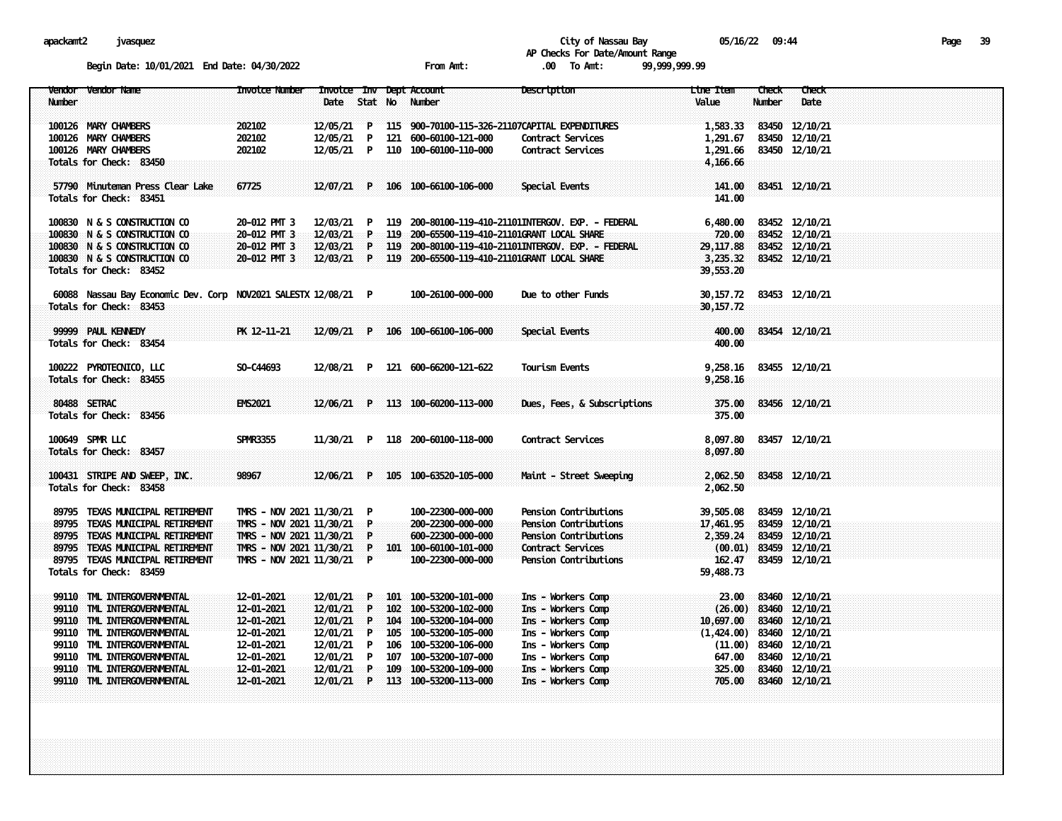apackamt2 jvasquez

City of Nassau Bay 05/16/22 09:44

AP Checks For Date/Amount Range

Begin Date: 10/01/2021 End Date: 04/30/2022 From Amt: .00 To Amt: 99,999,999.99

| Vendor Number | Vendor Name | Invoice Number | Invoice Date | Inv Stat | Dept No | Account Number | Description | Line Item Value | Check Number | Check Date |
|---|---|---|---|---|---|---|---|---|---|---|
| 100126 | MARY CHAMBERS | 202102 | 12/05/21 | P | 115 | 900-70100-115-326-21107 | CAPITAL EXPENDITURES | 1,583.33 | 83450 | 12/10/21 |
| 100126 | MARY CHAMBERS | 202102 | 12/05/21 | P | 121 | 600-60100-121-000 | Contract Services | 1,291.67 | 83450 | 12/10/21 |
| 100126 | MARY CHAMBERS | 202102 | 12/05/21 | P | 110 | 100-60100-110-000 | Contract Services | 1,291.66 | 83450 | 12/10/21 |
| Totals for Check: 83450 | | | | | | | | 4,166.66 | | |
| 57790 | Minuteman Press Clear Lake | 67725 | 12/07/21 | P | 106 | 100-66100-106-000 | Special Events | 141.00 | 83451 | 12/10/21 |
| Totals for Check: 83451 | | | | | | | | 141.00 | | |
| 100830 | N & S CONSTRUCTION CO | 20-012 PMT 3 | 12/03/21 | P | 119 | 200-80100-119-410-21101 | INTERGOV. EXP. - FEDERAL | 6,480.00 | 83452 | 12/10/21 |
| 100830 | N & S CONSTRUCTION CO | 20-012 PMT 3 | 12/03/21 | P | 119 | 200-65500-119-410-21101 | GRANT LOCAL SHARE | 720.00 | 83452 | 12/10/21 |
| 100830 | N & S CONSTRUCTION CO | 20-012 PMT 3 | 12/03/21 | P | 119 | 200-80100-119-410-21101 | INTERGOV. EXP. - FEDERAL | 29,117.88 | 83452 | 12/10/21 |
| 100830 | N & S CONSTRUCTION CO | 20-012 PMT 3 | 12/03/21 | P | 119 | 200-65500-119-410-21101 | GRANT LOCAL SHARE | 3,235.32 | 83452 | 12/10/21 |
| Totals for Check: 83452 | | | | | | | | 39,553.20 | | |
| 60088 | Nassau Bay Economic Dev. Corp | NOV2021 SALESTX | 12/08/21 | P | | 100-26100-000-000 | Due to other Funds | 30,157.72 | 83453 | 12/10/21 |
| Totals for Check: 83453 | | | | | | | | 30,157.72 | | |
| 99999 | PAUL KENNEDY | PK 12-11-21 | 12/09/21 | P | 106 | 100-66100-106-000 | Special Events | 400.00 | 83454 | 12/10/21 |
| Totals for Check: 83454 | | | | | | | | 400.00 | | |
| 100222 | PYROTECNICO, LLC | SO-C44693 | 12/08/21 | P | 121 | 600-66200-121-622 | Tourism Events | 9,258.16 | 83455 | 12/10/21 |
| Totals for Check: 83455 | | | | | | | | 9,258.16 | | |
| 80488 | SETRAC | EMS2021 | 12/06/21 | P | 113 | 100-60200-113-000 | Dues, Fees, & Subscriptions | 375.00 | 83456 | 12/10/21 |
| Totals for Check: 83456 | | | | | | | | 375.00 | | |
| 100649 | SPMR LLC | SPMR3355 | 11/30/21 | P | 118 | 200-60100-118-000 | Contract Services | 8,097.80 | 83457 | 12/10/21 |
| Totals for Check: 83457 | | | | | | | | 8,097.80 | | |
| 100431 | STRIPE AND SWEEP, INC. | 98967 | 12/06/21 | P | 105 | 100-63520-105-000 | Maint - Street Sweeping | 2,062.50 | 83458 | 12/10/21 |
| Totals for Check: 83458 | | | | | | | | 2,062.50 | | |
| 89795 | TEXAS MUNICIPAL RETIREMENT | TMRS - NOV 2021 | 11/30/21 | P | | 100-22300-000-000 | Pension Contributions | 39,505.08 | 83459 | 12/10/21 |
| 89795 | TEXAS MUNICIPAL RETIREMENT | TMRS - NOV 2021 | 11/30/21 | P | | 200-22300-000-000 | Pension Contributions | 17,461.95 | 83459 | 12/10/21 |
| 89795 | TEXAS MUNICIPAL RETIREMENT | TMRS - NOV 2021 | 11/30/21 | P | | 600-22300-000-000 | Pension Contributions | 2,359.24 | 83459 | 12/10/21 |
| 89795 | TEXAS MUNICIPAL RETIREMENT | TMRS - NOV 2021 | 11/30/21 | P | 101 | 100-60100-101-000 | Contract Services | (00.01) | 83459 | 12/10/21 |
| 89795 | TEXAS MUNICIPAL RETIREMENT | TMRS - NOV 2021 | 11/30/21 | P | | 100-22300-000-000 | Pension Contributions | 162.47 | 83459 | 12/10/21 |
| Totals for Check: 83459 | | | | | | | | 59,488.73 | | |
| 99110 | TML INTERGOVERNMENTAL | 12-01-2021 | 12/01/21 | P | 101 | 100-53200-101-000 | Ins - Workers Comp | 23.00 | 83460 | 12/10/21 |
| 99110 | TML INTERGOVERNMENTAL | 12-01-2021 | 12/01/21 | P | 102 | 100-53200-102-000 | Ins - Workers Comp | (26.00) | 83460 | 12/10/21 |
| 99110 | TML INTERGOVERNMENTAL | 12-01-2021 | 12/01/21 | P | 104 | 100-53200-104-000 | Ins - Workers Comp | 10,697.00 | 83460 | 12/10/21 |
| 99110 | TML INTERGOVERNMENTAL | 12-01-2021 | 12/01/21 | P | 105 | 100-53200-105-000 | Ins - Workers Comp | (1,424.00) | 83460 | 12/10/21 |
| 99110 | TML INTERGOVERNMENTAL | 12-01-2021 | 12/01/21 | P | 106 | 100-53200-106-000 | Ins - Workers Comp | (11.00) | 83460 | 12/10/21 |
| 99110 | TML INTERGOVERNMENTAL | 12-01-2021 | 12/01/21 | P | 107 | 100-53200-107-000 | Ins - Workers Comp | 647.00 | 83460 | 12/10/21 |
| 99110 | TML INTERGOVERNMENTAL | 12-01-2021 | 12/01/21 | P | 109 | 100-53200-109-000 | Ins - Workers Comp | 325.00 | 83460 | 12/10/21 |
| 99110 | TML INTERGOVERNMENTAL | 12-01-2021 | 12/01/21 | P | 113 | 100-53200-113-000 | Ins - Workers Comp | 705.00 | 83460 | 12/10/21 |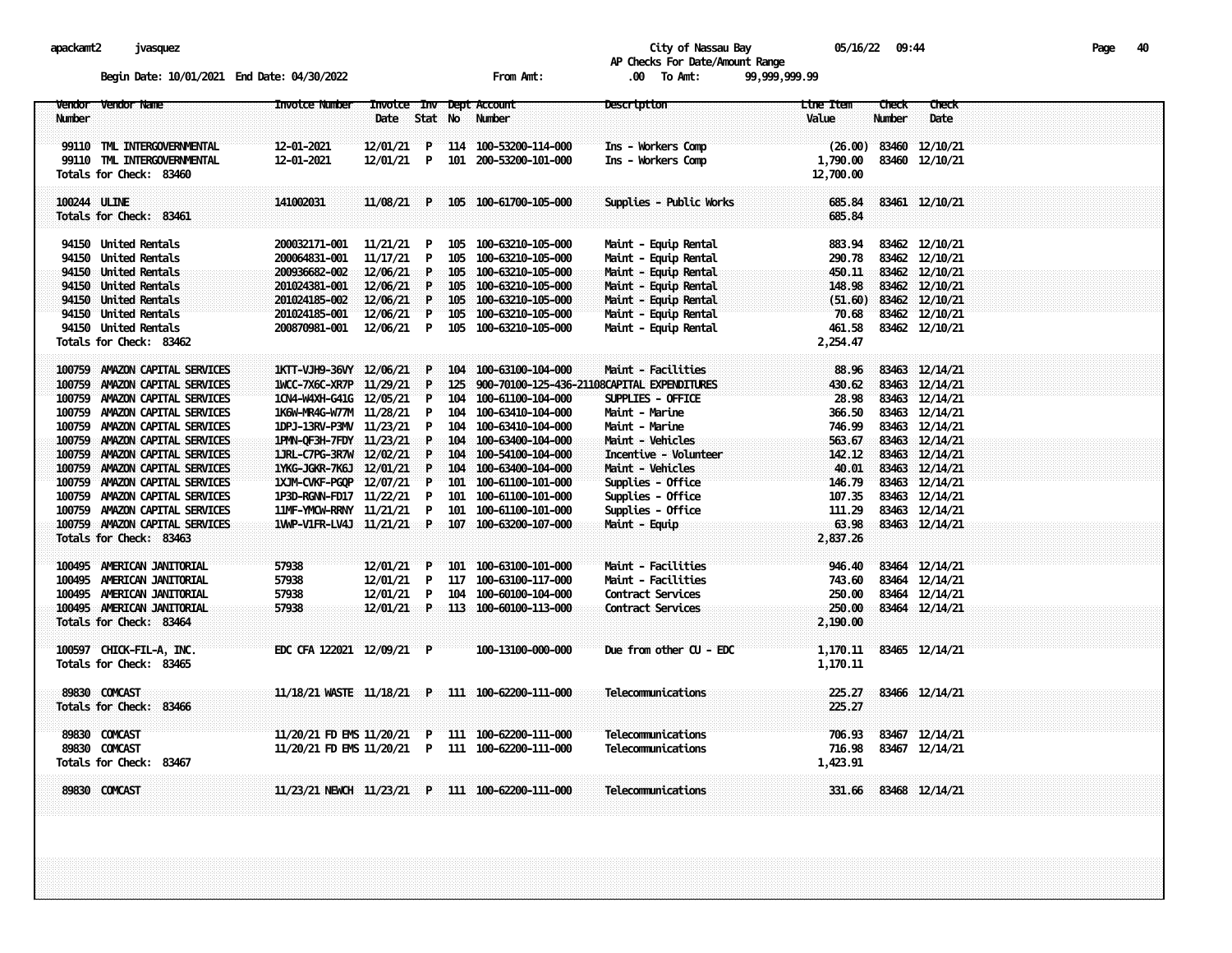apackamt2 jvasquez

City of Nassau Bay 05/16/22 09:44

AP Checks For Date/Amount Range

Begin Date: 10/01/2021 End Date: 04/30/2022 From Amt: .00 To Amt: 99,999,999.99

| Vendor Number | Vendor Name | Invoice Number | Invoice Date | Inv Stat | Dept No | Account Number | Description | Line Item Value | Check Number | Check Date |
|---|---|---|---|---|---|---|---|---|---|---|
| 99110 | TML INTERGOVERNMENTAL | 12-01-2021 | 12/01/21 | P | 114 | 100-53200-114-000 | Ins - Workers Comp | (26.00) | 83460 | 12/10/21 |
| 99110 | TML INTERGOVERNMENTAL | 12-01-2021 | 12/01/21 | P | 101 | 200-53200-101-000 | Ins - Workers Comp | 1,790.00 | 83460 | 12/10/21 |
| Totals for Check: 83460 | | | | | | | | 12,700.00 | | |
| 100244 | ULINE | 141002031 | 11/08/21 | P | 105 | 100-61700-105-000 | Supplies - Public Works | 685.84 | 83461 | 12/10/21 |
| Totals for Check: 83461 | | | | | | | | 685.84 | | |
| 94150 | United Rentals | 200032171-001 | 11/21/21 | P | 105 | 100-63210-105-000 | Maint - Equip Rental | 883.94 | 83462 | 12/10/21 |
| 94150 | United Rentals | 200064831-001 | 11/17/21 | P | 105 | 100-63210-105-000 | Maint - Equip Rental | 290.78 | 83462 | 12/10/21 |
| 94150 | United Rentals | 200936682-002 | 12/06/21 | P | 105 | 100-63210-105-000 | Maint - Equip Rental | 450.11 | 83462 | 12/10/21 |
| 94150 | United Rentals | 201024381-001 | 12/06/21 | P | 105 | 100-63210-105-000 | Maint - Equip Rental | 148.98 | 83462 | 12/10/21 |
| 94150 | United Rentals | 201024185-002 | 12/06/21 | P | 105 | 100-63210-105-000 | Maint - Equip Rental | (51.60) | 83462 | 12/10/21 |
| 94150 | United Rentals | 201024185-001 | 12/06/21 | P | 105 | 100-63210-105-000 | Maint - Equip Rental | 70.68 | 83462 | 12/10/21 |
| 94150 | United Rentals | 200870981-001 | 12/06/21 | P | 105 | 100-63210-105-000 | Maint - Equip Rental | 461.58 | 83462 | 12/10/21 |
| Totals for Check: 83462 | | | | | | | | 2,254.47 | | |
| 100759 | AMAZON CAPITAL SERVICES | 1KTT-VJH9-36VY | 12/06/21 | P | 104 | 100-63100-104-000 | Maint - Facilities | 88.96 | 83463 | 12/14/21 |
| 100759 | AMAZON CAPITAL SERVICES | 1WCC-7X6C-XR7P | 11/29/21 | P | 125 | 900-70100-125-436-21108 | CAPITAL EXPENDITURES | 430.62 | 83463 | 12/14/21 |
| 100759 | AMAZON CAPITAL SERVICES | 1CN4-W4XH-G41G | 12/05/21 | P | 104 | 100-61100-104-000 | SUPPLIES - OFFICE | 28.98 | 83463 | 12/14/21 |
| 100759 | AMAZON CAPITAL SERVICES | 1K6W-MR4G-W77M | 11/28/21 | P | 104 | 100-63410-104-000 | Maint - Marine | 366.50 | 83463 | 12/14/21 |
| 100759 | AMAZON CAPITAL SERVICES | 1DPJ-13RV-P3MV | 11/23/21 | P | 104 | 100-63410-104-000 | Maint - Marine | 746.99 | 83463 | 12/14/21 |
| 100759 | AMAZON CAPITAL SERVICES | 1PMN-QF3H-7FDY | 11/23/21 | P | 104 | 100-63400-104-000 | Maint - Vehicles | 563.67 | 83463 | 12/14/21 |
| 100759 | AMAZON CAPITAL SERVICES | 1JRL-C7PG-3R7W | 12/02/21 | P | 104 | 100-54100-104-000 | Incentive - Volunteer | 142.12 | 83463 | 12/14/21 |
| 100759 | AMAZON CAPITAL SERVICES | 1YKG-JGKR-7K6J | 12/01/21 | P | 104 | 100-63400-104-000 | Maint - Vehicles | 40.01 | 83463 | 12/14/21 |
| 100759 | AMAZON CAPITAL SERVICES | 1XJM-CVKF-PGQP | 12/07/21 | P | 101 | 100-61100-101-000 | Supplies - Office | 146.79 | 83463 | 12/14/21 |
| 100759 | AMAZON CAPITAL SERVICES | 1P3D-RGNN-FD17 | 11/22/21 | P | 101 | 100-61100-101-000 | Supplies - Office | 107.35 | 83463 | 12/14/21 |
| 100759 | AMAZON CAPITAL SERVICES | 11MF-YMCW-RRNY | 11/21/21 | P | 101 | 100-61100-101-000 | Supplies - Office | 111.29 | 83463 | 12/14/21 |
| 100759 | AMAZON CAPITAL SERVICES | 1WWP-V1FR-LV4J | 11/21/21 | P | 107 | 100-63200-107-000 | Maint - Equip | 63.98 | 83463 | 12/14/21 |
| Totals for Check: 83463 | | | | | | | | 2,837.26 | | |
| 100495 | AMERICAN JANITORIAL | 57938 | 12/01/21 | P | 101 | 100-63100-101-000 | Maint - Facilities | 946.40 | 83464 | 12/14/21 |
| 100495 | AMERICAN JANITORIAL | 57938 | 12/01/21 | P | 117 | 100-63100-117-000 | Maint - Facilities | 743.60 | 83464 | 12/14/21 |
| 100495 | AMERICAN JANITORIAL | 57938 | 12/01/21 | P | 104 | 100-60100-104-000 | Contract Services | 250.00 | 83464 | 12/14/21 |
| 100495 | AMERICAN JANITORIAL | 57938 | 12/01/21 | P | 113 | 100-60100-113-000 | Contract Services | 250.00 | 83464 | 12/14/21 |
| Totals for Check: 83464 | | | | | | | | 2,190.00 | | |
| 100597 | CHICK-FIL-A, INC. | EDC CFA 122021 | 12/09/21 | P | | 100-13100-000-000 | Due from other CU - EDC | 1,170.11 | 83465 | 12/14/21 |
| Totals for Check: 83465 | | | | | | | | 1,170.11 | | |
| 89830 | COMCAST | 11/18/21 WASTE | 11/18/21 | P | 111 | 100-62200-111-000 | Telecommunications | 225.27 | 83466 | 12/14/21 |
| Totals for Check: 83466 | | | | | | | | 225.27 | | |
| 89830 | COMCAST | 11/20/21 FD EMS | 11/20/21 | P | 111 | 100-62200-111-000 | Telecommunications | 706.93 | 83467 | 12/14/21 |
| 89830 | COMCAST | 11/20/21 FD EMS | 11/20/21 | P | 111 | 100-62200-111-000 | Telecommunications | 716.98 | 83467 | 12/14/21 |
| Totals for Check: 83467 | | | | | | | | 1,423.91 | | |
| 89830 | COMCAST | 11/23/21 NEWCH | 11/23/21 | P | 111 | 100-62200-111-000 | Telecommunications | 331.66 | 83468 | 12/14/21 |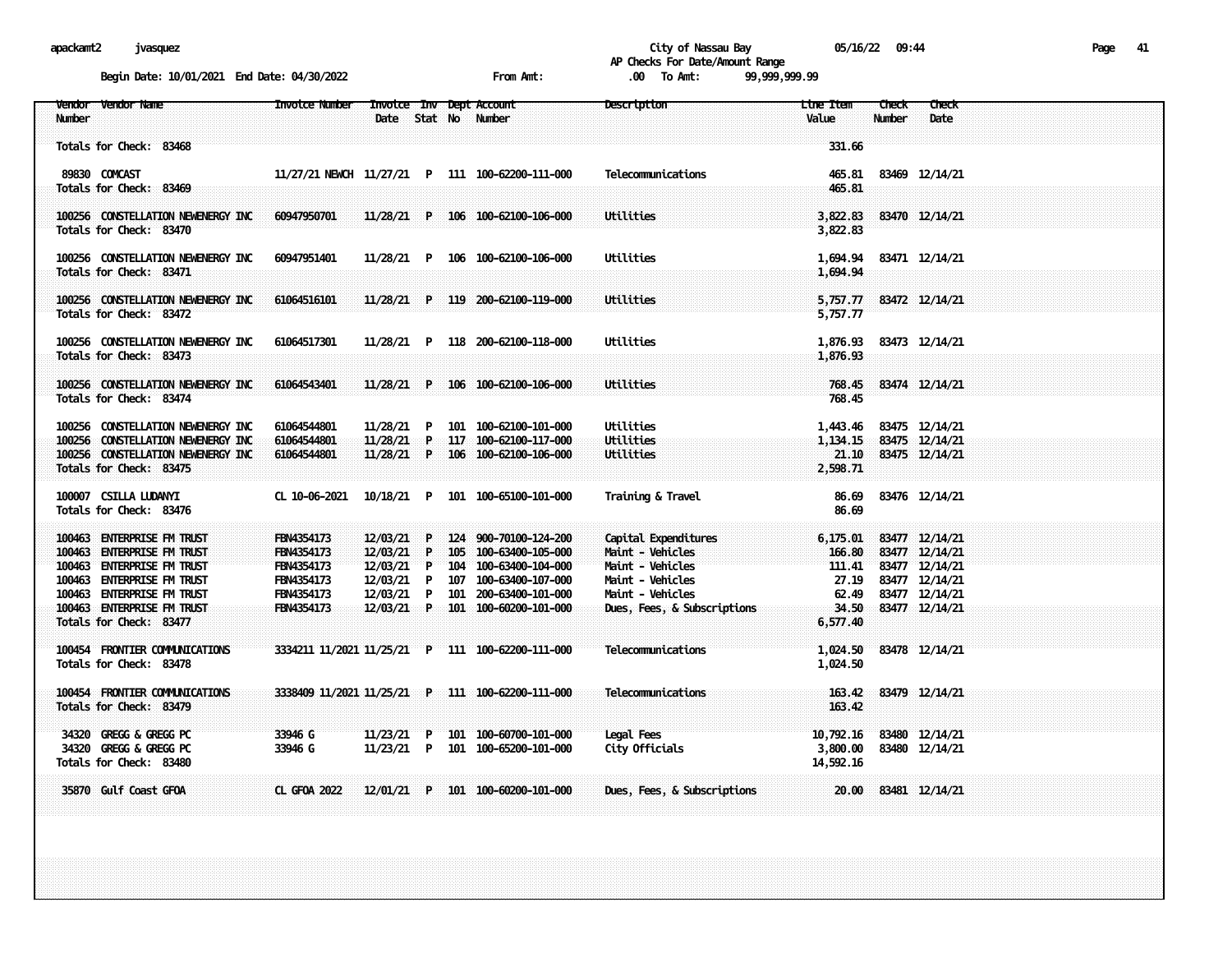apackamt2 jvasquez

City of Nassau Bay 05/16/22 09:44

AP Checks For Date/Amount Range

Begin Date: 10/01/2021 End Date: 04/30/2022 From Amt: .00 To Amt: 99,999,999.99

| Vendor Number | Vendor Name | Invoice Number | Invoice Date | Inv Stat | Dept No | Account Number | Description | Line Item Value | Check Number | Check Date |
|---|---|---|---|---|---|---|---|---|---|---|
| Totals for Check: 83468 | | | | | | | | 331.66 | | |
| 89830 | COMCAST | 11/27/21 NEWCH | 11/27/21 | P | 111 | 100-62200-111-000 | Telecommunications | 465.81 | 83469 | 12/14/21 |
| Totals for Check: 83469 | | | | | | | | 465.81 | | |
| 100256 | CONSTELLATION NEWENERGY INC | 60947950701 | 11/28/21 | P | 106 | 100-62100-106-000 | Utilities | 3,822.83 | 83470 | 12/14/21 |
| Totals for Check: 83470 | | | | | | | | 3,822.83 | | |
| 100256 | CONSTELLATION NEWENERGY INC | 60947951401 | 11/28/21 | P | 106 | 100-62100-106-000 | Utilities | 1,694.94 | 83471 | 12/14/21 |
| Totals for Check: 83471 | | | | | | | | 1,694.94 | | |
| 100256 | CONSTELLATION NEWENERGY INC | 61064516101 | 11/28/21 | P | 119 | 200-62100-119-000 | Utilities | 5,757.77 | 83472 | 12/14/21 |
| Totals for Check: 83472 | | | | | | | | 5,757.77 | | |
| 100256 | CONSTELLATION NEWENERGY INC | 61064517301 | 11/28/21 | P | 118 | 200-62100-118-000 | Utilities | 1,876.93 | 83473 | 12/14/21 |
| Totals for Check: 83473 | | | | | | | | 1,876.93 | | |
| 100256 | CONSTELLATION NEWENERGY INC | 61064543401 | 11/28/21 | P | 106 | 100-62100-106-000 | Utilities | 768.45 | 83474 | 12/14/21 |
| Totals for Check: 83474 | | | | | | | | 768.45 | | |
| 100256 | CONSTELLATION NEWENERGY INC | 61064544801 | 11/28/21 | P | 101 | 100-62100-101-000 | Utilities | 1,443.46 | 83475 | 12/14/21 |
| 100256 | CONSTELLATION NEWENERGY INC | 61064544801 | 11/28/21 | P | 117 | 100-62100-117-000 | Utilities | 1,134.15 | 83475 | 12/14/21 |
| 100256 | CONSTELLATION NEWENERGY INC | 61064544801 | 11/28/21 | P | 106 | 100-62100-106-000 | Utilities | 21.10 | 83475 | 12/14/21 |
| Totals for Check: 83475 | | | | | | | | 2,598.71 | | |
| 100007 | CSILLA LUDANYI | CL 10-06-2021 | 10/18/21 | P | 101 | 100-65100-101-000 | Training & Travel | 86.69 | 83476 | 12/14/21 |
| Totals for Check: 83476 | | | | | | | | 86.69 | | |
| 100463 | ENTERPRISE FM TRUST | FBN4354173 | 12/03/21 | P | 124 | 900-70100-124-200 | Capital Expenditures | 6,175.01 | 83477 | 12/14/21 |
| 100463 | ENTERPRISE FM TRUST | FBN4354173 | 12/03/21 | P | 105 | 100-63400-105-000 | Maint - Vehicles | 166.80 | 83477 | 12/14/21 |
| 100463 | ENTERPRISE FM TRUST | FBN4354173 | 12/03/21 | P | 104 | 100-63400-104-000 | Maint - Vehicles | 111.41 | 83477 | 12/14/21 |
| 100463 | ENTERPRISE FM TRUST | FBN4354173 | 12/03/21 | P | 107 | 100-63400-107-000 | Maint - Vehicles | 27.19 | 83477 | 12/14/21 |
| 100463 | ENTERPRISE FM TRUST | FBN4354173 | 12/03/21 | P | 101 | 200-63400-101-000 | Maint - Vehicles | 62.49 | 83477 | 12/14/21 |
| 100463 | ENTERPRISE FM TRUST | FBN4354173 | 12/03/21 | P | 101 | 100-60200-101-000 | Dues, Fees, & Subscriptions | 34.50 | 83477 | 12/14/21 |
| Totals for Check: 83477 | | | | | | | | 6,577.40 | | |
| 100454 | FRONTIER COMMUNICATIONS | 3334211 11/2021 | 11/25/21 | P | 111 | 100-62200-111-000 | Telecommunications | 1,024.50 | 83478 | 12/14/21 |
| Totals for Check: 83478 | | | | | | | | 1,024.50 | | |
| 100454 | FRONTIER COMMUNICATIONS | 3338409 11/2021 | 11/25/21 | P | 111 | 100-62200-111-000 | Telecommunications | 163.42 | 83479 | 12/14/21 |
| Totals for Check: 83479 | | | | | | | | 163.42 | | |
| 34320 | GREGG & GREGG PC | 33946 G | 11/23/21 | P | 101 | 100-60700-101-000 | Legal Fees | 10,792.16 | 83480 | 12/14/21 |
| 34320 | GREGG & GREGG PC | 33946 G | 11/23/21 | P | 101 | 100-65200-101-000 | City Officials | 3,800.00 | 83480 | 12/14/21 |
| Totals for Check: 83480 | | | | | | | | 14,592.16 | | |
| 35870 | Gulf Coast GFOA | CL GFOA 2022 | 12/01/21 | P | 101 | 100-60200-101-000 | Dues, Fees, & Subscriptions | 20.00 | 83481 | 12/14/21 |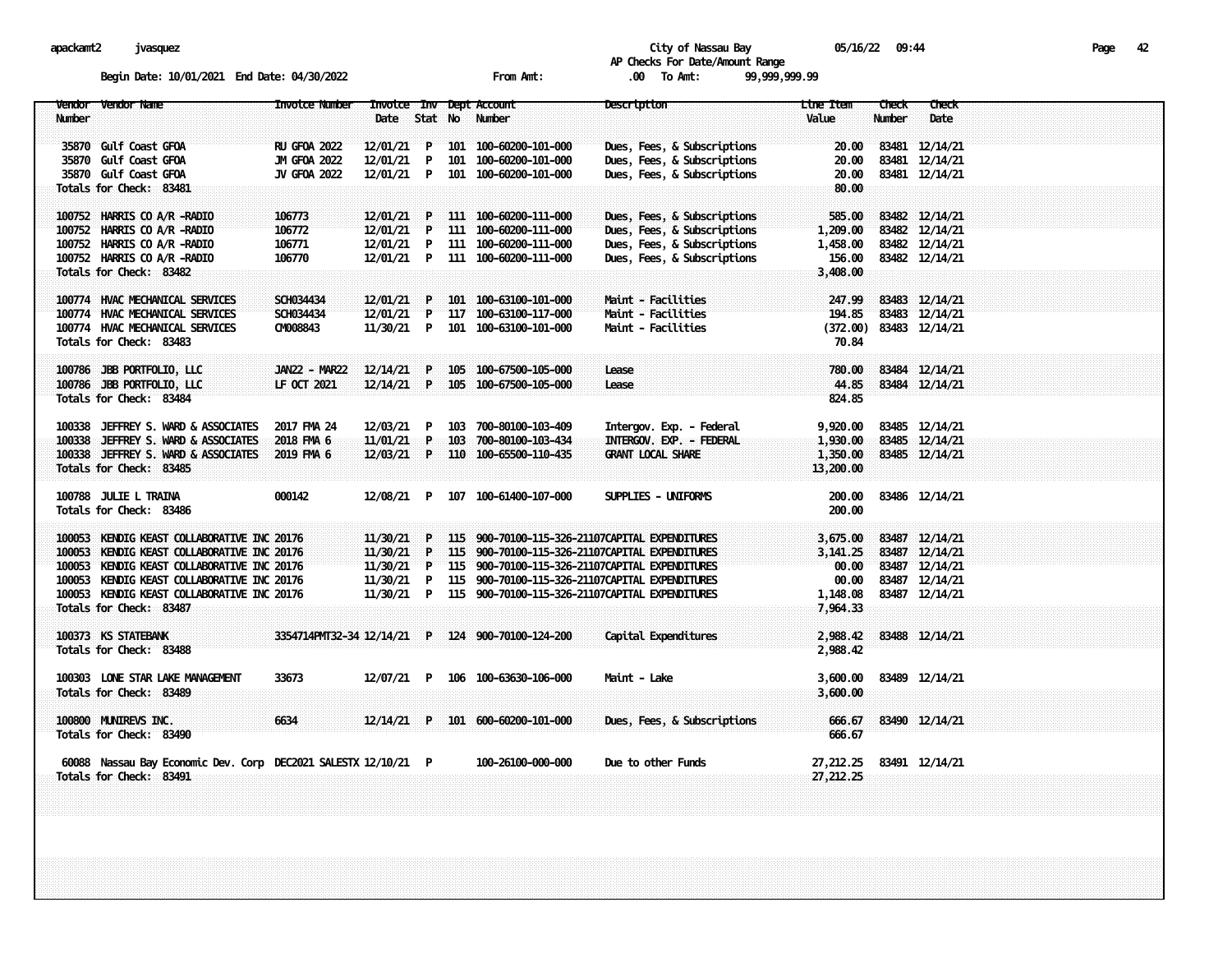apackamt2 jvasquez

City of Nassau Bay 05/16/22 09:44

AP Checks For Date/Amount Range

Begin Date: 10/01/2021 End Date: 04/30/2022 From Amt: .00 To Amt: 99,999,999.99

| Vendor Number | Vendor Name | Invoice Number | Invoice Date | Inv Stat | Dept No | Account Number | Description | Line Item Value | Check Number | Check Date |
|---|---|---|---|---|---|---|---|---|---|---|
| 35870 | Gulf Coast GFOA | RU GFOA 2022 | 12/01/21 | P | 101 | 100-60200-101-000 | Dues, Fees, & Subscriptions | 20.00 | 83481 | 12/14/21 |
| 35870 | Gulf Coast GFOA | JM GFOA 2022 | 12/01/21 | P | 101 | 100-60200-101-000 | Dues, Fees, & Subscriptions | 20.00 | 83481 | 12/14/21 |
| 35870 | Gulf Coast GFOA | JV GFOA 2022 | 12/01/21 | P | 101 | 100-60200-101-000 | Dues, Fees, & Subscriptions | 20.00 | 83481 | 12/14/21 |
| Totals for Check: 83481 | | | | | | | | 80.00 | | |
| 100752 | HARRIS CO A/R -RADIO | 106773 | 12/01/21 | P | 111 | 100-60200-111-000 | Dues, Fees, & Subscriptions | 585.00 | 83482 | 12/14/21 |
| 100752 | HARRIS CO A/R -RADIO | 106772 | 12/01/21 | P | 111 | 100-60200-111-000 | Dues, Fees, & Subscriptions | 1,209.00 | 83482 | 12/14/21 |
| 100752 | HARRIS CO A/R -RADIO | 106771 | 12/01/21 | P | 111 | 100-60200-111-000 | Dues, Fees, & Subscriptions | 1,458.00 | 83482 | 12/14/21 |
| 100752 | HARRIS CO A/R -RADIO | 106770 | 12/01/21 | P | 111 | 100-60200-111-000 | Dues, Fees, & Subscriptions | 156.00 | 83482 | 12/14/21 |
| Totals for Check: 83482 | | | | | | | | 3,408.00 | | |
| 100774 | HVAC MECHANICAL SERVICES | SCH034434 | 12/01/21 | P | 101 | 100-63100-101-000 | Maint - Facilities | 247.99 | 83483 | 12/14/21 |
| 100774 | HVAC MECHANICAL SERVICES | SCH034434 | 12/01/21 | P | 117 | 100-63100-117-000 | Maint - Facilities | 194.85 | 83483 | 12/14/21 |
| 100774 | HVAC MECHANICAL SERVICES | CM008843 | 11/30/21 | P | 101 | 100-63100-101-000 | Maint - Facilities | (372.00) | 83483 | 12/14/21 |
| Totals for Check: 83483 | | | | | | | | 70.84 | | |
| 100786 | JBB PORTFOLIO, LLC | JAN22 - MAR22 | 12/14/21 | P | 105 | 100-67500-105-000 | Lease | 780.00 | 83484 | 12/14/21 |
| 100786 | JBB PORTFOLIO, LLC | LF OCT 2021 | 12/14/21 | P | 105 | 100-67500-105-000 | Lease | 44.85 | 83484 | 12/14/21 |
| Totals for Check: 83484 | | | | | | | | 824.85 | | |
| 100338 | JEFFREY S. WARD & ASSOCIATES | 2017 FMA 24 | 12/03/21 | P | 103 | 700-80100-103-409 | Intergov. Exp. - Federal | 9,920.00 | 83485 | 12/14/21 |
| 100338 | JEFFREY S. WARD & ASSOCIATES | 2018 FMA 6 | 11/01/21 | P | 103 | 700-80100-103-434 | INTERGOV. EXP. - FEDERAL | 1,930.00 | 83485 | 12/14/21 |
| 100338 | JEFFREY S. WARD & ASSOCIATES | 2019 FMA 6 | 12/03/21 | P | 110 | 100-65500-110-435 | GRANT LOCAL SHARE | 1,350.00 | 83485 | 12/14/21 |
| Totals for Check: 83485 | | | | | | | | 13,200.00 | | |
| 100788 | JULIE L TRAINA | 000142 | 12/08/21 | P | 107 | 100-61400-107-000 | SUPPLIES - UNIFORMS | 200.00 | 83486 | 12/14/21 |
| Totals for Check: 83486 | | | | | | | | 200.00 | | |
| 100053 | KENDIG KEAST COLLABORATIVE INC | 20176 | 11/30/21 | P | 115 | 900-70100-115-326-21107 | CAPITAL EXPENDITURES | 3,675.00 | 83487 | 12/14/21 |
| 100053 | KENDIG KEAST COLLABORATIVE INC | 20176 | 11/30/21 | P | 115 | 900-70100-115-326-21107 | CAPITAL EXPENDITURES | 3,141.25 | 83487 | 12/14/21 |
| 100053 | KENDIG KEAST COLLABORATIVE INC | 20176 | 11/30/21 | P | 115 | 900-70100-115-326-21107 | CAPITAL EXPENDITURES | 00.00 | 83487 | 12/14/21 |
| 100053 | KENDIG KEAST COLLABORATIVE INC | 20176 | 11/30/21 | P | 115 | 900-70100-115-326-21107 | CAPITAL EXPENDITURES | 00.00 | 83487 | 12/14/21 |
| 100053 | KENDIG KEAST COLLABORATIVE INC | 20176 | 11/30/21 | P | 115 | 900-70100-115-326-21107 | CAPITAL EXPENDITURES | 1,148.08 | 83487 | 12/14/21 |
| Totals for Check: 83487 | | | | | | | | 7,964.33 | | |
| 100373 | KS STATEBANK | 3354714PMT32-34 | 12/14/21 | P | 124 | 900-70100-124-200 | Capital Expenditures | 2,988.42 | 83488 | 12/14/21 |
| Totals for Check: 83488 | | | | | | | | 2,988.42 | | |
| 100303 | LONE STAR LAKE MANAGEMENT | 33673 | 12/07/21 | P | 106 | 100-63630-106-000 | Maint - Lake | 3,600.00 | 83489 | 12/14/21 |
| Totals for Check: 83489 | | | | | | | | 3,600.00 | | |
| 100800 | MUNIREVS INC. | 6634 | 12/14/21 | P | 101 | 600-60200-101-000 | Dues, Fees, & Subscriptions | 666.67 | 83490 | 12/14/21 |
| Totals for Check: 83490 | | | | | | | | 666.67 | | |
| 60088 | Nassau Bay Economic Dev. Corp | DEC2021 SALESTX | 12/10/21 | P | | 100-26100-000-000 | Due to other Funds | 27,212.25 | 83491 | 12/14/21 |
| Totals for Check: 83491 | | | | | | | | 27,212.25 | | |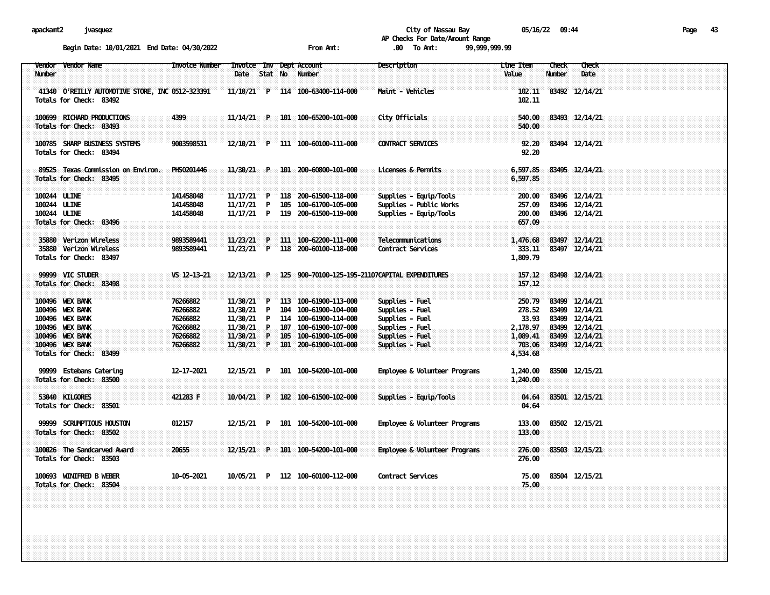apackamt2 jvasquez

City of Nassau Bay 05/16/22 09:44

AP Checks For Date/Amount Range

Begin Date: 10/01/2021 End Date: 04/30/2022 From Amt: .00 To Amt: 99,999,999.99

| Vendor Number | Vendor Name | Invoice Number | Invoice Date | Inv Stat | Dept No | Account Number | Description | Line Item Value | Check Number | Check Date |
|---|---|---|---|---|---|---|---|---|---|---|
| 41340 | O'REILLY AUTOMOTIVE STORE, INC | 0512-323391 | 11/10/21 | P | 114 | 100-63400-114-000 | Maint - Vehicles | 102.11 | 83492 | 12/14/21 |
| Totals for Check: 83492 | | | | | | | | 102.11 | | |
| 100699 | RICHARD PRODUCTIONS | 4399 | 11/14/21 | P | 101 | 100-65200-101-000 | City Officials | 540.00 | 83493 | 12/14/21 |
| Totals for Check: 83493 | | | | | | | | 540.00 | | |
| 100785 | SHARP BUSINESS SYSTEMS | 9003598531 | 12/10/21 | P | 111 | 100-60100-111-000 | CONTRACT SERVICES | 92.20 | 83494 | 12/14/21 |
| Totals for Check: 83494 | | | | | | | | 92.20 | | |
| 89525 | Texas Commission on Environ. | PHS0201446 | 11/30/21 | P | 101 | 200-60800-101-000 | Licenses & Permits | 6,597.85 | 83495 | 12/14/21 |
| Totals for Check: 83495 | | | | | | | | 6,597.85 | | |
| 100244 | ULINE | 141458048 | 11/17/21 | P | 118 | 200-61500-118-000 | Supplies - Equip/Tools | 200.00 | 83496 | 12/14/21 |
| 100244 | ULINE | 141458048 | 11/17/21 | P | 105 | 100-61700-105-000 | Supplies - Public Works | 257.09 | 83496 | 12/14/21 |
| 100244 | ULINE | 141458048 | 11/17/21 | P | 119 | 200-61500-119-000 | Supplies - Equip/Tools | 200.00 | 83496 | 12/14/21 |
| Totals for Check: 83496 | | | | | | | | 657.09 | | |
| 35880 | Verizon Wireless | 9893589441 | 11/23/21 | P | 111 | 100-62200-111-000 | Telecommunications | 1,476.68 | 83497 | 12/14/21 |
| 35880 | Verizon Wireless | 9893589441 | 11/23/21 | P | 118 | 200-60100-118-000 | Contract Services | 333.11 | 83497 | 12/14/21 |
| Totals for Check: 83497 | | | | | | | | 1,809.79 | | |
| 99999 | VIC STUDER | VS 12-13-21 | 12/13/21 | P | 125 | 900-70100-125-195-21107 | CAPITAL EXPENDITURES | 157.12 | 83498 | 12/14/21 |
| Totals for Check: 83498 | | | | | | | | 157.12 | | |
| 100496 | WEX BANK | 76266882 | 11/30/21 | P | 113 | 100-61900-113-000 | Supplies - Fuel | 250.79 | 83499 | 12/14/21 |
| 100496 | WEX BANK | 76266882 | 11/30/21 | P | 104 | 100-61900-104-000 | Supplies - Fuel | 278.52 | 83499 | 12/14/21 |
| 100496 | WEX BANK | 76266882 | 11/30/21 | P | 114 | 100-61900-114-000 | Supplies - Fuel | 33.93 | 83499 | 12/14/21 |
| 100496 | WEX BANK | 76266882 | 11/30/21 | P | 107 | 100-61900-107-000 | Supplies - Fuel | 2,178.97 | 83499 | 12/14/21 |
| 100496 | WEX BANK | 76266882 | 11/30/21 | P | 105 | 100-61900-105-000 | Supplies - Fuel | 1,089.41 | 83499 | 12/14/21 |
| 100496 | WEX BANK | 76266882 | 11/30/21 | P | 101 | 200-61900-101-000 | Supplies - Fuel | 703.06 | 83499 | 12/14/21 |
| Totals for Check: 83499 | | | | | | | | 4,534.68 | | |
| 99999 | Estebans Catering | 12-17-2021 | 12/15/21 | P | 101 | 100-54200-101-000 | Employee & Volunteer Programs | 1,240.00 | 83500 | 12/15/21 |
| Totals for Check: 83500 | | | | | | | | 1,240.00 | | |
| 53040 | KILGORES | 421283 F | 10/04/21 | P | 102 | 100-61500-102-000 | Supplies - Equip/Tools | 04.64 | 83501 | 12/15/21 |
| Totals for Check: 83501 | | | | | | | | 04.64 | | |
| 99999 | SCRUMPTIOUS HOUSTON | 012157 | 12/15/21 | P | 101 | 100-54200-101-000 | Employee & Volunteer Programs | 133.00 | 83502 | 12/15/21 |
| Totals for Check: 83502 | | | | | | | | 133.00 | | |
| 100026 | The Sandcarved Award | 20655 | 12/15/21 | P | 101 | 100-54200-101-000 | Employee & Volunteer Programs | 276.00 | 83503 | 12/15/21 |
| Totals for Check: 83503 | | | | | | | | 276.00 | | |
| 100693 | WINIFRED B WEBER | 10-05-2021 | 10/05/21 | P | 112 | 100-60100-112-000 | Contract Services | 75.00 | 83504 | 12/15/21 |
| Totals for Check: 83504 | | | | | | | | 75.00 | | |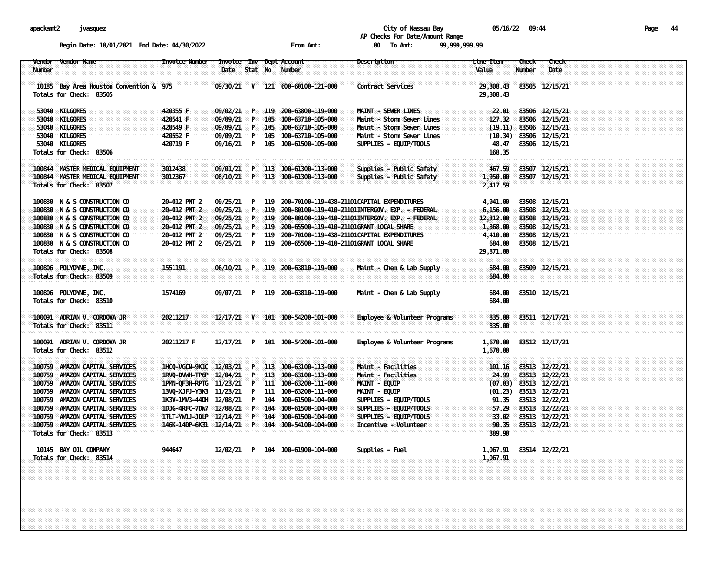City of Nassau Bay

AP Checks For Date/Amount Range

Begin Date: 10/01/2021 End Date: 04/30/2022 From Amt: .00 To Amt: 99,999,999.99

| Vendor Number | Vendor Name | Invoice Number | Invoice Date | Inv Stat | Dept No | Account Number | Description | Line Item Value | Check Number | Check Date |
|---|---|---|---|---|---|---|---|---|---|---|
| 10185 | Bay Area Houston Convention & | 975 | 09/30/21 | V | 121 | 600-60100-121-000 | Contract Services | 29,308.43 | 83505 | 12/15/21 |
| Totals for Check: 83505 | | | | | | | | 29,308.43 | | |
| 53040 | KILGORES | 420355 F | 09/02/21 | P | 119 | 200-63800-119-000 | MAINT - SEWER LINES | 22.01 | 83506 | 12/15/21 |
| 53040 | KILGORES | 420541 F | 09/09/21 | P | 105 | 100-63710-105-000 | Maint - Storm Sewer Lines | 127.32 | 83506 | 12/15/21 |
| 53040 | KILGORES | 420549 F | 09/09/21 | P | 105 | 100-63710-105-000 | Maint - Storm Sewer Lines | (19.11) | 83506 | 12/15/21 |
| 53040 | KILGORES | 420552 F | 09/09/21 | P | 105 | 100-63710-105-000 | Maint - Storm Sewer Lines | (10.34) | 83506 | 12/15/21 |
| 53040 | KILGORES | 420719 F | 09/16/21 | P | 105 | 100-61500-105-000 | SUPPLIES - EQUIP/TOOLS | 48.47 | 83506 | 12/15/21 |
| Totals for Check: 83506 | | | | | | | | 168.35 | | |
| 100844 | MASTER MEDICAL EQUIPMENT | 3012438 | 09/01/21 | P | 113 | 100-61300-113-000 | Supplies - Public Safety | 467.59 | 83507 | 12/15/21 |
| 100844 | MASTER MEDICAL EQUIPMENT | 3012367 | 08/10/21 | P | 113 | 100-61300-113-000 | Supplies - Public Safety | 1,950.00 | 83507 | 12/15/21 |
| Totals for Check: 83507 | | | | | | | | 2,417.59 | | |
| 100830 | N & S CONSTRUCTION CO | 20-012 PMT 2 | 09/25/21 | P | 119 | 200-70100-119-438-21101 | CAPITAL EXPENDITURES | 4,941.00 | 83508 | 12/15/21 |
| 100830 | N & S CONSTRUCTION CO | 20-012 PMT 2 | 09/25/21 | P | 119 | 200-80100-119-410-21101 | INTERGOV. EXP. - FEDERAL | 6,156.00 | 83508 | 12/15/21 |
| 100830 | N & S CONSTRUCTION CO | 20-012 PMT 2 | 09/25/21 | P | 119 | 200-80100-119-410-21101 | INTERGOV. EXP. - FEDERAL | 12,312.00 | 83508 | 12/15/21 |
| 100830 | N & S CONSTRUCTION CO | 20-012 PMT 2 | 09/25/21 | P | 119 | 200-65500-119-410-21101 | GRANT LOCAL SHARE | 1,368.00 | 83508 | 12/15/21 |
| 100830 | N & S CONSTRUCTION CO | 20-012 PMT 2 | 09/25/21 | P | 119 | 200-70100-119-438-21101 | CAPITAL EXPENDITURES | 4,410.00 | 83508 | 12/15/21 |
| 100830 | N & S CONSTRUCTION CO | 20-012 PMT 2 | 09/25/21 | P | 119 | 200-65500-119-410-21101 | GRANT LOCAL SHARE | 684.00 | 83508 | 12/15/21 |
| Totals for Check: 83508 | | | | | | | | 29,871.00 | | |
| 100806 | POLYDYNE, INC. | 1551191 | 06/10/21 | P | 119 | 200-63810-119-000 | Maint - Chem & Lab Supply | 684.00 | 83509 | 12/15/21 |
| Totals for Check: 83509 | | | | | | | | 684.00 | | |
| 100806 | POLYDYNE, INC. | 1574169 | 09/07/21 | P | 119 | 200-63810-119-000 | Maint - Chem & Lab Supply | 684.00 | 83510 | 12/15/21 |
| Totals for Check: 83510 | | | | | | | | 684.00 | | |
| 100091 | ADRIAN V. CORDOVA JR | 20211217 | 12/17/21 | V | 101 | 100-54200-101-000 | Employee & Volunteer Programs | 835.00 | 83511 | 12/17/21 |
| Totals for Check: 83511 | | | | | | | | 835.00 | | |
| 100091 | ADRIAN V. CORDOVA JR | 20211217 F | 12/17/21 | P | 101 | 100-54200-101-000 | Employee & Volunteer Programs | 1,670.00 | 83512 | 12/17/21 |
| Totals for Check: 83512 | | | | | | | | 1,670.00 | | |
| 100759 | AMAZON CAPITAL SERVICES | 1HCQ-VGCN-9K1C | 12/03/21 | P | 113 | 100-63100-113-000 | Maint - Facilities | 101.16 | 83513 | 12/22/21 |
| 100759 | AMAZON CAPITAL SERVICES | 1RVQ-DVWH-TP6P | 12/04/21 | P | 113 | 100-63100-113-000 | Maint - Facilities | 24.99 | 83513 | 12/22/21 |
| 100759 | AMAZON CAPITAL SERVICES | 1PMN-QF3H-RPTG | 11/23/21 | P | 111 | 100-63200-111-000 | MAINT - EQUIP | (07.03) | 83513 | 12/22/21 |
| 100759 | AMAZON CAPITAL SERVICES | 13VQ-XJFJ-Y3K3 | 11/23/21 | P | 111 | 100-63200-111-000 | MAINT - EQUIP | (01.23) | 83513 | 12/22/21 |
| 100759 | AMAZON CAPITAL SERVICES | 1K3V-1MV3-44DH | 12/08/21 | P | 104 | 100-61500-104-000 | SUPPLIES - EQUIP/TOOLS | 91.35 | 83513 | 12/22/21 |
| 100759 | AMAZON CAPITAL SERVICES | 1DJG-4RFC-7DW7 | 12/08/21 | P | 104 | 100-61500-104-000 | SUPPLIES - EQUIP/TOOLS | 57.29 | 83513 | 12/22/21 |
| 100759 | AMAZON CAPITAL SERVICES | 1TLT-YW1J-JDLP | 12/14/21 | P | 104 | 100-61500-104-000 | SUPPLIES - EQUIP/TOOLS | 33.02 | 83513 | 12/22/21 |
| 100759 | AMAZON CAPITAL SERVICES | 146K-14DP-6K31 | 12/14/21 | P | 104 | 100-54100-104-000 | Incentive - Volunteer | 90.35 | 83513 | 12/22/21 |
| Totals for Check: 83513 | | | | | | | | 389.90 | | |
| 10145 | BAY OIL COMPANY | 944647 | 12/02/21 | P | 104 | 100-61900-104-000 | Supplies - Fuel | 1,067.91 | 83514 | 12/22/21 |
| Totals for Check: 83514 | | | | | | | | 1,067.91 | | |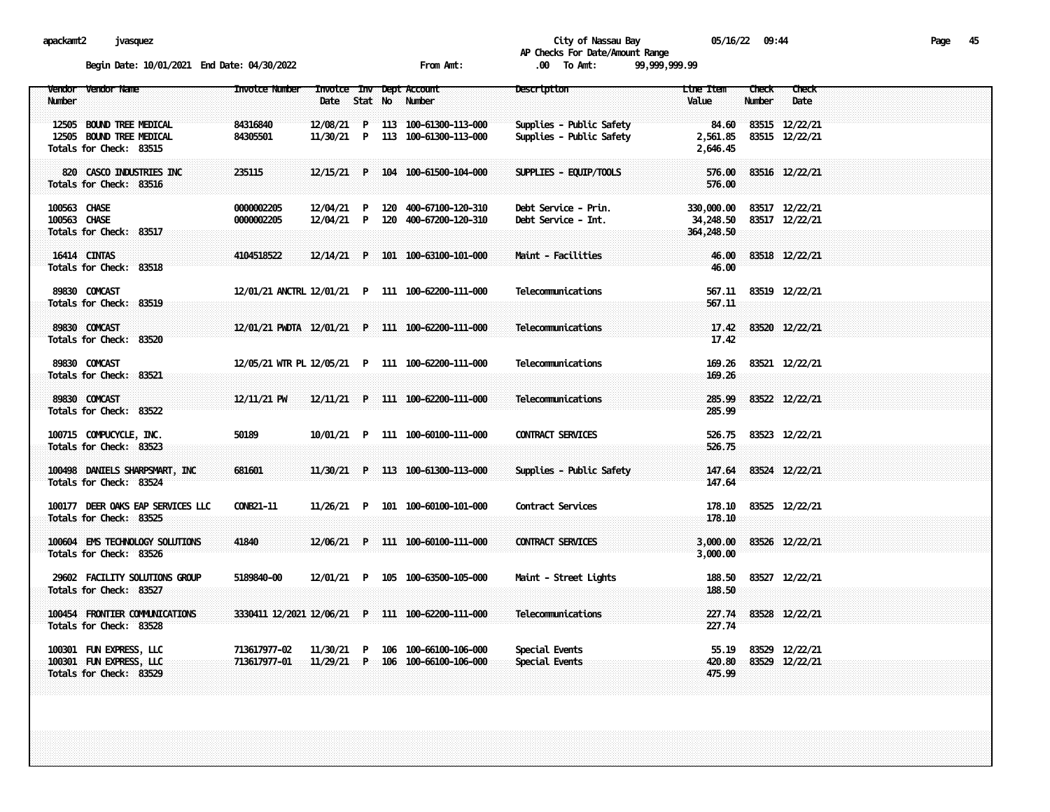City of Nassau Bay
AP Checks For Date/Amount Range

Begin Date: 10/01/2021 End Date: 04/30/2022 From Amt: .00 To Amt: 99,999,999.99

| Vendor Number | Vendor Name | Invoice Number | Invoice Date | Inv Stat | Dept No | Account Number | Description | Line Item Value | Check Number | Check Date |
|---|---|---|---|---|---|---|---|---|---|---|
| 12505 | BOUND TREE MEDICAL | 84316840 | 12/08/21 | P | 113 | 100-61300-113-000 | Supplies - Public Safety | 84.60 | 83515 | 12/22/21 |
| 12505 | BOUND TREE MEDICAL | 84305501 | 11/30/21 | P | 113 | 100-61300-113-000 | Supplies - Public Safety | 2,561.85 | 83515 | 12/22/21 |
| Totals for Check: 83515 | | | | | | | | 2,646.45 | | |
| 820 | CASCO INDUSTRIES INC | 235115 | 12/15/21 | P | 104 | 100-61500-104-000 | SUPPLIES - EQUIP/TOOLS | 576.00 | 83516 | 12/22/21 |
| Totals for Check: 83516 | | | | | | | | 576.00 | | |
| 100563 | CHASE | 0000002205 | 12/04/21 | P | 120 | 400-67100-120-310 | Debt Service - Prin. | 330,000.00 | 83517 | 12/22/21 |
| 100563 | CHASE | 0000002205 | 12/04/21 | P | 120 | 400-67200-120-310 | Debt Service - Int. | 34,248.50 | 83517 | 12/22/21 |
| Totals for Check: 83517 | | | | | | | | 364,248.50 | | |
| 16414 | CINTAS | 4104518522 | 12/14/21 | P | 101 | 100-63100-101-000 | Maint - Facilities | 46.00 | 83518 | 12/22/21 |
| Totals for Check: 83518 | | | | | | | | 46.00 | | |
| 89830 | COMCAST | 12/01/21 ANCTRL | 12/01/21 | P | 111 | 100-62200-111-000 | Telecommunications | 567.11 | 83519 | 12/22/21 |
| Totals for Check: 83519 | | | | | | | | 567.11 | | |
| 89830 | COMCAST | 12/01/21 PWDTA | 12/01/21 | P | 111 | 100-62200-111-000 | Telecommunications | 17.42 | 83520 | 12/22/21 |
| Totals for Check: 83520 | | | | | | | | 17.42 | | |
| 89830 | COMCAST | 12/05/21 WTR PL | 12/05/21 | P | 111 | 100-62200-111-000 | Telecommunications | 169.26 | 83521 | 12/22/21 |
| Totals for Check: 83521 | | | | | | | | 169.26 | | |
| 89830 | COMCAST | 12/11/21 PW | 12/11/21 | P | 111 | 100-62200-111-000 | Telecommunications | 285.99 | 83522 | 12/22/21 |
| Totals for Check: 83522 | | | | | | | | 285.99 | | |
| 100715 | COMPUCYCLE, INC. | 50189 | 10/01/21 | P | 111 | 100-60100-111-000 | CONTRACT SERVICES | 526.75 | 83523 | 12/22/21 |
| Totals for Check: 83523 | | | | | | | | 526.75 | | |
| 100498 | DANIELS SHARPSMART, INC | 681601 | 11/30/21 | P | 113 | 100-61300-113-000 | Supplies - Public Safety | 147.64 | 83524 | 12/22/21 |
| Totals for Check: 83524 | | | | | | | | 147.64 | | |
| 100177 | DEER OAKS EAP SERVICES LLC | CONB21-11 | 11/26/21 | P | 101 | 100-60100-101-000 | Contract Services | 178.10 | 83525 | 12/22/21 |
| Totals for Check: 83525 | | | | | | | | 178.10 | | |
| 100604 | EMS TECHNOLOGY SOLUTIONS | 41840 | 12/06/21 | P | 111 | 100-60100-111-000 | CONTRACT SERVICES | 3,000.00 | 83526 | 12/22/21 |
| Totals for Check: 83526 | | | | | | | | 3,000.00 | | |
| 29602 | FACILITY SOLUTIONS GROUP | 5189840-00 | 12/01/21 | P | 105 | 100-63500-105-000 | Maint - Street Lights | 188.50 | 83527 | 12/22/21 |
| Totals for Check: 83527 | | | | | | | | 188.50 | | |
| 100454 | FRONTIER COMMUNICATIONS | 3330411 12/2021 | 12/06/21 | P | 111 | 100-62200-111-000 | Telecommunications | 227.74 | 83528 | 12/22/21 |
| Totals for Check: 83528 | | | | | | | | 227.74 | | |
| 100301 | FUN EXPRESS, LLC | 713617977-02 | 11/30/21 | P | 106 | 100-66100-106-000 | Special Events | 55.19 | 83529 | 12/22/21 |
| 100301 | FUN EXPRESS, LLC | 713617977-01 | 11/29/21 | P | 106 | 100-66100-106-000 | Special Events | 420.80 | 83529 | 12/22/21 |
| Totals for Check: 83529 | | | | | | | | 475.99 | | |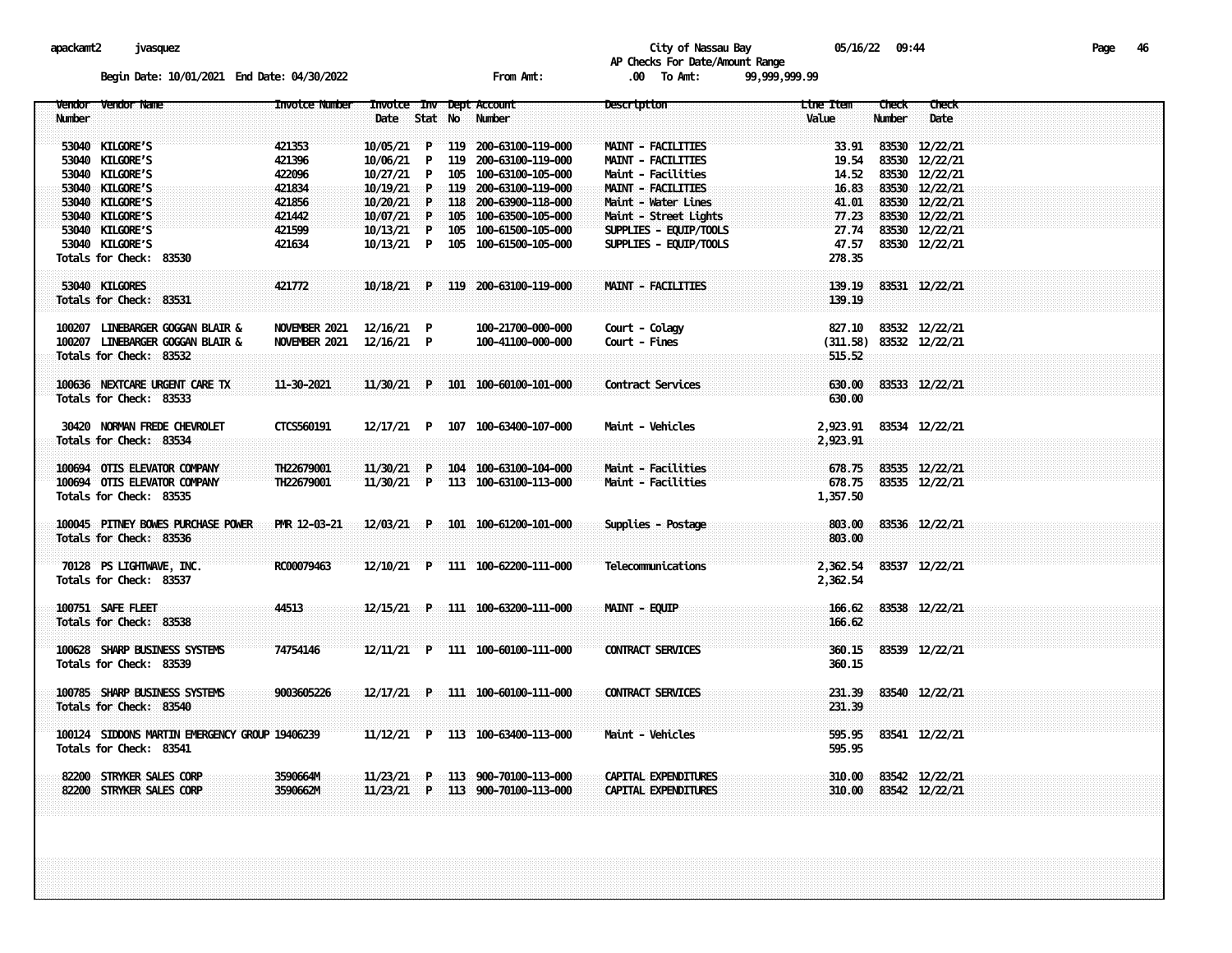City of Nassau Bay

AP Checks For Date/Amount Range

Begin Date: 10/01/2021 End Date: 04/30/2022 From Amt: .00 To Amt: 99,999,999.99

| Vendor Number | Vendor Name | Invoice Number | Invoice Date | Inv Stat | Dept No | Account Number | Description | Line Item Value | Check Number | Check Date |
|---|---|---|---|---|---|---|---|---|---|---|
| 53040 | KILGORE'S | 421353 | 10/05/21 | P | 119 | 200-63100-119-000 | MAINT - FACILITIES | 33.91 | 83530 | 12/22/21 |
| 53040 | KILGORE'S | 421396 | 10/06/21 | P | 119 | 200-63100-119-000 | MAINT - FACILITIES | 19.54 | 83530 | 12/22/21 |
| 53040 | KILGORE'S | 422096 | 10/27/21 | P | 105 | 100-63100-105-000 | Maint - Facilities | 14.52 | 83530 | 12/22/21 |
| 53040 | KILGORE'S | 421834 | 10/19/21 | P | 119 | 200-63100-119-000 | MAINT - FACILITIES | 16.83 | 83530 | 12/22/21 |
| 53040 | KILGORE'S | 421856 | 10/20/21 | P | 118 | 200-63900-118-000 | Maint - Water Lines | 41.01 | 83530 | 12/22/21 |
| 53040 | KILGORE'S | 421442 | 10/07/21 | P | 105 | 100-63500-105-000 | Maint - Street Lights | 77.23 | 83530 | 12/22/21 |
| 53040 | KILGORE'S | 421599 | 10/13/21 | P | 105 | 100-61500-105-000 | SUPPLIES - EQUIP/TOOLS | 27.74 | 83530 | 12/22/21 |
| 53040 | KILGORE'S | 421634 | 10/13/21 | P | 105 | 100-61500-105-000 | SUPPLIES - EQUIP/TOOLS | 47.57 | 83530 | 12/22/21 |
| Totals for Check: 83530 | | | | | | | | 278.35 | | |
| 53040 | KILGORES | 421772 | 10/18/21 | P | 119 | 200-63100-119-000 | MAINT - FACILITIES | 139.19 | 83531 | 12/22/21 |
| Totals for Check: 83531 | | | | | | | | 139.19 | | |
| 100207 | LINEBARGER GOGGAN BLAIR & | NOVEMBER 2021 | 12/16/21 | P | | 100-21700-000-000 | Court - Colagy | 827.10 | 83532 | 12/22/21 |
| 100207 | LINEBARGER GOGGAN BLAIR & | NOVEMBER 2021 | 12/16/21 | P | | 100-41100-000-000 | Court - Fines | (311.58) | 83532 | 12/22/21 |
| Totals for Check: 83532 | | | | | | | | 515.52 | | |
| 100636 | NEXTCARE URGENT CARE TX | 11-30-2021 | 11/30/21 | P | 101 | 100-60100-101-000 | Contract Services | 630.00 | 83533 | 12/22/21 |
| Totals for Check: 83533 | | | | | | | | 630.00 | | |
| 30420 | NORMAN FREDE CHEVROLET | CTCS560191 | 12/17/21 | P | 107 | 100-63400-107-000 | Maint - Vehicles | 2,923.91 | 83534 | 12/22/21 |
| Totals for Check: 83534 | | | | | | | | 2,923.91 | | |
| 100694 | OTIS ELEVATOR COMPANY | TH22679001 | 11/30/21 | P | 104 | 100-63100-104-000 | Maint - Facilities | 678.75 | 83535 | 12/22/21 |
| 100694 | OTIS ELEVATOR COMPANY | TH22679001 | 11/30/21 | P | 113 | 100-63100-113-000 | Maint - Facilities | 678.75 | 83535 | 12/22/21 |
| Totals for Check: 83535 | | | | | | | | 1,357.50 | | |
| 100045 | PITNEY BOWES PURCHASE POWER | PMR 12-03-21 | 12/03/21 | P | 101 | 100-61200-101-000 | Supplies - Postage | 803.00 | 83536 | 12/22/21 |
| Totals for Check: 83536 | | | | | | | | 803.00 | | |
| 70128 | PS LIGHTWAVE, INC. | RC00079463 | 12/10/21 | P | 111 | 100-62200-111-000 | Telecommunications | 2,362.54 | 83537 | 12/22/21 |
| Totals for Check: 83537 | | | | | | | | 2,362.54 | | |
| 100751 | SAFE FLEET | 44513 | 12/15/21 | P | 111 | 100-63200-111-000 | MAINT - EQUIP | 166.62 | 83538 | 12/22/21 |
| Totals for Check: 83538 | | | | | | | | 166.62 | | |
| 100628 | SHARP BUSINESS SYSTEMS | 74754146 | 12/11/21 | P | 111 | 100-60100-111-000 | CONTRACT SERVICES | 360.15 | 83539 | 12/22/21 |
| Totals for Check: 83539 | | | | | | | | 360.15 | | |
| 100785 | SHARP BUSINESS SYSTEMS | 9003605226 | 12/17/21 | P | 111 | 100-60100-111-000 | CONTRACT SERVICES | 231.39 | 83540 | 12/22/21 |
| Totals for Check: 83540 | | | | | | | | 231.39 | | |
| 100124 | SIDDONS MARTIN EMERGENCY GROUP | 19406239 | 11/12/21 | P | 113 | 100-63400-113-000 | Maint - Vehicles | 595.95 | 83541 | 12/22/21 |
| Totals for Check: 83541 | | | | | | | | 595.95 | | |
| 82200 | STRYKER SALES CORP | 3590664M | 11/23/21 | P | 113 | 900-70100-113-000 | CAPITAL EXPENDITURES | 310.00 | 83542 | 12/22/21 |
| 82200 | STRYKER SALES CORP | 3590662M | 11/23/21 | P | 113 | 900-70100-113-000 | CAPITAL EXPENDITURES | 310.00 | 83542 | 12/22/21 |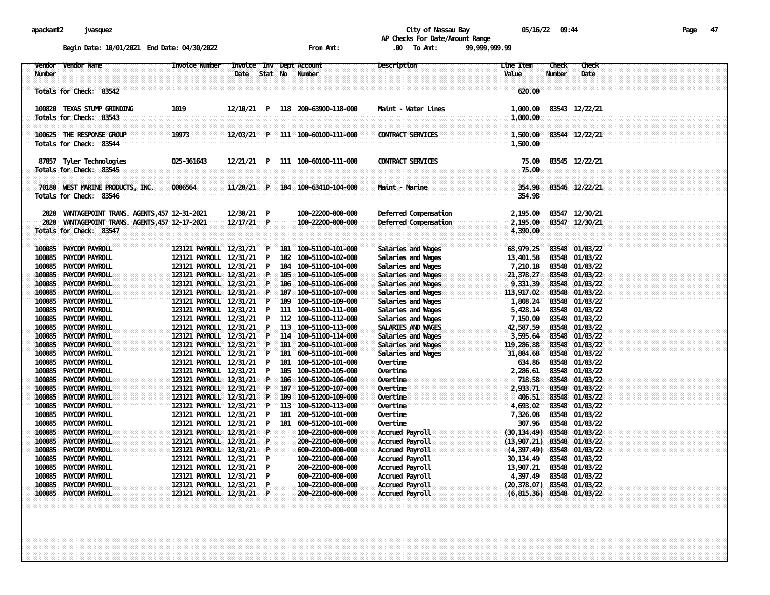apackamt2 jvasquez

City of Nassau Bay 05/16/22 09:44

AP Checks For Date/Amount Range

Begin Date: 10/01/2021 End Date: 04/30/2022 From Amt: .00 To Amt: 99,999,999.99

| Vendor Number | Vendor Name | Invoice Number | Invoice Date | Inv Stat | Dept No | Account Number | Description | Line Item Value | Check Number | Check Date |
|---|---|---|---|---|---|---|---|---|---|---|
| Totals for Check: 83542 | | | | | | | | 620.00 | | |
| 100820 | TEXAS STUMP GRINDING | 1019 | 12/10/21 | P | 118 | 200-63900-118-000 | Maint - Water Lines | 1,000.00 | 83543 | 12/22/21 |
| Totals for Check: 83543 | | | | | | | | 1,000.00 | | |
| 100625 | THE RESPONSE GROUP | 19973 | 12/03/21 | P | 111 | 100-60100-111-000 | CONTRACT SERVICES | 1,500.00 | 83544 | 12/22/21 |
| Totals for Check: 83544 | | | | | | | | 1,500.00 | | |
| 87057 | Tyler Technologies | 025-361643 | 12/21/21 | P | 111 | 100-60100-111-000 | CONTRACT SERVICES | 75.00 | 83545 | 12/22/21 |
| Totals for Check: 83545 | | | | | | | | 75.00 | | |
| 70180 | WEST MARINE PRODUCTS, INC. | 0006564 | 11/20/21 | P | 104 | 100-63410-104-000 | Maint - Marine | 354.98 | 83546 | 12/22/21 |
| Totals for Check: 83546 | | | | | | | | 354.98 | | |
| 2020 | VANTAGEPOINT TRANS. AGENTS,457 | 12-31-2021 | 12/30/21 | P | | 100-22200-000-000 | Deferred Compensation | 2,195.00 | 83547 | 12/30/21 |
| 2020 | VANTAGEPOINT TRANS. AGENTS,457 | 12-17-2021 | 12/17/21 | P | | 100-22200-000-000 | Deferred Compensation | 2,195.00 | 83547 | 12/30/21 |
| Totals for Check: 83547 | | | | | | | | 4,390.00 | | |
| 100085 | PAYCOM PAYROLL | 123121 PAYROLL | 12/31/21 | P | 101 | 100-51100-101-000 | Salaries and Wages | 68,979.25 | 83548 | 01/03/22 |
| 100085 | PAYCOM PAYROLL | 123121 PAYROLL | 12/31/21 | P | 102 | 100-51100-102-000 | Salaries and Wages | 13,401.58 | 83548 | 01/03/22 |
| 100085 | PAYCOM PAYROLL | 123121 PAYROLL | 12/31/21 | P | 104 | 100-51100-104-000 | Salaries and Wages | 7,210.18 | 83548 | 01/03/22 |
| 100085 | PAYCOM PAYROLL | 123121 PAYROLL | 12/31/21 | P | 105 | 100-51100-105-000 | Salaries and Wages | 21,378.27 | 83548 | 01/03/22 |
| 100085 | PAYCOM PAYROLL | 123121 PAYROLL | 12/31/21 | P | 106 | 100-51100-106-000 | Salaries and Wages | 9,331.39 | 83548 | 01/03/22 |
| 100085 | PAYCOM PAYROLL | 123121 PAYROLL | 12/31/21 | P | 107 | 100-51100-107-000 | Salaries and Wages | 113,917.02 | 83548 | 01/03/22 |
| 100085 | PAYCOM PAYROLL | 123121 PAYROLL | 12/31/21 | P | 109 | 100-51100-109-000 | Salaries and Wages | 1,808.24 | 83548 | 01/03/22 |
| 100085 | PAYCOM PAYROLL | 123121 PAYROLL | 12/31/21 | P | 111 | 100-51100-111-000 | Salaries and Wages | 5,428.14 | 83548 | 01/03/22 |
| 100085 | PAYCOM PAYROLL | 123121 PAYROLL | 12/31/21 | P | 112 | 100-51100-112-000 | Salaries and Wages | 7,150.00 | 83548 | 01/03/22 |
| 100085 | PAYCOM PAYROLL | 123121 PAYROLL | 12/31/21 | P | 113 | 100-51100-113-000 | SALARIES AND WAGES | 42,587.59 | 83548 | 01/03/22 |
| 100085 | PAYCOM PAYROLL | 123121 PAYROLL | 12/31/21 | P | 114 | 100-51100-114-000 | Salaries and Wages | 3,595.64 | 83548 | 01/03/22 |
| 100085 | PAYCOM PAYROLL | 123121 PAYROLL | 12/31/21 | P | 101 | 200-51100-101-000 | Salaries and Wages | 119,286.88 | 83548 | 01/03/22 |
| 100085 | PAYCOM PAYROLL | 123121 PAYROLL | 12/31/21 | P | 101 | 600-51100-101-000 | Salaries and Wages | 31,884.68 | 83548 | 01/03/22 |
| 100085 | PAYCOM PAYROLL | 123121 PAYROLL | 12/31/21 | P | 101 | 100-51200-101-000 | Overtime | 634.86 | 83548 | 01/03/22 |
| 100085 | PAYCOM PAYROLL | 123121 PAYROLL | 12/31/21 | P | 105 | 100-51200-105-000 | Overtime | 2,286.61 | 83548 | 01/03/22 |
| 100085 | PAYCOM PAYROLL | 123121 PAYROLL | 12/31/21 | P | 106 | 100-51200-106-000 | Overtime | 718.58 | 83548 | 01/03/22 |
| 100085 | PAYCOM PAYROLL | 123121 PAYROLL | 12/31/21 | P | 107 | 100-51200-107-000 | Overtime | 2,933.71 | 83548 | 01/03/22 |
| 100085 | PAYCOM PAYROLL | 123121 PAYROLL | 12/31/21 | P | 109 | 100-51200-109-000 | Overtime | 406.51 | 83548 | 01/03/22 |
| 100085 | PAYCOM PAYROLL | 123121 PAYROLL | 12/31/21 | P | 113 | 100-51200-113-000 | Overtime | 4,693.02 | 83548 | 01/03/22 |
| 100085 | PAYCOM PAYROLL | 123121 PAYROLL | 12/31/21 | P | 101 | 200-51200-101-000 | Overtime | 7,326.08 | 83548 | 01/03/22 |
| 100085 | PAYCOM PAYROLL | 123121 PAYROLL | 12/31/21 | P | 101 | 600-51200-101-000 | Overtime | 307.96 | 83548 | 01/03/22 |
| 100085 | PAYCOM PAYROLL | 123121 PAYROLL | 12/31/21 | P | | 100-22100-000-000 | Accrued Payroll | (30,134.49) | 83548 | 01/03/22 |
| 100085 | PAYCOM PAYROLL | 123121 PAYROLL | 12/31/21 | P | | 200-22100-000-000 | Accrued Payroll | (13,907.21) | 83548 | 01/03/22 |
| 100085 | PAYCOM PAYROLL | 123121 PAYROLL | 12/31/21 | P | | 600-22100-000-000 | Accrued Payroll | (4,397.49) | 83548 | 01/03/22 |
| 100085 | PAYCOM PAYROLL | 123121 PAYROLL | 12/31/21 | P | | 100-22100-000-000 | Accrued Payroll | 30,134.49 | 83548 | 01/03/22 |
| 100085 | PAYCOM PAYROLL | 123121 PAYROLL | 12/31/21 | P | | 200-22100-000-000 | Accrued Payroll | 13,907.21 | 83548 | 01/03/22 |
| 100085 | PAYCOM PAYROLL | 123121 PAYROLL | 12/31/21 | P | | 600-22100-000-000 | Accrued Payroll | 4,397.49 | 83548 | 01/03/22 |
| 100085 | PAYCOM PAYROLL | 123121 PAYROLL | 12/31/21 | P | | 100-22100-000-000 | Accrued Payroll | (20,378.07) | 83548 | 01/03/22 |
| 100085 | PAYCOM PAYROLL | 123121 PAYROLL | 12/31/21 | P | | 200-22100-000-000 | Accrued Payroll | (6,815.36) | 83548 | 01/03/22 |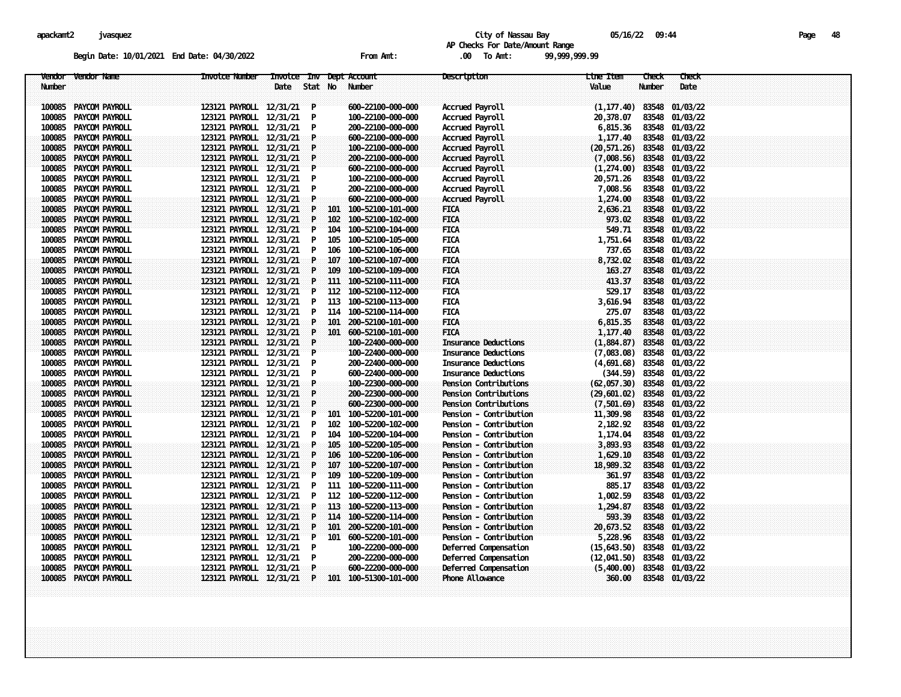City of Nassau Bay
AP Checks For Date/Amount Range

Begin Date: 10/01/2021 End Date: 04/30/2022 From Amt: .00 To Amt: 99,999,999.99

| Vendor Number | Vendor Name | Invoice Number | Invoice Date | Inv Stat | Dept No | Account Number | Description | Line Item Value | Check Number | Check Date |
|---|---|---|---|---|---|---|---|---|---|---|
| 100085 | PAYCOM PAYROLL | 123121 PAYROLL | 12/31/21 | P | | 600-22100-000-000 | Accrued Payroll | (1,177.40) | 83548 | 01/03/22 |
| 100085 | PAYCOM PAYROLL | 123121 PAYROLL | 12/31/21 | P | | 100-22100-000-000 | Accrued Payroll | 20,378.07 | 83548 | 01/03/22 |
| 100085 | PAYCOM PAYROLL | 123121 PAYROLL | 12/31/21 | P | | 200-22100-000-000 | Accrued Payroll | 6,815.36 | 83548 | 01/03/22 |
| 100085 | PAYCOM PAYROLL | 123121 PAYROLL | 12/31/21 | P | | 600-22100-000-000 | Accrued Payroll | 1,177.40 | 83548 | 01/03/22 |
| 100085 | PAYCOM PAYROLL | 123121 PAYROLL | 12/31/21 | P | | 100-22100-000-000 | Accrued Payroll | (20,571.26) | 83548 | 01/03/22 |
| 100085 | PAYCOM PAYROLL | 123121 PAYROLL | 12/31/21 | P | | 200-22100-000-000 | Accrued Payroll | (7,008.56) | 83548 | 01/03/22 |
| 100085 | PAYCOM PAYROLL | 123121 PAYROLL | 12/31/21 | P | | 600-22100-000-000 | Accrued Payroll | (1,274.00) | 83548 | 01/03/22 |
| 100085 | PAYCOM PAYROLL | 123121 PAYROLL | 12/31/21 | P | | 100-22100-000-000 | Accrued Payroll | 20,571.26 | 83548 | 01/03/22 |
| 100085 | PAYCOM PAYROLL | 123121 PAYROLL | 12/31/21 | P | | 200-22100-000-000 | Accrued Payroll | 7,008.56 | 83548 | 01/03/22 |
| 100085 | PAYCOM PAYROLL | 123121 PAYROLL | 12/31/21 | P | | 600-22100-000-000 | Accrued Payroll | 1,274.00 | 83548 | 01/03/22 |
| 100085 | PAYCOM PAYROLL | 123121 PAYROLL | 12/31/21 | P | 101 | 100-52100-101-000 | FICA | 2,636.21 | 83548 | 01/03/22 |
| 100085 | PAYCOM PAYROLL | 123121 PAYROLL | 12/31/21 | P | 102 | 100-52100-102-000 | FICA | 973.02 | 83548 | 01/03/22 |
| 100085 | PAYCOM PAYROLL | 123121 PAYROLL | 12/31/21 | P | 104 | 100-52100-104-000 | FICA | 549.71 | 83548 | 01/03/22 |
| 100085 | PAYCOM PAYROLL | 123121 PAYROLL | 12/31/21 | P | 105 | 100-52100-105-000 | FICA | 1,751.64 | 83548 | 01/03/22 |
| 100085 | PAYCOM PAYROLL | 123121 PAYROLL | 12/31/21 | P | 106 | 100-52100-106-000 | FICA | 737.65 | 83548 | 01/03/22 |
| 100085 | PAYCOM PAYROLL | 123121 PAYROLL | 12/31/21 | P | 107 | 100-52100-107-000 | FICA | 8,732.02 | 83548 | 01/03/22 |
| 100085 | PAYCOM PAYROLL | 123121 PAYROLL | 12/31/21 | P | 109 | 100-52100-109-000 | FICA | 163.27 | 83548 | 01/03/22 |
| 100085 | PAYCOM PAYROLL | 123121 PAYROLL | 12/31/21 | P | 111 | 100-52100-111-000 | FICA | 413.37 | 83548 | 01/03/22 |
| 100085 | PAYCOM PAYROLL | 123121 PAYROLL | 12/31/21 | P | 112 | 100-52100-112-000 | FICA | 529.17 | 83548 | 01/03/22 |
| 100085 | PAYCOM PAYROLL | 123121 PAYROLL | 12/31/21 | P | 113 | 100-52100-113-000 | FICA | 3,616.94 | 83548 | 01/03/22 |
| 100085 | PAYCOM PAYROLL | 123121 PAYROLL | 12/31/21 | P | 114 | 100-52100-114-000 | FICA | 275.07 | 83548 | 01/03/22 |
| 100085 | PAYCOM PAYROLL | 123121 PAYROLL | 12/31/21 | P | 101 | 200-52100-101-000 | FICA | 6,815.35 | 83548 | 01/03/22 |
| 100085 | PAYCOM PAYROLL | 123121 PAYROLL | 12/31/21 | P | 101 | 600-52100-101-000 | FICA | 1,177.40 | 83548 | 01/03/22 |
| 100085 | PAYCOM PAYROLL | 123121 PAYROLL | 12/31/21 | P | | 100-22400-000-000 | Insurance Deductions | (1,884.87) | 83548 | 01/03/22 |
| 100085 | PAYCOM PAYROLL | 123121 PAYROLL | 12/31/21 | P | | 100-22400-000-000 | Insurance Deductions | (7,083.08) | 83548 | 01/03/22 |
| 100085 | PAYCOM PAYROLL | 123121 PAYROLL | 12/31/21 | P | | 200-22400-000-000 | Insurance Deductions | (4,691.68) | 83548 | 01/03/22 |
| 100085 | PAYCOM PAYROLL | 123121 PAYROLL | 12/31/21 | P | | 600-22400-000-000 | Insurance Deductions | (344.59) | 83548 | 01/03/22 |
| 100085 | PAYCOM PAYROLL | 123121 PAYROLL | 12/31/21 | P | | 100-22300-000-000 | Pension Contributions | (62,057.30) | 83548 | 01/03/22 |
| 100085 | PAYCOM PAYROLL | 123121 PAYROLL | 12/31/21 | P | | 200-22300-000-000 | Pension Contributions | (29,601.02) | 83548 | 01/03/22 |
| 100085 | PAYCOM PAYROLL | 123121 PAYROLL | 12/31/21 | P | | 600-22300-000-000 | Pension Contributions | (7,501.69) | 83548 | 01/03/22 |
| 100085 | PAYCOM PAYROLL | 123121 PAYROLL | 12/31/21 | P | 101 | 100-52200-101-000 | Pension - Contribution | 11,309.98 | 83548 | 01/03/22 |
| 100085 | PAYCOM PAYROLL | 123121 PAYROLL | 12/31/21 | P | 102 | 100-52200-102-000 | Pension - Contribution | 2,182.92 | 83548 | 01/03/22 |
| 100085 | PAYCOM PAYROLL | 123121 PAYROLL | 12/31/21 | P | 104 | 100-52200-104-000 | Pension - Contribution | 1,174.04 | 83548 | 01/03/22 |
| 100085 | PAYCOM PAYROLL | 123121 PAYROLL | 12/31/21 | P | 105 | 100-52200-105-000 | Pension - Contribution | 3,893.93 | 83548 | 01/03/22 |
| 100085 | PAYCOM PAYROLL | 123121 PAYROLL | 12/31/21 | P | 106 | 100-52200-106-000 | Pension - Contribution | 1,629.10 | 83548 | 01/03/22 |
| 100085 | PAYCOM PAYROLL | 123121 PAYROLL | 12/31/21 | P | 107 | 100-52200-107-000 | Pension - Contribution | 18,989.32 | 83548 | 01/03/22 |
| 100085 | PAYCOM PAYROLL | 123121 PAYROLL | 12/31/21 | P | 109 | 100-52200-109-000 | Pension - Contribution | 361.97 | 83548 | 01/03/22 |
| 100085 | PAYCOM PAYROLL | 123121 PAYROLL | 12/31/21 | P | 111 | 100-52200-111-000 | Pension - Contribution | 885.17 | 83548 | 01/03/22 |
| 100085 | PAYCOM PAYROLL | 123121 PAYROLL | 12/31/21 | P | 112 | 100-52200-112-000 | Pension - Contribution | 1,002.59 | 83548 | 01/03/22 |
| 100085 | PAYCOM PAYROLL | 123121 PAYROLL | 12/31/21 | P | 113 | 100-52200-113-000 | Pension - Contribution | 1,294.87 | 83548 | 01/03/22 |
| 100085 | PAYCOM PAYROLL | 123121 PAYROLL | 12/31/21 | P | 114 | 100-52200-114-000 | Pension - Contribution | 593.39 | 83548 | 01/03/22 |
| 100085 | PAYCOM PAYROLL | 123121 PAYROLL | 12/31/21 | P | 101 | 200-52200-101-000 | Pension - Contribution | 20,673.52 | 83548 | 01/03/22 |
| 100085 | PAYCOM PAYROLL | 123121 PAYROLL | 12/31/21 | P | 101 | 600-52200-101-000 | Pension - Contribution | 5,228.96 | 83548 | 01/03/22 |
| 100085 | PAYCOM PAYROLL | 123121 PAYROLL | 12/31/21 | P | | 100-22200-000-000 | Deferred Compensation | (15,643.50) | 83548 | 01/03/22 |
| 100085 | PAYCOM PAYROLL | 123121 PAYROLL | 12/31/21 | P | | 200-22200-000-000 | Deferred Compensation | (12,041.50) | 83548 | 01/03/22 |
| 100085 | PAYCOM PAYROLL | 123121 PAYROLL | 12/31/21 | P | | 600-22200-000-000 | Deferred Compensation | (5,400.00) | 83548 | 01/03/22 |
| 100085 | PAYCOM PAYROLL | 123121 PAYROLL | 12/31/21 | P | 101 | 100-51300-101-000 | Phone Allowance | 360.00 | 83548 | 01/03/22 |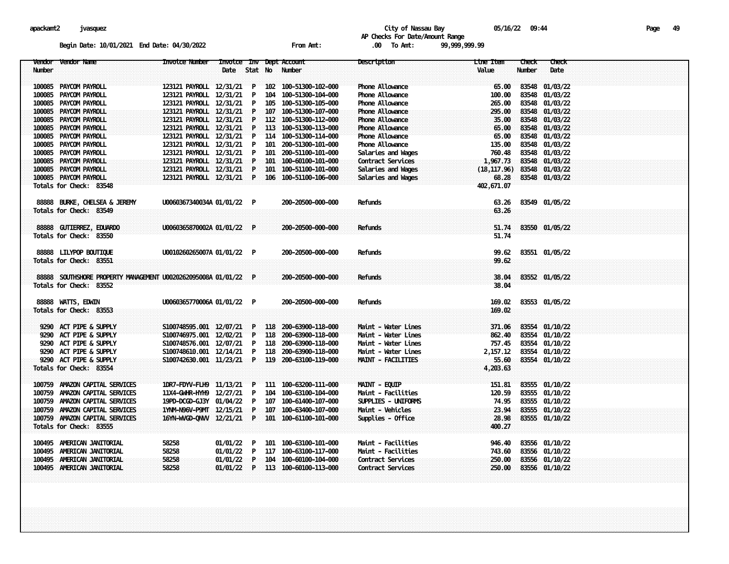apackamt2 jvasquez

City of Nassau Bay 05/16/22 09:44

AP Checks For Date/Amount Range

Begin Date: 10/01/2021 End Date: 04/30/2022 From Amt: .00 To Amt: 99,999,999.99

| Vendor Number | Vendor Name | Invoice Number | Invoice Date | Inv Stat | Dept No | Account Number | Description | Line Item Value | Check Number | Check Date |
|---|---|---|---|---|---|---|---|---|---|---|
| 100085 | PAYCOM PAYROLL | 123121 PAYROLL | 12/31/21 | P | 102 | 100-51300-102-000 | Phone Allowance | 65.00 | 83548 | 01/03/22 |
| 100085 | PAYCOM PAYROLL | 123121 PAYROLL | 12/31/21 | P | 104 | 100-51300-104-000 | Phone Allowance | 100.00 | 83548 | 01/03/22 |
| 100085 | PAYCOM PAYROLL | 123121 PAYROLL | 12/31/21 | P | 105 | 100-51300-105-000 | Phone Allowance | 265.00 | 83548 | 01/03/22 |
| 100085 | PAYCOM PAYROLL | 123121 PAYROLL | 12/31/21 | P | 107 | 100-51300-107-000 | Phone Allowance | 295.00 | 83548 | 01/03/22 |
| 100085 | PAYCOM PAYROLL | 123121 PAYROLL | 12/31/21 | P | 112 | 100-51300-112-000 | Phone Allowance | 35.00 | 83548 | 01/03/22 |
| 100085 | PAYCOM PAYROLL | 123121 PAYROLL | 12/31/21 | P | 113 | 100-51300-113-000 | Phone Allowance | 65.00 | 83548 | 01/03/22 |
| 100085 | PAYCOM PAYROLL | 123121 PAYROLL | 12/31/21 | P | 114 | 100-51300-114-000 | Phone Allowance | 65.00 | 83548 | 01/03/22 |
| 100085 | PAYCOM PAYROLL | 123121 PAYROLL | 12/31/21 | P | 101 | 200-51300-101-000 | Phone Allowance | 135.00 | 83548 | 01/03/22 |
| 100085 | PAYCOM PAYROLL | 123121 PAYROLL | 12/31/21 | P | 101 | 200-51100-101-000 | Salaries and Wages | 760.48 | 83548 | 01/03/22 |
| 100085 | PAYCOM PAYROLL | 123121 PAYROLL | 12/31/21 | P | 101 | 100-60100-101-000 | Contract Services | 1,967.73 | 83548 | 01/03/22 |
| 100085 | PAYCOM PAYROLL | 123121 PAYROLL | 12/31/21 | P | 101 | 100-51100-101-000 | Salaries and Wages | (18,117.96) | 83548 | 01/03/22 |
| 100085 | PAYCOM PAYROLL | 123121 PAYROLL | 12/31/21 | P | 106 | 100-51100-106-000 | Salaries and Wages | 68.28 | 83548 | 01/03/22 |
| Totals for Check: 83548 | | | | | | | | 402,671.07 | | |
| 88888 | BURKE, CHELSEA & JEREMY | U0060367340034A | 01/01/22 | P | | 200-20500-000-000 | Refunds | 63.26 | 83549 | 01/05/22 |
| Totals for Check: 83549 | | | | | | | | 63.26 | | |
| 88888 | GUTIERREZ, EDUARDO | U0060365870002A | 01/01/22 | P | | 200-20500-000-000 | Refunds | 51.74 | 83550 | 01/05/22 |
| Totals for Check: 83550 | | | | | | | | 51.74 | | |
| 88888 | LILYPOP BOUTIQUE | U0010260265007A | 01/01/22 | P | | 200-20500-000-000 | Refunds | 99.62 | 83551 | 01/05/22 |
| Totals for Check: 83551 | | | | | | | | 99.62 | | |
| 88888 | SOUTHSHORE PROPERTY MANAGEMENT | U0020262095008A | 01/01/22 | P | | 200-20500-000-000 | Refunds | 38.04 | 83552 | 01/05/22 |
| Totals for Check: 83552 | | | | | | | | 38.04 | | |
| 88888 | WATTS, EDWIN | U0060365770006A | 01/01/22 | P | | 200-20500-000-000 | Refunds | 169.02 | 83553 | 01/05/22 |
| Totals for Check: 83553 | | | | | | | | 169.02 | | |
| 9290 | ACT PIPE & SUPPLY | S100748595.001 | 12/07/21 | P | 118 | 200-63900-118-000 | Maint - Water Lines | 371.06 | 83554 | 01/10/22 |
| 9290 | ACT PIPE & SUPPLY | S100746975.001 | 12/02/21 | P | 118 | 200-63900-118-000 | Maint - Water Lines | 862.40 | 83554 | 01/10/22 |
| 9290 | ACT PIPE & SUPPLY | S100748576.001 | 12/07/21 | P | 118 | 200-63900-118-000 | Maint - Water Lines | 757.45 | 83554 | 01/10/22 |
| 9290 | ACT PIPE & SUPPLY | S100748610.001 | 12/14/21 | P | 118 | 200-63900-118-000 | Maint - Water Lines | 2,157.12 | 83554 | 01/10/22 |
| 9290 | ACT PIPE & SUPPLY | S100742630.001 | 11/23/21 | P | 119 | 200-63100-119-000 | MAINT - FACILITIES | 55.60 | 83554 | 01/10/22 |
| Totals for Check: 83554 | | | | | | | | 4,203.63 | | |
| 100759 | AMAZON CAPITAL SERVICES | 1DR7-FDYV-FLH9 | 11/13/21 | P | 111 | 100-63200-111-000 | MAINT - EQUIP | 151.81 | 83555 | 01/10/22 |
| 100759 | AMAZON CAPITAL SERVICES | 11X4-GWHR-HYH9 | 12/27/21 | P | 104 | 100-63100-104-000 | Maint - Facilities | 120.59 | 83555 | 01/10/22 |
| 100759 | AMAZON CAPITAL SERVICES | 19PD-DCGD-GJ3Y | 01/04/22 | P | 107 | 100-61400-107-000 | SUPPLIES - UNIFORMS | 74.95 | 83555 | 01/10/22 |
| 100759 | AMAZON CAPITAL SERVICES | 1YNM-N96V-P9MT | 12/15/21 | P | 107 | 100-63400-107-000 | Maint - Vehicles | 23.94 | 83555 | 01/10/22 |
| 100759 | AMAZON CAPITAL SERVICES | 16YN-WVGD-QNVV | 12/21/21 | P | 101 | 100-61100-101-000 | Supplies - Office | 28.98 | 83555 | 01/10/22 |
| Totals for Check: 83555 | | | | | | | | 400.27 | | |
| 100495 | AMERICAN JANITORIAL | 58258 | 01/01/22 | P | 101 | 100-63100-101-000 | Maint - Facilities | 946.40 | 83556 | 01/10/22 |
| 100495 | AMERICAN JANITORIAL | 58258 | 01/01/22 | P | 117 | 100-63100-117-000 | Maint - Facilities | 743.60 | 83556 | 01/10/22 |
| 100495 | AMERICAN JANITORIAL | 58258 | 01/01/22 | P | 104 | 100-60100-104-000 | Contract Services | 250.00 | 83556 | 01/10/22 |
| 100495 | AMERICAN JANITORIAL | 58258 | 01/01/22 | P | 113 | 100-60100-113-000 | Contract Services | 250.00 | 83556 | 01/10/22 |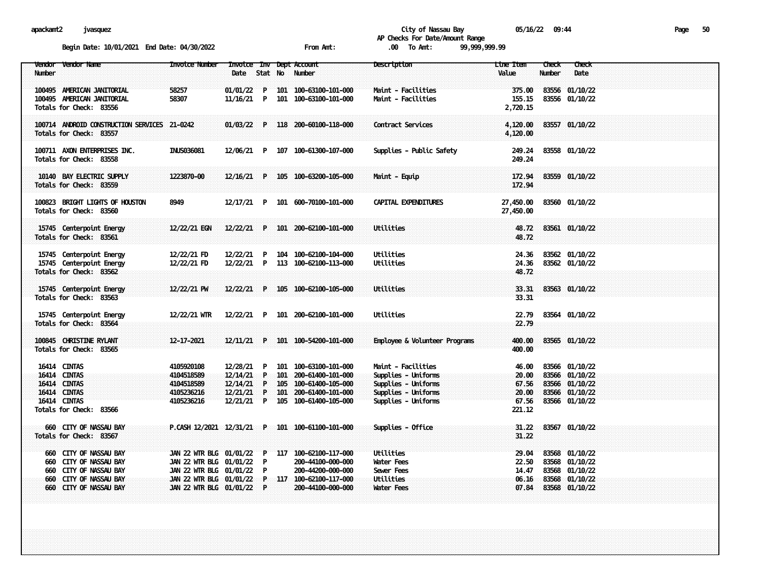apackamt2 jvasquez

City of Nassau Bay 05/16/22 09:44

AP Checks For Date/Amount Range

Begin Date: 10/01/2021 End Date: 04/30/2022 From Amt: .00 To Amt: 99,999,999.99

| Vendor Number | Vendor Name | Invoice Number | Invoice Date | Inv Stat | Dept No | Account Number | Description | Line Item Value | Check Number | Check Date |
|---|---|---|---|---|---|---|---|---|---|---|
| 100495 | AMERICAN JANITORIAL | 58257 | 01/01/22 | P | 101 | 100-63100-101-000 | Maint - Facilities | 375.00 | 83556 | 01/10/22 |
| 100495 | AMERICAN JANITORIAL | 58307 | 11/16/21 | P | 101 | 100-63100-101-000 | Maint - Facilities | 155.15 | 83556 | 01/10/22 |
| Totals for Check: 83556 | | | | | | | | 2,720.15 | | |
| 100714 | ANDROID CONSTRUCTION SERVICES | 21-0242 | 01/03/22 | P | 118 | 200-60100-118-000 | Contract Services | 4,120.00 | 83557 | 01/10/22 |
| Totals for Check: 83557 | | | | | | | | 4,120.00 | | |
| 100711 | AXON ENTERPRISES INC. | INUS036081 | 12/06/21 | P | 107 | 100-61300-107-000 | Supplies - Public Safety | 249.24 | 83558 | 01/10/22 |
| Totals for Check: 83558 | | | | | | | | 249.24 | | |
| 10140 | BAY ELECTRIC SUPPLY | 1223870-00 | 12/16/21 | P | 105 | 100-63200-105-000 | Maint - Equip | 172.94 | 83559 | 01/10/22 |
| Totals for Check: 83559 | | | | | | | | 172.94 | | |
| 100823 | BRIGHT LIGHTS OF HOUSTON | 8949 | 12/17/21 | P | 101 | 600-70100-101-000 | CAPITAL EXPENDITURES | 27,450.00 | 83560 | 01/10/22 |
| Totals for Check: 83560 | | | | | | | | 27,450.00 | | |
| 15745 | Centerpoint Energy | 12/22/21 EGN | 12/22/21 | P | 101 | 200-62100-101-000 | Utilities | 48.72 | 83561 | 01/10/22 |
| Totals for Check: 83561 | | | | | | | | 48.72 | | |
| 15745 | Centerpoint Energy | 12/22/21 FD | 12/22/21 | P | 104 | 100-62100-104-000 | Utilities | 24.36 | 83562 | 01/10/22 |
| 15745 | Centerpoint Energy | 12/22/21 FD | 12/22/21 | P | 113 | 100-62100-113-000 | Utilities | 24.36 | 83562 | 01/10/22 |
| Totals for Check: 83562 | | | | | | | | 48.72 | | |
| 15745 | Centerpoint Energy | 12/22/21 PW | 12/22/21 | P | 105 | 100-62100-105-000 | Utilities | 33.31 | 83563 | 01/10/22 |
| Totals for Check: 83563 | | | | | | | | 33.31 | | |
| 15745 | Centerpoint Energy | 12/22/21 WTR | 12/22/21 | P | 101 | 200-62100-101-000 | Utilities | 22.79 | 83564 | 01/10/22 |
| Totals for Check: 83564 | | | | | | | | 22.79 | | |
| 100845 | CHRISTINE RYLANT | 12-17-2021 | 12/11/21 | P | 101 | 100-54200-101-000 | Employee & Volunteer Programs | 400.00 | 83565 | 01/10/22 |
| Totals for Check: 83565 | | | | | | | | 400.00 | | |
| 16414 | CINTAS | 4105920108 | 12/28/21 | P | 101 | 100-63100-101-000 | Maint - Facilities | 46.00 | 83566 | 01/10/22 |
| 16414 | CINTAS | 4104518589 | 12/14/21 | P | 101 | 200-61400-101-000 | Supplies - Uniforms | 20.00 | 83566 | 01/10/22 |
| 16414 | CINTAS | 4104518589 | 12/14/21 | P | 105 | 100-61400-105-000 | Supplies - Uniforms | 67.56 | 83566 | 01/10/22 |
| 16414 | CINTAS | 4105236216 | 12/21/21 | P | 101 | 200-61400-101-000 | Supplies - Uniforms | 20.00 | 83566 | 01/10/22 |
| 16414 | CINTAS | 4105236216 | 12/21/21 | P | 105 | 100-61400-105-000 | Supplies - Uniforms | 67.56 | 83566 | 01/10/22 |
| Totals for Check: 83566 | | | | | | | | 221.12 | | |
| 660 | CITY OF NASSAU BAY | P.CASH 12/2021 | 12/31/21 | P | 101 | 100-61100-101-000 | Supplies - Office | 31.22 | 83567 | 01/10/22 |
| Totals for Check: 83567 | | | | | | | | 31.22 | | |
| 660 | CITY OF NASSAU BAY | JAN 22 WTR BLG | 01/01/22 | P | 117 | 100-62100-117-000 | Utilities | 29.04 | 83568 | 01/10/22 |
| 660 | CITY OF NASSAU BAY | JAN 22 WTR BLG | 01/01/22 | P | | 200-44100-000-000 | Water Fees | 22.50 | 83568 | 01/10/22 |
| 660 | CITY OF NASSAU BAY | JAN 22 WTR BLG | 01/01/22 | P | | 200-44200-000-000 | Sewer Fees | 14.47 | 83568 | 01/10/22 |
| 660 | CITY OF NASSAU BAY | JAN 22 WTR BLG | 01/01/22 | P | 117 | 100-62100-117-000 | Utilities | 06.16 | 83568 | 01/10/22 |
| 660 | CITY OF NASSAU BAY | JAN 22 WTR BLG | 01/01/22 | P | | 200-44100-000-000 | Water Fees | 07.84 | 83568 | 01/10/22 |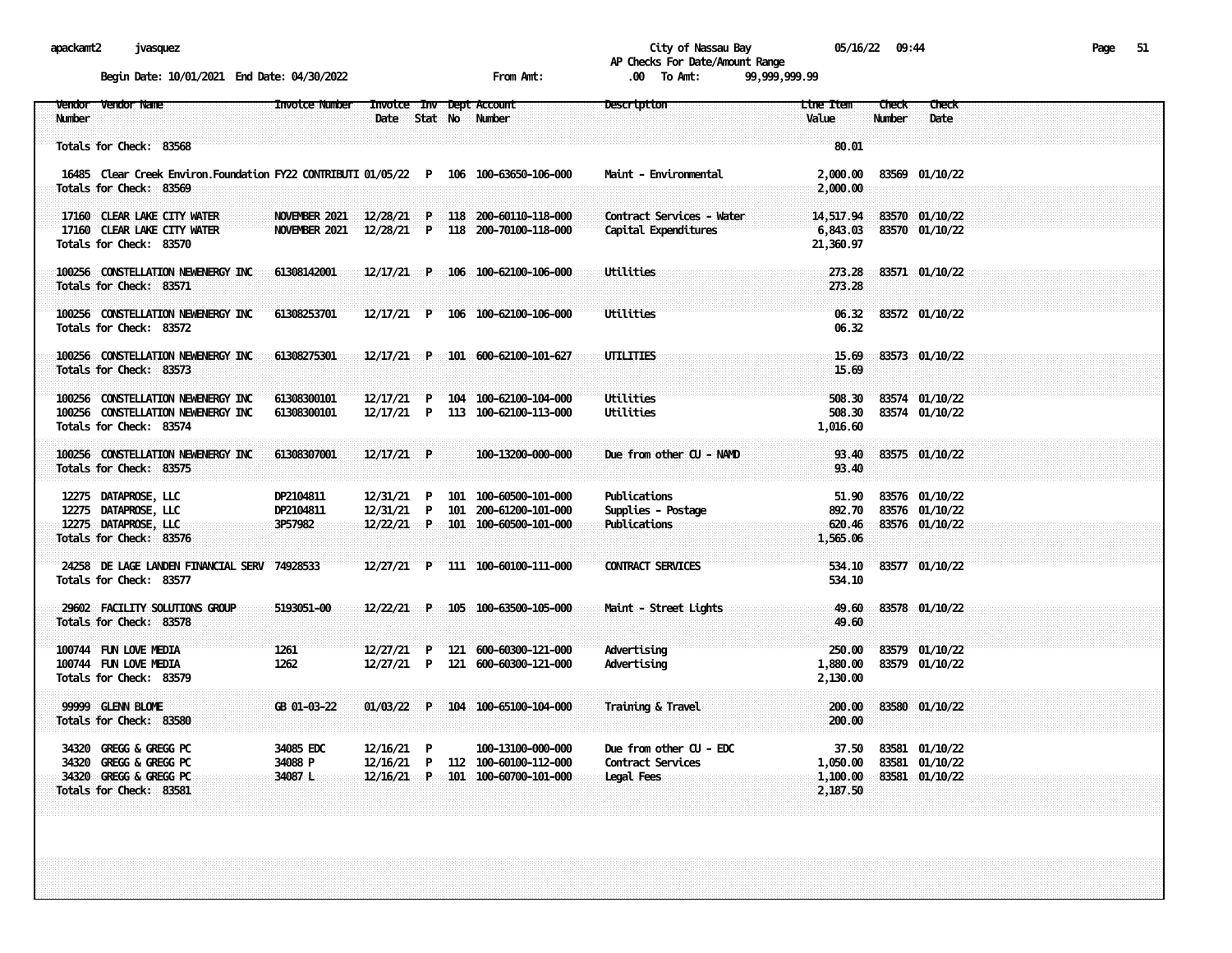City of Nassau Bay
AP Checks For Date/Amount Range

Begin Date: 10/01/2021 End Date: 04/30/2022 From Amt: .00 To Amt: 99,999,999.99

| Vendor Number | Vendor Name | Invoice Number | Invoice Date | Inv Stat | Dept No | Account Number | Description | Line Item Value | Check Number | Check Date |
|---|---|---|---|---|---|---|---|---|---|---|
| Totals for Check: 83568 | | | | | | | | 80.01 | | |
| 16485 | Clear Creek Environ.Foundation | FY22 CONTRIBUTI | 01/05/22 | P | 106 | 100-63650-106-000 | Maint - Environmental | 2,000.00 | 83569 | 01/10/22 |
| Totals for Check: 83569 | | | | | | | | 2,000.00 | | |
| 17160 | CLEAR LAKE CITY WATER | NOVEMBER 2021 | 12/28/21 | P | 118 | 200-60110-118-000 | Contract Services - Water | 14,517.94 | 83570 | 01/10/22 |
| 17160 | CLEAR LAKE CITY WATER | NOVEMBER 2021 | 12/28/21 | P | 118 | 200-70100-118-000 | Capital Expenditures | 6,843.03 | 83570 | 01/10/22 |
| Totals for Check: 83570 | | | | | | | | 21,360.97 | | |
| 100256 | CONSTELLATION NEWENERGY INC | 61308142001 | 12/17/21 | P | 106 | 100-62100-106-000 | Utilities | 273.28 | 83571 | 01/10/22 |
| Totals for Check: 83571 | | | | | | | | 273.28 | | |
| 100256 | CONSTELLATION NEWENERGY INC | 61308253701 | 12/17/21 | P | 106 | 100-62100-106-000 | Utilities | 06.32 | 83572 | 01/10/22 |
| Totals for Check: 83572 | | | | | | | | 06.32 | | |
| 100256 | CONSTELLATION NEWENERGY INC | 61308275301 | 12/17/21 | P | 101 | 600-62100-101-627 | UTILITIES | 15.69 | 83573 | 01/10/22 |
| Totals for Check: 83573 | | | | | | | | 15.69 | | |
| 100256 | CONSTELLATION NEWENERGY INC | 61308300101 | 12/17/21 | P | 104 | 100-62100-104-000 | Utilities | 508.30 | 83574 | 01/10/22 |
| 100256 | CONSTELLATION NEWENERGY INC | 61308300101 | 12/17/21 | P | 113 | 100-62100-113-000 | Utilities | 508.30 | 83574 | 01/10/22 |
| Totals for Check: 83574 | | | | | | | | 1,016.60 | | |
| 100256 | CONSTELLATION NEWENERGY INC | 61308307001 | 12/17/21 | P | | 100-13200-000-000 | Due from other CU - NAMD | 93.40 | 83575 | 01/10/22 |
| Totals for Check: 83575 | | | | | | | | 93.40 | | |
| 12275 | DATAPROSE, LLC | DP2104811 | 12/31/21 | P | 101 | 100-60500-101-000 | Publications | 51.90 | 83576 | 01/10/22 |
| 12275 | DATAPROSE, LLC | DP2104811 | 12/31/21 | P | 101 | 200-61200-101-000 | Supplies - Postage | 892.70 | 83576 | 01/10/22 |
| 12275 | DATAPROSE, LLC | 3P57982 | 12/22/21 | P | 101 | 100-60500-101-000 | Publications | 620.46 | 83576 | 01/10/22 |
| Totals for Check: 83576 | | | | | | | | 1,565.06 | | |
| 24258 | DE LAGE LANDEN FINANCIAL SERV | 74928533 | 12/27/21 | P | 111 | 100-60100-111-000 | CONTRACT SERVICES | 534.10 | 83577 | 01/10/22 |
| Totals for Check: 83577 | | | | | | | | 534.10 | | |
| 29602 | FACILITY SOLUTIONS GROUP | 5193051-00 | 12/22/21 | P | 105 | 100-63500-105-000 | Maint - Street Lights | 49.60 | 83578 | 01/10/22 |
| Totals for Check: 83578 | | | | | | | | 49.60 | | |
| 100744 | FUN LOVE MEDIA | 1261 | 12/27/21 | P | 121 | 600-60300-121-000 | Advertising | 250.00 | 83579 | 01/10/22 |
| 100744 | FUN LOVE MEDIA | 1262 | 12/27/21 | P | 121 | 600-60300-121-000 | Advertising | 1,880.00 | 83579 | 01/10/22 |
| Totals for Check: 83579 | | | | | | | | 2,130.00 | | |
| 99999 | GLENN BLOME | GB 01-03-22 | 01/03/22 | P | 104 | 100-65100-104-000 | Training & Travel | 200.00 | 83580 | 01/10/22 |
| Totals for Check: 83580 | | | | | | | | 200.00 | | |
| 34320 | GREGG & GREGG PC | 34085 EDC | 12/16/21 | P | | 100-13100-000-000 | Due from other CU - EDC | 37.50 | 83581 | 01/10/22 |
| 34320 | GREGG & GREGG PC | 34088 P | 12/16/21 | P | 112 | 100-60100-112-000 | Contract Services | 1,050.00 | 83581 | 01/10/22 |
| 34320 | GREGG & GREGG PC | 34087 L | 12/16/21 | P | 101 | 100-60700-101-000 | Legal Fees | 1,100.00 | 83581 | 01/10/22 |
| Totals for Check: 83581 | | | | | | | | 2,187.50 | | |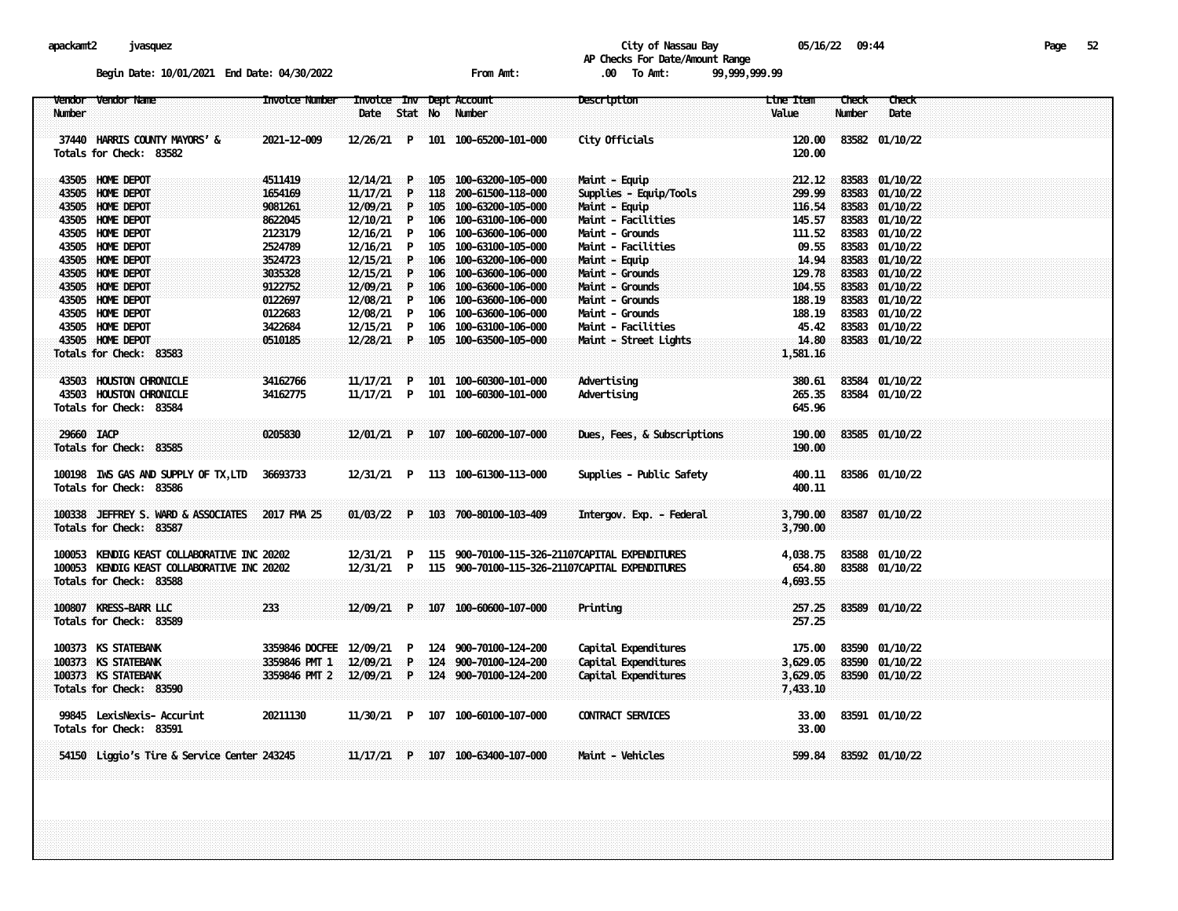City of Nassau Bay
AP Checks For Date/Amount Range

Begin Date: 10/01/2021 End Date: 04/30/2022 From Amt: .00 To Amt: 99,999,999.99

| Vendor Number | Vendor Name | Invoice Number | Invoice Date | Inv Stat | Dept No | Account Number | Description | Line Item Value | Check Number | Check Date |
|---|---|---|---|---|---|---|---|---|---|---|
| 37440 | HARRIS COUNTY MAYORS' & | 2021-12-009 | 12/26/21 | P | 101 | 100-65200-101-000 | City Officials | 120.00 | 83582 | 01/10/22 |
| Totals for Check: 83582 | | | | | | | | 120.00 | | |
| 43505 | HOME DEPOT | 4511419 | 12/14/21 | P | 105 | 100-63200-105-000 | Maint - Equip | 212.12 | 83583 | 01/10/22 |
| 43505 | HOME DEPOT | 1654169 | 11/17/21 | P | 118 | 200-61500-118-000 | Supplies - Equip/Tools | 299.99 | 83583 | 01/10/22 |
| 43505 | HOME DEPOT | 9081261 | 12/09/21 | P | 105 | 100-63200-105-000 | Maint - Equip | 116.54 | 83583 | 01/10/22 |
| 43505 | HOME DEPOT | 8622045 | 12/10/21 | P | 106 | 100-63100-106-000 | Maint - Facilities | 145.57 | 83583 | 01/10/22 |
| 43505 | HOME DEPOT | 2123179 | 12/16/21 | P | 106 | 100-63600-106-000 | Maint - Grounds | 111.52 | 83583 | 01/10/22 |
| 43505 | HOME DEPOT | 2524789 | 12/16/21 | P | 105 | 100-63100-105-000 | Maint - Facilities | 09.55 | 83583 | 01/10/22 |
| 43505 | HOME DEPOT | 3524723 | 12/15/21 | P | 106 | 100-63200-106-000 | Maint - Equip | 14.94 | 83583 | 01/10/22 |
| 43505 | HOME DEPOT | 3035328 | 12/15/21 | P | 106 | 100-63600-106-000 | Maint - Grounds | 129.78 | 83583 | 01/10/22 |
| 43505 | HOME DEPOT | 9122752 | 12/09/21 | P | 106 | 100-63600-106-000 | Maint - Grounds | 104.55 | 83583 | 01/10/22 |
| 43505 | HOME DEPOT | 0122697 | 12/08/21 | P | 106 | 100-63600-106-000 | Maint - Grounds | 188.19 | 83583 | 01/10/22 |
| 43505 | HOME DEPOT | 0122683 | 12/08/21 | P | 106 | 100-63600-106-000 | Maint - Grounds | 188.19 | 83583 | 01/10/22 |
| 43505 | HOME DEPOT | 3422684 | 12/15/21 | P | 106 | 100-63100-106-000 | Maint - Facilities | 45.42 | 83583 | 01/10/22 |
| 43505 | HOME DEPOT | 0510185 | 12/28/21 | P | 105 | 100-63500-105-000 | Maint - Street Lights | 14.80 | 83583 | 01/10/22 |
| Totals for Check: 83583 | | | | | | | | 1,581.16 | | |
| 43503 | HOUSTON CHRONICLE | 34162766 | 11/17/21 | P | 101 | 100-60300-101-000 | Advertising | 380.61 | 83584 | 01/10/22 |
| 43503 | HOUSTON CHRONICLE | 34162775 | 11/17/21 | P | 101 | 100-60300-101-000 | Advertising | 265.35 | 83584 | 01/10/22 |
| Totals for Check: 83584 | | | | | | | | 645.96 | | |
| 29660 | IACP | 0205830 | 12/01/21 | P | 107 | 100-60200-107-000 | Dues, Fees, & Subscriptions | 190.00 | 83585 | 01/10/22 |
| Totals for Check: 83585 | | | | | | | | 190.00 | | |
| 100198 | IWS GAS AND SUPPLY OF TX,LTD | 36693733 | 12/31/21 | P | 113 | 100-61300-113-000 | Supplies - Public Safety | 400.11 | 83586 | 01/10/22 |
| Totals for Check: 83586 | | | | | | | | 400.11 | | |
| 100338 | JEFFREY S. WARD & ASSOCIATES | 2017 FMA 25 | 01/03/22 | P | 103 | 700-80100-103-409 | Intergov. Exp. - Federal | 3,790.00 | 83587 | 01/10/22 |
| Totals for Check: 83587 | | | | | | | | 3,790.00 | | |
| 100053 | KENDIG KEAST COLLABORATIVE INC | 20202 | 12/31/21 | P | 115 | 900-70100-115-326-21107 | CAPITAL EXPENDITURES | 4,038.75 | 83588 | 01/10/22 |
| 100053 | KENDIG KEAST COLLABORATIVE INC | 20202 | 12/31/21 | P | 115 | 900-70100-115-326-21107 | CAPITAL EXPENDITURES | 654.80 | 83588 | 01/10/22 |
| Totals for Check: 83588 | | | | | | | | 4,693.55 | | |
| 100807 | KRESS-BARR LLC | 233 | 12/09/21 | P | 107 | 100-60600-107-000 | Printing | 257.25 | 83589 | 01/10/22 |
| Totals for Check: 83589 | | | | | | | | 257.25 | | |
| 100373 | KS STATEBANK | 3359846 DOCFEE | 12/09/21 | P | 124 | 900-70100-124-200 | Capital Expenditures | 175.00 | 83590 | 01/10/22 |
| 100373 | KS STATEBANK | 3359846 PMT 1 | 12/09/21 | P | 124 | 900-70100-124-200 | Capital Expenditures | 3,629.05 | 83590 | 01/10/22 |
| 100373 | KS STATEBANK | 3359846 PMT 2 | 12/09/21 | P | 124 | 900-70100-124-200 | Capital Expenditures | 3,629.05 | 83590 | 01/10/22 |
| Totals for Check: 83590 | | | | | | | | 7,433.10 | | |
| 99845 | LexisNexis- Accurint | 20211130 | 11/30/21 | P | 107 | 100-60100-107-000 | CONTRACT SERVICES | 33.00 | 83591 | 01/10/22 |
| Totals for Check: 83591 | | | | | | | | 33.00 | | |
| 54150 | Liggio's Tire & Service Center | 243245 | 11/17/21 | P | 107 | 100-63400-107-000 | Maint - Vehicles | 599.84 | 83592 | 01/10/22 |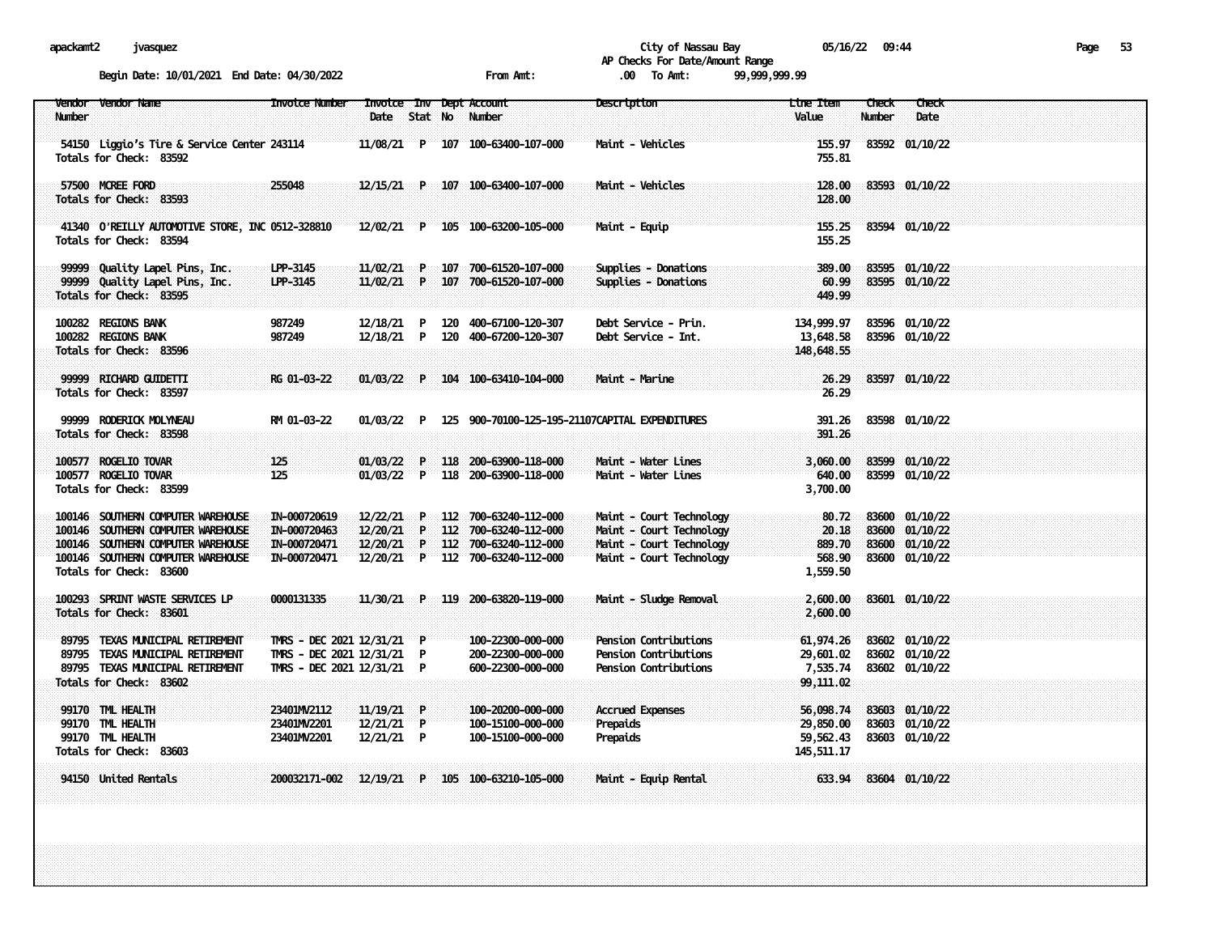apackamt2 jvasquez

City of Nassau Bay 05/16/22 09:44

AP Checks For Date/Amount Range

Begin Date: 10/01/2021 End Date: 04/30/2022 From Amt: .00 To Amt: 99,999,999.99

| Vendor Number | Vendor Name | Invoice Number | Invoice Date | Inv Stat | Dept No | Account Number | Description | Line Item Value | Check Number | Check Date |
|---|---|---|---|---|---|---|---|---|---|---|
| 54150 | Liggio's Tire & Service Center | 243114 | 11/08/21 | P | 107 | 100-63400-107-000 | Maint - Vehicles | 155.97 | 83592 | 01/10/22 |
| Totals for Check: 83592 | | | | | | | | 755.81 | | |
| 57500 | MCREE FORD | 255048 | 12/15/21 | P | 107 | 100-63400-107-000 | Maint - Vehicles | 128.00 | 83593 | 01/10/22 |
| Totals for Check: 83593 | | | | | | | | 128.00 | | |
| 41340 | O'REILLY AUTOMOTIVE STORE, INC | 0512-328810 | 12/02/21 | P | 105 | 100-63200-105-000 | Maint - Equip | 155.25 | 83594 | 01/10/22 |
| Totals for Check: 83594 | | | | | | | | 155.25 | | |
| 99999 | Quality Lapel Pins, Inc. | LPP-3145 | 11/02/21 | P | 107 | 700-61520-107-000 | Supplies - Donations | 389.00 | 83595 | 01/10/22 |
| 99999 | Quality Lapel Pins, Inc. | LPP-3145 | 11/02/21 | P | 107 | 700-61520-107-000 | Supplies - Donations | 60.99 | 83595 | 01/10/22 |
| Totals for Check: 83595 | | | | | | | | 449.99 | | |
| 100282 | REGIONS BANK | 987249 | 12/18/21 | P | 120 | 400-67100-120-307 | Debt Service - Prin. | 134,999.97 | 83596 | 01/10/22 |
| 100282 | REGIONS BANK | 987249 | 12/18/21 | P | 120 | 400-67200-120-307 | Debt Service - Int. | 13,648.58 | 83596 | 01/10/22 |
| Totals for Check: 83596 | | | | | | | | 148,648.55 | | |
| 99999 | RICHARD GUIDETTI | RG 01-03-22 | 01/03/22 | P | 104 | 100-63410-104-000 | Maint - Marine | 26.29 | 83597 | 01/10/22 |
| Totals for Check: 83597 | | | | | | | | 26.29 | | |
| 99999 | RODERICK MOLYNEAU | RM 01-03-22 | 01/03/22 | P | 125 | 900-70100-125-195-21107 | CAPITAL EXPENDITURES | 391.26 | 83598 | 01/10/22 |
| Totals for Check: 83598 | | | | | | | | 391.26 | | |
| 100577 | ROGELIO TOVAR | 125 | 01/03/22 | P | 118 | 200-63900-118-000 | Maint - Water Lines | 3,060.00 | 83599 | 01/10/22 |
| 100577 | ROGELIO TOVAR | 125 | 01/03/22 | P | 118 | 200-63900-118-000 | Maint - Water Lines | 640.00 | 83599 | 01/10/22 |
| Totals for Check: 83599 | | | | | | | | 3,700.00 | | |
| 100146 | SOUTHERN COMPUTER WAREHOUSE | IN-000720619 | 12/22/21 | P | 112 | 700-63240-112-000 | Maint - Court Technology | 80.72 | 83600 | 01/10/22 |
| 100146 | SOUTHERN COMPUTER WAREHOUSE | IN-000720463 | 12/20/21 | P | 112 | 700-63240-112-000 | Maint - Court Technology | 20.18 | 83600 | 01/10/22 |
| 100146 | SOUTHERN COMPUTER WAREHOUSE | IN-000720471 | 12/20/21 | P | 112 | 700-63240-112-000 | Maint - Court Technology | 889.70 | 83600 | 01/10/22 |
| 100146 | SOUTHERN COMPUTER WAREHOUSE | IN-000720471 | 12/20/21 | P | 112 | 700-63240-112-000 | Maint - Court Technology | 568.90 | 83600 | 01/10/22 |
| Totals for Check: 83600 | | | | | | | | 1,559.50 | | |
| 100293 | SPRINT WASTE SERVICES LP | 0000131335 | 11/30/21 | P | 119 | 200-63820-119-000 | Maint - Sludge Removal | 2,600.00 | 83601 | 01/10/22 |
| Totals for Check: 83601 | | | | | | | | 2,600.00 | | |
| 89795 | TEXAS MUNICIPAL RETIREMENT | TMRS - DEC 2021 | 12/31/21 | P | | 100-22300-000-000 | Pension Contributions | 61,974.26 | 83602 | 01/10/22 |
| 89795 | TEXAS MUNICIPAL RETIREMENT | TMRS - DEC 2021 | 12/31/21 | P | | 200-22300-000-000 | Pension Contributions | 29,601.02 | 83602 | 01/10/22 |
| 89795 | TEXAS MUNICIPAL RETIREMENT | TMRS - DEC 2021 | 12/31/21 | P | | 600-22300-000-000 | Pension Contributions | 7,535.74 | 83602 | 01/10/22 |
| Totals for Check: 83602 | | | | | | | | 99,111.02 | | |
| 99170 | TML HEALTH | 23401MV2112 | 11/19/21 | P | | 100-20200-000-000 | Accrued Expenses | 56,098.74 | 83603 | 01/10/22 |
| 99170 | TML HEALTH | 23401MV2201 | 12/21/21 | P | | 100-15100-000-000 | Prepaids | 29,850.00 | 83603 | 01/10/22 |
| 99170 | TML HEALTH | 23401MV2201 | 12/21/21 | P | | 100-15100-000-000 | Prepaids | 59,562.43 | 83603 | 01/10/22 |
| Totals for Check: 83603 | | | | | | | | 145,511.17 | | |
| 94150 | United Rentals | 200032171-002 | 12/19/21 | P | 105 | 100-63210-105-000 | Maint - Equip Rental | 633.94 | 83604 | 01/10/22 |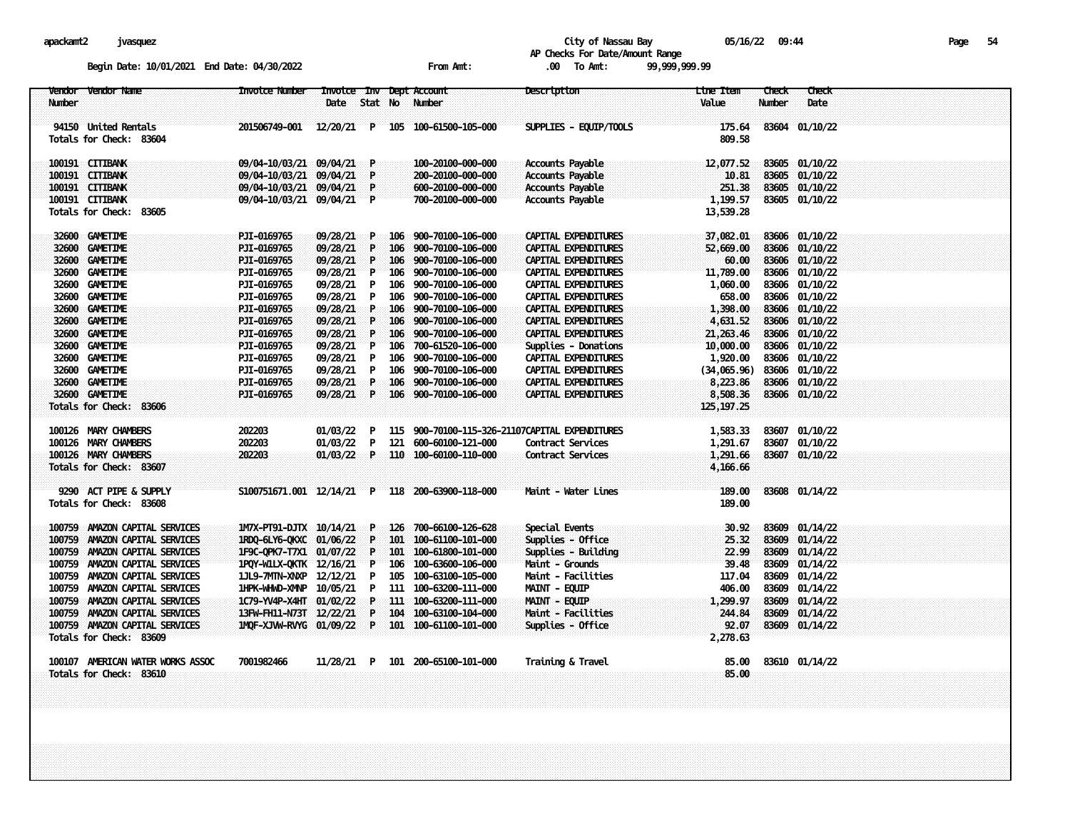apackamt2 jvasquez

City of Nassau Bay 05/16/22 09:44

AP Checks For Date/Amount Range

Begin Date: 10/01/2021 End Date: 04/30/2022 From Amt: .00 To Amt: 99,999,999.99

| Vendor Number | Vendor Name | Invoice Number | Invoice Date | Inv Stat | Dept No | Account Number | Description | Line Item Value | Check Number | Check Date |
|---|---|---|---|---|---|---|---|---|---|---|
| 94150 | United Rentals | 201506749-001 | 12/20/21 | P | 105 | 100-61500-105-000 | SUPPLIES - EQUIP/TOOLS | 175.64 | 83604 | 01/10/22 |
| Totals for Check: 83604 | | | | | | | | 809.58 | | |
| 100191 | CITIBANK | 09/04-10/03/21 | 09/04/21 | P | | 100-20100-000-000 | Accounts Payable | 12,077.52 | 83605 | 01/10/22 |
| 100191 | CITIBANK | 09/04-10/03/21 | 09/04/21 | P | | 200-20100-000-000 | Accounts Payable | 10.81 | 83605 | 01/10/22 |
| 100191 | CITIBANK | 09/04-10/03/21 | 09/04/21 | P | | 600-20100-000-000 | Accounts Payable | 251.38 | 83605 | 01/10/22 |
| 100191 | CITIBANK | 09/04-10/03/21 | 09/04/21 | P | | 700-20100-000-000 | Accounts Payable | 1,199.57 | 83605 | 01/10/22 |
| Totals for Check: 83605 | | | | | | | | 13,539.28 | | |
| 32600 | GAMETIME | PJI-0169765 | 09/28/21 | P | 106 | 900-70100-106-000 | CAPITAL EXPENDITURES | 37,082.01 | 83606 | 01/10/22 |
| 32600 | GAMETIME | PJI-0169765 | 09/28/21 | P | 106 | 900-70100-106-000 | CAPITAL EXPENDITURES | 52,669.00 | 83606 | 01/10/22 |
| 32600 | GAMETIME | PJI-0169765 | 09/28/21 | P | 106 | 900-70100-106-000 | CAPITAL EXPENDITURES | 60.00 | 83606 | 01/10/22 |
| 32600 | GAMETIME | PJI-0169765 | 09/28/21 | P | 106 | 900-70100-106-000 | CAPITAL EXPENDITURES | 11,789.00 | 83606 | 01/10/22 |
| 32600 | GAMETIME | PJI-0169765 | 09/28/21 | P | 106 | 900-70100-106-000 | CAPITAL EXPENDITURES | 1,060.00 | 83606 | 01/10/22 |
| 32600 | GAMETIME | PJI-0169765 | 09/28/21 | P | 106 | 900-70100-106-000 | CAPITAL EXPENDITURES | 658.00 | 83606 | 01/10/22 |
| 32600 | GAMETIME | PJI-0169765 | 09/28/21 | P | 106 | 900-70100-106-000 | CAPITAL EXPENDITURES | 1,398.00 | 83606 | 01/10/22 |
| 32600 | GAMETIME | PJI-0169765 | 09/28/21 | P | 106 | 900-70100-106-000 | CAPITAL EXPENDITURES | 4,631.52 | 83606 | 01/10/22 |
| 32600 | GAMETIME | PJI-0169765 | 09/28/21 | P | 106 | 900-70100-106-000 | CAPITAL EXPENDITURES | 21,263.46 | 83606 | 01/10/22 |
| 32600 | GAMETIME | PJI-0169765 | 09/28/21 | P | 106 | 700-61520-106-000 | Supplies - Donations | 10,000.00 | 83606 | 01/10/22 |
| 32600 | GAMETIME | PJI-0169765 | 09/28/21 | P | 106 | 900-70100-106-000 | CAPITAL EXPENDITURES | 1,920.00 | 83606 | 01/10/22 |
| 32600 | GAMETIME | PJI-0169765 | 09/28/21 | P | 106 | 900-70100-106-000 | CAPITAL EXPENDITURES | (34,065.96) | 83606 | 01/10/22 |
| 32600 | GAMETIME | PJI-0169765 | 09/28/21 | P | 106 | 900-70100-106-000 | CAPITAL EXPENDITURES | 8,223.86 | 83606 | 01/10/22 |
| 32600 | GAMETIME | PJI-0169765 | 09/28/21 | P | 106 | 900-70100-106-000 | CAPITAL EXPENDITURES | 8,508.36 | 83606 | 01/10/22 |
| Totals for Check: 83606 | | | | | | | | 125,197.25 | | |
| 100126 | MARY CHAMBERS | 202203 | 01/03/22 | P | 115 | 900-70100-115-326-21107 | CAPITAL EXPENDITURES | 1,583.33 | 83607 | 01/10/22 |
| 100126 | MARY CHAMBERS | 202203 | 01/03/22 | P | 121 | 600-60100-121-000 | Contract Services | 1,291.67 | 83607 | 01/10/22 |
| 100126 | MARY CHAMBERS | 202203 | 01/03/22 | P | 110 | 100-60100-110-000 | Contract Services | 1,291.66 | 83607 | 01/10/22 |
| Totals for Check: 83607 | | | | | | | | 4,166.66 | | |
| 9290 | ACT PIPE & SUPPLY | S100751671.001 | 12/14/21 | P | 118 | 200-63900-118-000 | Maint - Water Lines | 189.00 | 83608 | 01/14/22 |
| Totals for Check: 83608 | | | | | | | | 189.00 | | |
| 100759 | AMAZON CAPITAL SERVICES | 1M7X-PT91-DJTX | 10/14/21 | P | 126 | 700-66100-126-628 | Special Events | 30.92 | 83609 | 01/14/22 |
| 100759 | AMAZON CAPITAL SERVICES | 1RDQ-6LY6-QKXC | 01/06/22 | P | 101 | 100-61100-101-000 | Supplies - Office | 25.32 | 83609 | 01/14/22 |
| 100759 | AMAZON CAPITAL SERVICES | 1F9C-QPK7-T7X1 | 01/07/22 | P | 101 | 100-61800-101-000 | Supplies - Building | 22.99 | 83609 | 01/14/22 |
| 100759 | AMAZON CAPITAL SERVICES | 1PQY-W1LX-QKTK | 12/16/21 | P | 106 | 100-63600-106-000 | Maint - Grounds | 39.48 | 83609 | 01/14/22 |
| 100759 | AMAZON CAPITAL SERVICES | 1JL9-7MTN-XNXP | 12/12/21 | P | 105 | 100-63100-105-000 | Maint - Facilities | 117.04 | 83609 | 01/14/22 |
| 100759 | AMAZON CAPITAL SERVICES | 1HPK-WHWD-XMNP | 10/05/21 | P | 111 | 100-63200-111-000 | MAINT - EQUIP | 406.00 | 83609 | 01/14/22 |
| 100759 | AMAZON CAPITAL SERVICES | 1C79-YV4P-X4HT | 01/02/22 | P | 111 | 100-63200-111-000 | MAINT - EQUIP | 1,299.97 | 83609 | 01/14/22 |
| 100759 | AMAZON CAPITAL SERVICES | 13FW-FH11-N73T | 12/22/21 | P | 104 | 100-63100-104-000 | Maint - Facilities | 244.84 | 83609 | 01/14/22 |
| 100759 | AMAZON CAPITAL SERVICES | 1MQF-XJVW-RVYG | 01/09/22 | P | 101 | 100-61100-101-000 | Supplies - Office | 92.07 | 83609 | 01/14/22 |
| Totals for Check: 83609 | | | | | | | | 2,278.63 | | |
| 100107 | AMERICAN WATER WORKS ASSOC | 7001982466 | 11/28/21 | P | 101 | 200-65100-101-000 | Training & Travel | 85.00 | 83610 | 01/14/22 |
| Totals for Check: 83610 | | | | | | | | 85.00 | | |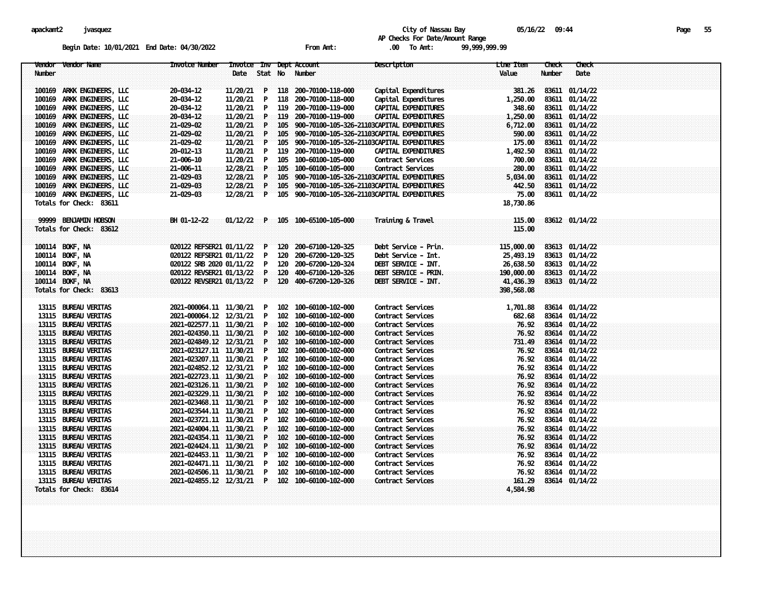City of Nassau Bay
AP Checks For Date/Amount Range

Begin Date: 10/01/2021 End Date: 04/30/2022 From Amt: .00 To Amt: 99,999,999.99

| Vendor Number | Vendor Name | Invoice Number | Invoice Date | Inv Stat | Dept No | Account Number | Description | Line Item Value | Check Number | Check Date |
|---|---|---|---|---|---|---|---|---|---|---|
| 100169 | ARKK ENGINEERS, LLC | 20-034-12 | 11/20/21 | P | 118 | 200-70100-118-000 | Capital Expenditures | 381.26 | 83611 | 01/14/22 |
| 100169 | ARKK ENGINEERS, LLC | 20-034-12 | 11/20/21 | P | 118 | 200-70100-118-000 | Capital Expenditures | 1,250.00 | 83611 | 01/14/22 |
| 100169 | ARKK ENGINEERS, LLC | 20-034-12 | 11/20/21 | P | 119 | 200-70100-119-000 | CAPITAL EXPENDITURES | 348.60 | 83611 | 01/14/22 |
| 100169 | ARKK ENGINEERS, LLC | 20-034-12 | 11/20/21 | P | 119 | 200-70100-119-000 | CAPITAL EXPENDITURES | 1,250.00 | 83611 | 01/14/22 |
| 100169 | ARKK ENGINEERS, LLC | 21-029-02 | 11/20/21 | P | 105 | 900-70100-105-326-21103 | CAPITAL EXPENDITURES | 6,712.00 | 83611 | 01/14/22 |
| 100169 | ARKK ENGINEERS, LLC | 21-029-02 | 11/20/21 | P | 105 | 900-70100-105-326-21103 | CAPITAL EXPENDITURES | 590.00 | 83611 | 01/14/22 |
| 100169 | ARKK ENGINEERS, LLC | 21-029-02 | 11/20/21 | P | 105 | 900-70100-105-326-21103 | CAPITAL EXPENDITURES | 175.00 | 83611 | 01/14/22 |
| 100169 | ARKK ENGINEERS, LLC | 20-012-13 | 11/20/21 | P | 119 | 200-70100-119-000 | CAPITAL EXPENDITURES | 1,492.50 | 83611 | 01/14/22 |
| 100169 | ARKK ENGINEERS, LLC | 21-006-10 | 11/20/21 | P | 105 | 100-60100-105-000 | Contract Services | 700.00 | 83611 | 01/14/22 |
| 100169 | ARKK ENGINEERS, LLC | 21-006-11 | 12/28/21 | P | 105 | 100-60100-105-000 | Contract Services | 280.00 | 83611 | 01/14/22 |
| 100169 | ARKK ENGINEERS, LLC | 21-029-03 | 12/28/21 | P | 105 | 900-70100-105-326-21103 | CAPITAL EXPENDITURES | 5,034.00 | 83611 | 01/14/22 |
| 100169 | ARKK ENGINEERS, LLC | 21-029-03 | 12/28/21 | P | 105 | 900-70100-105-326-21103 | CAPITAL EXPENDITURES | 442.50 | 83611 | 01/14/22 |
| 100169 | ARKK ENGINEERS, LLC | 21-029-03 | 12/28/21 | P | 105 | 900-70100-105-326-21103 | CAPITAL EXPENDITURES | 75.00 | 83611 | 01/14/22 |
| Totals for Check: 83611 | | | | | | | | 18,730.86 | | |
| 99999 | BENJAMIN HOBSON | BH 01-12-22 | 01/12/22 | P | 105 | 100-65100-105-000 | Training & Travel | 115.00 | 83612 | 01/14/22 |
| Totals for Check: 83612 | | | | | | | | 115.00 | | |
| 100114 | BOKF, NA | 020122 REFSER21 | 01/11/22 | P | 120 | 200-67100-120-325 | Debt Service - Prin. | 115,000.00 | 83613 | 01/14/22 |
| 100114 | BOKF, NA | 020122 REFSER21 | 01/11/22 | P | 120 | 200-67200-120-325 | Debt Service - Int. | 25,493.19 | 83613 | 01/14/22 |
| 100114 | BOKF, NA | 020122 SRB 2020 | 01/11/22 | P | 120 | 200-67200-120-324 | DEBT SERVICE - INT. | 26,638.50 | 83613 | 01/14/22 |
| 100114 | BOKF, NA | 020122 REVSER21 | 01/13/22 | P | 120 | 400-67100-120-326 | DEBT SERVICE - PRIN. | 190,000.00 | 83613 | 01/14/22 |
| 100114 | BOKF, NA | 020122 REVSER21 | 01/13/22 | P | 120 | 400-67200-120-326 | DEBT SERVICE - INT. | 41,436.39 | 83613 | 01/14/22 |
| Totals for Check: 83613 | | | | | | | | 398,568.08 | | |
| 13115 | BUREAU VERITAS | 2021-000064.11 | 11/30/21 | P | 102 | 100-60100-102-000 | Contract Services | 1,701.88 | 83614 | 01/14/22 |
| 13115 | BUREAU VERITAS | 2021-000064.12 | 12/31/21 | P | 102 | 100-60100-102-000 | Contract Services | 682.68 | 83614 | 01/14/22 |
| 13115 | BUREAU VERITAS | 2021-022577.11 | 11/30/21 | P | 102 | 100-60100-102-000 | Contract Services | 76.92 | 83614 | 01/14/22 |
| 13115 | BUREAU VERITAS | 2021-024350.11 | 11/30/21 | P | 102 | 100-60100-102-000 | Contract Services | 76.92 | 83614 | 01/14/22 |
| 13115 | BUREAU VERITAS | 2021-024849.12 | 12/31/21 | P | 102 | 100-60100-102-000 | Contract Services | 731.49 | 83614 | 01/14/22 |
| 13115 | BUREAU VERITAS | 2021-023127.11 | 11/30/21 | P | 102 | 100-60100-102-000 | Contract Services | 76.92 | 83614 | 01/14/22 |
| 13115 | BUREAU VERITAS | 2021-023207.11 | 11/30/21 | P | 102 | 100-60100-102-000 | Contract Services | 76.92 | 83614 | 01/14/22 |
| 13115 | BUREAU VERITAS | 2021-024852.12 | 12/31/21 | P | 102 | 100-60100-102-000 | Contract Services | 76.92 | 83614 | 01/14/22 |
| 13115 | BUREAU VERITAS | 2021-022723.11 | 11/30/21 | P | 102 | 100-60100-102-000 | Contract Services | 76.92 | 83614 | 01/14/22 |
| 13115 | BUREAU VERITAS | 2021-023126.11 | 11/30/21 | P | 102 | 100-60100-102-000 | Contract Services | 76.92 | 83614 | 01/14/22 |
| 13115 | BUREAU VERITAS | 2021-023229.11 | 11/30/21 | P | 102 | 100-60100-102-000 | Contract Services | 76.92 | 83614 | 01/14/22 |
| 13115 | BUREAU VERITAS | 2021-023468.11 | 11/30/21 | P | 102 | 100-60100-102-000 | Contract Services | 76.92 | 83614 | 01/14/22 |
| 13115 | BUREAU VERITAS | 2021-023544.11 | 11/30/21 | P | 102 | 100-60100-102-000 | Contract Services | 76.92 | 83614 | 01/14/22 |
| 13115 | BUREAU VERITAS | 2021-023721.11 | 11/30/21 | P | 102 | 100-60100-102-000 | Contract Services | 76.92 | 83614 | 01/14/22 |
| 13115 | BUREAU VERITAS | 2021-024004.11 | 11/30/21 | P | 102 | 100-60100-102-000 | Contract Services | 76.92 | 83614 | 01/14/22 |
| 13115 | BUREAU VERITAS | 2021-024354.11 | 11/30/21 | P | 102 | 100-60100-102-000 | Contract Services | 76.92 | 83614 | 01/14/22 |
| 13115 | BUREAU VERITAS | 2021-024424.11 | 11/30/21 | P | 102 | 100-60100-102-000 | Contract Services | 76.92 | 83614 | 01/14/22 |
| 13115 | BUREAU VERITAS | 2021-024453.11 | 11/30/21 | P | 102 | 100-60100-102-000 | Contract Services | 76.92 | 83614 | 01/14/22 |
| 13115 | BUREAU VERITAS | 2021-024471.11 | 11/30/21 | P | 102 | 100-60100-102-000 | Contract Services | 76.92 | 83614 | 01/14/22 |
| 13115 | BUREAU VERITAS | 2021-024506.11 | 11/30/21 | P | 102 | 100-60100-102-000 | Contract Services | 76.92 | 83614 | 01/14/22 |
| 13115 | BUREAU VERITAS | 2021-024855.12 | 12/31/21 | P | 102 | 100-60100-102-000 | Contract Services | 161.29 | 83614 | 01/14/22 |
| Totals for Check: 83614 | | | | | | | | 4,584.98 | | |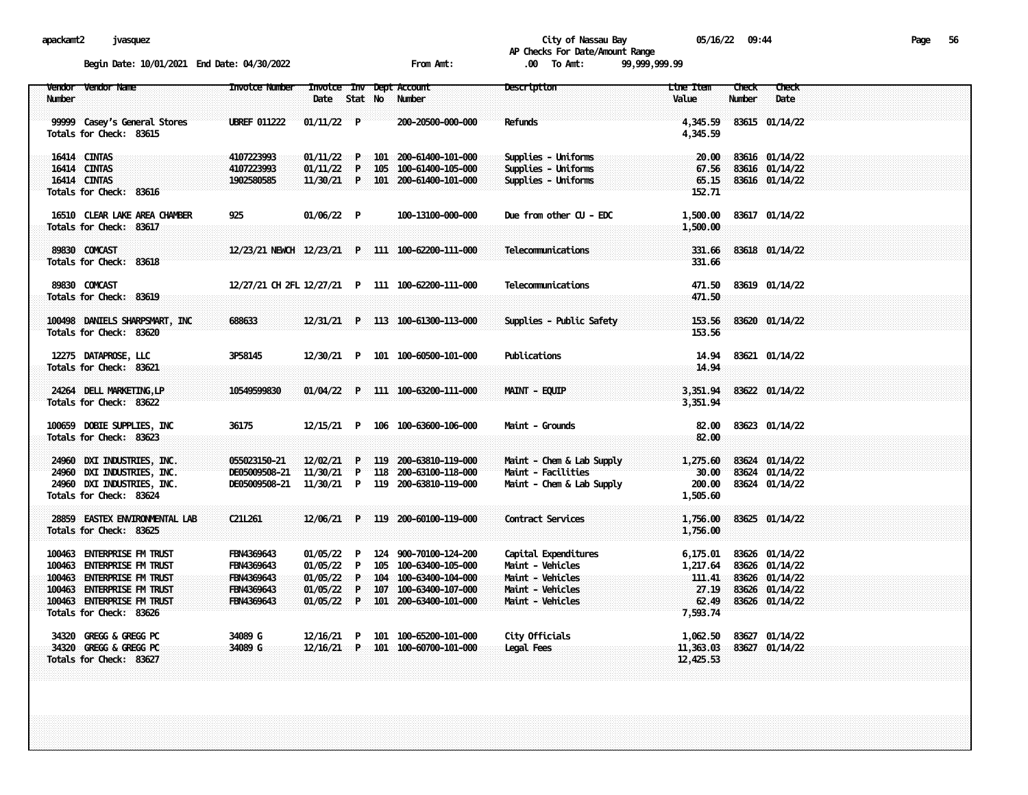apackamt2 jvasquez

City of Nassau Bay 05/16/22 09:44

AP Checks For Date/Amount Range

Begin Date: 10/01/2021 End Date: 04/30/2022 From Amt: .00 To Amt: 99,999,999.99

| Vendor Number | Vendor Name | Invoice Number | Invoice Date | Inv Stat | Dept No | Account Number | Description | Line Item Value | Check Number | Check Date |
|---|---|---|---|---|---|---|---|---|---|---|
| 99999 | Casey's General Stores | UBREF 011222 | 01/11/22 | P | | 200-20500-000-000 | Refunds | 4,345.59 | 83615 | 01/14/22 |
| Totals for Check: 83615 | | | | | | | | 4,345.59 | | |
| 16414 | CINTAS | 4107223993 | 01/11/22 | P | 101 | 200-61400-101-000 | Supplies - Uniforms | 20.00 | 83616 | 01/14/22 |
| 16414 | CINTAS | 4107223993 | 01/11/22 | P | 105 | 100-61400-105-000 | Supplies - Uniforms | 67.56 | 83616 | 01/14/22 |
| 16414 | CINTAS | 1902580585 | 11/30/21 | P | 101 | 200-61400-101-000 | Supplies - Uniforms | 65.15 | 83616 | 01/14/22 |
| Totals for Check: 83616 | | | | | | | | 152.71 | | |
| 16510 | CLEAR LAKE AREA CHAMBER | 925 | 01/06/22 | P | | 100-13100-000-000 | Due from other CU - EDC | 1,500.00 | 83617 | 01/14/22 |
| Totals for Check: 83617 | | | | | | | | 1,500.00 | | |
| 89830 | COMCAST | 12/23/21 NEWCH | 12/23/21 | P | 111 | 100-62200-111-000 | Telecommunications | 331.66 | 83618 | 01/14/22 |
| Totals for Check: 83618 | | | | | | | | 331.66 | | |
| 89830 | COMCAST | 12/27/21 CH 2FL | 12/27/21 | P | 111 | 100-62200-111-000 | Telecommunications | 471.50 | 83619 | 01/14/22 |
| Totals for Check: 83619 | | | | | | | | 471.50 | | |
| 100498 | DANIELS SHARPSMART, INC | 688633 | 12/31/21 | P | 113 | 100-61300-113-000 | Supplies - Public Safety | 153.56 | 83620 | 01/14/22 |
| Totals for Check: 83620 | | | | | | | | 153.56 | | |
| 12275 | DATAPROSE, LLC | 3P58145 | 12/30/21 | P | 101 | 100-60500-101-000 | Publications | 14.94 | 83621 | 01/14/22 |
| Totals for Check: 83621 | | | | | | | | 14.94 | | |
| 24264 | DELL MARKETING,LP | 10549599830 | 01/04/22 | P | 111 | 100-63200-111-000 | MAINT - EQUIP | 3,351.94 | 83622 | 01/14/22 |
| Totals for Check: 83622 | | | | | | | | 3,351.94 | | |
| 100659 | DOBIE SUPPLIES, INC | 36175 | 12/15/21 | P | 106 | 100-63600-106-000 | Maint - Grounds | 82.00 | 83623 | 01/14/22 |
| Totals for Check: 83623 | | | | | | | | 82.00 | | |
| 24960 | DXI INDUSTRIES, INC. | 055023150-21 | 12/02/21 | P | 119 | 200-63810-119-000 | Maint - Chem & Lab Supply | 1,275.60 | 83624 | 01/14/22 |
| 24960 | DXI INDUSTRIES, INC. | DE05009508-21 | 11/30/21 | P | 118 | 200-63100-118-000 | Maint - Facilities | 30.00 | 83624 | 01/14/22 |
| 24960 | DXI INDUSTRIES, INC. | DE05009508-21 | 11/30/21 | P | 119 | 200-63810-119-000 | Maint - Chem & Lab Supply | 200.00 | 83624 | 01/14/22 |
| Totals for Check: 83624 | | | | | | | | 1,505.60 | | |
| 28859 | EASTEX ENVIRONMENTAL LAB | C21L261 | 12/06/21 | P | 119 | 200-60100-119-000 | Contract Services | 1,756.00 | 83625 | 01/14/22 |
| Totals for Check: 83625 | | | | | | | | 1,756.00 | | |
| 100463 | ENTERPRISE FM TRUST | FBN4369643 | 01/05/22 | P | 124 | 900-70100-124-200 | Capital Expenditures | 6,175.01 | 83626 | 01/14/22 |
| 100463 | ENTERPRISE FM TRUST | FBN4369643 | 01/05/22 | P | 105 | 100-63400-105-000 | Maint - Vehicles | 1,217.64 | 83626 | 01/14/22 |
| 100463 | ENTERPRISE FM TRUST | FBN4369643 | 01/05/22 | P | 104 | 100-63400-104-000 | Maint - Vehicles | 111.41 | 83626 | 01/14/22 |
| 100463 | ENTERPRISE FM TRUST | FBN4369643 | 01/05/22 | P | 107 | 100-63400-107-000 | Maint - Vehicles | 27.19 | 83626 | 01/14/22 |
| 100463 | ENTERPRISE FM TRUST | FBN4369643 | 01/05/22 | P | 101 | 200-63400-101-000 | Maint - Vehicles | 62.49 | 83626 | 01/14/22 |
| Totals for Check: 83626 | | | | | | | | 7,593.74 | | |
| 34320 | GREGG & GREGG PC | 34089 G | 12/16/21 | P | 101 | 100-65200-101-000 | City Officials | 1,062.50 | 83627 | 01/14/22 |
| 34320 | GREGG & GREGG PC | 34089 G | 12/16/21 | P | 101 | 100-60700-101-000 | Legal Fees | 11,363.03 | 83627 | 01/14/22 |
| Totals for Check: 83627 | | | | | | | | 12,425.53 | | |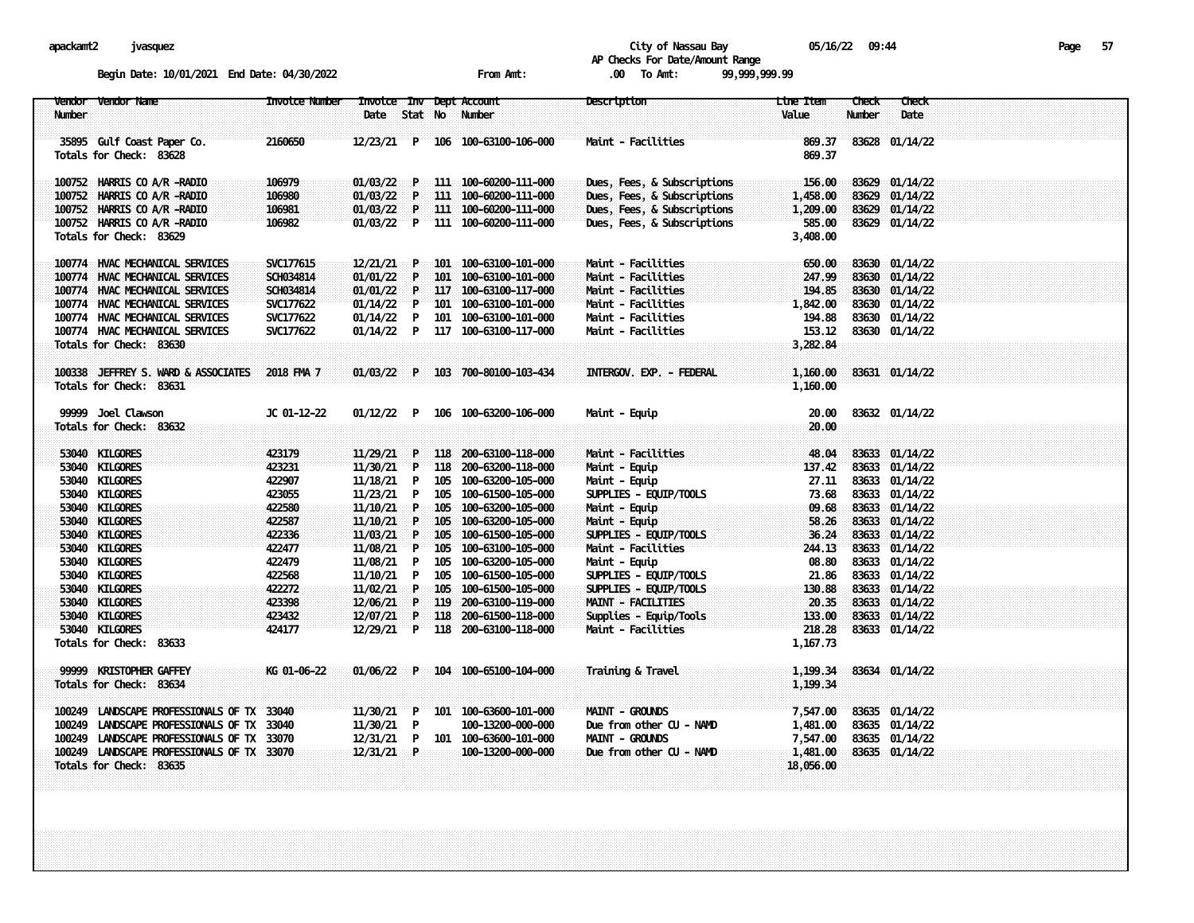apackamt2 jvasquez City of Nassau Bay 05/16/22 09:44

AP Checks For Date/Amount Range

Begin Date: 10/01/2021 End Date: 04/30/2022 From Amt: .00 To Amt: 99,999,999.99

| Vendor Number | Vendor Name | Invoice Number | Invoice Date | Inv Stat | Dept No | Account Number | Description | Line Item Value | Check Number | Check Date |
|---|---|---|---|---|---|---|---|---|---|---|
| 35895 | Gulf Coast Paper Co. | 2160650 | 12/23/21 | P | 106 | 100-63100-106-000 | Maint - Facilities | 869.37 | 83628 | 01/14/22 |
| Totals for Check: 83628 | | | | | | | | 869.37 | | |
| 100752 | HARRIS CO A/R -RADIO | 106979 | 01/03/22 | P | 111 | 100-60200-111-000 | Dues, Fees, & Subscriptions | 156.00 | 83629 | 01/14/22 |
| 100752 | HARRIS CO A/R -RADIO | 106980 | 01/03/22 | P | 111 | 100-60200-111-000 | Dues, Fees, & Subscriptions | 1,458.00 | 83629 | 01/14/22 |
| 100752 | HARRIS CO A/R -RADIO | 106981 | 01/03/22 | P | 111 | 100-60200-111-000 | Dues, Fees, & Subscriptions | 1,209.00 | 83629 | 01/14/22 |
| 100752 | HARRIS CO A/R -RADIO | 106982 | 01/03/22 | P | 111 | 100-60200-111-000 | Dues, Fees, & Subscriptions | 585.00 | 83629 | 01/14/22 |
| Totals for Check: 83629 | | | | | | | | 3,408.00 | | |
| 100774 | HVAC MECHANICAL SERVICES | SVC177615 | 12/21/21 | P | 101 | 100-63100-101-000 | Maint - Facilities | 650.00 | 83630 | 01/14/22 |
| 100774 | HVAC MECHANICAL SERVICES | SCH034814 | 01/01/22 | P | 101 | 100-63100-101-000 | Maint - Facilities | 247.99 | 83630 | 01/14/22 |
| 100774 | HVAC MECHANICAL SERVICES | SCH034814 | 01/01/22 | P | 117 | 100-63100-117-000 | Maint - Facilities | 194.85 | 83630 | 01/14/22 |
| 100774 | HVAC MECHANICAL SERVICES | SVC177622 | 01/14/22 | P | 101 | 100-63100-101-000 | Maint - Facilities | 1,842.00 | 83630 | 01/14/22 |
| 100774 | HVAC MECHANICAL SERVICES | SVC177622 | 01/14/22 | P | 101 | 100-63200-101-000 | Maint - Facilities | 194.88 | 83630 | 01/14/22 |
| 100774 | HVAC MECHANICAL SERVICES | SVC177622 | 01/14/22 | P | 117 | 100-63100-117-000 | Maint - Facilities | 153.12 | 83630 | 01/14/22 |
| Totals for Check: 83630 | | | | | | | | 3,282.84 | | |
| 100338 | JEFFREY S. WARD & ASSOCIATES | 2018 FMA 7 | 01/03/22 | P | 103 | 700-80100-103-434 | INTERGOV. EXP. - FEDERAL | 1,160.00 | 83631 | 01/14/22 |
| Totals for Check: 83631 | | | | | | | | 1,160.00 | | |
| 99999 | Joel Clawson | JC 01-12-22 | 01/12/22 | P | 106 | 100-63200-106-000 | Maint - Equip | 20.00 | 83632 | 01/14/22 |
| Totals for Check: 83632 | | | | | | | | 20.00 | | |
| 53040 | KILGORES | 423179 | 11/29/21 | P | 118 | 200-63100-118-000 | Maint - Facilities | 48.04 | 83633 | 01/14/22 |
| 53040 | KILGORES | 423231 | 11/30/21 | P | 118 | 200-63200-118-000 | Maint - Equip | 137.42 | 83633 | 01/14/22 |
| 53040 | KILGORES | 422907 | 11/18/21 | P | 105 | 100-63200-105-000 | Maint - Equip | 27.11 | 83633 | 01/14/22 |
| 53040 | KILGORES | 423055 | 11/23/21 | P | 105 | 100-61500-105-000 | SUPPLIES - EQUIP/TOOLS | 73.68 | 83633 | 01/14/22 |
| 53040 | KILGORES | 422580 | 11/10/21 | P | 105 | 100-63200-105-000 | Maint - Equip | 09.68 | 83633 | 01/14/22 |
| 53040 | KILGORES | 422587 | 11/10/21 | P | 105 | 100-63200-105-000 | Maint - Equip | 58.26 | 83633 | 01/14/22 |
| 53040 | KILGORES | 422336 | 11/03/21 | P | 105 | 100-61500-105-000 | SUPPLIES - EQUIP/TOOLS | 36.24 | 83633 | 01/14/22 |
| 53040 | KILGORES | 422477 | 11/08/21 | P | 105 | 100-63100-105-000 | Maint - Facilities | 244.13 | 83633 | 01/14/22 |
| 53040 | KILGORES | 422479 | 11/08/21 | P | 105 | 100-63200-105-000 | Maint - Equip | 08.80 | 83633 | 01/14/22 |
| 53040 | KILGORES | 422568 | 11/10/21 | P | 105 | 100-61500-105-000 | SUPPLIES - EQUIP/TOOLS | 21.86 | 83633 | 01/14/22 |
| 53040 | KILGORES | 422272 | 11/02/21 | P | 105 | 100-61500-105-000 | SUPPLIES - EQUIP/TOOLS | 130.88 | 83633 | 01/14/22 |
| 53040 | KILGORES | 423398 | 12/06/21 | P | 119 | 200-63100-119-000 | MAINT - FACILITIES | 20.35 | 83633 | 01/14/22 |
| 53040 | KILGORES | 423432 | 12/07/21 | P | 118 | 200-61500-118-000 | Supplies - Equip/Tools | 133.00 | 83633 | 01/14/22 |
| 53040 | KILGORES | 424177 | 12/29/21 | P | 118 | 200-63100-118-000 | Maint - Facilities | 218.28 | 83633 | 01/14/22 |
| Totals for Check: 83633 | | | | | | | | 1,167.73 | | |
| 99999 | KRISTOPHER GAFFEY | KG 01-06-22 | 01/06/22 | P | 104 | 100-65100-104-000 | Training & Travel | 1,199.34 | 83634 | 01/14/22 |
| Totals for Check: 83634 | | | | | | | | 1,199.34 | | |
| 100249 | LANDSCAPE PROFESSIONALS OF TX | 33040 | 11/30/21 | P | 101 | 100-63600-101-000 | MAINT - GROUNDS | 7,547.00 | 83635 | 01/14/22 |
| 100249 | LANDSCAPE PROFESSIONALS OF TX | 33040 | 11/30/21 | P | | 100-13200-000-000 | Due from other CU - NAMD | 1,481.00 | 83635 | 01/14/22 |
| 100249 | LANDSCAPE PROFESSIONALS OF TX | 33070 | 12/31/21 | P | 101 | 100-63600-101-000 | MAINT - GROUNDS | 7,547.00 | 83635 | 01/14/22 |
| 100249 | LANDSCAPE PROFESSIONALS OF TX | 33070 | 12/31/21 | P | | 100-13200-000-000 | Due from other CU - NAMD | 1,481.00 | 83635 | 01/14/22 |
| Totals for Check: 83635 | | | | | | | | 18,056.00 | | |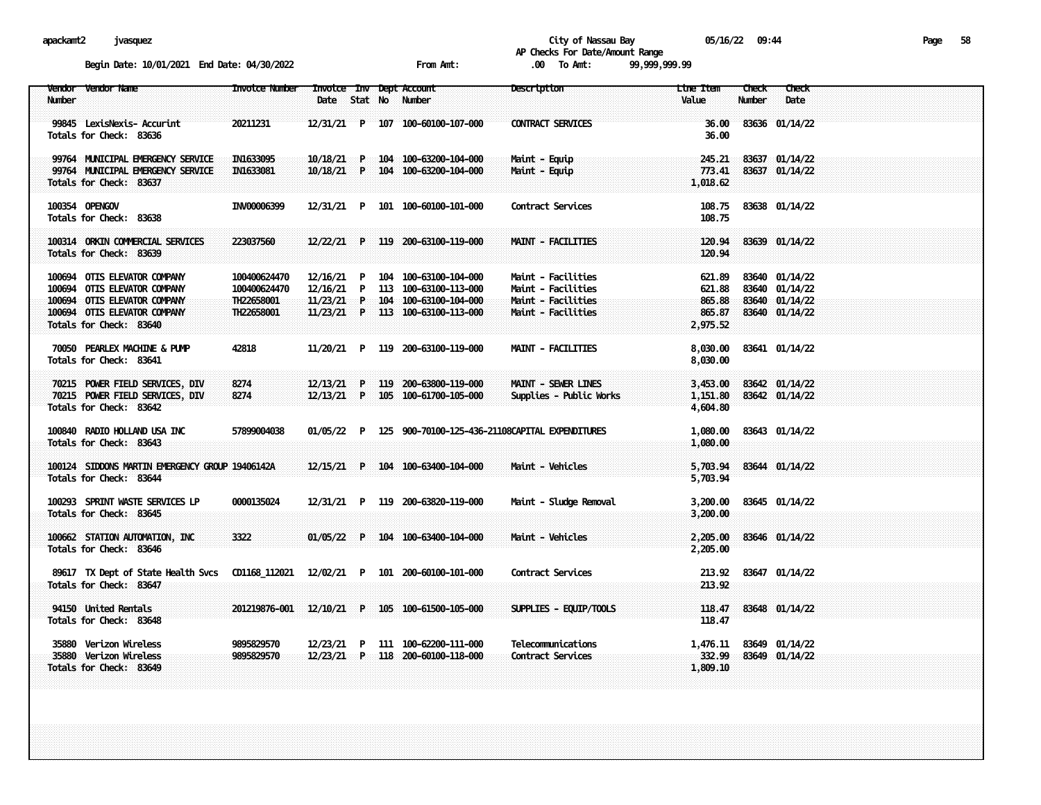City of Nassau Bay

AP Checks For Date/Amount Range

Begin Date: 10/01/2021 End Date: 04/30/2022 From Amt: .00 To Amt: 99,999,999.99

| Vendor Number | Vendor Name | Invoice Number | Invoice Date | Inv Stat | Dept No | Account Number | Description | Line Item Value | Check Number | Check Date |
|---|---|---|---|---|---|---|---|---|---|---|
| 99845 | LexisNexis- Accurint | 20211231 | 12/31/21 | P | 107 | 100-60100-107-000 | CONTRACT SERVICES | 36.00 | 83636 | 01/14/22 |
| Totals for Check: 83636 | | | | | | | | 36.00 | | |
| 99764 | MUNICIPAL EMERGENCY SERVICE | IN1633095 | 10/18/21 | P | 104 | 100-63200-104-000 | Maint - Equip | 245.21 | 83637 | 01/14/22 |
| 99764 | MUNICIPAL EMERGENCY SERVICE | IN1633081 | 10/18/21 | P | 104 | 100-63200-104-000 | Maint - Equip | 773.41 | 83637 | 01/14/22 |
| Totals for Check: 83637 | | | | | | | | 1,018.62 | | |
| 100354 | OPENGOV | INV00006399 | 12/31/21 | P | 101 | 100-60100-101-000 | Contract Services | 108.75 | 83638 | 01/14/22 |
| Totals for Check: 83638 | | | | | | | | 108.75 | | |
| 100314 | ORKIN COMMERCIAL SERVICES | 223037560 | 12/22/21 | P | 119 | 200-63100-119-000 | MAINT - FACILITIES | 120.94 | 83639 | 01/14/22 |
| Totals for Check: 83639 | | | | | | | | 120.94 | | |
| 100694 | OTIS ELEVATOR COMPANY | 100400624470 | 12/16/21 | P | 104 | 100-63100-104-000 | Maint - Facilities | 621.89 | 83640 | 01/14/22 |
| 100694 | OTIS ELEVATOR COMPANY | 100400624470 | 12/16/21 | P | 113 | 100-63100-113-000 | Maint - Facilities | 621.88 | 83640 | 01/14/22 |
| 100694 | OTIS ELEVATOR COMPANY | TH22658001 | 11/23/21 | P | 104 | 100-63100-104-000 | Maint - Facilities | 865.88 | 83640 | 01/14/22 |
| 100694 | OTIS ELEVATOR COMPANY | TH22658001 | 11/23/21 | P | 113 | 100-63100-113-000 | Maint - Facilities | 865.87 | 83640 | 01/14/22 |
| Totals for Check: 83640 | | | | | | | | 2,975.52 | | |
| 70050 | PEARLEX MACHINE & PUMP | 42818 | 11/20/21 | P | 119 | 200-63100-119-000 | MAINT - FACILITIES | 8,030.00 | 83641 | 01/14/22 |
| Totals for Check: 83641 | | | | | | | | 8,030.00 | | |
| 70215 | POWER FIELD SERVICES, DIV | 8274 | 12/13/21 | P | 119 | 200-63800-119-000 | MAINT - SEWER LINES | 3,453.00 | 83642 | 01/14/22 |
| 70215 | POWER FIELD SERVICES, DIV | 8274 | 12/13/21 | P | 105 | 100-61700-105-000 | Supplies - Public Works | 1,151.80 | 83642 | 01/14/22 |
| Totals for Check: 83642 | | | | | | | | 4,604.80 | | |
| 100840 | RADIO HOLLAND USA INC | 57899004038 | 01/05/22 | P | 125 | 900-70100-125-436-21108 | CAPITAL EXPENDITURES | 1,080.00 | 83643 | 01/14/22 |
| Totals for Check: 83643 | | | | | | | | 1,080.00 | | |
| 100124 | SIDDONS MARTIN EMERGENCY GROUP | 19406142A | 12/15/21 | P | 104 | 100-63400-104-000 | Maint - Vehicles | 5,703.94 | 83644 | 01/14/22 |
| Totals for Check: 83644 | | | | | | | | 5,703.94 | | |
| 100293 | SPRINT WASTE SERVICES LP | 0000135024 | 12/31/21 | P | 119 | 200-63820-119-000 | Maint - Sludge Removal | 3,200.00 | 83645 | 01/14/22 |
| Totals for Check: 83645 | | | | | | | | 3,200.00 | | |
| 100662 | STATION AUTOMATION, INC | 3322 | 01/05/22 | P | 104 | 100-63400-104-000 | Maint - Vehicles | 2,205.00 | 83646 | 01/14/22 |
| Totals for Check: 83646 | | | | | | | | 2,205.00 | | |
| 89617 | TX Dept of State Health Svcs | CD1168_112021 | 12/02/21 | P | 101 | 200-60100-101-000 | Contract Services | 213.92 | 83647 | 01/14/22 |
| Totals for Check: 83647 | | | | | | | | 213.92 | | |
| 94150 | United Rentals | 201219876-001 | 12/10/21 | P | 105 | 100-61500-105-000 | SUPPLIES - EQUIP/TOOLS | 118.47 | 83648 | 01/14/22 |
| Totals for Check: 83648 | | | | | | | | 118.47 | | |
| 35880 | Verizon Wireless | 9895829570 | 12/23/21 | P | 111 | 100-62200-111-000 | Telecommunications | 1,476.11 | 83649 | 01/14/22 |
| 35880 | Verizon Wireless | 9895829570 | 12/23/21 | P | 118 | 200-60100-118-000 | Contract Services | 332.99 | 83649 | 01/14/22 |
| Totals for Check: 83649 | | | | | | | | 1,809.10 | | |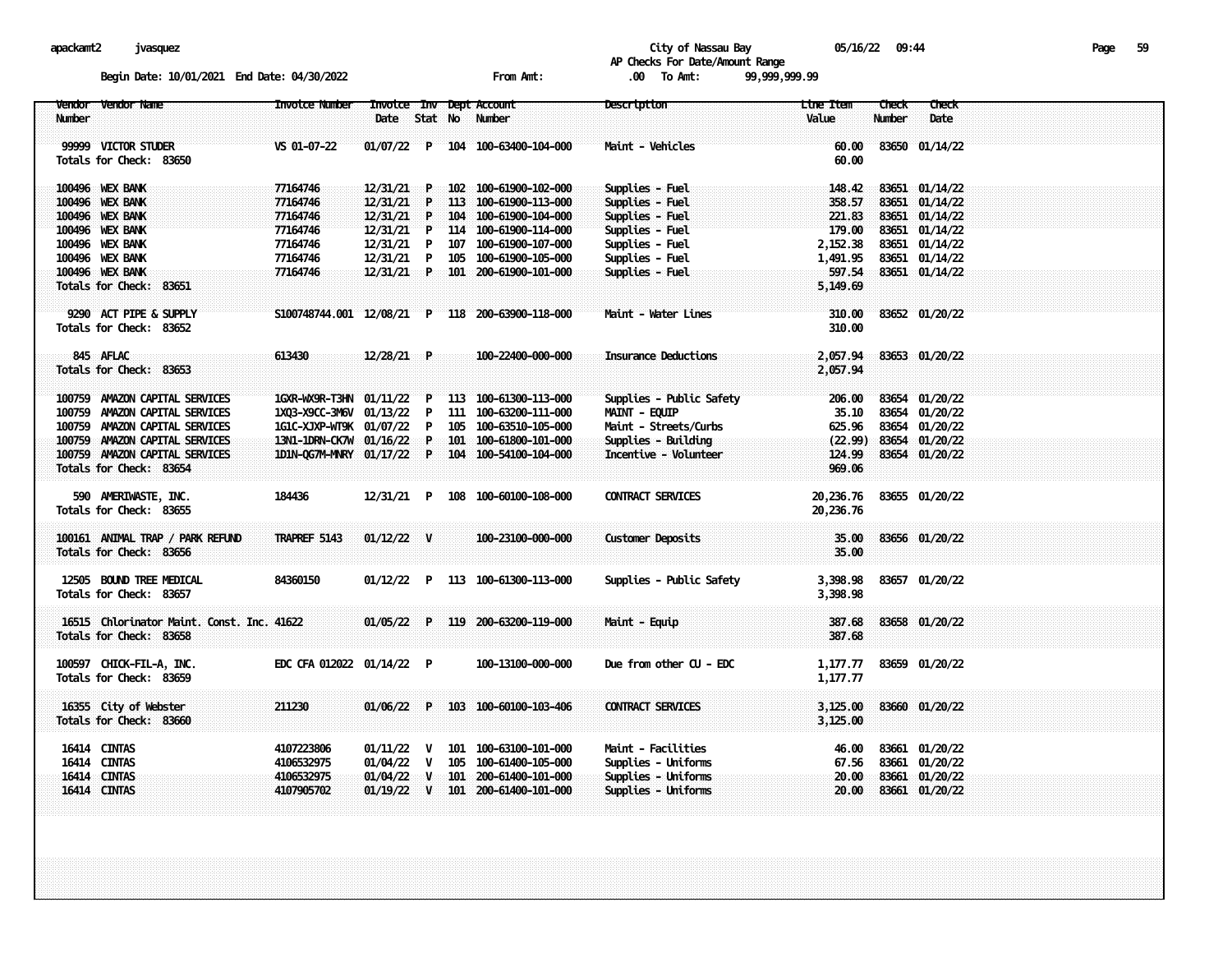City of Nassau Bay

AP Checks For Date/Amount Range

Begin Date: 10/01/2021 End Date: 04/30/2022 From Amt: .00 To Amt: 99,999,999.99

| Vendor Number | Vendor Name | Invoice Number | Invoice Date | Inv Stat | Dept No | Account Number | Description | Line Item Value | Check Number | Check Date |
|---|---|---|---|---|---|---|---|---|---|---|
| 99999 | VICTOR STUDER | VS 01-07-22 | 01/07/22 | P | 104 | 100-63400-104-000 | Maint - Vehicles | 60.00 | 83650 | 01/14/22 |
| Totals for Check: 83650 | | | | | | | | 60.00 | | |
| 100496 | WEX BANK | 77164746 | 12/31/21 | P | 102 | 100-61900-102-000 | Supplies - Fuel | 148.42 | 83651 | 01/14/22 |
| 100496 | WEX BANK | 77164746 | 12/31/21 | P | 113 | 100-61900-113-000 | Supplies - Fuel | 358.57 | 83651 | 01/14/22 |
| 100496 | WEX BANK | 77164746 | 12/31/21 | P | 104 | 100-61900-104-000 | Supplies - Fuel | 221.83 | 83651 | 01/14/22 |
| 100496 | WEX BANK | 77164746 | 12/31/21 | P | 114 | 100-61900-114-000 | Supplies - Fuel | 179.00 | 83651 | 01/14/22 |
| 100496 | WEX BANK | 77164746 | 12/31/21 | P | 107 | 100-61900-107-000 | Supplies - Fuel | 2,152.38 | 83651 | 01/14/22 |
| 100496 | WEX BANK | 77164746 | 12/31/21 | P | 105 | 100-61900-105-000 | Supplies - Fuel | 1,491.95 | 83651 | 01/14/22 |
| 100496 | WEX BANK | 77164746 | 12/31/21 | P | 101 | 200-61900-101-000 | Supplies - Fuel | 597.54 | 83651 | 01/14/22 |
| Totals for Check: 83651 | | | | | | | | 5,149.69 | | |
| 9290 | ACT PIPE & SUPPLY | S100748744.001 | 12/08/21 | P | 118 | 200-63900-118-000 | Maint - Water Lines | 310.00 | 83652 | 01/20/22 |
| Totals for Check: 83652 | | | | | | | | 310.00 | | |
| 845 | AFLAC | 613430 | 12/28/21 | P | | 100-22400-000-000 | Insurance Deductions | 2,057.94 | 83653 | 01/20/22 |
| Totals for Check: 83653 | | | | | | | | 2,057.94 | | |
| 100759 | AMAZON CAPITAL SERVICES | 1GXR-WX9R-T3HN | 01/11/22 | P | 113 | 100-61300-113-000 | Supplies - Public Safety | 206.00 | 83654 | 01/20/22 |
| 100759 | AMAZON CAPITAL SERVICES | 1XQ3-X9CC-3M6V | 01/13/22 | P | 111 | 100-63200-111-000 | MAINT - EQUIP | 35.10 | 83654 | 01/20/22 |
| 100759 | AMAZON CAPITAL SERVICES | 1G1C-XJXP-WT9K | 01/07/22 | P | 105 | 100-63510-105-000 | Maint - Streets/Curbs | 625.96 | 83654 | 01/20/22 |
| 100759 | AMAZON CAPITAL SERVICES | 13N1-1DRN-CK7W | 01/16/22 | P | 101 | 100-61800-101-000 | Supplies - Building | (22.99) | 83654 | 01/20/22 |
| 100759 | AMAZON CAPITAL SERVICES | 1D1N-QG7M-MNRY | 01/17/22 | P | 104 | 100-54100-104-000 | Incentive - Volunteer | 124.99 | 83654 | 01/20/22 |
| Totals for Check: 83654 | | | | | | | | 969.06 | | |
| 590 | AMERIWASTE, INC. | 184436 | 12/31/21 | P | 108 | 100-60100-108-000 | CONTRACT SERVICES | 20,236.76 | 83655 | 01/20/22 |
| Totals for Check: 83655 | | | | | | | | 20,236.76 | | |
| 100161 | ANIMAL TRAP / PARK REFUND | TRAPREF 5143 | 01/12/22 | V | | 100-23100-000-000 | Customer Deposits | 35.00 | 83656 | 01/20/22 |
| Totals for Check: 83656 | | | | | | | | 35.00 | | |
| 12505 | BOUND TREE MEDICAL | 84360150 | 01/12/22 | P | 113 | 100-61300-113-000 | Supplies - Public Safety | 3,398.98 | 83657 | 01/20/22 |
| Totals for Check: 83657 | | | | | | | | 3,398.98 | | |
| 16515 | Chlorinator Maint. Const. Inc. | 41622 | 01/05/22 | P | 119 | 200-63200-119-000 | Maint - Equip | 387.68 | 83658 | 01/20/22 |
| Totals for Check: 83658 | | | | | | | | 387.68 | | |
| 100597 | CHICK-FIL-A, INC. | EDC CFA 012022 | 01/14/22 | P | | 100-13100-000-000 | Due from other CU - EDC | 1,177.77 | 83659 | 01/20/22 |
| Totals for Check: 83659 | | | | | | | | 1,177.77 | | |
| 16355 | City of Webster | 211230 | 01/06/22 | P | 103 | 100-60100-103-406 | CONTRACT SERVICES | 3,125.00 | 83660 | 01/20/22 |
| Totals for Check: 83660 | | | | | | | | 3,125.00 | | |
| 16414 | CINTAS | 4107223806 | 01/11/22 | V | 101 | 100-63100-101-000 | Maint - Facilities | 46.00 | 83661 | 01/20/22 |
| 16414 | CINTAS | 4106532975 | 01/04/22 | V | 105 | 100-61400-105-000 | Supplies - Uniforms | 67.56 | 83661 | 01/20/22 |
| 16414 | CINTAS | 4106532975 | 01/04/22 | V | 101 | 200-61400-101-000 | Supplies - Uniforms | 20.00 | 83661 | 01/20/22 |
| 16414 | CINTAS | 4107905702 | 01/19/22 | V | 101 | 200-61400-101-000 | Supplies - Uniforms | 20.00 | 83661 | 01/20/22 |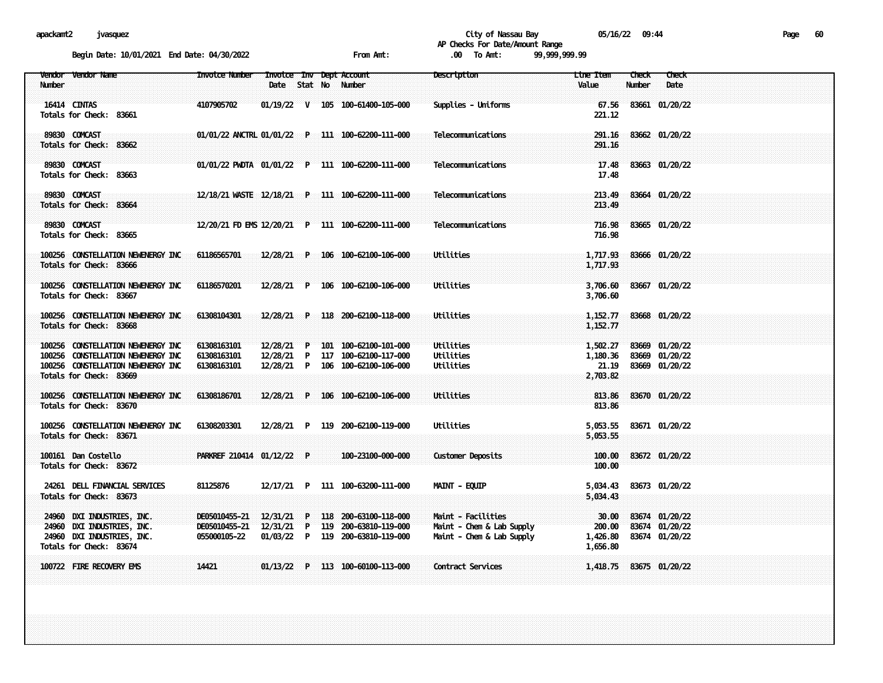City of Nassau Bay
AP Checks For Date/Amount Range

Begin Date: 10/01/2021 End Date: 04/30/2022    From Amt: .00 To Amt: 99,999,999.99

| Vendor Number | Vendor Name | Invoice Number | Invoice Date | Inv Stat | Dept No | Account Number | Description | Line Item Value | Check Number | Check Date |
|---|---|---|---|---|---|---|---|---|---|---|
| 16414 | CINTAS | 4107905702 | 01/19/22 | V | 105 | 100-61400-105-000 | Supplies - Uniforms | 67.56 | 83661 | 01/20/22 |
| Totals for Check: 83661 | | | | | | | | 221.12 | | |
| 89830 | COMCAST | 01/01/22 ANCTRL | 01/01/22 | P | 111 | 100-62200-111-000 | Telecommunications | 291.16 | 83662 | 01/20/22 |
| Totals for Check: 83662 | | | | | | | | 291.16 | | |
| 89830 | COMCAST | 01/01/22 PWDTA | 01/01/22 | P | 111 | 100-62200-111-000 | Telecommunications | 17.48 | 83663 | 01/20/22 |
| Totals for Check: 83663 | | | | | | | | 17.48 | | |
| 89830 | COMCAST | 12/18/21 WASTE | 12/18/21 | P | 111 | 100-62200-111-000 | Telecommunications | 213.49 | 83664 | 01/20/22 |
| Totals for Check: 83664 | | | | | | | | 213.49 | | |
| 89830 | COMCAST | 12/20/21 FD EMS | 12/20/21 | P | 111 | 100-62200-111-000 | Telecommunications | 716.98 | 83665 | 01/20/22 |
| Totals for Check: 83665 | | | | | | | | 716.98 | | |
| 100256 | CONSTELLATION NEWENERGY INC | 61186565701 | 12/28/21 | P | 106 | 100-62100-106-000 | Utilities | 1,717.93 | 83666 | 01/20/22 |
| Totals for Check: 83666 | | | | | | | | 1,717.93 | | |
| 100256 | CONSTELLATION NEWENERGY INC | 61186570201 | 12/28/21 | P | 106 | 100-62100-106-000 | Utilities | 3,706.60 | 83667 | 01/20/22 |
| Totals for Check: 83667 | | | | | | | | 3,706.60 | | |
| 100256 | CONSTELLATION NEWENERGY INC | 61308104301 | 12/28/21 | P | 118 | 200-62100-118-000 | Utilities | 1,152.77 | 83668 | 01/20/22 |
| Totals for Check: 83668 | | | | | | | | 1,152.77 | | |
| 100256 | CONSTELLATION NEWENERGY INC | 61308163101 | 12/28/21 | P | 101 | 100-62100-101-000 | Utilities | 1,502.27 | 83669 | 01/20/22 |
| 100256 | CONSTELLATION NEWENERGY INC | 61308163101 | 12/28/21 | P | 117 | 100-62100-117-000 | Utilities | 1,180.36 | 83669 | 01/20/22 |
| 100256 | CONSTELLATION NEWENERGY INC | 61308163101 | 12/28/21 | P | 106 | 100-62100-106-000 | Utilities | 21.19 | 83669 | 01/20/22 |
| Totals for Check: 83669 | | | | | | | | 2,703.82 | | |
| 100256 | CONSTELLATION NEWENERGY INC | 61308186701 | 12/28/21 | P | 106 | 100-62100-106-000 | Utilities | 813.86 | 83670 | 01/20/22 |
| Totals for Check: 83670 | | | | | | | | 813.86 | | |
| 100256 | CONSTELLATION NEWENERGY INC | 61308203301 | 12/28/21 | P | 119 | 200-62100-119-000 | Utilities | 5,053.55 | 83671 | 01/20/22 |
| Totals for Check: 83671 | | | | | | | | 5,053.55 | | |
| 100161 | Dan Costello | PARKREF 210414 | 01/12/22 | P | | 100-23100-000-000 | Customer Deposits | 100.00 | 83672 | 01/20/22 |
| Totals for Check: 83672 | | | | | | | | 100.00 | | |
| 24261 | DELL FINANCIAL SERVICES | 81125876 | 12/17/21 | P | 111 | 100-63200-111-000 | MAINT - EQUIP | 5,034.43 | 83673 | 01/20/22 |
| Totals for Check: 83673 | | | | | | | | 5,034.43 | | |
| 24960 | DXI INDUSTRIES, INC. | DE05010455-21 | 12/31/21 | P | 118 | 200-63100-118-000 | Maint - Facilities | 30.00 | 83674 | 01/20/22 |
| 24960 | DXI INDUSTRIES, INC. | DE05010455-21 | 12/31/21 | P | 119 | 200-63810-119-000 | Maint - Chem & Lab Supply | 200.00 | 83674 | 01/20/22 |
| 24960 | DXI INDUSTRIES, INC. | 055000105-22 | 01/03/22 | P | 119 | 200-63810-119-000 | Maint - Chem & Lab Supply | 1,426.80 | 83674 | 01/20/22 |
| Totals for Check: 83674 | | | | | | | | 1,656.80 | | |
| 100722 | FIRE RECOVERY EMS | 14421 | 01/13/22 | P | 113 | 100-60100-113-000 | Contract Services | 1,418.75 | 83675 | 01/20/22 |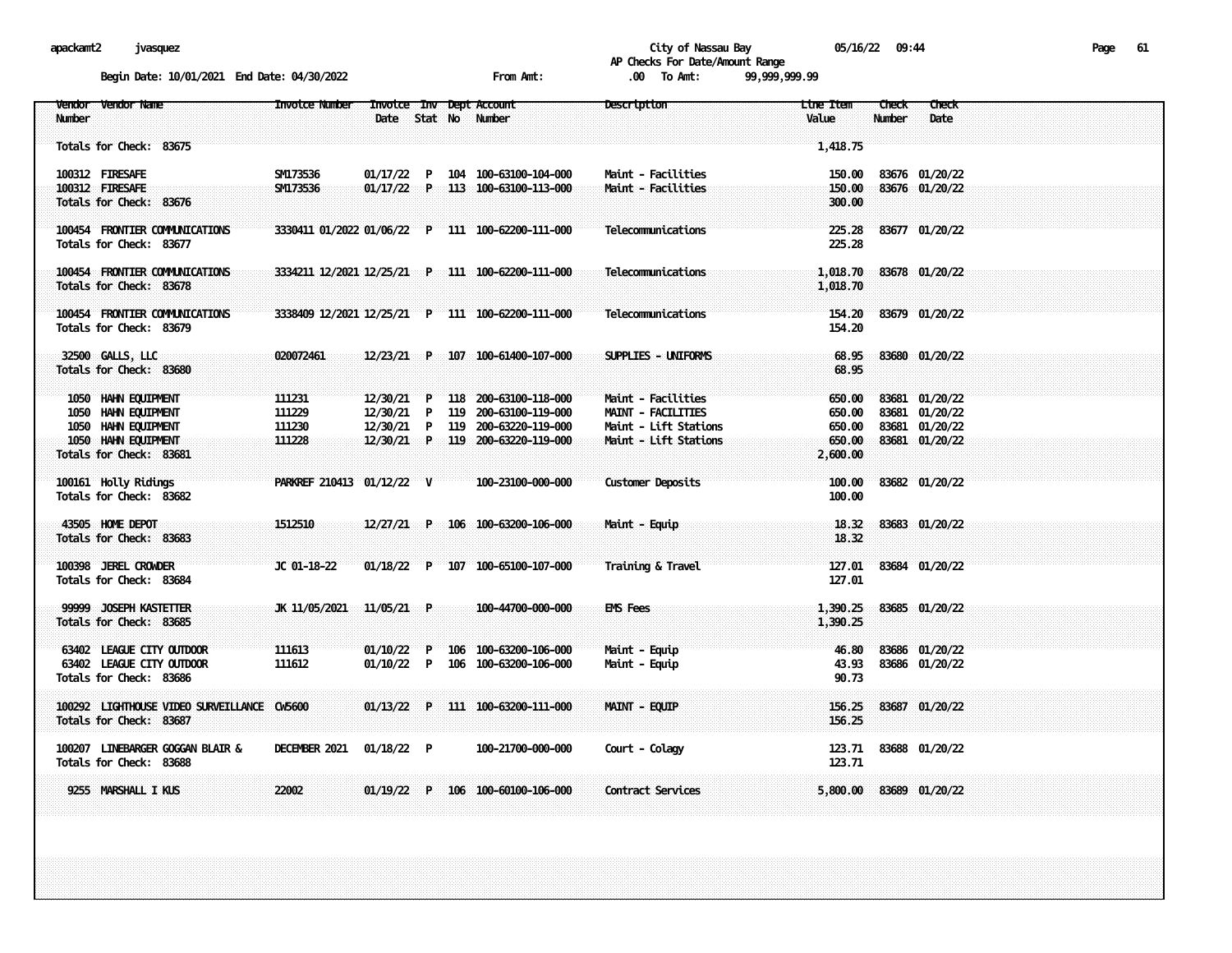City of Nassau Bay
AP Checks For Date/Amount Range

Begin Date: 10/01/2021 End Date: 04/30/2022 From Amt: .00 To Amt: 99,999,999.99

| Vendor Number | Vendor Name | Invoice Number | Invoice Date | Inv Stat | Dept No | Account Number | Description | Line Item Value | Check Number | Check Date |
|---|---|---|---|---|---|---|---|---|---|---|
| Totals for Check: 83675 | | | | | | | | 1,418.75 | | |
| 100312 | FIRESAFE | SM173536 | 01/17/22 | P | 104 | 100-63100-104-000 | Maint - Facilities | 150.00 | 83676 | 01/20/22 |
| 100312 | FIRESAFE | SM173536 | 01/17/22 | P | 113 | 100-63100-113-000 | Maint - Facilities | 150.00 | 83676 | 01/20/22 |
| Totals for Check: 83676 | | | | | | | | 300.00 | | |
| 100454 | FRONTIER COMMUNICATIONS | 3330411 01/2022 | 01/06/22 | P | 111 | 100-62200-111-000 | Telecommunications | 225.28 | 83677 | 01/20/22 |
| Totals for Check: 83677 | | | | | | | | 225.28 | | |
| 100454 | FRONTIER COMMUNICATIONS | 3334211 12/2021 | 12/25/21 | P | 111 | 100-62200-111-000 | Telecommunications | 1,018.70 | 83678 | 01/20/22 |
| Totals for Check: 83678 | | | | | | | | 1,018.70 | | |
| 100454 | FRONTIER COMMUNICATIONS | 3338409 12/2021 | 12/25/21 | P | 111 | 100-62200-111-000 | Telecommunications | 154.20 | 83679 | 01/20/22 |
| Totals for Check: 83679 | | | | | | | | 154.20 | | |
| 32500 | GALLS, LLC | 020072461 | 12/23/21 | P | 107 | 100-61400-107-000 | SUPPLIES - UNIFORMS | 68.95 | 83680 | 01/20/22 |
| Totals for Check: 83680 | | | | | | | | 68.95 | | |
| 1050 | HAHN EQUIPMENT | 111231 | 12/30/21 | P | 118 | 200-63100-118-000 | Maint - Facilities | 650.00 | 83681 | 01/20/22 |
| 1050 | HAHN EQUIPMENT | 111229 | 12/30/21 | P | 119 | 200-63100-119-000 | MAINT - FACILITIES | 650.00 | 83681 | 01/20/22 |
| 1050 | HAHN EQUIPMENT | 111230 | 12/30/21 | P | 119 | 200-63220-119-000 | Maint - Lift Stations | 650.00 | 83681 | 01/20/22 |
| 1050 | HAHN EQUIPMENT | 111228 | 12/30/21 | P | 119 | 200-63220-119-000 | Maint - Lift Stations | 650.00 | 83681 | 01/20/22 |
| Totals for Check: 83681 | | | | | | | | 2,600.00 | | |
| 100161 | Holly Ridings | PARKREF 210413 | 01/12/22 | V | | 100-23100-000-000 | Customer Deposits | 100.00 | 83682 | 01/20/22 |
| Totals for Check: 83682 | | | | | | | | 100.00 | | |
| 43505 | HOME DEPOT | 1512510 | 12/27/21 | P | 106 | 100-63200-106-000 | Maint - Equip | 18.32 | 83683 | 01/20/22 |
| Totals for Check: 83683 | | | | | | | | 18.32 | | |
| 100398 | JEREL CROWDER | JC 01-18-22 | 01/18/22 | P | 107 | 100-65100-107-000 | Training & Travel | 127.01 | 83684 | 01/20/22 |
| Totals for Check: 83684 | | | | | | | | 127.01 | | |
| 99999 | JOSEPH KASTETTER | JK 11/05/2021 | 11/05/21 | P | | 100-44700-000-000 | EMS Fees | 1,390.25 | 83685 | 01/20/22 |
| Totals for Check: 83685 | | | | | | | | 1,390.25 | | |
| 63402 | LEAGUE CITY OUTDOOR | 111613 | 01/10/22 | P | 106 | 100-63200-106-000 | Maint - Equip | 46.80 | 83686 | 01/20/22 |
| 63402 | LEAGUE CITY OUTDOOR | 111612 | 01/10/22 | P | 106 | 100-63200-106-000 | Maint - Equip | 43.93 | 83686 | 01/20/22 |
| Totals for Check: 83686 | | | | | | | | 90.73 | | |
| 100292 | LIGHTHOUSE VIDEO SURVEILLANCE | CW5600 | 01/13/22 | P | 111 | 100-63200-111-000 | MAINT - EQUIP | 156.25 | 83687 | 01/20/22 |
| Totals for Check: 83687 | | | | | | | | 156.25 | | |
| 100207 | LINEBARGER GOGGAN BLAIR & | DECEMBER 2021 | 01/18/22 | P | | 100-21700-000-000 | Court - Colagy | 123.71 | 83688 | 01/20/22 |
| Totals for Check: 83688 | | | | | | | | 123.71 | | |
| 9255 | MARSHALL I KUS | 22002 | 01/19/22 | P | 106 | 100-60100-106-000 | Contract Services | 5,800.00 | 83689 | 01/20/22 |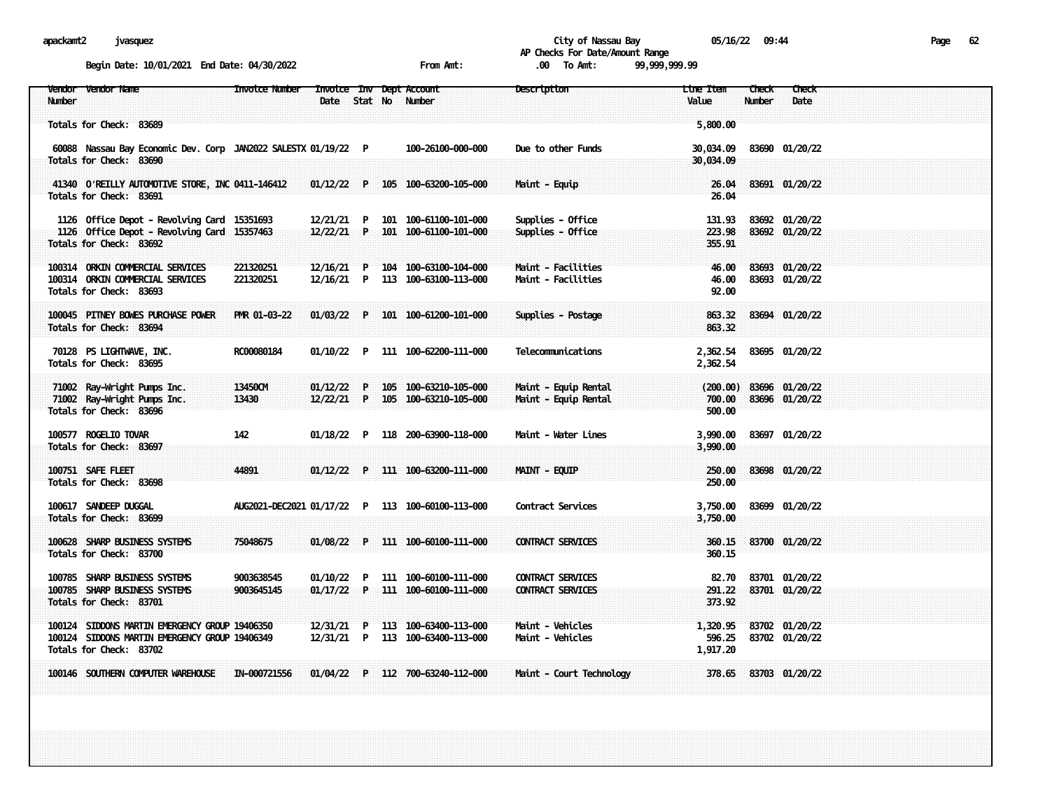apackamt2 jvasquez

City of Nassau Bay 05/16/22 09:44

AP Checks For Date/Amount Range

Begin Date: 10/01/2021 End Date: 04/30/2022 From Amt: .00 To Amt: 99,999,999.99

| Vendor Number | Vendor Name | Invoice Number | Invoice Date | Inv Stat | Dept No | Account Number | Description | Line Item Value | Check Number | Check Date |
|---|---|---|---|---|---|---|---|---|---|---|
| Totals for Check: 83689 | | | | | | | | 5,800.00 | | |
| 60088 | Nassau Bay Economic Dev. Corp | JAN2022 SALESTX | 01/19/22 | P | | 100-26100-000-000 | Due to other Funds | 30,034.09 | 83690 | 01/20/22 |
| Totals for Check: 83690 | | | | | | | | 30,034.09 | | |
| 41340 | O'REILLY AUTOMOTIVE STORE, INC | 0411-146412 | 01/12/22 | P | 105 | 100-63200-105-000 | Maint - Equip | 26.04 | 83691 | 01/20/22 |
| Totals for Check: 83691 | | | | | | | | 26.04 | | |
| 1126 | Office Depot - Revolving Card | 15351693 | 12/21/21 | P | 101 | 100-61100-101-000 | Supplies - Office | 131.93 | 83692 | 01/20/22 |
| 1126 | Office Depot - Revolving Card | 15357463 | 12/22/21 | P | 101 | 100-61100-101-000 | Supplies - Office | 223.98 | 83692 | 01/20/22 |
| Totals for Check: 83692 | | | | | | | | 355.91 | | |
| 100314 | ORKIN COMMERCIAL SERVICES | 221320251 | 12/16/21 | P | 104 | 100-63100-104-000 | Maint - Facilities | 46.00 | 83693 | 01/20/22 |
| 100314 | ORKIN COMMERCIAL SERVICES | 221320251 | 12/16/21 | P | 113 | 100-63100-113-000 | Maint - Facilities | 46.00 | 83693 | 01/20/22 |
| Totals for Check: 83693 | | | | | | | | 92.00 | | |
| 100045 | PITNEY BOWES PURCHASE POWER | PMR 01-03-22 | 01/03/22 | P | 101 | 100-61200-101-000 | Supplies - Postage | 863.32 | 83694 | 01/20/22 |
| Totals for Check: 83694 | | | | | | | | 863.32 | | |
| 70128 | PS LIGHTWAVE, INC. | RC00080184 | 01/10/22 | P | 111 | 100-62200-111-000 | Telecommunications | 2,362.54 | 83695 | 01/20/22 |
| Totals for Check: 83695 | | | | | | | | 2,362.54 | | |
| 71002 | Ray-Wright Pumps Inc. | 13450CM | 01/12/22 | P | 105 | 100-63210-105-000 | Maint - Equip Rental | (200.00) | 83696 | 01/20/22 |
| 71002 | Ray-Wright Pumps Inc. | 13430 | 12/22/21 | P | 105 | 100-63210-105-000 | Maint - Equip Rental | 700.00 | 83696 | 01/20/22 |
| Totals for Check: 83696 | | | | | | | | 500.00 | | |
| 100577 | ROGELIO TOVAR | 142 | 01/18/22 | P | 118 | 200-63900-118-000 | Maint - Water Lines | 3,990.00 | 83697 | 01/20/22 |
| Totals for Check: 83697 | | | | | | | | 3,990.00 | | |
| 100751 | SAFE FLEET | 44891 | 01/12/22 | P | 111 | 100-63200-111-000 | MAINT - EQUIP | 250.00 | 83698 | 01/20/22 |
| Totals for Check: 83698 | | | | | | | | 250.00 | | |
| 100617 | SANDEEP DUGGAL | AUG2021-DEC2021 | 01/17/22 | P | 113 | 100-60100-113-000 | Contract Services | 3,750.00 | 83699 | 01/20/22 |
| Totals for Check: 83699 | | | | | | | | 3,750.00 | | |
| 100628 | SHARP BUSINESS SYSTEMS | 75048675 | 01/08/22 | P | 111 | 100-60100-111-000 | CONTRACT SERVICES | 360.15 | 83700 | 01/20/22 |
| Totals for Check: 83700 | | | | | | | | 360.15 | | |
| 100785 | SHARP BUSINESS SYSTEMS | 9003638545 | 01/10/22 | P | 111 | 100-60100-111-000 | CONTRACT SERVICES | 82.70 | 83701 | 01/20/22 |
| 100785 | SHARP BUSINESS SYSTEMS | 9003645145 | 01/17/22 | P | 111 | 100-60100-111-000 | CONTRACT SERVICES | 291.22 | 83701 | 01/20/22 |
| Totals for Check: 83701 | | | | | | | | 373.92 | | |
| 100124 | SIDDONS MARTIN EMERGENCY GROUP | 19406350 | 12/31/21 | P | 113 | 100-63400-113-000 | Maint - Vehicles | 1,320.95 | 83702 | 01/20/22 |
| 100124 | SIDDONS MARTIN EMERGENCY GROUP | 19406349 | 12/31/21 | P | 113 | 100-63400-113-000 | Maint - Vehicles | 596.25 | 83702 | 01/20/22 |
| Totals for Check: 83702 | | | | | | | | 1,917.20 | | |
| 100146 | SOUTHERN COMPUTER WAREHOUSE | IN-000721556 | 01/04/22 | P | 112 | 700-63240-112-000 | Maint - Court Technology | 378.65 | 83703 | 01/20/22 |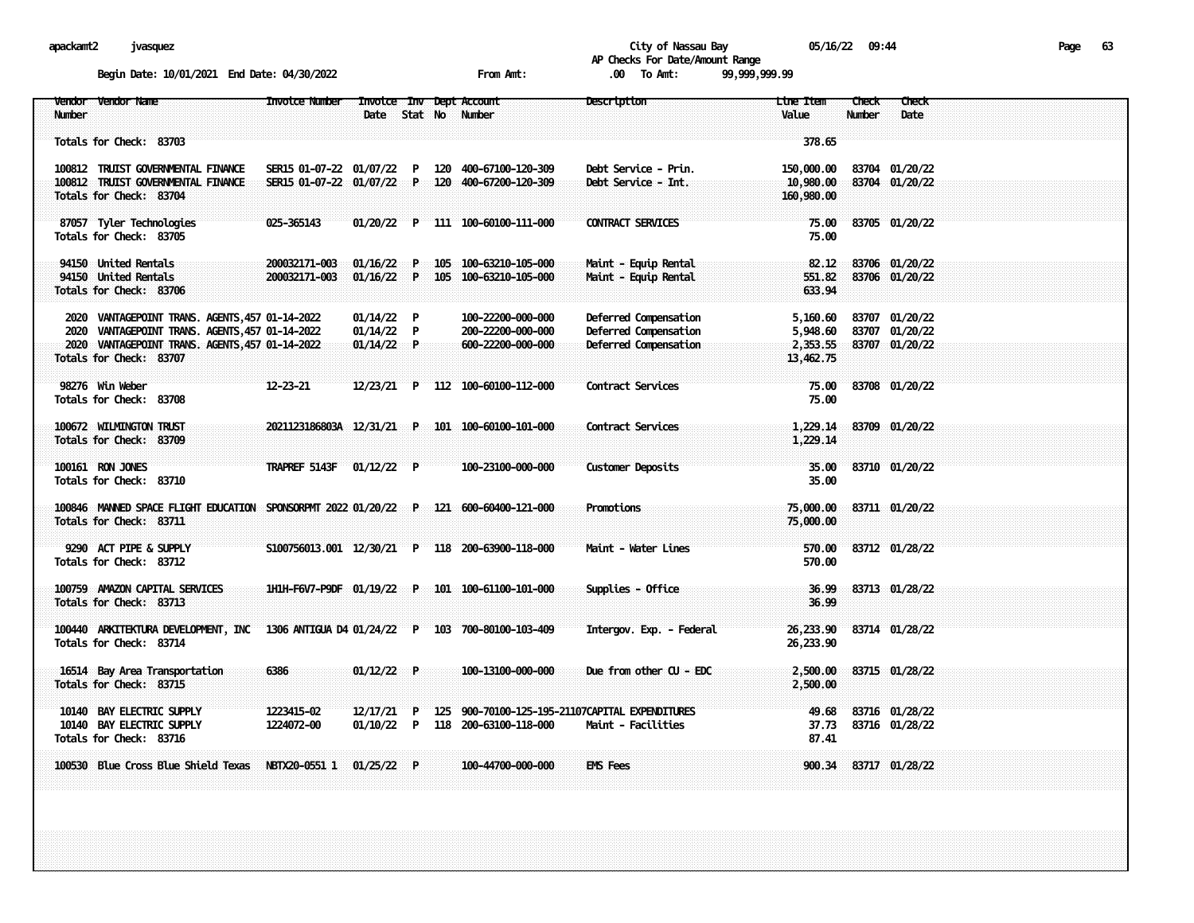City of Nassau Bay
AP Checks For Date/Amount Range

Begin Date: 10/01/2021 End Date: 04/30/2022 From Amt: .00 To Amt: 99,999,999.99

| Vendor Number | Vendor Name | Invoice Number | Invoice Date | Inv Stat | Dept No | Account Number | Description | Line Item Value | Check Number | Check Date |
|---|---|---|---|---|---|---|---|---|---|---|
| Totals for Check: 83703 | | | | | | | | 378.65 | | |
| 100812 | TRUIST GOVERNMENTAL FINANCE | SER15 01-07-22 | 01/07/22 | P | 120 | 400-67100-120-309 | Debt Service - Prin. | 150,000.00 | 83704 | 01/20/22 |
| 100812 | TRUIST GOVERNMENTAL FINANCE | SER15 01-07-22 | 01/07/22 | P | 120 | 400-67200-120-309 | Debt Service - Int. | 10,980.00 | 83704 | 01/20/22 |
| Totals for Check: 83704 | | | | | | | | 160,980.00 | | |
| 87057 | Tyler Technologies | 025-365143 | 01/20/22 | P | 111 | 100-60100-111-000 | CONTRACT SERVICES | 75.00 | 83705 | 01/20/22 |
| Totals for Check: 83705 | | | | | | | | 75.00 | | |
| 94150 | United Rentals | 200032171-003 | 01/16/22 | P | 105 | 100-63210-105-000 | Maint - Equip Rental | 82.12 | 83706 | 01/20/22 |
| 94150 | United Rentals | 200032171-003 | 01/16/22 | P | 105 | 100-63210-105-000 | Maint - Equip Rental | 551.82 | 83706 | 01/20/22 |
| Totals for Check: 83706 | | | | | | | | 633.94 | | |
| 2020 | VANTAGEPOINT TRANS. AGENTS,457 | 01-14-2022 | 01/14/22 | P | | 100-22200-000-000 | Deferred Compensation | 5,160.60 | 83707 | 01/20/22 |
| 2020 | VANTAGEPOINT TRANS. AGENTS,457 | 01-14-2022 | 01/14/22 | P | | 200-22200-000-000 | Deferred Compensation | 5,948.60 | 83707 | 01/20/22 |
| 2020 | VANTAGEPOINT TRANS. AGENTS,457 | 01-14-2022 | 01/14/22 | P | | 600-22200-000-000 | Deferred Compensation | 2,353.55 | 83707 | 01/20/22 |
| Totals for Check: 83707 | | | | | | | | 13,462.75 | | |
| 98276 | Win Weber | 12-23-21 | 12/23/21 | P | 112 | 100-60100-112-000 | Contract Services | 75.00 | 83708 | 01/20/22 |
| Totals for Check: 83708 | | | | | | | | 75.00 | | |
| 100672 | WILMINGTON TRUST | 2021123186803A | 12/31/21 | P | 101 | 100-60100-101-000 | Contract Services | 1,229.14 | 83709 | 01/20/22 |
| Totals for Check: 83709 | | | | | | | | 1,229.14 | | |
| 100161 | RON JONES | TRAPREF 5143F | 01/12/22 | P | | 100-23100-000-000 | Customer Deposits | 35.00 | 83710 | 01/20/22 |
| Totals for Check: 83710 | | | | | | | | 35.00 | | |
| 100846 | MANNED SPACE FLIGHT EDUCATION | SPONSORPMT 2022 | 01/20/22 | P | 121 | 600-60400-121-000 | Promotions | 75,000.00 | 83711 | 01/20/22 |
| Totals for Check: 83711 | | | | | | | | 75,000.00 | | |
| 9290 | ACT PIPE & SUPPLY | S100756013.001 | 12/30/21 | P | 118 | 200-63900-118-000 | Maint - Water Lines | 570.00 | 83712 | 01/28/22 |
| Totals for Check: 83712 | | | | | | | | 570.00 | | |
| 100759 | AMAZON CAPITAL SERVICES | 1H1H-F6V7-P9DF | 01/19/22 | P | 101 | 100-61100-101-000 | Supplies - Office | 36.99 | 83713 | 01/28/22 |
| Totals for Check: 83713 | | | | | | | | 36.99 | | |
| 100440 | ARKITEKTURA DEVELOPMENT, INC | 1306 ANTIGUA D4 | 01/24/22 | P | 103 | 700-80100-103-409 | Intergov. Exp. - Federal | 26,233.90 | 83714 | 01/28/22 |
| Totals for Check: 83714 | | | | | | | | 26,233.90 | | |
| 16514 | Bay Area Transportation | 6386 | 01/12/22 | P | | 100-13100-000-000 | Due from other CU - EDC | 2,500.00 | 83715 | 01/28/22 |
| Totals for Check: 83715 | | | | | | | | 2,500.00 | | |
| 10140 | BAY ELECTRIC SUPPLY | 1223415-02 | 12/17/21 | P | 125 | 900-70100-125-195-21107 | CAPITAL EXPENDITURES | 49.68 | 83716 | 01/28/22 |
| 10140 | BAY ELECTRIC SUPPLY | 1224072-00 | 01/10/22 | P | 118 | 200-63100-118-000 | Maint - Facilities | 37.73 | 83716 | 01/28/22 |
| Totals for Check: 83716 | | | | | | | | 87.41 | | |
| 100530 | Blue Cross Blue Shield Texas | NBTX20-0551 1 | 01/25/22 | P | | 100-44700-000-000 | EMS Fees | 900.34 | 83717 | 01/28/22 |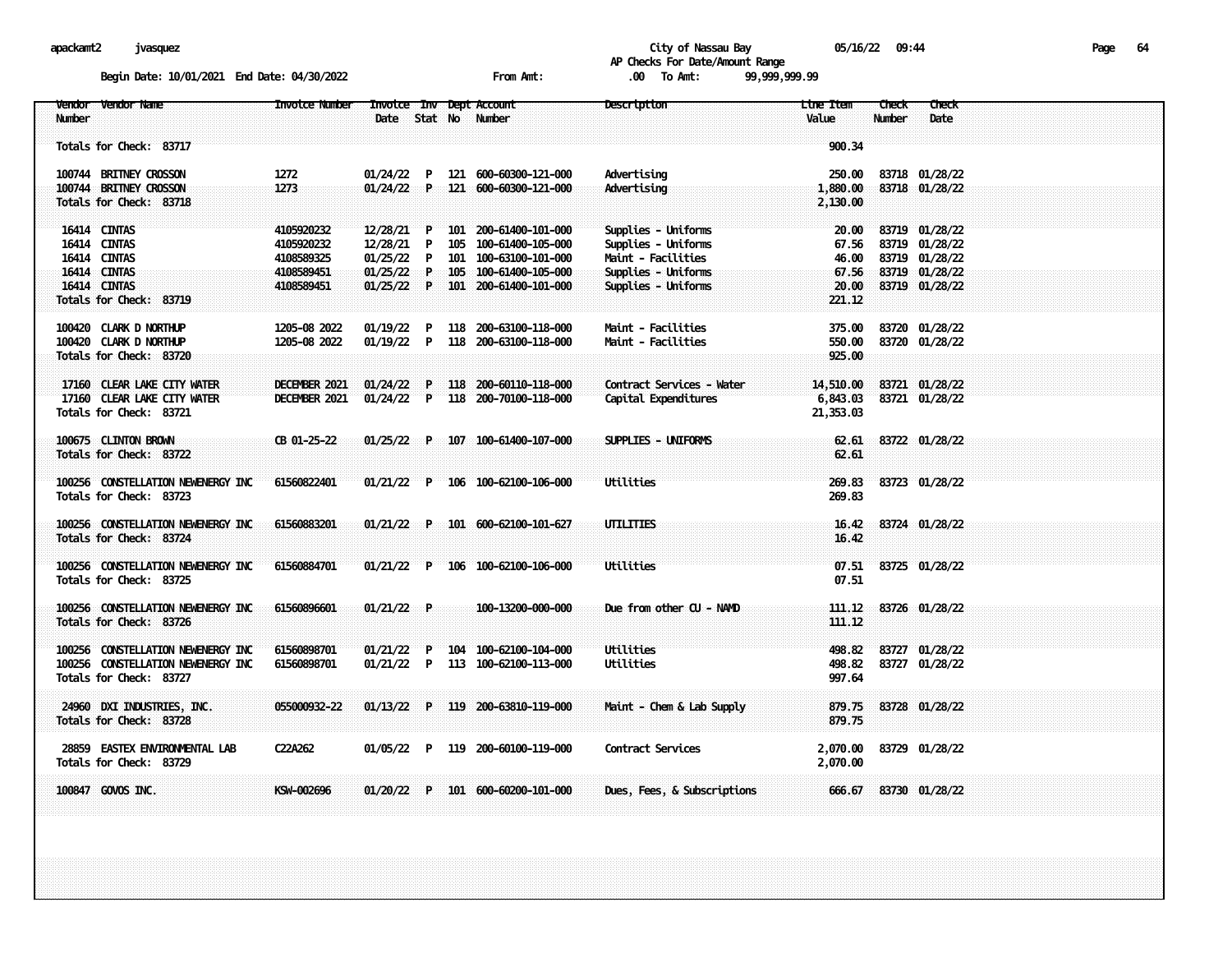apackamt2 jvasquez

City of Nassau Bay 05/16/22 09:44

AP Checks For Date/Amount Range

Begin Date: 10/01/2021 End Date: 04/30/2022 From Amt: .00 To Amt: 99,999,999.99

| Vendor Number | Vendor Name | Invoice Number | Invoice Date | Inv Stat | Dept No | Account Number | Description | Line Item Value | Check Number | Check Date |
|---|---|---|---|---|---|---|---|---|---|---|
| Totals for Check: 83717 | | | | | | | | 900.34 | | |
| 100744 | BRITNEY CROSSON | 1272 | 01/24/22 | P | 121 | 600-60300-121-000 | Advertising | 250.00 | 83718 | 01/28/22 |
| 100744 | BRITNEY CROSSON | 1273 | 01/24/22 | P | 121 | 600-60300-121-000 | Advertising | 1,880.00 | 83718 | 01/28/22 |
| Totals for Check: 83718 | | | | | | | | 2,130.00 | | |
| 16414 | CINTAS | 4105920232 | 12/28/21 | P | 101 | 200-61400-101-000 | Supplies - Uniforms | 20.00 | 83719 | 01/28/22 |
| 16414 | CINTAS | 4105920232 | 12/28/21 | P | 105 | 100-61400-105-000 | Supplies - Uniforms | 67.56 | 83719 | 01/28/22 |
| 16414 | CINTAS | 4108589325 | 01/25/22 | P | 101 | 100-63100-101-000 | Maint - Facilities | 46.00 | 83719 | 01/28/22 |
| 16414 | CINTAS | 4108589451 | 01/25/22 | P | 105 | 100-61400-105-000 | Supplies - Uniforms | 67.56 | 83719 | 01/28/22 |
| 16414 | CINTAS | 4108589451 | 01/25/22 | P | 101 | 200-61400-101-000 | Supplies - Uniforms | 20.00 | 83719 | 01/28/22 |
| Totals for Check: 83719 | | | | | | | | 221.12 | | |
| 100420 | CLARK D NORTHUP | 1205-08 2022 | 01/19/22 | P | 118 | 200-63100-118-000 | Maint - Facilities | 375.00 | 83720 | 01/28/22 |
| 100420 | CLARK D NORTHUP | 1205-08 2022 | 01/19/22 | P | 118 | 200-63100-118-000 | Maint - Facilities | 550.00 | 83720 | 01/28/22 |
| Totals for Check: 83720 | | | | | | | | 925.00 | | |
| 17160 | CLEAR LAKE CITY WATER | DECEMBER 2021 | 01/24/22 | P | 118 | 200-60110-118-000 | Contract Services - Water | 14,510.00 | 83721 | 01/28/22 |
| 17160 | CLEAR LAKE CITY WATER | DECEMBER 2021 | 01/24/22 | P | 118 | 200-70100-118-000 | Capital Expenditures | 6,843.03 | 83721 | 01/28/22 |
| Totals for Check: 83721 | | | | | | | | 21,353.03 | | |
| 100675 | CLINTON BROWN | CB 01-25-22 | 01/25/22 | P | 107 | 100-61400-107-000 | SUPPLIES - UNIFORMS | 62.61 | 83722 | 01/28/22 |
| Totals for Check: 83722 | | | | | | | | 62.61 | | |
| 100256 | CONSTELLATION NEWENERGY INC | 61560822401 | 01/21/22 | P | 106 | 100-62100-106-000 | Utilities | 269.83 | 83723 | 01/28/22 |
| Totals for Check: 83723 | | | | | | | | 269.83 | | |
| 100256 | CONSTELLATION NEWENERGY INC | 61560883201 | 01/21/22 | P | 101 | 600-62100-101-627 | UTILITIES | 16.42 | 83724 | 01/28/22 |
| Totals for Check: 83724 | | | | | | | | 16.42 | | |
| 100256 | CONSTELLATION NEWENERGY INC | 61560884701 | 01/21/22 | P | 106 | 100-62100-106-000 | Utilities | 07.51 | 83725 | 01/28/22 |
| Totals for Check: 83725 | | | | | | | | 07.51 | | |
| 100256 | CONSTELLATION NEWENERGY INC | 61560896601 | 01/21/22 | P | | 100-13200-000-000 | Due from other CU - NAMD | 111.12 | 83726 | 01/28/22 |
| Totals for Check: 83726 | | | | | | | | 111.12 | | |
| 100256 | CONSTELLATION NEWENERGY INC | 61560898701 | 01/21/22 | P | 104 | 100-62100-104-000 | Utilities | 498.82 | 83727 | 01/28/22 |
| 100256 | CONSTELLATION NEWENERGY INC | 61560898701 | 01/21/22 | P | 113 | 100-62100-113-000 | Utilities | 498.82 | 83727 | 01/28/22 |
| Totals for Check: 83727 | | | | | | | | 997.64 | | |
| 24960 | DXI INDUSTRIES, INC. | 055000932-22 | 01/13/22 | P | 119 | 200-63810-119-000 | Maint - Chem & Lab Supply | 879.75 | 83728 | 01/28/22 |
| Totals for Check: 83728 | | | | | | | | 879.75 | | |
| 28859 | EASTEX ENVIRONMENTAL LAB | C22A262 | 01/05/22 | P | 119 | 200-60100-119-000 | Contract Services | 2,070.00 | 83729 | 01/28/22 |
| Totals for Check: 83729 | | | | | | | | 2,070.00 | | |
| 100847 | GOVOS INC. | KSW-002696 | 01/20/22 | P | 101 | 600-60200-101-000 | Dues, Fees, & Subscriptions | 666.67 | 83730 | 01/28/22 |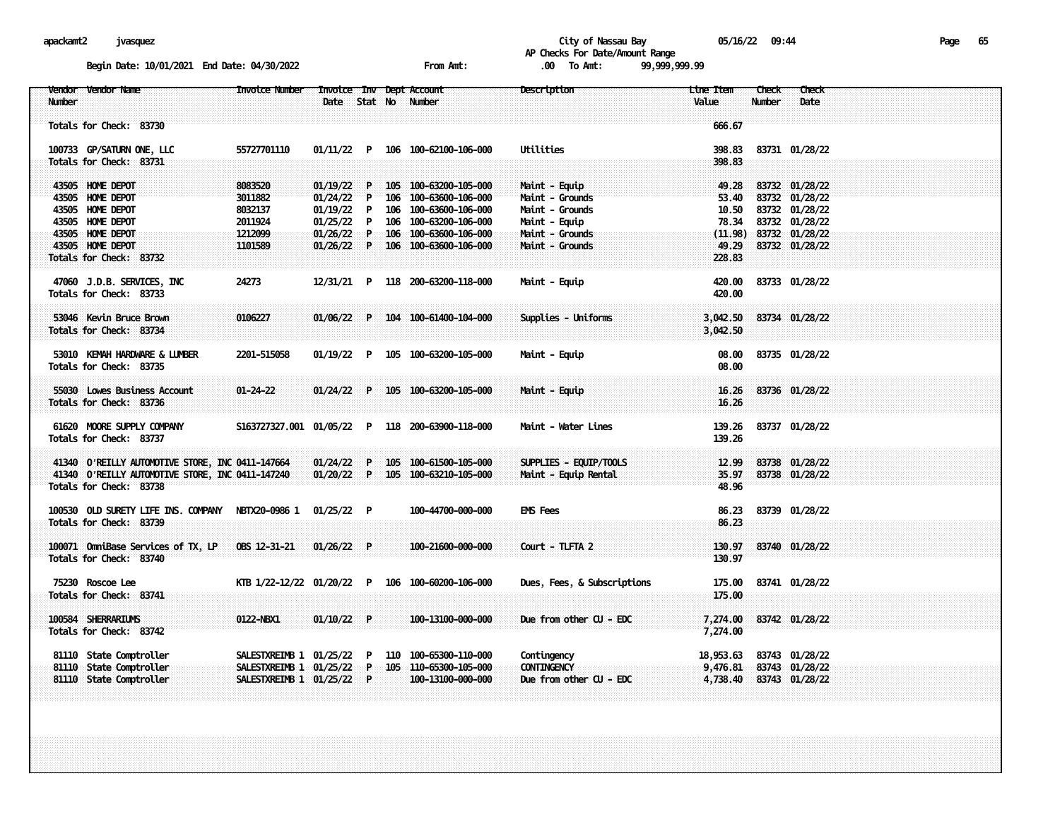apackamt2 jvasquez

City of Nassau Bay 05/16/22 09:44

AP Checks For Date/Amount Range

Begin Date: 10/01/2021 End Date: 04/30/2022 From Amt: .00 To Amt: 99,999,999.99

| Vendor Number | Vendor Name | Invoice Number | Invoice Date | Inv Stat | Dept No | Account Number | Description | Line Item Value | Check Number | Check Date |
|---|---|---|---|---|---|---|---|---|---|---|
| Totals for Check: 83730 | | | | | | | | 666.67 | | |
| 100733 | GP/SATURN ONE, LLC | 55727701110 | 01/11/22 | P | 106 | 100-62100-106-000 | Utilities | 398.83 | 83731 | 01/28/22 |
| Totals for Check: 83731 | | | | | | | | 398.83 | | |
| 43505 | HOME DEPOT | 8083520 | 01/19/22 | P | 105 | 100-63200-105-000 | Maint - Equip | 49.28 | 83732 | 01/28/22 |
| 43505 | HOME DEPOT | 3011882 | 01/24/22 | P | 106 | 100-63600-106-000 | Maint - Grounds | 53.40 | 83732 | 01/28/22 |
| 43505 | HOME DEPOT | 8032137 | 01/19/22 | P | 106 | 100-63600-106-000 | Maint - Grounds | 10.50 | 83732 | 01/28/22 |
| 43505 | HOME DEPOT | 2011924 | 01/25/22 | P | 106 | 100-63200-106-000 | Maint - Equip | 78.34 | 83732 | 01/28/22 |
| 43505 | HOME DEPOT | 1212099 | 01/26/22 | P | 106 | 100-63600-106-000 | Maint - Grounds | (11.98) | 83732 | 01/28/22 |
| 43505 | HOME DEPOT | 1101589 | 01/26/22 | P | 106 | 100-63600-106-000 | Maint - Grounds | 49.29 | 83732 | 01/28/22 |
| Totals for Check: 83732 | | | | | | | | 228.83 | | |
| 47060 | J.D.B. SERVICES, INC | 24273 | 12/31/21 | P | 118 | 200-63200-118-000 | Maint - Equip | 420.00 | 83733 | 01/28/22 |
| Totals for Check: 83733 | | | | | | | | 420.00 | | |
| 53046 | Kevin Bruce Brown | 0106227 | 01/06/22 | P | 104 | 100-61400-104-000 | Supplies - Uniforms | 3,042.50 | 83734 | 01/28/22 |
| Totals for Check: 83734 | | | | | | | | 3,042.50 | | |
| 53010 | KEMAH HARDWARE & LUMBER | 2201-515058 | 01/19/22 | P | 105 | 100-63200-105-000 | Maint - Equip | 08.00 | 83735 | 01/28/22 |
| Totals for Check: 83735 | | | | | | | | 08.00 | | |
| 55030 | Lowes Business Account | 01-24-22 | 01/24/22 | P | 105 | 100-63200-105-000 | Maint - Equip | 16.26 | 83736 | 01/28/22 |
| Totals for Check: 83736 | | | | | | | | 16.26 | | |
| 61620 | MOORE SUPPLY COMPANY | S163727327.001 | 01/05/22 | P | 118 | 200-63900-118-000 | Maint - Water Lines | 139.26 | 83737 | 01/28/22 |
| Totals for Check: 83737 | | | | | | | | 139.26 | | |
| 41340 | O'REILLY AUTOMOTIVE STORE, INC | 0411-147664 | 01/24/22 | P | 105 | 100-61500-105-000 | SUPPLIES - EQUIP/TOOLS | 12.99 | 83738 | 01/28/22 |
| 41340 | O'REILLY AUTOMOTIVE STORE, INC | 0411-147240 | 01/20/22 | P | 105 | 100-63210-105-000 | Maint - Equip Rental | 35.97 | 83738 | 01/28/22 |
| Totals for Check: 83738 | | | | | | | | 48.96 | | |
| 100530 | OLD SURETY LIFE INS. COMPANY | NBTX20-0986 1 | 01/25/22 | P | | 100-44700-000-000 | EMS Fees | 86.23 | 83739 | 01/28/22 |
| Totals for Check: 83739 | | | | | | | | 86.23 | | |
| 100071 | OmniBase Services of TX, LP | OBS 12-31-21 | 01/26/22 | P | | 100-21600-000-000 | Court - TLFTA 2 | 130.97 | 83740 | 01/28/22 |
| Totals for Check: 83740 | | | | | | | | 130.97 | | |
| 75230 | Roscoe Lee | KTB 1/22-12/22 | 01/20/22 | P | 106 | 100-60200-106-000 | Dues, Fees, & Subscriptions | 175.00 | 83741 | 01/28/22 |
| Totals for Check: 83741 | | | | | | | | 175.00 | | |
| 100584 | SHERRARIUMS | 0122-NBX1 | 01/10/22 | P | | 100-13100-000-000 | Due from other CU - EDC | 7,274.00 | 83742 | 01/28/22 |
| Totals for Check: 83742 | | | | | | | | 7,274.00 | | |
| 81110 | State Comptroller | SALESTXREIMB 1 | 01/25/22 | P | 110 | 100-65300-110-000 | Contingency | 18,953.63 | 83743 | 01/28/22 |
| 81110 | State Comptroller | SALESTXREIMB 1 | 01/25/22 | P | 105 | 110-65300-105-000 | CONTINGENCY | 9,476.81 | 83743 | 01/28/22 |
| 81110 | State Comptroller | SALESTXREIMB 1 | 01/25/22 | P | | 100-13100-000-000 | Due from other CU - EDC | 4,738.40 | 83743 | 01/28/22 |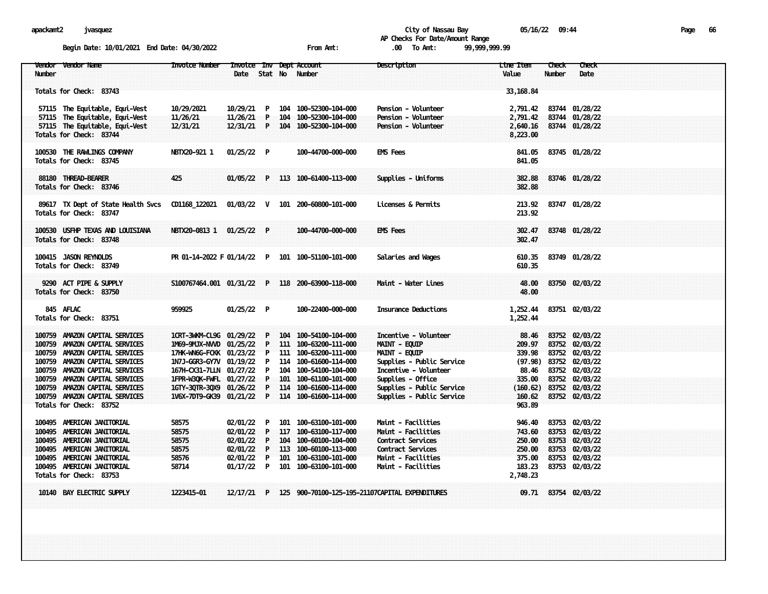City of Nassau Bay

AP Checks For Date/Amount Range

Begin Date: 10/01/2021 End Date: 04/30/2022 From Amt: .00 To Amt: 99,999,999.99

| Vendor Number | Vendor Name | Invoice Number | Invoice Date | Inv Stat | Dept No | Account Number | Description | Line Item Value | Check Number | Check Date |
|---|---|---|---|---|---|---|---|---|---|---|
| Totals for Check: 83743 | | | | | | | | 33,168.84 | | |
| 57115 | The Equitable, Equi-Vest | 10/29/2021 | 10/29/21 | P | 104 | 100-52300-104-000 | Pension - Volunteer | 2,791.42 | 83744 | 01/28/22 |
| 57115 | The Equitable, Equi-Vest | 11/26/21 | 11/26/21 | P | 104 | 100-52300-104-000 | Pension - Volunteer | 2,791.42 | 83744 | 01/28/22 |
| 57115 | The Equitable, Equi-Vest | 12/31/21 | 12/31/21 | P | 104 | 100-52300-104-000 | Pension - Volunteer | 2,640.16 | 83744 | 01/28/22 |
| Totals for Check: 83744 | | | | | | | | 8,223.00 | | |
| 100530 | THE RAWLINGS COMPANY | NBTX20-921 1 | 01/25/22 | P | | 100-44700-000-000 | EMS Fees | 841.05 | 83745 | 01/28/22 |
| Totals for Check: 83745 | | | | | | | | 841.05 | | |
| 88180 | THREAD-BEARER | 425 | 01/05/22 | P | 113 | 100-61400-113-000 | Supplies - Uniforms | 382.88 | 83746 | 01/28/22 |
| Totals for Check: 83746 | | | | | | | | 382.88 | | |
| 89617 | TX Dept of State Health Svcs | CD1168_122021 | 01/03/22 | V | 101 | 200-60800-101-000 | Licenses & Permits | 213.92 | 83747 | 01/28/22 |
| Totals for Check: 83747 | | | | | | | | 213.92 | | |
| 100530 | USFHP TEXAS AND LOUISIANA | NBTX20-0813 1 | 01/25/22 | P | | 100-44700-000-000 | EMS Fees | 302.47 | 83748 | 01/28/22 |
| Totals for Check: 83748 | | | | | | | | 302.47 | | |
| 100415 | JASON REYNOLDS | PR 01-14-2022 F | 01/14/22 | P | 101 | 100-51100-101-000 | Salaries and Wages | 610.35 | 83749 | 01/28/22 |
| Totals for Check: 83749 | | | | | | | | 610.35 | | |
| 9290 | ACT PIPE & SUPPLY | S100767464.001 | 01/31/22 | P | 118 | 200-63900-118-000 | Maint - Water Lines | 48.00 | 83750 | 02/03/22 |
| Totals for Check: 83750 | | | | | | | | 48.00 | | |
| 845 | AFLAC | 959925 | 01/25/22 | P | | 100-22400-000-000 | Insurance Deductions | 1,252.44 | 83751 | 02/03/22 |
| Totals for Check: 83751 | | | | | | | | 1,252.44 | | |
| 100759 | AMAZON CAPITAL SERVICES | 1CRT-3WKM-CL9G | 01/29/22 | P | 104 | 100-54100-104-000 | Incentive - Volunteer | 88.46 | 83752 | 02/03/22 |
| 100759 | AMAZON CAPITAL SERVICES | 1M69-9MJX-NVVD | 01/25/22 | P | 111 | 100-63200-111-000 | MAINT - EQUIP | 209.97 | 83752 | 02/03/22 |
| 100759 | AMAZON CAPITAL SERVICES | 17HK-WN6G-FCKK | 01/23/22 | P | 111 | 100-63200-111-000 | MAINT - EQUIP | 339.98 | 83752 | 02/03/22 |
| 100759 | AMAZON CAPITAL SERVICES | 1N7J-GGR3-GY7V | 01/19/22 | P | 114 | 100-61600-114-000 | Supplies - Public Service | (97.98) | 83752 | 02/03/22 |
| 100759 | AMAZON CAPITAL SERVICES | 167H-CX31-7LLN | 01/27/22 | P | 104 | 100-54100-104-000 | Incentive - Volunteer | 88.46 | 83752 | 02/03/22 |
| 100759 | AMAZON CAPITAL SERVICES | 1FPR-W3QK-FWFL | 01/27/22 | P | 101 | 100-61100-101-000 | Supplies - Office | 335.00 | 83752 | 02/03/22 |
| 100759 | AMAZON CAPITAL SERVICES | 1GTY-3QTR-3QX9 | 01/26/22 | P | 114 | 100-61600-114-000 | Supplies - Public Service | (160.62) | 83752 | 02/03/22 |
| 100759 | AMAZON CAPITAL SERVICES | 1V6X-7DT9-GK39 | 01/21/22 | P | 114 | 100-61600-114-000 | Supplies - Public Service | 160.62 | 83752 | 02/03/22 |
| Totals for Check: 83752 | | | | | | | | 963.89 | | |
| 100495 | AMERICAN JANITORIAL | 58575 | 02/01/22 | P | 101 | 100-63100-101-000 | Maint - Facilities | 946.40 | 83753 | 02/03/22 |
| 100495 | AMERICAN JANITORIAL | 58575 | 02/01/22 | P | 117 | 100-63100-117-000 | Maint - Facilities | 743.60 | 83753 | 02/03/22 |
| 100495 | AMERICAN JANITORIAL | 58575 | 02/01/22 | P | 104 | 100-60100-104-000 | Contract Services | 250.00 | 83753 | 02/03/22 |
| 100495 | AMERICAN JANITORIAL | 58575 | 02/01/22 | P | 113 | 100-60100-113-000 | Contract Services | 250.00 | 83753 | 02/03/22 |
| 100495 | AMERICAN JANITORIAL | 58576 | 02/01/22 | P | 101 | 100-63100-101-000 | Maint - Facilities | 375.00 | 83753 | 02/03/22 |
| 100495 | AMERICAN JANITORIAL | 58714 | 01/17/22 | P | 101 | 100-63100-101-000 | Maint - Facilities | 183.23 | 83753 | 02/03/22 |
| Totals for Check: 83753 | | | | | | | | 2,748.23 | | |
| 10140 | BAY ELECTRIC SUPPLY | 1223415-01 | 12/17/21 | P | 125 | 900-70100-125-195-21107 | CAPITAL EXPENDITURES | 09.71 | 83754 | 02/03/22 |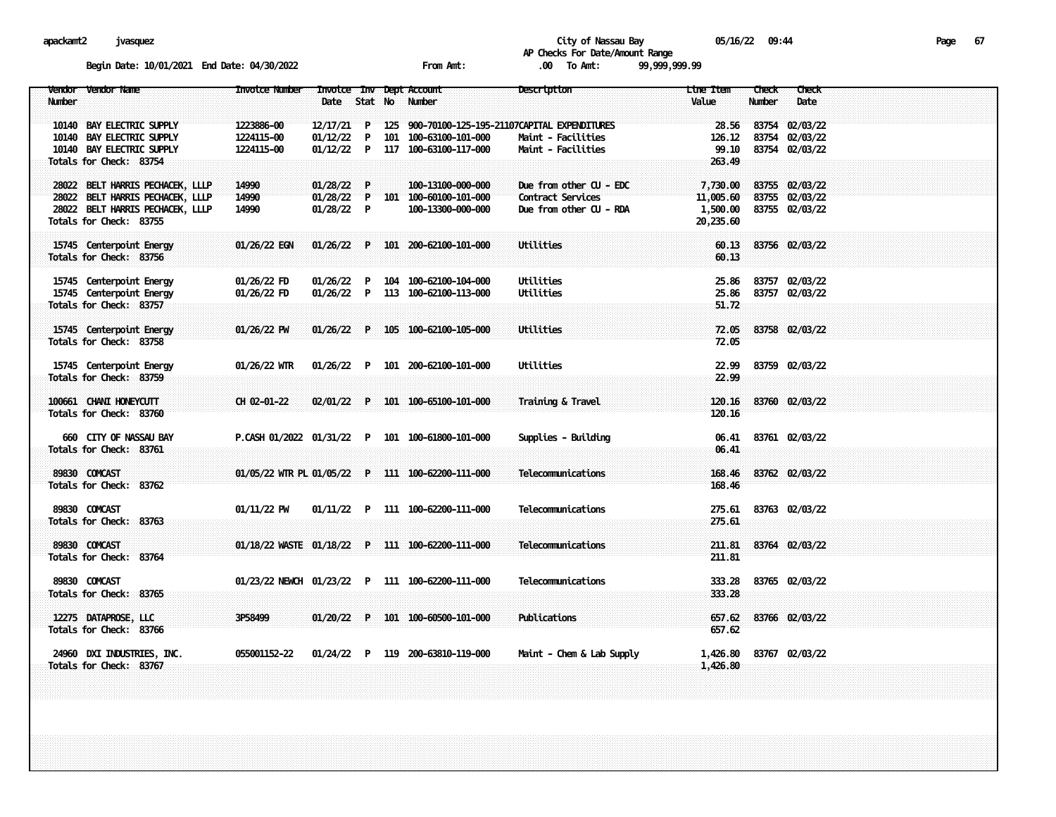apackamt2 jvasquez

City of Nassau Bay 05/16/22 09:44

AP Checks For Date/Amount Range

Begin Date: 10/01/2021 End Date: 04/30/2022 From Amt: .00 To Amt: 99,999,999.99

| Vendor Number | Vendor Name | Invoice Number | Invoice Date | Inv Stat | Dept No | Account Number | Description | Line Item Value | Check Number | Check Date |
|---|---|---|---|---|---|---|---|---|---|---|
| 10140 | BAY ELECTRIC SUPPLY | 1223886-00 | 12/17/21 | P | 125 | 900-70100-125-195-21107 | CAPITAL EXPENDITURES | 28.56 | 83754 | 02/03/22 |
| 10140 | BAY ELECTRIC SUPPLY | 1224115-00 | 01/12/22 | P | 101 | 100-63100-101-000 | Maint - Facilities | 126.12 | 83754 | 02/03/22 |
| 10140 | BAY ELECTRIC SUPPLY | 1224115-00 | 01/12/22 | P | 117 | 100-63100-117-000 | Maint - Facilities | 99.10 | 83754 | 02/03/22 |
| Totals for Check: 83754 | | | | | | | | 263.49 | | |
| 28022 | BELT HARRIS PECHACEK, LLLP | 14990 | 01/28/22 | P | | 100-13100-000-000 | Due from other CU - EDC | 7,730.00 | 83755 | 02/03/22 |
| 28022 | BELT HARRIS PECHACEK, LLLP | 14990 | 01/28/22 | P | 101 | 100-60100-101-000 | Contract Services | 11,005.60 | 83755 | 02/03/22 |
| 28022 | BELT HARRIS PECHACEK, LLLP | 14990 | 01/28/22 | P | | 100-13300-000-000 | Due from other CU - RDA | 1,500.00 | 83755 | 02/03/22 |
| Totals for Check: 83755 | | | | | | | | 20,235.60 | | |
| 15745 | Centerpoint Energy | 01/26/22 EGN | 01/26/22 | P | 101 | 200-62100-101-000 | Utilities | 60.13 | 83756 | 02/03/22 |
| Totals for Check: 83756 | | | | | | | | 60.13 | | |
| 15745 | Centerpoint Energy | 01/26/22 FD | 01/26/22 | P | 104 | 100-62100-104-000 | Utilities | 25.86 | 83757 | 02/03/22 |
| 15745 | Centerpoint Energy | 01/26/22 FD | 01/26/22 | P | 113 | 100-62100-113-000 | Utilities | 25.86 | 83757 | 02/03/22 |
| Totals for Check: 83757 | | | | | | | | 51.72 | | |
| 15745 | Centerpoint Energy | 01/26/22 PW | 01/26/22 | P | 105 | 100-62100-105-000 | Utilities | 72.05 | 83758 | 02/03/22 |
| Totals for Check: 83758 | | | | | | | | 72.05 | | |
| 15745 | Centerpoint Energy | 01/26/22 WTR | 01/26/22 | P | 101 | 200-62100-101-000 | Utilities | 22.99 | 83759 | 02/03/22 |
| Totals for Check: 83759 | | | | | | | | 22.99 | | |
| 100661 | CHANI HONEYCUTT | CH 02-01-22 | 02/01/22 | P | 101 | 100-65100-101-000 | Training & Travel | 120.16 | 83760 | 02/03/22 |
| Totals for Check: 83760 | | | | | | | | 120.16 | | |
| 660 | CITY OF NASSAU BAY | P.CASH 01/2022 | 01/31/22 | P | 101 | 100-61800-101-000 | Supplies - Building | 06.41 | 83761 | 02/03/22 |
| Totals for Check: 83761 | | | | | | | | 06.41 | | |
| 89830 | COMCAST | 01/05/22 WTR PL | 01/05/22 | P | 111 | 100-62200-111-000 | Telecommunications | 168.46 | 83762 | 02/03/22 |
| Totals for Check: 83762 | | | | | | | | 168.46 | | |
| 89830 | COMCAST | 01/11/22 PW | 01/11/22 | P | 111 | 100-62200-111-000 | Telecommunications | 275.61 | 83763 | 02/03/22 |
| Totals for Check: 83763 | | | | | | | | 275.61 | | |
| 89830 | COMCAST | 01/18/22 WASTE | 01/18/22 | P | 111 | 100-62200-111-000 | Telecommunications | 211.81 | 83764 | 02/03/22 |
| Totals for Check: 83764 | | | | | | | | 211.81 | | |
| 89830 | COMCAST | 01/23/22 NEWCH | 01/23/22 | P | 111 | 100-62200-111-000 | Telecommunications | 333.28 | 83765 | 02/03/22 |
| Totals for Check: 83765 | | | | | | | | 333.28 | | |
| 12275 | DATAPROSE, LLC | 3P58499 | 01/20/22 | P | 101 | 100-60500-101-000 | Publications | 657.62 | 83766 | 02/03/22 |
| Totals for Check: 83766 | | | | | | | | 657.62 | | |
| 24960 | DXI INDUSTRIES, INC. | 055001152-22 | 01/24/22 | P | 119 | 200-63810-119-000 | Maint - Chem & Lab Supply | 1,426.80 | 83767 | 02/03/22 |
| Totals for Check: 83767 | | | | | | | | 1,426.80 | | |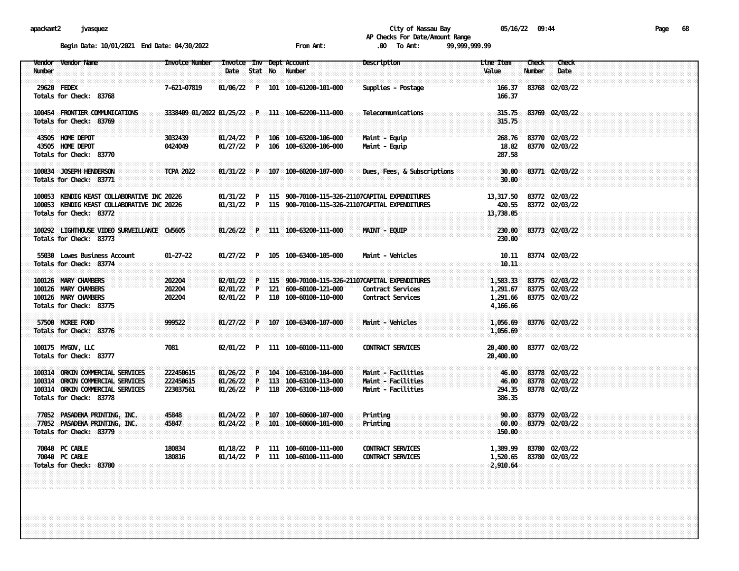City of Nassau Bay — AP Checks For Date/Amount Range

Begin Date: 10/01/2021 End Date: 04/30/2022 — From Amt: .00 To Amt: 99,999,999.99

| Vendor Number | Vendor Name | Invoice Number | Invoice Date | Inv Stat | Dept No | Account Number | Description | Line Item Value | Check Number | Check Date |
|---|---|---|---|---|---|---|---|---|---|---|
| 29620 | FEDEX | 7-621-07819 | 01/06/22 | P | 101 | 100-61200-101-000 | Supplies - Postage | 166.37 | 83768 | 02/03/22 |
| Totals for Check: 83768 | | | | | | | | 166.37 | | |
| 100454 | FRONTIER COMMUNICATIONS | 3338409 01/2022 | 01/25/22 | P | 111 | 100-62200-111-000 | Telecommunications | 315.75 | 83769 | 02/03/22 |
| Totals for Check: 83769 | | | | | | | | 315.75 | | |
| 43505 | HOME DEPOT | 3032439 | 01/24/22 | P | 106 | 100-63200-106-000 | Maint - Equip | 268.76 | 83770 | 02/03/22 |
| 43505 | HOME DEPOT | 0424049 | 01/27/22 | P | 106 | 100-63200-106-000 | Maint - Equip | 18.82 | 83770 | 02/03/22 |
| Totals for Check: 83770 | | | | | | | | 287.58 | | |
| 100834 | JOSEPH HENDERSON | TCPA 2022 | 01/31/22 | P | 107 | 100-60200-107-000 | Dues, Fees, & Subscriptions | 30.00 | 83771 | 02/03/22 |
| Totals for Check: 83771 | | | | | | | | 30.00 | | |
| 100053 | KENDIG KEAST COLLABORATIVE INC | 20226 | 01/31/22 | P | 115 | 900-70100-115-326-21107 | CAPITAL EXPENDITURES | 13,317.50 | 83772 | 02/03/22 |
| 100053 | KENDIG KEAST COLLABORATIVE INC | 20226 | 01/31/22 | P | 115 | 900-70100-115-326-21107 | CAPITAL EXPENDITURES | 420.55 | 83772 | 02/03/22 |
| Totals for Check: 83772 | | | | | | | | 13,738.05 | | |
| 100292 | LIGHTHOUSE VIDEO SURVEILLANCE | CW5605 | 01/26/22 | P | 111 | 100-63200-111-000 | MAINT - EQUIP | 230.00 | 83773 | 02/03/22 |
| Totals for Check: 83773 | | | | | | | | 230.00 | | |
| 55030 | Lowes Business Account | 01-27-22 | 01/27/22 | P | 105 | 100-63400-105-000 | Maint - Vehicles | 10.11 | 83774 | 02/03/22 |
| Totals for Check: 83774 | | | | | | | | 10.11 | | |
| 100126 | MARY CHAMBERS | 202204 | 02/01/22 | P | 115 | 900-70100-115-326-21107 | CAPITAL EXPENDITURES | 1,583.33 | 83775 | 02/03/22 |
| 100126 | MARY CHAMBERS | 202204 | 02/01/22 | P | 121 | 600-60100-121-000 | Contract Services | 1,291.67 | 83775 | 02/03/22 |
| 100126 | MARY CHAMBERS | 202204 | 02/01/22 | P | 110 | 100-60100-110-000 | Contract Services | 1,291.66 | 83775 | 02/03/22 |
| Totals for Check: 83775 | | | | | | | | 4,166.66 | | |
| 57500 | MCREE FORD | 999522 | 01/27/22 | P | 107 | 100-63400-107-000 | Maint - Vehicles | 1,056.69 | 83776 | 02/03/22 |
| Totals for Check: 83776 | | | | | | | | 1,056.69 | | |
| 100175 | MYGOV, LLC | 7081 | 02/01/22 | P | 111 | 100-60100-111-000 | CONTRACT SERVICES | 20,400.00 | 83777 | 02/03/22 |
| Totals for Check: 83777 | | | | | | | | 20,400.00 | | |
| 100314 | ORKIN COMMERCIAL SERVICES | 222450615 | 01/26/22 | P | 104 | 100-63100-104-000 | Maint - Facilities | 46.00 | 83778 | 02/03/22 |
| 100314 | ORKIN COMMERCIAL SERVICES | 222450615 | 01/26/22 | P | 113 | 100-63100-113-000 | Maint - Facilities | 46.00 | 83778 | 02/03/22 |
| 100314 | ORKIN COMMERCIAL SERVICES | 223037561 | 01/26/22 | P | 118 | 200-63100-118-000 | Maint - Facilities | 294.35 | 83778 | 02/03/22 |
| Totals for Check: 83778 | | | | | | | | 386.35 | | |
| 77052 | PASADENA PRINTING, INC. | 45848 | 01/24/22 | P | 107 | 100-60600-107-000 | Printing | 90.00 | 83779 | 02/03/22 |
| 77052 | PASADENA PRINTING, INC. | 45847 | 01/24/22 | P | 101 | 100-60600-101-000 | Printing | 60.00 | 83779 | 02/03/22 |
| Totals for Check: 83779 | | | | | | | | 150.00 | | |
| 70040 | PC CABLE | 180834 | 01/18/22 | P | 111 | 100-60100-111-000 | CONTRACT SERVICES | 1,389.99 | 83780 | 02/03/22 |
| 70040 | PC CABLE | 180816 | 01/14/22 | P | 111 | 100-60100-111-000 | CONTRACT SERVICES | 1,520.65 | 83780 | 02/03/22 |
| Totals for Check: 83780 | | | | | | | | 2,910.64 | | |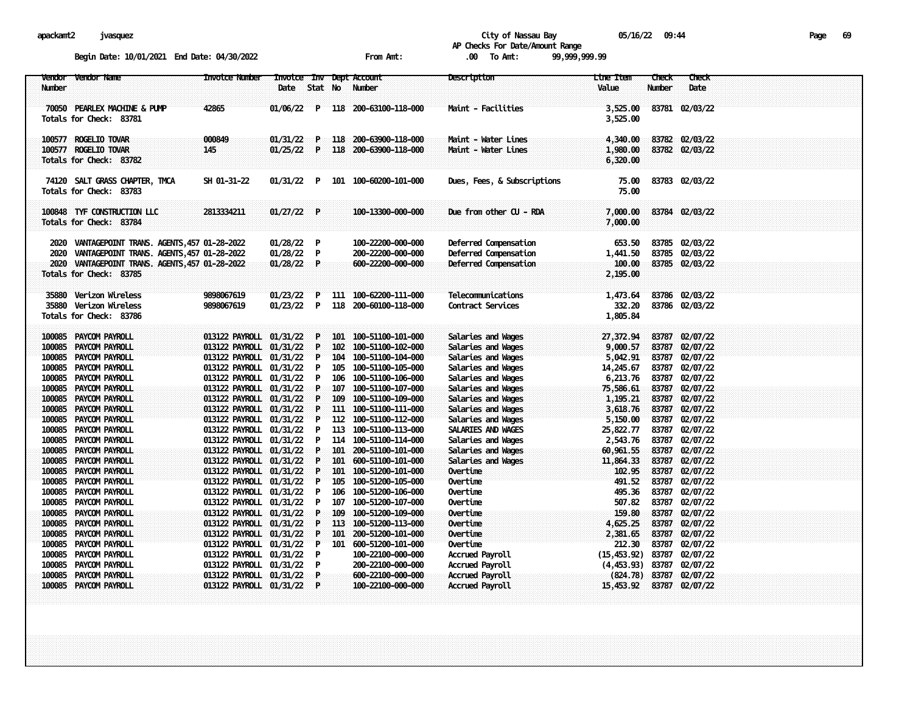City of Nassau Bay

AP Checks For Date/Amount Range

Begin Date: 10/01/2021 End Date: 04/30/2022 From Amt: .00 To Amt: 99,999,999.99

| Vendor Number | Vendor Name | Invoice Number | Invoice Date | Inv Stat | Dept No | Account Number | Description | Line Item Value | Check Number | Check Date |
|---|---|---|---|---|---|---|---|---|---|---|
| 70050 | PEARLEX MACHINE & PUMP | 42865 | 01/06/22 | P | 118 | 200-63100-118-000 | Maint - Facilities | 3,525.00 | 83781 | 02/03/22 |
| Totals for Check: 83781 | | | | | | | | 3,525.00 | | |
| 100577 | ROGELIO TOVAR | 000849 | 01/31/22 | P | 118 | 200-63900-118-000 | Maint - Water Lines | 4,340.00 | 83782 | 02/03/22 |
| 100577 | ROGELIO TOVAR | 145 | 01/25/22 | P | 118 | 200-63900-118-000 | Maint - Water Lines | 1,980.00 | 83782 | 02/03/22 |
| Totals for Check: 83782 | | | | | | | | 6,320.00 | | |
| 74120 | SALT GRASS CHAPTER, TMCA | SH 01-31-22 | 01/31/22 | P | 101 | 100-60200-101-000 | Dues, Fees, & Subscriptions | 75.00 | 83783 | 02/03/22 |
| Totals for Check: 83783 | | | | | | | | 75.00 | | |
| 100848 | TYF CONSTRUCTION LLC | 2813334211 | 01/27/22 | P | | 100-13300-000-000 | Due from other CU - RDA | 7,000.00 | 83784 | 02/03/22 |
| Totals for Check: 83784 | | | | | | | | 7,000.00 | | |
| 2020 | VANTAGEPOINT TRANS. AGENTS,457 | 01-28-2022 | 01/28/22 | P | | 100-22200-000-000 | Deferred Compensation | 653.50 | 83785 | 02/03/22 |
| 2020 | VANTAGEPOINT TRANS. AGENTS,457 | 01-28-2022 | 01/28/22 | P | | 200-22200-000-000 | Deferred Compensation | 1,441.50 | 83785 | 02/03/22 |
| 2020 | VANTAGEPOINT TRANS. AGENTS,457 | 01-28-2022 | 01/28/22 | P | | 600-22200-000-000 | Deferred Compensation | 100.00 | 83785 | 02/03/22 |
| Totals for Check: 83785 | | | | | | | | 2,195.00 | | |
| 35880 | Verizon Wireless | 9898067619 | 01/23/22 | P | 111 | 100-62200-111-000 | Telecommunications | 1,473.64 | 83786 | 02/03/22 |
| 35880 | Verizon Wireless | 9898067619 | 01/23/22 | P | 118 | 200-60100-118-000 | Contract Services | 332.20 | 83786 | 02/03/22 |
| Totals for Check: 83786 | | | | | | | | 1,805.84 | | |
| 100085 | PAYCOM PAYROLL | 013122 PAYROLL | 01/31/22 | P | 101 | 100-51100-101-000 | Salaries and Wages | 27,372.94 | 83787 | 02/07/22 |
| 100085 | PAYCOM PAYROLL | 013122 PAYROLL | 01/31/22 | P | 102 | 100-51100-102-000 | Salaries and Wages | 9,000.57 | 83787 | 02/07/22 |
| 100085 | PAYCOM PAYROLL | 013122 PAYROLL | 01/31/22 | P | 104 | 100-51100-104-000 | Salaries and Wages | 5,042.91 | 83787 | 02/07/22 |
| 100085 | PAYCOM PAYROLL | 013122 PAYROLL | 01/31/22 | P | 105 | 100-51100-105-000 | Salaries and Wages | 14,245.67 | 83787 | 02/07/22 |
| 100085 | PAYCOM PAYROLL | 013122 PAYROLL | 01/31/22 | P | 106 | 100-51100-106-000 | Salaries and Wages | 6,213.76 | 83787 | 02/07/22 |
| 100085 | PAYCOM PAYROLL | 013122 PAYROLL | 01/31/22 | P | 107 | 100-51100-107-000 | Salaries and Wages | 75,586.61 | 83787 | 02/07/22 |
| 100085 | PAYCOM PAYROLL | 013122 PAYROLL | 01/31/22 | P | 109 | 100-51100-109-000 | Salaries and Wages | 1,195.21 | 83787 | 02/07/22 |
| 100085 | PAYCOM PAYROLL | 013122 PAYROLL | 01/31/22 | P | 111 | 100-51100-111-000 | Salaries and Wages | 3,618.76 | 83787 | 02/07/22 |
| 100085 | PAYCOM PAYROLL | 013122 PAYROLL | 01/31/22 | P | 112 | 100-51100-112-000 | Salaries and Wages | 5,150.00 | 83787 | 02/07/22 |
| 100085 | PAYCOM PAYROLL | 013122 PAYROLL | 01/31/22 | P | 113 | 100-51100-113-000 | SALARIES AND WAGES | 25,822.77 | 83787 | 02/07/22 |
| 100085 | PAYCOM PAYROLL | 013122 PAYROLL | 01/31/22 | P | 114 | 100-51100-114-000 | Salaries and Wages | 2,543.76 | 83787 | 02/07/22 |
| 100085 | PAYCOM PAYROLL | 013122 PAYROLL | 01/31/22 | P | 101 | 200-51100-101-000 | Salaries and Wages | 60,961.55 | 83787 | 02/07/22 |
| 100085 | PAYCOM PAYROLL | 013122 PAYROLL | 01/31/22 | P | 101 | 600-51100-101-000 | Salaries and Wages | 11,864.33 | 83787 | 02/07/22 |
| 100085 | PAYCOM PAYROLL | 013122 PAYROLL | 01/31/22 | P | 101 | 100-51200-101-000 | Overtime | 102.95 | 83787 | 02/07/22 |
| 100085 | PAYCOM PAYROLL | 013122 PAYROLL | 01/31/22 | P | 105 | 100-51200-105-000 | Overtime | 491.52 | 83787 | 02/07/22 |
| 100085 | PAYCOM PAYROLL | 013122 PAYROLL | 01/31/22 | P | 106 | 100-51200-106-000 | Overtime | 495.36 | 83787 | 02/07/22 |
| 100085 | PAYCOM PAYROLL | 013122 PAYROLL | 01/31/22 | P | 107 | 100-51200-107-000 | Overtime | 507.82 | 83787 | 02/07/22 |
| 100085 | PAYCOM PAYROLL | 013122 PAYROLL | 01/31/22 | P | 109 | 100-51200-109-000 | Overtime | 159.80 | 83787 | 02/07/22 |
| 100085 | PAYCOM PAYROLL | 013122 PAYROLL | 01/31/22 | P | 113 | 100-51200-113-000 | Overtime | 4,625.25 | 83787 | 02/07/22 |
| 100085 | PAYCOM PAYROLL | 013122 PAYROLL | 01/31/22 | P | 101 | 200-51200-101-000 | Overtime | 2,381.65 | 83787 | 02/07/22 |
| 100085 | PAYCOM PAYROLL | 013122 PAYROLL | 01/31/22 | P | 101 | 600-51200-101-000 | Overtime | 212.30 | 83787 | 02/07/22 |
| 100085 | PAYCOM PAYROLL | 013122 PAYROLL | 01/31/22 | P | | 100-22100-000-000 | Accrued Payroll | (15,453.92) | 83787 | 02/07/22 |
| 100085 | PAYCOM PAYROLL | 013122 PAYROLL | 01/31/22 | P | | 200-22100-000-000 | Accrued Payroll | (4,453.93) | 83787 | 02/07/22 |
| 100085 | PAYCOM PAYROLL | 013122 PAYROLL | 01/31/22 | P | | 600-22100-000-000 | Accrued Payroll | (824.78) | 83787 | 02/07/22 |
| 100085 | PAYCOM PAYROLL | 013122 PAYROLL | 01/31/22 | P | | 100-22100-000-000 | Accrued Payroll | 15,453.92 | 83787 | 02/07/22 |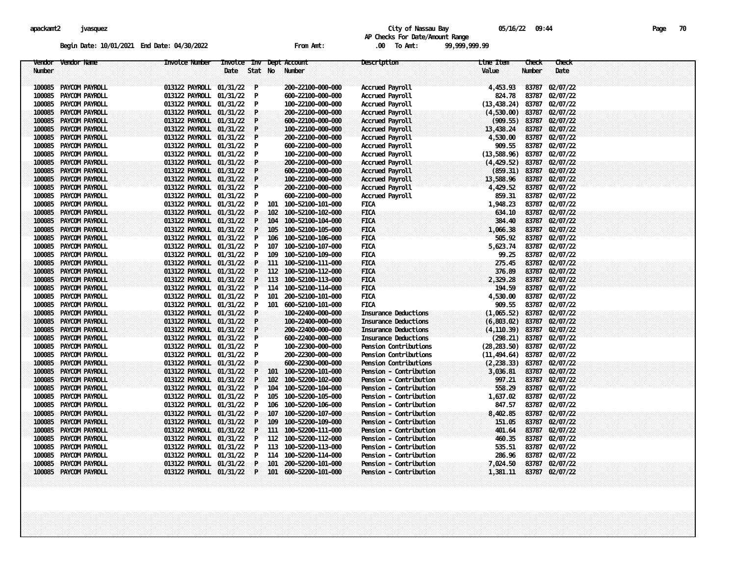apackamt2 jvasquez

City of Nassau Bay 05/16/22 09:44

AP Checks For Date/Amount Range

Begin Date: 10/01/2021 End Date: 04/30/2022 From Amt: .00 To Amt: 99,999,999.99

| Vendor Number | Vendor Name | Invoice Number | Invoice Date | Inv Stat | Dept No | Account Number | Description | Line Item Value | Check Number | Check Date |
|---|---|---|---|---|---|---|---|---|---|---|
| 100085 | PAYCOM PAYROLL | 013122 PAYROLL | 01/31/22 | P | | 200-22100-000-000 | Accrued Payroll | 4,453.93 | 83787 | 02/07/22 |
| 100085 | PAYCOM PAYROLL | 013122 PAYROLL | 01/31/22 | P | | 600-22100-000-000 | Accrued Payroll | 824.78 | 83787 | 02/07/22 |
| 100085 | PAYCOM PAYROLL | 013122 PAYROLL | 01/31/22 | P | | 100-22100-000-000 | Accrued Payroll | (13,438.24) | 83787 | 02/07/22 |
| 100085 | PAYCOM PAYROLL | 013122 PAYROLL | 01/31/22 | P | | 200-22100-000-000 | Accrued Payroll | (4,530.00) | 83787 | 02/07/22 |
| 100085 | PAYCOM PAYROLL | 013122 PAYROLL | 01/31/22 | P | | 600-22100-000-000 | Accrued Payroll | (909.55) | 83787 | 02/07/22 |
| 100085 | PAYCOM PAYROLL | 013122 PAYROLL | 01/31/22 | P | | 100-22100-000-000 | Accrued Payroll | 13,438.24 | 83787 | 02/07/22 |
| 100085 | PAYCOM PAYROLL | 013122 PAYROLL | 01/31/22 | P | | 200-22100-000-000 | Accrued Payroll | 4,530.00 | 83787 | 02/07/22 |
| 100085 | PAYCOM PAYROLL | 013122 PAYROLL | 01/31/22 | P | | 600-22100-000-000 | Accrued Payroll | 909.55 | 83787 | 02/07/22 |
| 100085 | PAYCOM PAYROLL | 013122 PAYROLL | 01/31/22 | P | | 100-22100-000-000 | Accrued Payroll | (13,588.96) | 83787 | 02/07/22 |
| 100085 | PAYCOM PAYROLL | 013122 PAYROLL | 01/31/22 | P | | 200-22100-000-000 | Accrued Payroll | (4,429.52) | 83787 | 02/07/22 |
| 100085 | PAYCOM PAYROLL | 013122 PAYROLL | 01/31/22 | P | | 600-22100-000-000 | Accrued Payroll | (859.31) | 83787 | 02/07/22 |
| 100085 | PAYCOM PAYROLL | 013122 PAYROLL | 01/31/22 | P | | 100-22100-000-000 | Accrued Payroll | 13,588.96 | 83787 | 02/07/22 |
| 100085 | PAYCOM PAYROLL | 013122 PAYROLL | 01/31/22 | P | | 200-22100-000-000 | Accrued Payroll | 4,429.52 | 83787 | 02/07/22 |
| 100085 | PAYCOM PAYROLL | 013122 PAYROLL | 01/31/22 | P | | 600-22100-000-000 | Accrued Payroll | 859.31 | 83787 | 02/07/22 |
| 100085 | PAYCOM PAYROLL | 013122 PAYROLL | 01/31/22 | P | 101 | 100-52100-101-000 | FICA | 1,948.23 | 83787 | 02/07/22 |
| 100085 | PAYCOM PAYROLL | 013122 PAYROLL | 01/31/22 | P | 102 | 100-52100-102-000 | FICA | 634.10 | 83787 | 02/07/22 |
| 100085 | PAYCOM PAYROLL | 013122 PAYROLL | 01/31/22 | P | 104 | 100-52100-104-000 | FICA | 384.40 | 83787 | 02/07/22 |
| 100085 | PAYCOM PAYROLL | 013122 PAYROLL | 01/31/22 | P | 105 | 100-52100-105-000 | FICA | 1,066.38 | 83787 | 02/07/22 |
| 100085 | PAYCOM PAYROLL | 013122 PAYROLL | 01/31/22 | P | 106 | 100-52100-106-000 | FICA | 505.92 | 83787 | 02/07/22 |
| 100085 | PAYCOM PAYROLL | 013122 PAYROLL | 01/31/22 | P | 107 | 100-52100-107-000 | FICA | 5,623.74 | 83787 | 02/07/22 |
| 100085 | PAYCOM PAYROLL | 013122 PAYROLL | 01/31/22 | P | 109 | 100-52100-109-000 | FICA | 99.25 | 83787 | 02/07/22 |
| 100085 | PAYCOM PAYROLL | 013122 PAYROLL | 01/31/22 | P | 111 | 100-52100-111-000 | FICA | 275.45 | 83787 | 02/07/22 |
| 100085 | PAYCOM PAYROLL | 013122 PAYROLL | 01/31/22 | P | 112 | 100-52100-112-000 | FICA | 376.89 | 83787 | 02/07/22 |
| 100085 | PAYCOM PAYROLL | 013122 PAYROLL | 01/31/22 | P | 113 | 100-52100-113-000 | FICA | 2,329.28 | 83787 | 02/07/22 |
| 100085 | PAYCOM PAYROLL | 013122 PAYROLL | 01/31/22 | P | 114 | 100-52100-114-000 | FICA | 194.59 | 83787 | 02/07/22 |
| 100085 | PAYCOM PAYROLL | 013122 PAYROLL | 01/31/22 | P | 101 | 200-52100-101-000 | FICA | 4,530.00 | 83787 | 02/07/22 |
| 100085 | PAYCOM PAYROLL | 013122 PAYROLL | 01/31/22 | P | 101 | 600-52100-101-000 | FICA | 909.55 | 83787 | 02/07/22 |
| 100085 | PAYCOM PAYROLL | 013122 PAYROLL | 01/31/22 | P | | 100-22400-000-000 | Insurance Deductions | (1,065.52) | 83787 | 02/07/22 |
| 100085 | PAYCOM PAYROLL | 013122 PAYROLL | 01/31/22 | P | | 100-22400-000-000 | Insurance Deductions | (6,803.02) | 83787 | 02/07/22 |
| 100085 | PAYCOM PAYROLL | 013122 PAYROLL | 01/31/22 | P | | 200-22400-000-000 | Insurance Deductions | (4,110.39) | 83787 | 02/07/22 |
| 100085 | PAYCOM PAYROLL | 013122 PAYROLL | 01/31/22 | P | | 600-22400-000-000 | Insurance Deductions | (298.21) | 83787 | 02/07/22 |
| 100085 | PAYCOM PAYROLL | 013122 PAYROLL | 01/31/22 | P | | 100-22300-000-000 | Pension Contributions | (28,283.50) | 83787 | 02/07/22 |
| 100085 | PAYCOM PAYROLL | 013122 PAYROLL | 01/31/22 | P | | 200-22300-000-000 | Pension Contributions | (11,494.64) | 83787 | 02/07/22 |
| 100085 | PAYCOM PAYROLL | 013122 PAYROLL | 01/31/22 | P | | 600-22300-000-000 | Pension Contributions | (2,238.33) | 83787 | 02/07/22 |
| 100085 | PAYCOM PAYROLL | 013122 PAYROLL | 01/31/22 | P | 101 | 100-52200-101-000 | Pension - Contribution | 3,036.81 | 83787 | 02/07/22 |
| 100085 | PAYCOM PAYROLL | 013122 PAYROLL | 01/31/22 | P | 102 | 100-52200-102-000 | Pension - Contribution | 997.21 | 83787 | 02/07/22 |
| 100085 | PAYCOM PAYROLL | 013122 PAYROLL | 01/31/22 | P | 104 | 100-52200-104-000 | Pension - Contribution | 558.29 | 83787 | 02/07/22 |
| 100085 | PAYCOM PAYROLL | 013122 PAYROLL | 01/31/22 | P | 105 | 100-52200-105-000 | Pension - Contribution | 1,637.02 | 83787 | 02/07/22 |
| 100085 | PAYCOM PAYROLL | 013122 PAYROLL | 01/31/22 | P | 106 | 100-52200-106-000 | Pension - Contribution | 847.57 | 83787 | 02/07/22 |
| 100085 | PAYCOM PAYROLL | 013122 PAYROLL | 01/31/22 | P | 107 | 100-52200-107-000 | Pension - Contribution | 8,402.85 | 83787 | 02/07/22 |
| 100085 | PAYCOM PAYROLL | 013122 PAYROLL | 01/31/22 | P | 109 | 100-52200-109-000 | Pension - Contribution | 151.05 | 83787 | 02/07/22 |
| 100085 | PAYCOM PAYROLL | 013122 PAYROLL | 01/31/22 | P | 111 | 100-52200-111-000 | Pension - Contribution | 401.64 | 83787 | 02/07/22 |
| 100085 | PAYCOM PAYROLL | 013122 PAYROLL | 01/31/22 | P | 112 | 100-52200-112-000 | Pension - Contribution | 460.35 | 83787 | 02/07/22 |
| 100085 | PAYCOM PAYROLL | 013122 PAYROLL | 01/31/22 | P | 113 | 100-52200-113-000 | Pension - Contribution | 535.51 | 83787 | 02/07/22 |
| 100085 | PAYCOM PAYROLL | 013122 PAYROLL | 01/31/22 | P | 114 | 100-52200-114-000 | Pension - Contribution | 286.96 | 83787 | 02/07/22 |
| 100085 | PAYCOM PAYROLL | 013122 PAYROLL | 01/31/22 | P | 101 | 200-52200-101-000 | Pension - Contribution | 7,024.50 | 83787 | 02/07/22 |
| 100085 | PAYCOM PAYROLL | 013122 PAYROLL | 01/31/22 | P | 101 | 600-52200-101-000 | Pension - Contribution | 1,381.11 | 83787 | 02/07/22 |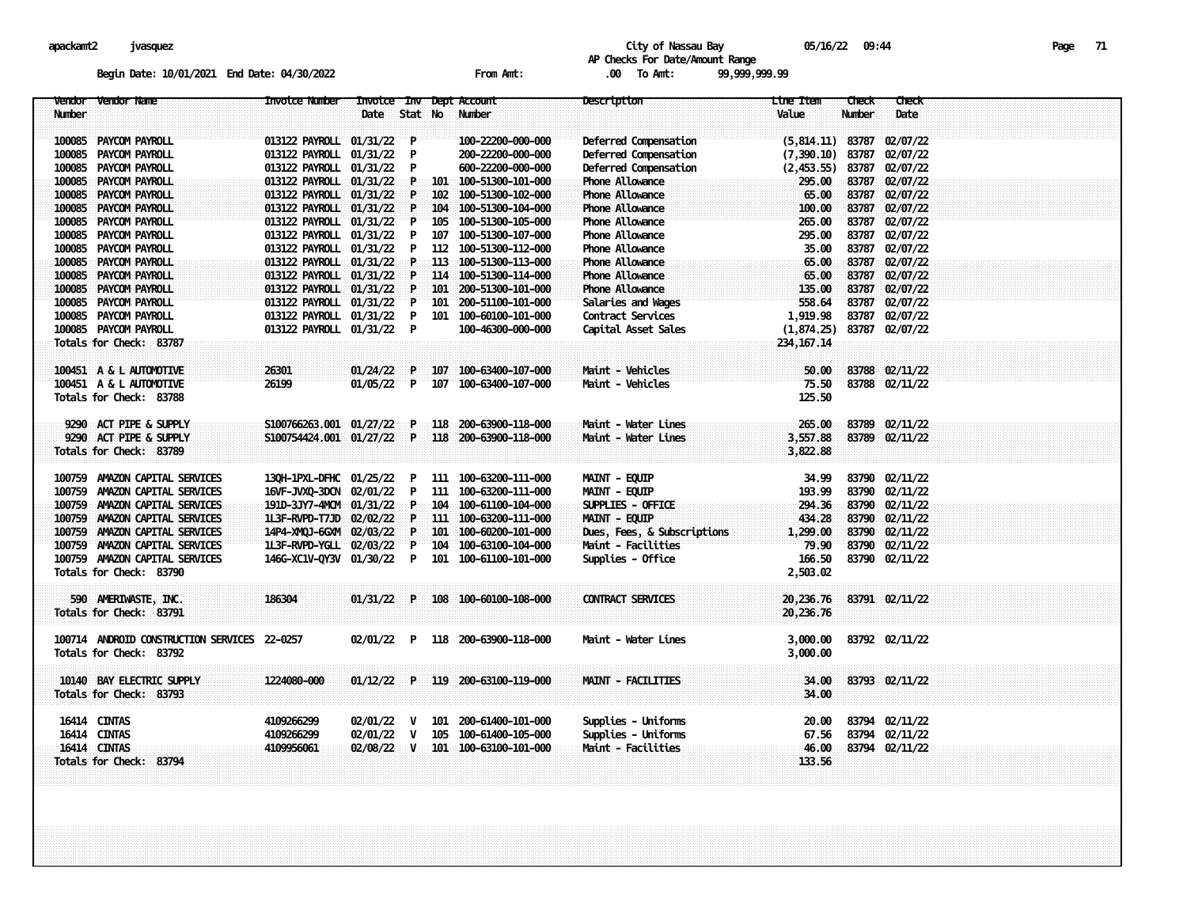apackamt2 jvasquez

City of Nassau Bay 05/16/22 09:44

AP Checks For Date/Amount Range

Begin Date: 10/01/2021 End Date: 04/30/2022 From Amt: .00 To Amt: 99,999,999.99

| Vendor Number | Vendor Name | Invoice Number | Invoice Date | Inv Stat | Dept No | Account Number | Description | Line Item Value | Check Number | Check Date |
|---|---|---|---|---|---|---|---|---|---|---|
| 100085 | PAYCOM PAYROLL | 013122 PAYROLL | 01/31/22 | P | | 100-22200-000-000 | Deferred Compensation | (5,814.11) | 83787 | 02/07/22 |
| 100085 | PAYCOM PAYROLL | 013122 PAYROLL | 01/31/22 | P | | 200-22200-000-000 | Deferred Compensation | (7,390.10) | 83787 | 02/07/22 |
| 100085 | PAYCOM PAYROLL | 013122 PAYROLL | 01/31/22 | P | | 600-22200-000-000 | Deferred Compensation | (2,453.55) | 83787 | 02/07/22 |
| 100085 | PAYCOM PAYROLL | 013122 PAYROLL | 01/31/22 | P | 101 | 100-51300-101-000 | Phone Allowance | 295.00 | 83787 | 02/07/22 |
| 100085 | PAYCOM PAYROLL | 013122 PAYROLL | 01/31/22 | P | 102 | 100-51300-102-000 | Phone Allowance | 65.00 | 83787 | 02/07/22 |
| 100085 | PAYCOM PAYROLL | 013122 PAYROLL | 01/31/22 | P | 104 | 100-51300-104-000 | Phone Allowance | 100.00 | 83787 | 02/07/22 |
| 100085 | PAYCOM PAYROLL | 013122 PAYROLL | 01/31/22 | P | 105 | 100-51300-105-000 | Phone Allowance | 265.00 | 83787 | 02/07/22 |
| 100085 | PAYCOM PAYROLL | 013122 PAYROLL | 01/31/22 | P | 107 | 100-51300-107-000 | Phone Allowance | 295.00 | 83787 | 02/07/22 |
| 100085 | PAYCOM PAYROLL | 013122 PAYROLL | 01/31/22 | P | 112 | 100-51300-112-000 | Phone Allowance | 35.00 | 83787 | 02/07/22 |
| 100085 | PAYCOM PAYROLL | 013122 PAYROLL | 01/31/22 | P | 113 | 100-51300-113-000 | Phone Allowance | 65.00 | 83787 | 02/07/22 |
| 100085 | PAYCOM PAYROLL | 013122 PAYROLL | 01/31/22 | P | 114 | 100-51300-114-000 | Phone Allowance | 65.00 | 83787 | 02/07/22 |
| 100085 | PAYCOM PAYROLL | 013122 PAYROLL | 01/31/22 | P | 101 | 200-51300-101-000 | Phone Allowance | 135.00 | 83787 | 02/07/22 |
| 100085 | PAYCOM PAYROLL | 013122 PAYROLL | 01/31/22 | P | 101 | 200-51100-101-000 | Salaries and Wages | 558.64 | 83787 | 02/07/22 |
| 100085 | PAYCOM PAYROLL | 013122 PAYROLL | 01/31/22 | P | 101 | 100-60100-101-000 | Contract Services | 1,919.98 | 83787 | 02/07/22 |
| 100085 | PAYCOM PAYROLL | 013122 PAYROLL | 01/31/22 | P | | 100-46300-000-000 | Capital Asset Sales | (1,874.25) | 83787 | 02/07/22 |
| Totals for Check: 83787 | | | | | | | | 234,167.14 | | |
| 100451 | A & L AUTOMOTIVE | 26301 | 01/24/22 | P | 107 | 100-63400-107-000 | Maint - Vehicles | 50.00 | 83788 | 02/11/22 |
| 100451 | A & L AUTOMOTIVE | 26199 | 01/05/22 | P | 107 | 100-63400-107-000 | Maint - Vehicles | 75.50 | 83788 | 02/11/22 |
| Totals for Check: 83788 | | | | | | | | 125.50 | | |
| 9290 | ACT PIPE & SUPPLY | S100766263.001 | 01/27/22 | P | 118 | 200-63900-118-000 | Maint - Water Lines | 265.00 | 83789 | 02/11/22 |
| 9290 | ACT PIPE & SUPPLY | S100754424.001 | 01/27/22 | P | 118 | 200-63900-118-000 | Maint - Water Lines | 3,557.88 | 83789 | 02/11/22 |
| Totals for Check: 83789 | | | | | | | | 3,822.88 | | |
| 100759 | AMAZON CAPITAL SERVICES | 13QH-1PXL-DFHC | 01/25/22 | P | 111 | 100-63200-111-000 | MAINT - EQUIP | 34.99 | 83790 | 02/11/22 |
| 100759 | AMAZON CAPITAL SERVICES | 16VF-JVXQ-3DCN | 02/01/22 | P | 111 | 100-63200-111-000 | MAINT - EQUIP | 193.99 | 83790 | 02/11/22 |
| 100759 | AMAZON CAPITAL SERVICES | 191D-3JY7-4MCM | 01/31/22 | P | 104 | 100-61100-104-000 | SUPPLIES - OFFICE | 294.36 | 83790 | 02/11/22 |
| 100759 | AMAZON CAPITAL SERVICES | 1L3F-RVPD-T7JD | 02/02/22 | P | 111 | 100-63200-111-000 | MAINT - EQUIP | 434.28 | 83790 | 02/11/22 |
| 100759 | AMAZON CAPITAL SERVICES | 14P4-XMQJ-6GXM | 02/03/22 | P | 101 | 100-60200-101-000 | Dues, Fees, & Subscriptions | 1,299.00 | 83790 | 02/11/22 |
| 100759 | AMAZON CAPITAL SERVICES | 1L3F-RVPD-YGLL | 02/03/22 | P | 104 | 100-63100-104-000 | Maint - Facilities | 79.90 | 83790 | 02/11/22 |
| 100759 | AMAZON CAPITAL SERVICES | 146G-XC1V-QY3V | 01/30/22 | P | 101 | 100-61100-101-000 | Supplies - Office | 166.50 | 83790 | 02/11/22 |
| Totals for Check: 83790 | | | | | | | | 2,503.02 | | |
| 590 | AMERIWASTE, INC. | 186304 | 01/31/22 | P | 108 | 100-60100-108-000 | CONTRACT SERVICES | 20,236.76 | 83791 | 02/11/22 |
| Totals for Check: 83791 | | | | | | | | 20,236.76 | | |
| 100714 | ANDROID CONSTRUCTION SERVICES | 22-0257 | 02/01/22 | P | 118 | 200-63900-118-000 | Maint - Water Lines | 3,000.00 | 83792 | 02/11/22 |
| Totals for Check: 83792 | | | | | | | | 3,000.00 | | |
| 10140 | BAY ELECTRIC SUPPLY | 1224080-000 | 01/12/22 | P | 119 | 200-63100-119-000 | MAINT - FACILITIES | 34.00 | 83793 | 02/11/22 |
| Totals for Check: 83793 | | | | | | | | 34.00 | | |
| 16414 | CINTAS | 4109266299 | 02/01/22 | V | 101 | 200-61400-101-000 | Supplies - Uniforms | 20.00 | 83794 | 02/11/22 |
| 16414 | CINTAS | 4109266299 | 02/01/22 | V | 105 | 100-61400-105-000 | Supplies - Uniforms | 67.56 | 83794 | 02/11/22 |
| 16414 | CINTAS | 4109956061 | 02/08/22 | V | 101 | 100-63100-101-000 | Maint - Facilities | 46.00 | 83794 | 02/11/22 |
| Totals for Check: 83794 | | | | | | | | 133.56 | | |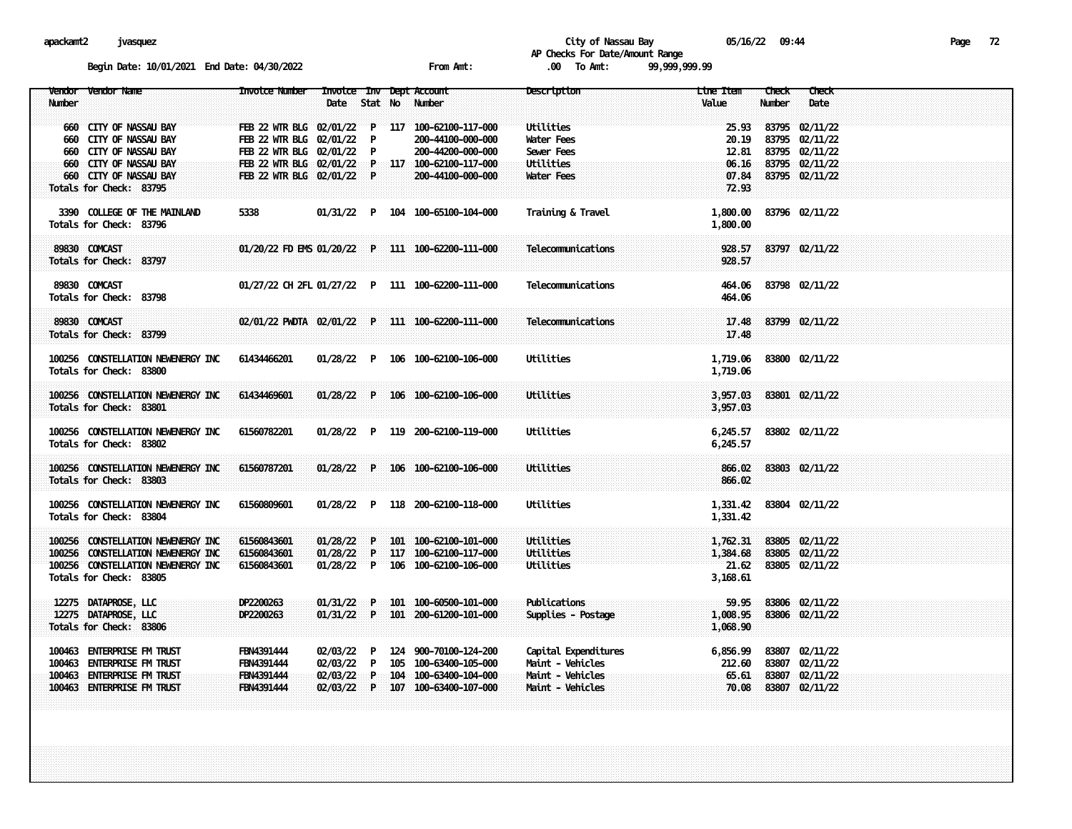City of Nassau Bay

AP Checks For Date/Amount Range

Begin Date: 10/01/2021 End Date: 04/30/2022 From Amt: .00 To Amt: 99,999,999.99

| Vendor Number | Vendor Name | Invoice Number | Invoice Date | Inv Stat | Dept No | Account Number | Description | Line Item Value | Check Number | Check Date |
|---|---|---|---|---|---|---|---|---|---|---|
| 660 | CITY OF NASSAU BAY | FEB 22 WTR BLG | 02/01/22 | P | 117 | 100-62100-117-000 | Utilities | 25.93 | 83795 | 02/11/22 |
| 660 | CITY OF NASSAU BAY | FEB 22 WTR BLG | 02/01/22 | P | | 200-44100-000-000 | Water Fees | 20.19 | 83795 | 02/11/22 |
| 660 | CITY OF NASSAU BAY | FEB 22 WTR BLG | 02/01/22 | P | | 200-44200-000-000 | Sewer Fees | 12.81 | 83795 | 02/11/22 |
| 660 | CITY OF NASSAU BAY | FEB 22 WTR BLG | 02/01/22 | P | 117 | 100-62100-117-000 | Utilities | 06.16 | 83795 | 02/11/22 |
| 660 | CITY OF NASSAU BAY | FEB 22 WTR BLG | 02/01/22 | P | | 200-44100-000-000 | Water Fees | 07.84 | 83795 | 02/11/22 |
| Totals for Check: 83795 | | | | | | | | 72.93 | | |
| 3390 | COLLEGE OF THE MAINLAND | 5338 | 01/31/22 | P | 104 | 100-65100-104-000 | Training & Travel | 1,800.00 | 83796 | 02/11/22 |
| Totals for Check: 83796 | | | | | | | | 1,800.00 | | |
| 89830 | COMCAST | 01/20/22 FD EMS | 01/20/22 | P | 111 | 100-62200-111-000 | Telecommunications | 928.57 | 83797 | 02/11/22 |
| Totals for Check: 83797 | | | | | | | | 928.57 | | |
| 89830 | COMCAST | 01/27/22 CH 2FL | 01/27/22 | P | 111 | 100-62200-111-000 | Telecommunications | 464.06 | 83798 | 02/11/22 |
| Totals for Check: 83798 | | | | | | | | 464.06 | | |
| 89830 | COMCAST | 02/01/22 PWDTA | 02/01/22 | P | 111 | 100-62200-111-000 | Telecommunications | 17.48 | 83799 | 02/11/22 |
| Totals for Check: 83799 | | | | | | | | 17.48 | | |
| 100256 | CONSTELLATION NEWENERGY INC | 61434466201 | 01/28/22 | P | 106 | 100-62100-106-000 | Utilities | 1,719.06 | 83800 | 02/11/22 |
| Totals for Check: 83800 | | | | | | | | 1,719.06 | | |
| 100256 | CONSTELLATION NEWENERGY INC | 61434469601 | 01/28/22 | P | 106 | 100-62100-106-000 | Utilities | 3,957.03 | 83801 | 02/11/22 |
| Totals for Check: 83801 | | | | | | | | 3,957.03 | | |
| 100256 | CONSTELLATION NEWENERGY INC | 61560782201 | 01/28/22 | P | 119 | 200-62100-119-000 | Utilities | 6,245.57 | 83802 | 02/11/22 |
| Totals for Check: 83802 | | | | | | | | 6,245.57 | | |
| 100256 | CONSTELLATION NEWENERGY INC | 61560787201 | 01/28/22 | P | 106 | 100-62100-106-000 | Utilities | 866.02 | 83803 | 02/11/22 |
| Totals for Check: 83803 | | | | | | | | 866.02 | | |
| 100256 | CONSTELLATION NEWENERGY INC | 61560809601 | 01/28/22 | P | 118 | 200-62100-118-000 | Utilities | 1,331.42 | 83804 | 02/11/22 |
| Totals for Check: 83804 | | | | | | | | 1,331.42 | | |
| 100256 | CONSTELLATION NEWENERGY INC | 61560843601 | 01/28/22 | P | 101 | 100-62100-101-000 | Utilities | 1,762.31 | 83805 | 02/11/22 |
| 100256 | CONSTELLATION NEWENERGY INC | 61560843601 | 01/28/22 | P | 117 | 100-62100-117-000 | Utilities | 1,384.68 | 83805 | 02/11/22 |
| 100256 | CONSTELLATION NEWENERGY INC | 61560843601 | 01/28/22 | P | 106 | 100-62100-106-000 | Utilities | 21.62 | 83805 | 02/11/22 |
| Totals for Check: 83805 | | | | | | | | 3,168.61 | | |
| 12275 | DATAPROSE, LLC | DP2200263 | 01/31/22 | P | 101 | 100-60500-101-000 | Publications | 59.95 | 83806 | 02/11/22 |
| 12275 | DATAPROSE, LLC | DP2200263 | 01/31/22 | P | 101 | 200-61200-101-000 | Supplies - Postage | 1,008.95 | 83806 | 02/11/22 |
| Totals for Check: 83806 | | | | | | | | 1,068.90 | | |
| 100463 | ENTERPRISE FM TRUST | FBN4391444 | 02/03/22 | P | 124 | 900-70100-124-200 | Capital Expenditures | 6,856.99 | 83807 | 02/11/22 |
| 100463 | ENTERPRISE FM TRUST | FBN4391444 | 02/03/22 | P | 105 | 100-63400-105-000 | Maint - Vehicles | 212.60 | 83807 | 02/11/22 |
| 100463 | ENTERPRISE FM TRUST | FBN4391444 | 02/03/22 | P | 104 | 100-63400-104-000 | Maint - Vehicles | 65.61 | 83807 | 02/11/22 |
| 100463 | ENTERPRISE FM TRUST | FBN4391444 | 02/03/22 | P | 107 | 100-63400-107-000 | Maint - Vehicles | 70.08 | 83807 | 02/11/22 |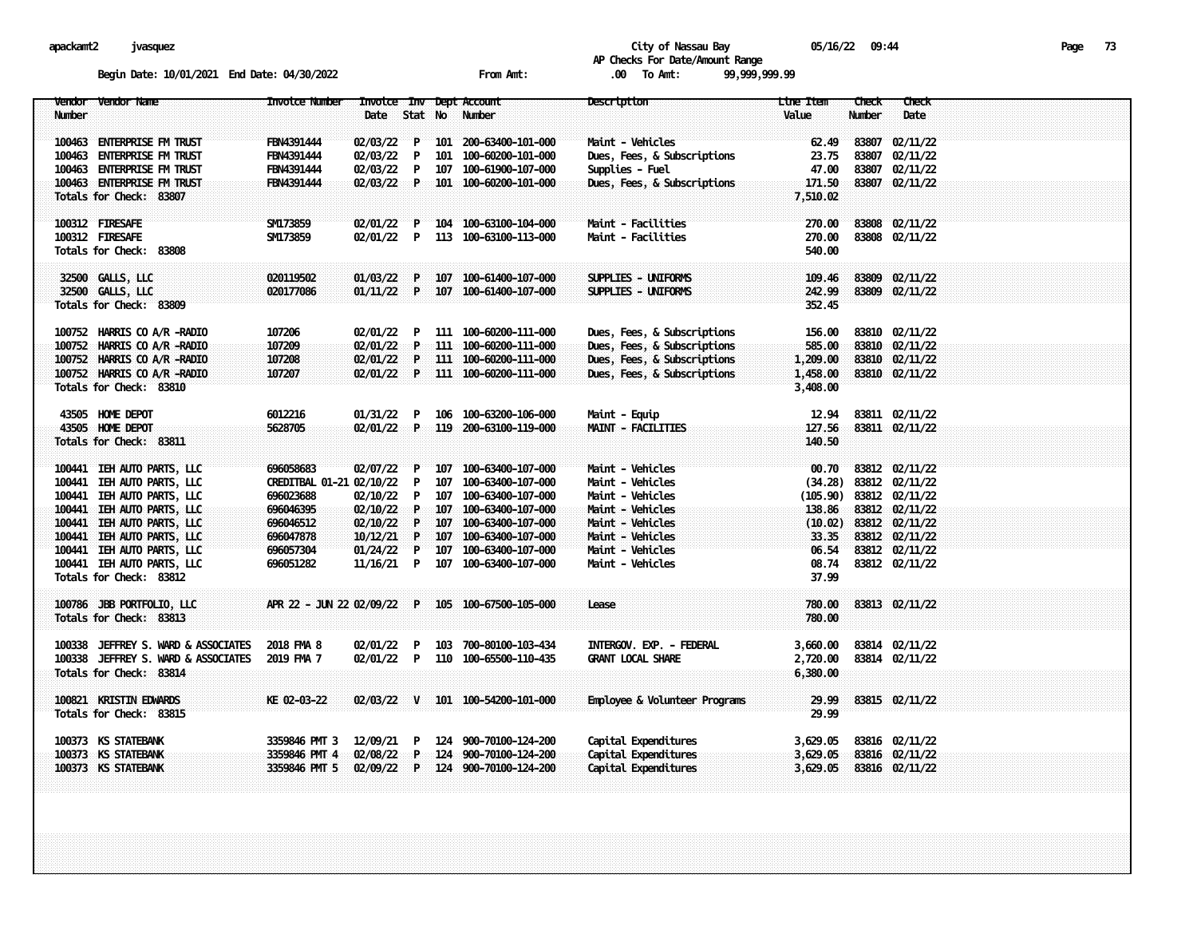City of Nassau Bay
AP Checks For Date/Amount Range

Begin Date: 10/01/2021 End Date: 04/30/2022 From Amt: .00 To Amt: 99,999,999.99

| Vendor Number | Vendor Name | Invoice Number | Invoice Date | Inv Stat | Dept No | Account Number | Description | Line Item Value | Check Number | Check Date |
|---|---|---|---|---|---|---|---|---|---|---|
| 100463 | ENTERPRISE FM TRUST | FBN4391444 | 02/03/22 | P | 101 | 200-63400-101-000 | Maint - Vehicles | 62.49 | 83807 | 02/11/22 |
| 100463 | ENTERPRISE FM TRUST | FBN4391444 | 02/03/22 | P | 101 | 100-60200-101-000 | Dues, Fees, & Subscriptions | 23.75 | 83807 | 02/11/22 |
| 100463 | ENTERPRISE FM TRUST | FBN4391444 | 02/03/22 | P | 107 | 100-61900-107-000 | Supplies - Fuel | 47.00 | 83807 | 02/11/22 |
| 100463 | ENTERPRISE FM TRUST | FBN4391444 | 02/03/22 | P | 101 | 100-60200-101-000 | Dues, Fees, & Subscriptions | 171.50 | 83807 | 02/11/22 |
| Totals for Check: 83807 | | | | | | | | 7,510.02 | | |
| 100312 | FIRESAFE | SM173859 | 02/01/22 | P | 104 | 100-63100-104-000 | Maint - Facilities | 270.00 | 83808 | 02/11/22 |
| 100312 | FIRESAFE | SM173859 | 02/01/22 | P | 113 | 100-63100-113-000 | Maint - Facilities | 270.00 | 83808 | 02/11/22 |
| Totals for Check: 83808 | | | | | | | | 540.00 | | |
| 32500 | GALLS, LLC | 020119502 | 01/03/22 | P | 107 | 100-61400-107-000 | SUPPLIES - UNIFORMS | 109.46 | 83809 | 02/11/22 |
| 32500 | GALLS, LLC | 020177086 | 01/11/22 | P | 107 | 100-61400-107-000 | SUPPLIES - UNIFORMS | 242.99 | 83809 | 02/11/22 |
| Totals for Check: 83809 | | | | | | | | 352.45 | | |
| 100752 | HARRIS CO A/R -RADIO | 107206 | 02/01/22 | P | 111 | 100-60200-111-000 | Dues, Fees, & Subscriptions | 156.00 | 83810 | 02/11/22 |
| 100752 | HARRIS CO A/R -RADIO | 107209 | 02/01/22 | P | 111 | 100-60200-111-000 | Dues, Fees, & Subscriptions | 585.00 | 83810 | 02/11/22 |
| 100752 | HARRIS CO A/R -RADIO | 107208 | 02/01/22 | P | 111 | 100-60200-111-000 | Dues, Fees, & Subscriptions | 1,209.00 | 83810 | 02/11/22 |
| 100752 | HARRIS CO A/R -RADIO | 107207 | 02/01/22 | P | 111 | 100-60200-111-000 | Dues, Fees, & Subscriptions | 1,458.00 | 83810 | 02/11/22 |
| Totals for Check: 83810 | | | | | | | | 3,408.00 | | |
| 43505 | HOME DEPOT | 6012216 | 01/31/22 | P | 106 | 100-63200-106-000 | Maint - Equip | 12.94 | 83811 | 02/11/22 |
| 43505 | HOME DEPOT | 5628705 | 02/01/22 | P | 119 | 200-63100-119-000 | MAINT - FACILITIES | 127.56 | 83811 | 02/11/22 |
| Totals for Check: 83811 | | | | | | | | 140.50 | | |
| 100441 | IEH AUTO PARTS, LLC | 696058683 | 02/07/22 | P | 107 | 100-63400-107-000 | Maint - Vehicles | 00.70 | 83812 | 02/11/22 |
| 100441 | IEH AUTO PARTS, LLC | CREDITBAL 01-21 | 02/10/22 | P | 107 | 100-63400-107-000 | Maint - Vehicles | (34.28) | 83812 | 02/11/22 |
| 100441 | IEH AUTO PARTS, LLC | 696023688 | 02/10/22 | P | 107 | 100-63400-107-000 | Maint - Vehicles | (105.90) | 83812 | 02/11/22 |
| 100441 | IEH AUTO PARTS, LLC | 696046395 | 02/10/22 | P | 107 | 100-63400-107-000 | Maint - Vehicles | 138.86 | 83812 | 02/11/22 |
| 100441 | IEH AUTO PARTS, LLC | 696046512 | 02/10/22 | P | 107 | 100-63400-107-000 | Maint - Vehicles | (10.02) | 83812 | 02/11/22 |
| 100441 | IEH AUTO PARTS, LLC | 696047878 | 10/12/21 | P | 107 | 100-63400-107-000 | Maint - Vehicles | 33.35 | 83812 | 02/11/22 |
| 100441 | IEH AUTO PARTS, LLC | 696057304 | 01/24/22 | P | 107 | 100-63400-107-000 | Maint - Vehicles | 06.54 | 83812 | 02/11/22 |
| 100441 | IEH AUTO PARTS, LLC | 696051282 | 11/16/21 | P | 107 | 100-63400-107-000 | Maint - Vehicles | 08.74 | 83812 | 02/11/22 |
| Totals for Check: 83812 | | | | | | | | 37.99 | | |
| 100786 | JBB PORTFOLIO, LLC | APR 22 - JUN 22 | 02/09/22 | P | 105 | 100-67500-105-000 | Lease | 780.00 | 83813 | 02/11/22 |
| Totals for Check: 83813 | | | | | | | | 780.00 | | |
| 100338 | JEFFREY S. WARD & ASSOCIATES | 2018 FMA 8 | 02/01/22 | P | 103 | 700-80100-103-434 | INTERGOV. EXP. - FEDERAL | 3,660.00 | 83814 | 02/11/22 |
| 100338 | JEFFREY S. WARD & ASSOCIATES | 2019 FMA 7 | 02/01/22 | P | 110 | 100-65500-110-435 | GRANT LOCAL SHARE | 2,720.00 | 83814 | 02/11/22 |
| Totals for Check: 83814 | | | | | | | | 6,380.00 | | |
| 100821 | KRISTIN EDWARDS | KE 02-03-22 | 02/03/22 | V | 101 | 100-54200-101-000 | Employee & Volunteer Programs | 29.99 | 83815 | 02/11/22 |
| Totals for Check: 83815 | | | | | | | | 29.99 | | |
| 100373 | KS STATEBANK | 3359846 PMT 3 | 12/09/21 | P | 124 | 900-70100-124-200 | Capital Expenditures | 3,629.05 | 83816 | 02/11/22 |
| 100373 | KS STATEBANK | 3359846 PMT 4 | 02/08/22 | P | 124 | 900-70100-124-200 | Capital Expenditures | 3,629.05 | 83816 | 02/11/22 |
| 100373 | KS STATEBANK | 3359846 PMT 5 | 02/09/22 | P | 124 | 900-70100-124-200 | Capital Expenditures | 3,629.05 | 83816 | 02/11/22 |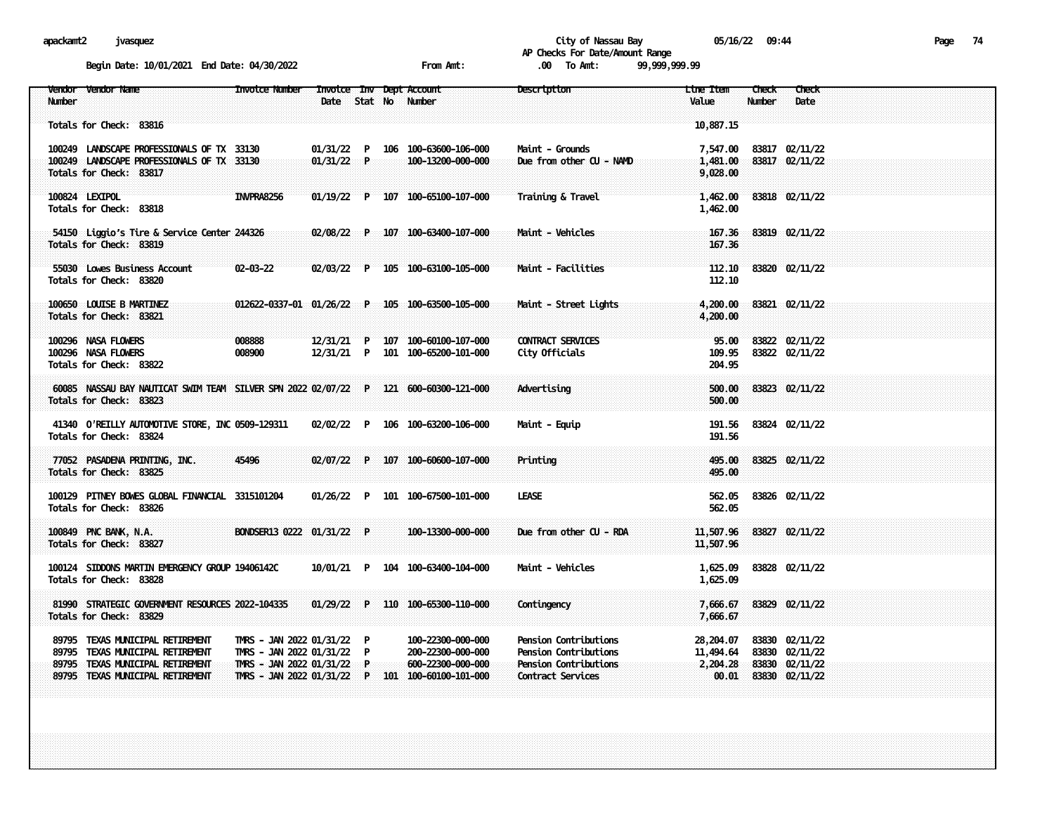apackamt2 jvasquez

City of Nassau Bay 05/16/22 09:44

AP Checks For Date/Amount Range

Begin Date: 10/01/2021 End Date: 04/30/2022 From Amt: .00 To Amt: 99,999,999.99

| Vendor Number | Vendor Name | Invoice Number | Invoice Date | Inv Stat | Dept No | Account Number | Description | Line Item Value | Check Number | Check Date |
|---|---|---|---|---|---|---|---|---|---|---|
| Totals for Check: 83816 | | | | | | | | 10,887.15 | | |
| 100249 | LANDSCAPE PROFESSIONALS OF TX | 33130 | 01/31/22 | P | 106 | 100-63600-106-000 | Maint - Grounds | 7,547.00 | 83817 | 02/11/22 |
| 100249 | LANDSCAPE PROFESSIONALS OF TX | 33130 | 01/31/22 | P | | 100-13200-000-000 | Due from other CU - NAMD | 1,481.00 | 83817 | 02/11/22 |
| Totals for Check: 83817 | | | | | | | | 9,028.00 | | |
| 100824 | LEXIPOL | INVPRA8256 | 01/19/22 | P | 107 | 100-65100-107-000 | Training & Travel | 1,462.00 | 83818 | 02/11/22 |
| Totals for Check: 83818 | | | | | | | | 1,462.00 | | |
| 54150 | Liggio's Tire & Service Center | 244326 | 02/08/22 | P | 107 | 100-63400-107-000 | Maint - Vehicles | 167.36 | 83819 | 02/11/22 |
| Totals for Check: 83819 | | | | | | | | 167.36 | | |
| 55030 | Lowes Business Account | 02-03-22 | 02/03/22 | P | 105 | 100-63100-105-000 | Maint - Facilities | 112.10 | 83820 | 02/11/22 |
| Totals for Check: 83820 | | | | | | | | 112.10 | | |
| 100650 | LOUISE B MARTINEZ | 012622-0337-01 | 01/26/22 | P | 105 | 100-63500-105-000 | Maint - Street Lights | 4,200.00 | 83821 | 02/11/22 |
| Totals for Check: 83821 | | | | | | | | 4,200.00 | | |
| 100296 | NASA FLOWERS | 008888 | 12/31/21 | P | 107 | 100-60100-107-000 | CONTRACT SERVICES | 95.00 | 83822 | 02/11/22 |
| 100296 | NASA FLOWERS | 008900 | 12/31/21 | P | 101 | 100-65200-101-000 | City Officials | 109.95 | 83822 | 02/11/22 |
| Totals for Check: 83822 | | | | | | | | 204.95 | | |
| 60085 | NASSAU BAY NAUTICAT SWIM TEAM | SILVER SPN 2022 | 02/07/22 | P | 121 | 600-60300-121-000 | Advertising | 500.00 | 83823 | 02/11/22 |
| Totals for Check: 83823 | | | | | | | | 500.00 | | |
| 41340 | O'REILLY AUTOMOTIVE STORE, INC | 0509-129311 | 02/02/22 | P | 106 | 100-63200-106-000 | Maint - Equip | 191.56 | 83824 | 02/11/22 |
| Totals for Check: 83824 | | | | | | | | 191.56 | | |
| 77052 | PASADENA PRINTING, INC. | 45496 | 02/07/22 | P | 107 | 100-60600-107-000 | Printing | 495.00 | 83825 | 02/11/22 |
| Totals for Check: 83825 | | | | | | | | 495.00 | | |
| 100129 | PITNEY BOWES GLOBAL FINANCIAL | 3315101204 | 01/26/22 | P | 101 | 100-67500-101-000 | LEASE | 562.05 | 83826 | 02/11/22 |
| Totals for Check: 83826 | | | | | | | | 562.05 | | |
| 100849 | PNC BANK, N.A. | BONDSER13 0222 | 01/31/22 | P | | 100-13300-000-000 | Due from other CU - RDA | 11,507.96 | 83827 | 02/11/22 |
| Totals for Check: 83827 | | | | | | | | 11,507.96 | | |
| 100124 | SIDDONS MARTIN EMERGENCY GROUP | 19406142C | 10/01/21 | P | 104 | 100-63400-104-000 | Maint - Vehicles | 1,625.09 | 83828 | 02/11/22 |
| Totals for Check: 83828 | | | | | | | | 1,625.09 | | |
| 81990 | STRATEGIC GOVERNMENT RESOURCES | 2022-104335 | 01/29/22 | P | 110 | 100-65300-110-000 | Contingency | 7,666.67 | 83829 | 02/11/22 |
| Totals for Check: 83829 | | | | | | | | 7,666.67 | | |
| 89795 | TEXAS MUNICIPAL RETIREMENT | TMRS - JAN 2022 | 01/31/22 | P | | 100-22300-000-000 | Pension Contributions | 28,204.07 | 83830 | 02/11/22 |
| 89795 | TEXAS MUNICIPAL RETIREMENT | TMRS - JAN 2022 | 01/31/22 | P | | 200-22300-000-000 | Pension Contributions | 11,494.64 | 83830 | 02/11/22 |
| 89795 | TEXAS MUNICIPAL RETIREMENT | TMRS - JAN 2022 | 01/31/22 | P | | 600-22300-000-000 | Pension Contributions | 2,204.28 | 83830 | 02/11/22 |
| 89795 | TEXAS MUNICIPAL RETIREMENT | TMRS - JAN 2022 | 01/31/22 | P | 101 | 100-60100-101-000 | Contract Services | 00.01 | 83830 | 02/11/22 |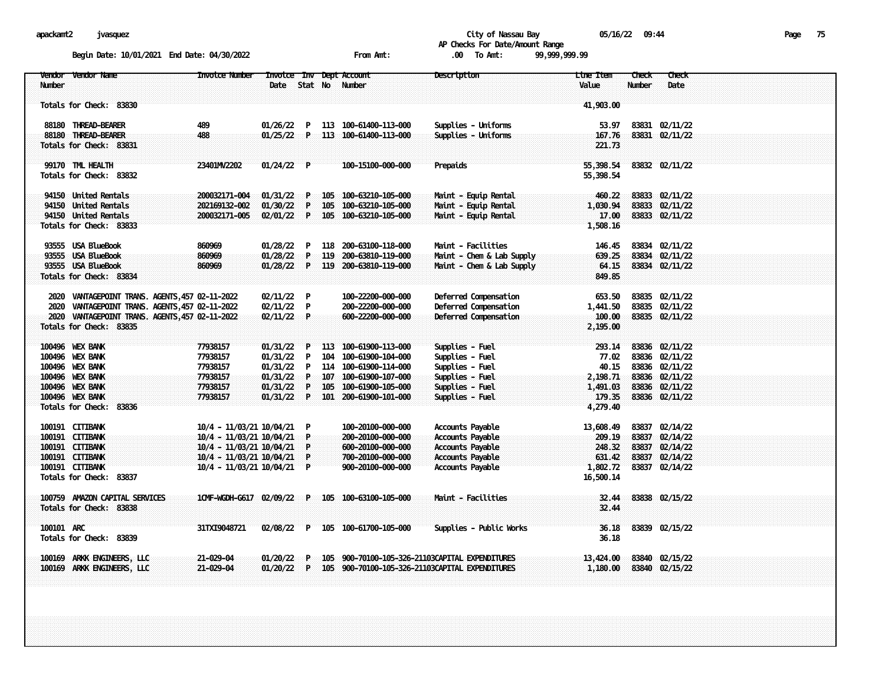City of Nassau Bay

AP Checks For Date/Amount Range

Begin Date: 10/01/2021 End Date: 04/30/2022 From Amt: .00 To Amt: 99,999,999.99

| Vendor Number | Vendor Name | Invoice Number | Invoice Date | Inv Stat | Dept No | Account Number | Description | Line Item Value | Check Number | Check Date |
|---|---|---|---|---|---|---|---|---|---|---|
| Totals for Check: 83830 | | | | | | | | 41,903.00 | | |
| 88180 | THREAD-BEARER | 489 | 01/26/22 | P | 113 | 100-61400-113-000 | Supplies - Uniforms | 53.97 | 83831 | 02/11/22 |
| 88180 | THREAD-BEARER | 488 | 01/25/22 | P | 113 | 100-61400-113-000 | Supplies - Uniforms | 167.76 | 83831 | 02/11/22 |
| Totals for Check: 83831 | | | | | | | | 221.73 | | |
| 99170 | TML HEALTH | 23401MV2202 | 01/24/22 | P | | 100-15100-000-000 | Prepaids | 55,398.54 | 83832 | 02/11/22 |
| Totals for Check: 83832 | | | | | | | | 55,398.54 | | |
| 94150 | United Rentals | 200032171-004 | 01/31/22 | P | 105 | 100-63210-105-000 | Maint - Equip Rental | 460.22 | 83833 | 02/11/22 |
| 94150 | United Rentals | 202169132-002 | 01/30/22 | P | 105 | 100-63210-105-000 | Maint - Equip Rental | 1,030.94 | 83833 | 02/11/22 |
| 94150 | United Rentals | 200032171-005 | 02/01/22 | P | 105 | 100-63210-105-000 | Maint - Equip Rental | 17.00 | 83833 | 02/11/22 |
| Totals for Check: 83833 | | | | | | | | 1,508.16 | | |
| 93555 | USA BlueBook | 860969 | 01/28/22 | P | 118 | 200-63100-118-000 | Maint - Facilities | 146.45 | 83834 | 02/11/22 |
| 93555 | USA BlueBook | 860969 | 01/28/22 | P | 119 | 200-63810-119-000 | Maint - Chem & Lab Supply | 639.25 | 83834 | 02/11/22 |
| 93555 | USA BlueBook | 860969 | 01/28/22 | P | 119 | 200-63810-119-000 | Maint - Chem & Lab Supply | 64.15 | 83834 | 02/11/22 |
| Totals for Check: 83834 | | | | | | | | 849.85 | | |
| 2020 | VANTAGEPOINT TRANS. AGENTS,457 | 02-11-2022 | 02/11/22 | P | | 100-22200-000-000 | Deferred Compensation | 653.50 | 83835 | 02/11/22 |
| 2020 | VANTAGEPOINT TRANS. AGENTS,457 | 02-11-2022 | 02/11/22 | P | | 200-22200-000-000 | Deferred Compensation | 1,441.50 | 83835 | 02/11/22 |
| 2020 | VANTAGEPOINT TRANS. AGENTS,457 | 02-11-2022 | 02/11/22 | P | | 600-22200-000-000 | Deferred Compensation | 100.00 | 83835 | 02/11/22 |
| Totals for Check: 83835 | | | | | | | | 2,195.00 | | |
| 100496 | WEX BANK | 77938157 | 01/31/22 | P | 113 | 100-61900-113-000 | Supplies - Fuel | 293.14 | 83836 | 02/11/22 |
| 100496 | WEX BANK | 77938157 | 01/31/22 | P | 104 | 100-61900-104-000 | Supplies - Fuel | 77.02 | 83836 | 02/11/22 |
| 100496 | WEX BANK | 77938157 | 01/31/22 | P | 114 | 100-61900-114-000 | Supplies - Fuel | 40.15 | 83836 | 02/11/22 |
| 100496 | WEX BANK | 77938157 | 01/31/22 | P | 107 | 100-61900-107-000 | Supplies - Fuel | 2,198.71 | 83836 | 02/11/22 |
| 100496 | WEX BANK | 77938157 | 01/31/22 | P | 105 | 100-61900-105-000 | Supplies - Fuel | 1,491.03 | 83836 | 02/11/22 |
| 100496 | WEX BANK | 77938157 | 01/31/22 | P | 101 | 200-61900-101-000 | Supplies - Fuel | 179.35 | 83836 | 02/11/22 |
| Totals for Check: 83836 | | | | | | | | 4,279.40 | | |
| 100191 | CITIBANK | 10/4 - 11/03/21 | 10/04/21 | P | | 100-20100-000-000 | Accounts Payable | 13,608.49 | 83837 | 02/14/22 |
| 100191 | CITIBANK | 10/4 - 11/03/21 | 10/04/21 | P | | 200-20100-000-000 | Accounts Payable | 209.19 | 83837 | 02/14/22 |
| 100191 | CITIBANK | 10/4 - 11/03/21 | 10/04/21 | P | | 600-20100-000-000 | Accounts Payable | 248.32 | 83837 | 02/14/22 |
| 100191 | CITIBANK | 10/4 - 11/03/21 | 10/04/21 | P | | 700-20100-000-000 | Accounts Payable | 631.42 | 83837 | 02/14/22 |
| 100191 | CITIBANK | 10/4 - 11/03/21 | 10/04/21 | P | | 900-20100-000-000 | Accounts Payable | 1,802.72 | 83837 | 02/14/22 |
| Totals for Check: 83837 | | | | | | | | 16,500.14 | | |
| 100759 | AMAZON CAPITAL SERVICES | 1CMF-WGDH-G617 | 02/09/22 | P | 105 | 100-63100-105-000 | Maint - Facilities | 32.44 | 83838 | 02/15/22 |
| Totals for Check: 83838 | | | | | | | | 32.44 | | |
| 100101 | ARC | 31TXI9048721 | 02/08/22 | P | 105 | 100-61700-105-000 | Supplies - Public Works | 36.18 | 83839 | 02/15/22 |
| Totals for Check: 83839 | | | | | | | | 36.18 | | |
| 100169 | ARKK ENGINEERS, LLC | 21-029-04 | 01/20/22 | P | 105 | 900-70100-105-326-21103 | CAPITAL EXPENDITURES | 13,424.00 | 83840 | 02/15/22 |
| 100169 | ARKK ENGINEERS, LLC | 21-029-04 | 01/20/22 | P | 105 | 900-70100-105-326-21103 | CAPITAL EXPENDITURES | 1,180.00 | 83840 | 02/15/22 |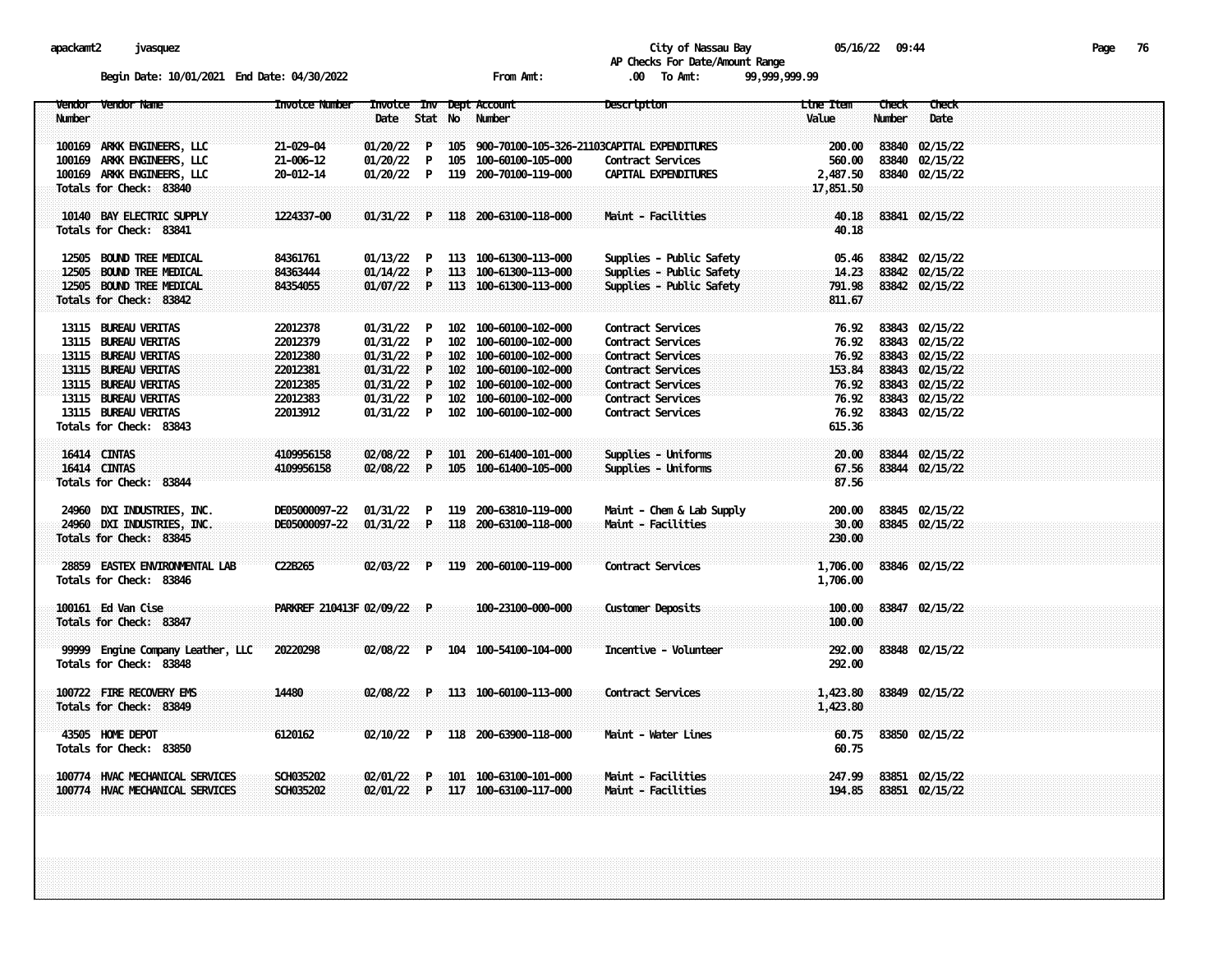City of Nassau Bay

AP Checks For Date/Amount Range

Begin Date: 10/01/2021 End Date: 04/30/2022 From Amt: .00 To Amt: 99,999,999.99

| Vendor Number | Vendor Name | Invoice Number | Invoice Date | Inv Stat | Dept No | Account Number | Description | Line Item Value | Check Number | Check Date |
|---|---|---|---|---|---|---|---|---|---|---|
| 100169 | ARKK ENGINEERS, LLC | 21-029-04 | 01/20/22 | P | 105 | 900-70100-105-326-21103 | CAPITAL EXPENDITURES | 200.00 | 83840 | 02/15/22 |
| 100169 | ARKK ENGINEERS, LLC | 21-006-12 | 01/20/22 | P | 105 | 100-60100-105-000 | Contract Services | 560.00 | 83840 | 02/15/22 |
| 100169 | ARKK ENGINEERS, LLC | 20-012-14 | 01/20/22 | P | 119 | 200-70100-119-000 | CAPITAL EXPENDITURES | 2,487.50 | 83840 | 02/15/22 |
| Totals for Check: 83840 | | | | | | | | 17,851.50 | | |
| 10140 | BAY ELECTRIC SUPPLY | 1224337-00 | 01/31/22 | P | 118 | 200-63100-118-000 | Maint - Facilities | 40.18 | 83841 | 02/15/22 |
| Totals for Check: 83841 | | | | | | | | 40.18 | | |
| 12505 | BOUND TREE MEDICAL | 84361761 | 01/13/22 | P | 113 | 100-61300-113-000 | Supplies - Public Safety | 05.46 | 83842 | 02/15/22 |
| 12505 | BOUND TREE MEDICAL | 84363444 | 01/14/22 | P | 113 | 100-61300-113-000 | Supplies - Public Safety | 14.23 | 83842 | 02/15/22 |
| 12505 | BOUND TREE MEDICAL | 84354055 | 01/07/22 | P | 113 | 100-61300-113-000 | Supplies - Public Safety | 791.98 | 83842 | 02/15/22 |
| Totals for Check: 83842 | | | | | | | | 811.67 | | |
| 13115 | BUREAU VERITAS | 22012378 | 01/31/22 | P | 102 | 100-60100-102-000 | Contract Services | 76.92 | 83843 | 02/15/22 |
| 13115 | BUREAU VERITAS | 22012379 | 01/31/22 | P | 102 | 100-60100-102-000 | Contract Services | 76.92 | 83843 | 02/15/22 |
| 13115 | BUREAU VERITAS | 22012380 | 01/31/22 | P | 102 | 100-60100-102-000 | Contract Services | 76.92 | 83843 | 02/15/22 |
| 13115 | BUREAU VERITAS | 22012381 | 01/31/22 | P | 102 | 100-60100-102-000 | Contract Services | 153.84 | 83843 | 02/15/22 |
| 13115 | BUREAU VERITAS | 22012385 | 01/31/22 | P | 102 | 100-60100-102-000 | Contract Services | 76.92 | 83843 | 02/15/22 |
| 13115 | BUREAU VERITAS | 22012383 | 01/31/22 | P | 102 | 100-60100-102-000 | Contract Services | 76.92 | 83843 | 02/15/22 |
| 13115 | BUREAU VERITAS | 22013912 | 01/31/22 | P | 102 | 100-60100-102-000 | Contract Services | 76.92 | 83843 | 02/15/22 |
| Totals for Check: 83843 | | | | | | | | 615.36 | | |
| 16414 | CINTAS | 4109956158 | 02/08/22 | P | 101 | 200-61400-101-000 | Supplies - Uniforms | 20.00 | 83844 | 02/15/22 |
| 16414 | CINTAS | 4109956158 | 02/08/22 | P | 105 | 100-61400-105-000 | Supplies - Uniforms | 67.56 | 83844 | 02/15/22 |
| Totals for Check: 83844 | | | | | | | | 87.56 | | |
| 24960 | DXI INDUSTRIES, INC. | DE05000097-22 | 01/31/22 | P | 119 | 200-63810-119-000 | Maint - Chem & Lab Supply | 200.00 | 83845 | 02/15/22 |
| 24960 | DXI INDUSTRIES, INC. | DE05000097-22 | 01/31/22 | P | 118 | 200-63100-118-000 | Maint - Facilities | 30.00 | 83845 | 02/15/22 |
| Totals for Check: 83845 | | | | | | | | 230.00 | | |
| 28859 | EASTEX ENVIRONMENTAL LAB | C22B265 | 02/03/22 | P | 119 | 200-60100-119-000 | Contract Services | 1,706.00 | 83846 | 02/15/22 |
| Totals for Check: 83846 | | | | | | | | 1,706.00 | | |
| 100161 | Ed Van Cise | PARKREF 210413F | 02/09/22 | P | | 100-23100-000-000 | Customer Deposits | 100.00 | 83847 | 02/15/22 |
| Totals for Check: 83847 | | | | | | | | 100.00 | | |
| 99999 | Engine Company Leather, LLC | 20220298 | 02/08/22 | P | 104 | 100-54100-104-000 | Incentive - Volunteer | 292.00 | 83848 | 02/15/22 |
| Totals for Check: 83848 | | | | | | | | 292.00 | | |
| 100722 | FIRE RECOVERY EMS | 14480 | 02/08/22 | P | 113 | 100-60100-113-000 | Contract Services | 1,423.80 | 83849 | 02/15/22 |
| Totals for Check: 83849 | | | | | | | | 1,423.80 | | |
| 43505 | HOME DEPOT | 6120162 | 02/10/22 | P | 118 | 200-63900-118-000 | Maint - Water Lines | 60.75 | 83850 | 02/15/22 |
| Totals for Check: 83850 | | | | | | | | 60.75 | | |
| 100774 | HVAC MECHANICAL SERVICES | SCH035202 | 02/01/22 | P | 101 | 100-63100-101-000 | Maint - Facilities | 247.99 | 83851 | 02/15/22 |
| 100774 | HVAC MECHANICAL SERVICES | SCH035202 | 02/01/22 | P | 117 | 100-63100-117-000 | Maint - Facilities | 194.85 | 83851 | 02/15/22 |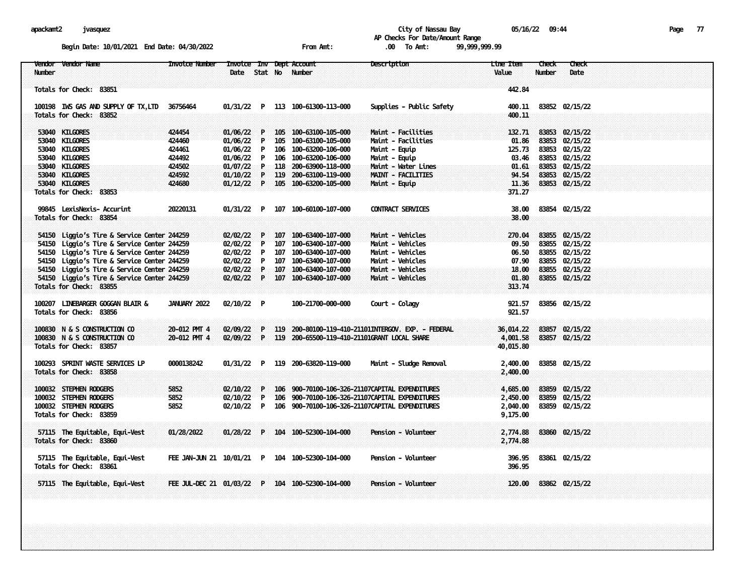City of Nassau Bay
AP Checks For Date/Amount Range

Begin Date: 10/01/2021 End Date: 04/30/2022 From Amt: .00 To Amt: 99,999,999.99

| Vendor Number | Vendor Name | Invoice Number | Invoice Date | Inv Stat | Dept No | Account Number | Description | Line Item Value | Check Number | Check Date |
|---|---|---|---|---|---|---|---|---|---|---|
| Totals for Check: 83851 | | | | | | | | 442.84 | | |
| 100198 | IWS GAS AND SUPPLY OF TX,LTD | 36756464 | 01/31/22 | P | 113 | 100-61300-113-000 | Supplies - Public Safety | 400.11 | 83852 | 02/15/22 |
| Totals for Check: 83852 | | | | | | | | 400.11 | | |
| 53040 | KILGORES | 424454 | 01/06/22 | P | 105 | 100-63100-105-000 | Maint - Facilities | 132.71 | 83853 | 02/15/22 |
| 53040 | KILGORES | 424460 | 01/06/22 | P | 105 | 100-63100-105-000 | Maint - Facilities | 01.86 | 83853 | 02/15/22 |
| 53040 | KILGORES | 424461 | 01/06/22 | P | 106 | 100-63200-106-000 | Maint - Equip | 125.73 | 83853 | 02/15/22 |
| 53040 | KILGORES | 424492 | 01/06/22 | P | 106 | 100-63200-106-000 | Maint - Equip | 03.46 | 83853 | 02/15/22 |
| 53040 | KILGORES | 424502 | 01/07/22 | P | 118 | 200-63900-118-000 | Maint - Water Lines | 01.61 | 83853 | 02/15/22 |
| 53040 | KILGORES | 424592 | 01/10/22 | P | 119 | 200-63100-119-000 | MAINT - FACILITIES | 94.54 | 83853 | 02/15/22 |
| 53040 | KILGORES | 424680 | 01/12/22 | P | 105 | 100-63200-105-000 | Maint - Equip | 11.36 | 83853 | 02/15/22 |
| Totals for Check: 83853 | | | | | | | | 371.27 | | |
| 99845 | LexisNexis- Accurint | 20220131 | 01/31/22 | P | 107 | 100-60100-107-000 | CONTRACT SERVICES | 38.00 | 83854 | 02/15/22 |
| Totals for Check: 83854 | | | | | | | | 38.00 | | |
| 54150 | Liggio's Tire & Service Center | 244259 | 02/02/22 | P | 107 | 100-63400-107-000 | Maint - Vehicles | 270.04 | 83855 | 02/15/22 |
| 54150 | Liggio's Tire & Service Center | 244259 | 02/02/22 | P | 107 | 100-63400-107-000 | Maint - Vehicles | 09.50 | 83855 | 02/15/22 |
| 54150 | Liggio's Tire & Service Center | 244259 | 02/02/22 | P | 107 | 100-63400-107-000 | Maint - Vehicles | 06.50 | 83855 | 02/15/22 |
| 54150 | Liggio's Tire & Service Center | 244259 | 02/02/22 | P | 107 | 100-63400-107-000 | Maint - Vehicles | 07.90 | 83855 | 02/15/22 |
| 54150 | Liggio's Tire & Service Center | 244259 | 02/02/22 | P | 107 | 100-63400-107-000 | Maint - Vehicles | 18.00 | 83855 | 02/15/22 |
| 54150 | Liggio's Tire & Service Center | 244259 | 02/02/22 | P | 107 | 100-63400-107-000 | Maint - Vehicles | 01.80 | 83855 | 02/15/22 |
| Totals for Check: 83855 | | | | | | | | 313.74 | | |
| 100207 | LINEBARGER GOGGAN BLAIR & | JANUARY 2022 | 02/10/22 | P | | 100-21700-000-000 | Court - Colagy | 921.57 | 83856 | 02/15/22 |
| Totals for Check: 83856 | | | | | | | | 921.57 | | |
| 100830 | N & S CONSTRUCTION CO | 20-012 PMT 4 | 02/09/22 | P | 119 | 200-80100-119-410-21101 | INTERGOV. EXP. - FEDERAL | 36,014.22 | 83857 | 02/15/22 |
| 100830 | N & S CONSTRUCTION CO | 20-012 PMT 4 | 02/09/22 | P | 119 | 200-65500-119-410-21101 | GRANT LOCAL SHARE | 4,001.58 | 83857 | 02/15/22 |
| Totals for Check: 83857 | | | | | | | | 40,015.80 | | |
| 100293 | SPRINT WASTE SERVICES LP | 0000138242 | 01/31/22 | P | 119 | 200-63820-119-000 | Maint - Sludge Removal | 2,400.00 | 83858 | 02/15/22 |
| Totals for Check: 83858 | | | | | | | | 2,400.00 | | |
| 100032 | STEPHEN RODGERS | 5852 | 02/10/22 | P | 106 | 900-70100-106-326-21107 | CAPITAL EXPENDITURES | 4,685.00 | 83859 | 02/15/22 |
| 100032 | STEPHEN RODGERS | 5852 | 02/10/22 | P | 106 | 900-70100-106-326-21107 | CAPITAL EXPENDITURES | 2,450.00 | 83859 | 02/15/22 |
| 100032 | STEPHEN RODGERS | 5852 | 02/10/22 | P | 106 | 900-70100-106-326-21107 | CAPITAL EXPENDITURES | 2,040.00 | 83859 | 02/15/22 |
| Totals for Check: 83859 | | | | | | | | 9,175.00 | | |
| 57115 | The Equitable, Equi-Vest | 01/28/2022 | 01/28/22 | P | 104 | 100-52300-104-000 | Pension - Volunteer | 2,774.88 | 83860 | 02/15/22 |
| Totals for Check: 83860 | | | | | | | | 2,774.88 | | |
| 57115 | The Equitable, Equi-Vest | FEE JAN-JUN 21 | 10/01/21 | P | 104 | 100-52300-104-000 | Pension - Volunteer | 396.95 | 83861 | 02/15/22 |
| Totals for Check: 83861 | | | | | | | | 396.95 | | |
| 57115 | The Equitable, Equi-Vest | FEE JUL-DEC 21 | 01/03/22 | P | 104 | 100-52300-104-000 | Pension - Volunteer | 120.00 | 83862 | 02/15/22 |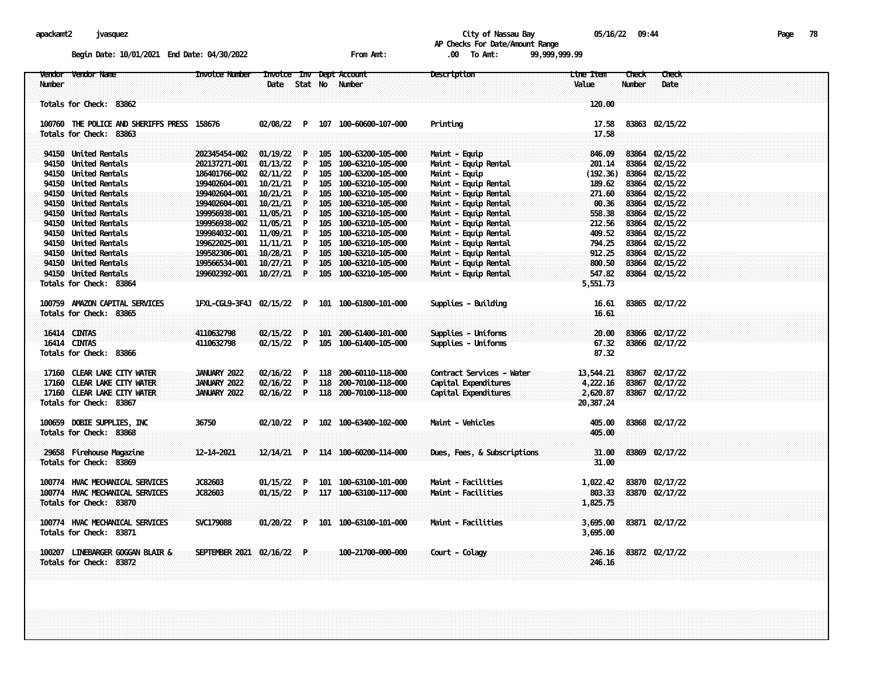City of Nassau Bay
AP Checks For Date/Amount Range

apackamt2 jvasquez 05/16/22 09:44

Begin Date: 10/01/2021 End Date: 04/30/2022 From Amt: .00 To Amt: 99,999,999.99

| Vendor Number | Vendor Name | Invoice Number | Invoice Date | Inv Stat | Dept No | Account Number | Description | Line Item Value | Check Number | Check Date |
|---|---|---|---|---|---|---|---|---|---|---|
| Totals for Check: 83862 | | | | | | | | 120.00 | | |
| 100760 | THE POLICE AND SHERIFFS PRESS | 158676 | 02/08/22 | P | 107 | 100-60600-107-000 | Printing | 17.58 | 83863 | 02/15/22 |
| Totals for Check: 83863 | | | | | | | | 17.58 | | |
| 94150 | United Rentals | 202345454-002 | 01/19/22 | P | 105 | 100-63200-105-000 | Maint - Equip | 846.09 | 83864 | 02/15/22 |
| 94150 | United Rentals | 202137271-001 | 01/13/22 | P | 105 | 100-63210-105-000 | Maint - Equip Rental | 201.14 | 83864 | 02/15/22 |
| 94150 | United Rentals | 186401766-002 | 02/11/22 | P | 105 | 100-63200-105-000 | Maint - Equip | (192.36) | 83864 | 02/15/22 |
| 94150 | United Rentals | 199402604-001 | 10/21/21 | P | 105 | 100-63210-105-000 | Maint - Equip Rental | 189.62 | 83864 | 02/15/22 |
| 94150 | United Rentals | 199402604-001 | 10/21/21 | P | 105 | 100-63210-105-000 | Maint - Equip Rental | 271.60 | 83864 | 02/15/22 |
| 94150 | United Rentals | 199402604-001 | 10/21/21 | P | 105 | 100-63210-105-000 | Maint - Equip Rental | 00.36 | 83864 | 02/15/22 |
| 94150 | United Rentals | 199956938-001 | 11/05/21 | P | 105 | 100-63210-105-000 | Maint - Equip Rental | 558.38 | 83864 | 02/15/22 |
| 94150 | United Rentals | 199956938-002 | 11/05/21 | P | 105 | 100-63210-105-000 | Maint - Equip Rental | 212.56 | 83864 | 02/15/22 |
| 94150 | United Rentals | 199984032-001 | 11/09/21 | P | 105 | 100-63210-105-000 | Maint - Equip Rental | 409.52 | 83864 | 02/15/22 |
| 94150 | United Rentals | 199622025-001 | 11/11/21 | P | 105 | 100-63210-105-000 | Maint - Equip Rental | 794.25 | 83864 | 02/15/22 |
| 94150 | United Rentals | 199582306-001 | 10/28/21 | P | 105 | 100-63210-105-000 | Maint - Equip Rental | 912.25 | 83864 | 02/15/22 |
| 94150 | United Rentals | 199566534-001 | 10/27/21 | P | 105 | 100-63210-105-000 | Maint - Equip Rental | 800.50 | 83864 | 02/15/22 |
| 94150 | United Rentals | 199602392-001 | 10/27/21 | P | 105 | 100-63210-105-000 | Maint - Equip Rental | 547.82 | 83864 | 02/15/22 |
| Totals for Check: 83864 | | | | | | | | 5,551.73 | | |
| 100759 | AMAZON CAPITAL SERVICES | 1FXL-CGL9-3F4J | 02/15/22 | P | 101 | 100-61800-101-000 | Supplies - Building | 16.61 | 83865 | 02/17/22 |
| Totals for Check: 83865 | | | | | | | | 16.61 | | |
| 16414 | CINTAS | 4110632798 | 02/15/22 | P | 101 | 200-61400-101-000 | Supplies - Uniforms | 20.00 | 83866 | 02/17/22 |
| 16414 | CINTAS | 4110632798 | 02/15/22 | P | 105 | 100-61400-105-000 | Supplies - Uniforms | 67.32 | 83866 | 02/17/22 |
| Totals for Check: 83866 | | | | | | | | 87.32 | | |
| 17160 | CLEAR LAKE CITY WATER | JANUARY 2022 | 02/16/22 | P | 118 | 200-60110-118-000 | Contract Services - Water | 13,544.21 | 83867 | 02/17/22 |
| 17160 | CLEAR LAKE CITY WATER | JANUARY 2022 | 02/16/22 | P | 118 | 200-70100-118-000 | Capital Expenditures | 4,222.16 | 83867 | 02/17/22 |
| 17160 | CLEAR LAKE CITY WATER | JANUARY 2022 | 02/16/22 | P | 118 | 200-70100-118-000 | Capital Expenditures | 2,620.87 | 83867 | 02/17/22 |
| Totals for Check: 83867 | | | | | | | | 20,387.24 | | |
| 100659 | DOBIE SUPPLIES, INC | 36750 | 02/10/22 | P | 102 | 100-63400-102-000 | Maint - Vehicles | 405.00 | 83868 | 02/17/22 |
| Totals for Check: 83868 | | | | | | | | 405.00 | | |
| 29658 | Firehouse Magazine | 12-14-2021 | 12/14/21 | P | 114 | 100-60200-114-000 | Dues, Fees, & Subscriptions | 31.00 | 83869 | 02/17/22 |
| Totals for Check: 83869 | | | | | | | | 31.00 | | |
| 100774 | HVAC MECHANICAL SERVICES | JC82603 | 01/15/22 | P | 101 | 100-63100-101-000 | Maint - Facilities | 1,022.42 | 83870 | 02/17/22 |
| 100774 | HVAC MECHANICAL SERVICES | JC82603 | 01/15/22 | P | 117 | 100-63100-117-000 | Maint - Facilities | 803.33 | 83870 | 02/17/22 |
| Totals for Check: 83870 | | | | | | | | 1,825.75 | | |
| 100774 | HVAC MECHANICAL SERVICES | SVC179088 | 01/20/22 | P | 101 | 100-63100-101-000 | Maint - Facilities | 3,695.00 | 83871 | 02/17/22 |
| Totals for Check: 83871 | | | | | | | | 3,695.00 | | |
| 100207 | LINEBARGER GOGGAN BLAIR & | SEPTEMBER 2021 | 02/16/22 | P | | 100-21700-000-000 | Court - Colagy | 246.16 | 83872 | 02/17/22 |
| Totals for Check: 83872 | | | | | | | | 246.16 | | |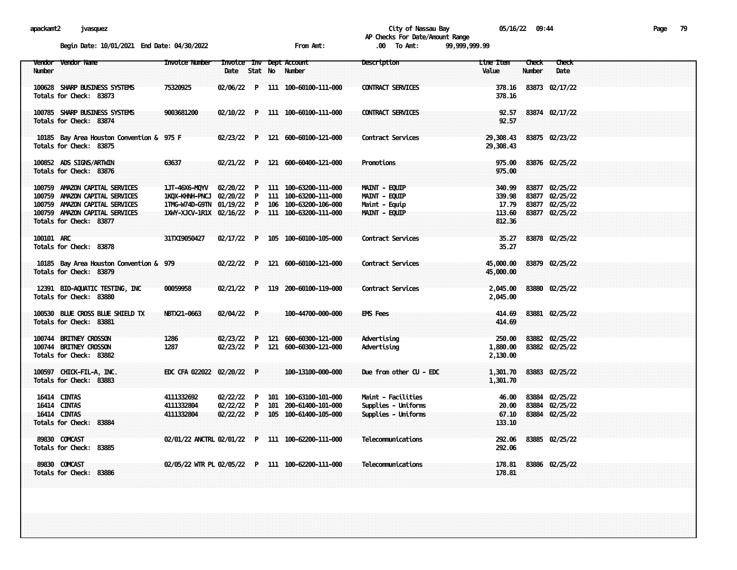apackamt2 jvasquez

City of Nassau Bay 05/16/22 09:44

AP Checks For Date/Amount Range

Begin Date: 10/01/2021 End Date: 04/30/2022 From Amt: .00 To Amt: 99,999,999.99

| Vendor Number | Vendor Name | Invoice Number | Invoice Date | Inv Stat | Dept No | Account Number | Description | Line Item Value | Check Number | Check Date |
|---|---|---|---|---|---|---|---|---|---|---|
| 100628 | SHARP BUSINESS SYSTEMS | 75320925 | 02/06/22 | P | 111 | 100-60100-111-000 | CONTRACT SERVICES | 378.16 | 83873 | 02/17/22 |
| Totals for Check: 83873 | | | | | | | | 378.16 | | |
| 100785 | SHARP BUSINESS SYSTEMS | 9003681200 | 02/10/22 | P | 111 | 100-60100-111-000 | CONTRACT SERVICES | 92.57 | 83874 | 02/17/22 |
| Totals for Check: 83874 | | | | | | | | 92.57 | | |
| 10185 | Bay Area Houston Convention & | 975 F | 02/23/22 | P | 121 | 600-60100-121-000 | Contract Services | 29,308.43 | 83875 | 02/23/22 |
| Totals for Check: 83875 | | | | | | | | 29,308.43 | | |
| 100852 | ADS SIGNS/ARTWIN | 63637 | 02/21/22 | P | 121 | 600-60400-121-000 | Promotions | 975.00 | 83876 | 02/25/22 |
| Totals for Check: 83876 | | | | | | | | 975.00 | | |
| 100759 | AMAZON CAPITAL SERVICES | 1JT-46X6-MQYV | 02/20/22 | P | 111 | 100-63200-111-000 | MAINT - EQUIP | 340.99 | 83877 | 02/25/22 |
| 100759 | AMAZON CAPITAL SERVICES | 1KQX-KHNH-PNCJ | 02/20/22 | P | 111 | 100-63200-111-000 | MAINT - EQUIP | 339.98 | 83877 | 02/25/22 |
| 100759 | AMAZON CAPITAL SERVICES | 1TMG-W74D-G9TN | 01/19/22 | P | 106 | 100-63200-106-000 | Maint - Equip | 17.79 | 83877 | 02/25/22 |
| 100759 | AMAZON CAPITAL SERVICES | 1XWY-XJCV-1R1X | 02/16/22 | P | 111 | 100-63200-111-000 | MAINT - EQUIP | 113.60 | 83877 | 02/25/22 |
| Totals for Check: 83877 | | | | | | | | 812.36 | | |
| 100101 | ARC | 31TXI9050427 | 02/17/22 | P | 105 | 100-60100-105-000 | Contract Services | 35.27 | 83878 | 02/25/22 |
| Totals for Check: 83878 | | | | | | | | 35.27 | | |
| 10185 | Bay Area Houston Convention & | 979 | 02/22/22 | P | 121 | 600-60100-121-000 | Contract Services | 45,000.00 | 83879 | 02/25/22 |
| Totals for Check: 83879 | | | | | | | | 45,000.00 | | |
| 12391 | BIO-AQUATIC TESTING, INC | 00059958 | 02/21/22 | P | 119 | 200-60100-119-000 | Contract Services | 2,045.00 | 83880 | 02/25/22 |
| Totals for Check: 83880 | | | | | | | | 2,045.00 | | |
| 100530 | BLUE CROSS BLUE SHIELD TX | NBTX21-0663 | 02/04/22 | P | | 100-44700-000-000 | EMS Fees | 414.69 | 83881 | 02/25/22 |
| Totals for Check: 83881 | | | | | | | | 414.69 | | |
| 100744 | BRITNEY CROSSON | 1286 | 02/23/22 | P | 121 | 600-60300-121-000 | Advertising | 250.00 | 83882 | 02/25/22 |
| 100744 | BRITNEY CROSSON | 1287 | 02/23/22 | P | 121 | 600-60300-121-000 | Advertising | 1,880.00 | 83882 | 02/25/22 |
| Totals for Check: 83882 | | | | | | | | 2,130.00 | | |
| 100597 | CHICK-FIL-A, INC. | EDC CFA 022022 | 02/20/22 | P | | 100-13100-000-000 | Due from other CU - EDC | 1,301.70 | 83883 | 02/25/22 |
| Totals for Check: 83883 | | | | | | | | 1,301.70 | | |
| 16414 | CINTAS | 4111332692 | 02/22/22 | P | 101 | 100-63100-101-000 | Maint - Facilities | 46.00 | 83884 | 02/25/22 |
| 16414 | CINTAS | 4111332804 | 02/22/22 | P | 101 | 200-61400-101-000 | Supplies - Uniforms | 20.00 | 83884 | 02/25/22 |
| 16414 | CINTAS | 4111332804 | 02/22/22 | P | 105 | 100-61400-105-000 | Supplies - Uniforms | 67.10 | 83884 | 02/25/22 |
| Totals for Check: 83884 | | | | | | | | 133.10 | | |
| 89830 | COMCAST | 02/01/22 ANCTRL | 02/01/22 | P | 111 | 100-62200-111-000 | Telecommunications | 292.06 | 83885 | 02/25/22 |
| Totals for Check: 83885 | | | | | | | | 292.06 | | |
| 89830 | COMCAST | 02/05/22 WTR PL | 02/05/22 | P | 111 | 100-62200-111-000 | Telecommunications | 178.81 | 83886 | 02/25/22 |
| Totals for Check: 83886 | | | | | | | | 178.81 | | |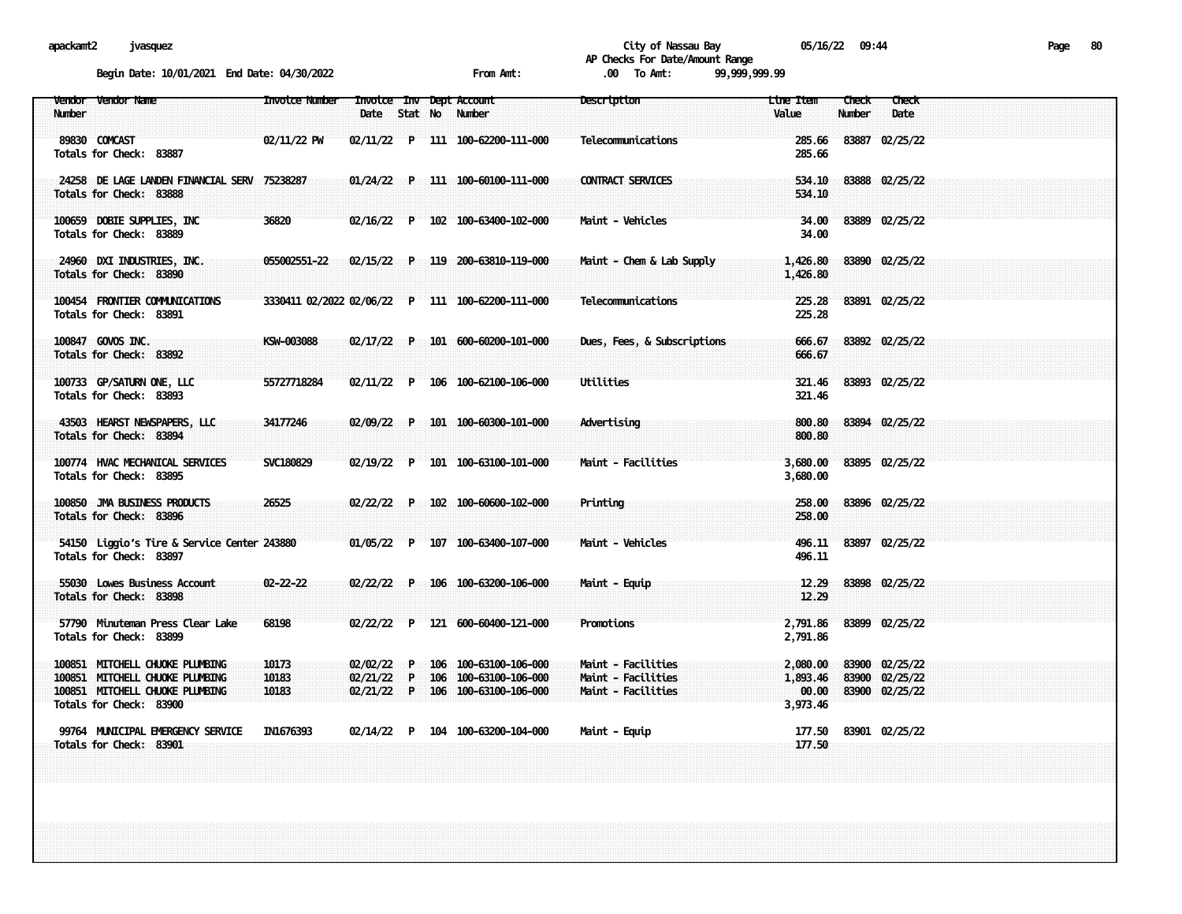apackamt2 jvasquez

City of Nassau Bay 05/16/22 09:44

AP Checks For Date/Amount Range

Begin Date: 10/01/2021 End Date: 04/30/2022 From Amt: .00 To Amt: 99,999,999.99

| Vendor Number | Vendor Name | Invoice Number | Invoice Date | Inv Stat | Dept No | Account Number | Description | Line Item Value | Check Number | Check Date |
|---|---|---|---|---|---|---|---|---|---|---|
| 89830 | COMCAST | 02/11/22 PW | 02/11/22 | P | 111 | 100-62200-111-000 | Telecommunications | 285.66 | 83887 | 02/25/22 |
| Totals for Check: 83887 | | | | | | | | 285.66 | | |
| 24258 | DE LAGE LANDEN FINANCIAL SERV | 75238287 | 01/24/22 | P | 111 | 100-60100-111-000 | CONTRACT SERVICES | 534.10 | 83888 | 02/25/22 |
| Totals for Check: 83888 | | | | | | | | 534.10 | | |
| 100659 | DOBIE SUPPLIES, INC | 36820 | 02/16/22 | P | 102 | 100-63400-102-000 | Maint - Vehicles | 34.00 | 83889 | 02/25/22 |
| Totals for Check: 83889 | | | | | | | | 34.00 | | |
| 24960 | DXI INDUSTRIES, INC. | 055002551-22 | 02/15/22 | P | 119 | 200-63810-119-000 | Maint - Chem & Lab Supply | 1,426.80 | 83890 | 02/25/22 |
| Totals for Check: 83890 | | | | | | | | 1,426.80 | | |
| 100454 | FRONTIER COMMUNICATIONS | 3330411 02/2022 | 02/06/22 | P | 111 | 100-62200-111-000 | Telecommunications | 225.28 | 83891 | 02/25/22 |
| Totals for Check: 83891 | | | | | | | | 225.28 | | |
| 100847 | GOVOS INC. | KSW-003088 | 02/17/22 | P | 101 | 600-60200-101-000 | Dues, Fees, & Subscriptions | 666.67 | 83892 | 02/25/22 |
| Totals for Check: 83892 | | | | | | | | 666.67 | | |
| 100733 | GP/SATURN ONE, LLC | 55727718284 | 02/11/22 | P | 106 | 100-62100-106-000 | Utilities | 321.46 | 83893 | 02/25/22 |
| Totals for Check: 83893 | | | | | | | | 321.46 | | |
| 43503 | HEARST NEWSPAPERS, LLC | 34177246 | 02/09/22 | P | 101 | 100-60300-101-000 | Advertising | 800.80 | 83894 | 02/25/22 |
| Totals for Check: 83894 | | | | | | | | 800.80 | | |
| 100774 | HVAC MECHANICAL SERVICES | SVC180829 | 02/19/22 | P | 101 | 100-63100-101-000 | Maint - Facilities | 3,680.00 | 83895 | 02/25/22 |
| Totals for Check: 83895 | | | | | | | | 3,680.00 | | |
| 100850 | JMA BUSINESS PRODUCTS | 26525 | 02/22/22 | P | 102 | 100-60600-102-000 | Printing | 258.00 | 83896 | 02/25/22 |
| Totals for Check: 83896 | | | | | | | | 258.00 | | |
| 54150 | Liggio's Tire & Service Center | 243880 | 01/05/22 | P | 107 | 100-63400-107-000 | Maint - Vehicles | 496.11 | 83897 | 02/25/22 |
| Totals for Check: 83897 | | | | | | | | 496.11 | | |
| 55030 | Lowes Business Account | 02-22-22 | 02/22/22 | P | 106 | 100-63200-106-000 | Maint - Equip | 12.29 | 83898 | 02/25/22 |
| Totals for Check: 83898 | | | | | | | | 12.29 | | |
| 57790 | Minuteman Press Clear Lake | 68198 | 02/22/22 | P | 121 | 600-60400-121-000 | Promotions | 2,791.86 | 83899 | 02/25/22 |
| Totals for Check: 83899 | | | | | | | | 2,791.86 | | |
| 100851 | MITCHELL CHUOKE PLUMBING | 10173 | 02/02/22 | P | 106 | 100-63100-106-000 | Maint - Facilities | 2,080.00 | 83900 | 02/25/22 |
| 100851 | MITCHELL CHUOKE PLUMBING | 10183 | 02/21/22 | P | 106 | 100-63100-106-000 | Maint - Facilities | 1,893.46 | 83900 | 02/25/22 |
| 100851 | MITCHELL CHUOKE PLUMBING | 10183 | 02/21/22 | P | 106 | 100-63100-106-000 | Maint - Facilities | 00.00 | 83900 | 02/25/22 |
| Totals for Check: 83900 | | | | | | | | 3,973.46 | | |
| 99764 | MUNICIPAL EMERGENCY SERVICE | IN1676393 | 02/14/22 | P | 104 | 100-63200-104-000 | Maint - Equip | 177.50 | 83901 | 02/25/22 |
| Totals for Check: 83901 | | | | | | | | 177.50 | | |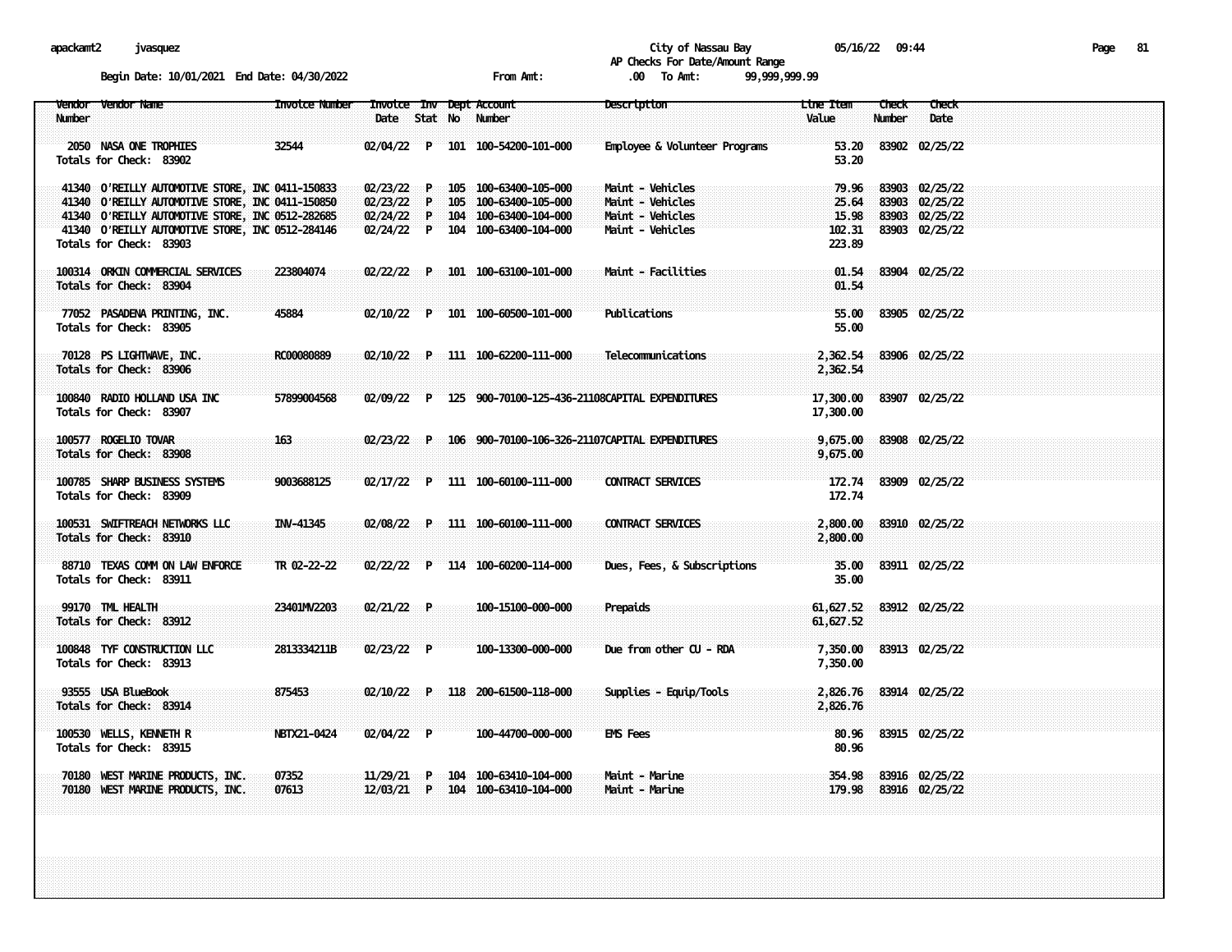City of Nassau Bay
AP Checks For Date/Amount Range

apackamt2 jvasquez 05/16/22 09:44

Begin Date: 10/01/2021 End Date: 04/30/2022 From Amt: .00 To Amt: 99,999,999.99

| Vendor Number | Vendor Name | Invoice Number | Invoice Date | Inv Stat | Dept No | Account Number | Description | Line Item Value | Check Number | Check Date |
|---|---|---|---|---|---|---|---|---|---|---|
| 2050 | NASA ONE TROPHIES | 32544 | 02/04/22 | P | 101 | 100-54200-101-000 | Employee & Volunteer Programs | 53.20 | 83902 | 02/25/22 |
| Totals for Check: 83902 | | | | | | | | 53.20 | | |
| 41340 | O'REILLY AUTOMOTIVE STORE, INC | 0411-150833 | 02/23/22 | P | 105 | 100-63400-105-000 | Maint - Vehicles | 79.96 | 83903 | 02/25/22 |
| 41340 | O'REILLY AUTOMOTIVE STORE, INC | 0411-150850 | 02/23/22 | P | 105 | 100-63400-105-000 | Maint - Vehicles | 25.64 | 83903 | 02/25/22 |
| 41340 | O'REILLY AUTOMOTIVE STORE, INC | 0512-282685 | 02/24/22 | P | 104 | 100-63400-104-000 | Maint - Vehicles | 15.98 | 83903 | 02/25/22 |
| 41340 | O'REILLY AUTOMOTIVE STORE, INC | 0512-284146 | 02/24/22 | P | 104 | 100-63400-104-000 | Maint - Vehicles | 102.31 | 83903 | 02/25/22 |
| Totals for Check: 83903 | | | | | | | | 223.89 | | |
| 100314 | ORKIN COMMERCIAL SERVICES | 223804074 | 02/22/22 | P | 101 | 100-63100-101-000 | Maint - Facilities | 01.54 | 83904 | 02/25/22 |
| Totals for Check: 83904 | | | | | | | | 01.54 | | |
| 77052 | PASADENA PRINTING, INC. | 45884 | 02/10/22 | P | 101 | 100-60500-101-000 | Publications | 55.00 | 83905 | 02/25/22 |
| Totals for Check: 83905 | | | | | | | | 55.00 | | |
| 70128 | PS LIGHTWAVE, INC. | RC00080889 | 02/10/22 | P | 111 | 100-62200-111-000 | Telecommunications | 2,362.54 | 83906 | 02/25/22 |
| Totals for Check: 83906 | | | | | | | | 2,362.54 | | |
| 100840 | RADIO HOLLAND USA INC | 57899004568 | 02/09/22 | P | 125 | 900-70100-125-436-21108 | CAPITAL EXPENDITURES | 17,300.00 | 83907 | 02/25/22 |
| Totals for Check: 83907 | | | | | | | | 17,300.00 | | |
| 100577 | ROGELIO TOVAR | 163 | 02/23/22 | P | 106 | 900-70100-106-326-21107 | CAPITAL EXPENDITURES | 9,675.00 | 83908 | 02/25/22 |
| Totals for Check: 83908 | | | | | | | | 9,675.00 | | |
| 100785 | SHARP BUSINESS SYSTEMS | 9003688125 | 02/17/22 | P | 111 | 100-60100-111-000 | CONTRACT SERVICES | 172.74 | 83909 | 02/25/22 |
| Totals for Check: 83909 | | | | | | | | 172.74 | | |
| 100531 | SWIFTREACH NETWORKS LLC | INV-41345 | 02/08/22 | P | 111 | 100-60100-111-000 | CONTRACT SERVICES | 2,800.00 | 83910 | 02/25/22 |
| Totals for Check: 83910 | | | | | | | | 2,800.00 | | |
| 88710 | TEXAS COMM ON LAW ENFORCE | TR 02-22-22 | 02/22/22 | P | 114 | 100-60200-114-000 | Dues, Fees, & Subscriptions | 35.00 | 83911 | 02/25/22 |
| Totals for Check: 83911 | | | | | | | | 35.00 | | |
| 99170 | TML HEALTH | 23401MV2203 | 02/21/22 | P | | 100-15100-000-000 | Prepaids | 61,627.52 | 83912 | 02/25/22 |
| Totals for Check: 83912 | | | | | | | | 61,627.52 | | |
| 100848 | TYF CONSTRUCTION LLC | 2813334211B | 02/23/22 | P | | 100-13300-000-000 | Due from other CU - RDA | 7,350.00 | 83913 | 02/25/22 |
| Totals for Check: 83913 | | | | | | | | 7,350.00 | | |
| 93555 | USA BlueBook | 875453 | 02/10/22 | P | 118 | 200-61500-118-000 | Supplies - Equip/Tools | 2,826.76 | 83914 | 02/25/22 |
| Totals for Check: 83914 | | | | | | | | 2,826.76 | | |
| 100530 | WELLS, KENNETH R | NBTX21-0424 | 02/04/22 | P | | 100-44700-000-000 | EMS Fees | 80.96 | 83915 | 02/25/22 |
| Totals for Check: 83915 | | | | | | | | 80.96 | | |
| 70180 | WEST MARINE PRODUCTS, INC. | 07352 | 11/29/21 | P | 104 | 100-63410-104-000 | Maint - Marine | 354.98 | 83916 | 02/25/22 |
| 70180 | WEST MARINE PRODUCTS, INC. | 07613 | 12/03/21 | P | 104 | 100-63410-104-000 | Maint - Marine | 179.98 | 83916 | 02/25/22 |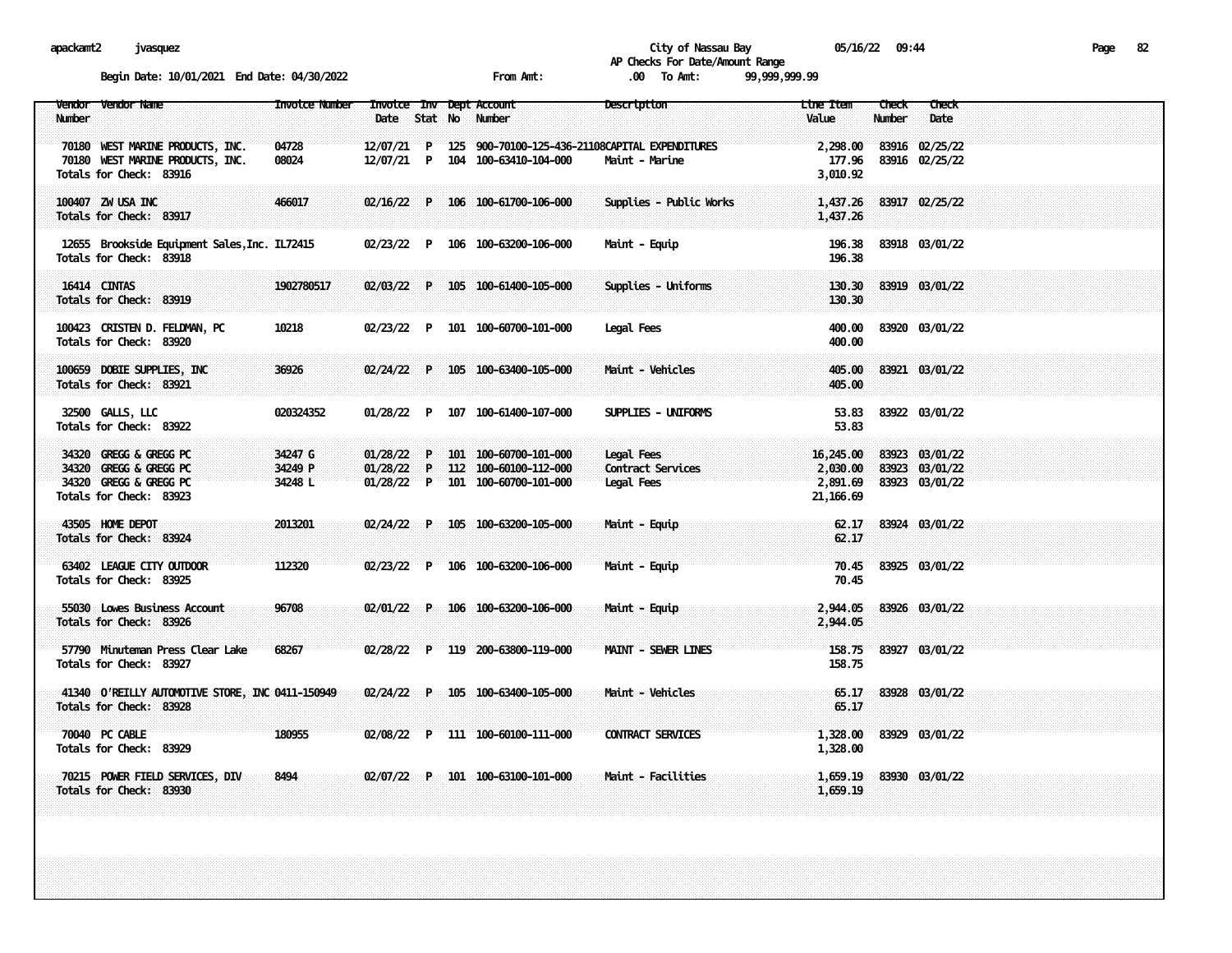apackamt2 jvasquez

**City of Nassau Bay**
**AP Checks For Date/Amount Range**

05/16/22 09:44

Begin Date: 10/01/2021 End Date: 04/30/2022 From Amt: .00 To Amt: 99,999,999.99

| Vendor Number | Vendor Name | Invoice Number | Invoice Date | Inv Stat | Dept No | Account Number | Description | Line Item Value | Check Number | Check Date |
|---|---|---|---|---|---|---|---|---|---|---|
| 70180 | WEST MARINE PRODUCTS, INC. | 04728 | 12/07/21 | P | 125 | 900-70100-125-436-21108 | CAPITAL EXPENDITURES | 2,298.00 | 83916 | 02/25/22 |
| 70180 | WEST MARINE PRODUCTS, INC. | 08024 | 12/07/21 | P | 104 | 100-63410-104-000 | Maint - Marine | 177.96 | 83916 | 02/25/22 |
| Totals for Check: 83916 | | | | | | | | 3,010.92 | | |
| 100407 | ZW USA INC | 466017 | 02/16/22 | P | 106 | 100-61700-106-000 | Supplies - Public Works | 1,437.26 | 83917 | 02/25/22 |
| Totals for Check: 83917 | | | | | | | | 1,437.26 | | |
| 12655 | Brookside Equipment Sales,Inc. | IL72415 | 02/23/22 | P | 106 | 100-63200-106-000 | Maint - Equip | 196.38 | 83918 | 03/01/22 |
| Totals for Check: 83918 | | | | | | | | 196.38 | | |
| 16414 | CINTAS | 1902780517 | 02/03/22 | P | 105 | 100-61400-105-000 | Supplies - Uniforms | 130.30 | 83919 | 03/01/22 |
| Totals for Check: 83919 | | | | | | | | 130.30 | | |
| 100423 | CRISTEN D. FELDMAN, PC | 10218 | 02/23/22 | P | 101 | 100-60700-101-000 | Legal Fees | 400.00 | 83920 | 03/01/22 |
| Totals for Check: 83920 | | | | | | | | 400.00 | | |
| 100659 | DOBIE SUPPLIES, INC | 36926 | 02/24/22 | P | 105 | 100-63400-105-000 | Maint - Vehicles | 405.00 | 83921 | 03/01/22 |
| Totals for Check: 83921 | | | | | | | | 405.00 | | |
| 32500 | GALLS, LLC | 020324352 | 01/28/22 | P | 107 | 100-61400-107-000 | SUPPLIES - UNIFORMS | 53.83 | 83922 | 03/01/22 |
| Totals for Check: 83922 | | | | | | | | 53.83 | | |
| 34320 | GREGG & GREGG PC | 34247 G | 01/28/22 | P | 101 | 100-60700-101-000 | Legal Fees | 16,245.00 | 83923 | 03/01/22 |
| 34320 | GREGG & GREGG PC | 34249 P | 01/28/22 | P | 112 | 100-60100-112-000 | Contract Services | 2,030.00 | 83923 | 03/01/22 |
| 34320 | GREGG & GREGG PC | 34248 L | 01/28/22 | P | 101 | 100-60700-101-000 | Legal Fees | 2,891.69 | 83923 | 03/01/22 |
| Totals for Check: 83923 | | | | | | | | 21,166.69 | | |
| 43505 | HOME DEPOT | 2013201 | 02/24/22 | P | 105 | 100-63200-105-000 | Maint - Equip | 62.17 | 83924 | 03/01/22 |
| Totals for Check: 83924 | | | | | | | | 62.17 | | |
| 63402 | LEAGUE CITY OUTDOOR | 112320 | 02/23/22 | P | 106 | 100-63200-106-000 | Maint - Equip | 70.45 | 83925 | 03/01/22 |
| Totals for Check: 83925 | | | | | | | | 70.45 | | |
| 55030 | Lowes Business Account | 96708 | 02/01/22 | P | 106 | 100-63200-106-000 | Maint - Equip | 2,944.05 | 83926 | 03/01/22 |
| Totals for Check: 83926 | | | | | | | | 2,944.05 | | |
| 57790 | Minuteman Press Clear Lake | 68267 | 02/28/22 | P | 119 | 200-63800-119-000 | MAINT - SEWER LINES | 158.75 | 83927 | 03/01/22 |
| Totals for Check: 83927 | | | | | | | | 158.75 | | |
| 41340 | O'REILLY AUTOMOTIVE STORE, INC | 0411-150949 | 02/24/22 | P | 105 | 100-63400-105-000 | Maint - Vehicles | 65.17 | 83928 | 03/01/22 |
| Totals for Check: 83928 | | | | | | | | 65.17 | | |
| 70040 | PC CABLE | 180955 | 02/08/22 | P | 111 | 100-60100-111-000 | CONTRACT SERVICES | 1,328.00 | 83929 | 03/01/22 |
| Totals for Check: 83929 | | | | | | | | 1,328.00 | | |
| 70215 | POWER FIELD SERVICES, DIV | 8494 | 02/07/22 | P | 101 | 100-63100-101-000 | Maint - Facilities | 1,659.19 | 83930 | 03/01/22 |
| Totals for Check: 83930 | | | | | | | | 1,659.19 | | |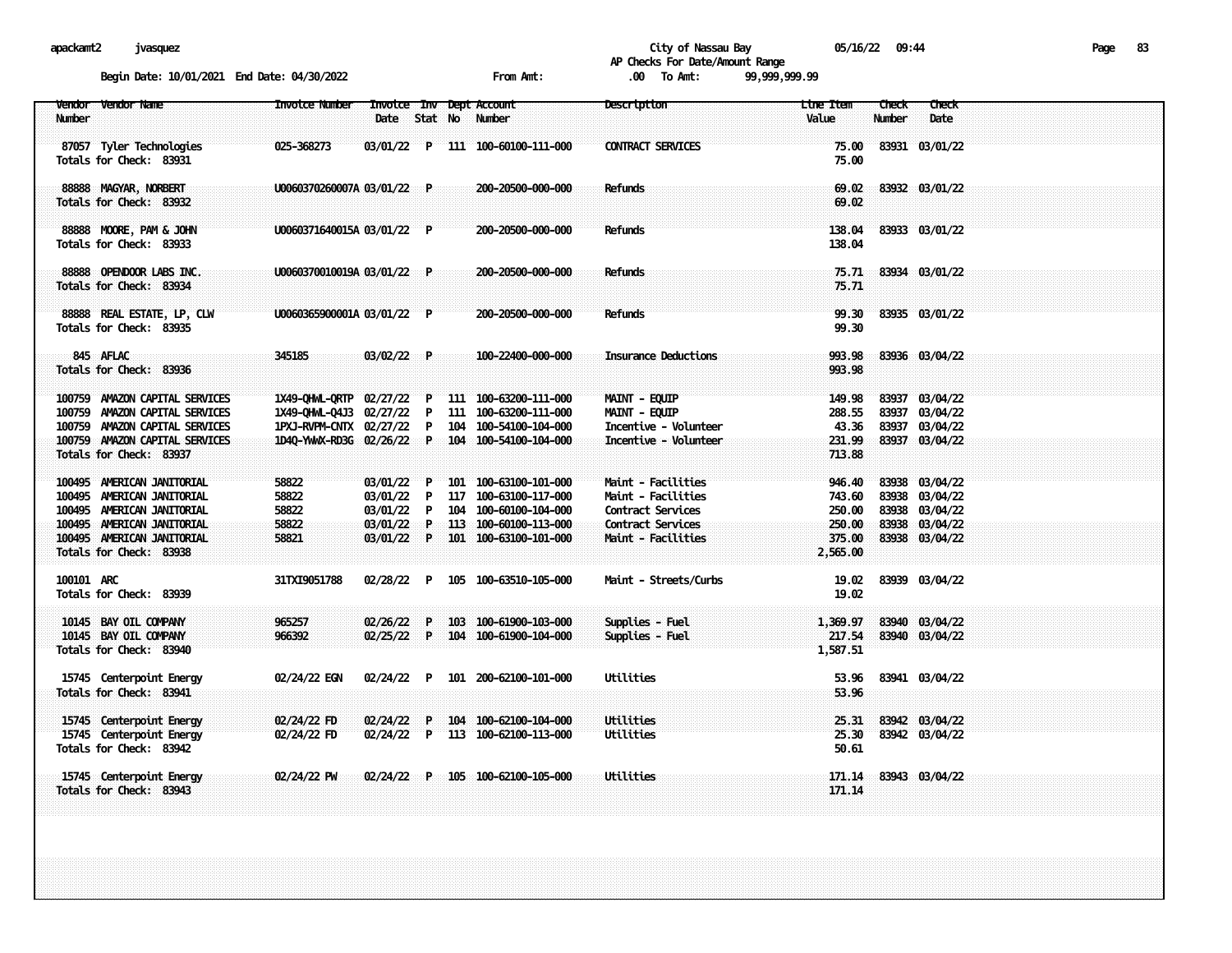apackamt2 jvasquez

City of Nassau Bay 05/16/22 09:44

AP Checks For Date/Amount Range

Begin Date: 10/01/2021 End Date: 04/30/2022 From Amt: .00 To Amt: 99,999,999.99

| Vendor Number | Vendor Name | Invoice Number | Invoice Date | Inv Stat | Dept No | Account Number | Description | Line Item Value | Check Number | Check Date |
|---|---|---|---|---|---|---|---|---|---|---|
| 87057 | Tyler Technologies | 025-368273 | 03/01/22 | P | 111 | 100-60100-111-000 | CONTRACT SERVICES | 75.00 | 83931 | 03/01/22 |
| Totals for Check: 83931 | | | | | | | | 75.00 | | |
| 88888 | MAGYAR, NORBERT | U0060370260007A | 03/01/22 | P | | 200-20500-000-000 | Refunds | 69.02 | 83932 | 03/01/22 |
| Totals for Check: 83932 | | | | | | | | 69.02 | | |
| 88888 | MOORE, PAM & JOHN | U0060371640015A | 03/01/22 | P | | 200-20500-000-000 | Refunds | 138.04 | 83933 | 03/01/22 |
| Totals for Check: 83933 | | | | | | | | 138.04 | | |
| 88888 | OPENDOOR LABS INC. | U0060370010019A | 03/01/22 | P | | 200-20500-000-000 | Refunds | 75.71 | 83934 | 03/01/22 |
| Totals for Check: 83934 | | | | | | | | 75.71 | | |
| 88888 | REAL ESTATE, LP, CLW | U0060365900001A | 03/01/22 | P | | 200-20500-000-000 | Refunds | 99.30 | 83935 | 03/01/22 |
| Totals for Check: 83935 | | | | | | | | 99.30 | | |
| 845 | AFLAC | 345185 | 03/02/22 | P | | 100-22400-000-000 | Insurance Deductions | 993.98 | 83936 | 03/04/22 |
| Totals for Check: 83936 | | | | | | | | 993.98 | | |
| 100759 | AMAZON CAPITAL SERVICES | 1X49-QHWL-QRTP | 02/27/22 | P | 111 | 100-63200-111-000 | MAINT - EQUIP | 149.98 | 83937 | 03/04/22 |
| 100759 | AMAZON CAPITAL SERVICES | 1X49-QHWL-Q4J3 | 02/27/22 | P | 111 | 100-63200-111-000 | MAINT - EQUIP | 288.55 | 83937 | 03/04/22 |
| 100759 | AMAZON CAPITAL SERVICES | 1PXJ-RVPM-CNTX | 02/27/22 | P | 104 | 100-54100-104-000 | Incentive - Volunteer | 43.36 | 83937 | 03/04/22 |
| 100759 | AMAZON CAPITAL SERVICES | 1D4Q-YWWX-RD3G | 02/26/22 | P | 104 | 100-54100-104-000 | Incentive - Volunteer | 231.99 | 83937 | 03/04/22 |
| Totals for Check: 83937 | | | | | | | | 713.88 | | |
| 100495 | AMERICAN JANITORIAL | 58822 | 03/01/22 | P | 101 | 100-63100-101-000 | Maint - Facilities | 946.40 | 83938 | 03/04/22 |
| 100495 | AMERICAN JANITORIAL | 58822 | 03/01/22 | P | 117 | 100-63100-117-000 | Maint - Facilities | 743.60 | 83938 | 03/04/22 |
| 100495 | AMERICAN JANITORIAL | 58822 | 03/01/22 | P | 104 | 100-60100-104-000 | Contract Services | 250.00 | 83938 | 03/04/22 |
| 100495 | AMERICAN JANITORIAL | 58822 | 03/01/22 | P | 113 | 100-60100-113-000 | Contract Services | 250.00 | 83938 | 03/04/22 |
| 100495 | AMERICAN JANITORIAL | 58821 | 03/01/22 | P | 101 | 100-63100-101-000 | Maint - Facilities | 375.00 | 83938 | 03/04/22 |
| Totals for Check: 83938 | | | | | | | | 2,565.00 | | |
| 100101 | ARC | 31TXI9051788 | 02/28/22 | P | 105 | 100-63510-105-000 | Maint - Streets/Curbs | 19.02 | 83939 | 03/04/22 |
| Totals for Check: 83939 | | | | | | | | 19.02 | | |
| 10145 | BAY OIL COMPANY | 965257 | 02/26/22 | P | 103 | 100-61900-103-000 | Supplies - Fuel | 1,369.97 | 83940 | 03/04/22 |
| 10145 | BAY OIL COMPANY | 966392 | 02/25/22 | P | 104 | 100-61900-104-000 | Supplies - Fuel | 217.54 | 83940 | 03/04/22 |
| Totals for Check: 83940 | | | | | | | | 1,587.51 | | |
| 15745 | Centerpoint Energy | 02/24/22 EGN | 02/24/22 | P | 101 | 200-62100-101-000 | Utilities | 53.96 | 83941 | 03/04/22 |
| Totals for Check: 83941 | | | | | | | | 53.96 | | |
| 15745 | Centerpoint Energy | 02/24/22 FD | 02/24/22 | P | 104 | 100-62100-104-000 | Utilities | 25.31 | 83942 | 03/04/22 |
| 15745 | Centerpoint Energy | 02/24/22 FD | 02/24/22 | P | 113 | 100-62100-113-000 | Utilities | 25.30 | 83942 | 03/04/22 |
| Totals for Check: 83942 | | | | | | | | 50.61 | | |
| 15745 | Centerpoint Energy | 02/24/22 PW | 02/24/22 | P | 105 | 100-62100-105-000 | Utilities | 171.14 | 83943 | 03/04/22 |
| Totals for Check: 83943 | | | | | | | | 171.14 | | |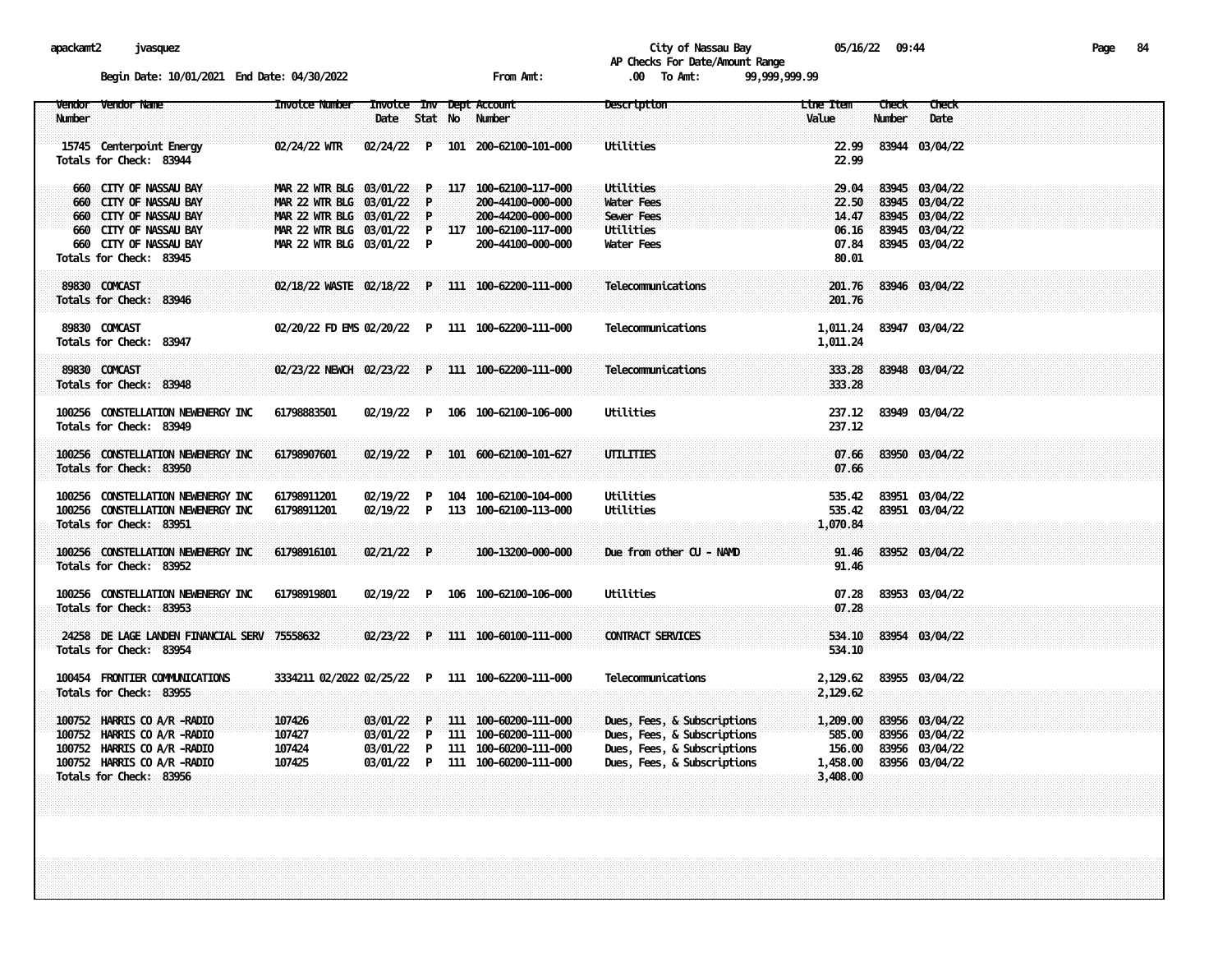apackamt2 jvasquez

City of Nassau Bay 05/16/22 09:44

AP Checks For Date/Amount Range

Begin Date: 10/01/2021 End Date: 04/30/2022 From Amt: .00 To Amt: 99,999,999.99

| Vendor Number | Vendor Name | Invoice Number | Invoice Date | Inv Stat | Dept No | Account Number | Description | Line Item Value | Check Number | Check Date |
|---|---|---|---|---|---|---|---|---|---|---|
| 15745 | Centerpoint Energy | 02/24/22 WTR | 02/24/22 | P | 101 | 200-62100-101-000 | Utilities | 22.99 | 83944 | 03/04/22 |
| Totals for Check: 83944 | | | | | | | | 22.99 | | |
| 660 | CITY OF NASSAU BAY | MAR 22 WTR BLG | 03/01/22 | P | 117 | 100-62100-117-000 | Utilities | 29.04 | 83945 | 03/04/22 |
| 660 | CITY OF NASSAU BAY | MAR 22 WTR BLG | 03/01/22 | P | | 200-44100-000-000 | Water Fees | 22.50 | 83945 | 03/04/22 |
| 660 | CITY OF NASSAU BAY | MAR 22 WTR BLG | 03/01/22 | P | | 200-44200-000-000 | Sewer Fees | 14.47 | 83945 | 03/04/22 |
| 660 | CITY OF NASSAU BAY | MAR 22 WTR BLG | 03/01/22 | P | 117 | 100-62100-117-000 | Utilities | 06.16 | 83945 | 03/04/22 |
| 660 | CITY OF NASSAU BAY | MAR 22 WTR BLG | 03/01/22 | P | | 200-44100-000-000 | Water Fees | 07.84 | 83945 | 03/04/22 |
| Totals for Check: 83945 | | | | | | | | 80.01 | | |
| 89830 | COMCAST | 02/18/22 WASTE | 02/18/22 | P | 111 | 100-62200-111-000 | Telecommunications | 201.76 | 83946 | 03/04/22 |
| Totals for Check: 83946 | | | | | | | | 201.76 | | |
| 89830 | COMCAST | 02/20/22 FD EMS | 02/20/22 | P | 111 | 100-62200-111-000 | Telecommunications | 1,011.24 | 83947 | 03/04/22 |
| Totals for Check: 83947 | | | | | | | | 1,011.24 | | |
| 89830 | COMCAST | 02/23/22 NEWCH | 02/23/22 | P | 111 | 100-62200-111-000 | Telecommunications | 333.28 | 83948 | 03/04/22 |
| Totals for Check: 83948 | | | | | | | | 333.28 | | |
| 100256 | CONSTELLATION NEWENERGY INC | 61798883501 | 02/19/22 | P | 106 | 100-62100-106-000 | Utilities | 237.12 | 83949 | 03/04/22 |
| Totals for Check: 83949 | | | | | | | | 237.12 | | |
| 100256 | CONSTELLATION NEWENERGY INC | 61798907601 | 02/19/22 | P | 101 | 600-62100-101-627 | UTILITIES | 07.66 | 83950 | 03/04/22 |
| Totals for Check: 83950 | | | | | | | | 07.66 | | |
| 100256 | CONSTELLATION NEWENERGY INC | 61798911201 | 02/19/22 | P | 104 | 100-62100-104-000 | Utilities | 535.42 | 83951 | 03/04/22 |
| 100256 | CONSTELLATION NEWENERGY INC | 61798911201 | 02/19/22 | P | 113 | 100-62100-113-000 | Utilities | 535.42 | 83951 | 03/04/22 |
| Totals for Check: 83951 | | | | | | | | 1,070.84 | | |
| 100256 | CONSTELLATION NEWENERGY INC | 61798916101 | 02/21/22 | P | | 100-13200-000-000 | Due from other CU - NAMD | 91.46 | 83952 | 03/04/22 |
| Totals for Check: 83952 | | | | | | | | 91.46 | | |
| 100256 | CONSTELLATION NEWENERGY INC | 61798919801 | 02/19/22 | P | 106 | 100-62100-106-000 | Utilities | 07.28 | 83953 | 03/04/22 |
| Totals for Check: 83953 | | | | | | | | 07.28 | | |
| 24258 | DE LAGE LANDEN FINANCIAL SERV | 75558632 | 02/23/22 | P | 111 | 100-60100-111-000 | CONTRACT SERVICES | 534.10 | 83954 | 03/04/22 |
| Totals for Check: 83954 | | | | | | | | 534.10 | | |
| 100454 | FRONTIER COMMUNICATIONS | 3334211 02/2022 | 02/25/22 | P | 111 | 100-62200-111-000 | Telecommunications | 2,129.62 | 83955 | 03/04/22 |
| Totals for Check: 83955 | | | | | | | | 2,129.62 | | |
| 100752 | HARRIS CO A/R -RADIO | 107426 | 03/01/22 | P | 111 | 100-60200-111-000 | Dues, Fees, & Subscriptions | 1,209.00 | 83956 | 03/04/22 |
| 100752 | HARRIS CO A/R -RADIO | 107427 | 03/01/22 | P | 111 | 100-60200-111-000 | Dues, Fees, & Subscriptions | 585.00 | 83956 | 03/04/22 |
| 100752 | HARRIS CO A/R -RADIO | 107424 | 03/01/22 | P | 111 | 100-60200-111-000 | Dues, Fees, & Subscriptions | 156.00 | 83956 | 03/04/22 |
| 100752 | HARRIS CO A/R -RADIO | 107425 | 03/01/22 | P | 111 | 100-60200-111-000 | Dues, Fees, & Subscriptions | 1,458.00 | 83956 | 03/04/22 |
| Totals for Check: 83956 | | | | | | | | 3,408.00 | | |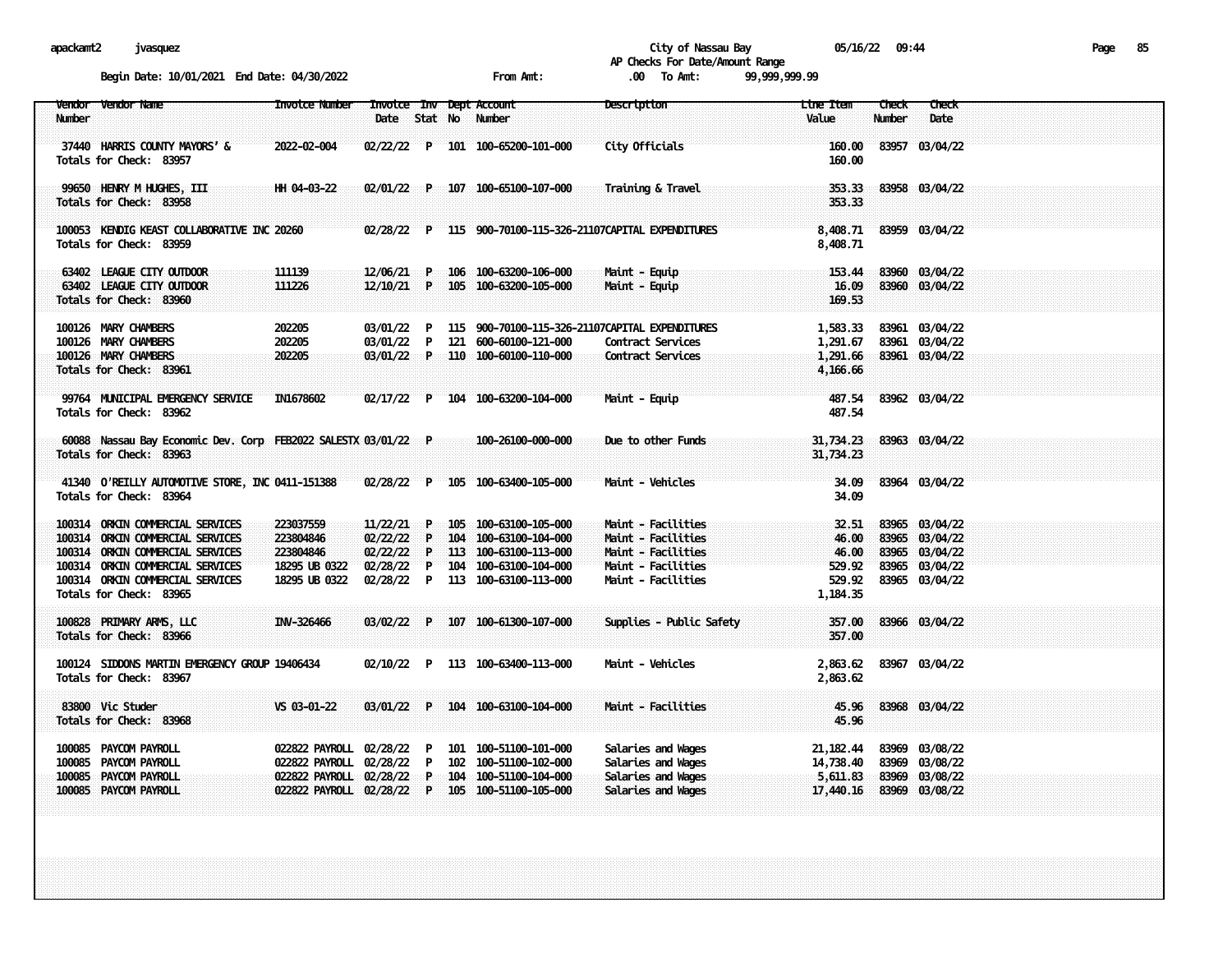apackamt2 jvasquez

City of Nassau Bay 05/16/22 09:44

AP Checks For Date/Amount Range

Begin Date: 10/01/2021 End Date: 04/30/2022 From Amt: .00 To Amt: 99,999,999.99

| Vendor Number | Vendor Name | Invoice Number | Invoice Date | Inv Stat | Dept No | Account Number | Description | Line Item Value | Check Number | Check Date |
|---|---|---|---|---|---|---|---|---|---|---|
| 37440 | HARRIS COUNTY MAYORS' & | 2022-02-004 | 02/22/22 | P | 101 | 100-65200-101-000 | City Officials | 160.00 | 83957 | 03/04/22 |
| Totals for Check: 83957 | | | | | | | | 160.00 | | |
| 99650 | HENRY M HUGHES, III | HH 04-03-22 | 02/01/22 | P | 107 | 100-65100-107-000 | Training & Travel | 353.33 | 83958 | 03/04/22 |
| Totals for Check: 83958 | | | | | | | | 353.33 | | |
| 100053 | KENDIG KEAST COLLABORATIVE INC | 20260 | 02/28/22 | P | 115 | 900-70100-115-326-21107 | CAPITAL EXPENDITURES | 8,408.71 | 83959 | 03/04/22 |
| Totals for Check: 83959 | | | | | | | | 8,408.71 | | |
| 63402 | LEAGUE CITY OUTDOOR | 111139 | 12/06/21 | P | 106 | 100-63200-106-000 | Maint - Equip | 153.44 | 83960 | 03/04/22 |
| 63402 | LEAGUE CITY OUTDOOR | 111226 | 12/10/21 | P | 105 | 100-63200-105-000 | Maint - Equip | 16.09 | 83960 | 03/04/22 |
| Totals for Check: 83960 | | | | | | | | 169.53 | | |
| 100126 | MARY CHAMBERS | 202205 | 03/01/22 | P | 115 | 900-70100-115-326-21107 | CAPITAL EXPENDITURES | 1,583.33 | 83961 | 03/04/22 |
| 100126 | MARY CHAMBERS | 202205 | 03/01/22 | P | 121 | 600-60100-121-000 | Contract Services | 1,291.67 | 83961 | 03/04/22 |
| 100126 | MARY CHAMBERS | 202205 | 03/01/22 | P | 110 | 100-60100-110-000 | Contract Services | 1,291.66 | 83961 | 03/04/22 |
| Totals for Check: 83961 | | | | | | | | 4,166.66 | | |
| 99764 | MUNICIPAL EMERGENCY SERVICE | IN1678602 | 02/17/22 | P | 104 | 100-63200-104-000 | Maint - Equip | 487.54 | 83962 | 03/04/22 |
| Totals for Check: 83962 | | | | | | | | 487.54 | | |
| 60088 | Nassau Bay Economic Dev. Corp | FEB2022 SALESTX | 03/01/22 | P | | 100-26100-000-000 | Due to other Funds | 31,734.23 | 83963 | 03/04/22 |
| Totals for Check: 83963 | | | | | | | | 31,734.23 | | |
| 41340 | O'REILLY AUTOMOTIVE STORE, INC | 0411-151388 | 02/28/22 | P | 105 | 100-63400-105-000 | Maint - Vehicles | 34.09 | 83964 | 03/04/22 |
| Totals for Check: 83964 | | | | | | | | 34.09 | | |
| 100314 | ORKIN COMMERCIAL SERVICES | 223037559 | 11/22/21 | P | 105 | 100-63100-105-000 | Maint - Facilities | 32.51 | 83965 | 03/04/22 |
| 100314 | ORKIN COMMERCIAL SERVICES | 223804846 | 02/22/22 | P | 104 | 100-63100-104-000 | Maint - Facilities | 46.00 | 83965 | 03/04/22 |
| 100314 | ORKIN COMMERCIAL SERVICES | 223804846 | 02/22/22 | P | 113 | 100-63100-113-000 | Maint - Facilities | 46.00 | 83965 | 03/04/22 |
| 100314 | ORKIN COMMERCIAL SERVICES | 18295 UB 0322 | 02/28/22 | P | 104 | 100-63100-104-000 | Maint - Facilities | 529.92 | 83965 | 03/04/22 |
| 100314 | ORKIN COMMERCIAL SERVICES | 18295 UB 0322 | 02/28/22 | P | 113 | 100-63100-113-000 | Maint - Facilities | 529.92 | 83965 | 03/04/22 |
| Totals for Check: 83965 | | | | | | | | 1,184.35 | | |
| 100828 | PRIMARY ARMS, LLC | INV-326466 | 03/02/22 | P | 107 | 100-61300-107-000 | Supplies - Public Safety | 357.00 | 83966 | 03/04/22 |
| Totals for Check: 83966 | | | | | | | | 357.00 | | |
| 100124 | SIDDONS MARTIN EMERGENCY GROUP | 19406434 | 02/10/22 | P | 113 | 100-63400-113-000 | Maint - Vehicles | 2,863.62 | 83967 | 03/04/22 |
| Totals for Check: 83967 | | | | | | | | 2,863.62 | | |
| 83800 | Vic Studer | VS 03-01-22 | 03/01/22 | P | 104 | 100-63100-104-000 | Maint - Facilities | 45.96 | 83968 | 03/04/22 |
| Totals for Check: 83968 | | | | | | | | 45.96 | | |
| 100085 | PAYCOM PAYROLL | 022822 PAYROLL | 02/28/22 | P | 101 | 100-51100-101-000 | Salaries and Wages | 21,182.44 | 83969 | 03/08/22 |
| 100085 | PAYCOM PAYROLL | 022822 PAYROLL | 02/28/22 | P | 102 | 100-51100-102-000 | Salaries and Wages | 14,738.40 | 83969 | 03/08/22 |
| 100085 | PAYCOM PAYROLL | 022822 PAYROLL | 02/28/22 | P | 104 | 100-51100-104-000 | Salaries and Wages | 5,611.83 | 83969 | 03/08/22 |
| 100085 | PAYCOM PAYROLL | 022822 PAYROLL | 02/28/22 | P | 105 | 100-51100-105-000 | Salaries and Wages | 17,440.16 | 83969 | 03/08/22 |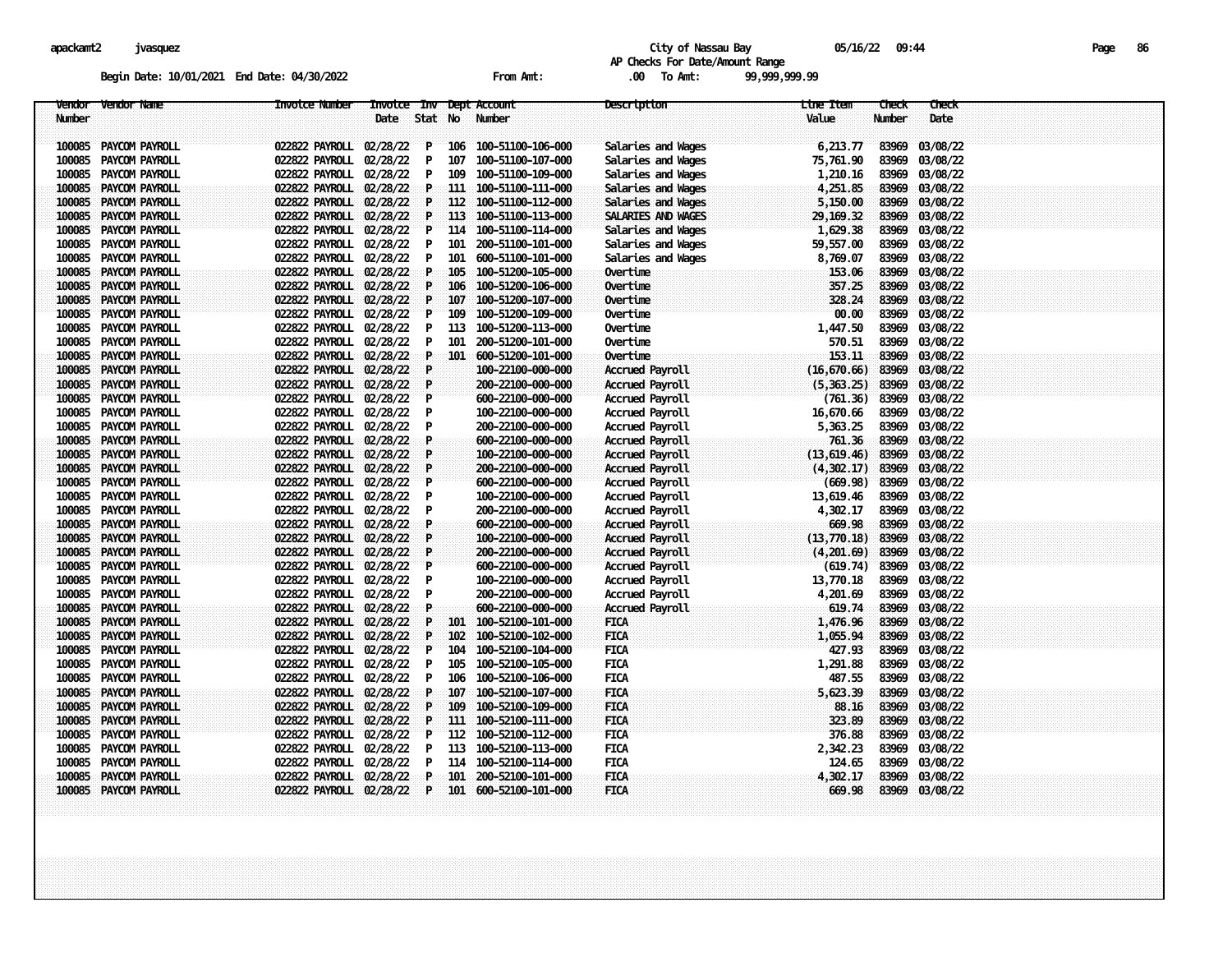apackamt2 jvasquez

City of Nassau Bay 05/16/22 09:44

AP Checks For Date/Amount Range

Begin Date: 10/01/2021 End Date: 04/30/2022 From Amt: .00 To Amt: 99,999,999.99

| Vendor Number | Vendor Name | Invoice Number | Invoice Date | Inv Stat | Dept No | Account Number | Description | Line Item Value | Check Number | Check Date |
|---|---|---|---|---|---|---|---|---|---|---|
| 100085 | PAYCOM PAYROLL | 022822 PAYROLL | 02/28/22 | P | 106 | 100-51100-106-000 | Salaries and Wages | 6,213.77 | 83969 | 03/08/22 |
| 100085 | PAYCOM PAYROLL | 022822 PAYROLL | 02/28/22 | P | 107 | 100-51100-107-000 | Salaries and Wages | 75,761.90 | 83969 | 03/08/22 |
| 100085 | PAYCOM PAYROLL | 022822 PAYROLL | 02/28/22 | P | 109 | 100-51100-109-000 | Salaries and Wages | 1,210.16 | 83969 | 03/08/22 |
| 100085 | PAYCOM PAYROLL | 022822 PAYROLL | 02/28/22 | P | 111 | 100-51100-111-000 | Salaries and Wages | 4,251.85 | 83969 | 03/08/22 |
| 100085 | PAYCOM PAYROLL | 022822 PAYROLL | 02/28/22 | P | 112 | 100-51100-112-000 | Salaries and Wages | 5,150.00 | 83969 | 03/08/22 |
| 100085 | PAYCOM PAYROLL | 022822 PAYROLL | 02/28/22 | P | 113 | 100-51100-113-000 | SALARIES AND WAGES | 29,169.32 | 83969 | 03/08/22 |
| 100085 | PAYCOM PAYROLL | 022822 PAYROLL | 02/28/22 | P | 114 | 100-51100-114-000 | Salaries and Wages | 1,629.38 | 83969 | 03/08/22 |
| 100085 | PAYCOM PAYROLL | 022822 PAYROLL | 02/28/22 | P | 101 | 200-51100-101-000 | Salaries and Wages | 59,557.00 | 83969 | 03/08/22 |
| 100085 | PAYCOM PAYROLL | 022822 PAYROLL | 02/28/22 | P | 101 | 600-51100-101-000 | Salaries and Wages | 8,769.07 | 83969 | 03/08/22 |
| 100085 | PAYCOM PAYROLL | 022822 PAYROLL | 02/28/22 | P | 105 | 100-51200-105-000 | Overtime | 153.06 | 83969 | 03/08/22 |
| 100085 | PAYCOM PAYROLL | 022822 PAYROLL | 02/28/22 | P | 106 | 100-51200-106-000 | Overtime | 357.25 | 83969 | 03/08/22 |
| 100085 | PAYCOM PAYROLL | 022822 PAYROLL | 02/28/22 | P | 107 | 100-51200-107-000 | Overtime | 328.24 | 83969 | 03/08/22 |
| 100085 | PAYCOM PAYROLL | 022822 PAYROLL | 02/28/22 | P | 109 | 100-51200-109-000 | Overtime | 00.00 | 83969 | 03/08/22 |
| 100085 | PAYCOM PAYROLL | 022822 PAYROLL | 02/28/22 | P | 113 | 100-51200-113-000 | Overtime | 1,447.50 | 83969 | 03/08/22 |
| 100085 | PAYCOM PAYROLL | 022822 PAYROLL | 02/28/22 | P | 101 | 200-51200-101-000 | Overtime | 570.51 | 83969 | 03/08/22 |
| 100085 | PAYCOM PAYROLL | 022822 PAYROLL | 02/28/22 | P | 101 | 600-51200-101-000 | Overtime | 153.11 | 83969 | 03/08/22 |
| 100085 | PAYCOM PAYROLL | 022822 PAYROLL | 02/28/22 | P | | 100-22100-000-000 | Accrued Payroll | (16,670.66) | 83969 | 03/08/22 |
| 100085 | PAYCOM PAYROLL | 022822 PAYROLL | 02/28/22 | P | | 200-22100-000-000 | Accrued Payroll | (5,363.25) | 83969 | 03/08/22 |
| 100085 | PAYCOM PAYROLL | 022822 PAYROLL | 02/28/22 | P | | 600-22100-000-000 | Accrued Payroll | (761.36) | 83969 | 03/08/22 |
| 100085 | PAYCOM PAYROLL | 022822 PAYROLL | 02/28/22 | P | | 100-22100-000-000 | Accrued Payroll | 16,670.66 | 83969 | 03/08/22 |
| 100085 | PAYCOM PAYROLL | 022822 PAYROLL | 02/28/22 | P | | 200-22100-000-000 | Accrued Payroll | 5,363.25 | 83969 | 03/08/22 |
| 100085 | PAYCOM PAYROLL | 022822 PAYROLL | 02/28/22 | P | | 600-22100-000-000 | Accrued Payroll | 761.36 | 83969 | 03/08/22 |
| 100085 | PAYCOM PAYROLL | 022822 PAYROLL | 02/28/22 | P | | 100-22100-000-000 | Accrued Payroll | (13,619.46) | 83969 | 03/08/22 |
| 100085 | PAYCOM PAYROLL | 022822 PAYROLL | 02/28/22 | P | | 200-22100-000-000 | Accrued Payroll | (4,302.17) | 83969 | 03/08/22 |
| 100085 | PAYCOM PAYROLL | 022822 PAYROLL | 02/28/22 | P | | 600-22100-000-000 | Accrued Payroll | (669.98) | 83969 | 03/08/22 |
| 100085 | PAYCOM PAYROLL | 022822 PAYROLL | 02/28/22 | P | | 100-22100-000-000 | Accrued Payroll | 13,619.46 | 83969 | 03/08/22 |
| 100085 | PAYCOM PAYROLL | 022822 PAYROLL | 02/28/22 | P | | 200-22100-000-000 | Accrued Payroll | 4,302.17 | 83969 | 03/08/22 |
| 100085 | PAYCOM PAYROLL | 022822 PAYROLL | 02/28/22 | P | | 600-22100-000-000 | Accrued Payroll | 669.98 | 83969 | 03/08/22 |
| 100085 | PAYCOM PAYROLL | 022822 PAYROLL | 02/28/22 | P | | 100-22100-000-000 | Accrued Payroll | (13,770.18) | 83969 | 03/08/22 |
| 100085 | PAYCOM PAYROLL | 022822 PAYROLL | 02/28/22 | P | | 200-22100-000-000 | Accrued Payroll | (4,201.69) | 83969 | 03/08/22 |
| 100085 | PAYCOM PAYROLL | 022822 PAYROLL | 02/28/22 | P | | 600-22100-000-000 | Accrued Payroll | (619.74) | 83969 | 03/08/22 |
| 100085 | PAYCOM PAYROLL | 022822 PAYROLL | 02/28/22 | P | | 100-22100-000-000 | Accrued Payroll | 13,770.18 | 83969 | 03/08/22 |
| 100085 | PAYCOM PAYROLL | 022822 PAYROLL | 02/28/22 | P | | 200-22100-000-000 | Accrued Payroll | 4,201.69 | 83969 | 03/08/22 |
| 100085 | PAYCOM PAYROLL | 022822 PAYROLL | 02/28/22 | P | | 600-22100-000-000 | Accrued Payroll | 619.74 | 83969 | 03/08/22 |
| 100085 | PAYCOM PAYROLL | 022822 PAYROLL | 02/28/22 | P | 101 | 100-52100-101-000 | FICA | 1,476.96 | 83969 | 03/08/22 |
| 100085 | PAYCOM PAYROLL | 022822 PAYROLL | 02/28/22 | P | 102 | 100-52100-102-000 | FICA | 1,055.94 | 83969 | 03/08/22 |
| 100085 | PAYCOM PAYROLL | 022822 PAYROLL | 02/28/22 | P | 104 | 100-52100-104-000 | FICA | 427.93 | 83969 | 03/08/22 |
| 100085 | PAYCOM PAYROLL | 022822 PAYROLL | 02/28/22 | P | 105 | 100-52100-105-000 | FICA | 1,291.88 | 83969 | 03/08/22 |
| 100085 | PAYCOM PAYROLL | 022822 PAYROLL | 02/28/22 | P | 106 | 100-52100-106-000 | FICA | 487.55 | 83969 | 03/08/22 |
| 100085 | PAYCOM PAYROLL | 022822 PAYROLL | 02/28/22 | P | 107 | 100-52100-107-000 | FICA | 5,623.39 | 83969 | 03/08/22 |
| 100085 | PAYCOM PAYROLL | 022822 PAYROLL | 02/28/22 | P | 109 | 100-52100-109-000 | FICA | 88.16 | 83969 | 03/08/22 |
| 100085 | PAYCOM PAYROLL | 022822 PAYROLL | 02/28/22 | P | 111 | 100-52100-111-000 | FICA | 323.89 | 83969 | 03/08/22 |
| 100085 | PAYCOM PAYROLL | 022822 PAYROLL | 02/28/22 | P | 112 | 100-52100-112-000 | FICA | 376.88 | 83969 | 03/08/22 |
| 100085 | PAYCOM PAYROLL | 022822 PAYROLL | 02/28/22 | P | 113 | 100-52100-113-000 | FICA | 2,342.23 | 83969 | 03/08/22 |
| 100085 | PAYCOM PAYROLL | 022822 PAYROLL | 02/28/22 | P | 114 | 100-52100-114-000 | FICA | 124.65 | 83969 | 03/08/22 |
| 100085 | PAYCOM PAYROLL | 022822 PAYROLL | 02/28/22 | P | 101 | 200-52100-101-000 | FICA | 4,302.17 | 83969 | 03/08/22 |
| 100085 | PAYCOM PAYROLL | 022822 PAYROLL | 02/28/22 | P | 101 | 600-52100-101-000 | FICA | 669.98 | 83969 | 03/08/22 |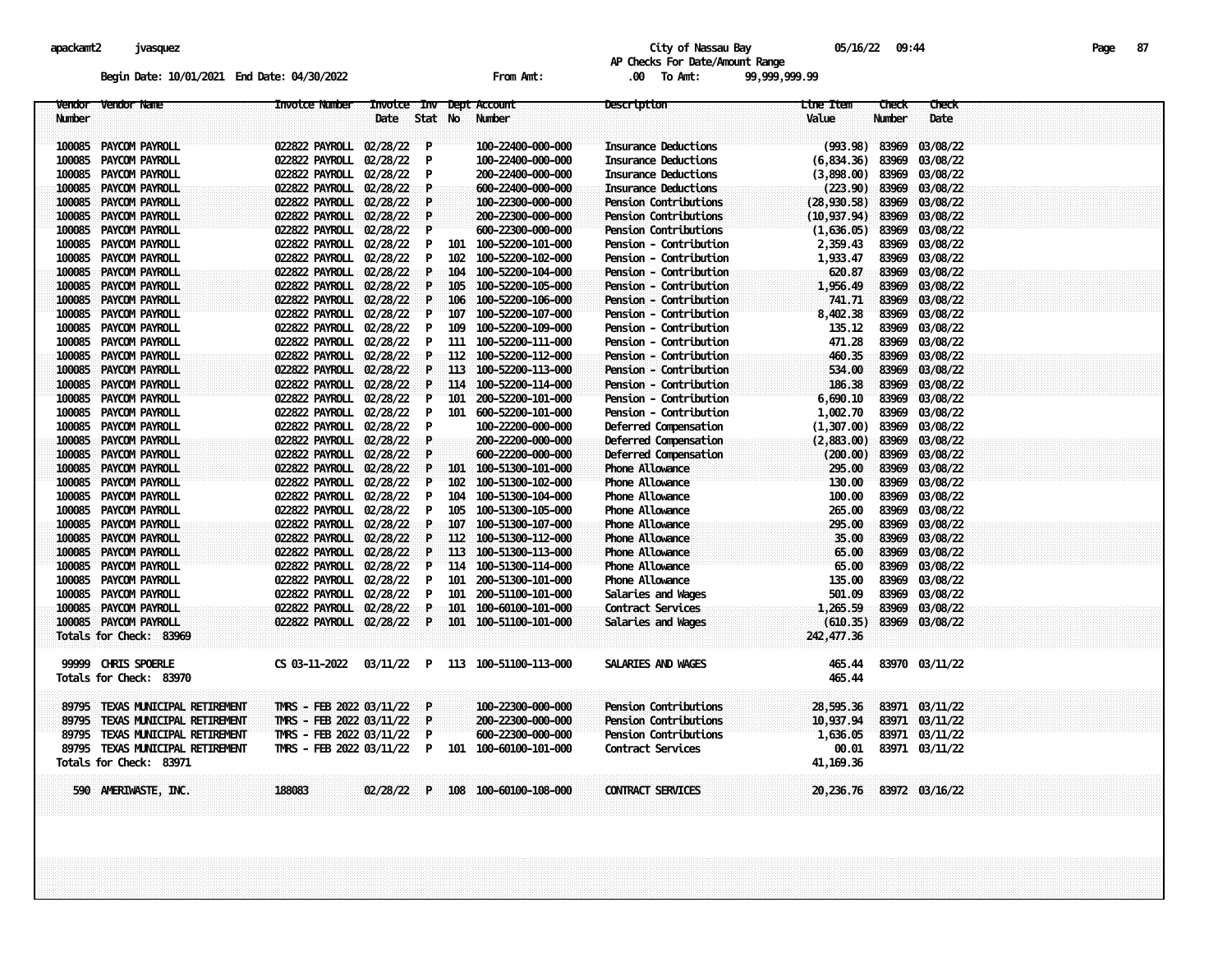apackamt2 jvasquez

City of Nassau Bay 05/16/22 09:44

AP Checks For Date/Amount Range

Begin Date: 10/01/2021 End Date: 04/30/2022 From Amt: .00 To Amt: 99,999,999.99

| Vendor Number | Vendor Name | Invoice Number | Invoice Date | Inv Stat | Dept No | Account Number | Description | Line Item Value | Check Number | Check Date |
|---|---|---|---|---|---|---|---|---|---|---|
| 100085 | PAYCOM PAYROLL | 022822 PAYROLL | 02/28/22 | P | | 100-22400-000-000 | Insurance Deductions | (993.98) | 83969 | 03/08/22 |
| 100085 | PAYCOM PAYROLL | 022822 PAYROLL | 02/28/22 | P | | 100-22400-000-000 | Insurance Deductions | (6,834.36) | 83969 | 03/08/22 |
| 100085 | PAYCOM PAYROLL | 022822 PAYROLL | 02/28/22 | P | | 200-22400-000-000 | Insurance Deductions | (3,898.00) | 83969 | 03/08/22 |
| 100085 | PAYCOM PAYROLL | 022822 PAYROLL | 02/28/22 | P | | 600-22400-000-000 | Insurance Deductions | (223.90) | 83969 | 03/08/22 |
| 100085 | PAYCOM PAYROLL | 022822 PAYROLL | 02/28/22 | P | | 100-22300-000-000 | Pension Contributions | (28,930.58) | 83969 | 03/08/22 |
| 100085 | PAYCOM PAYROLL | 022822 PAYROLL | 02/28/22 | P | | 200-22300-000-000 | Pension Contributions | (10,937.94) | 83969 | 03/08/22 |
| 100085 | PAYCOM PAYROLL | 022822 PAYROLL | 02/28/22 | P | | 600-22300-000-000 | Pension Contributions | (1,636.05) | 83969 | 03/08/22 |
| 100085 | PAYCOM PAYROLL | 022822 PAYROLL | 02/28/22 | P | 101 | 100-52200-101-000 | Pension - Contribution | 2,359.43 | 83969 | 03/08/22 |
| 100085 | PAYCOM PAYROLL | 022822 PAYROLL | 02/28/22 | P | 102 | 100-52200-102-000 | Pension - Contribution | 1,933.47 | 83969 | 03/08/22 |
| 100085 | PAYCOM PAYROLL | 022822 PAYROLL | 02/28/22 | P | 104 | 100-52200-104-000 | Pension - Contribution | 620.87 | 83969 | 03/08/22 |
| 100085 | PAYCOM PAYROLL | 022822 PAYROLL | 02/28/22 | P | 105 | 100-52200-105-000 | Pension - Contribution | 1,956.49 | 83969 | 03/08/22 |
| 100085 | PAYCOM PAYROLL | 022822 PAYROLL | 02/28/22 | P | 106 | 100-52200-106-000 | Pension - Contribution | 741.71 | 83969 | 03/08/22 |
| 100085 | PAYCOM PAYROLL | 022822 PAYROLL | 02/28/22 | P | 107 | 100-52200-107-000 | Pension - Contribution | 8,402.38 | 83969 | 03/08/22 |
| 100085 | PAYCOM PAYROLL | 022822 PAYROLL | 02/28/22 | P | 109 | 100-52200-109-000 | Pension - Contribution | 135.12 | 83969 | 03/08/22 |
| 100085 | PAYCOM PAYROLL | 022822 PAYROLL | 02/28/22 | P | 111 | 100-52200-111-000 | Pension - Contribution | 471.28 | 83969 | 03/08/22 |
| 100085 | PAYCOM PAYROLL | 022822 PAYROLL | 02/28/22 | P | 112 | 100-52200-112-000 | Pension - Contribution | 460.35 | 83969 | 03/08/22 |
| 100085 | PAYCOM PAYROLL | 022822 PAYROLL | 02/28/22 | P | 113 | 100-52200-113-000 | Pension - Contribution | 534.00 | 83969 | 03/08/22 |
| 100085 | PAYCOM PAYROLL | 022822 PAYROLL | 02/28/22 | P | 114 | 100-52200-114-000 | Pension - Contribution | 186.38 | 83969 | 03/08/22 |
| 100085 | PAYCOM PAYROLL | 022822 PAYROLL | 02/28/22 | P | 101 | 200-52200-101-000 | Pension - Contribution | 6,690.10 | 83969 | 03/08/22 |
| 100085 | PAYCOM PAYROLL | 022822 PAYROLL | 02/28/22 | P | 101 | 600-52200-101-000 | Pension - Contribution | 1,002.70 | 83969 | 03/08/22 |
| 100085 | PAYCOM PAYROLL | 022822 PAYROLL | 02/28/22 | P | | 100-22200-000-000 | Deferred Compensation | (1,307.00) | 83969 | 03/08/22 |
| 100085 | PAYCOM PAYROLL | 022822 PAYROLL | 02/28/22 | P | | 200-22200-000-000 | Deferred Compensation | (2,883.00) | 83969 | 03/08/22 |
| 100085 | PAYCOM PAYROLL | 022822 PAYROLL | 02/28/22 | P | | 600-22200-000-000 | Deferred Compensation | (200.00) | 83969 | 03/08/22 |
| 100085 | PAYCOM PAYROLL | 022822 PAYROLL | 02/28/22 | P | 101 | 100-51300-101-000 | Phone Allowance | 295.00 | 83969 | 03/08/22 |
| 100085 | PAYCOM PAYROLL | 022822 PAYROLL | 02/28/22 | P | 102 | 100-51300-102-000 | Phone Allowance | 130.00 | 83969 | 03/08/22 |
| 100085 | PAYCOM PAYROLL | 022822 PAYROLL | 02/28/22 | P | 104 | 100-51300-104-000 | Phone Allowance | 100.00 | 83969 | 03/08/22 |
| 100085 | PAYCOM PAYROLL | 022822 PAYROLL | 02/28/22 | P | 105 | 100-51300-105-000 | Phone Allowance | 265.00 | 83969 | 03/08/22 |
| 100085 | PAYCOM PAYROLL | 022822 PAYROLL | 02/28/22 | P | 107 | 100-51300-107-000 | Phone Allowance | 295.00 | 83969 | 03/08/22 |
| 100085 | PAYCOM PAYROLL | 022822 PAYROLL | 02/28/22 | P | 112 | 100-51300-112-000 | Phone Allowance | 35.00 | 83969 | 03/08/22 |
| 100085 | PAYCOM PAYROLL | 022822 PAYROLL | 02/28/22 | P | 113 | 100-51300-113-000 | Phone Allowance | 65.00 | 83969 | 03/08/22 |
| 100085 | PAYCOM PAYROLL | 022822 PAYROLL | 02/28/22 | P | 114 | 100-51300-114-000 | Phone Allowance | 65.00 | 83969 | 03/08/22 |
| 100085 | PAYCOM PAYROLL | 022822 PAYROLL | 02/28/22 | P | 101 | 200-51300-101-000 | Phone Allowance | 135.00 | 83969 | 03/08/22 |
| 100085 | PAYCOM PAYROLL | 022822 PAYROLL | 02/28/22 | P | 101 | 200-51100-101-000 | Salaries and Wages | 501.09 | 83969 | 03/08/22 |
| 100085 | PAYCOM PAYROLL | 022822 PAYROLL | 02/28/22 | P | 101 | 100-60100-101-000 | Contract Services | 1,265.59 | 83969 | 03/08/22 |
| 100085 | PAYCOM PAYROLL | 022822 PAYROLL | 02/28/22 | P | 101 | 100-51100-101-000 | Salaries and Wages | (610.35) | 83969 | 03/08/22 |
| Totals for Check: 83969 | | | | | | | | 242,477.36 | | |
| 99999 | CHRIS SPOERLE | CS 03-11-2022 | 03/11/22 | P | 113 | 100-51100-113-000 | SALARIES AND WAGES | 465.44 | 83970 | 03/11/22 |
| Totals for Check: 83970 | | | | | | | | 465.44 | | |
| 89795 | TEXAS MUNICIPAL RETIREMENT | TMRS - FEB 2022 | 03/11/22 | P | | 100-22300-000-000 | Pension Contributions | 28,595.36 | 83971 | 03/11/22 |
| 89795 | TEXAS MUNICIPAL RETIREMENT | TMRS - FEB 2022 | 03/11/22 | P | | 200-22300-000-000 | Pension Contributions | 10,937.94 | 83971 | 03/11/22 |
| 89795 | TEXAS MUNICIPAL RETIREMENT | TMRS - FEB 2022 | 03/11/22 | P | | 600-22300-000-000 | Pension Contributions | 1,636.05 | 83971 | 03/11/22 |
| 89795 | TEXAS MUNICIPAL RETIREMENT | TMRS - FEB 2022 | 03/11/22 | P | 101 | 100-60100-101-000 | Contract Services | 00.01 | 83971 | 03/11/22 |
| Totals for Check: 83971 | | | | | | | | 41,169.36 | | |
| 590 | AMERIWASTE, INC. | 188083 | 02/28/22 | P | 108 | 100-60100-108-000 | CONTRACT SERVICES | 20,236.76 | 83972 | 03/16/22 |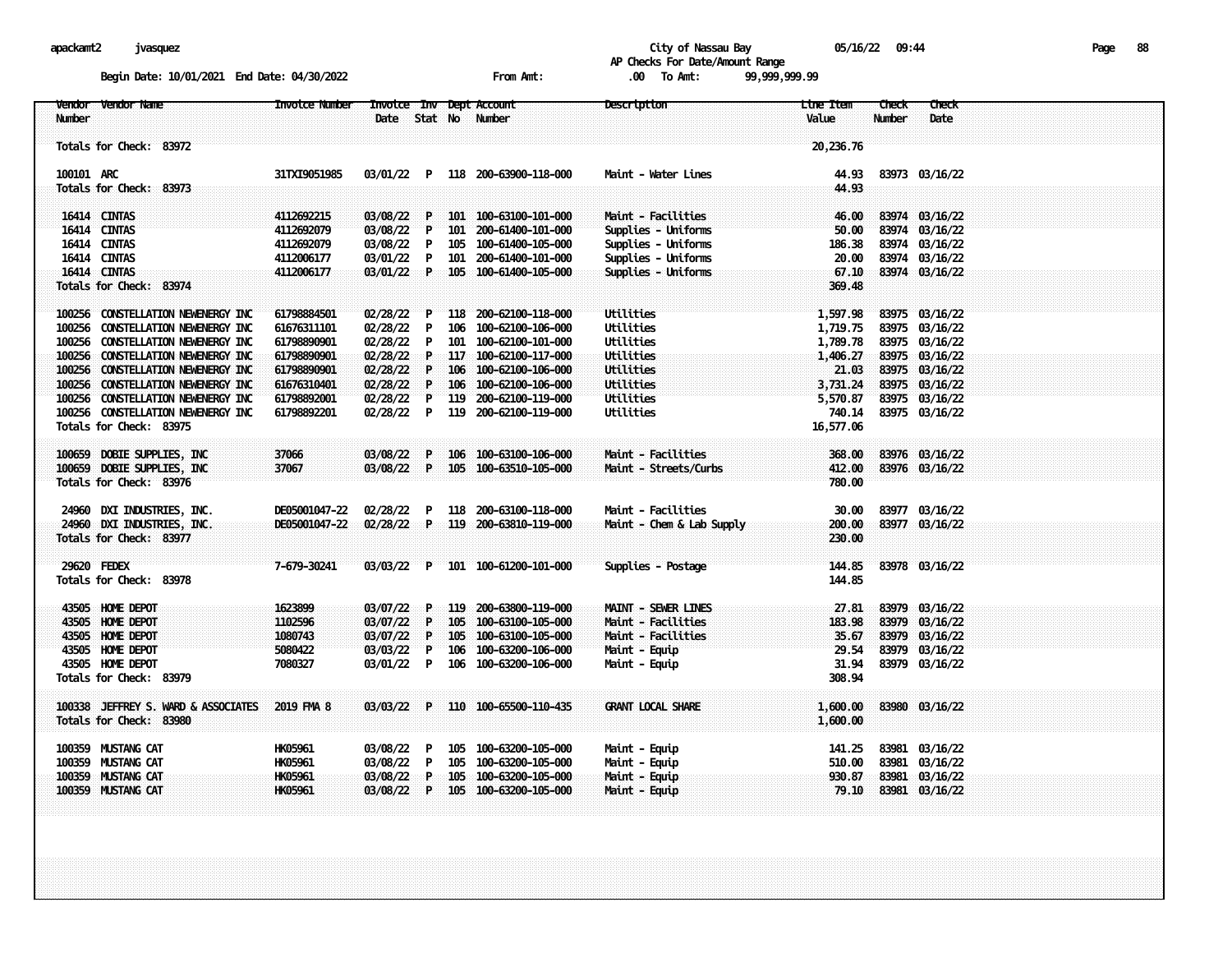City of Nassau Bay

AP Checks For Date/Amount Range

Begin Date: 10/01/2021 End Date: 04/30/2022 From Amt: .00 To Amt: 99,999,999.99

| Vendor Number | Vendor Name | Invoice Number | Invoice Date | Inv Stat | Dept No | Account Number | Description | Line Item Value | Check Number | Check Date |
|---|---|---|---|---|---|---|---|---|---|---|
| Totals for Check: 83972 | | | | | | | | 20,236.76 | | |
| 100101 | ARC | 31TXI9051985 | 03/01/22 | P | 118 | 200-63900-118-000 | Maint - Water Lines | 44.93 | 83973 | 03/16/22 |
| Totals for Check: 83973 | | | | | | | | 44.93 | | |
| 16414 | CINTAS | 4112692215 | 03/08/22 | P | 101 | 100-63100-101-000 | Maint - Facilities | 46.00 | 83974 | 03/16/22 |
| 16414 | CINTAS | 4112692079 | 03/08/22 | P | 101 | 200-61400-101-000 | Supplies - Uniforms | 50.00 | 83974 | 03/16/22 |
| 16414 | CINTAS | 4112692079 | 03/08/22 | P | 105 | 100-61400-105-000 | Supplies - Uniforms | 186.38 | 83974 | 03/16/22 |
| 16414 | CINTAS | 4112006177 | 03/01/22 | P | 101 | 200-61400-101-000 | Supplies - Uniforms | 20.00 | 83974 | 03/16/22 |
| 16414 | CINTAS | 4112006177 | 03/01/22 | P | 105 | 100-61400-105-000 | Supplies - Uniforms | 67.10 | 83974 | 03/16/22 |
| Totals for Check: 83974 | | | | | | | | 369.48 | | |
| 100256 | CONSTELLATION NEWENERGY INC | 61798884501 | 02/28/22 | P | 118 | 200-62100-118-000 | Utilities | 1,597.98 | 83975 | 03/16/22 |
| 100256 | CONSTELLATION NEWENERGY INC | 61676311101 | 02/28/22 | P | 106 | 100-62100-106-000 | Utilities | 1,719.75 | 83975 | 03/16/22 |
| 100256 | CONSTELLATION NEWENERGY INC | 61798890901 | 02/28/22 | P | 101 | 100-62100-101-000 | Utilities | 1,789.78 | 83975 | 03/16/22 |
| 100256 | CONSTELLATION NEWENERGY INC | 61798890901 | 02/28/22 | P | 117 | 100-62100-117-000 | Utilities | 1,406.27 | 83975 | 03/16/22 |
| 100256 | CONSTELLATION NEWENERGY INC | 61798890901 | 02/28/22 | P | 106 | 100-62100-106-000 | Utilities | 21.03 | 83975 | 03/16/22 |
| 100256 | CONSTELLATION NEWENERGY INC | 61676310401 | 02/28/22 | P | 106 | 100-62100-106-000 | Utilities | 3,731.24 | 83975 | 03/16/22 |
| 100256 | CONSTELLATION NEWENERGY INC | 61798892001 | 02/28/22 | P | 119 | 200-62100-119-000 | Utilities | 5,570.87 | 83975 | 03/16/22 |
| 100256 | CONSTELLATION NEWENERGY INC | 61798892201 | 02/28/22 | P | 119 | 200-62100-119-000 | Utilities | 740.14 | 83975 | 03/16/22 |
| Totals for Check: 83975 | | | | | | | | 16,577.06 | | |
| 100659 | DOBIE SUPPLIES, INC | 37066 | 03/08/22 | P | 106 | 100-63100-106-000 | Maint - Facilities | 368.00 | 83976 | 03/16/22 |
| 100659 | DOBIE SUPPLIES, INC | 37067 | 03/08/22 | P | 105 | 100-63510-105-000 | Maint - Streets/Curbs | 412.00 | 83976 | 03/16/22 |
| Totals for Check: 83976 | | | | | | | | 780.00 | | |
| 24960 | DXI INDUSTRIES, INC. | DE05001047-22 | 02/28/22 | P | 118 | 200-63100-118-000 | Maint - Facilities | 30.00 | 83977 | 03/16/22 |
| 24960 | DXI INDUSTRIES, INC. | DE05001047-22 | 02/28/22 | P | 119 | 200-63810-119-000 | Maint - Chem & Lab Supply | 200.00 | 83977 | 03/16/22 |
| Totals for Check: 83977 | | | | | | | | 230.00 | | |
| 29620 | FEDEX | 7-679-30241 | 03/03/22 | P | 101 | 100-61200-101-000 | Supplies - Postage | 144.85 | 83978 | 03/16/22 |
| Totals for Check: 83978 | | | | | | | | 144.85 | | |
| 43505 | HOME DEPOT | 1623899 | 03/07/22 | P | 119 | 200-63800-119-000 | MAINT - SEWER LINES | 27.81 | 83979 | 03/16/22 |
| 43505 | HOME DEPOT | 1102596 | 03/07/22 | P | 105 | 100-63100-105-000 | Maint - Facilities | 183.98 | 83979 | 03/16/22 |
| 43505 | HOME DEPOT | 1080743 | 03/07/22 | P | 105 | 100-63100-105-000 | Maint - Facilities | 35.67 | 83979 | 03/16/22 |
| 43505 | HOME DEPOT | 5080422 | 03/03/22 | P | 106 | 100-63200-106-000 | Maint - Equip | 29.54 | 83979 | 03/16/22 |
| 43505 | HOME DEPOT | 7080327 | 03/01/22 | P | 106 | 100-63200-106-000 | Maint - Equip | 31.94 | 83979 | 03/16/22 |
| Totals for Check: 83979 | | | | | | | | 308.94 | | |
| 100338 | JEFFREY S. WARD & ASSOCIATES | 2019 FMA 8 | 03/03/22 | P | 110 | 100-65500-110-435 | GRANT LOCAL SHARE | 1,600.00 | 83980 | 03/16/22 |
| Totals for Check: 83980 | | | | | | | | 1,600.00 | | |
| 100359 | MUSTANG CAT | HK05961 | 03/08/22 | P | 105 | 100-63200-105-000 | Maint - Equip | 141.25 | 83981 | 03/16/22 |
| 100359 | MUSTANG CAT | HK05961 | 03/08/22 | P | 105 | 100-63200-105-000 | Maint - Equip | 510.00 | 83981 | 03/16/22 |
| 100359 | MUSTANG CAT | HK05961 | 03/08/22 | P | 105 | 100-63200-105-000 | Maint - Equip | 930.87 | 83981 | 03/16/22 |
| 100359 | MUSTANG CAT | HK05961 | 03/08/22 | P | 105 | 100-63200-105-000 | Maint - Equip | 79.10 | 83981 | 03/16/22 |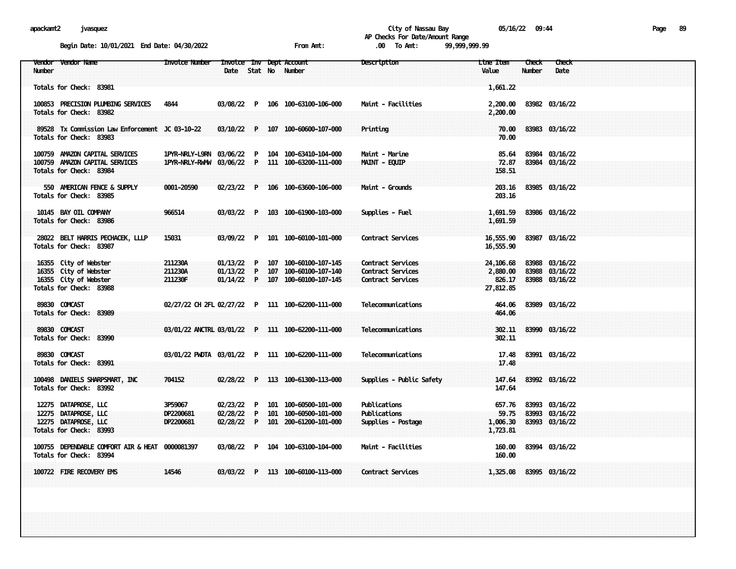apackamt2 jvasquez City of Nassau Bay 05/16/22 09:44

AP Checks For Date/Amount Range

Begin Date: 10/01/2021 End Date: 04/30/2022 From Amt: .00 To Amt: 99,999,999.99

| Vendor Number | Vendor Name | Invoice Number | Invoice Date | Inv Stat | Dept No | Account Number | Description | Line Item Value | Check Number | Check Date |
|---|---|---|---|---|---|---|---|---|---|---|
| Totals for Check: 83981 | | | | | | | | 1,661.22 | | |
| 100853 | PRECISION PLUMBING SERVICES | 4844 | 03/08/22 | P | 106 | 100-63100-106-000 | Maint - Facilities | 2,200.00 | 83982 | 03/16/22 |
| Totals for Check: 83982 | | | | | | | | 2,200.00 | | |
| 89528 | Tx Commission Law Enforcement | JC 03-10-22 | 03/10/22 | P | 107 | 100-60600-107-000 | Printing | 70.00 | 83983 | 03/16/22 |
| Totals for Check: 83983 | | | | | | | | 70.00 | | |
| 100759 | AMAZON CAPITAL SERVICES | 1PYR-NRLY-L9RN | 03/06/22 | P | 104 | 100-63410-104-000 | Maint - Marine | 85.64 | 83984 | 03/16/22 |
| 100759 | AMAZON CAPITAL SERVICES | 1PYR-NRLY-RWMW | 03/06/22 | P | 111 | 100-63200-111-000 | MAINT - EQUIP | 72.87 | 83984 | 03/16/22 |
| Totals for Check: 83984 | | | | | | | | 158.51 | | |
| 550 | AMERICAN FENCE & SUPPLY | 0001-20590 | 02/23/22 | P | 106 | 100-63600-106-000 | Maint - Grounds | 203.16 | 83985 | 03/16/22 |
| Totals for Check: 83985 | | | | | | | | 203.16 | | |
| 10145 | BAY OIL COMPANY | 966514 | 03/03/22 | P | 103 | 100-61900-103-000 | Supplies - Fuel | 1,691.59 | 83986 | 03/16/22 |
| Totals for Check: 83986 | | | | | | | | 1,691.59 | | |
| 28022 | BELT HARRIS PECHACEK, LLLP | 15031 | 03/09/22 | P | 101 | 100-60100-101-000 | Contract Services | 16,555.90 | 83987 | 03/16/22 |
| Totals for Check: 83987 | | | | | | | | 16,555.90 | | |
| 16355 | City of Webster | 211230A | 01/13/22 | P | 107 | 100-60100-107-145 | Contract Services | 24,106.68 | 83988 | 03/16/22 |
| 16355 | City of Webster | 211230A | 01/13/22 | P | 107 | 100-60100-107-140 | Contract Services | 2,880.00 | 83988 | 03/16/22 |
| 16355 | City of Webster | 211230F | 01/14/22 | P | 107 | 100-60100-107-145 | Contract Services | 826.17 | 83988 | 03/16/22 |
| Totals for Check: 83988 | | | | | | | | 27,812.85 | | |
| 89830 | COMCAST | 02/27/22 CH 2FL | 02/27/22 | P | 111 | 100-62200-111-000 | Telecommunications | 464.06 | 83989 | 03/16/22 |
| Totals for Check: 83989 | | | | | | | | 464.06 | | |
| 89830 | COMCAST | 03/01/22 ANCTRL | 03/01/22 | P | 111 | 100-62200-111-000 | Telecommunications | 302.11 | 83990 | 03/16/22 |
| Totals for Check: 83990 | | | | | | | | 302.11 | | |
| 89830 | COMCAST | 03/01/22 PWDTA | 03/01/22 | P | 111 | 100-62200-111-000 | Telecommunications | 17.48 | 83991 | 03/16/22 |
| Totals for Check: 83991 | | | | | | | | 17.48 | | |
| 100498 | DANIELS SHARPSMART, INC | 704152 | 02/28/22 | P | 113 | 100-61300-113-000 | Supplies - Public Safety | 147.64 | 83992 | 03/16/22 |
| Totals for Check: 83992 | | | | | | | | 147.64 | | |
| 12275 | DATAPROSE, LLC | 3P59067 | 02/23/22 | P | 101 | 100-60500-101-000 | Publications | 657.76 | 83993 | 03/16/22 |
| 12275 | DATAPROSE, LLC | DP2200681 | 02/28/22 | P | 101 | 100-60500-101-000 | Publications | 59.75 | 83993 | 03/16/22 |
| 12275 | DATAPROSE, LLC | DP2200681 | 02/28/22 | P | 101 | 200-61200-101-000 | Supplies - Postage | 1,006.30 | 83993 | 03/16/22 |
| Totals for Check: 83993 | | | | | | | | 1,723.81 | | |
| 100755 | DEPENDABLE COMFORT AIR & HEAT | 0000081397 | 03/08/22 | P | 104 | 100-63100-104-000 | Maint - Facilities | 160.00 | 83994 | 03/16/22 |
| Totals for Check: 83994 | | | | | | | | 160.00 | | |
| 100722 | FIRE RECOVERY EMS | 14546 | 03/03/22 | P | 113 | 100-60100-113-000 | Contract Services | 1,325.08 | 83995 | 03/16/22 |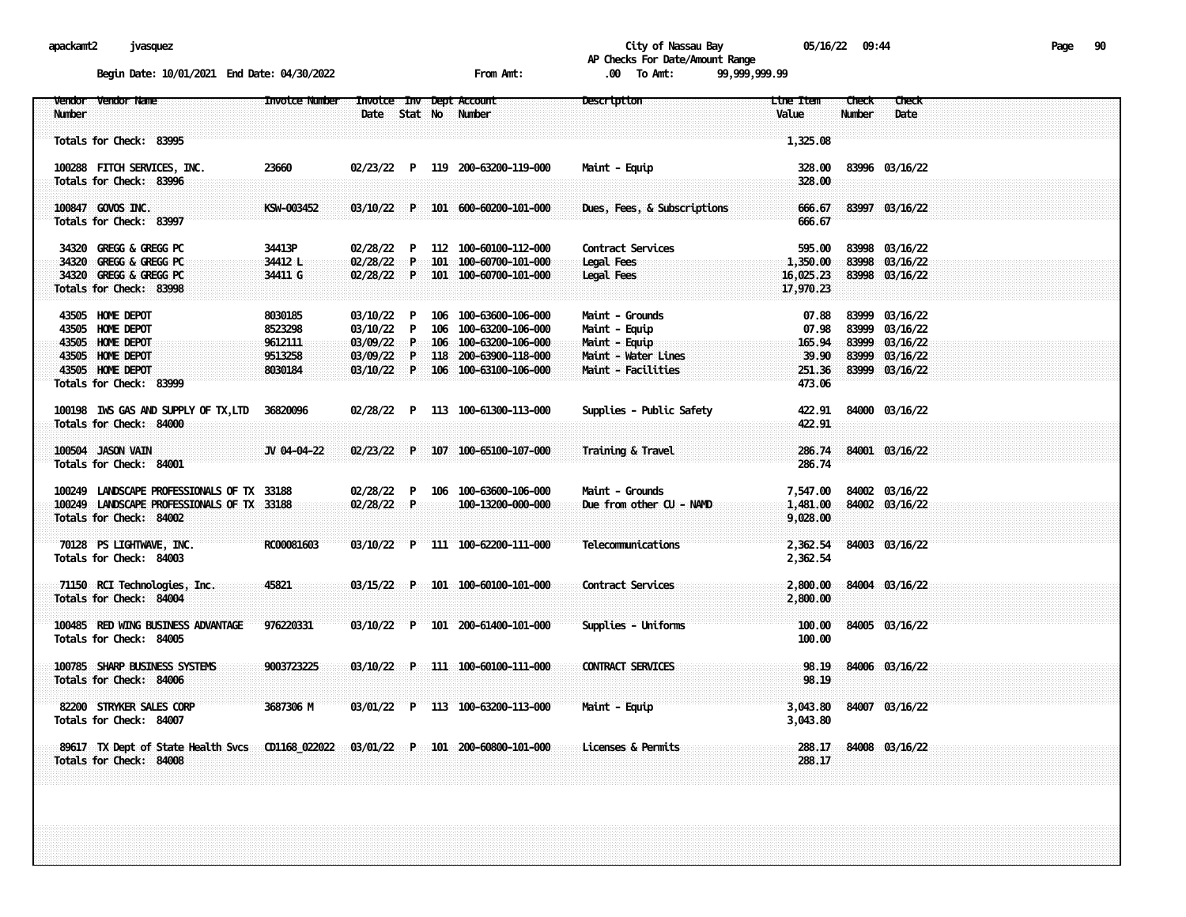City of Nassau Bay

AP Checks For Date/Amount Range

Begin Date: 10/01/2021 End Date: 04/30/2022 From Amt: .00 To Amt: 99,999,999.99

| Vendor Number | Vendor Name | Invoice Number | Invoice Date | Inv Stat | Dept No | Account Number | Description | Line Item Value | Check Number | Check Date |
|---|---|---|---|---|---|---|---|---|---|---|
| Totals for Check: 83995 | | | | | | | | 1,325.08 | | |
| 100288 | FITCH SERVICES, INC. | 23660 | 02/23/22 | P | 119 | 200-63200-119-000 | Maint - Equip | 328.00 | 83996 | 03/16/22 |
| Totals for Check: 83996 | | | | | | | | 328.00 | | |
| 100847 | GOVOS INC. | KSW-003452 | 03/10/22 | P | 101 | 600-60200-101-000 | Dues, Fees, & Subscriptions | 666.67 | 83997 | 03/16/22 |
| Totals for Check: 83997 | | | | | | | | 666.67 | | |
| 34320 | GREGG & GREGG PC | 34413P | 02/28/22 | P | 112 | 100-60100-112-000 | Contract Services | 595.00 | 83998 | 03/16/22 |
| 34320 | GREGG & GREGG PC | 34412 L | 02/28/22 | P | 101 | 100-60700-101-000 | Legal Fees | 1,350.00 | 83998 | 03/16/22 |
| 34320 | GREGG & GREGG PC | 34411 G | 02/28/22 | P | 101 | 100-60700-101-000 | Legal Fees | 16,025.23 | 83998 | 03/16/22 |
| Totals for Check: 83998 | | | | | | | | 17,970.23 | | |
| 43505 | HOME DEPOT | 8030185 | 03/10/22 | P | 106 | 100-63600-106-000 | Maint - Grounds | 07.88 | 83999 | 03/16/22 |
| 43505 | HOME DEPOT | 8523298 | 03/10/22 | P | 106 | 100-63200-106-000 | Maint - Equip | 07.98 | 83999 | 03/16/22 |
| 43505 | HOME DEPOT | 9612111 | 03/09/22 | P | 106 | 100-63200-106-000 | Maint - Equip | 165.94 | 83999 | 03/16/22 |
| 43505 | HOME DEPOT | 9513258 | 03/09/22 | P | 118 | 200-63900-118-000 | Maint - Water Lines | 39.90 | 83999 | 03/16/22 |
| 43505 | HOME DEPOT | 8030184 | 03/10/22 | P | 106 | 100-63100-106-000 | Maint - Facilities | 251.36 | 83999 | 03/16/22 |
| Totals for Check: 83999 | | | | | | | | 473.06 | | |
| 100198 | IWS GAS AND SUPPLY OF TX,LTD | 36820096 | 02/28/22 | P | 113 | 100-61300-113-000 | Supplies - Public Safety | 422.91 | 84000 | 03/16/22 |
| Totals for Check: 84000 | | | | | | | | 422.91 | | |
| 100504 | JASON VAIN | JV 04-04-22 | 02/23/22 | P | 107 | 100-65100-107-000 | Training & Travel | 286.74 | 84001 | 03/16/22 |
| Totals for Check: 84001 | | | | | | | | 286.74 | | |
| 100249 | LANDSCAPE PROFESSIONALS OF TX | 33188 | 02/28/22 | P | 106 | 100-63600-106-000 | Maint - Grounds | 7,547.00 | 84002 | 03/16/22 |
| 100249 | LANDSCAPE PROFESSIONALS OF TX | 33188 | 02/28/22 | P | | 100-13200-000-000 | Due from other CU - NAMD | 1,481.00 | 84002 | 03/16/22 |
| Totals for Check: 84002 | | | | | | | | 9,028.00 | | |
| 70128 | PS LIGHTWAVE, INC. | RC00081603 | 03/10/22 | P | 111 | 100-62200-111-000 | Telecommunications | 2,362.54 | 84003 | 03/16/22 |
| Totals for Check: 84003 | | | | | | | | 2,362.54 | | |
| 71150 | RCI Technologies, Inc. | 45821 | 03/15/22 | P | 101 | 100-60100-101-000 | Contract Services | 2,800.00 | 84004 | 03/16/22 |
| Totals for Check: 84004 | | | | | | | | 2,800.00 | | |
| 100485 | RED WING BUSINESS ADVANTAGE | 976220331 | 03/10/22 | P | 101 | 200-61400-101-000 | Supplies - Uniforms | 100.00 | 84005 | 03/16/22 |
| Totals for Check: 84005 | | | | | | | | 100.00 | | |
| 100785 | SHARP BUSINESS SYSTEMS | 9003723225 | 03/10/22 | P | 111 | 100-60100-111-000 | CONTRACT SERVICES | 98.19 | 84006 | 03/16/22 |
| Totals for Check: 84006 | | | | | | | | 98.19 | | |
| 82200 | STRYKER SALES CORP | 3687306 M | 03/01/22 | P | 113 | 100-63200-113-000 | Maint - Equip | 3,043.80 | 84007 | 03/16/22 |
| Totals for Check: 84007 | | | | | | | | 3,043.80 | | |
| 89617 | TX Dept of State Health Svcs | CD1168_022022 | 03/01/22 | P | 101 | 200-60800-101-000 | Licenses & Permits | 288.17 | 84008 | 03/16/22 |
| Totals for Check: 84008 | | | | | | | | 288.17 | | |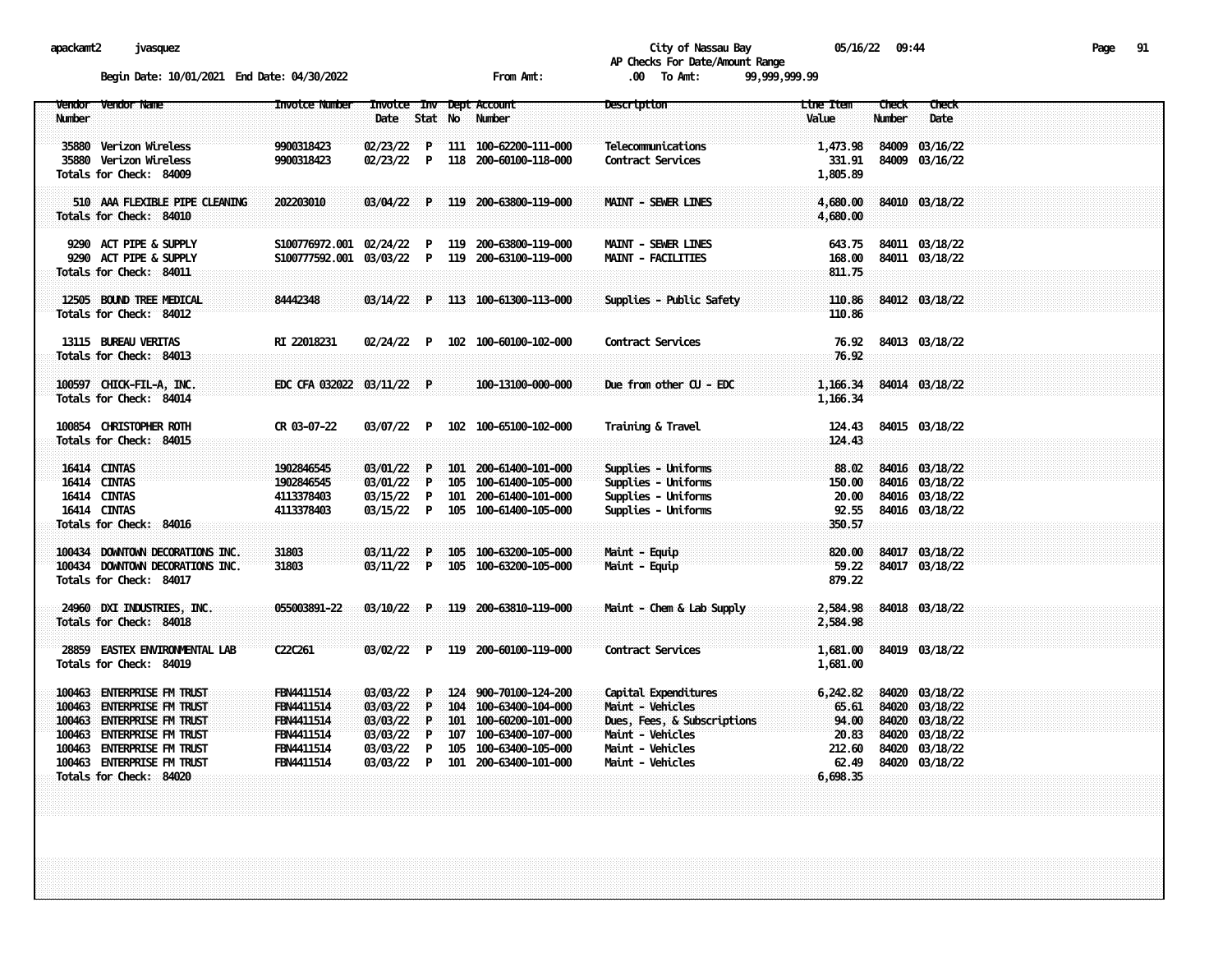City of Nassau Bay

AP Checks For Date/Amount Range

Begin Date: 10/01/2021 End Date: 04/30/2022 From Amt: .00 To Amt: 99,999,999.99

| Vendor Number | Vendor Name | Invoice Number | Invoice Date | Inv Stat | Dept No | Account Number | Description | Line Item Value | Check Number | Check Date |
|---|---|---|---|---|---|---|---|---|---|---|
| 35880 | Verizon Wireless | 9900318423 | 02/23/22 | P | 111 | 100-62200-111-000 | Telecommunications | 1,473.98 | 84009 | 03/16/22 |
| 35880 | Verizon Wireless | 9900318423 | 02/23/22 | P | 118 | 200-60100-118-000 | Contract Services | 331.91 | 84009 | 03/16/22 |
| Totals for Check: 84009 | | | | | | | | 1,805.89 | | |
| 510 | AAA FLEXIBLE PIPE CLEANING | 202203010 | 03/04/22 | P | 119 | 200-63800-119-000 | MAINT - SEWER LINES | 4,680.00 | 84010 | 03/18/22 |
| Totals for Check: 84010 | | | | | | | | 4,680.00 | | |
| 9290 | ACT PIPE & SUPPLY | S100776972.001 | 02/24/22 | P | 119 | 200-63800-119-000 | MAINT - SEWER LINES | 643.75 | 84011 | 03/18/22 |
| 9290 | ACT PIPE & SUPPLY | S100777592.001 | 03/03/22 | P | 119 | 200-63100-119-000 | MAINT - FACILITIES | 168.00 | 84011 | 03/18/22 |
| Totals for Check: 84011 | | | | | | | | 811.75 | | |
| 12505 | BOUND TREE MEDICAL | 84442348 | 03/14/22 | P | 113 | 100-61300-113-000 | Supplies - Public Safety | 110.86 | 84012 | 03/18/22 |
| Totals for Check: 84012 | | | | | | | | 110.86 | | |
| 13115 | BUREAU VERITAS | RI 22018231 | 02/24/22 | P | 102 | 100-60100-102-000 | Contract Services | 76.92 | 84013 | 03/18/22 |
| Totals for Check: 84013 | | | | | | | | 76.92 | | |
| 100597 | CHICK-FIL-A, INC. | EDC CFA 032022 | 03/11/22 | P | | 100-13100-000-000 | Due from other CU - EDC | 1,166.34 | 84014 | 03/18/22 |
| Totals for Check: 84014 | | | | | | | | 1,166.34 | | |
| 100854 | CHRISTOPHER ROTH | CR 03-07-22 | 03/07/22 | P | 102 | 100-65100-102-000 | Training & Travel | 124.43 | 84015 | 03/18/22 |
| Totals for Check: 84015 | | | | | | | | 124.43 | | |
| 16414 | CINTAS | 1902846545 | 03/01/22 | P | 101 | 200-61400-101-000 | Supplies - Uniforms | 88.02 | 84016 | 03/18/22 |
| 16414 | CINTAS | 1902846545 | 03/01/22 | P | 105 | 100-61400-105-000 | Supplies - Uniforms | 150.00 | 84016 | 03/18/22 |
| 16414 | CINTAS | 4113378403 | 03/15/22 | P | 101 | 200-61400-101-000 | Supplies - Uniforms | 20.00 | 84016 | 03/18/22 |
| 16414 | CINTAS | 4113378403 | 03/15/22 | P | 105 | 100-61400-105-000 | Supplies - Uniforms | 92.55 | 84016 | 03/18/22 |
| Totals for Check: 84016 | | | | | | | | 350.57 | | |
| 100434 | DOWNTOWN DECORATIONS INC. | 31803 | 03/11/22 | P | 105 | 100-63200-105-000 | Maint - Equip | 820.00 | 84017 | 03/18/22 |
| 100434 | DOWNTOWN DECORATIONS INC. | 31803 | 03/11/22 | P | 105 | 100-63200-105-000 | Maint - Equip | 59.22 | 84017 | 03/18/22 |
| Totals for Check: 84017 | | | | | | | | 879.22 | | |
| 24960 | DXI INDUSTRIES, INC. | 055003891-22 | 03/10/22 | P | 119 | 200-63810-119-000 | Maint - Chem & Lab Supply | 2,584.98 | 84018 | 03/18/22 |
| Totals for Check: 84018 | | | | | | | | 2,584.98 | | |
| 28859 | EASTEX ENVIRONMENTAL LAB | C22C261 | 03/02/22 | P | 119 | 200-60100-119-000 | Contract Services | 1,681.00 | 84019 | 03/18/22 |
| Totals for Check: 84019 | | | | | | | | 1,681.00 | | |
| 100463 | ENTERPRISE FM TRUST | FBN4411514 | 03/03/22 | P | 124 | 900-70100-124-200 | Capital Expenditures | 6,242.82 | 84020 | 03/18/22 |
| 100463 | ENTERPRISE FM TRUST | FBN4411514 | 03/03/22 | P | 104 | 100-63400-104-000 | Maint - Vehicles | 65.61 | 84020 | 03/18/22 |
| 100463 | ENTERPRISE FM TRUST | FBN4411514 | 03/03/22 | P | 101 | 100-60200-101-000 | Dues, Fees, & Subscriptions | 94.00 | 84020 | 03/18/22 |
| 100463 | ENTERPRISE FM TRUST | FBN4411514 | 03/03/22 | P | 107 | 100-63400-107-000 | Maint - Vehicles | 20.83 | 84020 | 03/18/22 |
| 100463 | ENTERPRISE FM TRUST | FBN4411514 | 03/03/22 | P | 105 | 100-63400-105-000 | Maint - Vehicles | 212.60 | 84020 | 03/18/22 |
| 100463 | ENTERPRISE FM TRUST | FBN4411514 | 03/03/22 | P | 101 | 200-63400-101-000 | Maint - Vehicles | 62.49 | 84020 | 03/18/22 |
| Totals for Check: 84020 | | | | | | | | 6,698.35 | | |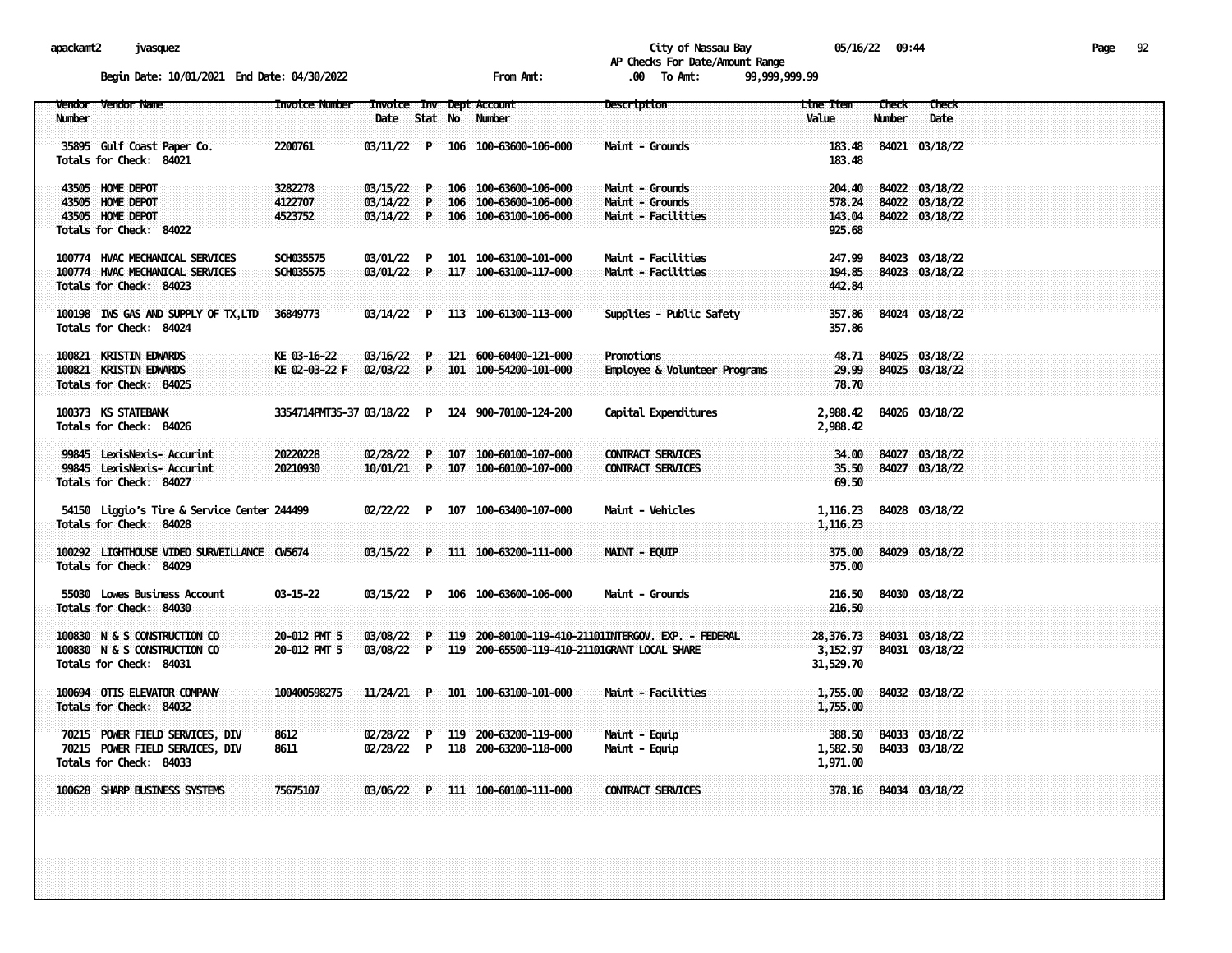apackamt2 jvasquez

City of Nassau Bay 05/16/22 09:44

AP Checks For Date/Amount Range

Begin Date: 10/01/2021 End Date: 04/30/2022 From Amt: .00 To Amt: 99,999,999.99

| Vendor Number | Vendor Name | Invoice Number | Invoice Date | Inv Stat | Dept No | Account Number | Description | Line Item Value | Check Number | Check Date |
|---|---|---|---|---|---|---|---|---|---|---|
| 35895 | Gulf Coast Paper Co. | 2200761 | 03/11/22 | P | 106 | 100-63600-106-000 | Maint - Grounds | 183.48 | 84021 | 03/18/22 |
| Totals for Check: 84021 | | | | | | | | 183.48 | | |
| 43505 | HOME DEPOT | 3282278 | 03/15/22 | P | 106 | 100-63600-106-000 | Maint - Grounds | 204.40 | 84022 | 03/18/22 |
| 43505 | HOME DEPOT | 4122707 | 03/14/22 | P | 106 | 100-63600-106-000 | Maint - Grounds | 578.24 | 84022 | 03/18/22 |
| 43505 | HOME DEPOT | 4523752 | 03/14/22 | P | 106 | 100-63100-106-000 | Maint - Facilities | 143.04 | 84022 | 03/18/22 |
| Totals for Check: 84022 | | | | | | | | 925.68 | | |
| 100774 | HVAC MECHANICAL SERVICES | SCH035575 | 03/01/22 | P | 101 | 100-63100-101-000 | Maint - Facilities | 247.99 | 84023 | 03/18/22 |
| 100774 | HVAC MECHANICAL SERVICES | SCH035575 | 03/01/22 | P | 117 | 100-63100-117-000 | Maint - Facilities | 194.85 | 84023 | 03/18/22 |
| Totals for Check: 84023 | | | | | | | | 442.84 | | |
| 100198 | IWS GAS AND SUPPLY OF TX,LTD | 36849773 | 03/14/22 | P | 113 | 100-61300-113-000 | Supplies - Public Safety | 357.86 | 84024 | 03/18/22 |
| Totals for Check: 84024 | | | | | | | | 357.86 | | |
| 100821 | KRISTIN EDWARDS | KE 03-16-22 | 03/16/22 | P | 121 | 600-60400-121-000 | Promotions | 48.71 | 84025 | 03/18/22 |
| 100821 | KRISTIN EDWARDS | KE 02-03-22 F | 02/03/22 | P | 101 | 100-54200-101-000 | Employee & Volunteer Programs | 29.99 | 84025 | 03/18/22 |
| Totals for Check: 84025 | | | | | | | | 78.70 | | |
| 100373 | KS STATEBANK | 3354714PMT35-37 | 03/18/22 | P | 124 | 900-70100-124-200 | Capital Expenditures | 2,988.42 | 84026 | 03/18/22 |
| Totals for Check: 84026 | | | | | | | | 2,988.42 | | |
| 99845 | LexisNexis- Accurint | 20220228 | 02/28/22 | P | 107 | 100-60100-107-000 | CONTRACT SERVICES | 34.00 | 84027 | 03/18/22 |
| 99845 | LexisNexis- Accurint | 20210930 | 10/01/21 | P | 107 | 100-60100-107-000 | CONTRACT SERVICES | 35.50 | 84027 | 03/18/22 |
| Totals for Check: 84027 | | | | | | | | 69.50 | | |
| 54150 | Liggio's Tire & Service Center | 244499 | 02/22/22 | P | 107 | 100-63400-107-000 | Maint - Vehicles | 1,116.23 | 84028 | 03/18/22 |
| Totals for Check: 84028 | | | | | | | | 1,116.23 | | |
| 100292 | LIGHTHOUSE VIDEO SURVEILLANCE | CW5674 | 03/15/22 | P | 111 | 100-63200-111-000 | MAINT - EQUIP | 375.00 | 84029 | 03/18/22 |
| Totals for Check: 84029 | | | | | | | | 375.00 | | |
| 55030 | Lowes Business Account | 03-15-22 | 03/15/22 | P | 106 | 100-63600-106-000 | Maint - Grounds | 216.50 | 84030 | 03/18/22 |
| Totals for Check: 84030 | | | | | | | | 216.50 | | |
| 100830 | N & S CONSTRUCTION CO | 20-012 PMT 5 | 03/08/22 | P | 119 | 200-80100-119-410-21101 | INTERGOV. EXP. - FEDERAL | 28,376.73 | 84031 | 03/18/22 |
| 100830 | N & S CONSTRUCTION CO | 20-012 PMT 5 | 03/08/22 | P | 119 | 200-65500-119-410-21101 | GRANT LOCAL SHARE | 3,152.97 | 84031 | 03/18/22 |
| Totals for Check: 84031 | | | | | | | | 31,529.70 | | |
| 100694 | OTIS ELEVATOR COMPANY | 100400598275 | 11/24/21 | P | 101 | 100-63100-101-000 | Maint - Facilities | 1,755.00 | 84032 | 03/18/22 |
| Totals for Check: 84032 | | | | | | | | 1,755.00 | | |
| 70215 | POWER FIELD SERVICES, DIV | 8612 | 02/28/22 | P | 119 | 200-63200-119-000 | Maint - Equip | 388.50 | 84033 | 03/18/22 |
| 70215 | POWER FIELD SERVICES, DIV | 8611 | 02/28/22 | P | 118 | 200-63200-118-000 | Maint - Equip | 1,582.50 | 84033 | 03/18/22 |
| Totals for Check: 84033 | | | | | | | | 1,971.00 | | |
| 100628 | SHARP BUSINESS SYSTEMS | 75675107 | 03/06/22 | P | 111 | 100-60100-111-000 | CONTRACT SERVICES | 378.16 | 84034 | 03/18/22 |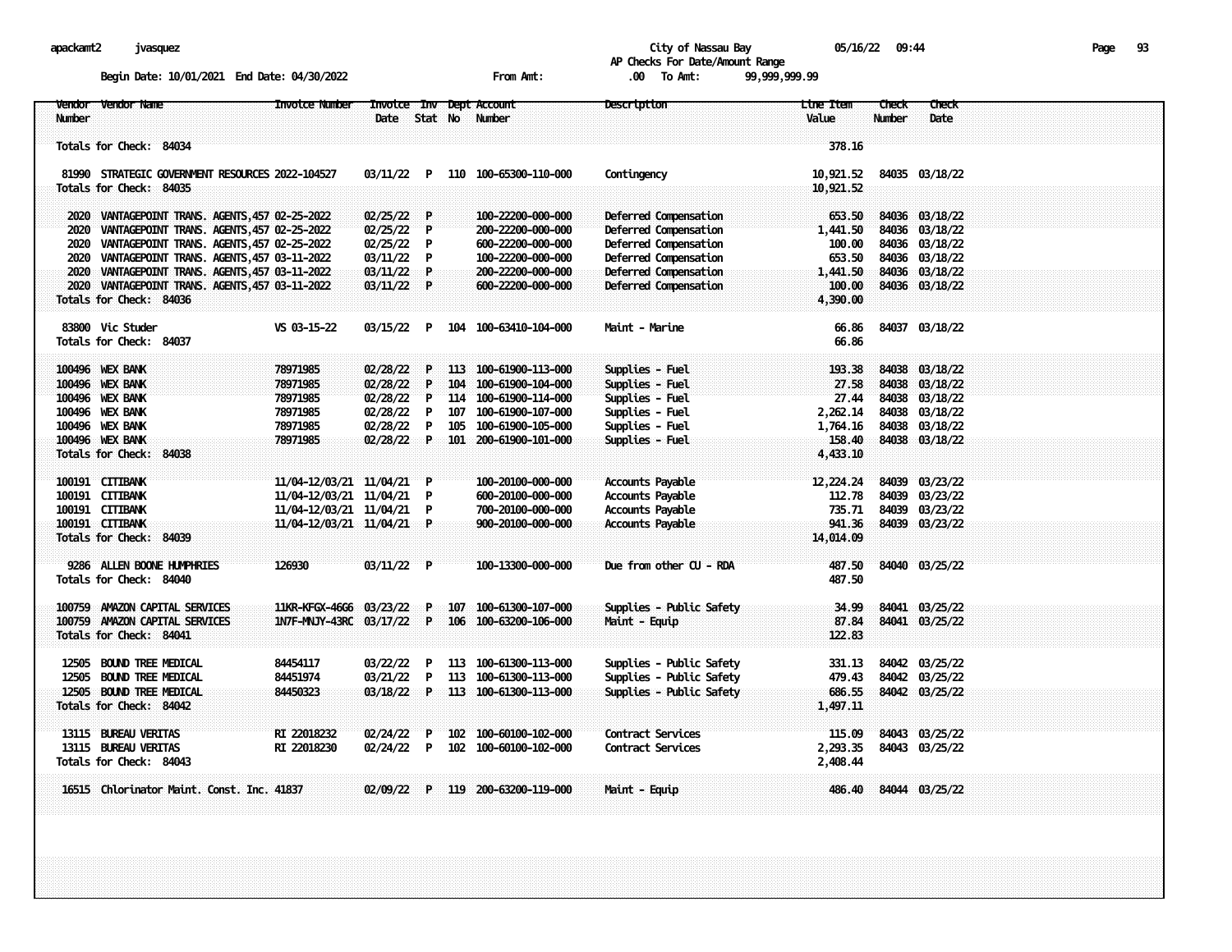City of Nassau Bay
AP Checks For Date/Amount Range

Begin Date: 10/01/2021 End Date: 04/30/2022 From Amt: .00 To Amt: 99,999,999.99

| Vendor Number | Vendor Name | Invoice Number | Invoice Date | Inv Stat | Dept No | Account Number | Description | Line Item Value | Check Number | Check Date |
|---|---|---|---|---|---|---|---|---|---|---|
| Totals for Check: 84034 | | | | | | | | 378.16 | | |
| 81990 | STRATEGIC GOVERNMENT RESOURCES | 2022-104527 | 03/11/22 | P | 110 | 100-65300-110-000 | Contingency | 10,921.52 | 84035 | 03/18/22 |
| Totals for Check: 84035 | | | | | | | | 10,921.52 | | |
| 2020 | VANTAGEPOINT TRANS. AGENTS,457 | 02-25-2022 | 02/25/22 | P | | 100-22200-000-000 | Deferred Compensation | 653.50 | 84036 | 03/18/22 |
| 2020 | VANTAGEPOINT TRANS. AGENTS,457 | 02-25-2022 | 02/25/22 | P | | 200-22200-000-000 | Deferred Compensation | 1,441.50 | 84036 | 03/18/22 |
| 2020 | VANTAGEPOINT TRANS. AGENTS,457 | 02-25-2022 | 02/25/22 | P | | 600-22200-000-000 | Deferred Compensation | 100.00 | 84036 | 03/18/22 |
| 2020 | VANTAGEPOINT TRANS. AGENTS,457 | 03-11-2022 | 03/11/22 | P | | 100-22200-000-000 | Deferred Compensation | 653.50 | 84036 | 03/18/22 |
| 2020 | VANTAGEPOINT TRANS. AGENTS,457 | 03-11-2022 | 03/11/22 | P | | 200-22200-000-000 | Deferred Compensation | 1,441.50 | 84036 | 03/18/22 |
| 2020 | VANTAGEPOINT TRANS. AGENTS,457 | 03-11-2022 | 03/11/22 | P | | 600-22200-000-000 | Deferred Compensation | 100.00 | 84036 | 03/18/22 |
| Totals for Check: 84036 | | | | | | | | 4,390.00 | | |
| 83800 | Vic Studer | VS 03-15-22 | 03/15/22 | P | 104 | 100-63410-104-000 | Maint - Marine | 66.86 | 84037 | 03/18/22 |
| Totals for Check: 84037 | | | | | | | | 66.86 | | |
| 100496 | WEX BANK | 78971985 | 02/28/22 | P | 113 | 100-61900-113-000 | Supplies - Fuel | 193.38 | 84038 | 03/18/22 |
| 100496 | WEX BANK | 78971985 | 02/28/22 | P | 104 | 100-61900-104-000 | Supplies - Fuel | 27.58 | 84038 | 03/18/22 |
| 100496 | WEX BANK | 78971985 | 02/28/22 | P | 114 | 100-61900-114-000 | Supplies - Fuel | 27.44 | 84038 | 03/18/22 |
| 100496 | WEX BANK | 78971985 | 02/28/22 | P | 107 | 100-61900-107-000 | Supplies - Fuel | 2,262.14 | 84038 | 03/18/22 |
| 100496 | WEX BANK | 78971985 | 02/28/22 | P | 105 | 100-61900-105-000 | Supplies - Fuel | 1,764.16 | 84038 | 03/18/22 |
| 100496 | WEX BANK | 78971985 | 02/28/22 | P | 101 | 200-61900-101-000 | Supplies - Fuel | 158.40 | 84038 | 03/18/22 |
| Totals for Check: 84038 | | | | | | | | 4,433.10 | | |
| 100191 | CITIBANK | 11/04-12/03/21 | 11/04/21 | P | | 100-20100-000-000 | Accounts Payable | 12,224.24 | 84039 | 03/23/22 |
| 100191 | CITIBANK | 11/04-12/03/21 | 11/04/21 | P | | 600-20100-000-000 | Accounts Payable | 112.78 | 84039 | 03/23/22 |
| 100191 | CITIBANK | 11/04-12/03/21 | 11/04/21 | P | | 700-20100-000-000 | Accounts Payable | 735.71 | 84039 | 03/23/22 |
| 100191 | CITIBANK | 11/04-12/03/21 | 11/04/21 | P | | 900-20100-000-000 | Accounts Payable | 941.36 | 84039 | 03/23/22 |
| Totals for Check: 84039 | | | | | | | | 14,014.09 | | |
| 9286 | ALLEN BOONE HUMPHRIES | 126930 | 03/11/22 | P | | 100-13300-000-000 | Due from other CU - RDA | 487.50 | 84040 | 03/25/22 |
| Totals for Check: 84040 | | | | | | | | 487.50 | | |
| 100759 | AMAZON CAPITAL SERVICES | 11KR-KFGX-4GG6 | 03/23/22 | P | 107 | 100-61300-107-000 | Supplies - Public Safety | 34.99 | 84041 | 03/25/22 |
| 100759 | AMAZON CAPITAL SERVICES | 1N7F-MNJY-43RC | 03/17/22 | P | 106 | 100-63200-106-000 | Maint - Equip | 87.84 | 84041 | 03/25/22 |
| Totals for Check: 84041 | | | | | | | | 122.83 | | |
| 12505 | BOUND TREE MEDICAL | 84454117 | 03/22/22 | P | 113 | 100-61300-113-000 | Supplies - Public Safety | 331.13 | 84042 | 03/25/22 |
| 12505 | BOUND TREE MEDICAL | 84451974 | 03/21/22 | P | 113 | 100-61300-113-000 | Supplies - Public Safety | 479.43 | 84042 | 03/25/22 |
| 12505 | BOUND TREE MEDICAL | 84450323 | 03/18/22 | P | 113 | 100-61300-113-000 | Supplies - Public Safety | 686.55 | 84042 | 03/25/22 |
| Totals for Check: 84042 | | | | | | | | 1,497.11 | | |
| 13115 | BUREAU VERITAS | RI 22018232 | 02/24/22 | P | 102 | 100-60100-102-000 | Contract Services | 115.09 | 84043 | 03/25/22 |
| 13115 | BUREAU VERITAS | RI 22018230 | 02/24/22 | P | 102 | 100-60100-102-000 | Contract Services | 2,293.35 | 84043 | 03/25/22 |
| Totals for Check: 84043 | | | | | | | | 2,408.44 | | |
| 16515 | Chlorinator Maint. Const. Inc. | 41837 | 02/09/22 | P | 119 | 200-63200-119-000 | Maint - Equip | 486.40 | 84044 | 03/25/22 |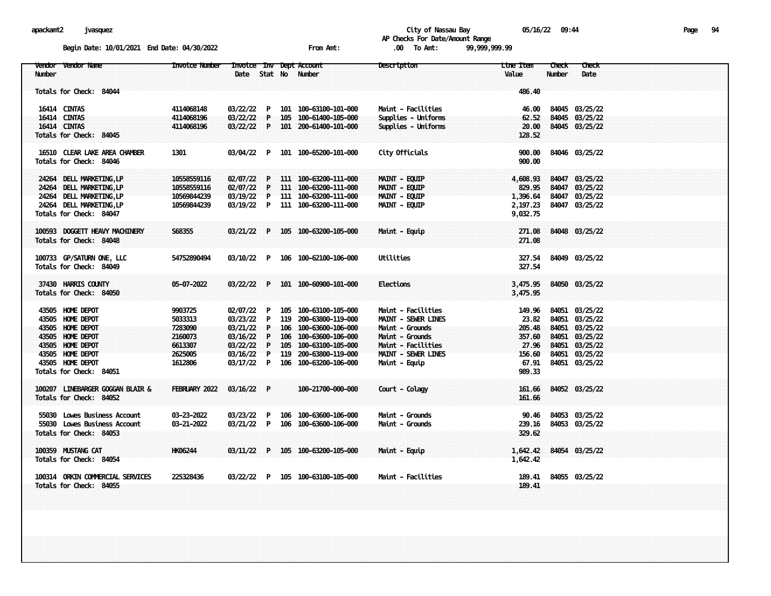City of Nassau Bay
AP Checks For Date/Amount Range

Begin Date: 10/01/2021 End Date: 04/30/2022 From Amt: .00 To Amt: 99,999,999.99

| Vendor Number | Vendor Name | Invoice Number | Invoice Date | Inv Stat | Dept No | Account Number | Description | Line Item Value | Check Number | Check Date |
|---|---|---|---|---|---|---|---|---|---|---|
| Totals for Check: 84044 | | | | | | | | 486.40 | | |
| 16414 | CINTAS | 4114068148 | 03/22/22 | P | 101 | 100-63100-101-000 | Maint - Facilities | 46.00 | 84045 | 03/25/22 |
| 16414 | CINTAS | 4114068196 | 03/22/22 | P | 105 | 100-61400-105-000 | Supplies - Uniforms | 62.52 | 84045 | 03/25/22 |
| 16414 | CINTAS | 4114068196 | 03/22/22 | P | 101 | 200-61400-101-000 | Supplies - Uniforms | 20.00 | 84045 | 03/25/22 |
| Totals for Check: 84045 | | | | | | | | 128.52 | | |
| 16510 | CLEAR LAKE AREA CHAMBER | 1301 | 03/04/22 | P | 101 | 100-65200-101-000 | City Officials | 900.00 | 84046 | 03/25/22 |
| Totals for Check: 84046 | | | | | | | | 900.00 | | |
| 24264 | DELL MARKETING,LP | 10558559116 | 02/07/22 | P | 111 | 100-63200-111-000 | MAINT - EQUIP | 4,608.93 | 84047 | 03/25/22 |
| 24264 | DELL MARKETING,LP | 10558559116 | 02/07/22 | P | 111 | 100-63200-111-000 | MAINT - EQUIP | 829.95 | 84047 | 03/25/22 |
| 24264 | DELL MARKETING,LP | 10569844239 | 03/19/22 | P | 111 | 100-63200-111-000 | MAINT - EQUIP | 1,396.64 | 84047 | 03/25/22 |
| 24264 | DELL MARKETING,LP | 10569844239 | 03/19/22 | P | 111 | 100-63200-111-000 | MAINT - EQUIP | 2,197.23 | 84047 | 03/25/22 |
| Totals for Check: 84047 | | | | | | | | 9,032.75 | | |
| 100593 | DOGGETT HEAVY MACHINERY | S68355 | 03/21/22 | P | 105 | 100-63200-105-000 | Maint - Equip | 271.08 | 84048 | 03/25/22 |
| Totals for Check: 84048 | | | | | | | | 271.08 | | |
| 100733 | GP/SATURN ONE, LLC | 54752890494 | 03/10/22 | P | 106 | 100-62100-106-000 | Utilities | 327.54 | 84049 | 03/25/22 |
| Totals for Check: 84049 | | | | | | | | 327.54 | | |
| 37430 | HARRIS COUNTY | 05-07-2022 | 03/22/22 | P | 101 | 100-60900-101-000 | Elections | 3,475.95 | 84050 | 03/25/22 |
| Totals for Check: 84050 | | | | | | | | 3,475.95 | | |
| 43505 | HOME DEPOT | 9903725 | 02/07/22 | P | 105 | 100-63100-105-000 | Maint - Facilities | 149.96 | 84051 | 03/25/22 |
| 43505 | HOME DEPOT | 5033313 | 03/23/22 | P | 119 | 200-63800-119-000 | MAINT - SEWER LINES | 23.82 | 84051 | 03/25/22 |
| 43505 | HOME DEPOT | 7283090 | 03/21/22 | P | 106 | 100-63600-106-000 | Maint - Grounds | 205.48 | 84051 | 03/25/22 |
| 43505 | HOME DEPOT | 2160073 | 03/16/22 | P | 106 | 100-63600-106-000 | Maint - Grounds | 357.60 | 84051 | 03/25/22 |
| 43505 | HOME DEPOT | 6613307 | 03/22/22 | P | 105 | 100-63100-105-000 | Maint - Facilities | 27.96 | 84051 | 03/25/22 |
| 43505 | HOME DEPOT | 2625005 | 03/16/22 | P | 119 | 200-63800-119-000 | MAINT - SEWER LINES | 156.60 | 84051 | 03/25/22 |
| 43505 | HOME DEPOT | 1612806 | 03/17/22 | P | 106 | 100-63200-106-000 | Maint - Equip | 67.91 | 84051 | 03/25/22 |
| Totals for Check: 84051 | | | | | | | | 989.33 | | |
| 100207 | LINEBARGER GOGGAN BLAIR & | FEBRUARY 2022 | 03/16/22 | P | | 100-21700-000-000 | Court - Colagy | 161.66 | 84052 | 03/25/22 |
| Totals for Check: 84052 | | | | | | | | 161.66 | | |
| 55030 | Lowes Business Account | 03-23-2022 | 03/23/22 | P | 106 | 100-63600-106-000 | Maint - Grounds | 90.46 | 84053 | 03/25/22 |
| 55030 | Lowes Business Account | 03-21-2022 | 03/21/22 | P | 106 | 100-63600-106-000 | Maint - Grounds | 239.16 | 84053 | 03/25/22 |
| Totals for Check: 84053 | | | | | | | | 329.62 | | |
| 100359 | MUSTANG CAT | HK06244 | 03/11/22 | P | 105 | 100-63200-105-000 | Maint - Equip | 1,642.42 | 84054 | 03/25/22 |
| Totals for Check: 84054 | | | | | | | | 1,642.42 | | |
| 100314 | ORKIN COMMERCIAL SERVICES | 225328436 | 03/22/22 | P | 105 | 100-63100-105-000 | Maint - Facilities | 189.41 | 84055 | 03/25/22 |
| Totals for Check: 84055 | | | | | | | | 189.41 | | |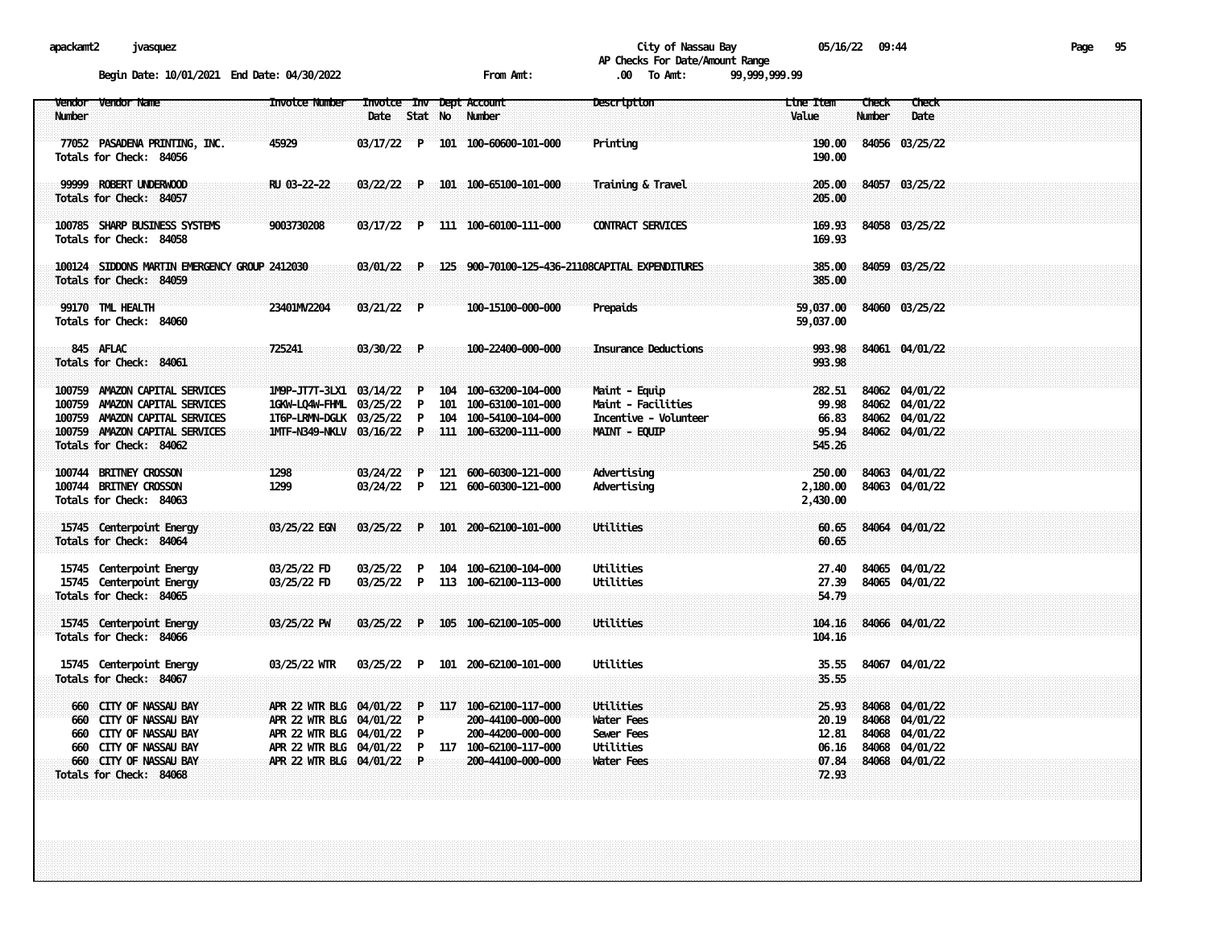City of Nassau Bay
AP Checks For Date/Amount Range

Begin Date: 10/01/2021 End Date: 04/30/2022 From Amt: .00 To Amt: 99,999,999.99

| Vendor Number | Vendor Name | Invoice Number | Invoice Date | Inv Stat | Dept No | Account Number | Description | Line Item Value | Check Number | Check Date |
|---|---|---|---|---|---|---|---|---|---|---|
| 77052 | PASADENA PRINTING, INC. | 45929 | 03/17/22 | P | 101 | 100-60600-101-000 | Printing | 190.00 | 84056 | 03/25/22 |
| Totals for Check: 84056 | | | | | | | | 190.00 | | |
| 99999 | ROBERT UNDERWOOD | RU 03-22-22 | 03/22/22 | P | 101 | 100-65100-101-000 | Training & Travel | 205.00 | 84057 | 03/25/22 |
| Totals for Check: 84057 | | | | | | | | 205.00 | | |
| 100785 | SHARP BUSINESS SYSTEMS | 9003730208 | 03/17/22 | P | 111 | 100-60100-111-000 | CONTRACT SERVICES | 169.93 | 84058 | 03/25/22 |
| Totals for Check: 84058 | | | | | | | | 169.93 | | |
| 100124 | SIDDONS MARTIN EMERGENCY GROUP | 2412030 | 03/01/22 | P | 125 | 900-70100-125-436-21108 | CAPITAL EXPENDITURES | 385.00 | 84059 | 03/25/22 |
| Totals for Check: 84059 | | | | | | | | 385.00 | | |
| 99170 | TML HEALTH | 23401MV2204 | 03/21/22 | P | | 100-15100-000-000 | Prepaids | 59,037.00 | 84060 | 03/25/22 |
| Totals for Check: 84060 | | | | | | | | 59,037.00 | | |
| 845 | AFLAC | 725241 | 03/30/22 | P | | 100-22400-000-000 | Insurance Deductions | 993.98 | 84061 | 04/01/22 |
| Totals for Check: 84061 | | | | | | | | 993.98 | | |
| 100759 | AMAZON CAPITAL SERVICES | 1M9P-JT7T-3LX1 | 03/14/22 | P | 104 | 100-63200-104-000 | Maint - Equip | 282.51 | 84062 | 04/01/22 |
| 100759 | AMAZON CAPITAL SERVICES | 1GKW-LQ4W-FHML | 03/25/22 | P | 101 | 100-63100-101-000 | Maint - Facilities | 99.98 | 84062 | 04/01/22 |
| 100759 | AMAZON CAPITAL SERVICES | 1T6P-LRMN-DGLK | 03/25/22 | P | 104 | 100-54100-104-000 | Incentive - Volunteer | 66.83 | 84062 | 04/01/22 |
| 100759 | AMAZON CAPITAL SERVICES | 1MTF-N349-NKLV | 03/16/22 | P | 111 | 100-63200-111-000 | MAINT - EQUIP | 95.94 | 84062 | 04/01/22 |
| Totals for Check: 84062 | | | | | | | | 545.26 | | |
| 100744 | BRITNEY CROSSON | 1298 | 03/24/22 | P | 121 | 600-60300-121-000 | Advertising | 250.00 | 84063 | 04/01/22 |
| 100744 | BRITNEY CROSSON | 1299 | 03/24/22 | P | 121 | 600-60300-121-000 | Advertising | 2,180.00 | 84063 | 04/01/22 |
| Totals for Check: 84063 | | | | | | | | 2,430.00 | | |
| 15745 | Centerpoint Energy | 03/25/22 EGN | 03/25/22 | P | 101 | 200-62100-101-000 | Utilities | 60.65 | 84064 | 04/01/22 |
| Totals for Check: 84064 | | | | | | | | 60.65 | | |
| 15745 | Centerpoint Energy | 03/25/22 FD | 03/25/22 | P | 104 | 100-62100-104-000 | Utilities | 27.40 | 84065 | 04/01/22 |
| 15745 | Centerpoint Energy | 03/25/22 FD | 03/25/22 | P | 113 | 100-62100-113-000 | Utilities | 27.39 | 84065 | 04/01/22 |
| Totals for Check: 84065 | | | | | | | | 54.79 | | |
| 15745 | Centerpoint Energy | 03/25/22 PW | 03/25/22 | P | 105 | 100-62100-105-000 | Utilities | 104.16 | 84066 | 04/01/22 |
| Totals for Check: 84066 | | | | | | | | 104.16 | | |
| 15745 | Centerpoint Energy | 03/25/22 WTR | 03/25/22 | P | 101 | 200-62100-101-000 | Utilities | 35.55 | 84067 | 04/01/22 |
| Totals for Check: 84067 | | | | | | | | 35.55 | | |
| 660 | CITY OF NASSAU BAY | APR 22 WTR BLG | 04/01/22 | P | 117 | 100-62100-117-000 | Utilities | 25.93 | 84068 | 04/01/22 |
| 660 | CITY OF NASSAU BAY | APR 22 WTR BLG | 04/01/22 | P | | 200-44100-000-000 | Water Fees | 20.19 | 84068 | 04/01/22 |
| 660 | CITY OF NASSAU BAY | APR 22 WTR BLG | 04/01/22 | P | | 200-44200-000-000 | Sewer Fees | 12.81 | 84068 | 04/01/22 |
| 660 | CITY OF NASSAU BAY | APR 22 WTR BLG | 04/01/22 | P | 117 | 100-62100-117-000 | Utilities | 06.16 | 84068 | 04/01/22 |
| 660 | CITY OF NASSAU BAY | APR 22 WTR BLG | 04/01/22 | P | | 200-44100-000-000 | Water Fees | 07.84 | 84068 | 04/01/22 |
| Totals for Check: 84068 | | | | | | | | 72.93 | | |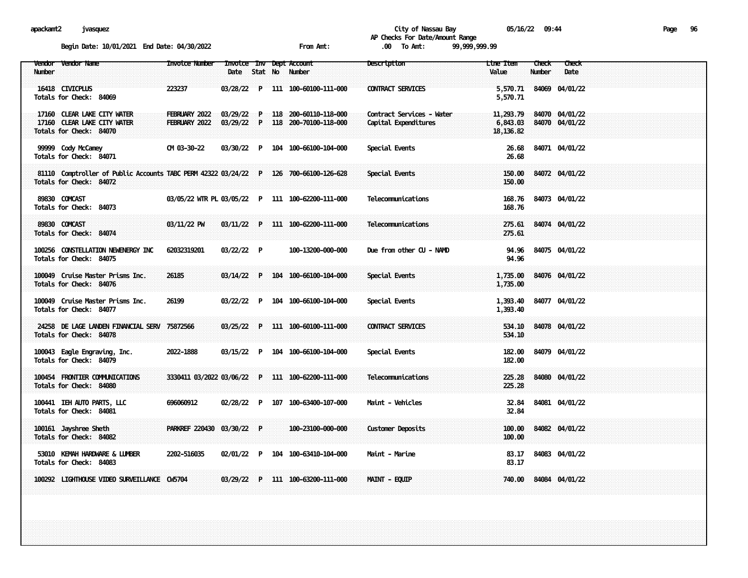City of Nassau Bay
AP Checks For Date/Amount Range

Begin Date: 10/01/2021 End Date: 04/30/2022 From Amt: .00 To Amt: 99,999,999.99

| Vendor Number | Vendor Name | Invoice Number | Invoice Date | Inv Stat | Dept No | Account Number | Description | Line Item Value | Check Number | Check Date |
|---|---|---|---|---|---|---|---|---|---|---|
| 16418 | CIVICPLUS | 223237 | 03/28/22 | P | 111 | 100-60100-111-000 | CONTRACT SERVICES | 5,570.71 | 84069 | 04/01/22 |
| Totals for Check: 84069 | | | | | | | | 5,570.71 | | |
| 17160 | CLEAR LAKE CITY WATER | FEBRUARY 2022 | 03/29/22 | P | 118 | 200-60110-118-000 | Contract Services - Water | 11,293.79 | 84070 | 04/01/22 |
| 17160 | CLEAR LAKE CITY WATER | FEBRUARY 2022 | 03/29/22 | P | 118 | 200-70100-118-000 | Capital Expenditures | 6,843.03 | 84070 | 04/01/22 |
| Totals for Check: 84070 | | | | | | | | 18,136.82 | | |
| 99999 | Cody McCamey | CM 03-30-22 | 03/30/22 | P | 104 | 100-66100-104-000 | Special Events | 26.68 | 84071 | 04/01/22 |
| Totals for Check: 84071 | | | | | | | | 26.68 | | |
| 81110 | Comptroller of Public Accounts | TABC PERM 42322 | 03/24/22 | P | 126 | 700-66100-126-628 | Special Events | 150.00 | 84072 | 04/01/22 |
| Totals for Check: 84072 | | | | | | | | 150.00 | | |
| 89830 | COMCAST | 03/05/22 WTR PL | 03/05/22 | P | 111 | 100-62200-111-000 | Telecommunications | 168.76 | 84073 | 04/01/22 |
| Totals for Check: 84073 | | | | | | | | 168.76 | | |
| 89830 | COMCAST | 03/11/22 PW | 03/11/22 | P | 111 | 100-62200-111-000 | Telecommunications | 275.61 | 84074 | 04/01/22 |
| Totals for Check: 84074 | | | | | | | | 275.61 | | |
| 100256 | CONSTELLATION NEWENERGY INC | 62032319201 | 03/22/22 | P | | 100-13200-000-000 | Due from other CU - NAMD | 94.96 | 84075 | 04/01/22 |
| Totals for Check: 84075 | | | | | | | | 94.96 | | |
| 100049 | Cruise Master Prisms Inc. | 26185 | 03/14/22 | P | 104 | 100-66100-104-000 | Special Events | 1,735.00 | 84076 | 04/01/22 |
| Totals for Check: 84076 | | | | | | | | 1,735.00 | | |
| 100049 | Cruise Master Prisms Inc. | 26199 | 03/22/22 | P | 104 | 100-66100-104-000 | Special Events | 1,393.40 | 84077 | 04/01/22 |
| Totals for Check: 84077 | | | | | | | | 1,393.40 | | |
| 24258 | DE LAGE LANDEN FINANCIAL SERV | 75872566 | 03/25/22 | P | 111 | 100-60100-111-000 | CONTRACT SERVICES | 534.10 | 84078 | 04/01/22 |
| Totals for Check: 84078 | | | | | | | | 534.10 | | |
| 100043 | Eagle Engraving, Inc. | 2022-1888 | 03/15/22 | P | 104 | 100-66100-104-000 | Special Events | 182.00 | 84079 | 04/01/22 |
| Totals for Check: 84079 | | | | | | | | 182.00 | | |
| 100454 | FRONTIER COMMUNICATIONS | 3330411 03/2022 | 03/06/22 | P | 111 | 100-62200-111-000 | Telecommunications | 225.28 | 84080 | 04/01/22 |
| Totals for Check: 84080 | | | | | | | | 225.28 | | |
| 100441 | IEH AUTO PARTS, LLC | 696060912 | 02/28/22 | P | 107 | 100-63400-107-000 | Maint - Vehicles | 32.84 | 84081 | 04/01/22 |
| Totals for Check: 84081 | | | | | | | | 32.84 | | |
| 100161 | Jayshree Sheth | PARKREF 220430 | 03/30/22 | P | | 100-23100-000-000 | Customer Deposits | 100.00 | 84082 | 04/01/22 |
| Totals for Check: 84082 | | | | | | | | 100.00 | | |
| 53010 | KEMAH HARDWARE & LUMBER | 2202-516035 | 02/01/22 | P | 104 | 100-63410-104-000 | Maint - Marine | 83.17 | 84083 | 04/01/22 |
| Totals for Check: 84083 | | | | | | | | 83.17 | | |
| 100292 | LIGHTHOUSE VIDEO SURVEILLANCE | CW5704 | 03/29/22 | P | 111 | 100-63200-111-000 | MAINT - EQUIP | 740.00 | 84084 | 04/01/22 |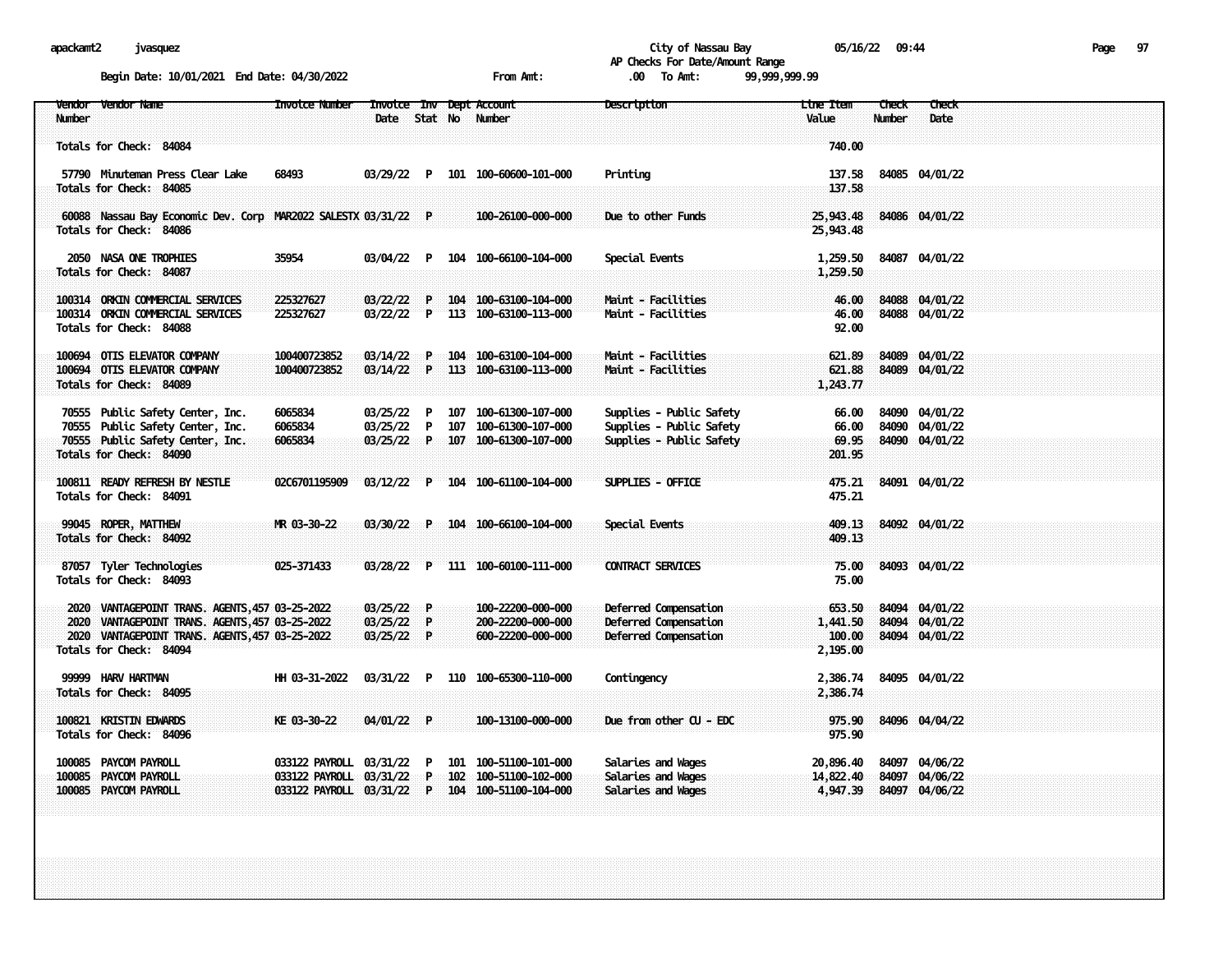apackamt2 jvasquez

City of Nassau Bay 05/16/22 09:44

AP Checks For Date/Amount Range

Begin Date: 10/01/2021 End Date: 04/30/2022 From Amt: .00 To Amt: 99,999,999.99

| Vendor Number | Vendor Name | Invoice Number | Invoice Date | Inv Stat | Dept No | Account Number | Description | Line Item Value | Check Number | Check Date |
|---|---|---|---|---|---|---|---|---|---|---|
| Totals for Check: 84084 | | | | | | | | 740.00 | | |
| 57790 | Minuteman Press Clear Lake | 68493 | 03/29/22 | P | 101 | 100-60600-101-000 | Printing | 137.58 | 84085 | 04/01/22 |
| Totals for Check: 84085 | | | | | | | | 137.58 | | |
| 60088 | Nassau Bay Economic Dev. Corp | MAR2022 SALESTX | 03/31/22 | P | | 100-26100-000-000 | Due to other Funds | 25,943.48 | 84086 | 04/01/22 |
| Totals for Check: 84086 | | | | | | | | 25,943.48 | | |
| 2050 | NASA ONE TROPHIES | 35954 | 03/04/22 | P | 104 | 100-66100-104-000 | Special Events | 1,259.50 | 84087 | 04/01/22 |
| Totals for Check: 84087 | | | | | | | | 1,259.50 | | |
| 100314 | ORKIN COMMERCIAL SERVICES | 225327627 | 03/22/22 | P | 104 | 100-63100-104-000 | Maint - Facilities | 46.00 | 84088 | 04/01/22 |
| 100314 | ORKIN COMMERCIAL SERVICES | 225327627 | 03/22/22 | P | 113 | 100-63100-113-000 | Maint - Facilities | 46.00 | 84088 | 04/01/22 |
| Totals for Check: 84088 | | | | | | | | 92.00 | | |
| 100694 | OTIS ELEVATOR COMPANY | 100400723852 | 03/14/22 | P | 104 | 100-63100-104-000 | Maint - Facilities | 621.89 | 84089 | 04/01/22 |
| 100694 | OTIS ELEVATOR COMPANY | 100400723852 | 03/14/22 | P | 113 | 100-63100-113-000 | Maint - Facilities | 621.88 | 84089 | 04/01/22 |
| Totals for Check: 84089 | | | | | | | | 1,243.77 | | |
| 70555 | Public Safety Center, Inc. | 6065834 | 03/25/22 | P | 107 | 100-61300-107-000 | Supplies - Public Safety | 66.00 | 84090 | 04/01/22 |
| 70555 | Public Safety Center, Inc. | 6065834 | 03/25/22 | P | 107 | 100-61300-107-000 | Supplies - Public Safety | 66.00 | 84090 | 04/01/22 |
| 70555 | Public Safety Center, Inc. | 6065834 | 03/25/22 | P | 107 | 100-61300-107-000 | Supplies - Public Safety | 69.95 | 84090 | 04/01/22 |
| Totals for Check: 84090 | | | | | | | | 201.95 | | |
| 100811 | READY REFRESH BY NESTLE | 02C6701195909 | 03/12/22 | P | 104 | 100-61100-104-000 | SUPPLIES - OFFICE | 475.21 | 84091 | 04/01/22 |
| Totals for Check: 84091 | | | | | | | | 475.21 | | |
| 99045 | ROPER, MATTHEW | MR 03-30-22 | 03/30/22 | P | 104 | 100-66100-104-000 | Special Events | 409.13 | 84092 | 04/01/22 |
| Totals for Check: 84092 | | | | | | | | 409.13 | | |
| 87057 | Tyler Technologies | 025-371433 | 03/28/22 | P | 111 | 100-60100-111-000 | CONTRACT SERVICES | 75.00 | 84093 | 04/01/22 |
| Totals for Check: 84093 | | | | | | | | 75.00 | | |
| 2020 | VANTAGEPOINT TRANS. AGENTS,457 | 03-25-2022 | 03/25/22 | P | | 100-22200-000-000 | Deferred Compensation | 653.50 | 84094 | 04/01/22 |
| 2020 | VANTAGEPOINT TRANS. AGENTS,457 | 03-25-2022 | 03/25/22 | P | | 200-22200-000-000 | Deferred Compensation | 1,441.50 | 84094 | 04/01/22 |
| 2020 | VANTAGEPOINT TRANS. AGENTS,457 | 03-25-2022 | 03/25/22 | P | | 600-22200-000-000 | Deferred Compensation | 100.00 | 84094 | 04/01/22 |
| Totals for Check: 84094 | | | | | | | | 2,195.00 | | |
| 99999 | HARV HARTMAN | HH 03-31-2022 | 03/31/22 | P | 110 | 100-65300-110-000 | Contingency | 2,386.74 | 84095 | 04/01/22 |
| Totals for Check: 84095 | | | | | | | | 2,386.74 | | |
| 100821 | KRISTIN EDWARDS | KE 03-30-22 | 04/01/22 | P | | 100-13100-000-000 | Due from other CU - EDC | 975.90 | 84096 | 04/04/22 |
| Totals for Check: 84096 | | | | | | | | 975.90 | | |
| 100085 | PAYCOM PAYROLL | 033122 PAYROLL | 03/31/22 | P | 101 | 100-51100-101-000 | Salaries and Wages | 20,896.40 | 84097 | 04/06/22 |
| 100085 | PAYCOM PAYROLL | 033122 PAYROLL | 03/31/22 | P | 102 | 100-51100-102-000 | Salaries and Wages | 14,822.40 | 84097 | 04/06/22 |
| 100085 | PAYCOM PAYROLL | 033122 PAYROLL | 03/31/22 | P | 104 | 100-51100-104-000 | Salaries and Wages | 4,947.39 | 84097 | 04/06/22 |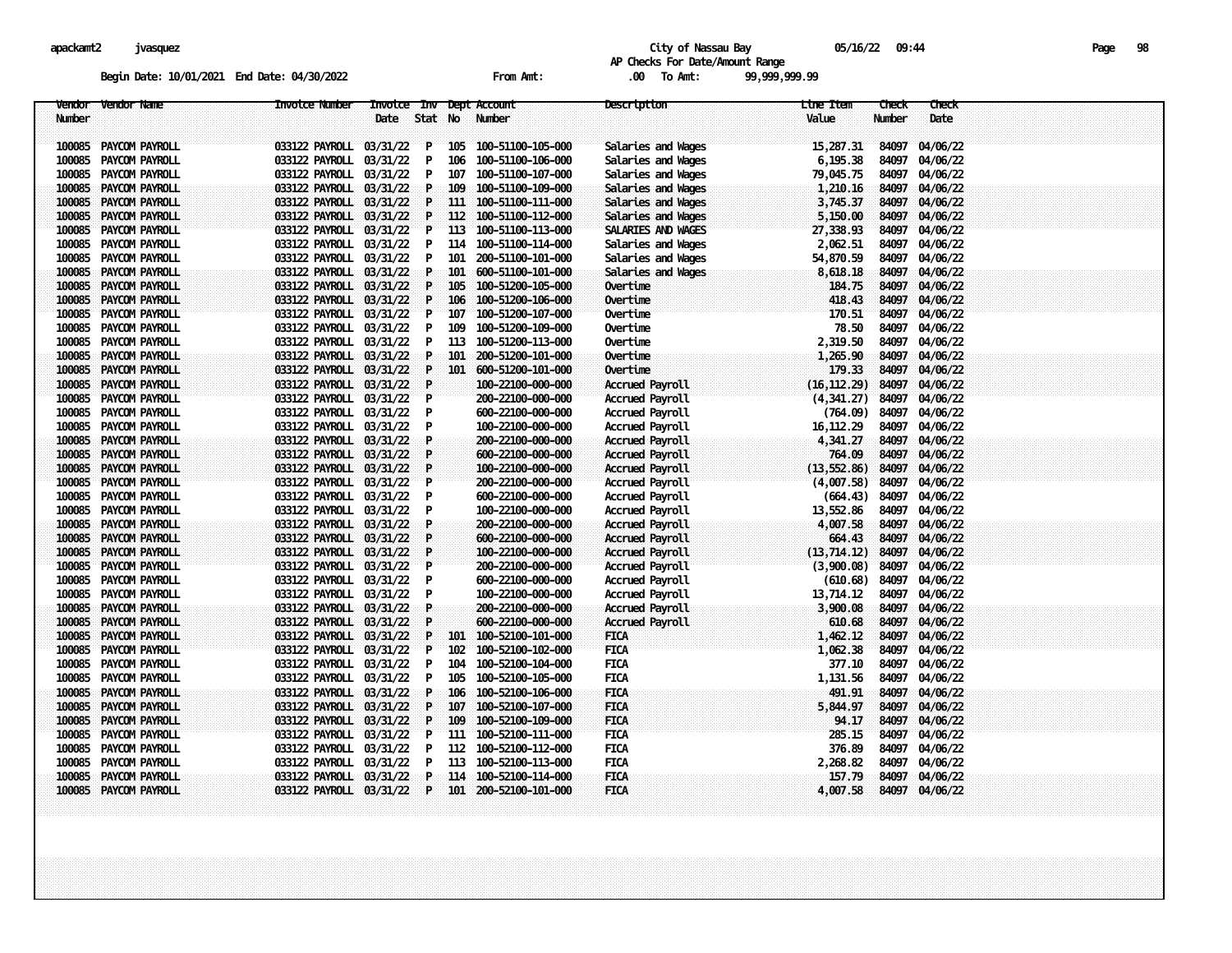apackamt2 jvasquez City of Nassau Bay 05/16/22 09:44

AP Checks For Date/Amount Range

Begin Date: 10/01/2021 End Date: 04/30/2022 From Amt: .00 To Amt: 99,999,999.99

| Vendor Number | Vendor Name | Invoice Number | Invoice Date | Inv Stat | Dept No | Account Number | Description | Line Item Value | Check Number | Check Date |
|---|---|---|---|---|---|---|---|---|---|---|
| 100085 | PAYCOM PAYROLL | 033122 PAYROLL | 03/31/22 | P | 105 | 100-51100-105-000 | Salaries and Wages | 15,287.31 | 84097 | 04/06/22 |
| 100085 | PAYCOM PAYROLL | 033122 PAYROLL | 03/31/22 | P | 106 | 100-51100-106-000 | Salaries and Wages | 6,195.38 | 84097 | 04/06/22 |
| 100085 | PAYCOM PAYROLL | 033122 PAYROLL | 03/31/22 | P | 107 | 100-51100-107-000 | Salaries and Wages | 79,045.75 | 84097 | 04/06/22 |
| 100085 | PAYCOM PAYROLL | 033122 PAYROLL | 03/31/22 | P | 109 | 100-51100-109-000 | Salaries and Wages | 1,210.16 | 84097 | 04/06/22 |
| 100085 | PAYCOM PAYROLL | 033122 PAYROLL | 03/31/22 | P | 111 | 100-51100-111-000 | Salaries and Wages | 3,745.37 | 84097 | 04/06/22 |
| 100085 | PAYCOM PAYROLL | 033122 PAYROLL | 03/31/22 | P | 112 | 100-51100-112-000 | Salaries and Wages | 5,150.00 | 84097 | 04/06/22 |
| 100085 | PAYCOM PAYROLL | 033122 PAYROLL | 03/31/22 | P | 113 | 100-51100-113-000 | SALARIES AND WAGES | 27,338.93 | 84097 | 04/06/22 |
| 100085 | PAYCOM PAYROLL | 033122 PAYROLL | 03/31/22 | P | 114 | 100-51100-114-000 | Salaries and Wages | 2,062.51 | 84097 | 04/06/22 |
| 100085 | PAYCOM PAYROLL | 033122 PAYROLL | 03/31/22 | P | 101 | 200-51100-101-000 | Salaries and Wages | 54,870.59 | 84097 | 04/06/22 |
| 100085 | PAYCOM PAYROLL | 033122 PAYROLL | 03/31/22 | P | 101 | 600-51100-101-000 | Salaries and Wages | 8,618.18 | 84097 | 04/06/22 |
| 100085 | PAYCOM PAYROLL | 033122 PAYROLL | 03/31/22 | P | 105 | 100-51200-105-000 | Overtime | 184.75 | 84097 | 04/06/22 |
| 100085 | PAYCOM PAYROLL | 033122 PAYROLL | 03/31/22 | P | 106 | 100-51200-106-000 | Overtime | 418.43 | 84097 | 04/06/22 |
| 100085 | PAYCOM PAYROLL | 033122 PAYROLL | 03/31/22 | P | 107 | 100-51200-107-000 | Overtime | 170.51 | 84097 | 04/06/22 |
| 100085 | PAYCOM PAYROLL | 033122 PAYROLL | 03/31/22 | P | 109 | 100-51200-109-000 | Overtime | 78.50 | 84097 | 04/06/22 |
| 100085 | PAYCOM PAYROLL | 033122 PAYROLL | 03/31/22 | P | 113 | 100-51200-113-000 | Overtime | 2,319.50 | 84097 | 04/06/22 |
| 100085 | PAYCOM PAYROLL | 033122 PAYROLL | 03/31/22 | P | 101 | 200-51200-101-000 | Overtime | 1,265.90 | 84097 | 04/06/22 |
| 100085 | PAYCOM PAYROLL | 033122 PAYROLL | 03/31/22 | P | 101 | 600-51200-101-000 | Overtime | 179.33 | 84097 | 04/06/22 |
| 100085 | PAYCOM PAYROLL | 033122 PAYROLL | 03/31/22 | P | | 100-22100-000-000 | Accrued Payroll | (16,112.29) | 84097 | 04/06/22 |
| 100085 | PAYCOM PAYROLL | 033122 PAYROLL | 03/31/22 | P | | 200-22100-000-000 | Accrued Payroll | (4,341.27) | 84097 | 04/06/22 |
| 100085 | PAYCOM PAYROLL | 033122 PAYROLL | 03/31/22 | P | | 600-22100-000-000 | Accrued Payroll | (764.09) | 84097 | 04/06/22 |
| 100085 | PAYCOM PAYROLL | 033122 PAYROLL | 03/31/22 | P | | 100-22100-000-000 | Accrued Payroll | 16,112.29 | 84097 | 04/06/22 |
| 100085 | PAYCOM PAYROLL | 033122 PAYROLL | 03/31/22 | P | | 200-22100-000-000 | Accrued Payroll | 4,341.27 | 84097 | 04/06/22 |
| 100085 | PAYCOM PAYROLL | 033122 PAYROLL | 03/31/22 | P | | 600-22100-000-000 | Accrued Payroll | 764.09 | 84097 | 04/06/22 |
| 100085 | PAYCOM PAYROLL | 033122 PAYROLL | 03/31/22 | P | | 100-22100-000-000 | Accrued Payroll | (13,552.86) | 84097 | 04/06/22 |
| 100085 | PAYCOM PAYROLL | 033122 PAYROLL | 03/31/22 | P | | 200-22100-000-000 | Accrued Payroll | (4,007.58) | 84097 | 04/06/22 |
| 100085 | PAYCOM PAYROLL | 033122 PAYROLL | 03/31/22 | P | | 600-22100-000-000 | Accrued Payroll | (664.43) | 84097 | 04/06/22 |
| 100085 | PAYCOM PAYROLL | 033122 PAYROLL | 03/31/22 | P | | 100-22100-000-000 | Accrued Payroll | 13,552.86 | 84097 | 04/06/22 |
| 100085 | PAYCOM PAYROLL | 033122 PAYROLL | 03/31/22 | P | | 200-22100-000-000 | Accrued Payroll | 4,007.58 | 84097 | 04/06/22 |
| 100085 | PAYCOM PAYROLL | 033122 PAYROLL | 03/31/22 | P | | 600-22100-000-000 | Accrued Payroll | 664.43 | 84097 | 04/06/22 |
| 100085 | PAYCOM PAYROLL | 033122 PAYROLL | 03/31/22 | P | | 100-22100-000-000 | Accrued Payroll | (13,714.12) | 84097 | 04/06/22 |
| 100085 | PAYCOM PAYROLL | 033122 PAYROLL | 03/31/22 | P | | 200-22100-000-000 | Accrued Payroll | (3,900.08) | 84097 | 04/06/22 |
| 100085 | PAYCOM PAYROLL | 033122 PAYROLL | 03/31/22 | P | | 600-22100-000-000 | Accrued Payroll | (610.68) | 84097 | 04/06/22 |
| 100085 | PAYCOM PAYROLL | 033122 PAYROLL | 03/31/22 | P | | 100-22100-000-000 | Accrued Payroll | 13,714.12 | 84097 | 04/06/22 |
| 100085 | PAYCOM PAYROLL | 033122 PAYROLL | 03/31/22 | P | | 200-22100-000-000 | Accrued Payroll | 3,900.08 | 84097 | 04/06/22 |
| 100085 | PAYCOM PAYROLL | 033122 PAYROLL | 03/31/22 | P | | 600-22100-000-000 | Accrued Payroll | 610.68 | 84097 | 04/06/22 |
| 100085 | PAYCOM PAYROLL | 033122 PAYROLL | 03/31/22 | P | 101 | 100-52100-101-000 | FICA | 1,462.12 | 84097 | 04/06/22 |
| 100085 | PAYCOM PAYROLL | 033122 PAYROLL | 03/31/22 | P | 102 | 100-52100-102-000 | FICA | 1,062.38 | 84097 | 04/06/22 |
| 100085 | PAYCOM PAYROLL | 033122 PAYROLL | 03/31/22 | P | 104 | 100-52100-104-000 | FICA | 377.10 | 84097 | 04/06/22 |
| 100085 | PAYCOM PAYROLL | 033122 PAYROLL | 03/31/22 | P | 105 | 100-52100-105-000 | FICA | 1,131.56 | 84097 | 04/06/22 |
| 100085 | PAYCOM PAYROLL | 033122 PAYROLL | 03/31/22 | P | 106 | 100-52100-106-000 | FICA | 491.91 | 84097 | 04/06/22 |
| 100085 | PAYCOM PAYROLL | 033122 PAYROLL | 03/31/22 | P | 107 | 100-52100-107-000 | FICA | 5,844.97 | 84097 | 04/06/22 |
| 100085 | PAYCOM PAYROLL | 033122 PAYROLL | 03/31/22 | P | 109 | 100-52100-109-000 | FICA | 94.17 | 84097 | 04/06/22 |
| 100085 | PAYCOM PAYROLL | 033122 PAYROLL | 03/31/22 | P | 111 | 100-52100-111-000 | FICA | 285.15 | 84097 | 04/06/22 |
| 100085 | PAYCOM PAYROLL | 033122 PAYROLL | 03/31/22 | P | 112 | 100-52100-112-000 | FICA | 376.89 | 84097 | 04/06/22 |
| 100085 | PAYCOM PAYROLL | 033122 PAYROLL | 03/31/22 | P | 113 | 100-52100-113-000 | FICA | 2,268.82 | 84097 | 04/06/22 |
| 100085 | PAYCOM PAYROLL | 033122 PAYROLL | 03/31/22 | P | 114 | 100-52100-114-000 | FICA | 157.79 | 84097 | 04/06/22 |
| 100085 | PAYCOM PAYROLL | 033122 PAYROLL | 03/31/22 | P | 101 | 200-52100-101-000 | FICA | 4,007.58 | 84097 | 04/06/22 |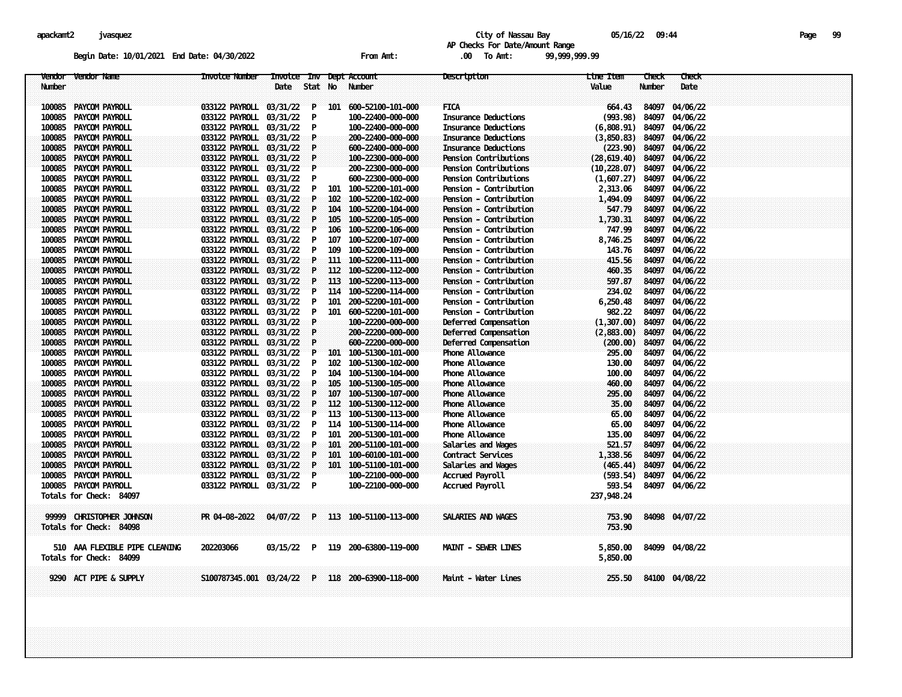apackamt2 jvasquez

City of Nassau Bay 05/16/22 09:44

AP Checks For Date/Amount Range

Begin Date: 10/01/2021 End Date: 04/30/2022 From Amt: .00 To Amt: 99,999,999.99

| Vendor Number | Vendor Name | Invoice Number | Invoice Date | Inv Stat | Dept No | Account Number | Description | Line Item Value | Check Number | Check Date |
|---|---|---|---|---|---|---|---|---|---|---|
| 100085 | PAYCOM PAYROLL | 033122 PAYROLL | 03/31/22 | P | 101 | 600-52100-101-000 | FICA | 664.43 | 84097 | 04/06/22 |
| 100085 | PAYCOM PAYROLL | 033122 PAYROLL | 03/31/22 | P | | 100-22400-000-000 | Insurance Deductions | (993.98) | 84097 | 04/06/22 |
| 100085 | PAYCOM PAYROLL | 033122 PAYROLL | 03/31/22 | P | | 100-22400-000-000 | Insurance Deductions | (6,808.91) | 84097 | 04/06/22 |
| 100085 | PAYCOM PAYROLL | 033122 PAYROLL | 03/31/22 | P | | 200-22400-000-000 | Insurance Deductions | (3,850.83) | 84097 | 04/06/22 |
| 100085 | PAYCOM PAYROLL | 033122 PAYROLL | 03/31/22 | P | | 600-22400-000-000 | Insurance Deductions | (223.90) | 84097 | 04/06/22 |
| 100085 | PAYCOM PAYROLL | 033122 PAYROLL | 03/31/22 | P | | 100-22300-000-000 | Pension Contributions | (28,619.40) | 84097 | 04/06/22 |
| 100085 | PAYCOM PAYROLL | 033122 PAYROLL | 03/31/22 | P | | 200-22300-000-000 | Pension Contributions | (10,228.07) | 84097 | 04/06/22 |
| 100085 | PAYCOM PAYROLL | 033122 PAYROLL | 03/31/22 | P | | 600-22300-000-000 | Pension Contributions | (1,607.27) | 84097 | 04/06/22 |
| 100085 | PAYCOM PAYROLL | 033122 PAYROLL | 03/31/22 | P | 101 | 100-52200-101-000 | Pension - Contribution | 2,313.06 | 84097 | 04/06/22 |
| 100085 | PAYCOM PAYROLL | 033122 PAYROLL | 03/31/22 | P | 102 | 100-52200-102-000 | Pension - Contribution | 1,494.09 | 84097 | 04/06/22 |
| 100085 | PAYCOM PAYROLL | 033122 PAYROLL | 03/31/22 | P | 104 | 100-52200-104-000 | Pension - Contribution | 547.79 | 84097 | 04/06/22 |
| 100085 | PAYCOM PAYROLL | 033122 PAYROLL | 03/31/22 | P | 105 | 100-52200-105-000 | Pension - Contribution | 1,730.31 | 84097 | 04/06/22 |
| 100085 | PAYCOM PAYROLL | 033122 PAYROLL | 03/31/22 | P | 106 | 100-52200-106-000 | Pension - Contribution | 747.99 | 84097 | 04/06/22 |
| 100085 | PAYCOM PAYROLL | 033122 PAYROLL | 03/31/22 | P | 107 | 100-52200-107-000 | Pension - Contribution | 8,746.25 | 84097 | 04/06/22 |
| 100085 | PAYCOM PAYROLL | 033122 PAYROLL | 03/31/22 | P | 109 | 100-52200-109-000 | Pension - Contribution | 143.76 | 84097 | 04/06/22 |
| 100085 | PAYCOM PAYROLL | 033122 PAYROLL | 03/31/22 | P | 111 | 100-52200-111-000 | Pension - Contribution | 415.56 | 84097 | 04/06/22 |
| 100085 | PAYCOM PAYROLL | 033122 PAYROLL | 03/31/22 | P | 112 | 100-52200-112-000 | Pension - Contribution | 460.35 | 84097 | 04/06/22 |
| 100085 | PAYCOM PAYROLL | 033122 PAYROLL | 03/31/22 | P | 113 | 100-52200-113-000 | Pension - Contribution | 597.87 | 84097 | 04/06/22 |
| 100085 | PAYCOM PAYROLL | 033122 PAYROLL | 03/31/22 | P | 114 | 100-52200-114-000 | Pension - Contribution | 234.02 | 84097 | 04/06/22 |
| 100085 | PAYCOM PAYROLL | 033122 PAYROLL | 03/31/22 | P | 101 | 200-52200-101-000 | Pension - Contribution | 6,250.48 | 84097 | 04/06/22 |
| 100085 | PAYCOM PAYROLL | 033122 PAYROLL | 03/31/22 | P | 101 | 600-52200-101-000 | Pension - Contribution | 982.22 | 84097 | 04/06/22 |
| 100085 | PAYCOM PAYROLL | 033122 PAYROLL | 03/31/22 | P | | 100-22200-000-000 | Deferred Compensation | (1,307.00) | 84097 | 04/06/22 |
| 100085 | PAYCOM PAYROLL | 033122 PAYROLL | 03/31/22 | P | | 200-22200-000-000 | Deferred Compensation | (2,883.00) | 84097 | 04/06/22 |
| 100085 | PAYCOM PAYROLL | 033122 PAYROLL | 03/31/22 | P | | 600-22200-000-000 | Deferred Compensation | (200.00) | 84097 | 04/06/22 |
| 100085 | PAYCOM PAYROLL | 033122 PAYROLL | 03/31/22 | P | 101 | 100-51300-101-000 | Phone Allowance | 295.00 | 84097 | 04/06/22 |
| 100085 | PAYCOM PAYROLL | 033122 PAYROLL | 03/31/22 | P | 102 | 100-51300-102-000 | Phone Allowance | 130.00 | 84097 | 04/06/22 |
| 100085 | PAYCOM PAYROLL | 033122 PAYROLL | 03/31/22 | P | 104 | 100-51300-104-000 | Phone Allowance | 100.00 | 84097 | 04/06/22 |
| 100085 | PAYCOM PAYROLL | 033122 PAYROLL | 03/31/22 | P | 105 | 100-51300-105-000 | Phone Allowance | 460.00 | 84097 | 04/06/22 |
| 100085 | PAYCOM PAYROLL | 033122 PAYROLL | 03/31/22 | P | 107 | 100-51300-107-000 | Phone Allowance | 295.00 | 84097 | 04/06/22 |
| 100085 | PAYCOM PAYROLL | 033122 PAYROLL | 03/31/22 | P | 112 | 100-51300-112-000 | Phone Allowance | 35.00 | 84097 | 04/06/22 |
| 100085 | PAYCOM PAYROLL | 033122 PAYROLL | 03/31/22 | P | 113 | 100-51300-113-000 | Phone Allowance | 65.00 | 84097 | 04/06/22 |
| 100085 | PAYCOM PAYROLL | 033122 PAYROLL | 03/31/22 | P | 114 | 100-51300-114-000 | Phone Allowance | 65.00 | 84097 | 04/06/22 |
| 100085 | PAYCOM PAYROLL | 033122 PAYROLL | 03/31/22 | P | 101 | 200-51300-101-000 | Phone Allowance | 135.00 | 84097 | 04/06/22 |
| 100085 | PAYCOM PAYROLL | 033122 PAYROLL | 03/31/22 | P | 101 | 200-51100-101-000 | Salaries and Wages | 521.57 | 84097 | 04/06/22 |
| 100085 | PAYCOM PAYROLL | 033122 PAYROLL | 03/31/22 | P | 101 | 100-60100-101-000 | Contract Services | 1,338.56 | 84097 | 04/06/22 |
| 100085 | PAYCOM PAYROLL | 033122 PAYROLL | 03/31/22 | P | 101 | 100-51100-101-000 | Salaries and Wages | (465.44) | 84097 | 04/06/22 |
| 100085 | PAYCOM PAYROLL | 033122 PAYROLL | 03/31/22 | P | | 100-22100-000-000 | Accrued Payroll | (593.54) | 84097 | 04/06/22 |
| 100085 | PAYCOM PAYROLL | 033122 PAYROLL | 03/31/22 | P | | 100-22100-000-000 | Accrued Payroll | 593.54 | 84097 | 04/06/22 |
| Totals for Check: 84097 | | | | | | | | 237,948.24 | | |
| 99999 | CHRISTOPHER JOHNSON | PR 04-08-2022 | 04/07/22 | P | 113 | 100-51100-113-000 | SALARIES AND WAGES | 753.90 | 84098 | 04/07/22 |
| Totals for Check: 84098 | | | | | | | | 753.90 | | |
| 510 | AAA FLEXIBLE PIPE CLEANING | 202203066 | 03/15/22 | P | 119 | 200-63800-119-000 | MAINT - SEWER LINES | 5,850.00 | 84099 | 04/08/22 |
| Totals for Check: 84099 | | | | | | | | 5,850.00 | | |
| 9290 | ACT PIPE & SUPPLY | S100787345.001 | 03/24/22 | P | 118 | 200-63900-118-000 | Maint - Water Lines | 255.50 | 84100 | 04/08/22 |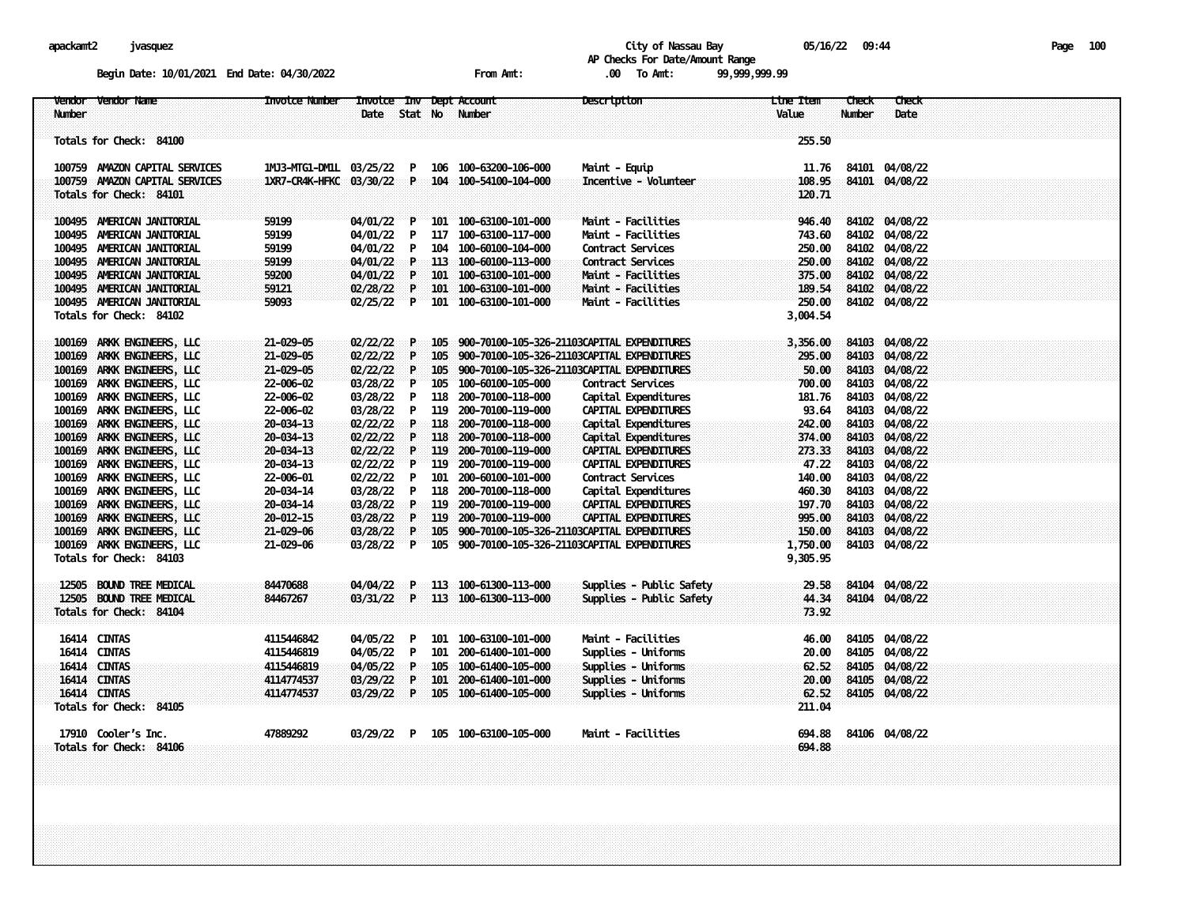apackamt2 jvasquez

City of Nassau Bay 05/16/22 09:44

AP Checks For Date/Amount Range

Begin Date: 10/01/2021 End Date: 04/30/2022 From Amt: .00 To Amt: 99,999,999.99

| Vendor Number | Vendor Name | Invoice Number | Invoice Date | Inv Stat | Dept No | Account Number | Description | Line Item Value | Check Number | Check Date |
|---|---|---|---|---|---|---|---|---|---|---|
| Totals for Check: 84100 | | | | | | | | 255.50 | | |
| 100759 | AMAZON CAPITAL SERVICES | 1MJ3-MTG1-DM1L | 03/25/22 | P | 106 | 100-63200-106-000 | Maint - Equip | 11.76 | 84101 | 04/08/22 |
| 100759 | AMAZON CAPITAL SERVICES | 1XR7-CR4K-HFKC | 03/30/22 | P | 104 | 100-54100-104-000 | Incentive - Volunteer | 108.95 | 84101 | 04/08/22 |
| Totals for Check: 84101 | | | | | | | | 120.71 | | |
| 100495 | AMERICAN JANITORIAL | 59199 | 04/01/22 | P | 101 | 100-63100-101-000 | Maint - Facilities | 946.40 | 84102 | 04/08/22 |
| 100495 | AMERICAN JANITORIAL | 59199 | 04/01/22 | P | 117 | 100-63100-117-000 | Maint - Facilities | 743.60 | 84102 | 04/08/22 |
| 100495 | AMERICAN JANITORIAL | 59199 | 04/01/22 | P | 104 | 100-60100-104-000 | Contract Services | 250.00 | 84102 | 04/08/22 |
| 100495 | AMERICAN JANITORIAL | 59199 | 04/01/22 | P | 113 | 100-60100-113-000 | Contract Services | 250.00 | 84102 | 04/08/22 |
| 100495 | AMERICAN JANITORIAL | 59200 | 04/01/22 | P | 101 | 100-63100-101-000 | Maint - Facilities | 375.00 | 84102 | 04/08/22 |
| 100495 | AMERICAN JANITORIAL | 59121 | 02/28/22 | P | 101 | 100-63100-101-000 | Maint - Facilities | 189.54 | 84102 | 04/08/22 |
| 100495 | AMERICAN JANITORIAL | 59093 | 02/25/22 | P | 101 | 100-63100-101-000 | Maint - Facilities | 250.00 | 84102 | 04/08/22 |
| Totals for Check: 84102 | | | | | | | | 3,004.54 | | |
| 100169 | ARKK ENGINEERS, LLC | 21-029-05 | 02/22/22 | P | 105 | 900-70100-105-326-21103 | CAPITAL EXPENDITURES | 3,356.00 | 84103 | 04/08/22 |
| 100169 | ARKK ENGINEERS, LLC | 21-029-05 | 02/22/22 | P | 105 | 900-70100-105-326-21103 | CAPITAL EXPENDITURES | 295.00 | 84103 | 04/08/22 |
| 100169 | ARKK ENGINEERS, LLC | 21-029-05 | 02/22/22 | P | 105 | 900-70100-105-326-21103 | CAPITAL EXPENDITURES | 50.00 | 84103 | 04/08/22 |
| 100169 | ARKK ENGINEERS, LLC | 22-006-02 | 03/28/22 | P | 105 | 100-60100-105-000 | Contract Services | 700.00 | 84103 | 04/08/22 |
| 100169 | ARKK ENGINEERS, LLC | 22-006-02 | 03/28/22 | P | 118 | 200-70100-118-000 | Capital Expenditures | 181.76 | 84103 | 04/08/22 |
| 100169 | ARKK ENGINEERS, LLC | 22-006-02 | 03/28/22 | P | 119 | 200-70100-119-000 | CAPITAL EXPENDITURES | 93.64 | 84103 | 04/08/22 |
| 100169 | ARKK ENGINEERS, LLC | 20-034-13 | 02/22/22 | P | 118 | 200-70100-118-000 | Capital Expenditures | 242.00 | 84103 | 04/08/22 |
| 100169 | ARKK ENGINEERS, LLC | 20-034-13 | 02/22/22 | P | 118 | 200-70100-118-000 | Capital Expenditures | 374.00 | 84103 | 04/08/22 |
| 100169 | ARKK ENGINEERS, LLC | 20-034-13 | 02/22/22 | P | 119 | 200-70100-119-000 | CAPITAL EXPENDITURES | 273.33 | 84103 | 04/08/22 |
| 100169 | ARKK ENGINEERS, LLC | 20-034-13 | 02/22/22 | P | 119 | 200-70100-119-000 | CAPITAL EXPENDITURES | 47.22 | 84103 | 04/08/22 |
| 100169 | ARKK ENGINEERS, LLC | 22-006-01 | 02/22/22 | P | 101 | 200-60100-101-000 | Contract Services | 140.00 | 84103 | 04/08/22 |
| 100169 | ARKK ENGINEERS, LLC | 20-034-14 | 03/28/22 | P | 118 | 200-70100-118-000 | Capital Expenditures | 460.30 | 84103 | 04/08/22 |
| 100169 | ARKK ENGINEERS, LLC | 20-034-14 | 03/28/22 | P | 119 | 200-70100-119-000 | CAPITAL EXPENDITURES | 197.70 | 84103 | 04/08/22 |
| 100169 | ARKK ENGINEERS, LLC | 20-012-15 | 03/28/22 | P | 119 | 200-70100-119-000 | CAPITAL EXPENDITURES | 995.00 | 84103 | 04/08/22 |
| 100169 | ARKK ENGINEERS, LLC | 21-029-06 | 03/28/22 | P | 105 | 900-70100-105-326-21103 | CAPITAL EXPENDITURES | 150.00 | 84103 | 04/08/22 |
| 100169 | ARKK ENGINEERS, LLC | 21-029-06 | 03/28/22 | P | 105 | 900-70100-105-326-21103 | CAPITAL EXPENDITURES | 1,750.00 | 84103 | 04/08/22 |
| Totals for Check: 84103 | | | | | | | | 9,305.95 | | |
| 12505 | BOUND TREE MEDICAL | 84470688 | 04/04/22 | P | 113 | 100-61300-113-000 | Supplies - Public Safety | 29.58 | 84104 | 04/08/22 |
| 12505 | BOUND TREE MEDICAL | 84467267 | 03/31/22 | P | 113 | 100-61300-113-000 | Supplies - Public Safety | 44.34 | 84104 | 04/08/22 |
| Totals for Check: 84104 | | | | | | | | 73.92 | | |
| 16414 | CINTAS | 4115446842 | 04/05/22 | P | 101 | 100-63100-101-000 | Maint - Facilities | 46.00 | 84105 | 04/08/22 |
| 16414 | CINTAS | 4115446819 | 04/05/22 | P | 101 | 200-61400-101-000 | Supplies - Uniforms | 20.00 | 84105 | 04/08/22 |
| 16414 | CINTAS | 4115446819 | 04/05/22 | P | 105 | 100-61400-105-000 | Supplies - Uniforms | 62.52 | 84105 | 04/08/22 |
| 16414 | CINTAS | 4114774537 | 03/29/22 | P | 101 | 200-61400-101-000 | Supplies - Uniforms | 20.00 | 84105 | 04/08/22 |
| 16414 | CINTAS | 4114774537 | 03/29/22 | P | 105 | 100-61400-105-000 | Supplies - Uniforms | 62.52 | 84105 | 04/08/22 |
| Totals for Check: 84105 | | | | | | | | 211.04 | | |
| 17910 | Cooler's Inc. | 47889292 | 03/29/22 | P | 105 | 100-63100-105-000 | Maint - Facilities | 694.88 | 84106 | 04/08/22 |
| Totals for Check: 84106 | | | | | | | | 694.88 | | |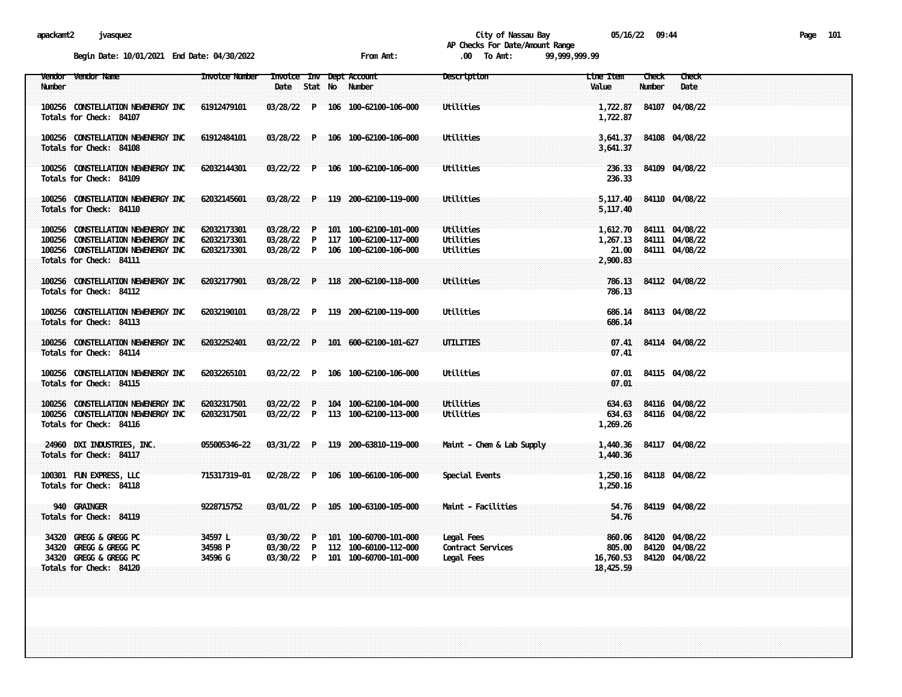City of Nassau Bay
AP Checks For Date/Amount Range

Begin Date: 10/01/2021 End Date: 04/30/2022 From Amt: .00 To Amt: 99,999,999.99

| Vendor Number | Vendor Name | Invoice Number | Invoice Date | Inv Stat | Dept No | Account Number | Description | Line Item Value | Check Number | Check Date |
|---|---|---|---|---|---|---|---|---|---|---|
| 100256 | CONSTELLATION NEWENERGY INC | 61912479101 | 03/28/22 | P | 106 | 100-62100-106-000 | Utilities | 1,722.87 | 84107 | 04/08/22 |
| Totals for Check: 84107 | | | | | | | | 1,722.87 | | |
| 100256 | CONSTELLATION NEWENERGY INC | 61912484101 | 03/28/22 | P | 106 | 100-62100-106-000 | Utilities | 3,641.37 | 84108 | 04/08/22 |
| Totals for Check: 84108 | | | | | | | | 3,641.37 | | |
| 100256 | CONSTELLATION NEWENERGY INC | 62032144301 | 03/22/22 | P | 106 | 100-62100-106-000 | Utilities | 236.33 | 84109 | 04/08/22 |
| Totals for Check: 84109 | | | | | | | | 236.33 | | |
| 100256 | CONSTELLATION NEWENERGY INC | 62032145601 | 03/28/22 | P | 119 | 200-62100-119-000 | Utilities | 5,117.40 | 84110 | 04/08/22 |
| Totals for Check: 84110 | | | | | | | | 5,117.40 | | |
| 100256 | CONSTELLATION NEWENERGY INC | 62032173301 | 03/28/22 | P | 101 | 100-62100-101-000 | Utilities | 1,612.70 | 84111 | 04/08/22 |
| 100256 | CONSTELLATION NEWENERGY INC | 62032173301 | 03/28/22 | P | 117 | 100-62100-117-000 | Utilities | 1,267.13 | 84111 | 04/08/22 |
| 100256 | CONSTELLATION NEWENERGY INC | 62032173301 | 03/28/22 | P | 106 | 100-62100-106-000 | Utilities | 21.00 | 84111 | 04/08/22 |
| Totals for Check: 84111 | | | | | | | | 2,900.83 | | |
| 100256 | CONSTELLATION NEWENERGY INC | 62032177901 | 03/28/22 | P | 118 | 200-62100-118-000 | Utilities | 786.13 | 84112 | 04/08/22 |
| Totals for Check: 84112 | | | | | | | | 786.13 | | |
| 100256 | CONSTELLATION NEWENERGY INC | 62032190101 | 03/28/22 | P | 119 | 200-62100-119-000 | Utilities | 686.14 | 84113 | 04/08/22 |
| Totals for Check: 84113 | | | | | | | | 686.14 | | |
| 100256 | CONSTELLATION NEWENERGY INC | 62032252401 | 03/22/22 | P | 101 | 600-62100-101-627 | UTILITIES | 07.41 | 84114 | 04/08/22 |
| Totals for Check: 84114 | | | | | | | | 07.41 | | |
| 100256 | CONSTELLATION NEWENERGY INC | 62032265101 | 03/22/22 | P | 106 | 100-62100-106-000 | Utilities | 07.01 | 84115 | 04/08/22 |
| Totals for Check: 84115 | | | | | | | | 07.01 | | |
| 100256 | CONSTELLATION NEWENERGY INC | 62032317501 | 03/22/22 | P | 104 | 100-62100-104-000 | Utilities | 634.63 | 84116 | 04/08/22 |
| 100256 | CONSTELLATION NEWENERGY INC | 62032317501 | 03/22/22 | P | 113 | 100-62100-113-000 | Utilities | 634.63 | 84116 | 04/08/22 |
| Totals for Check: 84116 | | | | | | | | 1,269.26 | | |
| 24960 | DXI INDUSTRIES, INC. | 055005346-22 | 03/31/22 | P | 119 | 200-63810-119-000 | Maint - Chem & Lab Supply | 1,440.36 | 84117 | 04/08/22 |
| Totals for Check: 84117 | | | | | | | | 1,440.36 | | |
| 100301 | FUN EXPRESS, LLC | 715317319-01 | 02/28/22 | P | 106 | 100-66100-106-000 | Special Events | 1,250.16 | 84118 | 04/08/22 |
| Totals for Check: 84118 | | | | | | | | 1,250.16 | | |
| 940 | GRAINGER | 9228715752 | 03/01/22 | P | 105 | 100-63100-105-000 | Maint - Facilities | 54.76 | 84119 | 04/08/22 |
| Totals for Check: 84119 | | | | | | | | 54.76 | | |
| 34320 | GREGG & GREGG PC | 34597 L | 03/30/22 | P | 101 | 100-60700-101-000 | Legal Fees | 860.06 | 84120 | 04/08/22 |
| 34320 | GREGG & GREGG PC | 34598 P | 03/30/22 | P | 112 | 100-60100-112-000 | Contract Services | 805.00 | 84120 | 04/08/22 |
| 34320 | GREGG & GREGG PC | 34596 G | 03/30/22 | P | 101 | 100-60700-101-000 | Legal Fees | 16,760.53 | 84120 | 04/08/22 |
| Totals for Check: 84120 | | | | | | | | 18,425.59 | | |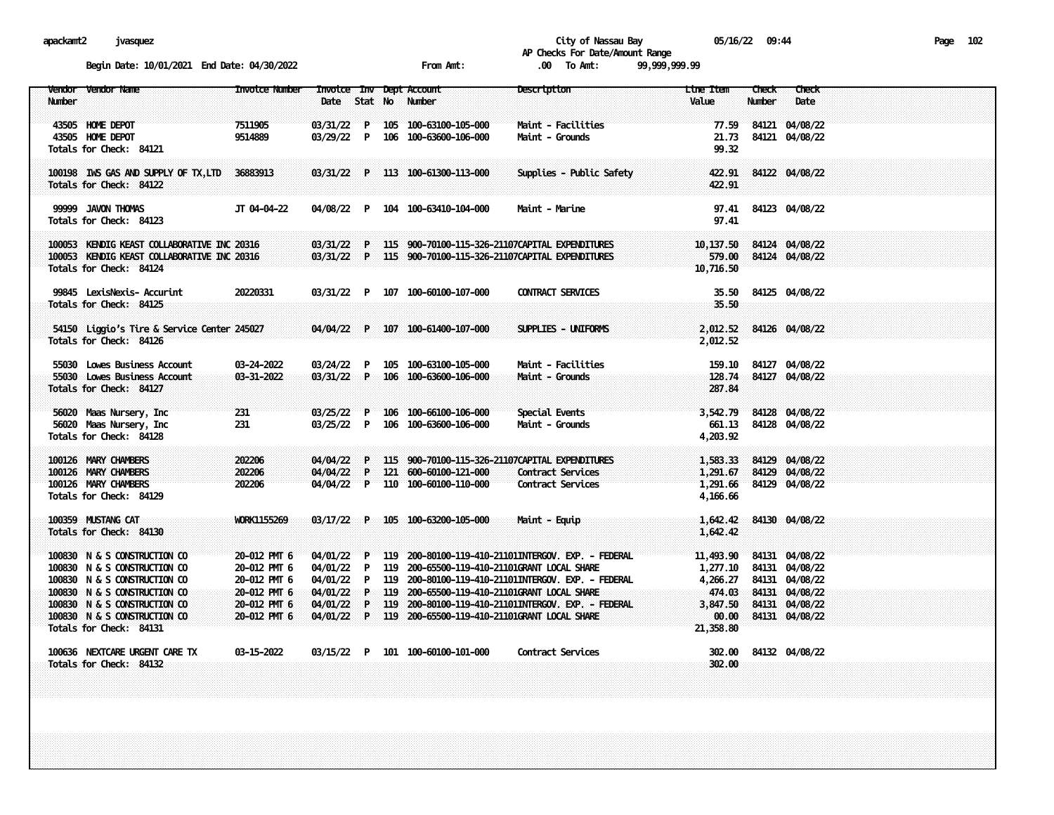apackamt2 jvasquez

City of Nassau Bay 05/16/22 09:44

AP Checks For Date/Amount Range

Begin Date: 10/01/2021 End Date: 04/30/2022 From Amt: .00 To Amt: 99,999,999.99

| Vendor Number | Vendor Name | Invoice Number | Invoice Date | Inv Stat | Dept No | Account Number | Description | Line Item Value | Check Number | Check Date |
|---|---|---|---|---|---|---|---|---|---|---|
| 43505 | HOME DEPOT | 7511905 | 03/31/22 | P | 105 | 100-63100-105-000 | Maint - Facilities | 77.59 | 84121 | 04/08/22 |
| 43505 | HOME DEPOT | 9514889 | 03/29/22 | P | 106 | 100-63600-106-000 | Maint - Grounds | 21.73 | 84121 | 04/08/22 |
| Totals for Check: 84121 | | | | | | | | 99.32 | | |
| 100198 | IWS GAS AND SUPPLY OF TX,LTD | 36883913 | 03/31/22 | P | 113 | 100-61300-113-000 | Supplies - Public Safety | 422.91 | 84122 | 04/08/22 |
| Totals for Check: 84122 | | | | | | | | 422.91 | | |
| 99999 | JAVON THOMAS | JT 04-04-22 | 04/08/22 | P | 104 | 100-63410-104-000 | Maint - Marine | 97.41 | 84123 | 04/08/22 |
| Totals for Check: 84123 | | | | | | | | 97.41 | | |
| 100053 | KENDIG KEAST COLLABORATIVE INC | 20316 | 03/31/22 | P | 115 | 900-70100-115-326-21107 | CAPITAL EXPENDITURES | 10,137.50 | 84124 | 04/08/22 |
| 100053 | KENDIG KEAST COLLABORATIVE INC | 20316 | 03/31/22 | P | 115 | 900-70100-115-326-21107 | CAPITAL EXPENDITURES | 579.00 | 84124 | 04/08/22 |
| Totals for Check: 84124 | | | | | | | | 10,716.50 | | |
| 99845 | LexisNexis- Accurint | 20220331 | 03/31/22 | P | 107 | 100-60100-107-000 | CONTRACT SERVICES | 35.50 | 84125 | 04/08/22 |
| Totals for Check: 84125 | | | | | | | | 35.50 | | |
| 54150 | Liggio's Tire & Service Center | 245027 | 04/04/22 | P | 107 | 100-61400-107-000 | SUPPLIES - UNIFORMS | 2,012.52 | 84126 | 04/08/22 |
| Totals for Check: 84126 | | | | | | | | 2,012.52 | | |
| 55030 | Lowes Business Account | 03-24-2022 | 03/24/22 | P | 105 | 100-63100-105-000 | Maint - Facilities | 159.10 | 84127 | 04/08/22 |
| 55030 | Lowes Business Account | 03-31-2022 | 03/31/22 | P | 106 | 100-63600-106-000 | Maint - Grounds | 128.74 | 84127 | 04/08/22 |
| Totals for Check: 84127 | | | | | | | | 287.84 | | |
| 56020 | Maas Nursery, Inc | 231 | 03/25/22 | P | 106 | 100-66100-106-000 | Special Events | 3,542.79 | 84128 | 04/08/22 |
| 56020 | Maas Nursery, Inc | 231 | 03/25/22 | P | 106 | 100-63600-106-000 | Maint - Grounds | 661.13 | 84128 | 04/08/22 |
| Totals for Check: 84128 | | | | | | | | 4,203.92 | | |
| 100126 | MARY CHAMBERS | 202206 | 04/04/22 | P | 115 | 900-70100-115-326-21107 | CAPITAL EXPENDITURES | 1,583.33 | 84129 | 04/08/22 |
| 100126 | MARY CHAMBERS | 202206 | 04/04/22 | P | 121 | 600-60100-121-000 | Contract Services | 1,291.67 | 84129 | 04/08/22 |
| 100126 | MARY CHAMBERS | 202206 | 04/04/22 | P | 110 | 100-60100-110-000 | Contract Services | 1,291.66 | 84129 | 04/08/22 |
| Totals for Check: 84129 | | | | | | | | 4,166.66 | | |
| 100359 | MUSTANG CAT | WORK1155269 | 03/17/22 | P | 105 | 100-63200-105-000 | Maint - Equip | 1,642.42 | 84130 | 04/08/22 |
| Totals for Check: 84130 | | | | | | | | 1,642.42 | | |
| 100830 | N & S CONSTRUCTION CO | 20-012 PMT 6 | 04/01/22 | P | 119 | 200-80100-119-410-21101 | INTERGOV. EXP. - FEDERAL | 11,493.90 | 84131 | 04/08/22 |
| 100830 | N & S CONSTRUCTION CO | 20-012 PMT 6 | 04/01/22 | P | 119 | 200-65500-119-410-21101 | GRANT LOCAL SHARE | 1,277.10 | 84131 | 04/08/22 |
| 100830 | N & S CONSTRUCTION CO | 20-012 PMT 6 | 04/01/22 | P | 119 | 200-80100-119-410-21101 | INTERGOV. EXP. - FEDERAL | 4,266.27 | 84131 | 04/08/22 |
| 100830 | N & S CONSTRUCTION CO | 20-012 PMT 6 | 04/01/22 | P | 119 | 200-65500-119-410-21101 | GRANT LOCAL SHARE | 474.03 | 84131 | 04/08/22 |
| 100830 | N & S CONSTRUCTION CO | 20-012 PMT 6 | 04/01/22 | P | 119 | 200-80100-119-410-21101 | INTERGOV. EXP. - FEDERAL | 3,847.50 | 84131 | 04/08/22 |
| 100830 | N & S CONSTRUCTION CO | 20-012 PMT 6 | 04/01/22 | P | 119 | 200-65500-119-410-21101 | GRANT LOCAL SHARE | 00.00 | 84131 | 04/08/22 |
| Totals for Check: 84131 | | | | | | | | 21,358.80 | | |
| 100636 | NEXTCARE URGENT CARE TX | 03-15-2022 | 03/15/22 | P | 101 | 100-60100-101-000 | Contract Services | 302.00 | 84132 | 04/08/22 |
| Totals for Check: 84132 | | | | | | | | 302.00 | | |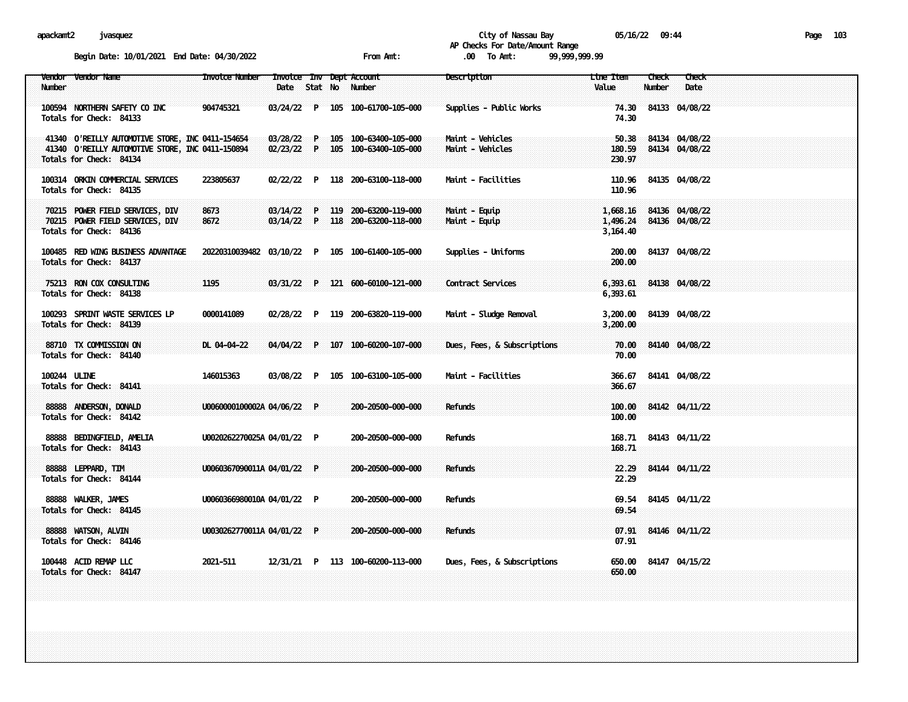City of Nassau Bay
AP Checks For Date/Amount Range

Begin Date: 10/01/2021 End Date: 04/30/2022 From Amt: .00 To Amt: 99,999,999.99

| Vendor Number | Vendor Name | Invoice Number | Invoice Date | Inv Stat | Dept No | Account Number | Description | Line Item Value | Check Number | Check Date |
|---|---|---|---|---|---|---|---|---|---|---|
| 100594 | NORTHERN SAFETY CO INC | 904745321 | 03/24/22 | P | 105 | 100-61700-105-000 | Supplies - Public Works | 74.30 | 84133 | 04/08/22 |
| Totals for Check: 84133 | | | | | | | | 74.30 | | |
| 41340 | O'REILLY AUTOMOTIVE STORE, INC | 0411-154654 | 03/28/22 | P | 105 | 100-63400-105-000 | Maint - Vehicles | 50.38 | 84134 | 04/08/22 |
| 41340 | O'REILLY AUTOMOTIVE STORE, INC | 0411-150894 | 02/23/22 | P | 105 | 100-63400-105-000 | Maint - Vehicles | 180.59 | 84134 | 04/08/22 |
| Totals for Check: 84134 | | | | | | | | 230.97 | | |
| 100314 | ORKIN COMMERCIAL SERVICES | 223805637 | 02/22/22 | P | 118 | 200-63100-118-000 | Maint - Facilities | 110.96 | 84135 | 04/08/22 |
| Totals for Check: 84135 | | | | | | | | 110.96 | | |
| 70215 | POWER FIELD SERVICES, DIV | 8673 | 03/14/22 | P | 119 | 200-63200-119-000 | Maint - Equip | 1,668.16 | 84136 | 04/08/22 |
| 70215 | POWER FIELD SERVICES, DIV | 8672 | 03/14/22 | P | 118 | 200-63200-118-000 | Maint - Equip | 1,496.24 | 84136 | 04/08/22 |
| Totals for Check: 84136 | | | | | | | | 3,164.40 | | |
| 100485 | RED WING BUSINESS ADVANTAGE | 20220310039482 | 03/10/22 | P | 105 | 100-61400-105-000 | Supplies - Uniforms | 200.00 | 84137 | 04/08/22 |
| Totals for Check: 84137 | | | | | | | | 200.00 | | |
| 75213 | RON COX CONSULTING | 1195 | 03/31/22 | P | 121 | 600-60100-121-000 | Contract Services | 6,393.61 | 84138 | 04/08/22 |
| Totals for Check: 84138 | | | | | | | | 6,393.61 | | |
| 100293 | SPRINT WASTE SERVICES LP | 0000141089 | 02/28/22 | P | 119 | 200-63820-119-000 | Maint - Sludge Removal | 3,200.00 | 84139 | 04/08/22 |
| Totals for Check: 84139 | | | | | | | | 3,200.00 | | |
| 88710 | TX COMMISSION ON | DL 04-04-22 | 04/04/22 | P | 107 | 100-60200-107-000 | Dues, Fees, & Subscriptions | 70.00 | 84140 | 04/08/22 |
| Totals for Check: 84140 | | | | | | | | 70.00 | | |
| 100244 | ULINE | 146015363 | 03/08/22 | P | 105 | 100-63100-105-000 | Maint - Facilities | 366.67 | 84141 | 04/08/22 |
| Totals for Check: 84141 | | | | | | | | 366.67 | | |
| 88888 | ANDERSON, DONALD | U0060000100002A | 04/06/22 | P | | 200-20500-000-000 | Refunds | 100.00 | 84142 | 04/11/22 |
| Totals for Check: 84142 | | | | | | | | 100.00 | | |
| 88888 | BEDINGFIELD, AMELIA | U0020262270025A | 04/01/22 | P | | 200-20500-000-000 | Refunds | 168.71 | 84143 | 04/11/22 |
| Totals for Check: 84143 | | | | | | | | 168.71 | | |
| 88888 | LEPPARD, TIM | U0060367090011A | 04/01/22 | P | | 200-20500-000-000 | Refunds | 22.29 | 84144 | 04/11/22 |
| Totals for Check: 84144 | | | | | | | | 22.29 | | |
| 88888 | WALKER, JAMES | U0060366980010A | 04/01/22 | P | | 200-20500-000-000 | Refunds | 69.54 | 84145 | 04/11/22 |
| Totals for Check: 84145 | | | | | | | | 69.54 | | |
| 88888 | WATSON, ALVIN | U0030262770011A | 04/01/22 | P | | 200-20500-000-000 | Refunds | 07.91 | 84146 | 04/11/22 |
| Totals for Check: 84146 | | | | | | | | 07.91 | | |
| 100448 | ACID REMAP LLC | 2021-511 | 12/31/21 | P | 113 | 100-60200-113-000 | Dues, Fees, & Subscriptions | 650.00 | 84147 | 04/15/22 |
| Totals for Check: 84147 | | | | | | | | 650.00 | | |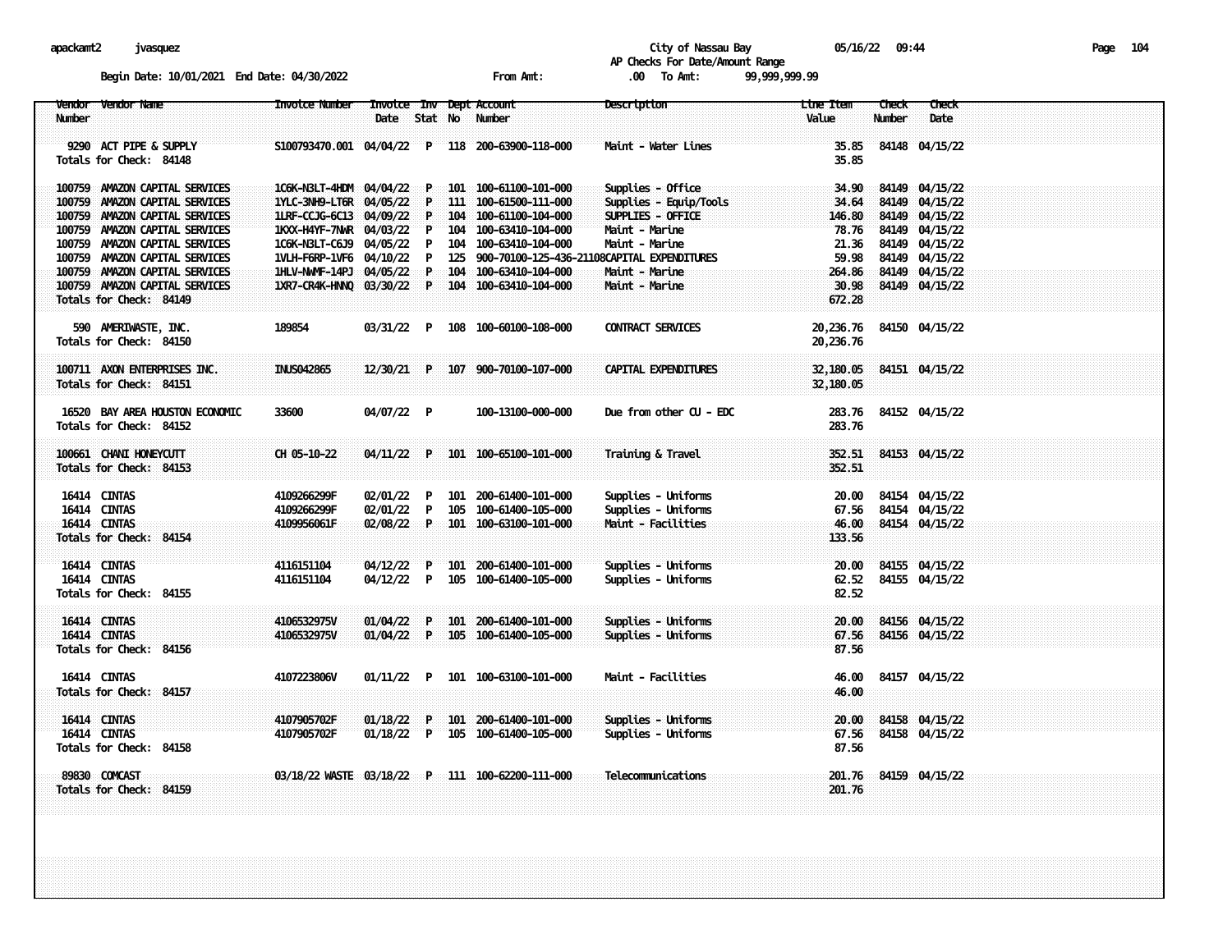apackamt2 jvasquez

City of Nassau Bay 05/16/22 09:44

AP Checks For Date/Amount Range

Begin Date: 10/01/2021 End Date: 04/30/2022 From Amt: .00 To Amt: 99,999,999.99

| Vendor Number | Vendor Name | Invoice Number | Invoice Date | Inv Stat | Dept No | Account Number | Description | Line Item Value | Check Number | Check Date |
|---|---|---|---|---|---|---|---|---|---|---|
| 9290 | ACT PIPE & SUPPLY | S100793470.001 | 04/04/22 | P | 118 | 200-63900-118-000 | Maint - Water Lines | 35.85 | 84148 | 04/15/22 |
| Totals for Check: 84148 | | | | | | | | 35.85 | | |
| 100759 | AMAZON CAPITAL SERVICES | 1C6K-N3LT-4HDM | 04/04/22 | P | 101 | 100-61100-101-000 | Supplies - Office | 34.90 | 84149 | 04/15/22 |
| 100759 | AMAZON CAPITAL SERVICES | 1YLC-3NH9-LT6R | 04/05/22 | P | 111 | 100-61500-111-000 | Supplies - Equip/Tools | 34.64 | 84149 | 04/15/22 |
| 100759 | AMAZON CAPITAL SERVICES | 1LRF-CCJG-6C13 | 04/09/22 | P | 104 | 100-61100-104-000 | SUPPLIES - OFFICE | 146.80 | 84149 | 04/15/22 |
| 100759 | AMAZON CAPITAL SERVICES | 1KXX-H4YF-7NWR | 04/03/22 | P | 104 | 100-63410-104-000 | Maint - Marine | 78.76 | 84149 | 04/15/22 |
| 100759 | AMAZON CAPITAL SERVICES | 1C6K-N3LT-C6J9 | 04/05/22 | P | 104 | 100-63410-104-000 | Maint - Marine | 21.36 | 84149 | 04/15/22 |
| 100759 | AMAZON CAPITAL SERVICES | 1VLH-F6RP-1VF6 | 04/10/22 | P | 125 | 900-70100-125-436-21108 | CAPITAL EXPENDITURES | 59.98 | 84149 | 04/15/22 |
| 100759 | AMAZON CAPITAL SERVICES | 1HLV-NWMF-14PJ | 04/05/22 | P | 104 | 100-63410-104-000 | Maint - Marine | 264.86 | 84149 | 04/15/22 |
| 100759 | AMAZON CAPITAL SERVICES | 1XR7-CR4K-HNNQ | 03/30/22 | P | 104 | 100-63410-104-000 | Maint - Marine | 30.98 | 84149 | 04/15/22 |
| Totals for Check: 84149 | | | | | | | | 672.28 | | |
| 590 | AMERIWASTE, INC. | 189854 | 03/31/22 | P | 108 | 100-60100-108-000 | CONTRACT SERVICES | 20,236.76 | 84150 | 04/15/22 |
| Totals for Check: 84150 | | | | | | | | 20,236.76 | | |
| 100711 | AXON ENTERPRISES INC. | INUS042865 | 12/30/21 | P | 107 | 900-70100-107-000 | CAPITAL EXPENDITURES | 32,180.05 | 84151 | 04/15/22 |
| Totals for Check: 84151 | | | | | | | | 32,180.05 | | |
| 16520 | BAY AREA HOUSTON ECONOMIC | 33600 | 04/07/22 | P | | 100-13100-000-000 | Due from other CU - EDC | 283.76 | 84152 | 04/15/22 |
| Totals for Check: 84152 | | | | | | | | 283.76 | | |
| 100661 | CHANI HONEYCUTT | CH 05-10-22 | 04/11/22 | P | 101 | 100-65100-101-000 | Training & Travel | 352.51 | 84153 | 04/15/22 |
| Totals for Check: 84153 | | | | | | | | 352.51 | | |
| 16414 | CINTAS | 4109266299F | 02/01/22 | P | 101 | 200-61400-101-000 | Supplies - Uniforms | 20.00 | 84154 | 04/15/22 |
| 16414 | CINTAS | 4109266299F | 02/01/22 | P | 105 | 100-61400-105-000 | Supplies - Uniforms | 67.56 | 84154 | 04/15/22 |
| 16414 | CINTAS | 4109956061F | 02/08/22 | P | 101 | 100-63100-101-000 | Maint - Facilities | 46.00 | 84154 | 04/15/22 |
| Totals for Check: 84154 | | | | | | | | 133.56 | | |
| 16414 | CINTAS | 4116151104 | 04/12/22 | P | 101 | 200-61400-101-000 | Supplies - Uniforms | 20.00 | 84155 | 04/15/22 |
| 16414 | CINTAS | 4116151104 | 04/12/22 | P | 105 | 100-61400-105-000 | Supplies - Uniforms | 62.52 | 84155 | 04/15/22 |
| Totals for Check: 84155 | | | | | | | | 82.52 | | |
| 16414 | CINTAS | 4106532975V | 01/04/22 | P | 101 | 200-61400-101-000 | Supplies - Uniforms | 20.00 | 84156 | 04/15/22 |
| 16414 | CINTAS | 4106532975V | 01/04/22 | P | 105 | 100-61400-105-000 | Supplies - Uniforms | 67.56 | 84156 | 04/15/22 |
| Totals for Check: 84156 | | | | | | | | 87.56 | | |
| 16414 | CINTAS | 4107223806V | 01/11/22 | P | 101 | 100-63100-101-000 | Maint - Facilities | 46.00 | 84157 | 04/15/22 |
| Totals for Check: 84157 | | | | | | | | 46.00 | | |
| 16414 | CINTAS | 4107905702F | 01/18/22 | P | 101 | 200-61400-101-000 | Supplies - Uniforms | 20.00 | 84158 | 04/15/22 |
| 16414 | CINTAS | 4107905702F | 01/18/22 | P | 105 | 100-61400-105-000 | Supplies - Uniforms | 67.56 | 84158 | 04/15/22 |
| Totals for Check: 84158 | | | | | | | | 87.56 | | |
| 89830 | COMCAST | 03/18/22 WASTE | 03/18/22 | P | 111 | 100-62200-111-000 | Telecommunications | 201.76 | 84159 | 04/15/22 |
| Totals for Check: 84159 | | | | | | | | 201.76 | | |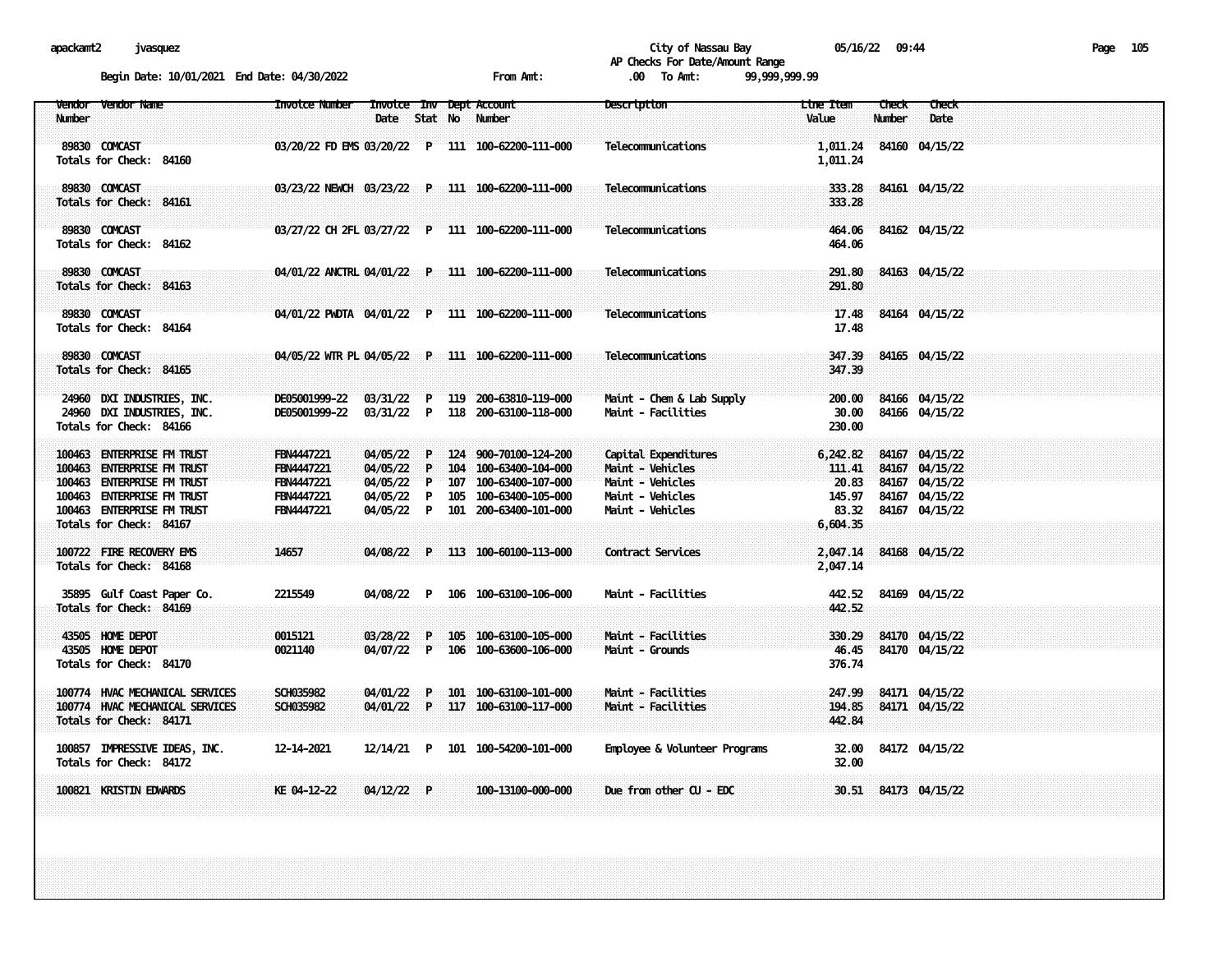City of Nassau Bay
AP Checks For Date/Amount Range

Begin Date: 10/01/2021 End Date: 04/30/2022 From Amt: .00 To Amt: 99,999,999.99

| Vendor Number | Vendor Name | Invoice Number | Invoice Date | Inv Stat | Dept No | Account Number | Description | Line Item Value | Check Number | Check Date |
|---|---|---|---|---|---|---|---|---|---|---|
| 89830 | COMCAST | 03/20/22 FD EMS | 03/20/22 | P | 111 | 100-62200-111-000 | Telecommunications | 1,011.24 | 84160 | 04/15/22 |
| Totals for Check: 84160 | | | | | | | | 1,011.24 | | |
| 89830 | COMCAST | 03/23/22 NEWCH | 03/23/22 | P | 111 | 100-62200-111-000 | Telecommunications | 333.28 | 84161 | 04/15/22 |
| Totals for Check: 84161 | | | | | | | | 333.28 | | |
| 89830 | COMCAST | 03/27/22 CH 2FL | 03/27/22 | P | 111 | 100-62200-111-000 | Telecommunications | 464.06 | 84162 | 04/15/22 |
| Totals for Check: 84162 | | | | | | | | 464.06 | | |
| 89830 | COMCAST | 04/01/22 ANCTRL | 04/01/22 | P | 111 | 100-62200-111-000 | Telecommunications | 291.80 | 84163 | 04/15/22 |
| Totals for Check: 84163 | | | | | | | | 291.80 | | |
| 89830 | COMCAST | 04/01/22 PWDTA | 04/01/22 | P | 111 | 100-62200-111-000 | Telecommunications | 17.48 | 84164 | 04/15/22 |
| Totals for Check: 84164 | | | | | | | | 17.48 | | |
| 89830 | COMCAST | 04/05/22 WTR PL | 04/05/22 | P | 111 | 100-62200-111-000 | Telecommunications | 347.39 | 84165 | 04/15/22 |
| Totals for Check: 84165 | | | | | | | | 347.39 | | |
| 24960 | DXI INDUSTRIES, INC. | DE05001999-22 | 03/31/22 | P | 119 | 200-63810-119-000 | Maint - Chem & Lab Supply | 200.00 | 84166 | 04/15/22 |
| 24960 | DXI INDUSTRIES, INC. | DE05001999-22 | 03/31/22 | P | 118 | 200-63100-118-000 | Maint - Facilities | 30.00 | 84166 | 04/15/22 |
| Totals for Check: 84166 | | | | | | | | 230.00 | | |
| 100463 | ENTERPRISE FM TRUST | FBN4447221 | 04/05/22 | P | 124 | 900-70100-124-200 | Capital Expenditures | 6,242.82 | 84167 | 04/15/22 |
| 100463 | ENTERPRISE FM TRUST | FBN4447221 | 04/05/22 | P | 104 | 100-63400-104-000 | Maint - Vehicles | 111.41 | 84167 | 04/15/22 |
| 100463 | ENTERPRISE FM TRUST | FBN4447221 | 04/05/22 | P | 107 | 100-63400-107-000 | Maint - Vehicles | 20.83 | 84167 | 04/15/22 |
| 100463 | ENTERPRISE FM TRUST | FBN4447221 | 04/05/22 | P | 105 | 100-63400-105-000 | Maint - Vehicles | 145.97 | 84167 | 04/15/22 |
| 100463 | ENTERPRISE FM TRUST | FBN4447221 | 04/05/22 | P | 101 | 200-63400-101-000 | Maint - Vehicles | 83.32 | 84167 | 04/15/22 |
| Totals for Check: 84167 | | | | | | | | 6,604.35 | | |
| 100722 | FIRE RECOVERY EMS | 14657 | 04/08/22 | P | 113 | 100-60100-113-000 | Contract Services | 2,047.14 | 84168 | 04/15/22 |
| Totals for Check: 84168 | | | | | | | | 2,047.14 | | |
| 35895 | Gulf Coast Paper Co. | 2215549 | 04/08/22 | P | 106 | 100-63100-106-000 | Maint - Facilities | 442.52 | 84169 | 04/15/22 |
| Totals for Check: 84169 | | | | | | | | 442.52 | | |
| 43505 | HOME DEPOT | 0015121 | 03/28/22 | P | 105 | 100-63100-105-000 | Maint - Facilities | 330.29 | 84170 | 04/15/22 |
| 43505 | HOME DEPOT | 0021140 | 04/07/22 | P | 106 | 100-63600-106-000 | Maint - Grounds | 46.45 | 84170 | 04/15/22 |
| Totals for Check: 84170 | | | | | | | | 376.74 | | |
| 100774 | HVAC MECHANICAL SERVICES | SCH035982 | 04/01/22 | P | 101 | 100-63100-101-000 | Maint - Facilities | 247.99 | 84171 | 04/15/22 |
| 100774 | HVAC MECHANICAL SERVICES | SCH035982 | 04/01/22 | P | 117 | 100-63100-117-000 | Maint - Facilities | 194.85 | 84171 | 04/15/22 |
| Totals for Check: 84171 | | | | | | | | 442.84 | | |
| 100857 | IMPRESSIVE IDEAS, INC. | 12-14-2021 | 12/14/21 | P | 101 | 100-54200-101-000 | Employee & Volunteer Programs | 32.00 | 84172 | 04/15/22 |
| Totals for Check: 84172 | | | | | | | | 32.00 | | |
| 100821 | KRISTIN EDWARDS | KE 04-12-22 | 04/12/22 | P | | 100-13100-000-000 | Due from other CU - EDC | 30.51 | 84173 | 04/15/22 |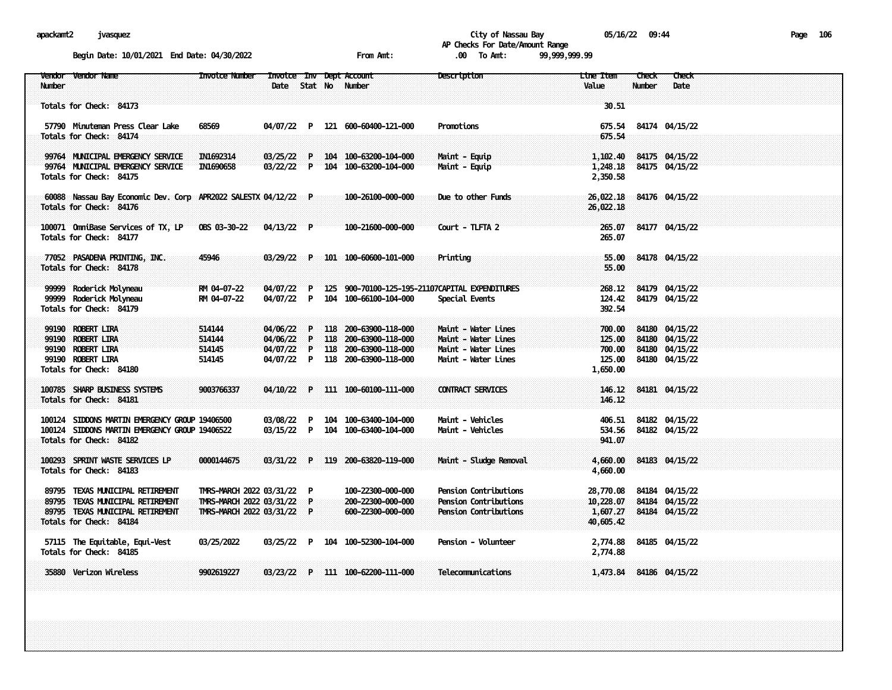City of Nassau Bay
AP Checks For Date/Amount Range

Begin Date: 10/01/2021 End Date: 04/30/2022 From Amt: .00 To Amt: 99,999,999.99

| Vendor Number | Vendor Name | Invoice Number | Invoice Date | Inv Stat | Dept No | Account Number | Description | Line Item Value | Check Number | Check Date |
|---|---|---|---|---|---|---|---|---|---|---|
| Totals for Check: 84173 | | | | | | | | 30.51 | | |
| 57790 | Minuteman Press Clear Lake | 68569 | 04/07/22 | P | 121 | 600-60400-121-000 | Promotions | 675.54 | 84174 | 04/15/22 |
| Totals for Check: 84174 | | | | | | | | 675.54 | | |
| 99764 | MUNICIPAL EMERGENCY SERVICE | IN1692314 | 03/25/22 | P | 104 | 100-63200-104-000 | Maint - Equip | 1,102.40 | 84175 | 04/15/22 |
| 99764 | MUNICIPAL EMERGENCY SERVICE | IN1690658 | 03/22/22 | P | 104 | 100-63200-104-000 | Maint - Equip | 1,248.18 | 84175 | 04/15/22 |
| Totals for Check: 84175 | | | | | | | | 2,350.58 | | |
| 60088 | Nassau Bay Economic Dev. Corp | APR2022 SALESTX | 04/12/22 | P | | 100-26100-000-000 | Due to other Funds | 26,022.18 | 84176 | 04/15/22 |
| Totals for Check: 84176 | | | | | | | | 26,022.18 | | |
| 100071 | OmniBase Services of TX, LP | OBS 03-30-22 | 04/13/22 | P | | 100-21600-000-000 | Court - TLFTA 2 | 265.07 | 84177 | 04/15/22 |
| Totals for Check: 84177 | | | | | | | | 265.07 | | |
| 77052 | PASADENA PRINTING, INC. | 45946 | 03/29/22 | P | 101 | 100-60600-101-000 | Printing | 55.00 | 84178 | 04/15/22 |
| Totals for Check: 84178 | | | | | | | | 55.00 | | |
| 99999 | Roderick Molyneau | RM 04-07-22 | 04/07/22 | P | 125 | 900-70100-125-195-21107 | CAPITAL EXPENDITURES | 268.12 | 84179 | 04/15/22 |
| 99999 | Roderick Molyneau | RM 04-07-22 | 04/07/22 | P | 104 | 100-66100-104-000 | Special Events | 124.42 | 84179 | 04/15/22 |
| Totals for Check: 84179 | | | | | | | | 392.54 | | |
| 99190 | ROBERT LIRA | 514144 | 04/06/22 | P | 118 | 200-63900-118-000 | Maint - Water Lines | 700.00 | 84180 | 04/15/22 |
| 99190 | ROBERT LIRA | 514144 | 04/06/22 | P | 118 | 200-63900-118-000 | Maint - Water Lines | 125.00 | 84180 | 04/15/22 |
| 99190 | ROBERT LIRA | 514145 | 04/07/22 | P | 118 | 200-63900-118-000 | Maint - Water Lines | 700.00 | 84180 | 04/15/22 |
| 99190 | ROBERT LIRA | 514145 | 04/07/22 | P | 118 | 200-63900-118-000 | Maint - Water Lines | 125.00 | 84180 | 04/15/22 |
| Totals for Check: 84180 | | | | | | | | 1,650.00 | | |
| 100785 | SHARP BUSINESS SYSTEMS | 9003766337 | 04/10/22 | P | 111 | 100-60100-111-000 | CONTRACT SERVICES | 146.12 | 84181 | 04/15/22 |
| Totals for Check: 84181 | | | | | | | | 146.12 | | |
| 100124 | SIDDONS MARTIN EMERGENCY GROUP | 19406500 | 03/08/22 | P | 104 | 100-63400-104-000 | Maint - Vehicles | 406.51 | 84182 | 04/15/22 |
| 100124 | SIDDONS MARTIN EMERGENCY GROUP | 19406522 | 03/15/22 | P | 104 | 100-63400-104-000 | Maint - Vehicles | 534.56 | 84182 | 04/15/22 |
| Totals for Check: 84182 | | | | | | | | 941.07 | | |
| 100293 | SPRINT WASTE SERVICES LP | 0000144675 | 03/31/22 | P | 119 | 200-63820-119-000 | Maint - Sludge Removal | 4,660.00 | 84183 | 04/15/22 |
| Totals for Check: 84183 | | | | | | | | 4,660.00 | | |
| 89795 | TEXAS MUNICIPAL RETIREMENT | TMRS-MARCH 2022 | 03/31/22 | P | | 100-22300-000-000 | Pension Contributions | 28,770.08 | 84184 | 04/15/22 |
| 89795 | TEXAS MUNICIPAL RETIREMENT | TMRS-MARCH 2022 | 03/31/22 | P | | 200-22300-000-000 | Pension Contributions | 10,228.07 | 84184 | 04/15/22 |
| 89795 | TEXAS MUNICIPAL RETIREMENT | TMRS-MARCH 2022 | 03/31/22 | P | | 600-22300-000-000 | Pension Contributions | 1,607.27 | 84184 | 04/15/22 |
| Totals for Check: 84184 | | | | | | | | 40,605.42 | | |
| 57115 | The Equitable, Equi-Vest | 03/25/2022 | 03/25/22 | P | 104 | 100-52300-104-000 | Pension - Volunteer | 2,774.88 | 84185 | 04/15/22 |
| Totals for Check: 84185 | | | | | | | | 2,774.88 | | |
| 35880 | Verizon Wireless | 9902619227 | 03/23/22 | P | 111 | 100-62200-111-000 | Telecommunications | 1,473.84 | 84186 | 04/15/22 |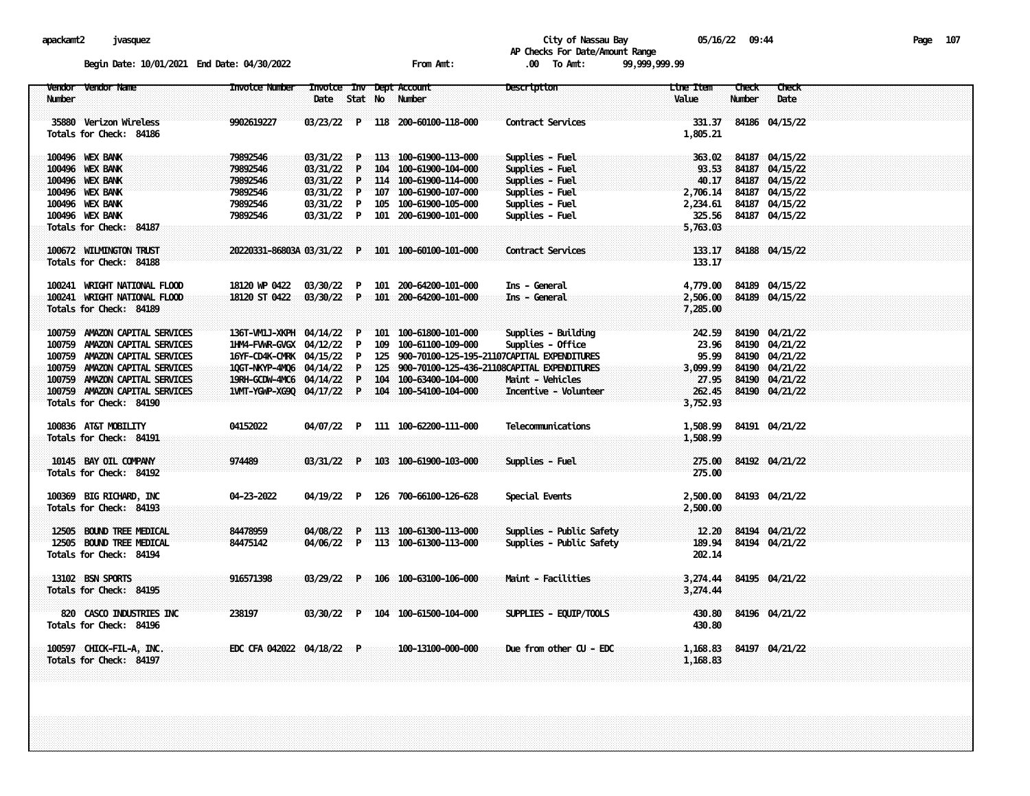City of Nassau Bay

AP Checks For Date/Amount Range

Begin Date: 10/01/2021 End Date: 04/30/2022 From Amt: .00 To Amt: 99,999,999.99

| Vendor Number | Vendor Name | Invoice Number | Invoice Date | Inv Stat | Dept No | Account Number | Description | Line Item Value | Check Number | Check Date |
|---|---|---|---|---|---|---|---|---|---|---|
| 35880 | Verizon Wireless | 9902619227 | 03/23/22 | P | 118 | 200-60100-118-000 | Contract Services | 331.37 | 84186 | 04/15/22 |
| Totals for Check: 84186 | | | | | | | | 1,805.21 | | |
| 100496 | WEX BANK | 79892546 | 03/31/22 | P | 113 | 100-61900-113-000 | Supplies - Fuel | 363.02 | 84187 | 04/15/22 |
| 100496 | WEX BANK | 79892546 | 03/31/22 | P | 104 | 100-61900-104-000 | Supplies - Fuel | 93.53 | 84187 | 04/15/22 |
| 100496 | WEX BANK | 79892546 | 03/31/22 | P | 114 | 100-61900-114-000 | Supplies - Fuel | 40.17 | 84187 | 04/15/22 |
| 100496 | WEX BANK | 79892546 | 03/31/22 | P | 107 | 100-61900-107-000 | Supplies - Fuel | 2,706.14 | 84187 | 04/15/22 |
| 100496 | WEX BANK | 79892546 | 03/31/22 | P | 105 | 100-61900-105-000 | Supplies - Fuel | 2,234.61 | 84187 | 04/15/22 |
| 100496 | WEX BANK | 79892546 | 03/31/22 | P | 101 | 200-61900-101-000 | Supplies - Fuel | 325.56 | 84187 | 04/15/22 |
| Totals for Check: 84187 | | | | | | | | 5,763.03 | | |
| 100672 | WILMINGTON TRUST | 20220331-86803A | 03/31/22 | P | 101 | 100-60100-101-000 | Contract Services | 133.17 | 84188 | 04/15/22 |
| Totals for Check: 84188 | | | | | | | | 133.17 | | |
| 100241 | WRIGHT NATIONAL FLOOD | 18120 WP 0422 | 03/30/22 | P | 101 | 200-64200-101-000 | Ins - General | 4,779.00 | 84189 | 04/15/22 |
| 100241 | WRIGHT NATIONAL FLOOD | 18120 ST 0422 | 03/30/22 | P | 101 | 200-64200-101-000 | Ins - General | 2,506.00 | 84189 | 04/15/22 |
| Totals for Check: 84189 | | | | | | | | 7,285.00 | | |
| 100759 | AMAZON CAPITAL SERVICES | 136T-VM1J-XKPH | 04/14/22 | P | 101 | 100-61800-101-000 | Supplies - Building | 242.59 | 84190 | 04/21/22 |
| 100759 | AMAZON CAPITAL SERVICES | 1HM4-FVWR-GVGX | 04/12/22 | P | 109 | 100-61100-109-000 | Supplies - Office | 23.96 | 84190 | 04/21/22 |
| 100759 | AMAZON CAPITAL SERVICES | 16YF-CD4K-CMRK | 04/15/22 | P | 125 | 900-70100-125-195-21107 | CAPITAL EXPENDITURES | 95.99 | 84190 | 04/21/22 |
| 100759 | AMAZON CAPITAL SERVICES | 1QGT-NKYP-4MQ6 | 04/14/22 | P | 125 | 900-70100-125-436-21108 | CAPITAL EXPENDITURES | 3,099.99 | 84190 | 04/21/22 |
| 100759 | AMAZON CAPITAL SERVICES | 19RH-GCDW-4MC6 | 04/14/22 | P | 104 | 100-63400-104-000 | Maint - Vehicles | 27.95 | 84190 | 04/21/22 |
| 100759 | AMAZON CAPITAL SERVICES | 1VMT-YGWP-XG9Q | 04/17/22 | P | 104 | 100-54100-104-000 | Incentive - Volunteer | 262.45 | 84190 | 04/21/22 |
| Totals for Check: 84190 | | | | | | | | 3,752.93 | | |
| 100836 | AT&T MOBILITY | 04152022 | 04/07/22 | P | 111 | 100-62200-111-000 | Telecommunications | 1,508.99 | 84191 | 04/21/22 |
| Totals for Check: 84191 | | | | | | | | 1,508.99 | | |
| 10145 | BAY OIL COMPANY | 974489 | 03/31/22 | P | 103 | 100-61900-103-000 | Supplies - Fuel | 275.00 | 84192 | 04/21/22 |
| Totals for Check: 84192 | | | | | | | | 275.00 | | |
| 100369 | BIG RICHARD, INC | 04-23-2022 | 04/19/22 | P | 126 | 700-66100-126-628 | Special Events | 2,500.00 | 84193 | 04/21/22 |
| Totals for Check: 84193 | | | | | | | | 2,500.00 | | |
| 12505 | BOUND TREE MEDICAL | 84478959 | 04/08/22 | P | 113 | 100-61300-113-000 | Supplies - Public Safety | 12.20 | 84194 | 04/21/22 |
| 12505 | BOUND TREE MEDICAL | 84475142 | 04/06/22 | P | 113 | 100-61300-113-000 | Supplies - Public Safety | 189.94 | 84194 | 04/21/22 |
| Totals for Check: 84194 | | | | | | | | 202.14 | | |
| 13102 | BSN SPORTS | 916571398 | 03/29/22 | P | 106 | 100-63100-106-000 | Maint - Facilities | 3,274.44 | 84195 | 04/21/22 |
| Totals for Check: 84195 | | | | | | | | 3,274.44 | | |
| 820 | CASCO INDUSTRIES INC | 238197 | 03/30/22 | P | 104 | 100-61500-104-000 | SUPPLIES - EQUIP/TOOLS | 430.80 | 84196 | 04/21/22 |
| Totals for Check: 84196 | | | | | | | | 430.80 | | |
| 100597 | CHICK-FIL-A, INC. | EDC CFA 042022 | 04/18/22 | P | | 100-13100-000-000 | Due from other CU - EDC | 1,168.83 | 84197 | 04/21/22 |
| Totals for Check: 84197 | | | | | | | | 1,168.83 | | |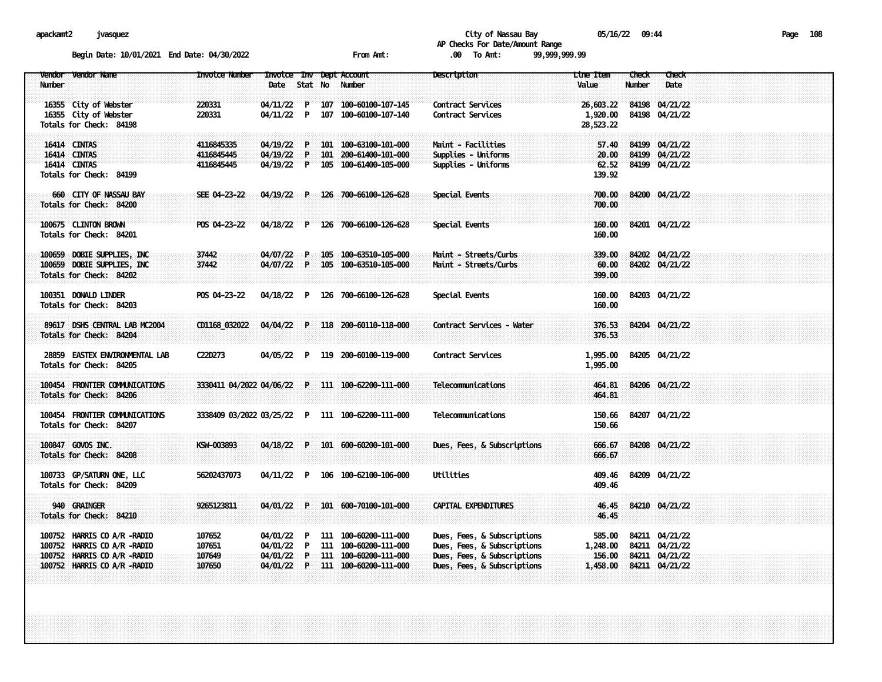apackamt2 jvasquez

City of Nassau Bay 05/16/22 09:44

AP Checks For Date/Amount Range

Begin Date: 10/01/2021 End Date: 04/30/2022 From Amt: .00 To Amt: 99,999,999.99

| Vendor Number | Vendor Name | Invoice Number | Invoice Date | Inv Stat | Dept No | Account Number | Description | Line Item Value | Check Number | Check Date |
|---|---|---|---|---|---|---|---|---|---|---|
| 16355 | City of Webster | 220331 | 04/11/22 | P | 107 | 100-60100-107-145 | Contract Services | 26,603.22 | 84198 | 04/21/22 |
| 16355 | City of Webster | 220331 | 04/11/22 | P | 107 | 100-60100-107-140 | Contract Services | 1,920.00 | 84198 | 04/21/22 |
| Totals for Check: 84198 | | | | | | | | 28,523.22 | | |
| 16414 | CINTAS | 4116845335 | 04/19/22 | P | 101 | 100-63100-101-000 | Maint - Facilities | 57.40 | 84199 | 04/21/22 |
| 16414 | CINTAS | 4116845445 | 04/19/22 | P | 101 | 200-61400-101-000 | Supplies - Uniforms | 20.00 | 84199 | 04/21/22 |
| 16414 | CINTAS | 4116845445 | 04/19/22 | P | 105 | 100-61400-105-000 | Supplies - Uniforms | 62.52 | 84199 | 04/21/22 |
| Totals for Check: 84199 | | | | | | | | 139.92 | | |
| 660 | CITY OF NASSAU BAY | SEE 04-23-22 | 04/19/22 | P | 126 | 700-66100-126-628 | Special Events | 700.00 | 84200 | 04/21/22 |
| Totals for Check: 84200 | | | | | | | | 700.00 | | |
| 100675 | CLINTON BROWN | POS 04-23-22 | 04/18/22 | P | 126 | 700-66100-126-628 | Special Events | 160.00 | 84201 | 04/21/22 |
| Totals for Check: 84201 | | | | | | | | 160.00 | | |
| 100659 | DOBIE SUPPLIES, INC | 37442 | 04/07/22 | P | 105 | 100-63510-105-000 | Maint - Streets/Curbs | 339.00 | 84202 | 04/21/22 |
| 100659 | DOBIE SUPPLIES, INC | 37442 | 04/07/22 | P | 105 | 100-63510-105-000 | Maint - Streets/Curbs | 60.00 | 84202 | 04/21/22 |
| Totals for Check: 84202 | | | | | | | | 399.00 | | |
| 100351 | DONALD LINDER | POS 04-23-22 | 04/18/22 | P | 126 | 700-66100-126-628 | Special Events | 160.00 | 84203 | 04/21/22 |
| Totals for Check: 84203 | | | | | | | | 160.00 | | |
| 89617 | DSHS CENTRAL LAB MC2004 | CD1168_032022 | 04/04/22 | P | 118 | 200-60110-118-000 | Contract Services - Water | 376.53 | 84204 | 04/21/22 |
| Totals for Check: 84204 | | | | | | | | 376.53 | | |
| 28859 | EASTEX ENVIRONMENTAL LAB | C22D273 | 04/05/22 | P | 119 | 200-60100-119-000 | Contract Services | 1,995.00 | 84205 | 04/21/22 |
| Totals for Check: 84205 | | | | | | | | 1,995.00 | | |
| 100454 | FRONTIER COMMUNICATIONS | 3330411 04/2022 | 04/06/22 | P | 111 | 100-62200-111-000 | Telecommunications | 464.81 | 84206 | 04/21/22 |
| Totals for Check: 84206 | | | | | | | | 464.81 | | |
| 100454 | FRONTIER COMMUNICATIONS | 3338409 03/2022 | 03/25/22 | P | 111 | 100-62200-111-000 | Telecommunications | 150.66 | 84207 | 04/21/22 |
| Totals for Check: 84207 | | | | | | | | 150.66 | | |
| 100847 | GOVOS INC. | KSW-003893 | 04/18/22 | P | 101 | 600-60200-101-000 | Dues, Fees, & Subscriptions | 666.67 | 84208 | 04/21/22 |
| Totals for Check: 84208 | | | | | | | | 666.67 | | |
| 100733 | GP/SATURN ONE, LLC | 56202437073 | 04/11/22 | P | 106 | 100-62100-106-000 | Utilities | 409.46 | 84209 | 04/21/22 |
| Totals for Check: 84209 | | | | | | | | 409.46 | | |
| 940 | GRAINGER | 9265123811 | 04/01/22 | P | 101 | 600-70100-101-000 | CAPITAL EXPENDITURES | 46.45 | 84210 | 04/21/22 |
| Totals for Check: 84210 | | | | | | | | 46.45 | | |
| 100752 | HARRIS CO A/R -RADIO | 107652 | 04/01/22 | P | 111 | 100-60200-111-000 | Dues, Fees, & Subscriptions | 585.00 | 84211 | 04/21/22 |
| 100752 | HARRIS CO A/R -RADIO | 107651 | 04/01/22 | P | 111 | 100-60200-111-000 | Dues, Fees, & Subscriptions | 1,248.00 | 84211 | 04/21/22 |
| 100752 | HARRIS CO A/R -RADIO | 107649 | 04/01/22 | P | 111 | 100-60200-111-000 | Dues, Fees, & Subscriptions | 156.00 | 84211 | 04/21/22 |
| 100752 | HARRIS CO A/R -RADIO | 107650 | 04/01/22 | P | 111 | 100-60200-111-000 | Dues, Fees, & Subscriptions | 1,458.00 | 84211 | 04/21/22 |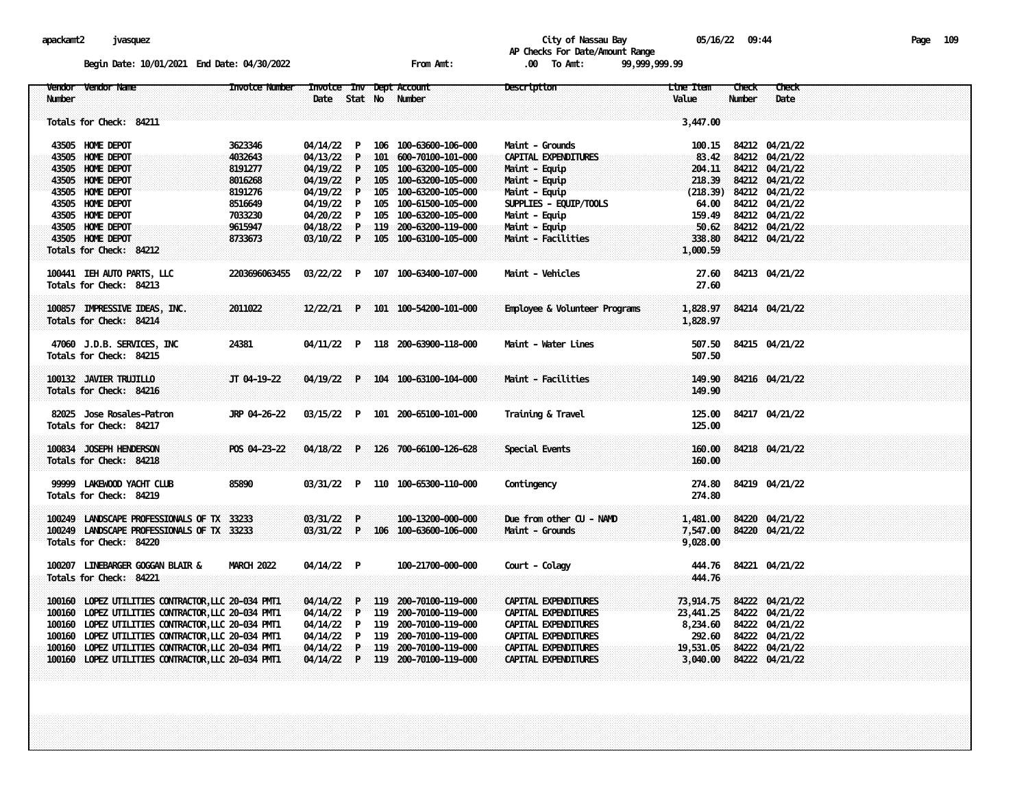City of Nassau Bay
AP Checks For Date/Amount Range

Begin Date: 10/01/2021 End Date: 04/30/2022 From Amt: .00 To Amt: 99,999,999.99

| Vendor Number | Vendor Name | Invoice Number | Invoice Date | Inv Stat | Dept No | Account Number | Description | Line Item Value | Check Number | Check Date |
|---|---|---|---|---|---|---|---|---|---|---|
| Totals for Check: 84211 | | | | | | | | 3,447.00 | | |
| 43505 | HOME DEPOT | 3623346 | 04/14/22 | P | 106 | 100-63600-106-000 | Maint - Grounds | 100.15 | 84212 | 04/21/22 |
| 43505 | HOME DEPOT | 4032643 | 04/13/22 | P | 101 | 600-70100-101-000 | CAPITAL EXPENDITURES | 83.42 | 84212 | 04/21/22 |
| 43505 | HOME DEPOT | 8191277 | 04/19/22 | P | 105 | 100-63200-105-000 | Maint - Equip | 204.11 | 84212 | 04/21/22 |
| 43505 | HOME DEPOT | 8016268 | 04/19/22 | P | 105 | 100-63200-105-000 | Maint - Equip | 218.39 | 84212 | 04/21/22 |
| 43505 | HOME DEPOT | 8191276 | 04/19/22 | P | 105 | 100-63200-105-000 | Maint - Equip | (218.39) | 84212 | 04/21/22 |
| 43505 | HOME DEPOT | 8516649 | 04/19/22 | P | 105 | 100-61500-105-000 | SUPPLIES - EQUIP/TOOLS | 64.00 | 84212 | 04/21/22 |
| 43505 | HOME DEPOT | 7033230 | 04/20/22 | P | 105 | 100-63200-105-000 | Maint - Equip | 159.49 | 84212 | 04/21/22 |
| 43505 | HOME DEPOT | 9615947 | 04/18/22 | P | 119 | 200-63200-119-000 | Maint - Equip | 50.62 | 84212 | 04/21/22 |
| 43505 | HOME DEPOT | 8733673 | 03/10/22 | P | 105 | 100-63100-105-000 | Maint - Facilities | 338.80 | 84212 | 04/21/22 |
| Totals for Check: 84212 | | | | | | | | 1,000.59 | | |
| 100441 | IEH AUTO PARTS, LLC | 2203696063455 | 03/22/22 | P | 107 | 100-63400-107-000 | Maint - Vehicles | 27.60 | 84213 | 04/21/22 |
| Totals for Check: 84213 | | | | | | | | 27.60 | | |
| 100857 | IMPRESSIVE IDEAS, INC. | 2011022 | 12/22/21 | P | 101 | 100-54200-101-000 | Employee & Volunteer Programs | 1,828.97 | 84214 | 04/21/22 |
| Totals for Check: 84214 | | | | | | | | 1,828.97 | | |
| 47060 | J.D.B. SERVICES, INC | 24381 | 04/11/22 | P | 118 | 200-63900-118-000 | Maint - Water Lines | 507.50 | 84215 | 04/21/22 |
| Totals for Check: 84215 | | | | | | | | 507.50 | | |
| 100132 | JAVIER TRUJILLO | JT 04-19-22 | 04/19/22 | P | 104 | 100-63100-104-000 | Maint - Facilities | 149.90 | 84216 | 04/21/22 |
| Totals for Check: 84216 | | | | | | | | 149.90 | | |
| 82025 | Jose Rosales-Patron | JRP 04-26-22 | 03/15/22 | P | 101 | 200-65100-101-000 | Training & Travel | 125.00 | 84217 | 04/21/22 |
| Totals for Check: 84217 | | | | | | | | 125.00 | | |
| 100834 | JOSEPH HENDERSON | POS 04-23-22 | 04/18/22 | P | 126 | 700-66100-126-628 | Special Events | 160.00 | 84218 | 04/21/22 |
| Totals for Check: 84218 | | | | | | | | 160.00 | | |
| 99999 | LAKEWOOD YACHT CLUB | 85890 | 03/31/22 | P | 110 | 100-65300-110-000 | Contingency | 274.80 | 84219 | 04/21/22 |
| Totals for Check: 84219 | | | | | | | | 274.80 | | |
| 100249 | LANDSCAPE PROFESSIONALS OF TX | 33233 | 03/31/22 | P | | 100-13200-000-000 | Due from other CU - NAMD | 1,481.00 | 84220 | 04/21/22 |
| 100249 | LANDSCAPE PROFESSIONALS OF TX | 33233 | 03/31/22 | P | 106 | 100-63600-106-000 | Maint - Grounds | 7,547.00 | 84220 | 04/21/22 |
| Totals for Check: 84220 | | | | | | | | 9,028.00 | | |
| 100207 | LINEBARGER GOGGAN BLAIR & | MARCH 2022 | 04/14/22 | P | | 100-21700-000-000 | Court - Colagy | 444.76 | 84221 | 04/21/22 |
| Totals for Check: 84221 | | | | | | | | 444.76 | | |
| 100160 | LOPEZ UTILITIES CONTRACTOR,LLC | 20-034 PMT1 | 04/14/22 | P | 119 | 200-70100-119-000 | CAPITAL EXPENDITURES | 73,914.75 | 84222 | 04/21/22 |
| 100160 | LOPEZ UTILITIES CONTRACTOR,LLC | 20-034 PMT1 | 04/14/22 | P | 119 | 200-70100-119-000 | CAPITAL EXPENDITURES | 23,441.25 | 84222 | 04/21/22 |
| 100160 | LOPEZ UTILITIES CONTRACTOR,LLC | 20-034 PMT1 | 04/14/22 | P | 119 | 200-70100-119-000 | CAPITAL EXPENDITURES | 8,234.60 | 84222 | 04/21/22 |
| 100160 | LOPEZ UTILITIES CONTRACTOR,LLC | 20-034 PMT1 | 04/14/22 | P | 119 | 200-70100-119-000 | CAPITAL EXPENDITURES | 292.60 | 84222 | 04/21/22 |
| 100160 | LOPEZ UTILITIES CONTRACTOR,LLC | 20-034 PMT1 | 04/14/22 | P | 119 | 200-70100-119-000 | CAPITAL EXPENDITURES | 19,531.05 | 84222 | 04/21/22 |
| 100160 | LOPEZ UTILITIES CONTRACTOR,LLC | 20-034 PMT1 | 04/14/22 | P | 119 | 200-70100-119-000 | CAPITAL EXPENDITURES | 3,040.00 | 84222 | 04/21/22 |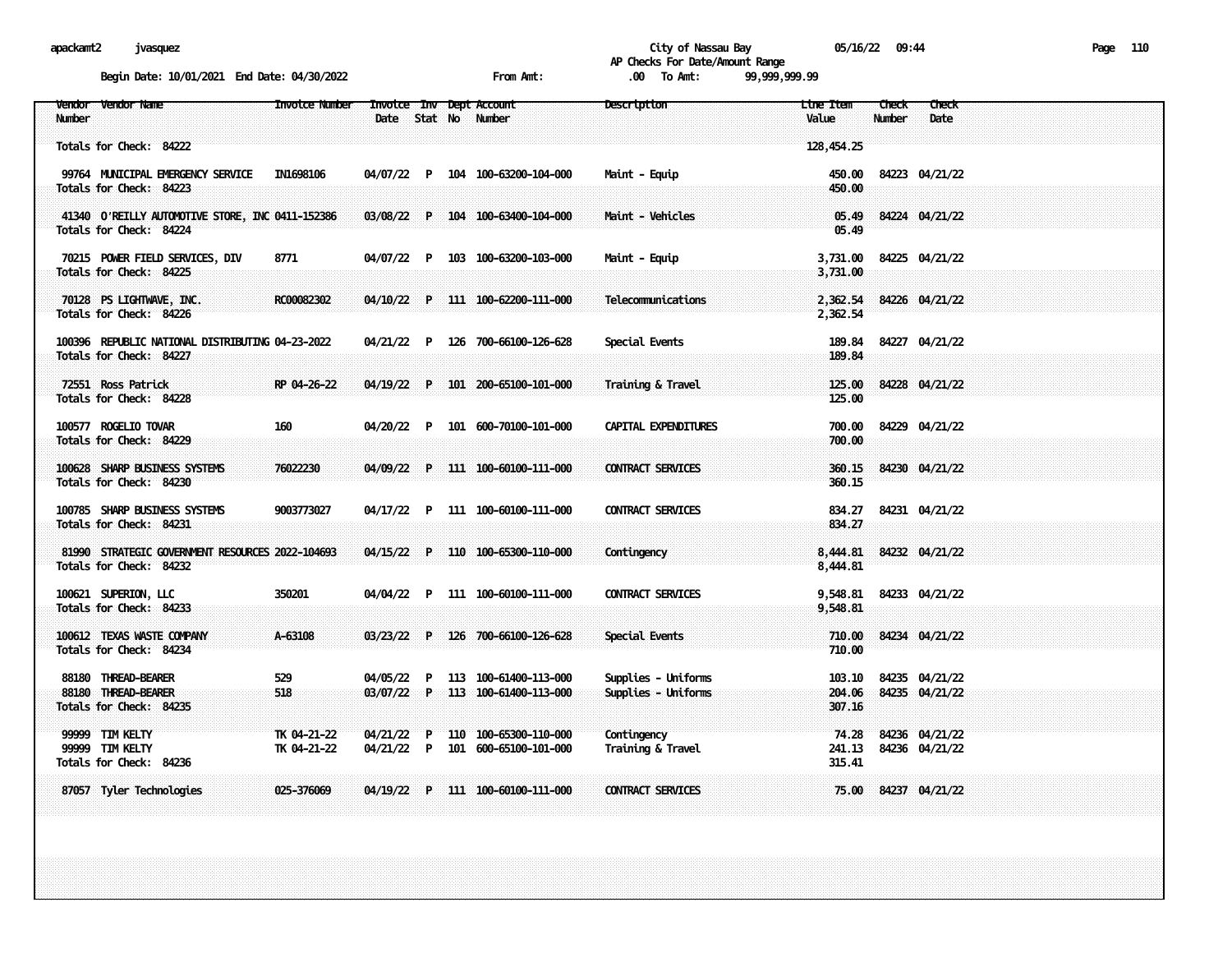City of Nassau Bay
AP Checks For Date/Amount Range

Begin Date: 10/01/2021 End Date: 04/30/2022 From Amt: .00 To Amt: 99,999,999.99

| Vendor Number | Vendor Name | Invoice Number | Invoice Date | Inv Stat | Dept No | Account Number | Description | Line Item Value | Check Number | Check Date |
|---|---|---|---|---|---|---|---|---|---|---|
| Totals for Check: 84222 | | | | | | | | 128,454.25 | | |
| 99764 | MUNICIPAL EMERGENCY SERVICE | IN1698106 | 04/07/22 | P | 104 | 100-63200-104-000 | Maint - Equip | 450.00 | 84223 | 04/21/22 |
| Totals for Check: 84223 | | | | | | | | 450.00 | | |
| 41340 | O'REILLY AUTOMOTIVE STORE, INC | 0411-152386 | 03/08/22 | P | 104 | 100-63400-104-000 | Maint - Vehicles | 05.49 | 84224 | 04/21/22 |
| Totals for Check: 84224 | | | | | | | | 05.49 | | |
| 70215 | POWER FIELD SERVICES, DIV | 8771 | 04/07/22 | P | 103 | 100-63200-103-000 | Maint - Equip | 3,731.00 | 84225 | 04/21/22 |
| Totals for Check: 84225 | | | | | | | | 3,731.00 | | |
| 70128 | PS LIGHTWAVE, INC. | RC00082302 | 04/10/22 | P | 111 | 100-62200-111-000 | Telecommunications | 2,362.54 | 84226 | 04/21/22 |
| Totals for Check: 84226 | | | | | | | | 2,362.54 | | |
| 100396 | REPUBLIC NATIONAL DISTRIBUTING | 04-23-2022 | 04/21/22 | P | 126 | 700-66100-126-628 | Special Events | 189.84 | 84227 | 04/21/22 |
| Totals for Check: 84227 | | | | | | | | 189.84 | | |
| 72551 | Ross Patrick | RP 04-26-22 | 04/19/22 | P | 101 | 200-65100-101-000 | Training & Travel | 125.00 | 84228 | 04/21/22 |
| Totals for Check: 84228 | | | | | | | | 125.00 | | |
| 100577 | ROGELIO TOVAR | 160 | 04/20/22 | P | 101 | 600-70100-101-000 | CAPITAL EXPENDITURES | 700.00 | 84229 | 04/21/22 |
| Totals for Check: 84229 | | | | | | | | 700.00 | | |
| 100628 | SHARP BUSINESS SYSTEMS | 76022230 | 04/09/22 | P | 111 | 100-60100-111-000 | CONTRACT SERVICES | 360.15 | 84230 | 04/21/22 |
| Totals for Check: 84230 | | | | | | | | 360.15 | | |
| 100785 | SHARP BUSINESS SYSTEMS | 9003773027 | 04/17/22 | P | 111 | 100-60100-111-000 | CONTRACT SERVICES | 834.27 | 84231 | 04/21/22 |
| Totals for Check: 84231 | | | | | | | | 834.27 | | |
| 81990 | STRATEGIC GOVERNMENT RESOURCES | 2022-104693 | 04/15/22 | P | 110 | 100-65300-110-000 | Contingency | 8,444.81 | 84232 | 04/21/22 |
| Totals for Check: 84232 | | | | | | | | 8,444.81 | | |
| 100621 | SUPERION, LLC | 350201 | 04/04/22 | P | 111 | 100-60100-111-000 | CONTRACT SERVICES | 9,548.81 | 84233 | 04/21/22 |
| Totals for Check: 84233 | | | | | | | | 9,548.81 | | |
| 100612 | TEXAS WASTE COMPANY | A-63108 | 03/23/22 | P | 126 | 700-66100-126-628 | Special Events | 710.00 | 84234 | 04/21/22 |
| Totals for Check: 84234 | | | | | | | | 710.00 | | |
| 88180 | THREAD-BEARER | 529 | 04/05/22 | P | 113 | 100-61400-113-000 | Supplies - Uniforms | 103.10 | 84235 | 04/21/22 |
| 88180 | THREAD-BEARER | 518 | 03/07/22 | P | 113 | 100-61400-113-000 | Supplies - Uniforms | 204.06 | 84235 | 04/21/22 |
| Totals for Check: 84235 | | | | | | | | 307.16 | | |
| 99999 | TIM KELTY | TK 04-21-22 | 04/21/22 | P | 110 | 100-65300-110-000 | Contingency | 74.28 | 84236 | 04/21/22 |
| 99999 | TIM KELTY | TK 04-21-22 | 04/21/22 | P | 101 | 600-65100-101-000 | Training & Travel | 241.13 | 84236 | 04/21/22 |
| Totals for Check: 84236 | | | | | | | | 315.41 | | |
| 87057 | Tyler Technologies | 025-376069 | 04/19/22 | P | 111 | 100-60100-111-000 | CONTRACT SERVICES | 75.00 | 84237 | 04/21/22 |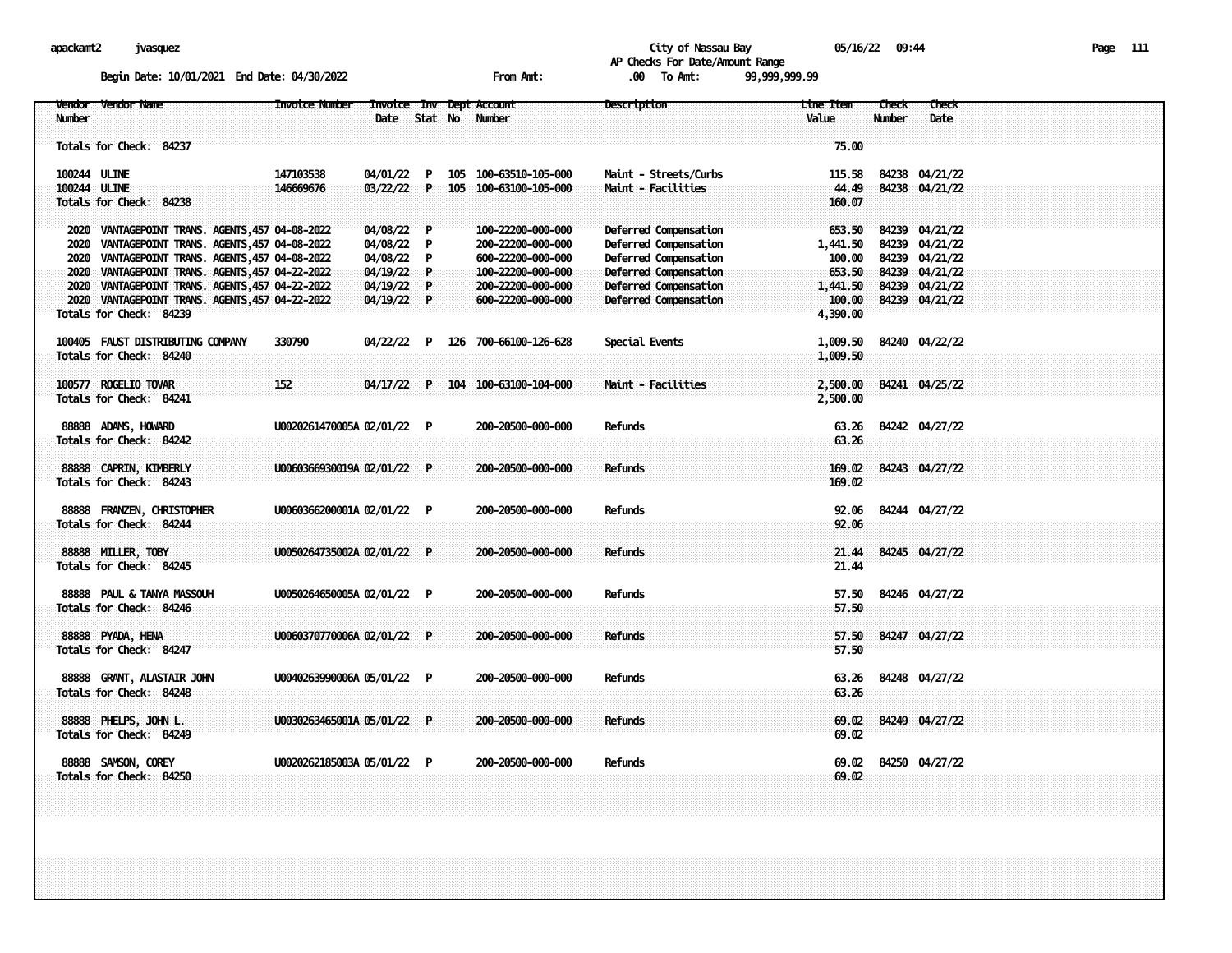apackamt2 jvasquez City of Nassau Bay 05/16/22 09:44

AP Checks For Date/Amount Range

Begin Date: 10/01/2021 End Date: 04/30/2022 From Amt: .00 To Amt: 99,999,999.99

| Vendor Number | Vendor Name | Invoice Number | Invoice Date | Inv Stat | Dept No | Account Number | Description | Line Item Value | Check Number | Check Date |
|---|---|---|---|---|---|---|---|---|---|---|
| Totals for Check: 84237 | | | | | | | | 75.00 | | |
| 100244 | ULINE | 147103538 | 04/01/22 | P | 105 | 100-63510-105-000 | Maint - Streets/Curbs | 115.58 | 84238 | 04/21/22 |
| 100244 | ULINE | 146669676 | 03/22/22 | P | 105 | 100-63100-105-000 | Maint - Facilities | 44.49 | 84238 | 04/21/22 |
| Totals for Check: 84238 | | | | | | | | 160.07 | | |
| 2020 | VANTAGEPOINT TRANS. AGENTS,457 | 04-08-2022 | 04/08/22 | P | | 100-22200-000-000 | Deferred Compensation | 653.50 | 84239 | 04/21/22 |
| 2020 | VANTAGEPOINT TRANS. AGENTS,457 | 04-08-2022 | 04/08/22 | P | | 200-22200-000-000 | Deferred Compensation | 1,441.50 | 84239 | 04/21/22 |
| 2020 | VANTAGEPOINT TRANS. AGENTS,457 | 04-08-2022 | 04/08/22 | P | | 600-22200-000-000 | Deferred Compensation | 100.00 | 84239 | 04/21/22 |
| 2020 | VANTAGEPOINT TRANS. AGENTS,457 | 04-22-2022 | 04/19/22 | P | | 100-22200-000-000 | Deferred Compensation | 653.50 | 84239 | 04/21/22 |
| 2020 | VANTAGEPOINT TRANS. AGENTS,457 | 04-22-2022 | 04/19/22 | P | | 200-22200-000-000 | Deferred Compensation | 1,441.50 | 84239 | 04/21/22 |
| 2020 | VANTAGEPOINT TRANS. AGENTS,457 | 04-22-2022 | 04/19/22 | P | | 600-22200-000-000 | Deferred Compensation | 100.00 | 84239 | 04/21/22 |
| Totals for Check: 84239 | | | | | | | | 4,390.00 | | |
| 100405 | FAUST DISTRIBUTING COMPANY | 330790 | 04/22/22 | P | 126 | 700-66100-126-628 | Special Events | 1,009.50 | 84240 | 04/22/22 |
| Totals for Check: 84240 | | | | | | | | 1,009.50 | | |
| 100577 | ROGELIO TOVAR | 152 | 04/17/22 | P | 104 | 100-63100-104-000 | Maint - Facilities | 2,500.00 | 84241 | 04/25/22 |
| Totals for Check: 84241 | | | | | | | | 2,500.00 | | |
| 88888 | ADAMS, HOWARD | U0020261470005A | 02/01/22 | P | | 200-20500-000-000 | Refunds | 63.26 | 84242 | 04/27/22 |
| Totals for Check: 84242 | | | | | | | | 63.26 | | |
| 88888 | CAPRIN, KIMBERLY | U0060366930019A | 02/01/22 | P | | 200-20500-000-000 | Refunds | 169.02 | 84243 | 04/27/22 |
| Totals for Check: 84243 | | | | | | | | 169.02 | | |
| 88888 | FRANZEN, CHRISTOPHER | U0060366200001A | 02/01/22 | P | | 200-20500-000-000 | Refunds | 92.06 | 84244 | 04/27/22 |
| Totals for Check: 84244 | | | | | | | | 92.06 | | |
| 88888 | MILLER, TOBY | U0050264735002A | 02/01/22 | P | | 200-20500-000-000 | Refunds | 21.44 | 84245 | 04/27/22 |
| Totals for Check: 84245 | | | | | | | | 21.44 | | |
| 88888 | PAUL & TANYA MASSOUH | U0050264650005A | 02/01/22 | P | | 200-20500-000-000 | Refunds | 57.50 | 84246 | 04/27/22 |
| Totals for Check: 84246 | | | | | | | | 57.50 | | |
| 88888 | PYADA, HENA | U0060370770006A | 02/01/22 | P | | 200-20500-000-000 | Refunds | 57.50 | 84247 | 04/27/22 |
| Totals for Check: 84247 | | | | | | | | 57.50 | | |
| 88888 | GRANT, ALASTAIR JOHN | U0040263990006A | 05/01/22 | P | | 200-20500-000-000 | Refunds | 63.26 | 84248 | 04/27/22 |
| Totals for Check: 84248 | | | | | | | | 63.26 | | |
| 88888 | PHELPS, JOHN L. | U0030263465001A | 05/01/22 | P | | 200-20500-000-000 | Refunds | 69.02 | 84249 | 04/27/22 |
| Totals for Check: 84249 | | | | | | | | 69.02 | | |
| 88888 | SAMSON, COREY | U0020262185003A | 05/01/22 | P | | 200-20500-000-000 | Refunds | 69.02 | 84250 | 04/27/22 |
| Totals for Check: 84250 | | | | | | | | 69.02 | | |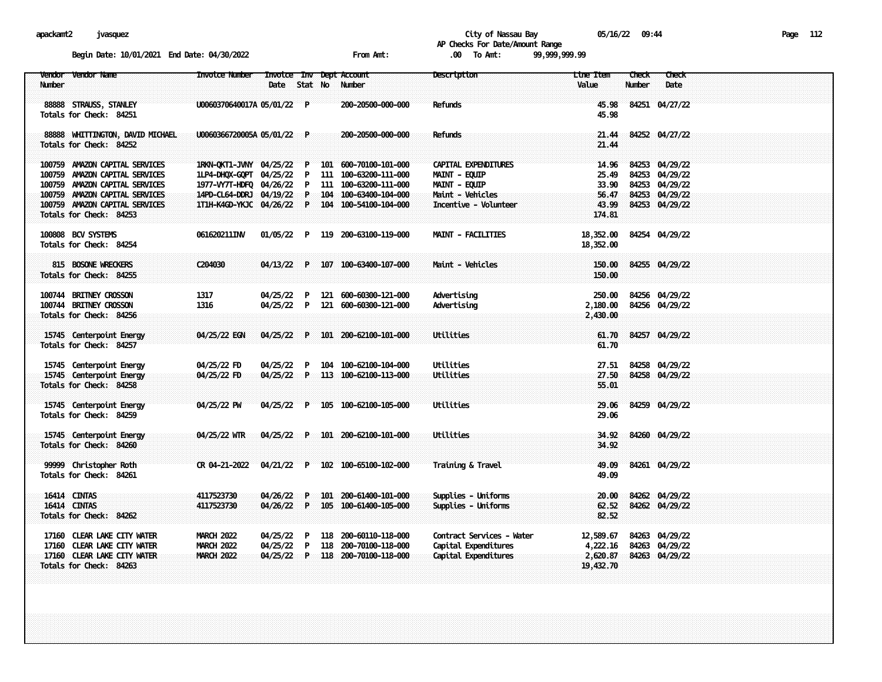City of Nassau Bay
AP Checks For Date/Amount Range

Begin Date: 10/01/2021 End Date: 04/30/2022 From Amt: .00 To Amt: 99,999,999.99

| Vendor Number | Vendor Name | Invoice Number | Invoice Date | Inv Stat | Dept No | Account Number | Description | Line Item Value | Check Number | Check Date |
|---|---|---|---|---|---|---|---|---|---|---|
| 88888 | STRAUSS, STANLEY | U0060370640017A | 05/01/22 | P | | 200-20500-000-000 | Refunds | 45.98 | 84251 | 04/27/22 |
| Totals for Check: 84251 | | | | | | | | 45.98 | | |
| 88888 | WHITTINGTON, DAVID MICHAEL | U0060366720005A | 05/01/22 | P | | 200-20500-000-000 | Refunds | 21.44 | 84252 | 04/27/22 |
| Totals for Check: 84252 | | | | | | | | 21.44 | | |
| 100759 | AMAZON CAPITAL SERVICES | 1RKN-QKT1-JVNY | 04/25/22 | P | 101 | 600-70100-101-000 | CAPITAL EXPENDITURES | 14.96 | 84253 | 04/29/22 |
| 100759 | AMAZON CAPITAL SERVICES | 1LP4-DHQX-GQPT | 04/25/22 | P | 111 | 100-63200-111-000 | MAINT - EQUIP | 25.49 | 84253 | 04/29/22 |
| 100759 | AMAZON CAPITAL SERVICES | 1977-VY7T-HDFQ | 04/26/22 | P | 111 | 100-63200-111-000 | MAINT - EQUIP | 33.90 | 84253 | 04/29/22 |
| 100759 | AMAZON CAPITAL SERVICES | 14PD-CL64-DDRJ | 04/19/22 | P | 104 | 100-63400-104-000 | Maint - Vehicles | 56.47 | 84253 | 04/29/22 |
| 100759 | AMAZON CAPITAL SERVICES | 1T1H-K4GD-YKJC | 04/26/22 | P | 104 | 100-54100-104-000 | Incentive - Volunteer | 43.99 | 84253 | 04/29/22 |
| Totals for Check: 84253 | | | | | | | | 174.81 | | |
| 100808 | BCV SYSTEMS | 061620211INV | 01/05/22 | P | 119 | 200-63100-119-000 | MAINT - FACILITIES | 18,352.00 | 84254 | 04/29/22 |
| Totals for Check: 84254 | | | | | | | | 18,352.00 | | |
| 815 | BOSONE WRECKERS | C204030 | 04/13/22 | P | 107 | 100-63400-107-000 | Maint - Vehicles | 150.00 | 84255 | 04/29/22 |
| Totals for Check: 84255 | | | | | | | | 150.00 | | |
| 100744 | BRITNEY CROSSON | 1317 | 04/25/22 | P | 121 | 600-60300-121-000 | Advertising | 250.00 | 84256 | 04/29/22 |
| 100744 | BRITNEY CROSSON | 1316 | 04/25/22 | P | 121 | 600-60300-121-000 | Advertising | 2,180.00 | 84256 | 04/29/22 |
| Totals for Check: 84256 | | | | | | | | 2,430.00 | | |
| 15745 | Centerpoint Energy | 04/25/22 EGN | 04/25/22 | P | 101 | 200-62100-101-000 | Utilities | 61.70 | 84257 | 04/29/22 |
| Totals for Check: 84257 | | | | | | | | 61.70 | | |
| 15745 | Centerpoint Energy | 04/25/22 FD | 04/25/22 | P | 104 | 100-62100-104-000 | Utilities | 27.51 | 84258 | 04/29/22 |
| 15745 | Centerpoint Energy | 04/25/22 FD | 04/25/22 | P | 113 | 100-62100-113-000 | Utilities | 27.50 | 84258 | 04/29/22 |
| Totals for Check: 84258 | | | | | | | | 55.01 | | |
| 15745 | Centerpoint Energy | 04/25/22 PW | 04/25/22 | P | 105 | 100-62100-105-000 | Utilities | 29.06 | 84259 | 04/29/22 |
| Totals for Check: 84259 | | | | | | | | 29.06 | | |
| 15745 | Centerpoint Energy | 04/25/22 WTR | 04/25/22 | P | 101 | 200-62100-101-000 | Utilities | 34.92 | 84260 | 04/29/22 |
| Totals for Check: 84260 | | | | | | | | 34.92 | | |
| 99999 | Christopher Roth | CR 04-21-2022 | 04/21/22 | P | 102 | 100-65100-102-000 | Training & Travel | 49.09 | 84261 | 04/29/22 |
| Totals for Check: 84261 | | | | | | | | 49.09 | | |
| 16414 | CINTAS | 4117523730 | 04/26/22 | P | 101 | 200-61400-101-000 | Supplies - Uniforms | 20.00 | 84262 | 04/29/22 |
| 16414 | CINTAS | 4117523730 | 04/26/22 | P | 105 | 100-61400-105-000 | Supplies - Uniforms | 62.52 | 84262 | 04/29/22 |
| Totals for Check: 84262 | | | | | | | | 82.52 | | |
| 17160 | CLEAR LAKE CITY WATER | MARCH 2022 | 04/25/22 | P | 118 | 200-60110-118-000 | Contract Services - Water | 12,589.67 | 84263 | 04/29/22 |
| 17160 | CLEAR LAKE CITY WATER | MARCH 2022 | 04/25/22 | P | 118 | 200-70100-118-000 | Capital Expenditures | 4,222.16 | 84263 | 04/29/22 |
| 17160 | CLEAR LAKE CITY WATER | MARCH 2022 | 04/25/22 | P | 118 | 200-70100-118-000 | Capital Expenditures | 2,620.87 | 84263 | 04/29/22 |
| Totals for Check: 84263 | | | | | | | | 19,432.70 | | |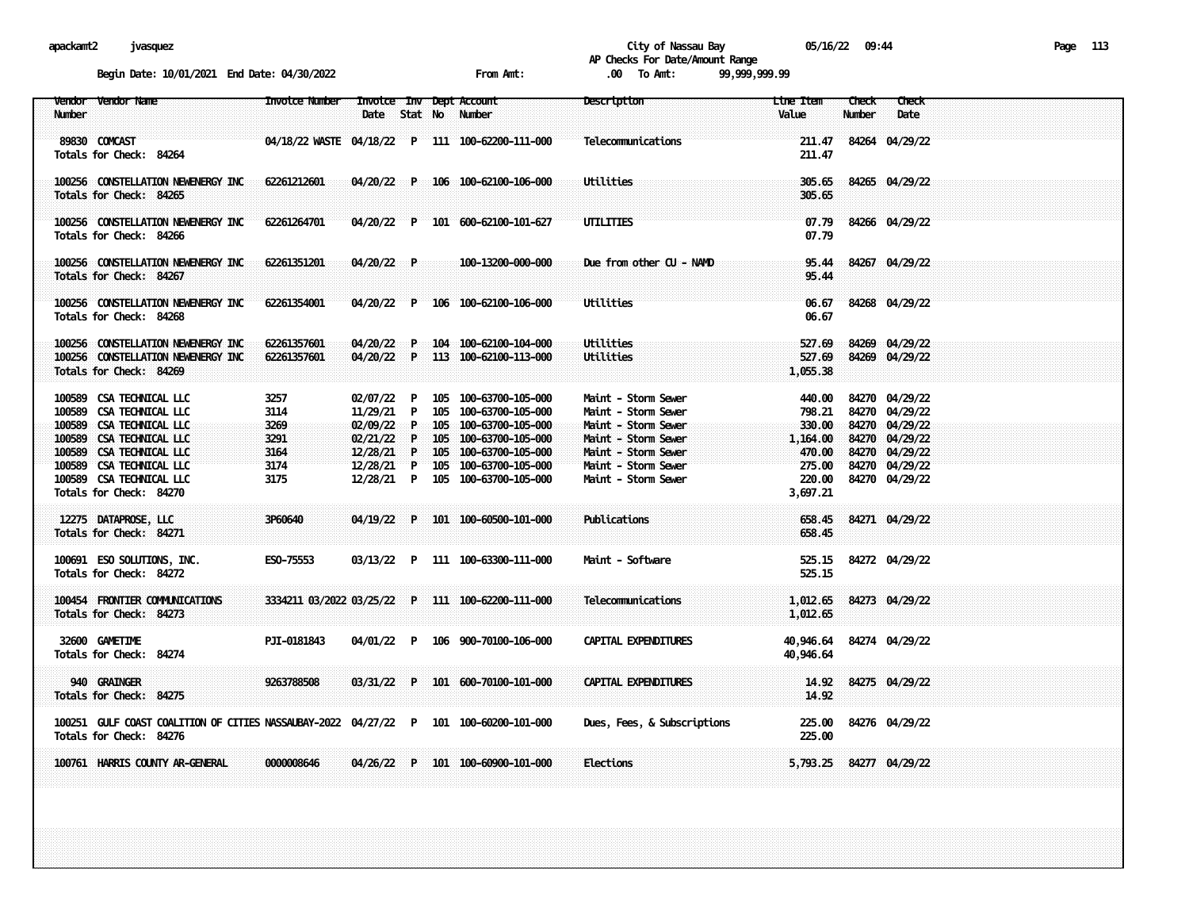City of Nassau Bay
AP Checks For Date/Amount Range

Begin Date: 10/01/2021 End Date: 04/30/2022 From Amt: .00 To Amt: 99,999,999.99

| Vendor Number | Vendor Name | Invoice Number | Invoice Date | Inv Stat | Dept No | Account Number | Description | Line Item Value | Check Number | Check Date |
|---|---|---|---|---|---|---|---|---|---|---|
| 89830 | COMCAST | 04/18/22 WASTE | 04/18/22 | P | 111 | 100-62200-111-000 | Telecommunications | 211.47 | 84264 | 04/29/22 |
| Totals for Check: 84264 | | | | | | | | 211.47 | | |
| 100256 | CONSTELLATION NEWENERGY INC | 62261212601 | 04/20/22 | P | 106 | 100-62100-106-000 | Utilities | 305.65 | 84265 | 04/29/22 |
| Totals for Check: 84265 | | | | | | | | 305.65 | | |
| 100256 | CONSTELLATION NEWENERGY INC | 62261264701 | 04/20/22 | P | 101 | 600-62100-101-627 | UTILITIES | 07.79 | 84266 | 04/29/22 |
| Totals for Check: 84266 | | | | | | | | 07.79 | | |
| 100256 | CONSTELLATION NEWENERGY INC | 62261351201 | 04/20/22 | P | | 100-13200-000-000 | Due from other CU - NAMD | 95.44 | 84267 | 04/29/22 |
| Totals for Check: 84267 | | | | | | | | 95.44 | | |
| 100256 | CONSTELLATION NEWENERGY INC | 62261354001 | 04/20/22 | P | 106 | 100-62100-106-000 | Utilities | 06.67 | 84268 | 04/29/22 |
| Totals for Check: 84268 | | | | | | | | 06.67 | | |
| 100256 | CONSTELLATION NEWENERGY INC | 62261357601 | 04/20/22 | P | 104 | 100-62100-104-000 | Utilities | 527.69 | 84269 | 04/29/22 |
| 100256 | CONSTELLATION NEWENERGY INC | 62261357601 | 04/20/22 | P | 113 | 100-62100-113-000 | Utilities | 527.69 | 84269 | 04/29/22 |
| Totals for Check: 84269 | | | | | | | | 1,055.38 | | |
| 100589 | CSA TECHNICAL LLC | 3257 | 02/07/22 | P | 105 | 100-63700-105-000 | Maint - Storm Sewer | 440.00 | 84270 | 04/29/22 |
| 100589 | CSA TECHNICAL LLC | 3114 | 11/29/21 | P | 105 | 100-63700-105-000 | Maint - Storm Sewer | 798.21 | 84270 | 04/29/22 |
| 100589 | CSA TECHNICAL LLC | 3269 | 02/09/22 | P | 105 | 100-63700-105-000 | Maint - Storm Sewer | 330.00 | 84270 | 04/29/22 |
| 100589 | CSA TECHNICAL LLC | 3291 | 02/21/22 | P | 105 | 100-63700-105-000 | Maint - Storm Sewer | 1,164.00 | 84270 | 04/29/22 |
| 100589 | CSA TECHNICAL LLC | 3164 | 12/28/21 | P | 105 | 100-63700-105-000 | Maint - Storm Sewer | 470.00 | 84270 | 04/29/22 |
| 100589 | CSA TECHNICAL LLC | 3174 | 12/28/21 | P | 105 | 100-63700-105-000 | Maint - Storm Sewer | 275.00 | 84270 | 04/29/22 |
| 100589 | CSA TECHNICAL LLC | 3175 | 12/28/21 | P | 105 | 100-63700-105-000 | Maint - Storm Sewer | 220.00 | 84270 | 04/29/22 |
| Totals for Check: 84270 | | | | | | | | 3,697.21 | | |
| 12275 | DATAPROSE, LLC | 3P60640 | 04/19/22 | P | 101 | 100-60500-101-000 | Publications | 658.45 | 84271 | 04/29/22 |
| Totals for Check: 84271 | | | | | | | | 658.45 | | |
| 100691 | ESO SOLUTIONS, INC. | ESO-75553 | 03/13/22 | P | 111 | 100-63300-111-000 | Maint - Software | 525.15 | 84272 | 04/29/22 |
| Totals for Check: 84272 | | | | | | | | 525.15 | | |
| 100454 | FRONTIER COMMUNICATIONS | 3334211 03/2022 | 03/25/22 | P | 111 | 100-62200-111-000 | Telecommunications | 1,012.65 | 84273 | 04/29/22 |
| Totals for Check: 84273 | | | | | | | | 1,012.65 | | |
| 32600 | GAMETIME | PJI-0181843 | 04/01/22 | P | 106 | 900-70100-106-000 | CAPITAL EXPENDITURES | 40,946.64 | 84274 | 04/29/22 |
| Totals for Check: 84274 | | | | | | | | 40,946.64 | | |
| 940 | GRAINGER | 9263788508 | 03/31/22 | P | 101 | 600-70100-101-000 | CAPITAL EXPENDITURES | 14.92 | 84275 | 04/29/22 |
| Totals for Check: 84275 | | | | | | | | 14.92 | | |
| 100251 | GULF COAST COALITION OF CITIES | NASSAUBAY-2022 | 04/27/22 | P | 101 | 100-60200-101-000 | Dues, Fees, & Subscriptions | 225.00 | 84276 | 04/29/22 |
| Totals for Check: 84276 | | | | | | | | 225.00 | | |
| 100761 | HARRIS COUNTY AR-GENERAL | 0000008646 | 04/26/22 | P | 101 | 100-60900-101-000 | Elections | 5,793.25 | 84277 | 04/29/22 |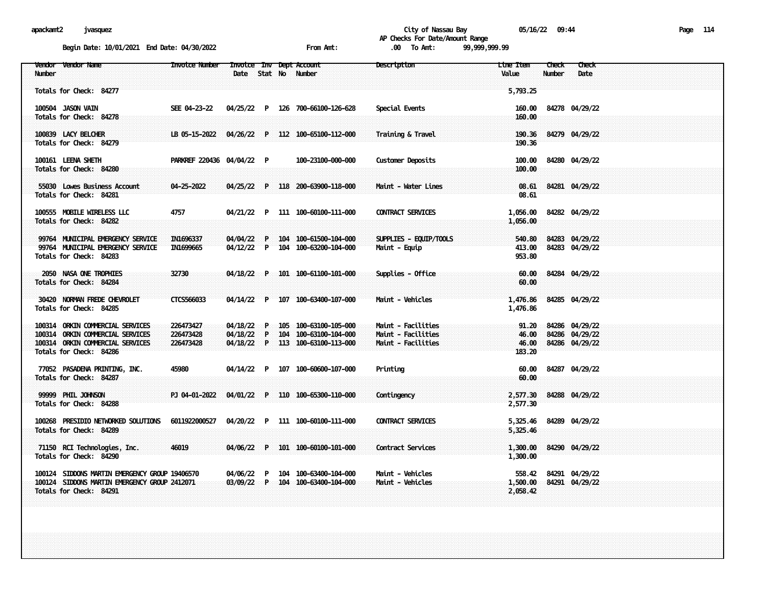City of Nassau Bay
AP Checks For Date/Amount Range

Begin Date: 10/01/2021 End Date: 04/30/2022 From Amt: .00 To Amt: 99,999,999.99

| Vendor Number | Vendor Name | Invoice Number | Invoice Date | Inv Stat | Dept No | Account Number | Description | Line Item Value | Check Number | Check Date |
|---|---|---|---|---|---|---|---|---|---|---|
| Totals for Check: 84277 | | | | | | | | 5,793.25 | | |
| 100504 | JASON VAIN | SEE 04-23-22 | 04/25/22 | P | 126 | 700-66100-126-628 | Special Events | 160.00 | 84278 | 04/29/22 |
| Totals for Check: 84278 | | | | | | | | 160.00 | | |
| 100839 | LACY BELCHER | LB 05-15-2022 | 04/26/22 | P | 112 | 100-65100-112-000 | Training & Travel | 190.36 | 84279 | 04/29/22 |
| Totals for Check: 84279 | | | | | | | | 190.36 | | |
| 100161 | LEENA SHETH | PARKREF 220436 | 04/04/22 | P | | 100-23100-000-000 | Customer Deposits | 100.00 | 84280 | 04/29/22 |
| Totals for Check: 84280 | | | | | | | | 100.00 | | |
| 55030 | Lowes Business Account | 04-25-2022 | 04/25/22 | P | 118 | 200-63900-118-000 | Maint - Water Lines | 08.61 | 84281 | 04/29/22 |
| Totals for Check: 84281 | | | | | | | | 08.61 | | |
| 100555 | MOBILE WIRELESS LLC | 4757 | 04/21/22 | P | 111 | 100-60100-111-000 | CONTRACT SERVICES | 1,056.00 | 84282 | 04/29/22 |
| Totals for Check: 84282 | | | | | | | | 1,056.00 | | |
| 99764 | MUNICIPAL EMERGENCY SERVICE | IN1696337 | 04/04/22 | P | 104 | 100-61500-104-000 | SUPPLIES - EQUIP/TOOLS | 540.80 | 84283 | 04/29/22 |
| 99764 | MUNICIPAL EMERGENCY SERVICE | IN1699665 | 04/12/22 | P | 104 | 100-63200-104-000 | Maint - Equip | 413.00 | 84283 | 04/29/22 |
| Totals for Check: 84283 | | | | | | | | 953.80 | | |
| 2050 | NASA ONE TROPHIES | 32730 | 04/18/22 | P | 101 | 100-61100-101-000 | Supplies - Office | 60.00 | 84284 | 04/29/22 |
| Totals for Check: 84284 | | | | | | | | 60.00 | | |
| 30420 | NORMAN FREDE CHEVROLET | CTCS566033 | 04/14/22 | P | 107 | 100-63400-107-000 | Maint - Vehicles | 1,476.86 | 84285 | 04/29/22 |
| Totals for Check: 84285 | | | | | | | | 1,476.86 | | |
| 100314 | ORKIN COMMERCIAL SERVICES | 226473427 | 04/18/22 | P | 105 | 100-63100-105-000 | Maint - Facilities | 91.20 | 84286 | 04/29/22 |
| 100314 | ORKIN COMMERCIAL SERVICES | 226473428 | 04/18/22 | P | 104 | 100-63100-104-000 | Maint - Facilities | 46.00 | 84286 | 04/29/22 |
| 100314 | ORKIN COMMERCIAL SERVICES | 226473428 | 04/18/22 | P | 113 | 100-63100-113-000 | Maint - Facilities | 46.00 | 84286 | 04/29/22 |
| Totals for Check: 84286 | | | | | | | | 183.20 | | |
| 77052 | PASADENA PRINTING, INC. | 45980 | 04/14/22 | P | 107 | 100-60600-107-000 | Printing | 60.00 | 84287 | 04/29/22 |
| Totals for Check: 84287 | | | | | | | | 60.00 | | |
| 99999 | PHIL JOHNSON | PJ 04-01-2022 | 04/01/22 | P | 110 | 100-65300-110-000 | Contingency | 2,577.30 | 84288 | 04/29/22 |
| Totals for Check: 84288 | | | | | | | | 2,577.30 | | |
| 100268 | PRESIDIO NETWORKED SOLUTIONS | 6011922000527 | 04/20/22 | P | 111 | 100-60100-111-000 | CONTRACT SERVICES | 5,325.46 | 84289 | 04/29/22 |
| Totals for Check: 84289 | | | | | | | | 5,325.46 | | |
| 71150 | RCI Technologies, Inc. | 46019 | 04/06/22 | P | 101 | 100-60100-101-000 | Contract Services | 1,300.00 | 84290 | 04/29/22 |
| Totals for Check: 84290 | | | | | | | | 1,300.00 | | |
| 100124 | SIDDONS MARTIN EMERGENCY GROUP | 19406570 | 04/06/22 | P | 104 | 100-63400-104-000 | Maint - Vehicles | 558.42 | 84291 | 04/29/22 |
| 100124 | SIDDONS MARTIN EMERGENCY GROUP | 2412071 | 03/09/22 | P | 104 | 100-63400-104-000 | Maint - Vehicles | 1,500.00 | 84291 | 04/29/22 |
| Totals for Check: 84291 | | | | | | | | 2,058.42 | | |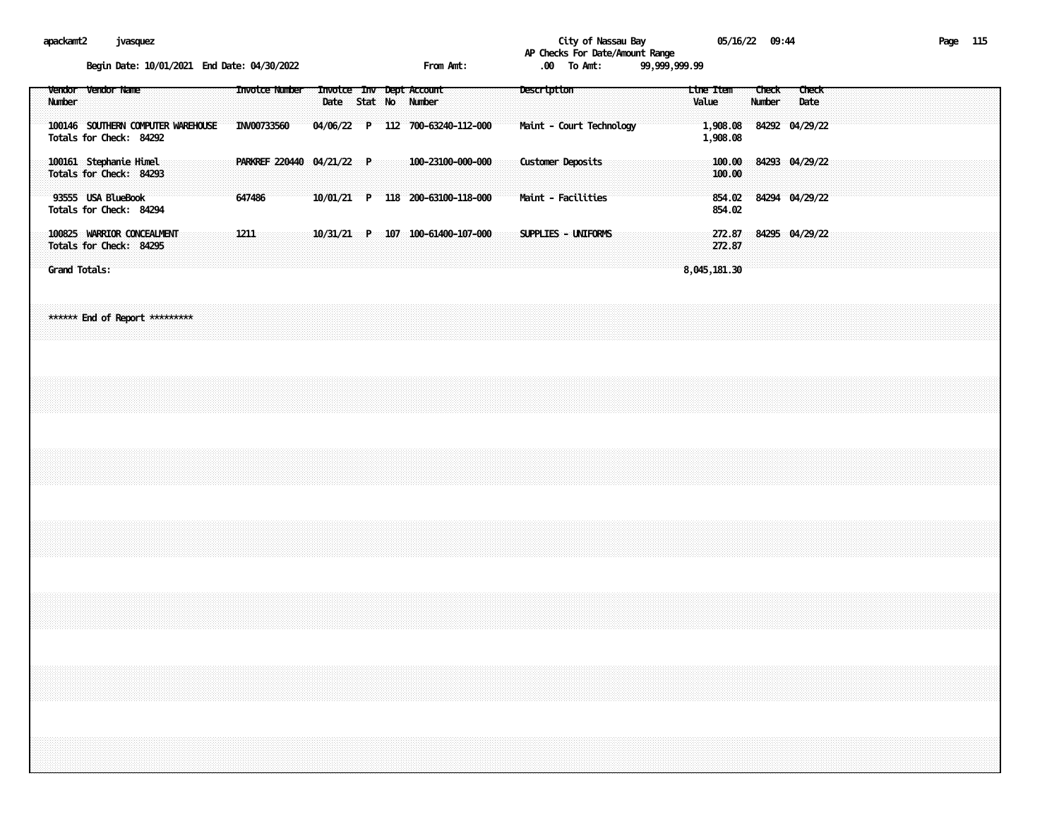Begin Date: 10/01/2021 End Date: 04/30/2022 From Amt: .00 To Amt: 99,999,999.99

| Vendor Number | Vendor Name | Invoice Number | Invoice Date | Inv Stat | Dept No | Account Number | Description | Line Item Value | Check Number | Check Date |
|---|---|---|---|---|---|---|---|---|---|---|
| 100146 | SOUTHERN COMPUTER WAREHOUSE | INV00733560 | 04/06/22 | P | 112 | 700-63240-112-000 | Maint - Court Technology | 1,908.08 | 84292 | 04/29/22 |
| Totals for Check: 84292 | | | | | | | | 1,908.08 | | |
| 100161 | Stephanie Himel | PARKREF 220440 | 04/21/22 | P | | 100-23100-000-000 | Customer Deposits | 100.00 | 84293 | 04/29/22 |
| Totals for Check: 84293 | | | | | | | | 100.00 | | |
| 93555 | USA BlueBook | 647486 | 10/01/21 | P | 118 | 200-63100-118-000 | Maint - Facilities | 854.02 | 84294 | 04/29/22 |
| Totals for Check: 84294 | | | | | | | | 854.02 | | |
| 100825 | WARRIOR CONCEALMENT | 1211 | 10/31/21 | P | 107 | 100-61400-107-000 | SUPPLIES - UNIFORMS | 272.87 | 84295 | 04/29/22 |
| Totals for Check: 84295 | | | | | | | | 272.87 | | |
| Grand Totals: | | | | | | | | 8,045,181.30 | | |

****** End of Report *********